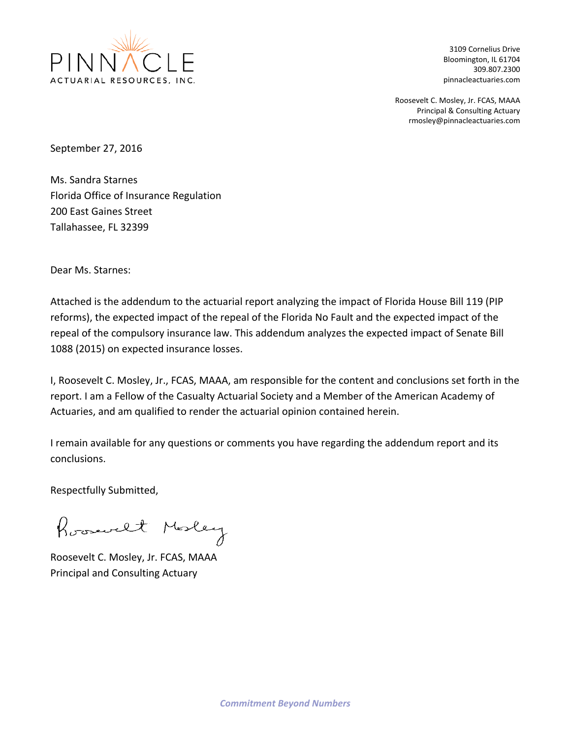PINNACLE
ACTUARIAL RESOURCES, INC.

3109 Cornelius Drive
Bloomington, IL 61704
309.807.2300
pinnacleactuaries.com

Roosevelt C. Mosley, Jr. FCAS, MAAA
Principal & Consulting Actuary
rmosley@pinnacleactuaries.com

September 27, 2016

Ms. Sandra Starnes
Florida Office of Insurance Regulation
200 East Gaines Street
Tallahassee, FL 32399

Dear Ms. Starnes:

Attached is the addendum to the actuarial report analyzing the impact of Florida House Bill 119 (PIP reforms), the expected impact of the repeal of the Florida No Fault and the expected impact of the repeal of the compulsory insurance law. This addendum analyzes the expected impact of Senate Bill 1088 (2015) on expected insurance losses.

I, Roosevelt C. Mosley, Jr., FCAS, MAAA, am responsible for the content and conclusions set forth in the report. I am a Fellow of the Casualty Actuarial Society and a Member of the American Academy of Actuaries, and am qualified to render the actuarial opinion contained herein.

I remain available for any questions or comments you have regarding the addendum report and its conclusions.

Respectfully Submitted,

Roosevelt Mosley

Roosevelt C. Mosley, Jr. FCAS, MAAA
Principal and Consulting Actuary

*Commitment Beyond Numbers*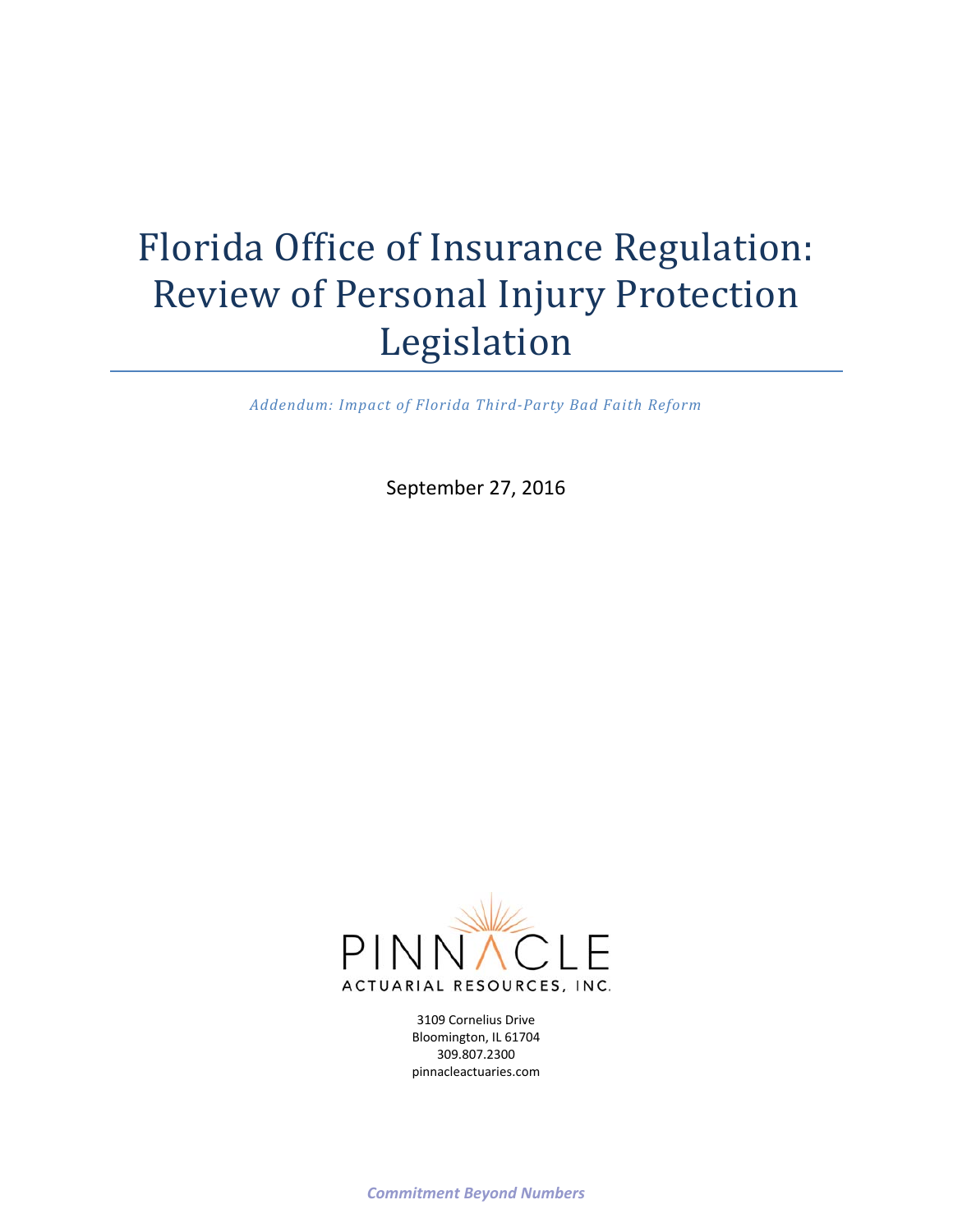# Florida Office of Insurance Regulation: Review of Personal Injury Protection Legislation

*Addendum: Impact of Florida Third-Party Bad Faith Reform*

September 27, 2016

PINNACLE
ACTUARIAL RESOURCES, INC.

3109 Cornelius Drive
Bloomington, IL 61704
309.807.2300
pinnacleactuaries.com

***Commitment Beyond Numbers***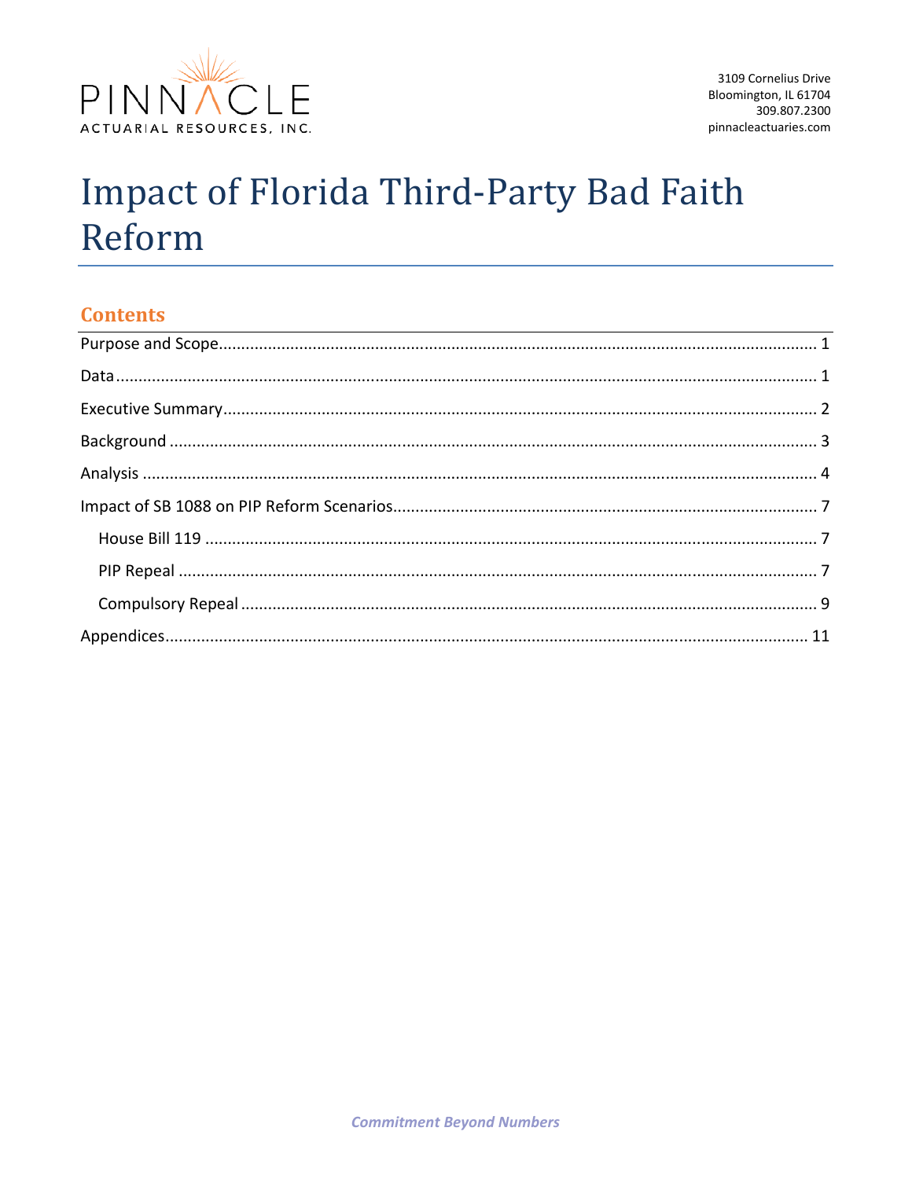# Impact of Florida Third-Party Bad Faith Reform

## Contents

- Purpose and Scope .......... 1
- Data .......... 1
- Executive Summary .......... 2
- Background .......... 3
- Analysis .......... 4
- Impact of SB 1088 on PIP Reform Scenarios .......... 7
  - House Bill 119 .......... 7
  - PIP Repeal .......... 7
  - Compulsory Repeal .......... 9
- Appendices .......... 11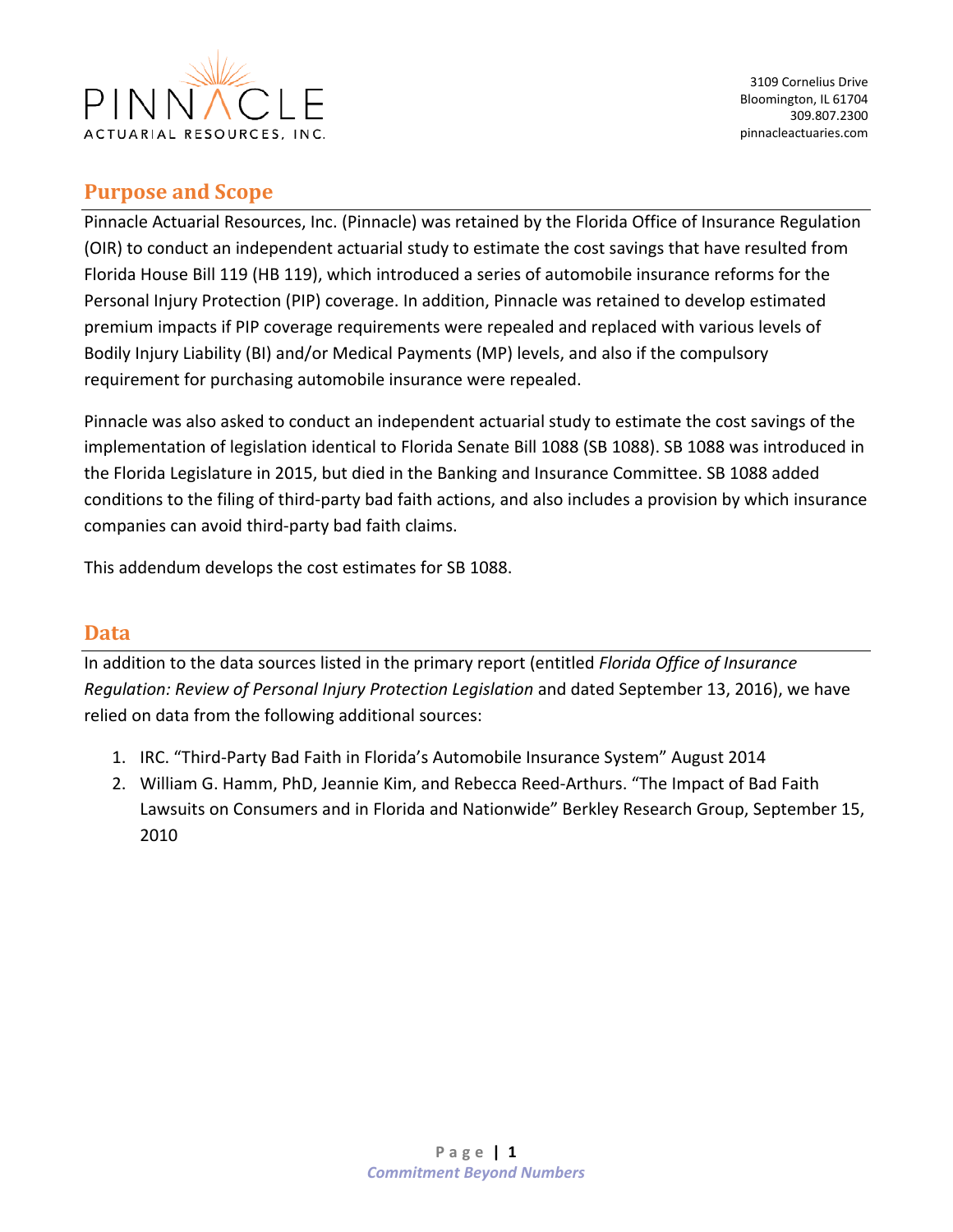## Purpose and Scope

Pinnacle Actuarial Resources, Inc. (Pinnacle) was retained by the Florida Office of Insurance Regulation (OIR) to conduct an independent actuarial study to estimate the cost savings that have resulted from Florida House Bill 119 (HB 119), which introduced a series of automobile insurance reforms for the Personal Injury Protection (PIP) coverage. In addition, Pinnacle was retained to develop estimated premium impacts if PIP coverage requirements were repealed and replaced with various levels of Bodily Injury Liability (BI) and/or Medical Payments (MP) levels, and also if the compulsory requirement for purchasing automobile insurance were repealed.

Pinnacle was also asked to conduct an independent actuarial study to estimate the cost savings of the implementation of legislation identical to Florida Senate Bill 1088 (SB 1088). SB 1088 was introduced in the Florida Legislature in 2015, but died in the Banking and Insurance Committee. SB 1088 added conditions to the filing of third-party bad faith actions, and also includes a provision by which insurance companies can avoid third-party bad faith claims.

This addendum develops the cost estimates for SB 1088.

## Data

In addition to the data sources listed in the primary report (entitled *Florida Office of Insurance Regulation: Review of Personal Injury Protection Legislation* and dated September 13, 2016), we have relied on data from the following additional sources:

1. IRC. "Third-Party Bad Faith in Florida's Automobile Insurance System" August 2014
2. William G. Hamm, PhD, Jeannie Kim, and Rebecca Reed-Arthurs. "The Impact of Bad Faith Lawsuits on Consumers and in Florida and Nationwide" Berkley Research Group, September 15, 2010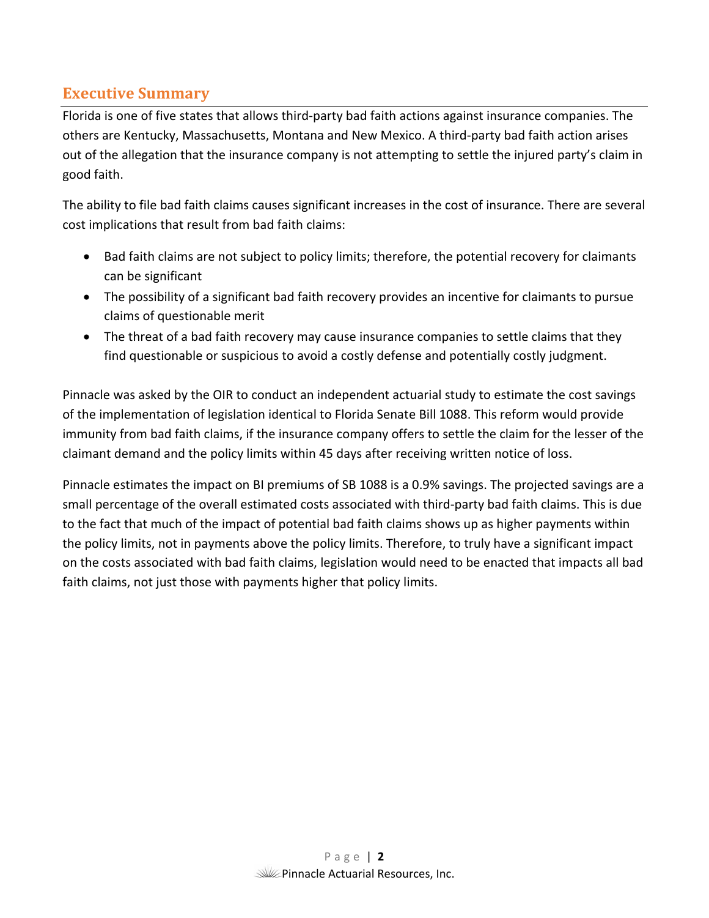## Executive Summary

Florida is one of five states that allows third-party bad faith actions against insurance companies. The others are Kentucky, Massachusetts, Montana and New Mexico. A third-party bad faith action arises out of the allegation that the insurance company is not attempting to settle the injured party's claim in good faith.

The ability to file bad faith claims causes significant increases in the cost of insurance. There are several cost implications that result from bad faith claims:

- Bad faith claims are not subject to policy limits; therefore, the potential recovery for claimants can be significant
- The possibility of a significant bad faith recovery provides an incentive for claimants to pursue claims of questionable merit
- The threat of a bad faith recovery may cause insurance companies to settle claims that they find questionable or suspicious to avoid a costly defense and potentially costly judgment.

Pinnacle was asked by the OIR to conduct an independent actuarial study to estimate the cost savings of the implementation of legislation identical to Florida Senate Bill 1088. This reform would provide immunity from bad faith claims, if the insurance company offers to settle the claim for the lesser of the claimant demand and the policy limits within 45 days after receiving written notice of loss.

Pinnacle estimates the impact on BI premiums of SB 1088 is a 0.9% savings. The projected savings are a small percentage of the overall estimated costs associated with third-party bad faith claims. This is due to the fact that much of the impact of potential bad faith claims shows up as higher payments within the policy limits, not in payments above the policy limits. Therefore, to truly have a significant impact on the costs associated with bad faith claims, legislation would need to be enacted that impacts all bad faith claims, not just those with payments higher that policy limits.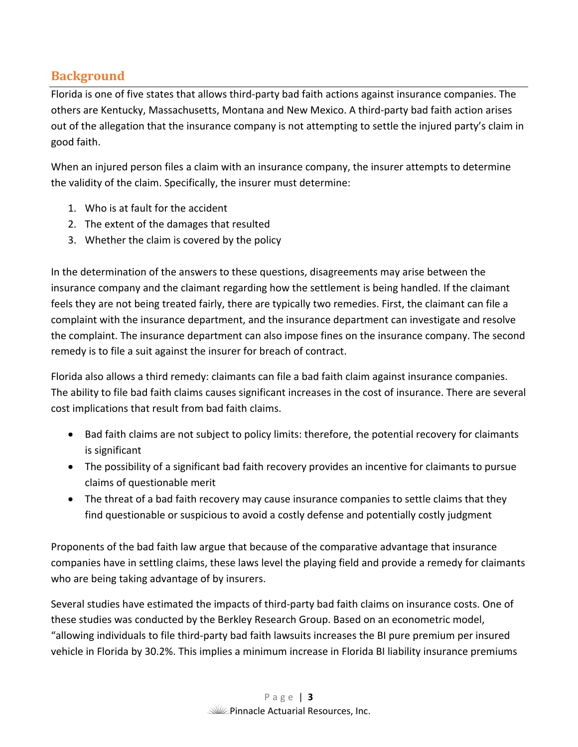## Background

Florida is one of five states that allows third-party bad faith actions against insurance companies. The others are Kentucky, Massachusetts, Montana and New Mexico. A third-party bad faith action arises out of the allegation that the insurance company is not attempting to settle the injured party's claim in good faith.

When an injured person files a claim with an insurance company, the insurer attempts to determine the validity of the claim. Specifically, the insurer must determine:

1. Who is at fault for the accident
2. The extent of the damages that resulted
3. Whether the claim is covered by the policy

In the determination of the answers to these questions, disagreements may arise between the insurance company and the claimant regarding how the settlement is being handled. If the claimant feels they are not being treated fairly, there are typically two remedies. First, the claimant can file a complaint with the insurance department, and the insurance department can investigate and resolve the complaint. The insurance department can also impose fines on the insurance company. The second remedy is to file a suit against the insurer for breach of contract.

Florida also allows a third remedy: claimants can file a bad faith claim against insurance companies. The ability to file bad faith claims causes significant increases in the cost of insurance. There are several cost implications that result from bad faith claims.

- Bad faith claims are not subject to policy limits: therefore, the potential recovery for claimants is significant
- The possibility of a significant bad faith recovery provides an incentive for claimants to pursue claims of questionable merit
- The threat of a bad faith recovery may cause insurance companies to settle claims that they find questionable or suspicious to avoid a costly defense and potentially costly judgment

Proponents of the bad faith law argue that because of the comparative advantage that insurance companies have in settling claims, these laws level the playing field and provide a remedy for claimants who are being taking advantage of by insurers.

Several studies have estimated the impacts of third-party bad faith claims on insurance costs. One of these studies was conducted by the Berkley Research Group. Based on an econometric model, "allowing individuals to file third-party bad faith lawsuits increases the BI pure premium per insured vehicle in Florida by 30.2%. This implies a minimum increase in Florida BI liability insurance premiums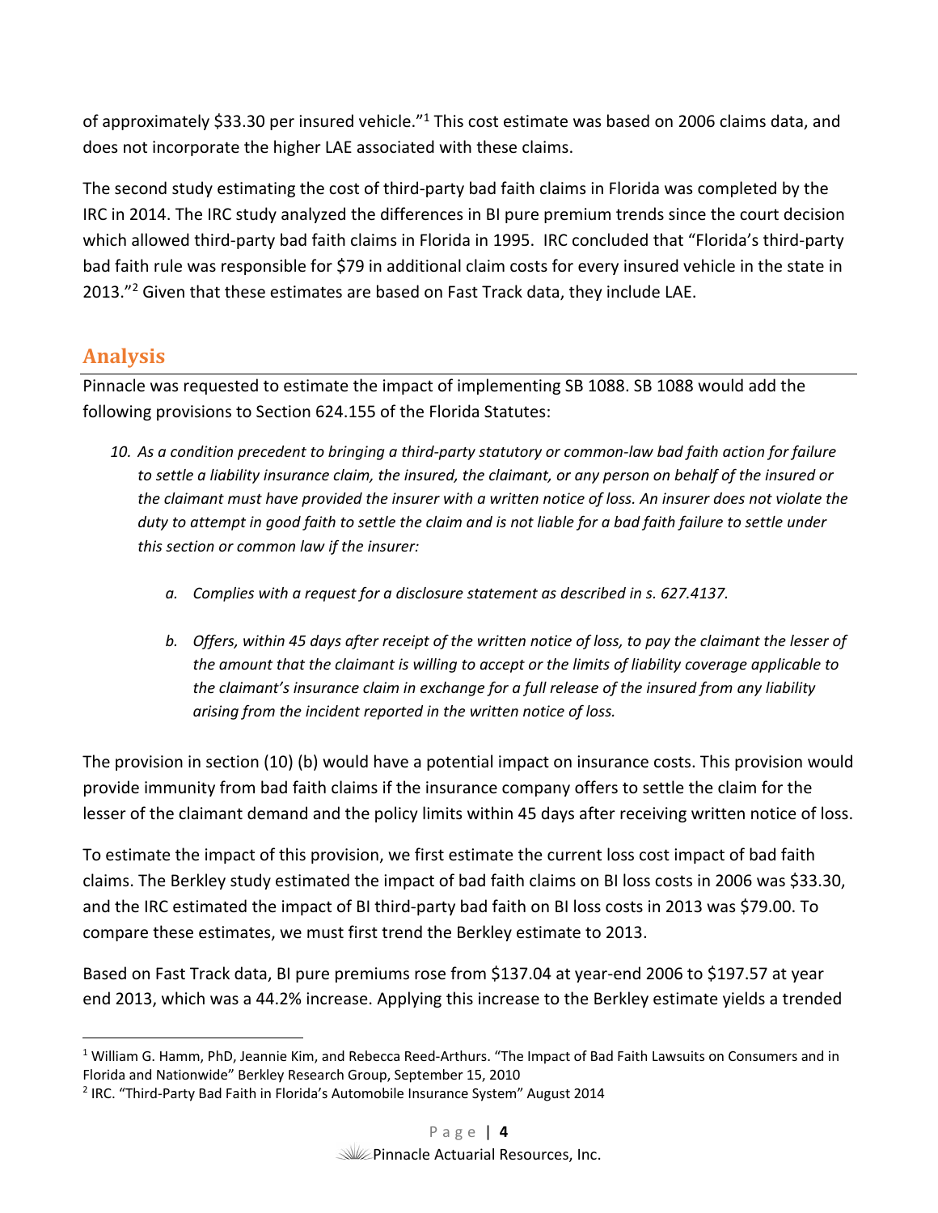of approximately $33.30 per insured vehicle."[1] This cost estimate was based on 2006 claims data, and does not incorporate the higher LAE associated with these claims.

The second study estimating the cost of third-party bad faith claims in Florida was completed by the IRC in 2014. The IRC study analyzed the differences in BI pure premium trends since the court decision which allowed third-party bad faith claims in Florida in 1995. IRC concluded that "Florida's third-party bad faith rule was responsible for $79 in additional claim costs for every insured vehicle in the state in 2013."[2] Given that these estimates are based on Fast Track data, they include LAE.

## Analysis

Pinnacle was requested to estimate the impact of implementing SB 1088. SB 1088 would add the following provisions to Section 624.155 of the Florida Statutes:

*10. As a condition precedent to bringing a third-party statutory or common-law bad faith action for failure to settle a liability insurance claim, the insured, the claimant, or any person on behalf of the insured or the claimant must have provided the insurer with a written notice of loss. An insurer does not violate the duty to attempt in good faith to settle the claim and is not liable for a bad faith failure to settle under this section or common law if the insurer:*

*a. Complies with a request for a disclosure statement as described in s. 627.4137.*

*b. Offers, within 45 days after receipt of the written notice of loss, to pay the claimant the lesser of the amount that the claimant is willing to accept or the limits of liability coverage applicable to the claimant's insurance claim in exchange for a full release of the insured from any liability arising from the incident reported in the written notice of loss.*

The provision in section (10) (b) would have a potential impact on insurance costs. This provision would provide immunity from bad faith claims if the insurance company offers to settle the claim for the lesser of the claimant demand and the policy limits within 45 days after receiving written notice of loss.

To estimate the impact of this provision, we first estimate the current loss cost impact of bad faith claims. The Berkley study estimated the impact of bad faith claims on BI loss costs in 2006 was $33.30, and the IRC estimated the impact of BI third-party bad faith on BI loss costs in 2013 was $79.00. To compare these estimates, we must first trend the Berkley estimate to 2013.

Based on Fast Track data, BI pure premiums rose from $137.04 at year-end 2006 to $197.57 at year end 2013, which was a 44.2% increase. Applying this increase to the Berkley estimate yields a trended

---

[1] William G. Hamm, PhD, Jeannie Kim, and Rebecca Reed-Arthurs. "The Impact of Bad Faith Lawsuits on Consumers and in Florida and Nationwide" Berkley Research Group, September 15, 2010

[2] IRC. "Third-Party Bad Faith in Florida's Automobile Insurance System" August 2014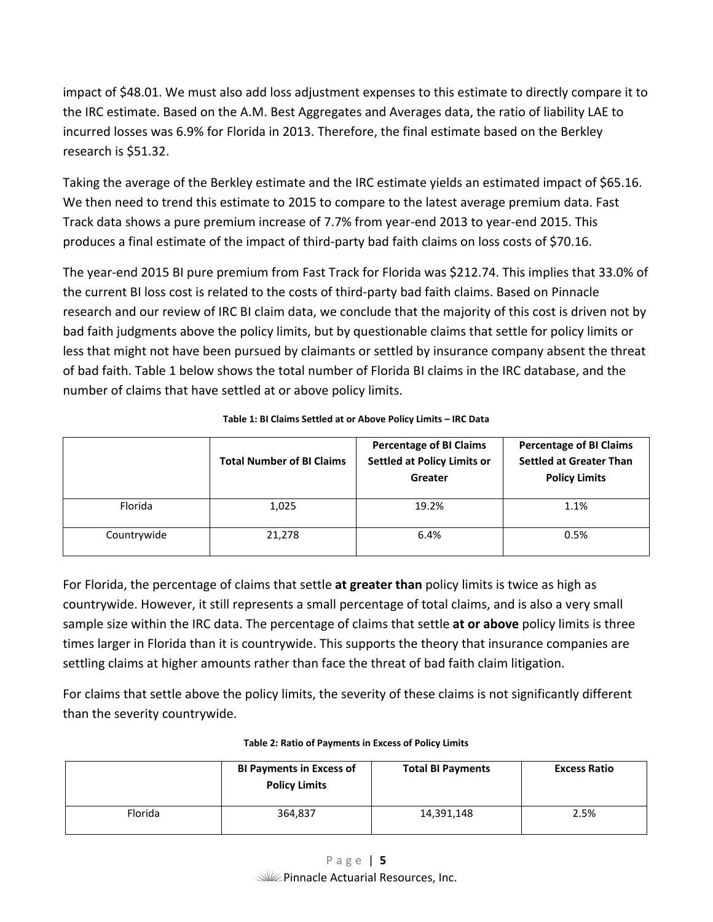impact of $48.01. We must also add loss adjustment expenses to this estimate to directly compare it to the IRC estimate. Based on the A.M. Best Aggregates and Averages data, the ratio of liability LAE to incurred losses was 6.9% for Florida in 2013. Therefore, the final estimate based on the Berkley research is $51.32.

Taking the average of the Berkley estimate and the IRC estimate yields an estimated impact of $65.16. We then need to trend this estimate to 2015 to compare to the latest average premium data. Fast Track data shows a pure premium increase of 7.7% from year-end 2013 to year-end 2015. This produces a final estimate of the impact of third-party bad faith claims on loss costs of $70.16.

The year-end 2015 BI pure premium from Fast Track for Florida was $212.74. This implies that 33.0% of the current BI loss cost is related to the costs of third-party bad faith claims. Based on Pinnacle research and our review of IRC BI claim data, we conclude that the majority of this cost is driven not by bad faith judgments above the policy limits, but by questionable claims that settle for policy limits or less that might not have been pursued by claimants or settled by insurance company absent the threat of bad faith. Table 1 below shows the total number of Florida BI claims in the IRC database, and the number of claims that have settled at or above policy limits.

**Table 1: BI Claims Settled at or Above Policy Limits – IRC Data**

| | Total Number of BI Claims | Percentage of BI Claims Settled at Policy Limits or Greater | Percentage of BI Claims Settled at Greater Than Policy Limits |
|---|---|---|---|
| Florida | 1,025 | 19.2% | 1.1% |
| Countrywide | 21,278 | 6.4% | 0.5% |

For Florida, the percentage of claims that settle **at greater than** policy limits is twice as high as countrywide. However, it still represents a small percentage of total claims, and is also a very small sample size within the IRC data. The percentage of claims that settle **at or above** policy limits is three times larger in Florida than it is countrywide. This supports the theory that insurance companies are settling claims at higher amounts rather than face the threat of bad faith claim litigation.

For claims that settle above the policy limits, the severity of these claims is not significantly different than the severity countrywide.

**Table 2: Ratio of Payments in Excess of Policy Limits**

| | BI Payments in Excess of Policy Limits | Total BI Payments | Excess Ratio |
|---|---|---|---|
| Florida | 364,837 | 14,391,148 | 2.5% |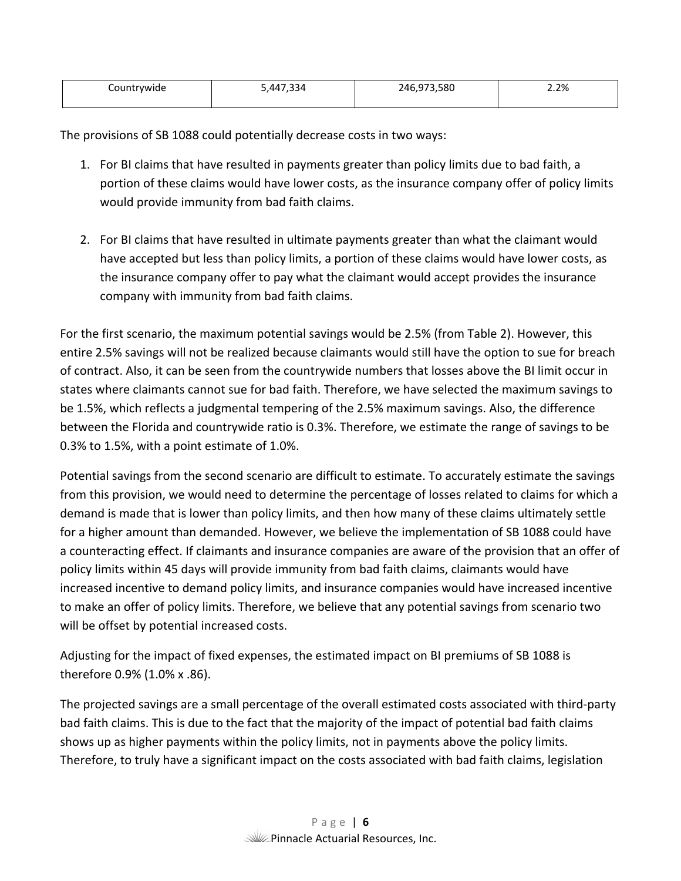| Countrywide | 5,447,334 | 246,973,580 | 2.2% |
|---|---|---|---|

The provisions of SB 1088 could potentially decrease costs in two ways:

1. For BI claims that have resulted in payments greater than policy limits due to bad faith, a portion of these claims would have lower costs, as the insurance company offer of policy limits would provide immunity from bad faith claims.

2. For BI claims that have resulted in ultimate payments greater than what the claimant would have accepted but less than policy limits, a portion of these claims would have lower costs, as the insurance company offer to pay what the claimant would accept provides the insurance company with immunity from bad faith claims.

For the first scenario, the maximum potential savings would be 2.5% (from Table 2). However, this entire 2.5% savings will not be realized because claimants would still have the option to sue for breach of contract. Also, it can be seen from the countrywide numbers that losses above the BI limit occur in states where claimants cannot sue for bad faith. Therefore, we have selected the maximum savings to be 1.5%, which reflects a judgmental tempering of the 2.5% maximum savings. Also, the difference between the Florida and countrywide ratio is 0.3%. Therefore, we estimate the range of savings to be 0.3% to 1.5%, with a point estimate of 1.0%.

Potential savings from the second scenario are difficult to estimate. To accurately estimate the savings from this provision, we would need to determine the percentage of losses related to claims for which a demand is made that is lower than policy limits, and then how many of these claims ultimately settle for a higher amount than demanded. However, we believe the implementation of SB 1088 could have a counteracting effect. If claimants and insurance companies are aware of the provision that an offer of policy limits within 45 days will provide immunity from bad faith claims, claimants would have increased incentive to demand policy limits, and insurance companies would have increased incentive to make an offer of policy limits. Therefore, we believe that any potential savings from scenario two will be offset by potential increased costs.

Adjusting for the impact of fixed expenses, the estimated impact on BI premiums of SB 1088 is therefore 0.9% (1.0% x .86).

The projected savings are a small percentage of the overall estimated costs associated with third-party bad faith claims. This is due to the fact that the majority of the impact of potential bad faith claims shows up as higher payments within the policy limits, not in payments above the policy limits. Therefore, to truly have a significant impact on the costs associated with bad faith claims, legislation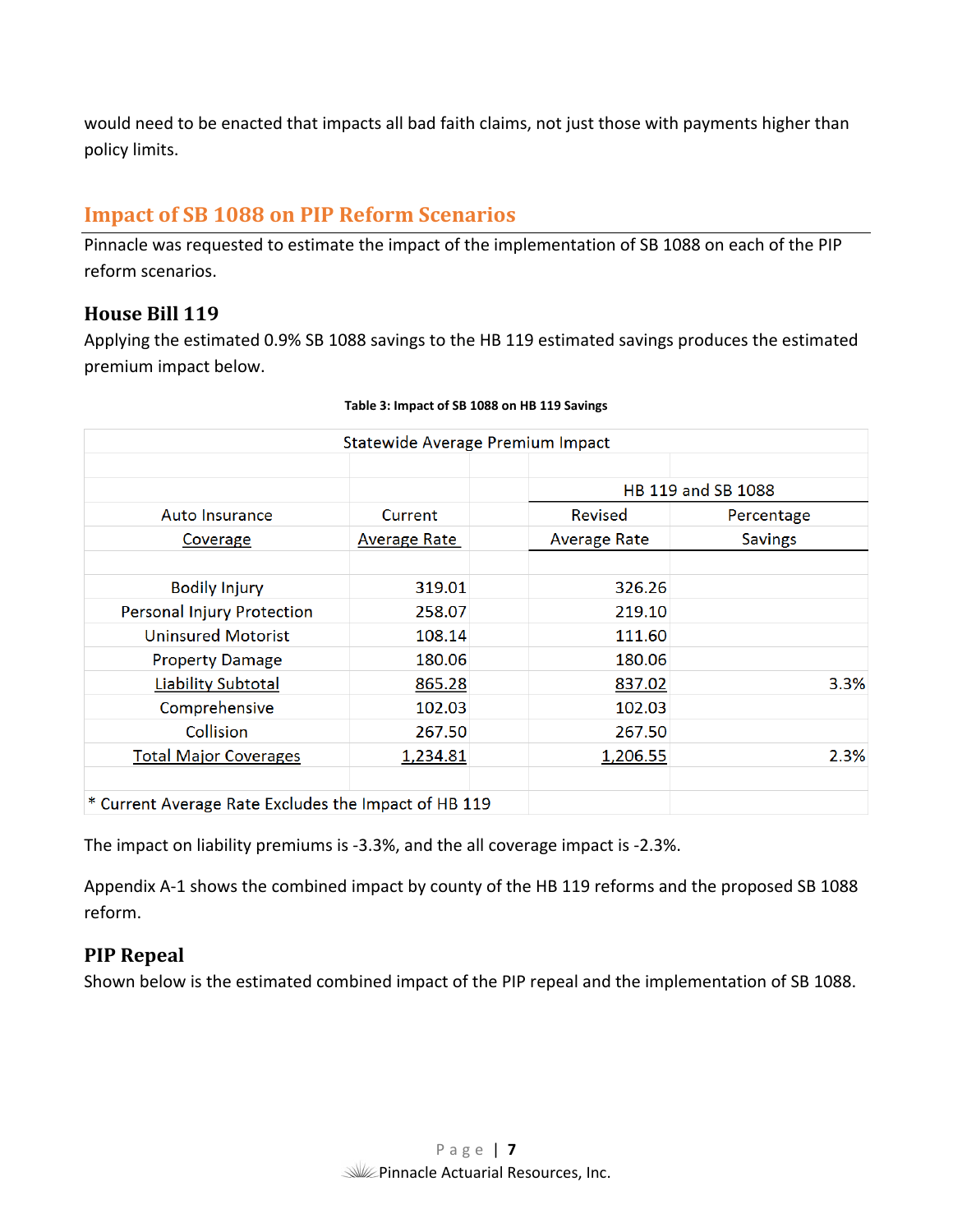would need to be enacted that impacts all bad faith claims, not just those with payments higher than policy limits.

## Impact of SB 1088 on PIP Reform Scenarios

Pinnacle was requested to estimate the impact of the implementation of SB 1088 on each of the PIP reform scenarios.

### House Bill 119

Applying the estimated 0.9% SB 1088 savings to the HB 119 estimated savings produces the estimated premium impact below.

**Table 3: Impact of SB 1088 on HB 119 Savings**

| Statewide Average Premium Impact | | | |
|---|---|---|---|
| | | HB 119 and SB 1088 | |
| Auto Insurance Coverage | Current Average Rate | Revised Average Rate | Percentage Savings |
| Bodily Injury | 319.01 | 326.26 | |
| Personal Injury Protection | 258.07 | 219.10 | |
| Uninsured Motorist | 108.14 | 111.60 | |
| Property Damage | 180.06 | 180.06 | |
| Liability Subtotal | 865.28 | 837.02 | 3.3% |
| Comprehensive | 102.03 | 102.03 | |
| Collision | 267.50 | 267.50 | |
| Total Major Coverages | 1,234.81 | 1,206.55 | 2.3% |

* Current Average Rate Excludes the Impact of HB 119

The impact on liability premiums is -3.3%, and the all coverage impact is -2.3%.

Appendix A-1 shows the combined impact by county of the HB 119 reforms and the proposed SB 1088 reform.

### PIP Repeal

Shown below is the estimated combined impact of the PIP repeal and the implementation of SB 1088.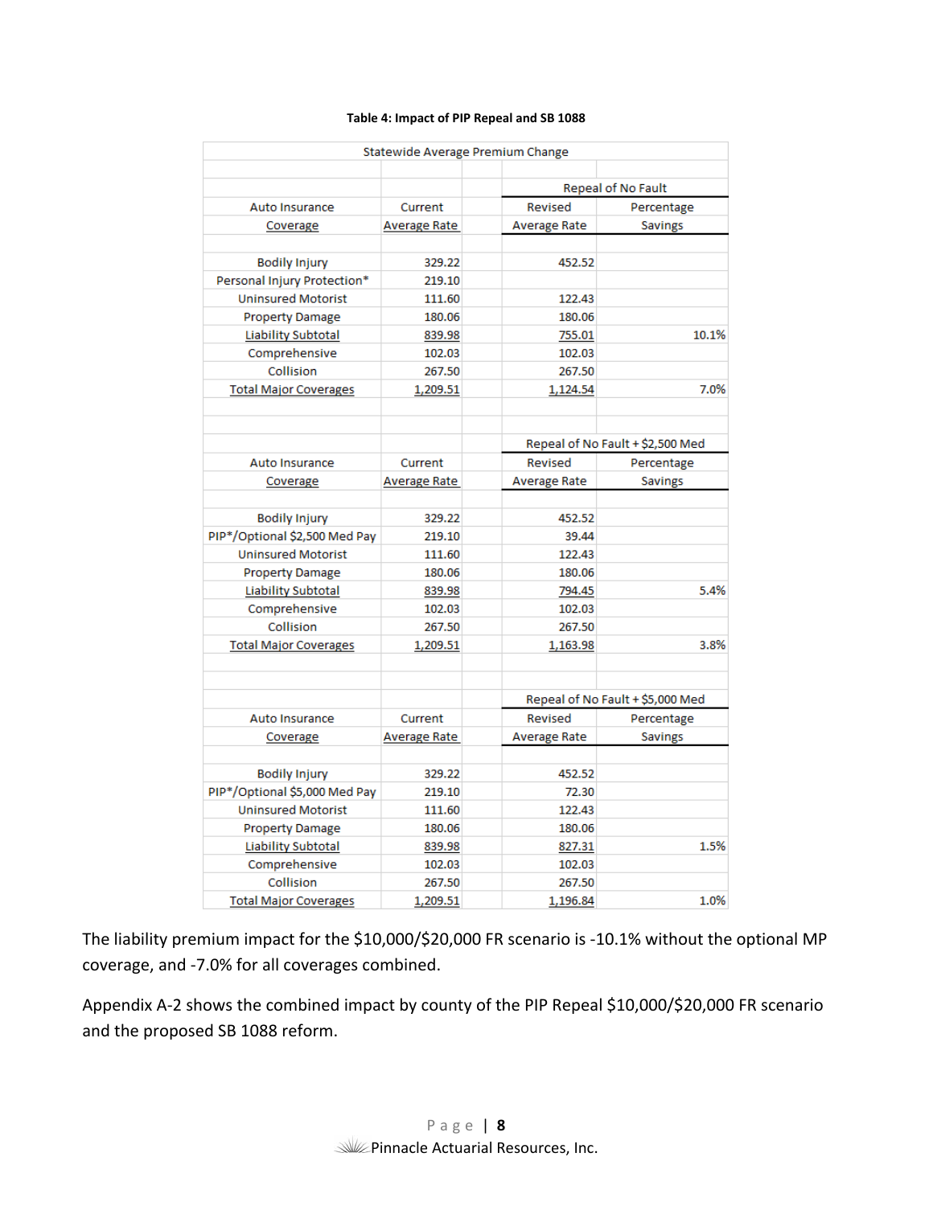**Table 4: Impact of PIP Repeal and SB 1088**

| Statewide Average Premium Change | | | |
|---|---|---|---|
| | | Repeal of No Fault | |
| Auto Insurance Coverage | Current Average Rate | Revised Average Rate | Percentage Savings |
| Bodily Injury | 329.22 | 452.52 | |
| Personal Injury Protection* | 219.10 | | |
| Uninsured Motorist | 111.60 | 122.43 | |
| Property Damage | 180.06 | 180.06 | |
| Liability Subtotal | 839.98 | 755.01 | 10.1% |
| Comprehensive | 102.03 | 102.03 | |
| Collision | 267.50 | 267.50 | |
| Total Major Coverages | 1,209.51 | 1,124.54 | 7.0% |
| | | Repeal of No Fault + $2,500 Med | |
| Auto Insurance Coverage | Current Average Rate | Revised Average Rate | Percentage Savings |
| Bodily Injury | 329.22 | 452.52 | |
| PIP*/Optional $2,500 Med Pay | 219.10 | 39.44 | |
| Uninsured Motorist | 111.60 | 122.43 | |
| Property Damage | 180.06 | 180.06 | |
| Liability Subtotal | 839.98 | 794.45 | 5.4% |
| Comprehensive | 102.03 | 102.03 | |
| Collision | 267.50 | 267.50 | |
| Total Major Coverages | 1,209.51 | 1,163.98 | 3.8% |
| | | Repeal of No Fault + $5,000 Med | |
| Auto Insurance Coverage | Current Average Rate | Revised Average Rate | Percentage Savings |
| Bodily Injury | 329.22 | 452.52 | |
| PIP*/Optional $5,000 Med Pay | 219.10 | 72.30 | |
| Uninsured Motorist | 111.60 | 122.43 | |
| Property Damage | 180.06 | 180.06 | |
| Liability Subtotal | 839.98 | 827.31 | 1.5% |
| Comprehensive | 102.03 | 102.03 | |
| Collision | 267.50 | 267.50 | |
| Total Major Coverages | 1,209.51 | 1,196.84 | 1.0% |

The liability premium impact for the $10,000/$20,000 FR scenario is -10.1% without the optional MP coverage, and -7.0% for all coverages combined.

Appendix A-2 shows the combined impact by county of the PIP Repeal $10,000/$20,000 FR scenario and the proposed SB 1088 reform.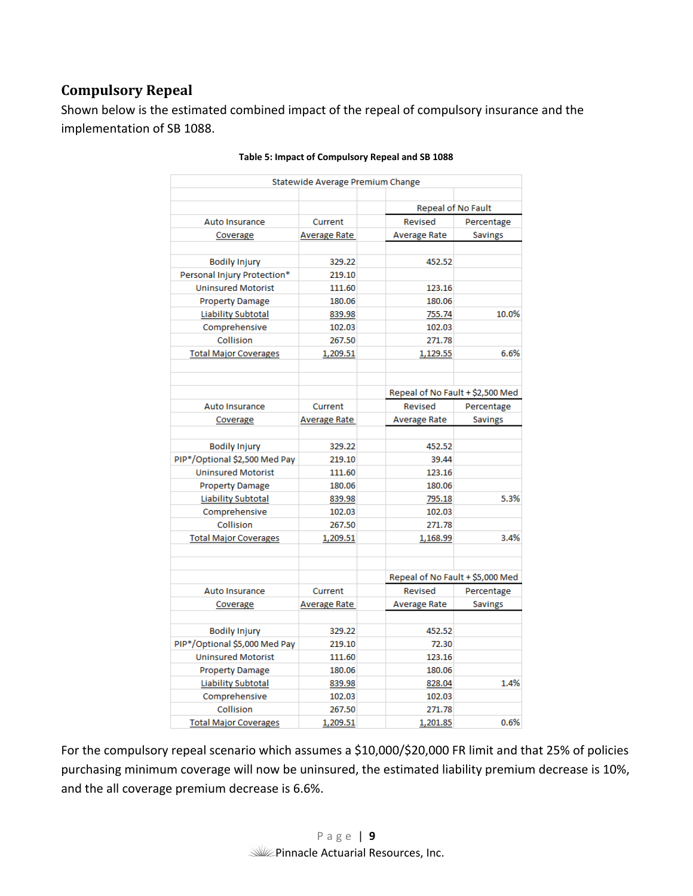## Compulsory Repeal

Shown below is the estimated combined impact of the repeal of compulsory insurance and the implementation of SB 1088.

**Table 5: Impact of Compulsory Repeal and SB 1088**

| Statewide Average Premium Change | | | |
|---|---|---|---|
| | | Repeal of No Fault | |
| Auto Insurance Coverage | Current Average Rate | Revised Average Rate | Percentage Savings |
| Bodily Injury | 329.22 | 452.52 | |
| Personal Injury Protection* | 219.10 | | |
| Uninsured Motorist | 111.60 | 123.16 | |
| Property Damage | 180.06 | 180.06 | |
| Liability Subtotal | 839.98 | 755.74 | 10.0% |
| Comprehensive | 102.03 | 102.03 | |
| Collision | 267.50 | 271.78 | |
| Total Major Coverages | 1,209.51 | 1,129.55 | 6.6% |
| | | Repeal of No Fault + $2,500 Med | |
| Auto Insurance Coverage | Current Average Rate | Revised Average Rate | Percentage Savings |
| Bodily Injury | 329.22 | 452.52 | |
| PIP*/Optional $2,500 Med Pay | 219.10 | 39.44 | |
| Uninsured Motorist | 111.60 | 123.16 | |
| Property Damage | 180.06 | 180.06 | |
| Liability Subtotal | 839.98 | 795.18 | 5.3% |
| Comprehensive | 102.03 | 102.03 | |
| Collision | 267.50 | 271.78 | |
| Total Major Coverages | 1,209.51 | 1,168.99 | 3.4% |
| | | Repeal of No Fault + $5,000 Med | |
| Auto Insurance Coverage | Current Average Rate | Revised Average Rate | Percentage Savings |
| Bodily Injury | 329.22 | 452.52 | |
| PIP*/Optional $5,000 Med Pay | 219.10 | 72.30 | |
| Uninsured Motorist | 111.60 | 123.16 | |
| Property Damage | 180.06 | 180.06 | |
| Liability Subtotal | 839.98 | 828.04 | 1.4% |
| Comprehensive | 102.03 | 102.03 | |
| Collision | 267.50 | 271.78 | |
| Total Major Coverages | 1,209.51 | 1,201.85 | 0.6% |

For the compulsory repeal scenario which assumes a $10,000/$20,000 FR limit and that 25% of policies purchasing minimum coverage will now be uninsured, the estimated liability premium decrease is 10%, and the all coverage premium decrease is 6.6%.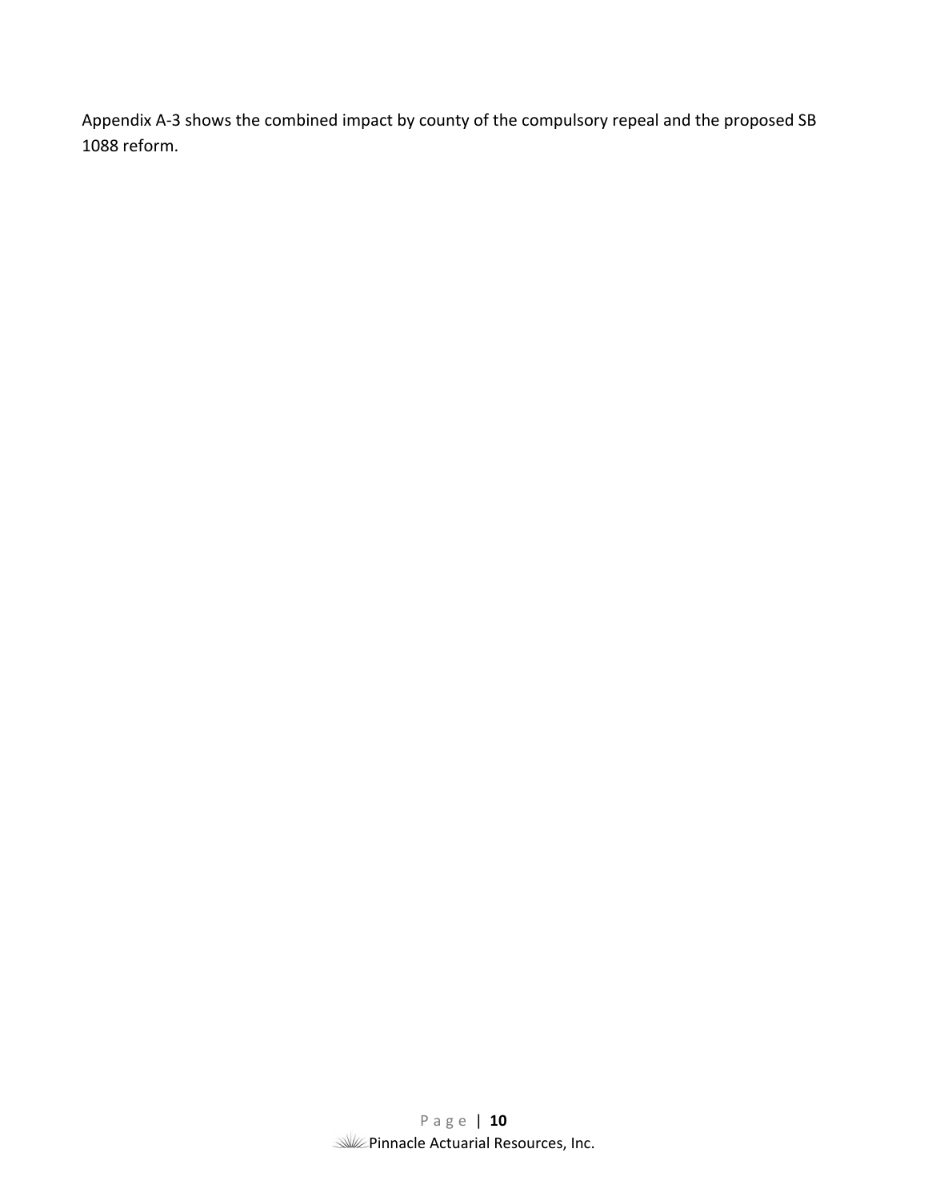Appendix A-3 shows the combined impact by county of the compulsory repeal and the proposed SB 1088 reform.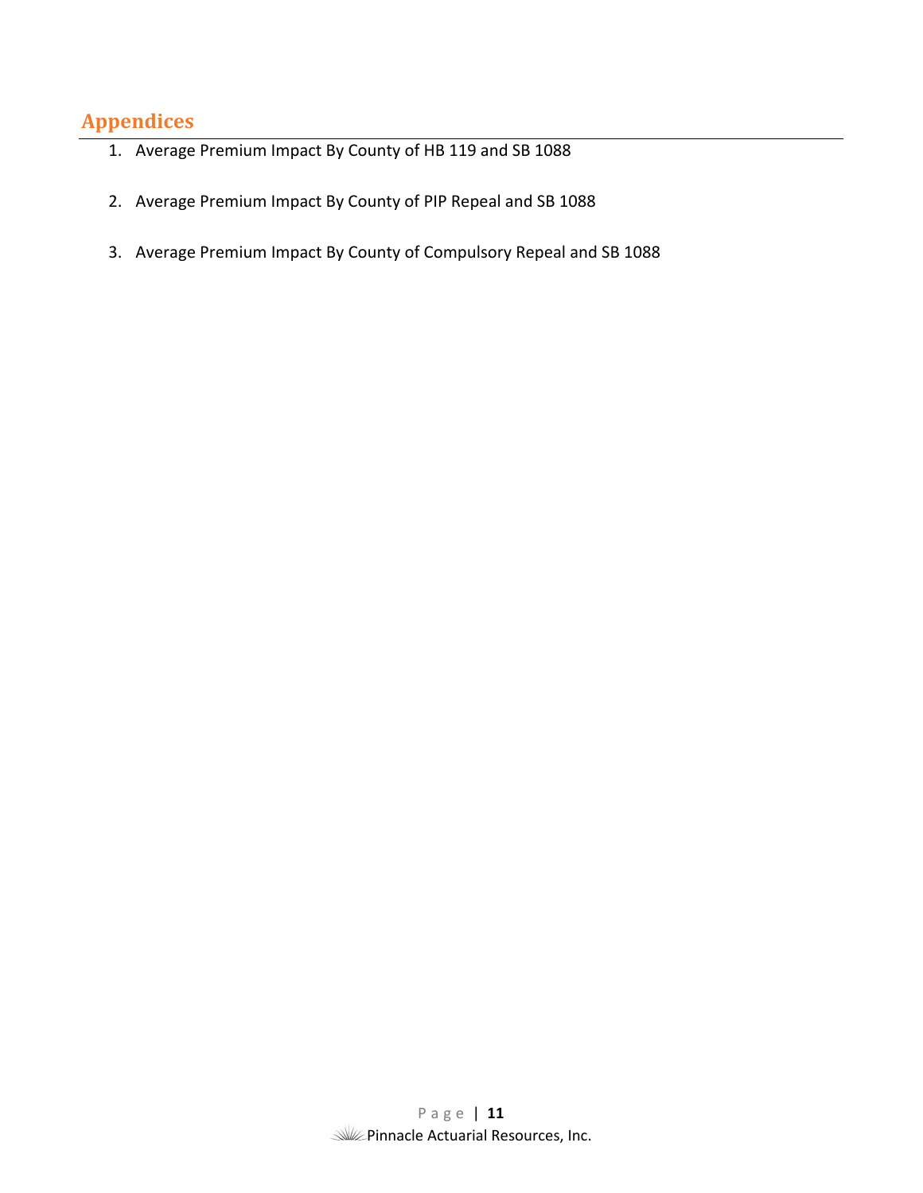## Appendices

1. Average Premium Impact By County of HB 119 and SB 1088

2. Average Premium Impact By County of PIP Repeal and SB 1088

3. Average Premium Impact By County of Compulsory Repeal and SB 1088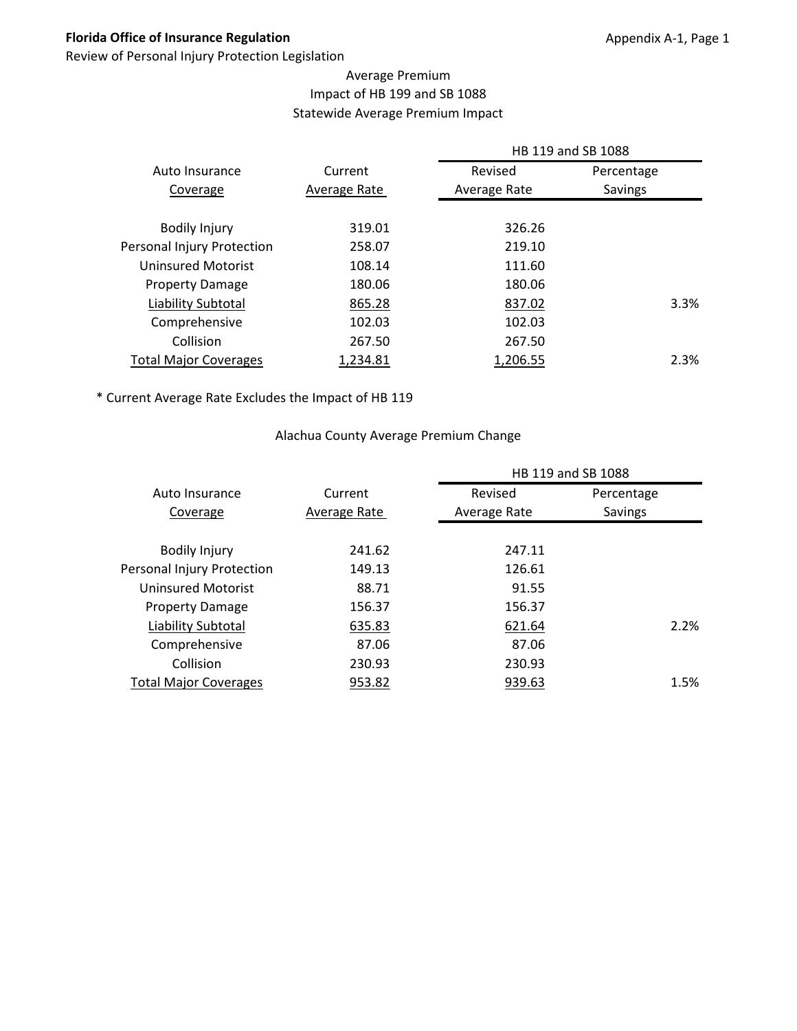**Florida Office of Insurance Regulation**

Review of Personal Injury Protection Legislation

Appendix A-1, Page 1

## Average Premium
## Impact of HB 199 and SB 1088
## Statewide Average Premium Impact

| Auto Insurance | Current | HB 119 and SB 1088 | |
|---|---|---|---|
| Coverage | Average Rate | Revised Average Rate | Percentage Savings |
| Bodily Injury | 319.01 | 326.26 | |
| Personal Injury Protection | 258.07 | 219.10 | |
| Uninsured Motorist | 108.14 | 111.60 | |
| Property Damage | 180.06 | 180.06 | |
| Liability Subtotal | 865.28 | 837.02 | 3.3% |
| Comprehensive | 102.03 | 102.03 | |
| Collision | 267.50 | 267.50 | |
| Total Major Coverages | 1,234.81 | 1,206.55 | 2.3% |

* Current Average Rate Excludes the Impact of HB 119

## Alachua County Average Premium Change

| Auto Insurance | Current | HB 119 and SB 1088 | |
|---|---|---|---|
| Coverage | Average Rate | Revised Average Rate | Percentage Savings |
| Bodily Injury | 241.62 | 247.11 | |
| Personal Injury Protection | 149.13 | 126.61 | |
| Uninsured Motorist | 88.71 | 91.55 | |
| Property Damage | 156.37 | 156.37 | |
| Liability Subtotal | 635.83 | 621.64 | 2.2% |
| Comprehensive | 87.06 | 87.06 | |
| Collision | 230.93 | 230.93 | |
| Total Major Coverages | 953.82 | 939.63 | 1.5% |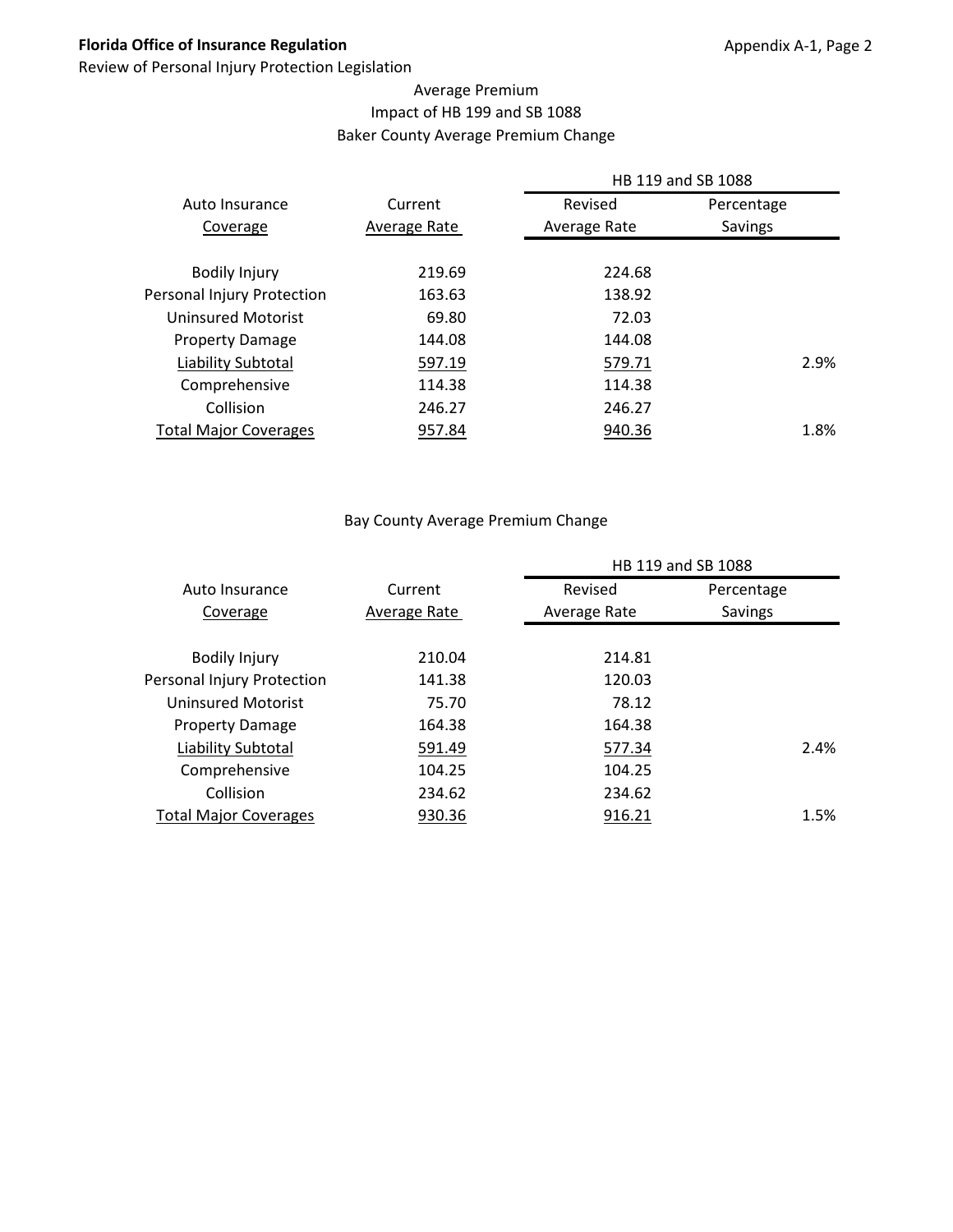Average Premium
Impact of HB 199 and SB 1088
Baker County Average Premium Change

| Auto Insurance Coverage | Current Average Rate | HB 119 and SB 1088 | |
|---|---|---|---|
| | | Revised Average Rate | Percentage Savings |
| Bodily Injury | 219.69 | 224.68 | |
| Personal Injury Protection | 163.63 | 138.92 | |
| Uninsured Motorist | 69.80 | 72.03 | |
| Property Damage | 144.08 | 144.08 | |
| Liability Subtotal | 597.19 | 579.71 | 2.9% |
| Comprehensive | 114.38 | 114.38 | |
| Collision | 246.27 | 246.27 | |
| Total Major Coverages | 957.84 | 940.36 | 1.8% |

Bay County Average Premium Change

| Auto Insurance Coverage | Current Average Rate | HB 119 and SB 1088 | |
|---|---|---|---|
| | | Revised Average Rate | Percentage Savings |
| Bodily Injury | 210.04 | 214.81 | |
| Personal Injury Protection | 141.38 | 120.03 | |
| Uninsured Motorist | 75.70 | 78.12 | |
| Property Damage | 164.38 | 164.38 | |
| Liability Subtotal | 591.49 | 577.34 | 2.4% |
| Comprehensive | 104.25 | 104.25 | |
| Collision | 234.62 | 234.62 | |
| Total Major Coverages | 930.36 | 916.21 | 1.5% |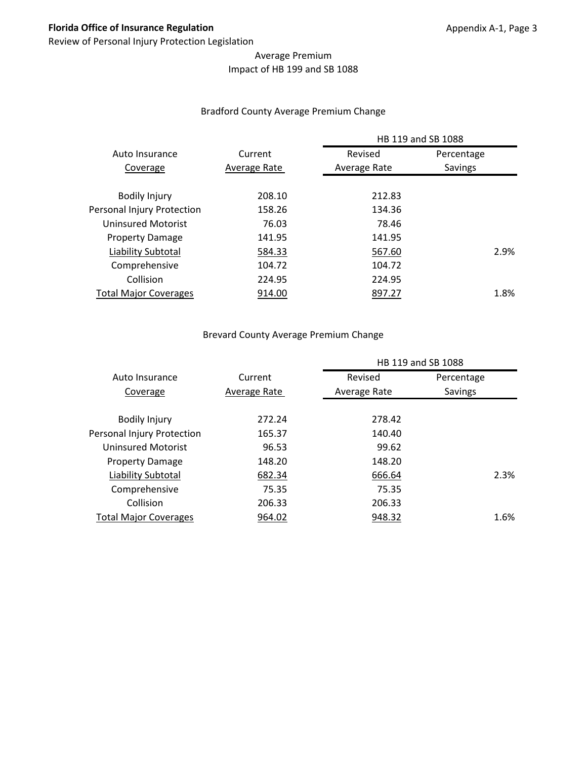Average Premium
Impact of HB 199 and SB 1088

Bradford County Average Premium Change

| Auto Insurance Coverage | Current Average Rate | HB 119 and SB 1088 | |
|---|---|---|---|
| | | Revised Average Rate | Percentage Savings |
| Bodily Injury | 208.10 | 212.83 | |
| Personal Injury Protection | 158.26 | 134.36 | |
| Uninsured Motorist | 76.03 | 78.46 | |
| Property Damage | 141.95 | 141.95 | |
| Liability Subtotal | 584.33 | 567.60 | 2.9% |
| Comprehensive | 104.72 | 104.72 | |
| Collision | 224.95 | 224.95 | |
| Total Major Coverages | 914.00 | 897.27 | 1.8% |

Brevard County Average Premium Change

| Auto Insurance Coverage | Current Average Rate | HB 119 and SB 1088 | |
|---|---|---|---|
| | | Revised Average Rate | Percentage Savings |
| Bodily Injury | 272.24 | 278.42 | |
| Personal Injury Protection | 165.37 | 140.40 | |
| Uninsured Motorist | 96.53 | 99.62 | |
| Property Damage | 148.20 | 148.20 | |
| Liability Subtotal | 682.34 | 666.64 | 2.3% |
| Comprehensive | 75.35 | 75.35 | |
| Collision | 206.33 | 206.33 | |
| Total Major Coverages | 964.02 | 948.32 | 1.6% |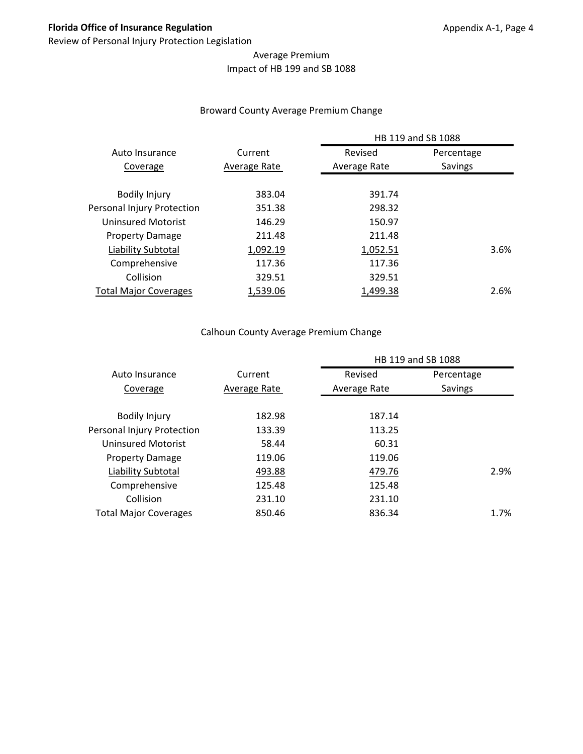Average Premium
Impact of HB 199 and SB 1088

Broward County Average Premium Change

| Auto Insurance Coverage | Current Average Rate | HB 119 and SB 1088 | |
|---|---|---|---|
| | | Revised Average Rate | Percentage Savings |
| Bodily Injury | 383.04 | 391.74 | |
| Personal Injury Protection | 351.38 | 298.32 | |
| Uninsured Motorist | 146.29 | 150.97 | |
| Property Damage | 211.48 | 211.48 | |
| Liability Subtotal | 1,092.19 | 1,052.51 | 3.6% |
| Comprehensive | 117.36 | 117.36 | |
| Collision | 329.51 | 329.51 | |
| Total Major Coverages | 1,539.06 | 1,499.38 | 2.6% |

Calhoun County Average Premium Change

| Auto Insurance Coverage | Current Average Rate | HB 119 and SB 1088 | |
|---|---|---|---|
| | | Revised Average Rate | Percentage Savings |
| Bodily Injury | 182.98 | 187.14 | |
| Personal Injury Protection | 133.39 | 113.25 | |
| Uninsured Motorist | 58.44 | 60.31 | |
| Property Damage | 119.06 | 119.06 | |
| Liability Subtotal | 493.88 | 479.76 | 2.9% |
| Comprehensive | 125.48 | 125.48 | |
| Collision | 231.10 | 231.10 | |
| Total Major Coverages | 850.46 | 836.34 | 1.7% |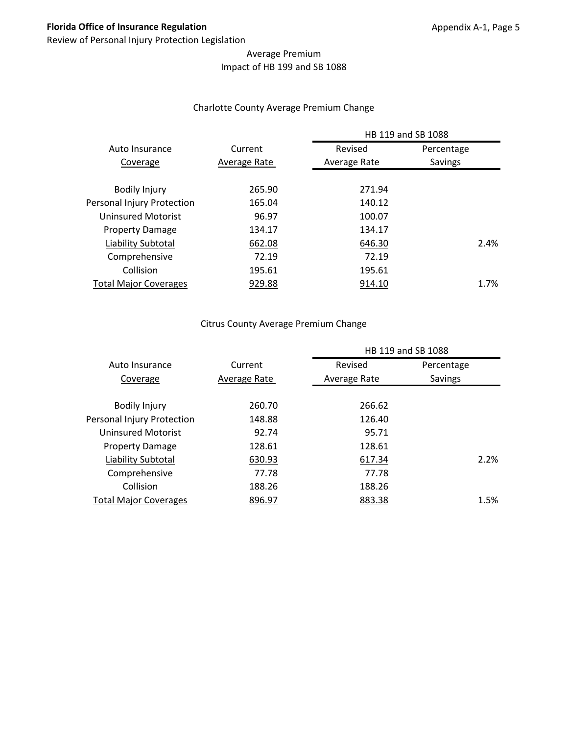Average Premium
Impact of HB 199 and SB 1088

Charlotte County Average Premium Change

| Auto Insurance Coverage | Current Average Rate | HB 119 and SB 1088 Revised Average Rate | HB 119 and SB 1088 Percentage Savings |
|---|---|---|---|
| Bodily Injury | 265.90 | 271.94 | |
| Personal Injury Protection | 165.04 | 140.12 | |
| Uninsured Motorist | 96.97 | 100.07 | |
| Property Damage | 134.17 | 134.17 | |
| Liability Subtotal | 662.08 | 646.30 | 2.4% |
| Comprehensive | 72.19 | 72.19 | |
| Collision | 195.61 | 195.61 | |
| Total Major Coverages | 929.88 | 914.10 | 1.7% |

Citrus County Average Premium Change

| Auto Insurance Coverage | Current Average Rate | HB 119 and SB 1088 Revised Average Rate | HB 119 and SB 1088 Percentage Savings |
|---|---|---|---|
| Bodily Injury | 260.70 | 266.62 | |
| Personal Injury Protection | 148.88 | 126.40 | |
| Uninsured Motorist | 92.74 | 95.71 | |
| Property Damage | 128.61 | 128.61 | |
| Liability Subtotal | 630.93 | 617.34 | 2.2% |
| Comprehensive | 77.78 | 77.78 | |
| Collision | 188.26 | 188.26 | |
| Total Major Coverages | 896.97 | 883.38 | 1.5% |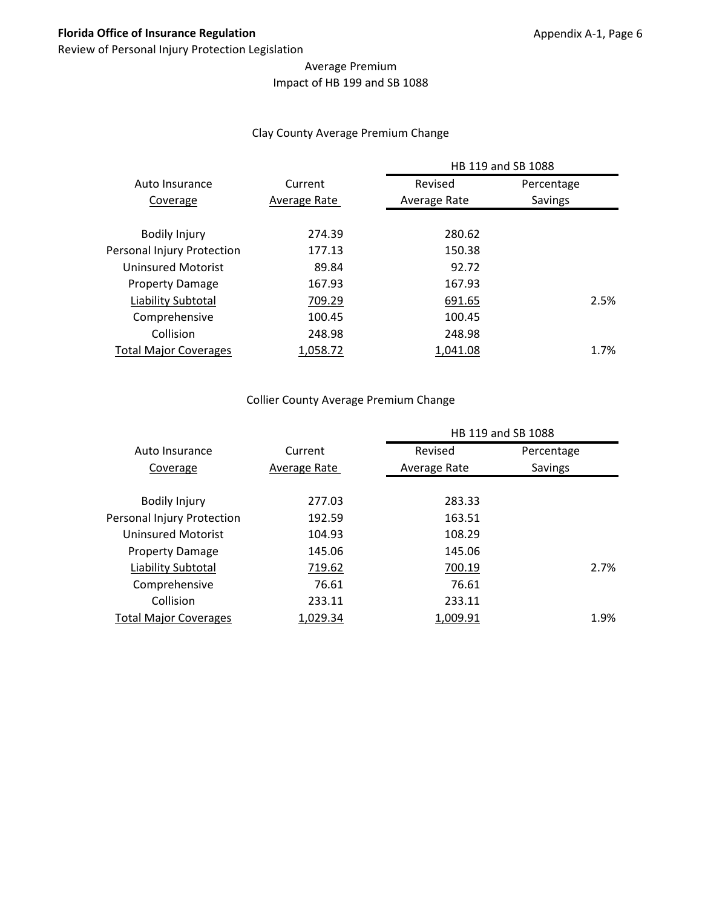Average Premium
Impact of HB 199 and SB 1088

Clay County Average Premium Change

| Auto Insurance Coverage | Current Average Rate | HB 119 and SB 1088 Revised Average Rate | HB 119 and SB 1088 Percentage Savings |
|---|---|---|---|
| Bodily Injury | 274.39 | 280.62 | |
| Personal Injury Protection | 177.13 | 150.38 | |
| Uninsured Motorist | 89.84 | 92.72 | |
| Property Damage | 167.93 | 167.93 | |
| Liability Subtotal | 709.29 | 691.65 | 2.5% |
| Comprehensive | 100.45 | 100.45 | |
| Collision | 248.98 | 248.98 | |
| Total Major Coverages | 1,058.72 | 1,041.08 | 1.7% |

Collier County Average Premium Change

| Auto Insurance Coverage | Current Average Rate | HB 119 and SB 1088 Revised Average Rate | HB 119 and SB 1088 Percentage Savings |
|---|---|---|---|
| Bodily Injury | 277.03 | 283.33 | |
| Personal Injury Protection | 192.59 | 163.51 | |
| Uninsured Motorist | 104.93 | 108.29 | |
| Property Damage | 145.06 | 145.06 | |
| Liability Subtotal | 719.62 | 700.19 | 2.7% |
| Comprehensive | 76.61 | 76.61 | |
| Collision | 233.11 | 233.11 | |
| Total Major Coverages | 1,029.34 | 1,009.91 | 1.9% |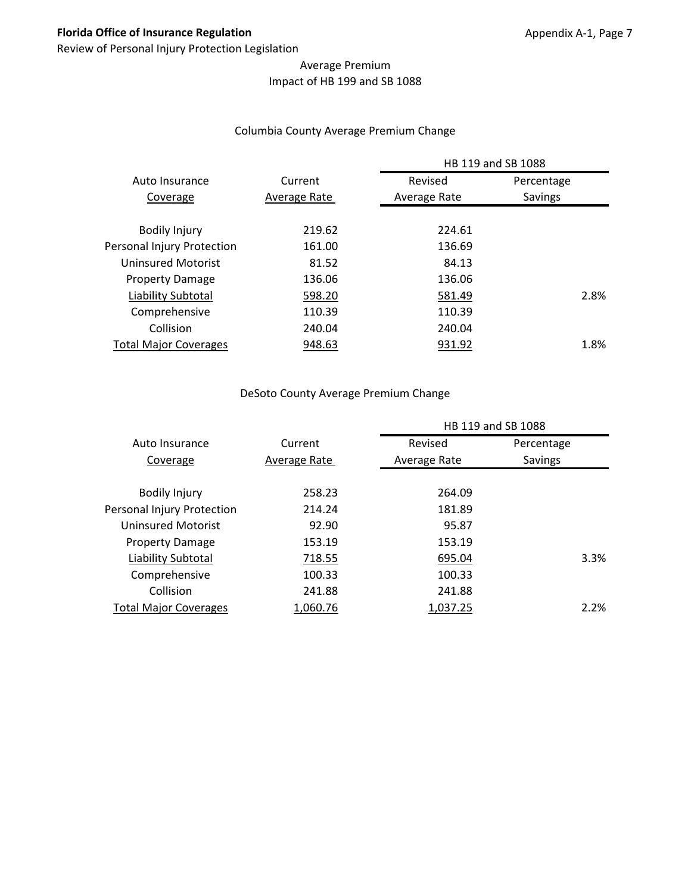Average Premium
Impact of HB 199 and SB 1088

Columbia County Average Premium Change

| Auto Insurance Coverage | Current Average Rate | HB 119 and SB 1088 Revised Average Rate | HB 119 and SB 1088 Percentage Savings |
|---|---|---|---|
| Bodily Injury | 219.62 | 224.61 | |
| Personal Injury Protection | 161.00 | 136.69 | |
| Uninsured Motorist | 81.52 | 84.13 | |
| Property Damage | 136.06 | 136.06 | |
| Liability Subtotal | 598.20 | 581.49 | 2.8% |
| Comprehensive | 110.39 | 110.39 | |
| Collision | 240.04 | 240.04 | |
| Total Major Coverages | 948.63 | 931.92 | 1.8% |

DeSoto County Average Premium Change

| Auto Insurance Coverage | Current Average Rate | HB 119 and SB 1088 Revised Average Rate | HB 119 and SB 1088 Percentage Savings |
|---|---|---|---|
| Bodily Injury | 258.23 | 264.09 | |
| Personal Injury Protection | 214.24 | 181.89 | |
| Uninsured Motorist | 92.90 | 95.87 | |
| Property Damage | 153.19 | 153.19 | |
| Liability Subtotal | 718.55 | 695.04 | 3.3% |
| Comprehensive | 100.33 | 100.33 | |
| Collision | 241.88 | 241.88 | |
| Total Major Coverages | 1,060.76 | 1,037.25 | 2.2% |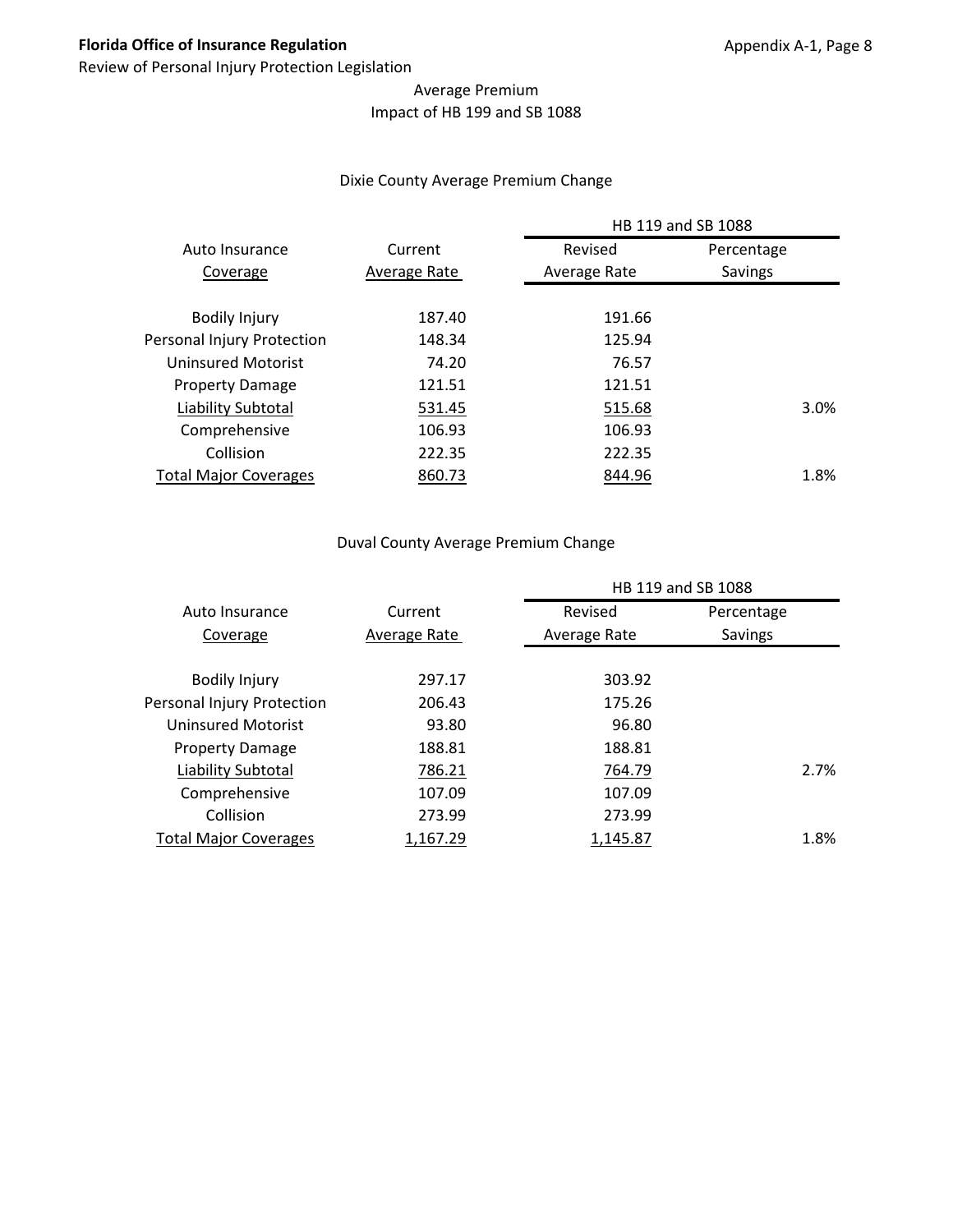## Average Premium
## Impact of HB 199 and SB 1088

### Dixie County Average Premium Change

| Auto Insurance Coverage | Current Average Rate | HB 119 and SB 1088 Revised Average Rate | HB 119 and SB 1088 Percentage Savings |
|---|---|---|---|
| Bodily Injury | 187.40 | 191.66 | |
| Personal Injury Protection | 148.34 | 125.94 | |
| Uninsured Motorist | 74.20 | 76.57 | |
| Property Damage | 121.51 | 121.51 | |
| Liability Subtotal | 531.45 | 515.68 | 3.0% |
| Comprehensive | 106.93 | 106.93 | |
| Collision | 222.35 | 222.35 | |
| Total Major Coverages | 860.73 | 844.96 | 1.8% |

### Duval County Average Premium Change

| Auto Insurance Coverage | Current Average Rate | HB 119 and SB 1088 Revised Average Rate | HB 119 and SB 1088 Percentage Savings |
|---|---|---|---|
| Bodily Injury | 297.17 | 303.92 | |
| Personal Injury Protection | 206.43 | 175.26 | |
| Uninsured Motorist | 93.80 | 96.80 | |
| Property Damage | 188.81 | 188.81 | |
| Liability Subtotal | 786.21 | 764.79 | 2.7% |
| Comprehensive | 107.09 | 107.09 | |
| Collision | 273.99 | 273.99 | |
| Total Major Coverages | 1,167.29 | 1,145.87 | 1.8% |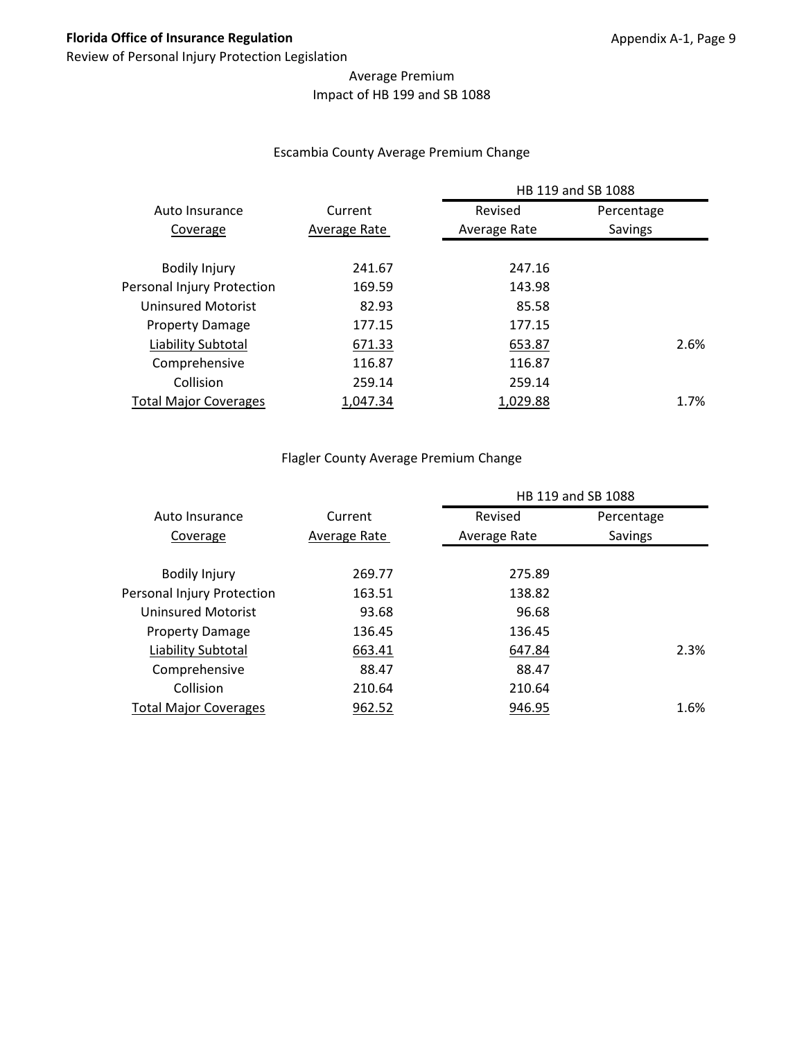Average Premium
Impact of HB 199 and SB 1088

Escambia County Average Premium Change

| Auto Insurance Coverage | Current Average Rate | HB 119 and SB 1088 Revised Average Rate | HB 119 and SB 1088 Percentage Savings |
|---|---|---|---|
| Bodily Injury | 241.67 | 247.16 | |
| Personal Injury Protection | 169.59 | 143.98 | |
| Uninsured Motorist | 82.93 | 85.58 | |
| Property Damage | 177.15 | 177.15 | |
| Liability Subtotal | 671.33 | 653.87 | 2.6% |
| Comprehensive | 116.87 | 116.87 | |
| Collision | 259.14 | 259.14 | |
| Total Major Coverages | 1,047.34 | 1,029.88 | 1.7% |

Flagler County Average Premium Change

| Auto Insurance Coverage | Current Average Rate | HB 119 and SB 1088 Revised Average Rate | HB 119 and SB 1088 Percentage Savings |
|---|---|---|---|
| Bodily Injury | 269.77 | 275.89 | |
| Personal Injury Protection | 163.51 | 138.82 | |
| Uninsured Motorist | 93.68 | 96.68 | |
| Property Damage | 136.45 | 136.45 | |
| Liability Subtotal | 663.41 | 647.84 | 2.3% |
| Comprehensive | 88.47 | 88.47 | |
| Collision | 210.64 | 210.64 | |
| Total Major Coverages | 962.52 | 946.95 | 1.6% |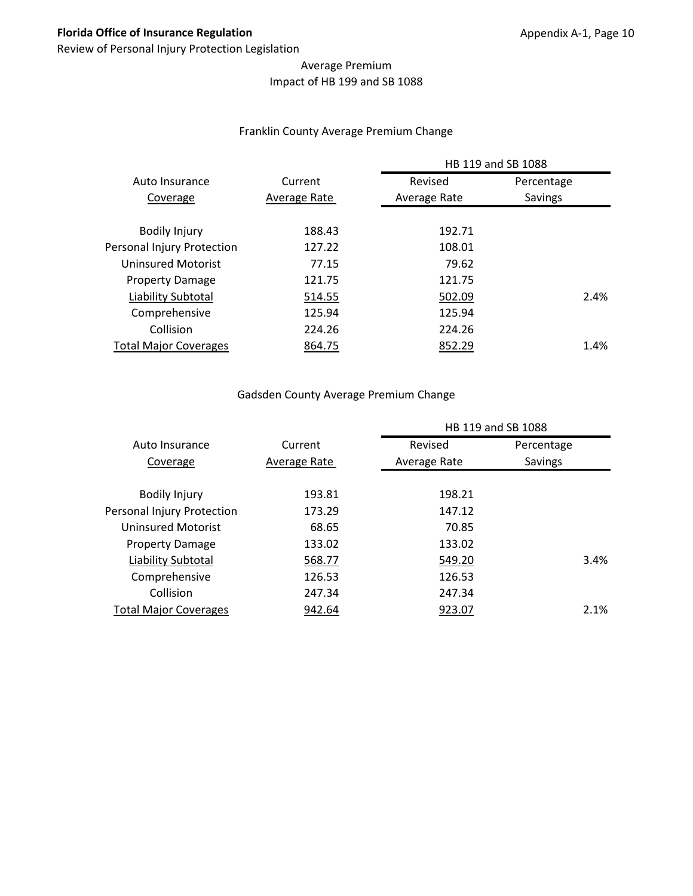Average Premium
Impact of HB 199 and SB 1088

Franklin County Average Premium Change

| Auto Insurance Coverage | Current Average Rate | HB 119 and SB 1088 Revised Average Rate | HB 119 and SB 1088 Percentage Savings |
|---|---|---|---|
| Bodily Injury | 188.43 | 192.71 | |
| Personal Injury Protection | 127.22 | 108.01 | |
| Uninsured Motorist | 77.15 | 79.62 | |
| Property Damage | 121.75 | 121.75 | |
| Liability Subtotal | 514.55 | 502.09 | 2.4% |
| Comprehensive | 125.94 | 125.94 | |
| Collision | 224.26 | 224.26 | |
| Total Major Coverages | 864.75 | 852.29 | 1.4% |

Gadsden County Average Premium Change

| Auto Insurance Coverage | Current Average Rate | HB 119 and SB 1088 Revised Average Rate | HB 119 and SB 1088 Percentage Savings |
|---|---|---|---|
| Bodily Injury | 193.81 | 198.21 | |
| Personal Injury Protection | 173.29 | 147.12 | |
| Uninsured Motorist | 68.65 | 70.85 | |
| Property Damage | 133.02 | 133.02 | |
| Liability Subtotal | 568.77 | 549.20 | 3.4% |
| Comprehensive | 126.53 | 126.53 | |
| Collision | 247.34 | 247.34 | |
| Total Major Coverages | 942.64 | 923.07 | 2.1% |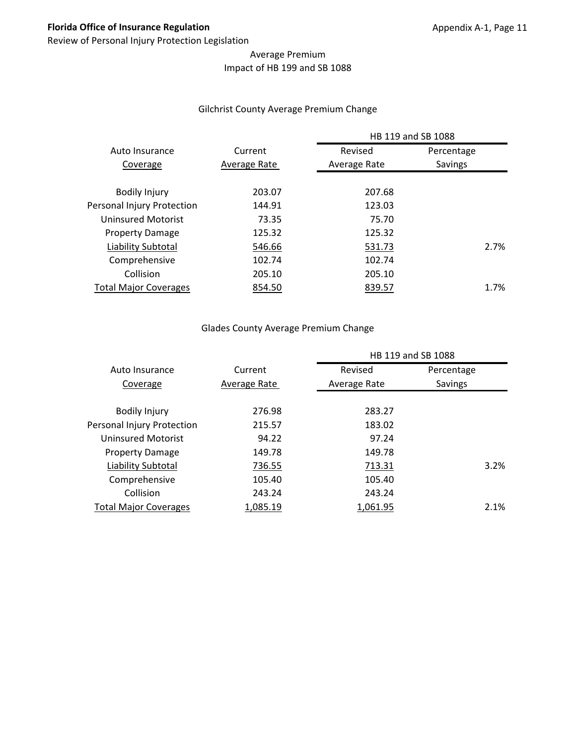Average Premium
Impact of HB 199 and SB 1088

## Gilchrist County Average Premium Change

| Auto Insurance Coverage | Current Average Rate | HB 119 and SB 1088 Revised Average Rate | HB 119 and SB 1088 Percentage Savings |
|---|---|---|---|
| Bodily Injury | 203.07 | 207.68 | |
| Personal Injury Protection | 144.91 | 123.03 | |
| Uninsured Motorist | 73.35 | 75.70 | |
| Property Damage | 125.32 | 125.32 | |
| Liability Subtotal | 546.66 | 531.73 | 2.7% |
| Comprehensive | 102.74 | 102.74 | |
| Collision | 205.10 | 205.10 | |
| Total Major Coverages | 854.50 | 839.57 | 1.7% |

## Glades County Average Premium Change

| Auto Insurance Coverage | Current Average Rate | HB 119 and SB 1088 Revised Average Rate | HB 119 and SB 1088 Percentage Savings |
|---|---|---|---|
| Bodily Injury | 276.98 | 283.27 | |
| Personal Injury Protection | 215.57 | 183.02 | |
| Uninsured Motorist | 94.22 | 97.24 | |
| Property Damage | 149.78 | 149.78 | |
| Liability Subtotal | 736.55 | 713.31 | 3.2% |
| Comprehensive | 105.40 | 105.40 | |
| Collision | 243.24 | 243.24 | |
| Total Major Coverages | 1,085.19 | 1,061.95 | 2.1% |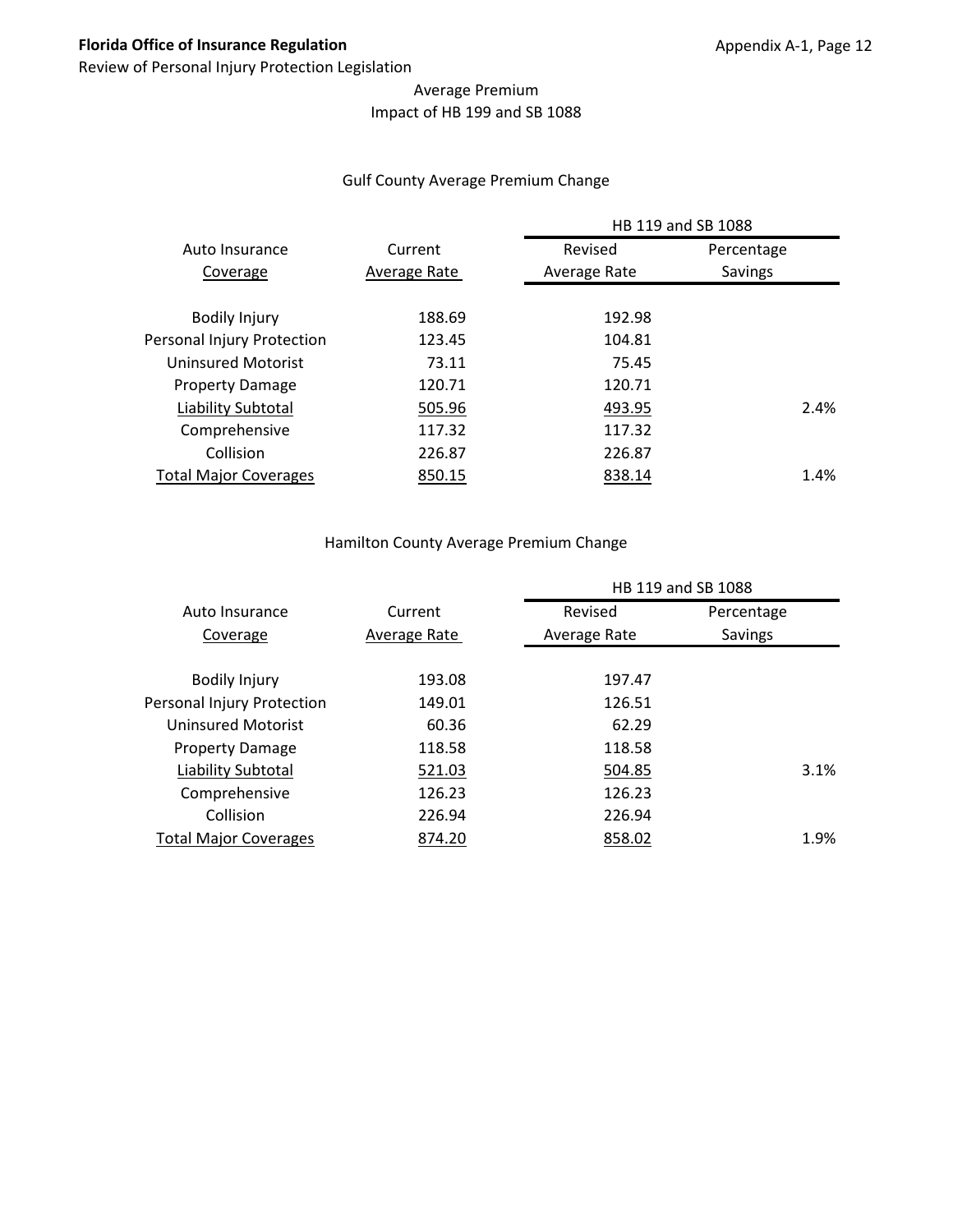Average Premium
Impact of HB 199 and SB 1088

Gulf County Average Premium Change

| Auto Insurance Coverage | Current Average Rate | HB 119 and SB 1088 Revised Average Rate | HB 119 and SB 1088 Percentage Savings |
|---|---|---|---|
| Bodily Injury | 188.69 | 192.98 | |
| Personal Injury Protection | 123.45 | 104.81 | |
| Uninsured Motorist | 73.11 | 75.45 | |
| Property Damage | 120.71 | 120.71 | |
| Liability Subtotal | 505.96 | 493.95 | 2.4% |
| Comprehensive | 117.32 | 117.32 | |
| Collision | 226.87 | 226.87 | |
| Total Major Coverages | 850.15 | 838.14 | 1.4% |

Hamilton County Average Premium Change

| Auto Insurance Coverage | Current Average Rate | HB 119 and SB 1088 Revised Average Rate | HB 119 and SB 1088 Percentage Savings |
|---|---|---|---|
| Bodily Injury | 193.08 | 197.47 | |
| Personal Injury Protection | 149.01 | 126.51 | |
| Uninsured Motorist | 60.36 | 62.29 | |
| Property Damage | 118.58 | 118.58 | |
| Liability Subtotal | 521.03 | 504.85 | 3.1% |
| Comprehensive | 126.23 | 126.23 | |
| Collision | 226.94 | 226.94 | |
| Total Major Coverages | 874.20 | 858.02 | 1.9% |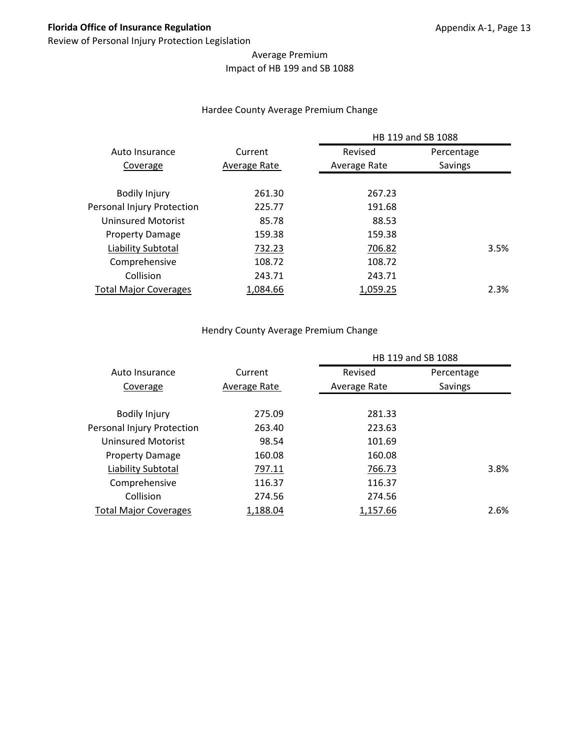Average Premium
Impact of HB 199 and SB 1088

Hardee County Average Premium Change

| Auto Insurance Coverage | Current Average Rate | HB 119 and SB 1088 Revised Average Rate | HB 119 and SB 1088 Percentage Savings |
|---|---|---|---|
| Bodily Injury | 261.30 | 267.23 | |
| Personal Injury Protection | 225.77 | 191.68 | |
| Uninsured Motorist | 85.78 | 88.53 | |
| Property Damage | 159.38 | 159.38 | |
| Liability Subtotal | 732.23 | 706.82 | 3.5% |
| Comprehensive | 108.72 | 108.72 | |
| Collision | 243.71 | 243.71 | |
| Total Major Coverages | 1,084.66 | 1,059.25 | 2.3% |

Hendry County Average Premium Change

| Auto Insurance Coverage | Current Average Rate | HB 119 and SB 1088 Revised Average Rate | HB 119 and SB 1088 Percentage Savings |
|---|---|---|---|
| Bodily Injury | 275.09 | 281.33 | |
| Personal Injury Protection | 263.40 | 223.63 | |
| Uninsured Motorist | 98.54 | 101.69 | |
| Property Damage | 160.08 | 160.08 | |
| Liability Subtotal | 797.11 | 766.73 | 3.8% |
| Comprehensive | 116.37 | 116.37 | |
| Collision | 274.56 | 274.56 | |
| Total Major Coverages | 1,188.04 | 1,157.66 | 2.6% |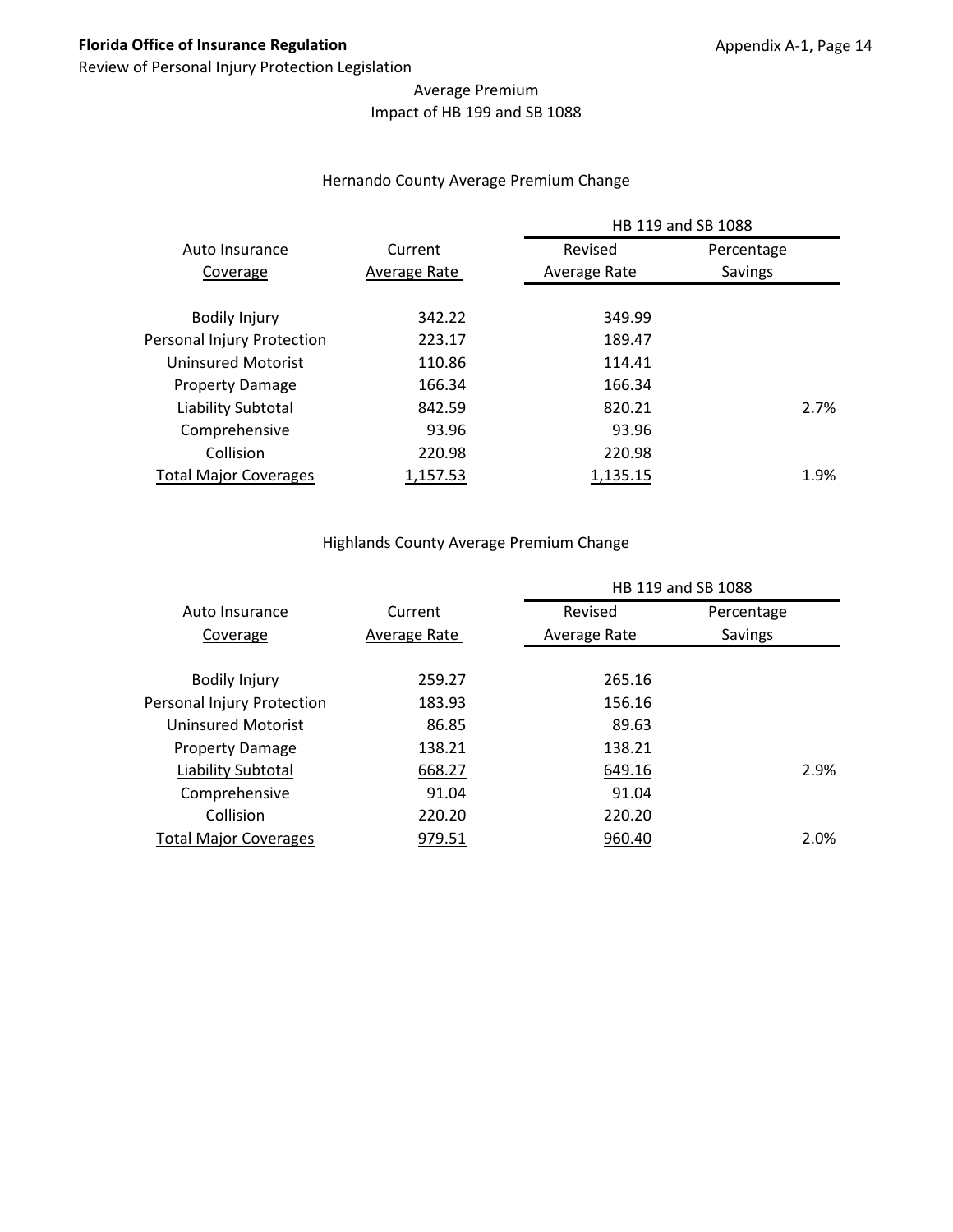## Average Premium
## Impact of HB 199 and SB 1088

### Hernando County Average Premium Change

| Auto Insurance Coverage | Current Average Rate | HB 119 and SB 1088 | |
|---|---|---|---|
| | | Revised Average Rate | Percentage Savings |
| Bodily Injury | 342.22 | 349.99 | |
| Personal Injury Protection | 223.17 | 189.47 | |
| Uninsured Motorist | 110.86 | 114.41 | |
| Property Damage | 166.34 | 166.34 | |
| Liability Subtotal | 842.59 | 820.21 | 2.7% |
| Comprehensive | 93.96 | 93.96 | |
| Collision | 220.98 | 220.98 | |
| Total Major Coverages | 1,157.53 | 1,135.15 | 1.9% |

### Highlands County Average Premium Change

| Auto Insurance Coverage | Current Average Rate | HB 119 and SB 1088 | |
|---|---|---|---|
| | | Revised Average Rate | Percentage Savings |
| Bodily Injury | 259.27 | 265.16 | |
| Personal Injury Protection | 183.93 | 156.16 | |
| Uninsured Motorist | 86.85 | 89.63 | |
| Property Damage | 138.21 | 138.21 | |
| Liability Subtotal | 668.27 | 649.16 | 2.9% |
| Comprehensive | 91.04 | 91.04 | |
| Collision | 220.20 | 220.20 | |
| Total Major Coverages | 979.51 | 960.40 | 2.0% |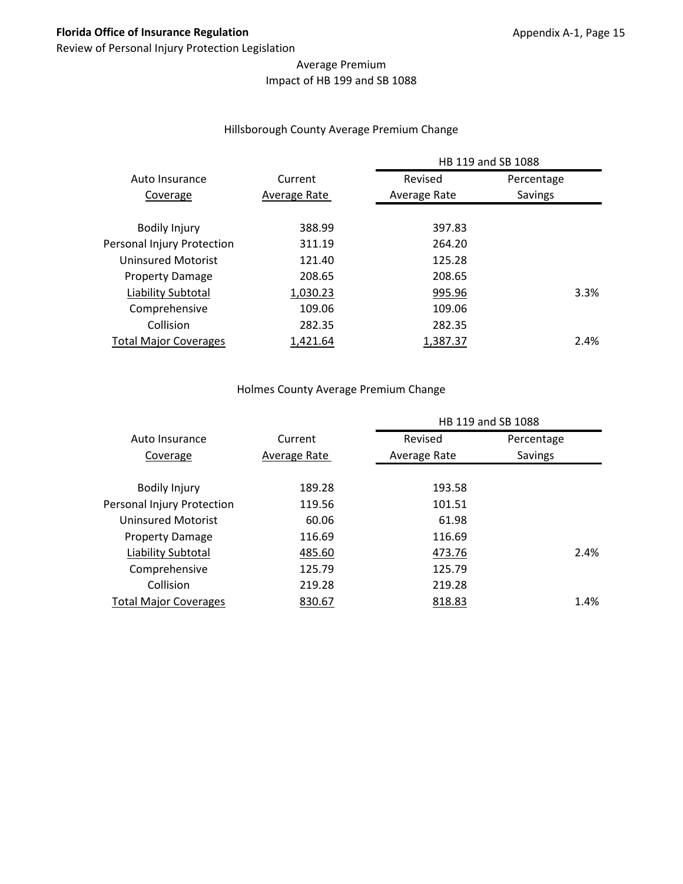## Average Premium
## Impact of HB 199 and SB 1088

### Hillsborough County Average Premium Change

| Auto Insurance Coverage | Current Average Rate | HB 119 and SB 1088 Revised Average Rate | HB 119 and SB 1088 Percentage Savings |
|---|---|---|---|
| Bodily Injury | 388.99 | 397.83 | |
| Personal Injury Protection | 311.19 | 264.20 | |
| Uninsured Motorist | 121.40 | 125.28 | |
| Property Damage | 208.65 | 208.65 | |
| Liability Subtotal | 1,030.23 | 995.96 | 3.3% |
| Comprehensive | 109.06 | 109.06 | |
| Collision | 282.35 | 282.35 | |
| Total Major Coverages | 1,421.64 | 1,387.37 | 2.4% |

### Holmes County Average Premium Change

| Auto Insurance Coverage | Current Average Rate | HB 119 and SB 1088 Revised Average Rate | HB 119 and SB 1088 Percentage Savings |
|---|---|---|---|
| Bodily Injury | 189.28 | 193.58 | |
| Personal Injury Protection | 119.56 | 101.51 | |
| Uninsured Motorist | 60.06 | 61.98 | |
| Property Damage | 116.69 | 116.69 | |
| Liability Subtotal | 485.60 | 473.76 | 2.4% |
| Comprehensive | 125.79 | 125.79 | |
| Collision | 219.28 | 219.28 | |
| Total Major Coverages | 830.67 | 818.83 | 1.4% |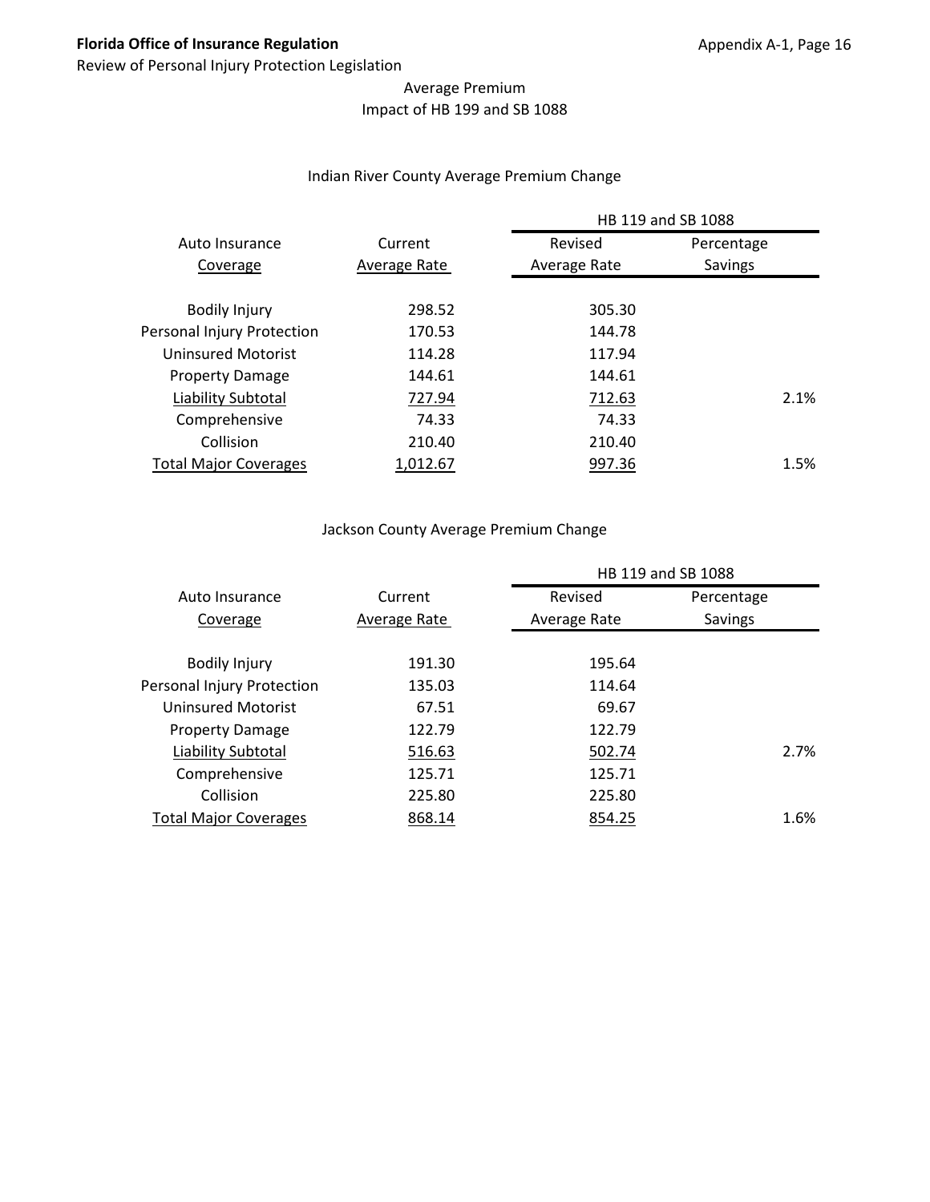Average Premium
Impact of HB 199 and SB 1088

Indian River County Average Premium Change

| Auto Insurance Coverage | Current Average Rate | HB 119 and SB 1088 Revised Average Rate | HB 119 and SB 1088 Percentage Savings |
|---|---|---|---|
| Bodily Injury | 298.52 | 305.30 | |
| Personal Injury Protection | 170.53 | 144.78 | |
| Uninsured Motorist | 114.28 | 117.94 | |
| Property Damage | 144.61 | 144.61 | |
| Liability Subtotal | 727.94 | 712.63 | 2.1% |
| Comprehensive | 74.33 | 74.33 | |
| Collision | 210.40 | 210.40 | |
| Total Major Coverages | 1,012.67 | 997.36 | 1.5% |

Jackson County Average Premium Change

| Auto Insurance Coverage | Current Average Rate | HB 119 and SB 1088 Revised Average Rate | HB 119 and SB 1088 Percentage Savings |
|---|---|---|---|
| Bodily Injury | 191.30 | 195.64 | |
| Personal Injury Protection | 135.03 | 114.64 | |
| Uninsured Motorist | 67.51 | 69.67 | |
| Property Damage | 122.79 | 122.79 | |
| Liability Subtotal | 516.63 | 502.74 | 2.7% |
| Comprehensive | 125.71 | 125.71 | |
| Collision | 225.80 | 225.80 | |
| Total Major Coverages | 868.14 | 854.25 | 1.6% |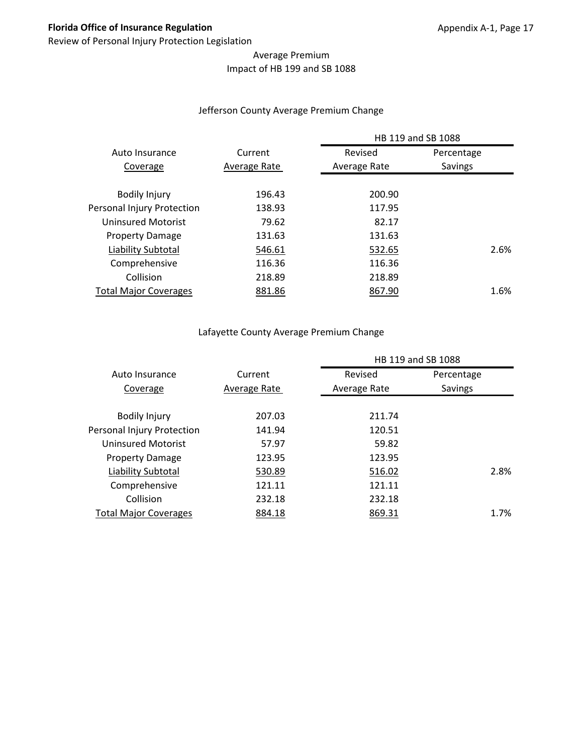Average Premium
Impact of HB 199 and SB 1088

Jefferson County Average Premium Change

| Auto Insurance Coverage | Current Average Rate | HB 119 and SB 1088 Revised Average Rate | HB 119 and SB 1088 Percentage Savings |
|---|---|---|---|
| Bodily Injury | 196.43 | 200.90 | |
| Personal Injury Protection | 138.93 | 117.95 | |
| Uninsured Motorist | 79.62 | 82.17 | |
| Property Damage | 131.63 | 131.63 | |
| Liability Subtotal | 546.61 | 532.65 | 2.6% |
| Comprehensive | 116.36 | 116.36 | |
| Collision | 218.89 | 218.89 | |
| Total Major Coverages | 881.86 | 867.90 | 1.6% |

Lafayette County Average Premium Change

| Auto Insurance Coverage | Current Average Rate | HB 119 and SB 1088 Revised Average Rate | HB 119 and SB 1088 Percentage Savings |
|---|---|---|---|
| Bodily Injury | 207.03 | 211.74 | |
| Personal Injury Protection | 141.94 | 120.51 | |
| Uninsured Motorist | 57.97 | 59.82 | |
| Property Damage | 123.95 | 123.95 | |
| Liability Subtotal | 530.89 | 516.02 | 2.8% |
| Comprehensive | 121.11 | 121.11 | |
| Collision | 232.18 | 232.18 | |
| Total Major Coverages | 884.18 | 869.31 | 1.7% |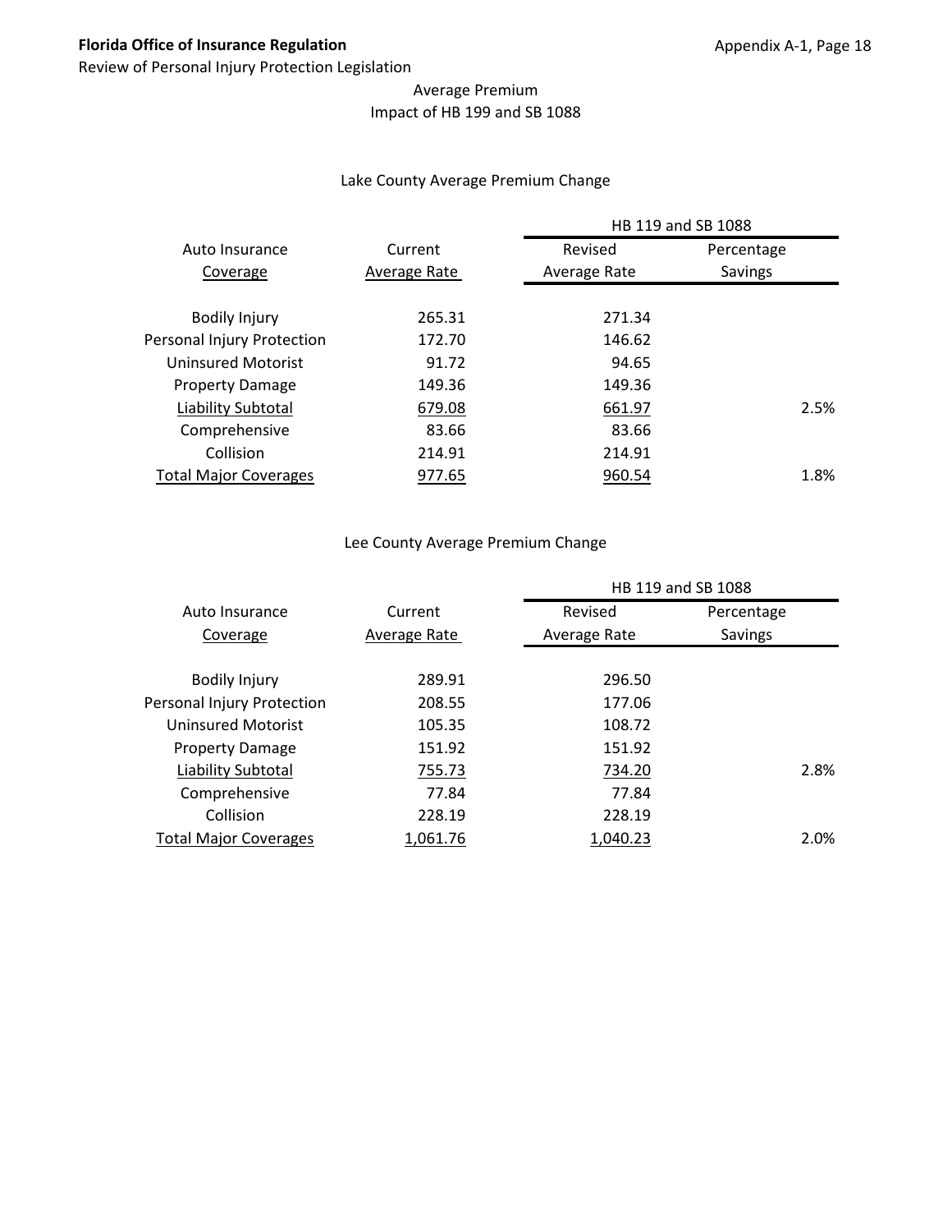Average Premium
Impact of HB 199 and SB 1088

Lake County Average Premium Change

| Auto Insurance Coverage | Current Average Rate | HB 119 and SB 1088 Revised Average Rate | HB 119 and SB 1088 Percentage Savings |
|---|---|---|---|
| Bodily Injury | 265.31 | 271.34 | |
| Personal Injury Protection | 172.70 | 146.62 | |
| Uninsured Motorist | 91.72 | 94.65 | |
| Property Damage | 149.36 | 149.36 | |
| Liability Subtotal | 679.08 | 661.97 | 2.5% |
| Comprehensive | 83.66 | 83.66 | |
| Collision | 214.91 | 214.91 | |
| Total Major Coverages | 977.65 | 960.54 | 1.8% |

Lee County Average Premium Change

| Auto Insurance Coverage | Current Average Rate | HB 119 and SB 1088 Revised Average Rate | HB 119 and SB 1088 Percentage Savings |
|---|---|---|---|
| Bodily Injury | 289.91 | 296.50 | |
| Personal Injury Protection | 208.55 | 177.06 | |
| Uninsured Motorist | 105.35 | 108.72 | |
| Property Damage | 151.92 | 151.92 | |
| Liability Subtotal | 755.73 | 734.20 | 2.8% |
| Comprehensive | 77.84 | 77.84 | |
| Collision | 228.19 | 228.19 | |
| Total Major Coverages | 1,061.76 | 1,040.23 | 2.0% |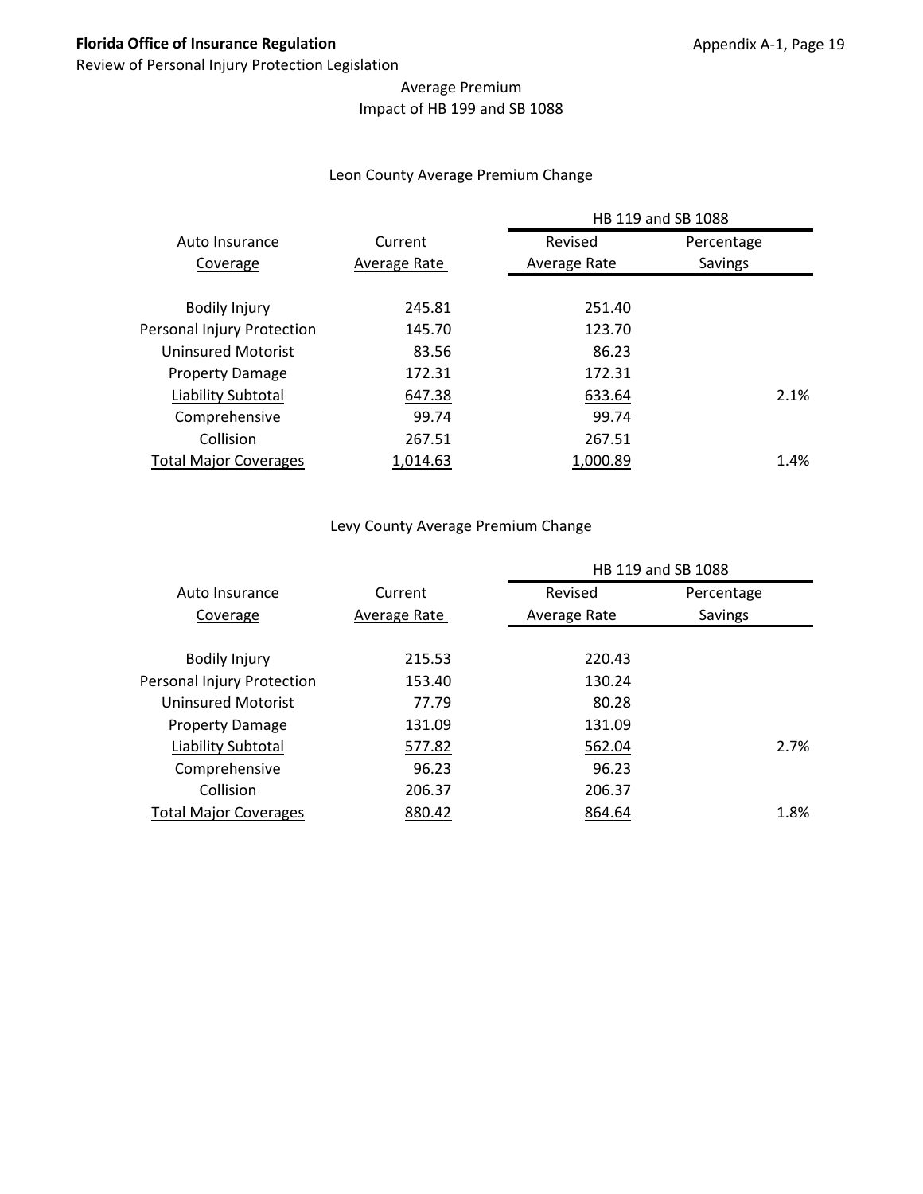Average Premium
Impact of HB 199 and SB 1088

Leon County Average Premium Change

| Auto Insurance Coverage | Current Average Rate | HB 119 and SB 1088 | |
|---|---|---|---|
| | | Revised Average Rate | Percentage Savings |
| Bodily Injury | 245.81 | 251.40 | |
| Personal Injury Protection | 145.70 | 123.70 | |
| Uninsured Motorist | 83.56 | 86.23 | |
| Property Damage | 172.31 | 172.31 | |
| Liability Subtotal | 647.38 | 633.64 | 2.1% |
| Comprehensive | 99.74 | 99.74 | |
| Collision | 267.51 | 267.51 | |
| Total Major Coverages | 1,014.63 | 1,000.89 | 1.4% |

Levy County Average Premium Change

| Auto Insurance Coverage | Current Average Rate | HB 119 and SB 1088 | |
|---|---|---|---|
| | | Revised Average Rate | Percentage Savings |
| Bodily Injury | 215.53 | 220.43 | |
| Personal Injury Protection | 153.40 | 130.24 | |
| Uninsured Motorist | 77.79 | 80.28 | |
| Property Damage | 131.09 | 131.09 | |
| Liability Subtotal | 577.82 | 562.04 | 2.7% |
| Comprehensive | 96.23 | 96.23 | |
| Collision | 206.37 | 206.37 | |
| Total Major Coverages | 880.42 | 864.64 | 1.8% |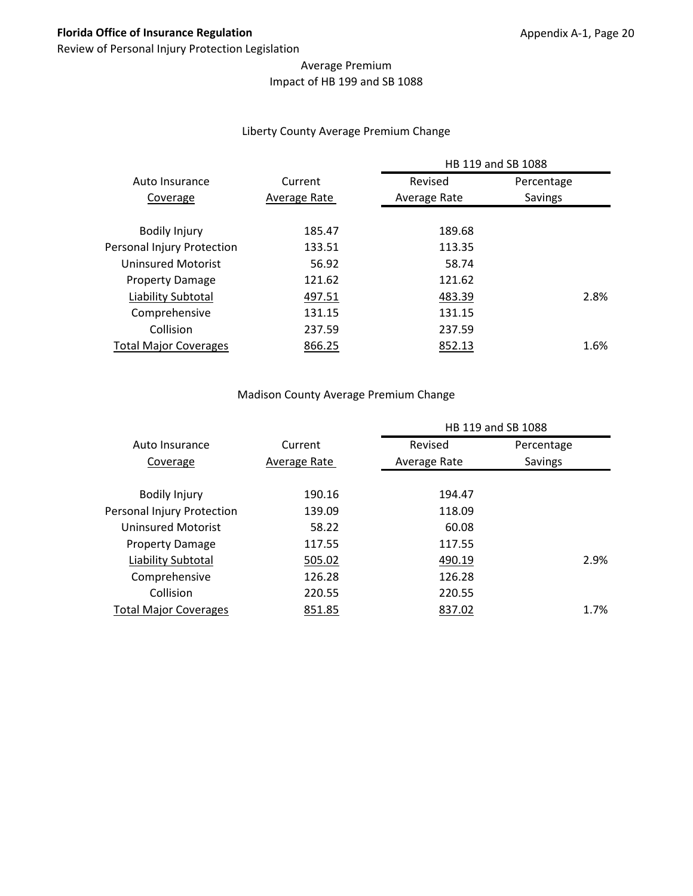Average Premium
Impact of HB 199 and SB 1088

Liberty County Average Premium Change

| Auto Insurance Coverage | Current Average Rate | HB 119 and SB 1088 Revised Average Rate | HB 119 and SB 1088 Percentage Savings |
|---|---|---|---|
| Bodily Injury | 185.47 | 189.68 | |
| Personal Injury Protection | 133.51 | 113.35 | |
| Uninsured Motorist | 56.92 | 58.74 | |
| Property Damage | 121.62 | 121.62 | |
| Liability Subtotal | 497.51 | 483.39 | 2.8% |
| Comprehensive | 131.15 | 131.15 | |
| Collision | 237.59 | 237.59 | |
| Total Major Coverages | 866.25 | 852.13 | 1.6% |

Madison County Average Premium Change

| Auto Insurance Coverage | Current Average Rate | HB 119 and SB 1088 Revised Average Rate | HB 119 and SB 1088 Percentage Savings |
|---|---|---|---|
| Bodily Injury | 190.16 | 194.47 | |
| Personal Injury Protection | 139.09 | 118.09 | |
| Uninsured Motorist | 58.22 | 60.08 | |
| Property Damage | 117.55 | 117.55 | |
| Liability Subtotal | 505.02 | 490.19 | 2.9% |
| Comprehensive | 126.28 | 126.28 | |
| Collision | 220.55 | 220.55 | |
| Total Major Coverages | 851.85 | 837.02 | 1.7% |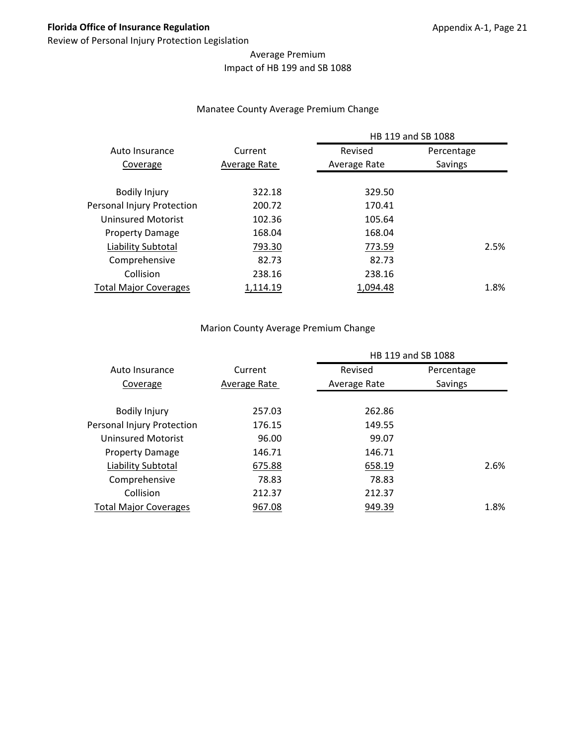Average Premium
Impact of HB 199 and SB 1088

## Manatee County Average Premium Change

| Auto Insurance Coverage | Current Average Rate | HB 119 and SB 1088 Revised Average Rate | Percentage Savings |
|---|---|---|---|
| Bodily Injury | 322.18 | 329.50 | |
| Personal Injury Protection | 200.72 | 170.41 | |
| Uninsured Motorist | 102.36 | 105.64 | |
| Property Damage | 168.04 | 168.04 | |
| Liability Subtotal | 793.30 | 773.59 | 2.5% |
| Comprehensive | 82.73 | 82.73 | |
| Collision | 238.16 | 238.16 | |
| Total Major Coverages | 1,114.19 | 1,094.48 | 1.8% |

## Marion County Average Premium Change

| Auto Insurance Coverage | Current Average Rate | HB 119 and SB 1088 Revised Average Rate | Percentage Savings |
|---|---|---|---|
| Bodily Injury | 257.03 | 262.86 | |
| Personal Injury Protection | 176.15 | 149.55 | |
| Uninsured Motorist | 96.00 | 99.07 | |
| Property Damage | 146.71 | 146.71 | |
| Liability Subtotal | 675.88 | 658.19 | 2.6% |
| Comprehensive | 78.83 | 78.83 | |
| Collision | 212.37 | 212.37 | |
| Total Major Coverages | 967.08 | 949.39 | 1.8% |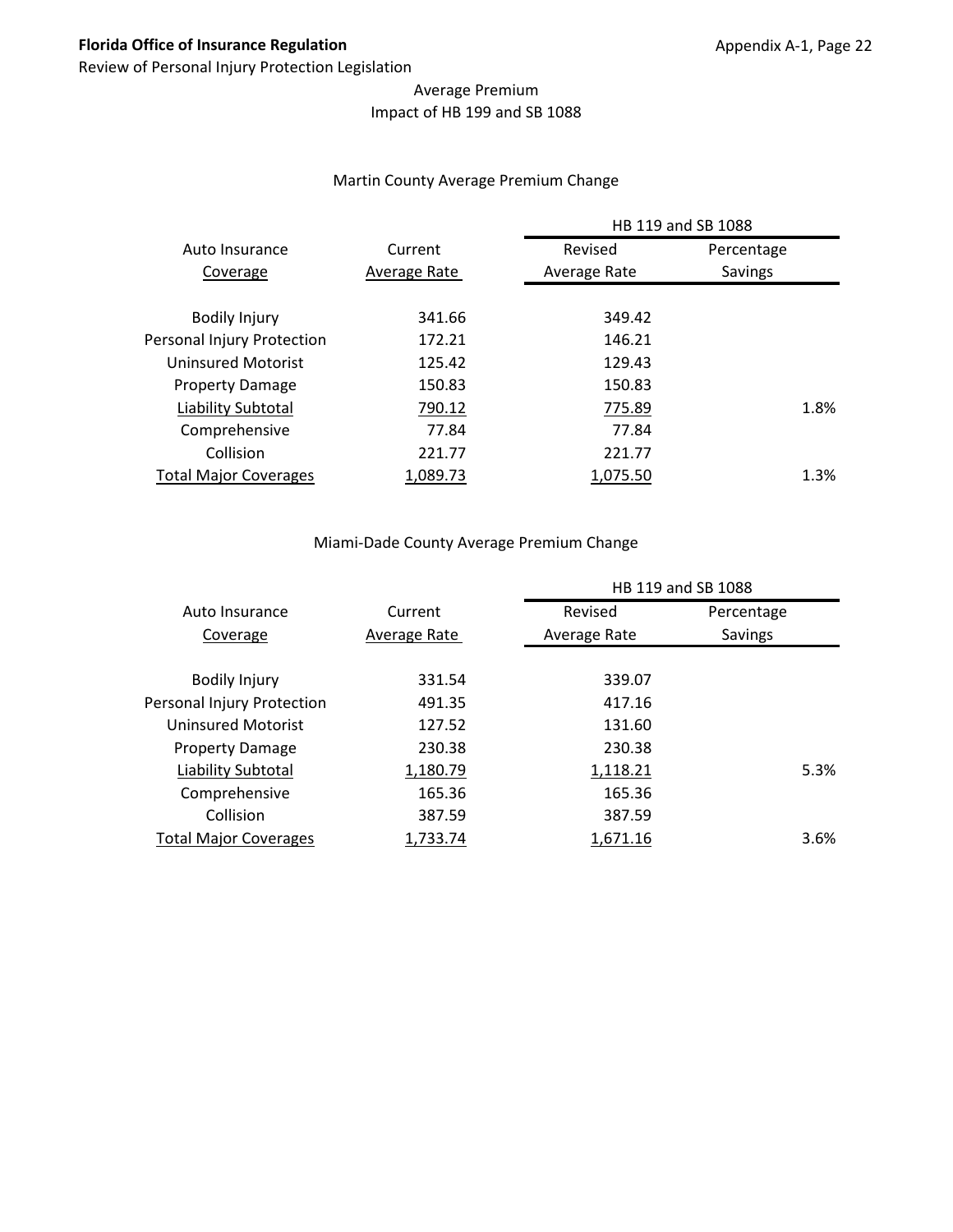Average Premium
Impact of HB 199 and SB 1088

Martin County Average Premium Change

| Auto Insurance Coverage | Current Average Rate | HB 119 and SB 1088 Revised Average Rate | HB 119 and SB 1088 Percentage Savings |
|---|---|---|---|
| Bodily Injury | 341.66 | 349.42 | |
| Personal Injury Protection | 172.21 | 146.21 | |
| Uninsured Motorist | 125.42 | 129.43 | |
| Property Damage | 150.83 | 150.83 | |
| Liability Subtotal | 790.12 | 775.89 | 1.8% |
| Comprehensive | 77.84 | 77.84 | |
| Collision | 221.77 | 221.77 | |
| Total Major Coverages | 1,089.73 | 1,075.50 | 1.3% |

Miami-Dade County Average Premium Change

| Auto Insurance Coverage | Current Average Rate | HB 119 and SB 1088 Revised Average Rate | HB 119 and SB 1088 Percentage Savings |
|---|---|---|---|
| Bodily Injury | 331.54 | 339.07 | |
| Personal Injury Protection | 491.35 | 417.16 | |
| Uninsured Motorist | 127.52 | 131.60 | |
| Property Damage | 230.38 | 230.38 | |
| Liability Subtotal | 1,180.79 | 1,118.21 | 5.3% |
| Comprehensive | 165.36 | 165.36 | |
| Collision | 387.59 | 387.59 | |
| Total Major Coverages | 1,733.74 | 1,671.16 | 3.6% |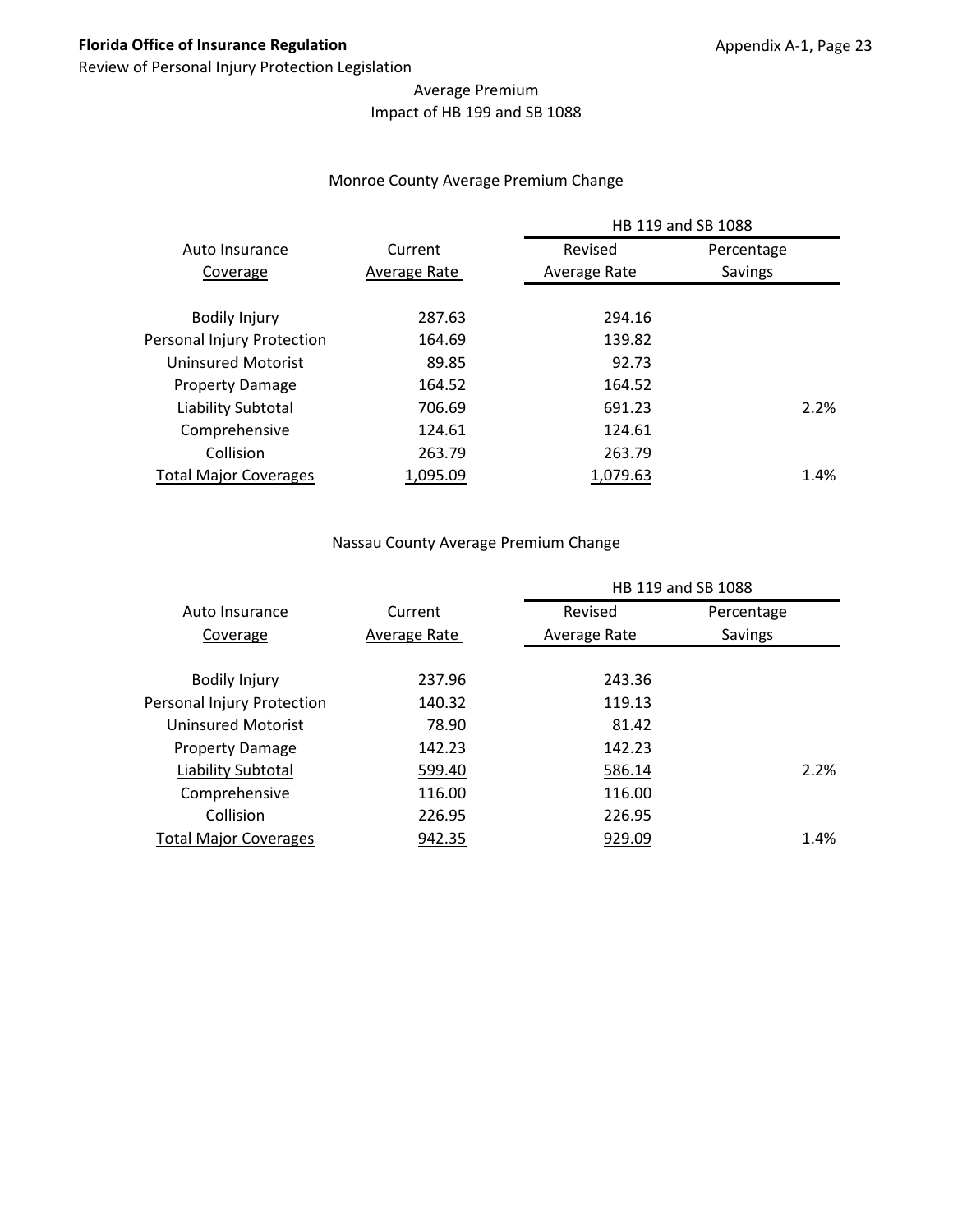Average Premium
Impact of HB 199 and SB 1088

Monroe County Average Premium Change

| Auto Insurance Coverage | Current Average Rate | HB 119 and SB 1088 Revised Average Rate | HB 119 and SB 1088 Percentage Savings |
|---|---|---|---|
| Bodily Injury | 287.63 | 294.16 | |
| Personal Injury Protection | 164.69 | 139.82 | |
| Uninsured Motorist | 89.85 | 92.73 | |
| Property Damage | 164.52 | 164.52 | |
| Liability Subtotal | 706.69 | 691.23 | 2.2% |
| Comprehensive | 124.61 | 124.61 | |
| Collision | 263.79 | 263.79 | |
| Total Major Coverages | 1,095.09 | 1,079.63 | 1.4% |

Nassau County Average Premium Change

| Auto Insurance Coverage | Current Average Rate | HB 119 and SB 1088 Revised Average Rate | HB 119 and SB 1088 Percentage Savings |
|---|---|---|---|
| Bodily Injury | 237.96 | 243.36 | |
| Personal Injury Protection | 140.32 | 119.13 | |
| Uninsured Motorist | 78.90 | 81.42 | |
| Property Damage | 142.23 | 142.23 | |
| Liability Subtotal | 599.40 | 586.14 | 2.2% |
| Comprehensive | 116.00 | 116.00 | |
| Collision | 226.95 | 226.95 | |
| Total Major Coverages | 942.35 | 929.09 | 1.4% |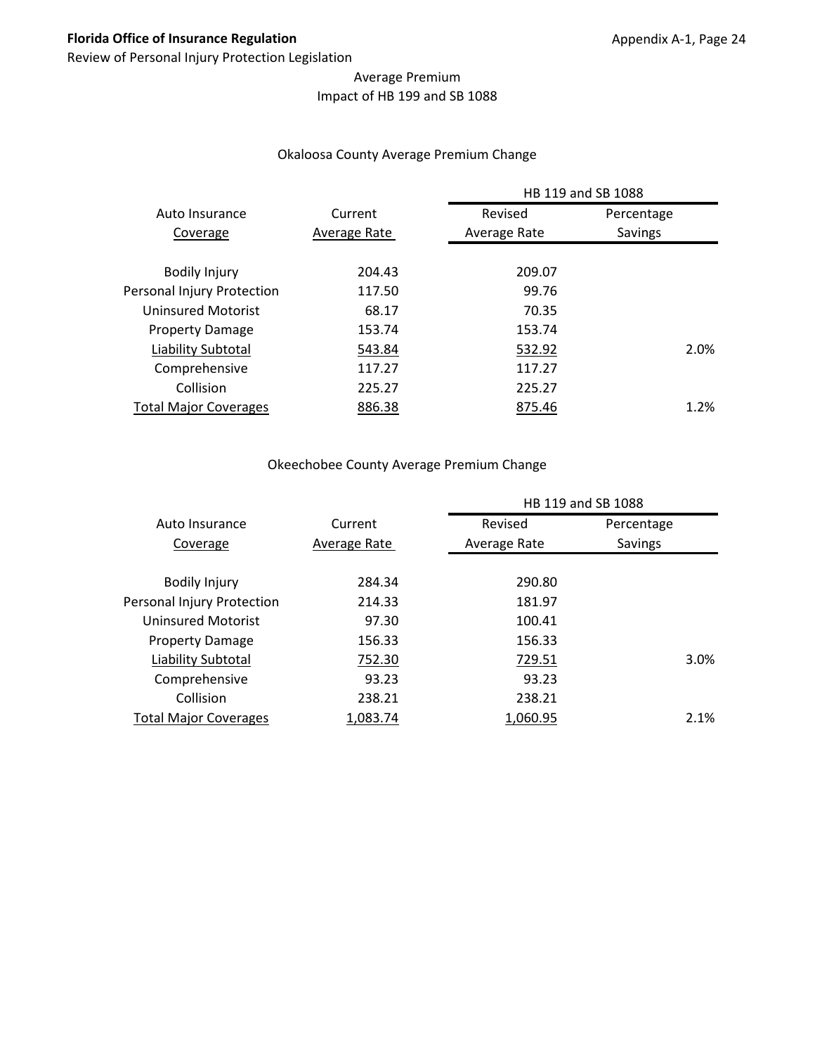Average Premium
Impact of HB 199 and SB 1088

## Okaloosa County Average Premium Change

| Auto Insurance Coverage | Current Average Rate | HB 119 and SB 1088 Revised Average Rate | HB 119 and SB 1088 Percentage Savings |
|---|---|---|---|
| Bodily Injury | 204.43 | 209.07 | |
| Personal Injury Protection | 117.50 | 99.76 | |
| Uninsured Motorist | 68.17 | 70.35 | |
| Property Damage | 153.74 | 153.74 | |
| Liability Subtotal | 543.84 | 532.92 | 2.0% |
| Comprehensive | 117.27 | 117.27 | |
| Collision | 225.27 | 225.27 | |
| Total Major Coverages | 886.38 | 875.46 | 1.2% |

## Okeechobee County Average Premium Change

| Auto Insurance Coverage | Current Average Rate | HB 119 and SB 1088 Revised Average Rate | HB 119 and SB 1088 Percentage Savings |
|---|---|---|---|
| Bodily Injury | 284.34 | 290.80 | |
| Personal Injury Protection | 214.33 | 181.97 | |
| Uninsured Motorist | 97.30 | 100.41 | |
| Property Damage | 156.33 | 156.33 | |
| Liability Subtotal | 752.30 | 729.51 | 3.0% |
| Comprehensive | 93.23 | 93.23 | |
| Collision | 238.21 | 238.21 | |
| Total Major Coverages | 1,083.74 | 1,060.95 | 2.1% |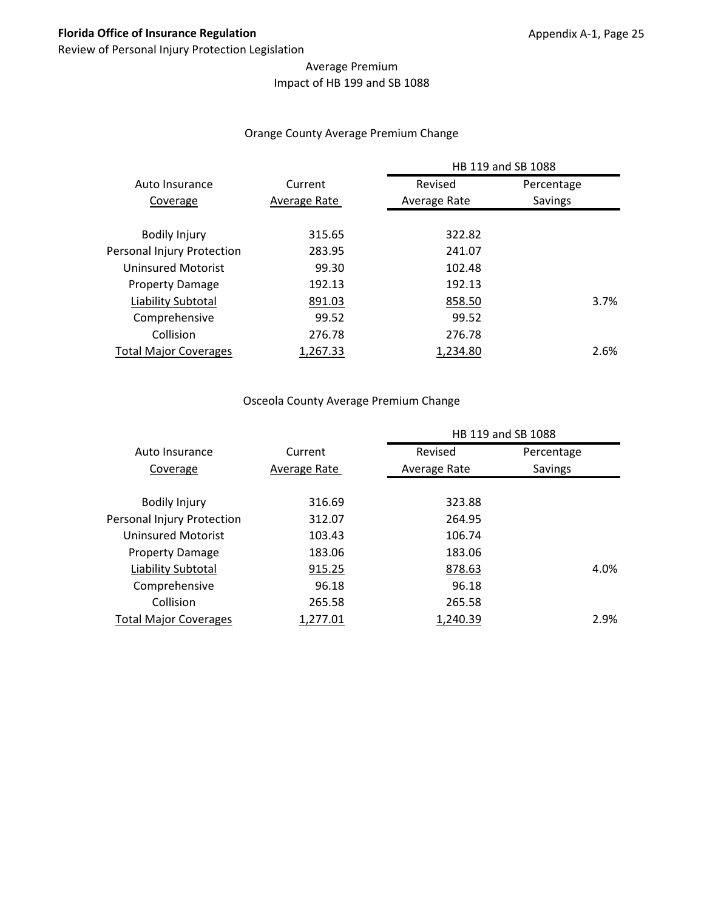Average Premium
Impact of HB 199 and SB 1088

Orange County Average Premium Change

| Auto Insurance Coverage | Current Average Rate | HB 119 and SB 1088 Revised Average Rate | HB 119 and SB 1088 Percentage Savings |
|---|---|---|---|
| Bodily Injury | 315.65 | 322.82 | |
| Personal Injury Protection | 283.95 | 241.07 | |
| Uninsured Motorist | 99.30 | 102.48 | |
| Property Damage | 192.13 | 192.13 | |
| Liability Subtotal | 891.03 | 858.50 | 3.7% |
| Comprehensive | 99.52 | 99.52 | |
| Collision | 276.78 | 276.78 | |
| Total Major Coverages | 1,267.33 | 1,234.80 | 2.6% |

Osceola County Average Premium Change

| Auto Insurance Coverage | Current Average Rate | HB 119 and SB 1088 Revised Average Rate | HB 119 and SB 1088 Percentage Savings |
|---|---|---|---|
| Bodily Injury | 316.69 | 323.88 | |
| Personal Injury Protection | 312.07 | 264.95 | |
| Uninsured Motorist | 103.43 | 106.74 | |
| Property Damage | 183.06 | 183.06 | |
| Liability Subtotal | 915.25 | 878.63 | 4.0% |
| Comprehensive | 96.18 | 96.18 | |
| Collision | 265.58 | 265.58 | |
| Total Major Coverages | 1,277.01 | 1,240.39 | 2.9% |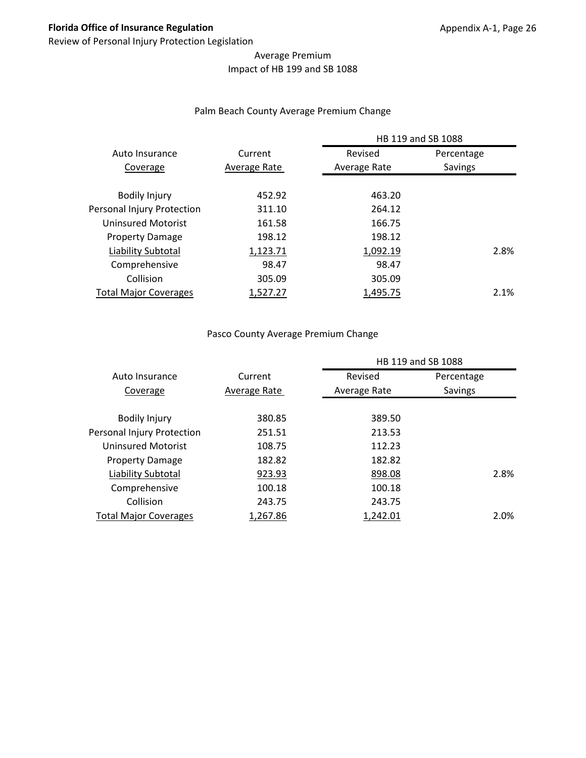Average Premium
Impact of HB 199 and SB 1088

Palm Beach County Average Premium Change

| Auto Insurance Coverage | Current Average Rate | HB 119 and SB 1088 Revised Average Rate | HB 119 and SB 1088 Percentage Savings |
|---|---|---|---|
| Bodily Injury | 452.92 | 463.20 | |
| Personal Injury Protection | 311.10 | 264.12 | |
| Uninsured Motorist | 161.58 | 166.75 | |
| Property Damage | 198.12 | 198.12 | |
| Liability Subtotal | 1,123.71 | 1,092.19 | 2.8% |
| Comprehensive | 98.47 | 98.47 | |
| Collision | 305.09 | 305.09 | |
| Total Major Coverages | 1,527.27 | 1,495.75 | 2.1% |

Pasco County Average Premium Change

| Auto Insurance Coverage | Current Average Rate | HB 119 and SB 1088 Revised Average Rate | HB 119 and SB 1088 Percentage Savings |
|---|---|---|---|
| Bodily Injury | 380.85 | 389.50 | |
| Personal Injury Protection | 251.51 | 213.53 | |
| Uninsured Motorist | 108.75 | 112.23 | |
| Property Damage | 182.82 | 182.82 | |
| Liability Subtotal | 923.93 | 898.08 | 2.8% |
| Comprehensive | 100.18 | 100.18 | |
| Collision | 243.75 | 243.75 | |
| Total Major Coverages | 1,267.86 | 1,242.01 | 2.0% |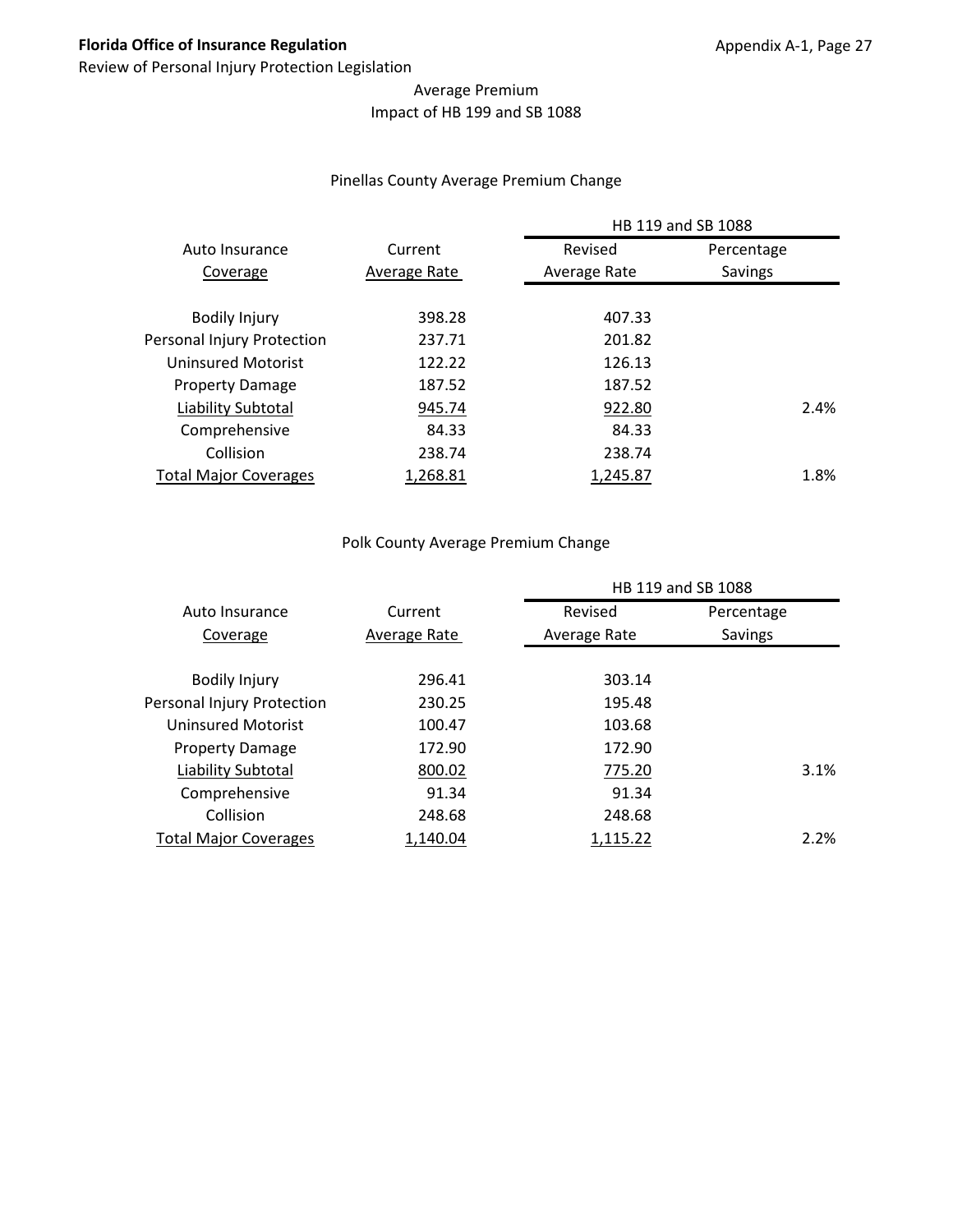Average Premium
Impact of HB 199 and SB 1088

### Pinellas County Average Premium Change

| Auto Insurance Coverage | Current Average Rate | HB 119 and SB 1088 Revised Average Rate | HB 119 and SB 1088 Percentage Savings |
|---|---|---|---|
| Bodily Injury | 398.28 | 407.33 | |
| Personal Injury Protection | 237.71 | 201.82 | |
| Uninsured Motorist | 122.22 | 126.13 | |
| Property Damage | 187.52 | 187.52 | |
| Liability Subtotal | 945.74 | 922.80 | 2.4% |
| Comprehensive | 84.33 | 84.33 | |
| Collision | 238.74 | 238.74 | |
| Total Major Coverages | 1,268.81 | 1,245.87 | 1.8% |

### Polk County Average Premium Change

| Auto Insurance Coverage | Current Average Rate | HB 119 and SB 1088 Revised Average Rate | HB 119 and SB 1088 Percentage Savings |
|---|---|---|---|
| Bodily Injury | 296.41 | 303.14 | |
| Personal Injury Protection | 230.25 | 195.48 | |
| Uninsured Motorist | 100.47 | 103.68 | |
| Property Damage | 172.90 | 172.90 | |
| Liability Subtotal | 800.02 | 775.20 | 3.1% |
| Comprehensive | 91.34 | 91.34 | |
| Collision | 248.68 | 248.68 | |
| Total Major Coverages | 1,140.04 | 1,115.22 | 2.2% |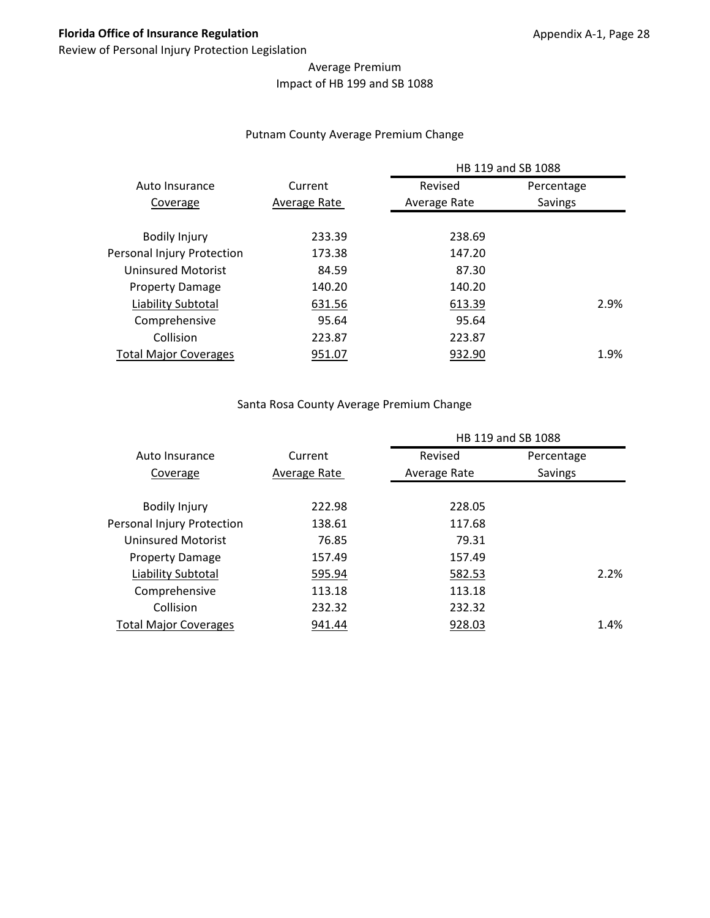Average Premium
Impact of HB 199 and SB 1088

Putnam County Average Premium Change

| Auto Insurance Coverage | Current Average Rate | HB 119 and SB 1088 Revised Average Rate | HB 119 and SB 1088 Percentage Savings |
|---|---|---|---|
| Bodily Injury | 233.39 | 238.69 | |
| Personal Injury Protection | 173.38 | 147.20 | |
| Uninsured Motorist | 84.59 | 87.30 | |
| Property Damage | 140.20 | 140.20 | |
| Liability Subtotal | 631.56 | 613.39 | 2.9% |
| Comprehensive | 95.64 | 95.64 | |
| Collision | 223.87 | 223.87 | |
| Total Major Coverages | 951.07 | 932.90 | 1.9% |

Santa Rosa County Average Premium Change

| Auto Insurance Coverage | Current Average Rate | HB 119 and SB 1088 Revised Average Rate | HB 119 and SB 1088 Percentage Savings |
|---|---|---|---|
| Bodily Injury | 222.98 | 228.05 | |
| Personal Injury Protection | 138.61 | 117.68 | |
| Uninsured Motorist | 76.85 | 79.31 | |
| Property Damage | 157.49 | 157.49 | |
| Liability Subtotal | 595.94 | 582.53 | 2.2% |
| Comprehensive | 113.18 | 113.18 | |
| Collision | 232.32 | 232.32 | |
| Total Major Coverages | 941.44 | 928.03 | 1.4% |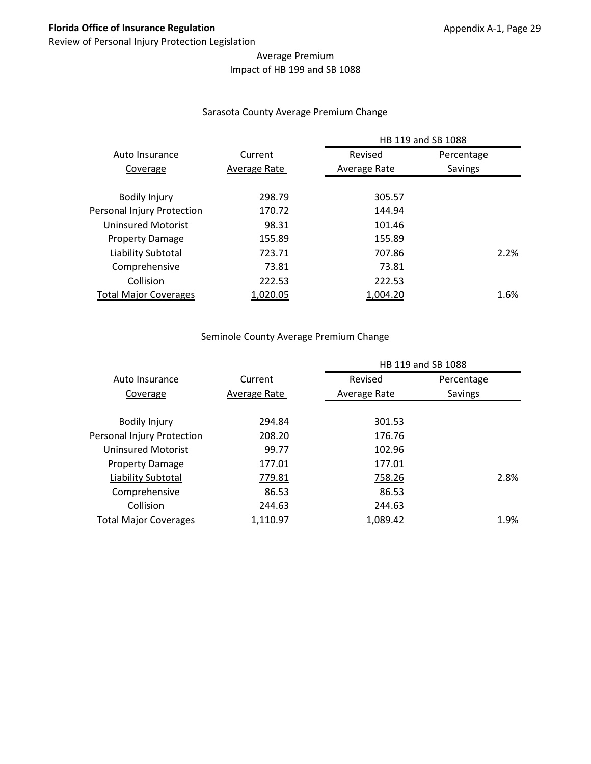Average Premium
Impact of HB 199 and SB 1088

Sarasota County Average Premium Change

| Auto Insurance Coverage | Current Average Rate | HB 119 and SB 1088 Revised Average Rate | Percentage Savings |
|---|---|---|---|
| Bodily Injury | 298.79 | 305.57 | |
| Personal Injury Protection | 170.72 | 144.94 | |
| Uninsured Motorist | 98.31 | 101.46 | |
| Property Damage | 155.89 | 155.89 | |
| Liability Subtotal | 723.71 | 707.86 | 2.2% |
| Comprehensive | 73.81 | 73.81 | |
| Collision | 222.53 | 222.53 | |
| Total Major Coverages | 1,020.05 | 1,004.20 | 1.6% |

Seminole County Average Premium Change

| Auto Insurance Coverage | Current Average Rate | HB 119 and SB 1088 Revised Average Rate | Percentage Savings |
|---|---|---|---|
| Bodily Injury | 294.84 | 301.53 | |
| Personal Injury Protection | 208.20 | 176.76 | |
| Uninsured Motorist | 99.77 | 102.96 | |
| Property Damage | 177.01 | 177.01 | |
| Liability Subtotal | 779.81 | 758.26 | 2.8% |
| Comprehensive | 86.53 | 86.53 | |
| Collision | 244.63 | 244.63 | |
| Total Major Coverages | 1,110.97 | 1,089.42 | 1.9% |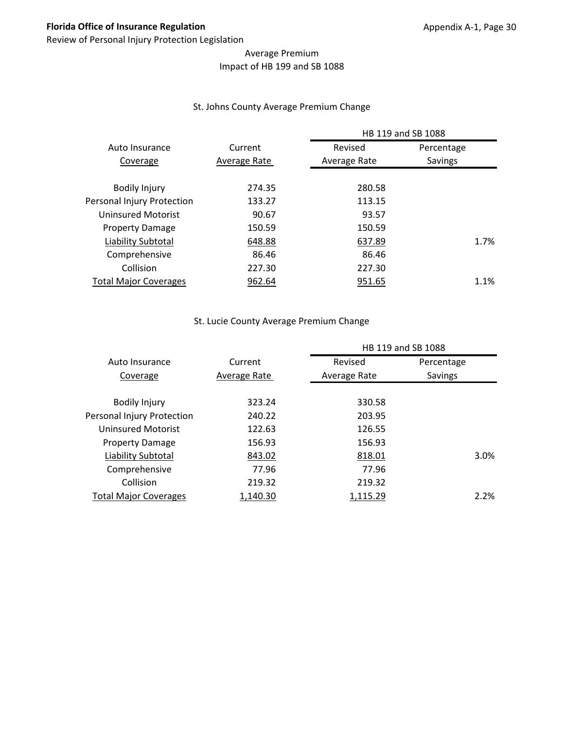Average Premium
Impact of HB 199 and SB 1088

St. Johns County Average Premium Change

| Auto Insurance Coverage | Current Average Rate | HB 119 and SB 1088 Revised Average Rate | HB 119 and SB 1088 Percentage Savings |
|---|---|---|---|
| Bodily Injury | 274.35 | 280.58 | |
| Personal Injury Protection | 133.27 | 113.15 | |
| Uninsured Motorist | 90.67 | 93.57 | |
| Property Damage | 150.59 | 150.59 | |
| Liability Subtotal | 648.88 | 637.89 | 1.7% |
| Comprehensive | 86.46 | 86.46 | |
| Collision | 227.30 | 227.30 | |
| Total Major Coverages | 962.64 | 951.65 | 1.1% |

St. Lucie County Average Premium Change

| Auto Insurance Coverage | Current Average Rate | HB 119 and SB 1088 Revised Average Rate | HB 119 and SB 1088 Percentage Savings |
|---|---|---|---|
| Bodily Injury | 323.24 | 330.58 | |
| Personal Injury Protection | 240.22 | 203.95 | |
| Uninsured Motorist | 122.63 | 126.55 | |
| Property Damage | 156.93 | 156.93 | |
| Liability Subtotal | 843.02 | 818.01 | 3.0% |
| Comprehensive | 77.96 | 77.96 | |
| Collision | 219.32 | 219.32 | |
| Total Major Coverages | 1,140.30 | 1,115.29 | 2.2% |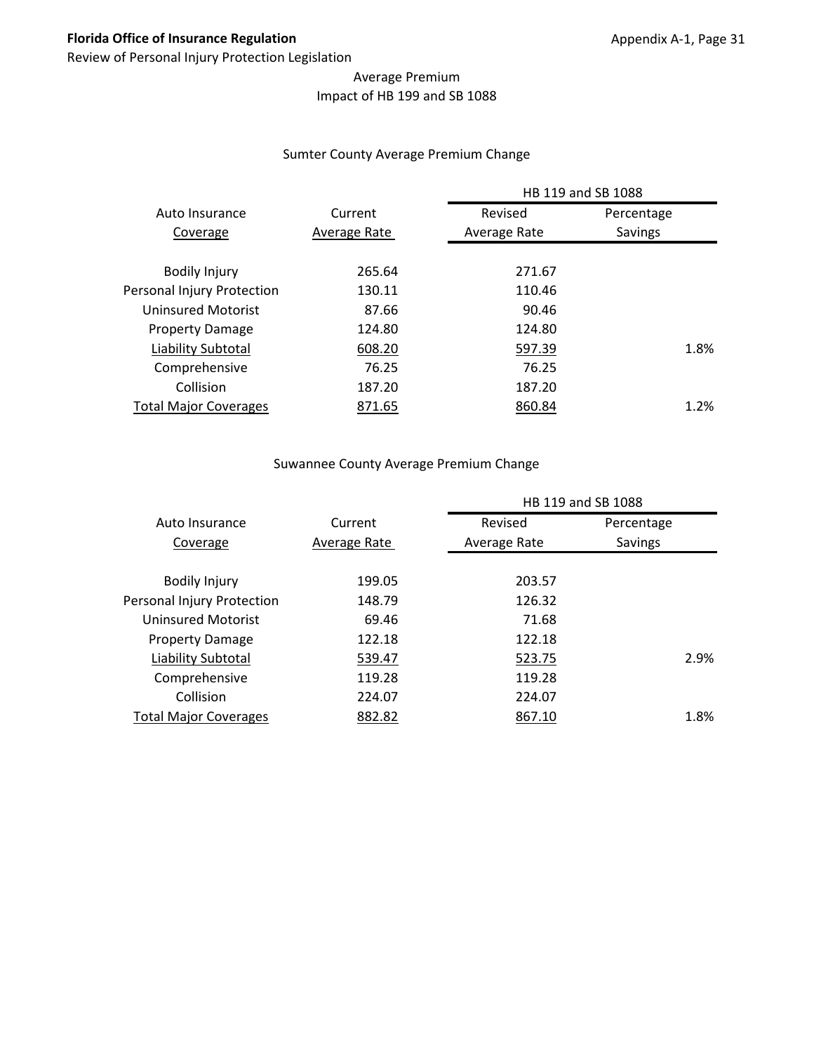## Average Premium
## Impact of HB 199 and SB 1088

### Sumter County Average Premium Change

| Auto Insurance Coverage | Current Average Rate | HB 119 and SB 1088 Revised Average Rate | HB 119 and SB 1088 Percentage Savings |
|---|---|---|---|
| Bodily Injury | 265.64 | 271.67 | |
| Personal Injury Protection | 130.11 | 110.46 | |
| Uninsured Motorist | 87.66 | 90.46 | |
| Property Damage | 124.80 | 124.80 | |
| Liability Subtotal | 608.20 | 597.39 | 1.8% |
| Comprehensive | 76.25 | 76.25 | |
| Collision | 187.20 | 187.20 | |
| Total Major Coverages | 871.65 | 860.84 | 1.2% |

### Suwannee County Average Premium Change

| Auto Insurance Coverage | Current Average Rate | HB 119 and SB 1088 Revised Average Rate | HB 119 and SB 1088 Percentage Savings |
|---|---|---|---|
| Bodily Injury | 199.05 | 203.57 | |
| Personal Injury Protection | 148.79 | 126.32 | |
| Uninsured Motorist | 69.46 | 71.68 | |
| Property Damage | 122.18 | 122.18 | |
| Liability Subtotal | 539.47 | 523.75 | 2.9% |
| Comprehensive | 119.28 | 119.28 | |
| Collision | 224.07 | 224.07 | |
| Total Major Coverages | 882.82 | 867.10 | 1.8% |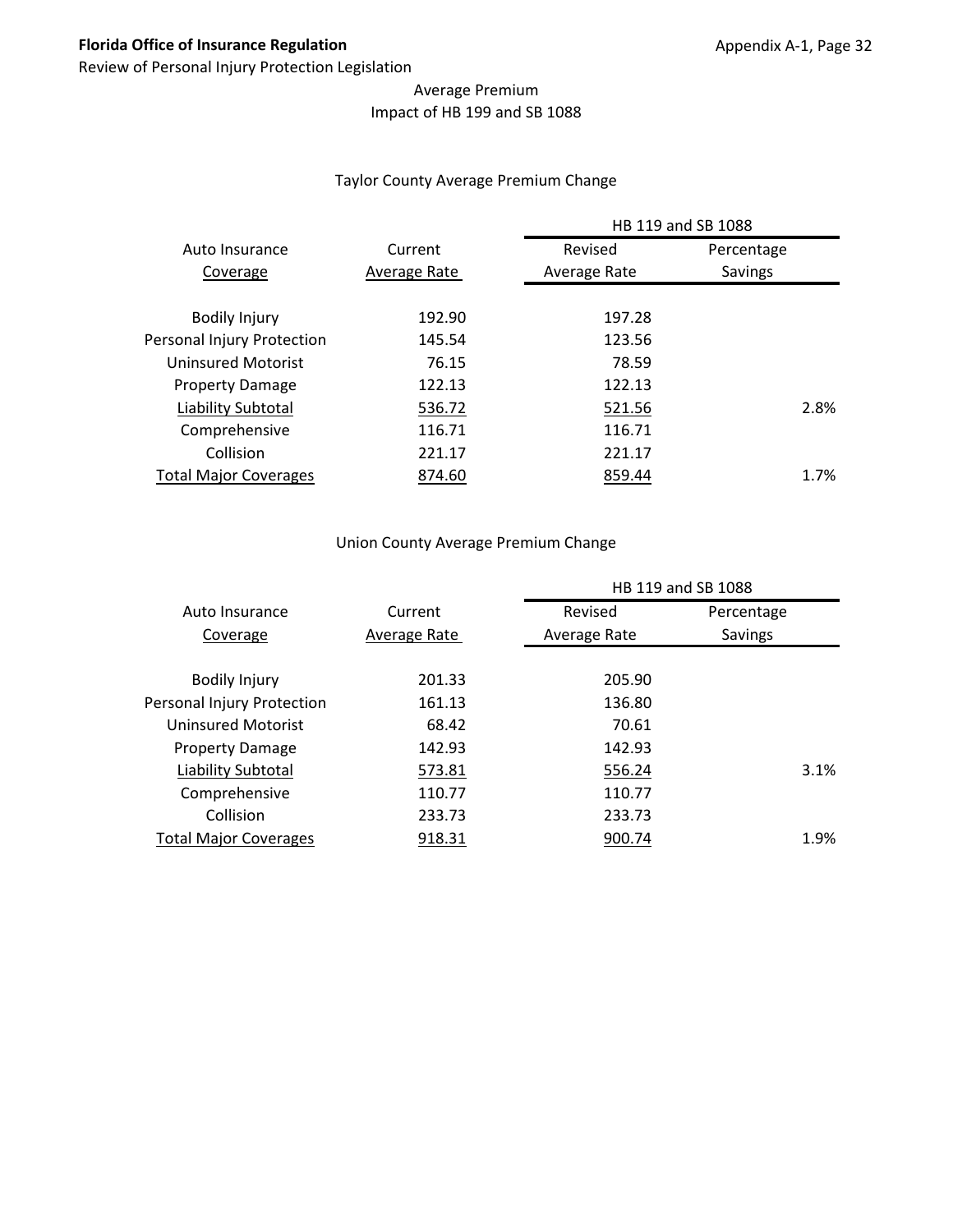Average Premium
Impact of HB 199 and SB 1088

Taylor County Average Premium Change

| Auto Insurance Coverage | Current Average Rate | HB 119 and SB 1088 Revised Average Rate | HB 119 and SB 1088 Percentage Savings |
|---|---|---|---|
| Bodily Injury | 192.90 | 197.28 | |
| Personal Injury Protection | 145.54 | 123.56 | |
| Uninsured Motorist | 76.15 | 78.59 | |
| Property Damage | 122.13 | 122.13 | |
| Liability Subtotal | 536.72 | 521.56 | 2.8% |
| Comprehensive | 116.71 | 116.71 | |
| Collision | 221.17 | 221.17 | |
| Total Major Coverages | 874.60 | 859.44 | 1.7% |

Union County Average Premium Change

| Auto Insurance Coverage | Current Average Rate | HB 119 and SB 1088 Revised Average Rate | HB 119 and SB 1088 Percentage Savings |
|---|---|---|---|
| Bodily Injury | 201.33 | 205.90 | |
| Personal Injury Protection | 161.13 | 136.80 | |
| Uninsured Motorist | 68.42 | 70.61 | |
| Property Damage | 142.93 | 142.93 | |
| Liability Subtotal | 573.81 | 556.24 | 3.1% |
| Comprehensive | 110.77 | 110.77 | |
| Collision | 233.73 | 233.73 | |
| Total Major Coverages | 918.31 | 900.74 | 1.9% |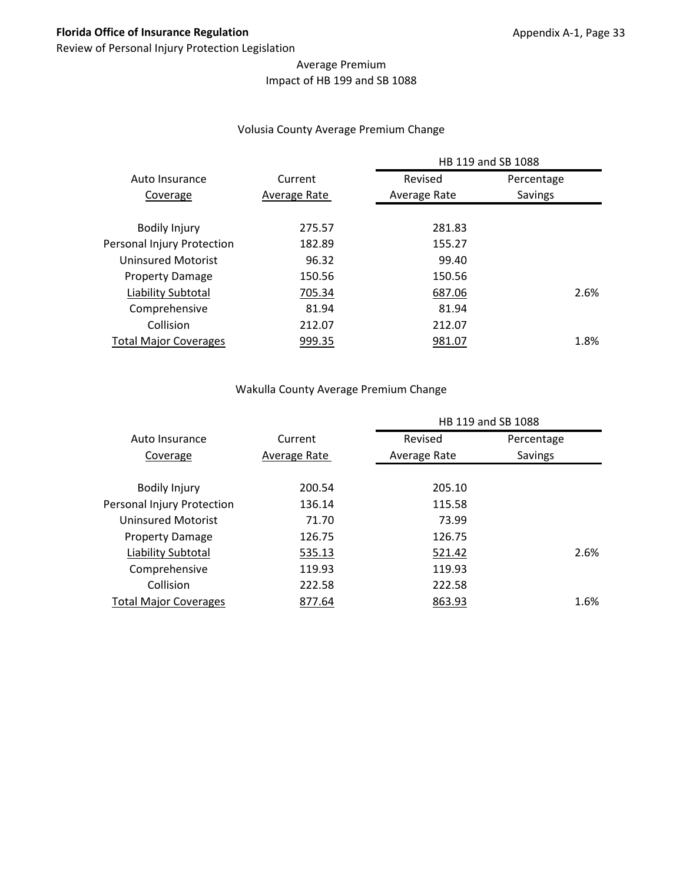## Average Premium
## Impact of HB 199 and SB 1088

### Volusia County Average Premium Change

| Auto Insurance Coverage | Current Average Rate | HB 119 and SB 1088 Revised Average Rate | HB 119 and SB 1088 Percentage Savings |
|---|---|---|---|
| Bodily Injury | 275.57 | 281.83 | |
| Personal Injury Protection | 182.89 | 155.27 | |
| Uninsured Motorist | 96.32 | 99.40 | |
| Property Damage | 150.56 | 150.56 | |
| Liability Subtotal | 705.34 | 687.06 | 2.6% |
| Comprehensive | 81.94 | 81.94 | |
| Collision | 212.07 | 212.07 | |
| Total Major Coverages | 999.35 | 981.07 | 1.8% |

### Wakulla County Average Premium Change

| Auto Insurance Coverage | Current Average Rate | HB 119 and SB 1088 Revised Average Rate | HB 119 and SB 1088 Percentage Savings |
|---|---|---|---|
| Bodily Injury | 200.54 | 205.10 | |
| Personal Injury Protection | 136.14 | 115.58 | |
| Uninsured Motorist | 71.70 | 73.99 | |
| Property Damage | 126.75 | 126.75 | |
| Liability Subtotal | 535.13 | 521.42 | 2.6% |
| Comprehensive | 119.93 | 119.93 | |
| Collision | 222.58 | 222.58 | |
| Total Major Coverages | 877.64 | 863.93 | 1.6% |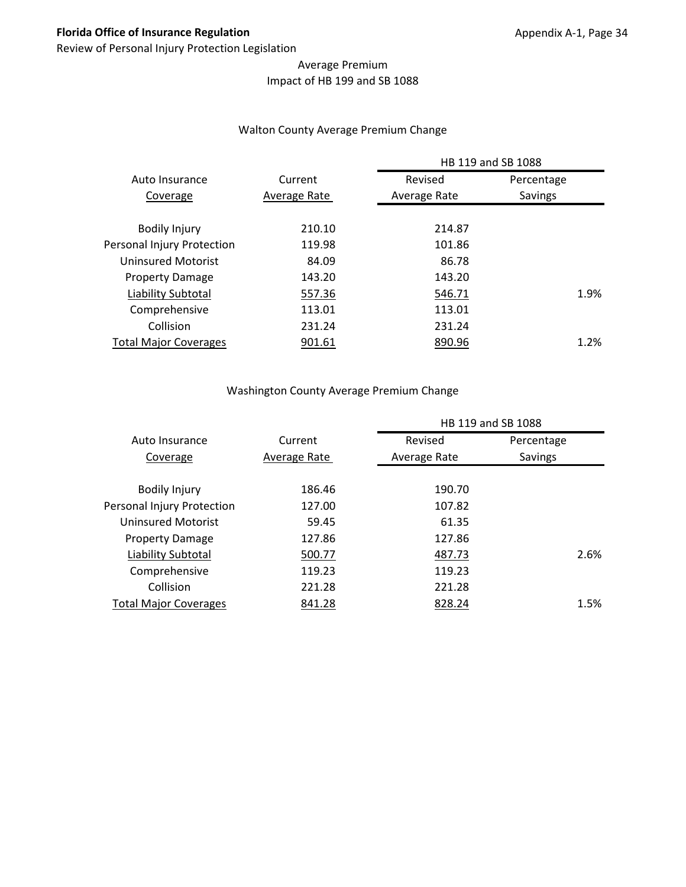Average Premium
Impact of HB 199 and SB 1088

Walton County Average Premium Change

| Auto Insurance Coverage | Current Average Rate | HB 119 and SB 1088 Revised Average Rate | HB 119 and SB 1088 Percentage Savings |
|---|---|---|---|
| Bodily Injury | 210.10 | 214.87 | |
| Personal Injury Protection | 119.98 | 101.86 | |
| Uninsured Motorist | 84.09 | 86.78 | |
| Property Damage | 143.20 | 143.20 | |
| Liability Subtotal | 557.36 | 546.71 | 1.9% |
| Comprehensive | 113.01 | 113.01 | |
| Collision | 231.24 | 231.24 | |
| Total Major Coverages | 901.61 | 890.96 | 1.2% |

Washington County Average Premium Change

| Auto Insurance Coverage | Current Average Rate | HB 119 and SB 1088 Revised Average Rate | HB 119 and SB 1088 Percentage Savings |
|---|---|---|---|
| Bodily Injury | 186.46 | 190.70 | |
| Personal Injury Protection | 127.00 | 107.82 | |
| Uninsured Motorist | 59.45 | 61.35 | |
| Property Damage | 127.86 | 127.86 | |
| Liability Subtotal | 500.77 | 487.73 | 2.6% |
| Comprehensive | 119.23 | 119.23 | |
| Collision | 221.28 | 221.28 | |
| Total Major Coverages | 841.28 | 828.24 | 1.5% |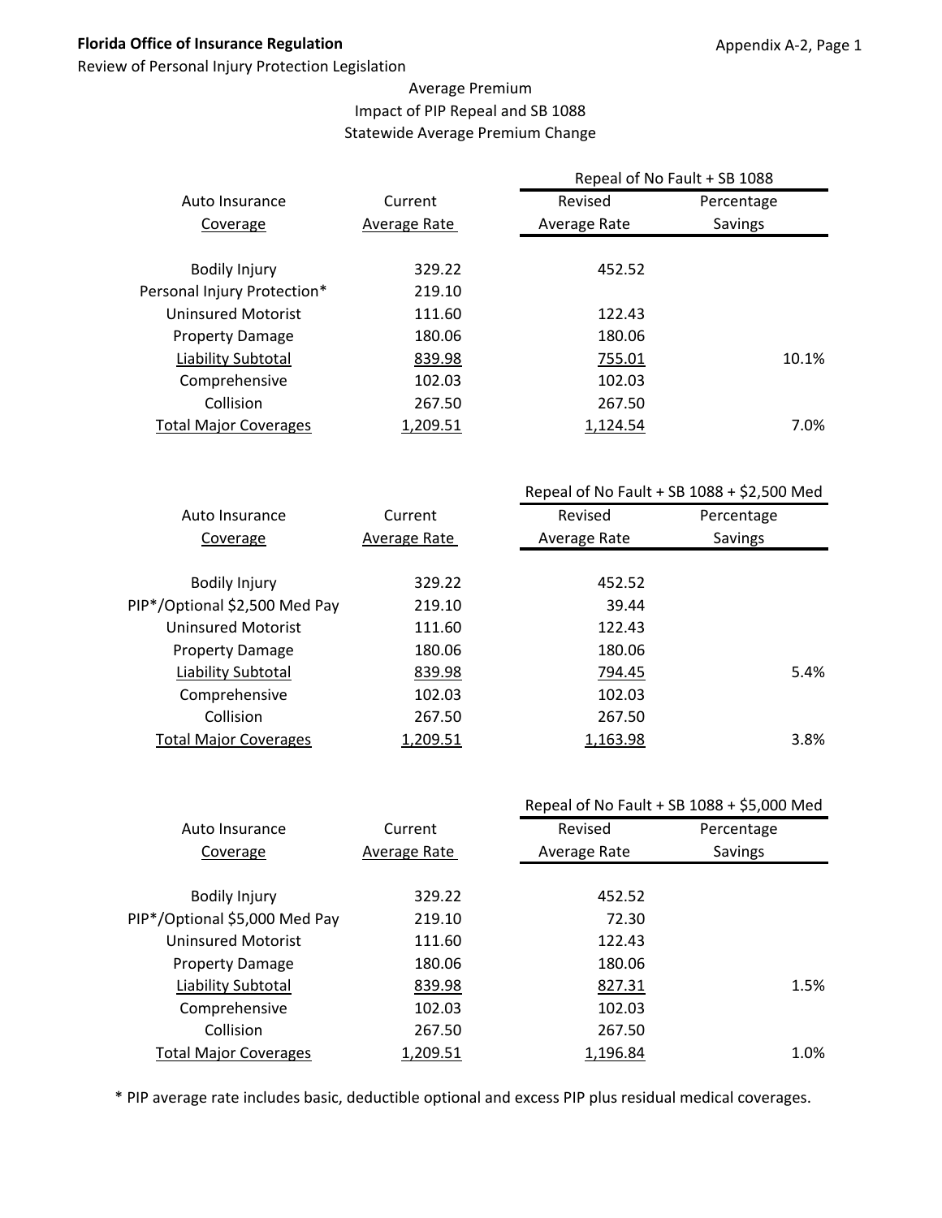**Florida Office of Insurance Regulation**

Review of Personal Injury Protection Legislation

Appendix A-2, Page 1

Average Premium
Impact of PIP Repeal and SB 1088
Statewide Average Premium Change

| Auto Insurance Coverage | Current Average Rate | Repeal of No Fault + SB 1088 Revised Average Rate | Repeal of No Fault + SB 1088 Percentage Savings |
|---|---|---|---|
| Bodily Injury | 329.22 | 452.52 | |
| Personal Injury Protection* | 219.10 | | |
| Uninsured Motorist | 111.60 | 122.43 | |
| Property Damage | 180.06 | 180.06 | |
| Liability Subtotal | 839.98 | 755.01 | 10.1% |
| Comprehensive | 102.03 | 102.03 | |
| Collision | 267.50 | 267.50 | |
| Total Major Coverages | 1,209.51 | 1,124.54 | 7.0% |

| Auto Insurance Coverage | Current Average Rate | Repeal of No Fault + SB 1088 + $2,500 Med Revised Average Rate | Repeal of No Fault + SB 1088 + $2,500 Med Percentage Savings |
|---|---|---|---|
| Bodily Injury | 329.22 | 452.52 | |
| PIP*/Optional $2,500 Med Pay | 219.10 | 39.44 | |
| Uninsured Motorist | 111.60 | 122.43 | |
| Property Damage | 180.06 | 180.06 | |
| Liability Subtotal | 839.98 | 794.45 | 5.4% |
| Comprehensive | 102.03 | 102.03 | |
| Collision | 267.50 | 267.50 | |
| Total Major Coverages | 1,209.51 | 1,163.98 | 3.8% |

| Auto Insurance Coverage | Current Average Rate | Repeal of No Fault + SB 1088 + $5,000 Med Revised Average Rate | Repeal of No Fault + SB 1088 + $5,000 Med Percentage Savings |
|---|---|---|---|
| Bodily Injury | 329.22 | 452.52 | |
| PIP*/Optional $5,000 Med Pay | 219.10 | 72.30 | |
| Uninsured Motorist | 111.60 | 122.43 | |
| Property Damage | 180.06 | 180.06 | |
| Liability Subtotal | 839.98 | 827.31 | 1.5% |
| Comprehensive | 102.03 | 102.03 | |
| Collision | 267.50 | 267.50 | |
| Total Major Coverages | 1,209.51 | 1,196.84 | 1.0% |

* PIP average rate includes basic, deductible optional and excess PIP plus residual medical coverages.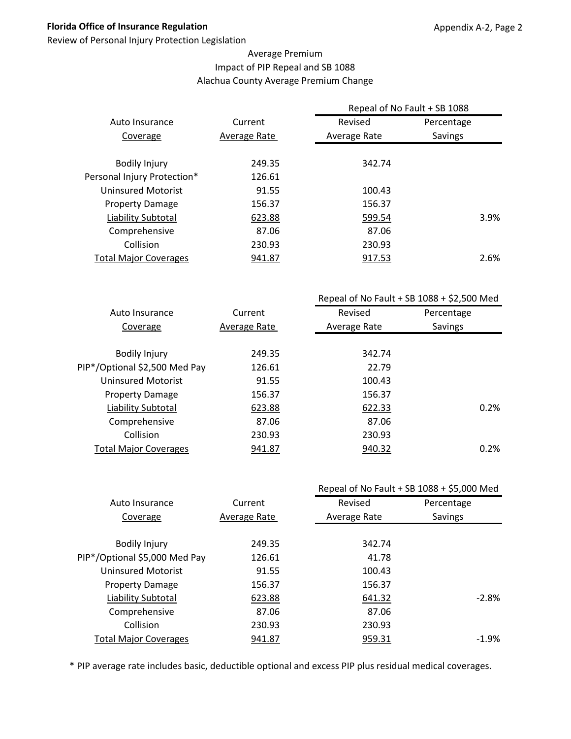**Florida Office of Insurance Regulation**

Review of Personal Injury Protection Legislation

Appendix A-2, Page 2

## Average Premium
## Impact of PIP Repeal and SB 1088
## Alachua County Average Premium Change

| Auto Insurance Coverage | Current Average Rate | Repeal of No Fault + SB 1088 Revised Average Rate | Percentage Savings |
|---|---|---|---|
| Bodily Injury | 249.35 | 342.74 | |
| Personal Injury Protection* | 126.61 | | |
| Uninsured Motorist | 91.55 | 100.43 | |
| Property Damage | 156.37 | 156.37 | |
| Liability Subtotal | 623.88 | 599.54 | 3.9% |
| Comprehensive | 87.06 | 87.06 | |
| Collision | 230.93 | 230.93 | |
| Total Major Coverages | 941.87 | 917.53 | 2.6% |

| Auto Insurance Coverage | Current Average Rate | Repeal of No Fault + SB 1088 + $2,500 Med Revised Average Rate | Percentage Savings |
|---|---|---|---|
| Bodily Injury | 249.35 | 342.74 | |
| PIP*/Optional $2,500 Med Pay | 126.61 | 22.79 | |
| Uninsured Motorist | 91.55 | 100.43 | |
| Property Damage | 156.37 | 156.37 | |
| Liability Subtotal | 623.88 | 622.33 | 0.2% |
| Comprehensive | 87.06 | 87.06 | |
| Collision | 230.93 | 230.93 | |
| Total Major Coverages | 941.87 | 940.32 | 0.2% |

| Auto Insurance Coverage | Current Average Rate | Repeal of No Fault + SB 1088 + $5,000 Med Revised Average Rate | Percentage Savings |
|---|---|---|---|
| Bodily Injury | 249.35 | 342.74 | |
| PIP*/Optional $5,000 Med Pay | 126.61 | 41.78 | |
| Uninsured Motorist | 91.55 | 100.43 | |
| Property Damage | 156.37 | 156.37 | |
| Liability Subtotal | 623.88 | 641.32 | -2.8% |
| Comprehensive | 87.06 | 87.06 | |
| Collision | 230.93 | 230.93 | |
| Total Major Coverages | 941.87 | 959.31 | -1.9% |

* PIP average rate includes basic, deductible optional and excess PIP plus residual medical coverages.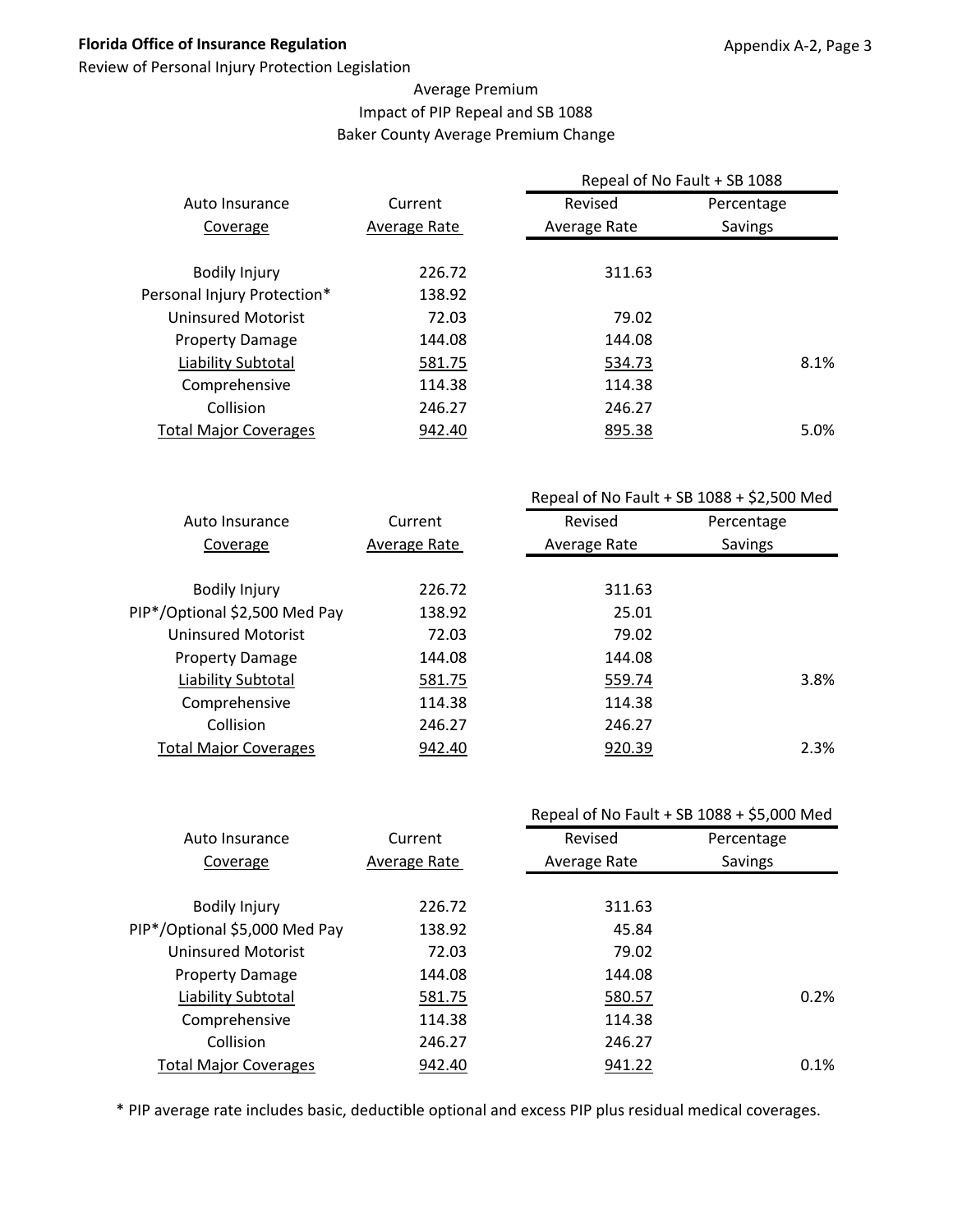Florida Office of Insurance Regulation

Review of Personal Injury Protection Legislation

Appendix A-2, Page 3

## Average Premium
## Impact of PIP Repeal and SB 1088
## Baker County Average Premium Change

| Auto Insurance Coverage | Current Average Rate | Repeal of No Fault + SB 1088 Revised Average Rate | Repeal of No Fault + SB 1088 Percentage Savings |
|---|---|---|---|
| Bodily Injury | 226.72 | 311.63 | |
| Personal Injury Protection* | 138.92 | | |
| Uninsured Motorist | 72.03 | 79.02 | |
| Property Damage | 144.08 | 144.08 | |
| Liability Subtotal | 581.75 | 534.73 | 8.1% |
| Comprehensive | 114.38 | 114.38 | |
| Collision | 246.27 | 246.27 | |
| Total Major Coverages | 942.40 | 895.38 | 5.0% |

| Auto Insurance Coverage | Current Average Rate | Repeal of No Fault + SB 1088 + $2,500 Med Revised Average Rate | Repeal of No Fault + SB 1088 + $2,500 Med Percentage Savings |
|---|---|---|---|
| Bodily Injury | 226.72 | 311.63 | |
| PIP*/Optional $2,500 Med Pay | 138.92 | 25.01 | |
| Uninsured Motorist | 72.03 | 79.02 | |
| Property Damage | 144.08 | 144.08 | |
| Liability Subtotal | 581.75 | 559.74 | 3.8% |
| Comprehensive | 114.38 | 114.38 | |
| Collision | 246.27 | 246.27 | |
| Total Major Coverages | 942.40 | 920.39 | 2.3% |

| Auto Insurance Coverage | Current Average Rate | Repeal of No Fault + SB 1088 + $5,000 Med Revised Average Rate | Repeal of No Fault + SB 1088 + $5,000 Med Percentage Savings |
|---|---|---|---|
| Bodily Injury | 226.72 | 311.63 | |
| PIP*/Optional $5,000 Med Pay | 138.92 | 45.84 | |
| Uninsured Motorist | 72.03 | 79.02 | |
| Property Damage | 144.08 | 144.08 | |
| Liability Subtotal | 581.75 | 580.57 | 0.2% |
| Comprehensive | 114.38 | 114.38 | |
| Collision | 246.27 | 246.27 | |
| Total Major Coverages | 942.40 | 941.22 | 0.1% |

* PIP average rate includes basic, deductible optional and excess PIP plus residual medical coverages.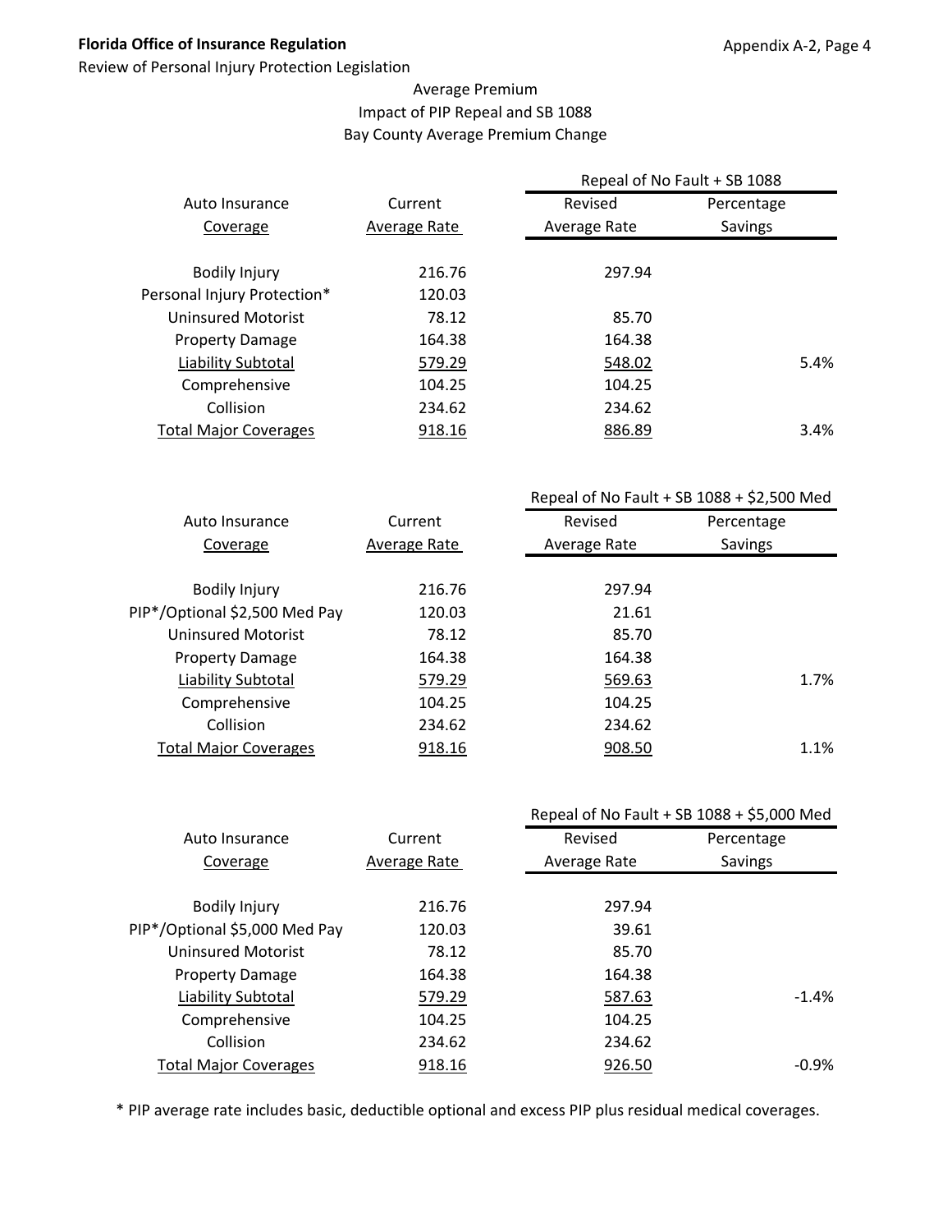Average Premium
Impact of PIP Repeal and SB 1088
Bay County Average Premium Change

| Auto Insurance Coverage | Current Average Rate | Repeal of No Fault + SB 1088 | |
|---|---|---|---|
| | | Revised Average Rate | Percentage Savings |
| Bodily Injury | 216.76 | 297.94 | |
| Personal Injury Protection* | 120.03 | | |
| Uninsured Motorist | 78.12 | 85.70 | |
| Property Damage | 164.38 | 164.38 | |
| Liability Subtotal | 579.29 | 548.02 | 5.4% |
| Comprehensive | 104.25 | 104.25 | |
| Collision | 234.62 | 234.62 | |
| Total Major Coverages | 918.16 | 886.89 | 3.4% |

| Auto Insurance Coverage | Current Average Rate | Repeal of No Fault + SB 1088 + $2,500 Med | |
|---|---|---|---|
| | | Revised Average Rate | Percentage Savings |
| Bodily Injury | 216.76 | 297.94 | |
| PIP*/Optional $2,500 Med Pay | 120.03 | 21.61 | |
| Uninsured Motorist | 78.12 | 85.70 | |
| Property Damage | 164.38 | 164.38 | |
| Liability Subtotal | 579.29 | 569.63 | 1.7% |
| Comprehensive | 104.25 | 104.25 | |
| Collision | 234.62 | 234.62 | |
| Total Major Coverages | 918.16 | 908.50 | 1.1% |

| Auto Insurance Coverage | Current Average Rate | Repeal of No Fault + SB 1088 + $5,000 Med | |
|---|---|---|---|
| | | Revised Average Rate | Percentage Savings |
| Bodily Injury | 216.76 | 297.94 | |
| PIP*/Optional $5,000 Med Pay | 120.03 | 39.61 | |
| Uninsured Motorist | 78.12 | 85.70 | |
| Property Damage | 164.38 | 164.38 | |
| Liability Subtotal | 579.29 | 587.63 | -1.4% |
| Comprehensive | 104.25 | 104.25 | |
| Collision | 234.62 | 234.62 | |
| Total Major Coverages | 918.16 | 926.50 | -0.9% |

* PIP average rate includes basic, deductible optional and excess PIP plus residual medical coverages.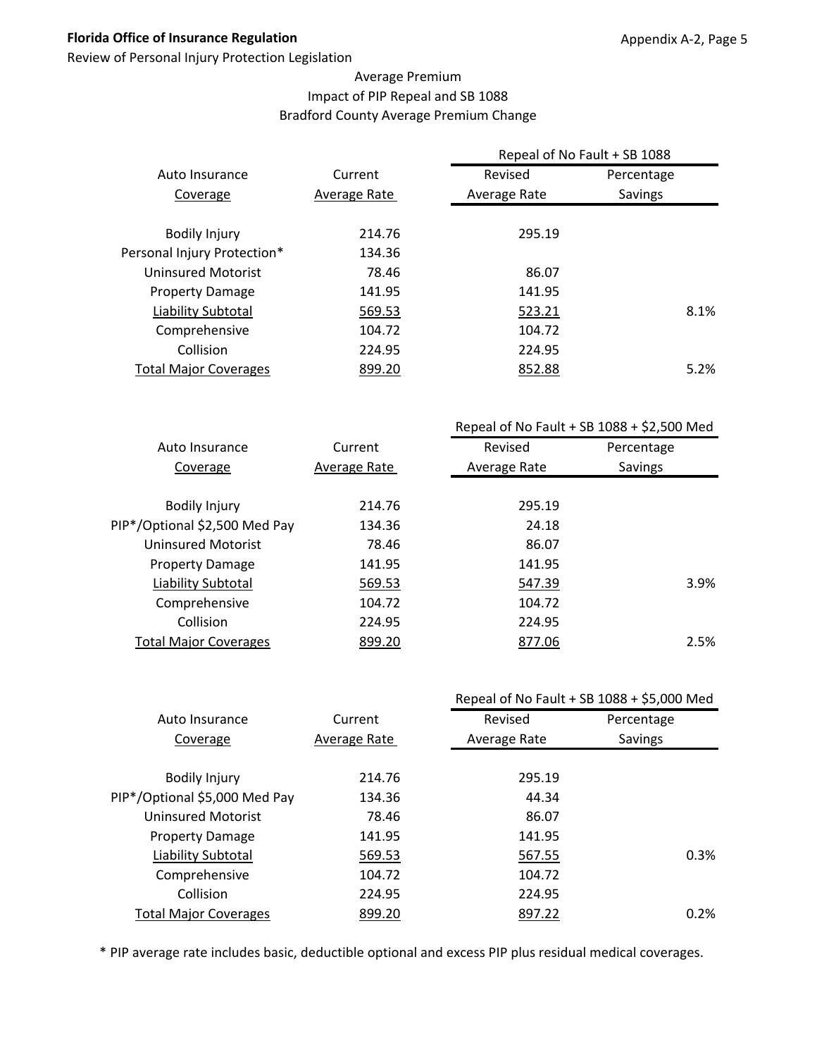Average Premium
Impact of PIP Repeal and SB 1088
Bradford County Average Premium Change

| Auto Insurance Coverage | Current Average Rate | Repeal of No Fault + SB 1088 Revised Average Rate | Percentage Savings |
|---|---|---|---|
| Bodily Injury | 214.76 | 295.19 | |
| Personal Injury Protection* | 134.36 | | |
| Uninsured Motorist | 78.46 | 86.07 | |
| Property Damage | 141.95 | 141.95 | |
| Liability Subtotal | 569.53 | 523.21 | 8.1% |
| Comprehensive | 104.72 | 104.72 | |
| Collision | 224.95 | 224.95 | |
| Total Major Coverages | 899.20 | 852.88 | 5.2% |

| Auto Insurance Coverage | Current Average Rate | Repeal of No Fault + SB 1088 + $2,500 Med Revised Average Rate | Percentage Savings |
|---|---|---|---|
| Bodily Injury | 214.76 | 295.19 | |
| PIP*/Optional $2,500 Med Pay | 134.36 | 24.18 | |
| Uninsured Motorist | 78.46 | 86.07 | |
| Property Damage | 141.95 | 141.95 | |
| Liability Subtotal | 569.53 | 547.39 | 3.9% |
| Comprehensive | 104.72 | 104.72 | |
| Collision | 224.95 | 224.95 | |
| Total Major Coverages | 899.20 | 877.06 | 2.5% |

| Auto Insurance Coverage | Current Average Rate | Repeal of No Fault + SB 1088 + $5,000 Med Revised Average Rate | Percentage Savings |
|---|---|---|---|
| Bodily Injury | 214.76 | 295.19 | |
| PIP*/Optional $5,000 Med Pay | 134.36 | 44.34 | |
| Uninsured Motorist | 78.46 | 86.07 | |
| Property Damage | 141.95 | 141.95 | |
| Liability Subtotal | 569.53 | 567.55 | 0.3% |
| Comprehensive | 104.72 | 104.72 | |
| Collision | 224.95 | 224.95 | |
| Total Major Coverages | 899.20 | 897.22 | 0.2% |

* PIP average rate includes basic, deductible optional and excess PIP plus residual medical coverages.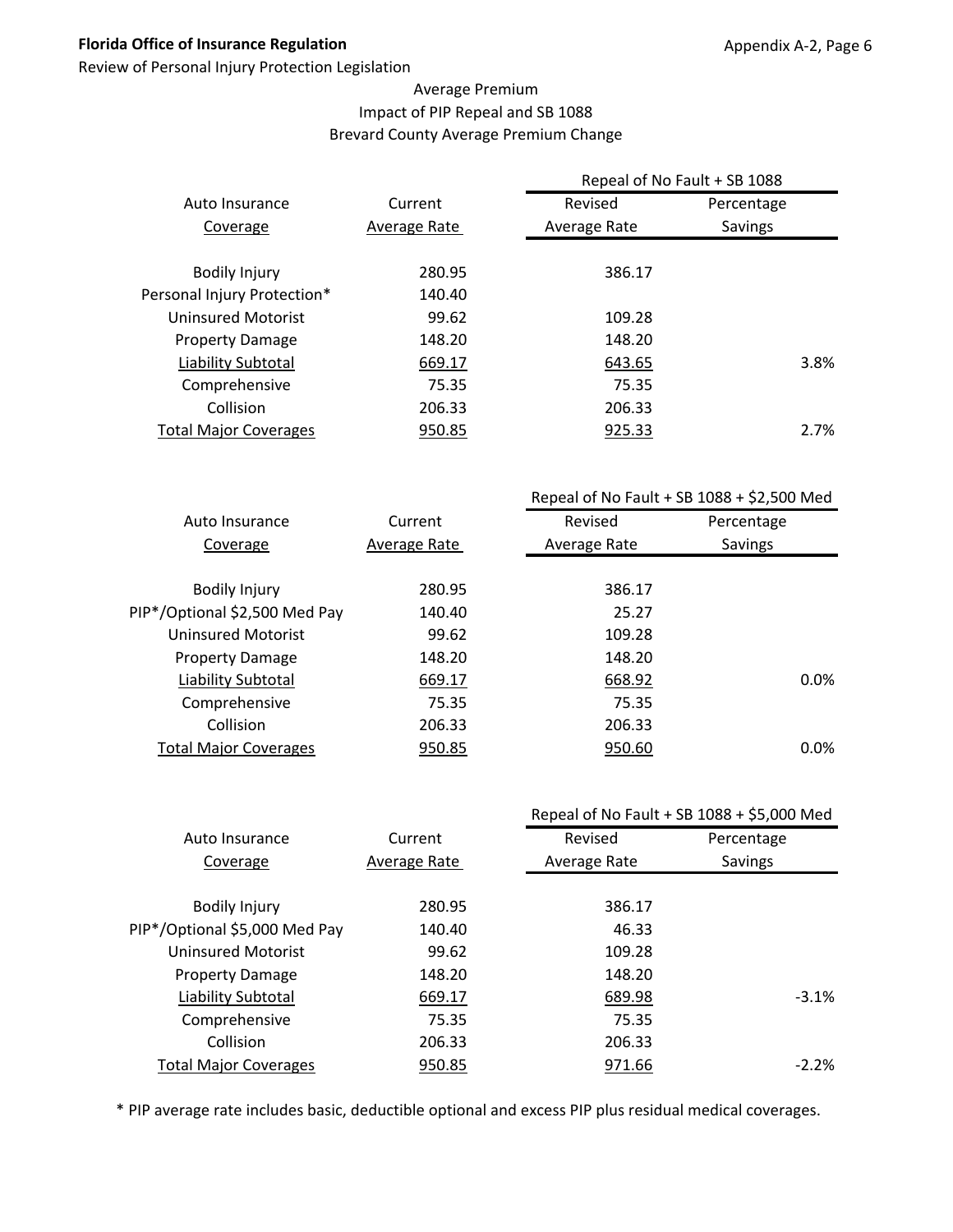Average Premium
Impact of PIP Repeal and SB 1088
Brevard County Average Premium Change

| Auto Insurance Coverage | Current Average Rate | Repeal of No Fault + SB 1088 | |
|---|---|---|---|
| | | Revised Average Rate | Percentage Savings |
| Bodily Injury | 280.95 | 386.17 | |
| Personal Injury Protection* | 140.40 | | |
| Uninsured Motorist | 99.62 | 109.28 | |
| Property Damage | 148.20 | 148.20 | |
| Liability Subtotal | 669.17 | 643.65 | 3.8% |
| Comprehensive | 75.35 | 75.35 | |
| Collision | 206.33 | 206.33 | |
| Total Major Coverages | 950.85 | 925.33 | 2.7% |

| Auto Insurance Coverage | Current Average Rate | Repeal of No Fault + SB 1088 + $2,500 Med | |
|---|---|---|---|
| | | Revised Average Rate | Percentage Savings |
| Bodily Injury | 280.95 | 386.17 | |
| PIP*/Optional $2,500 Med Pay | 140.40 | 25.27 | |
| Uninsured Motorist | 99.62 | 109.28 | |
| Property Damage | 148.20 | 148.20 | |
| Liability Subtotal | 669.17 | 668.92 | 0.0% |
| Comprehensive | 75.35 | 75.35 | |
| Collision | 206.33 | 206.33 | |
| Total Major Coverages | 950.85 | 950.60 | 0.0% |

| Auto Insurance Coverage | Current Average Rate | Repeal of No Fault + SB 1088 + $5,000 Med | |
|---|---|---|---|
| | | Revised Average Rate | Percentage Savings |
| Bodily Injury | 280.95 | 386.17 | |
| PIP*/Optional $5,000 Med Pay | 140.40 | 46.33 | |
| Uninsured Motorist | 99.62 | 109.28 | |
| Property Damage | 148.20 | 148.20 | |
| Liability Subtotal | 669.17 | 689.98 | -3.1% |
| Comprehensive | 75.35 | 75.35 | |
| Collision | 206.33 | 206.33 | |
| Total Major Coverages | 950.85 | 971.66 | -2.2% |

* PIP average rate includes basic, deductible optional and excess PIP plus residual medical coverages.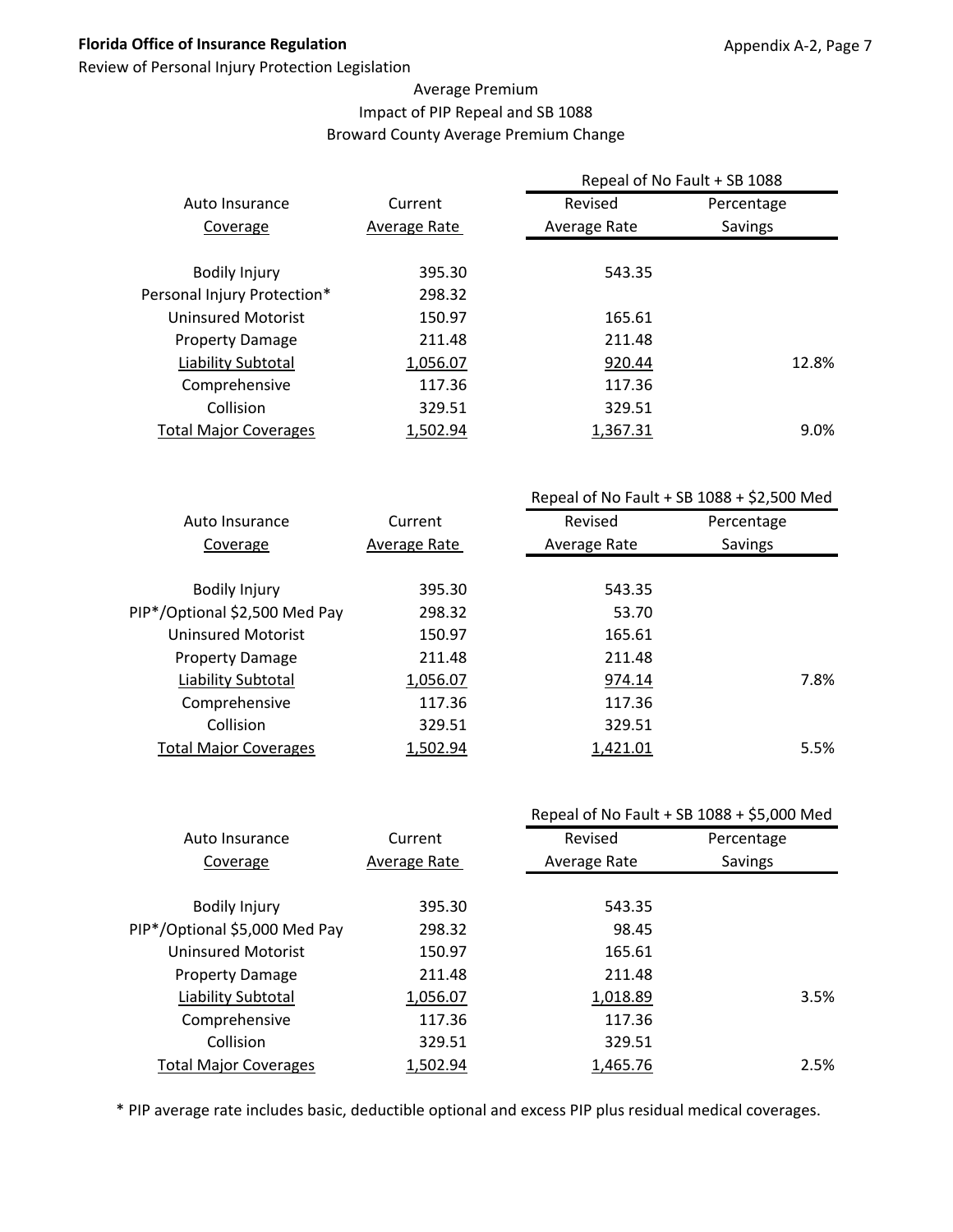Average Premium
Impact of PIP Repeal and SB 1088
Broward County Average Premium Change

| Auto Insurance Coverage | Current Average Rate | Repeal of No Fault + SB 1088 | |
|---|---|---|---|
| | | Revised Average Rate | Percentage Savings |
| Bodily Injury | 395.30 | 543.35 | |
| Personal Injury Protection* | 298.32 | | |
| Uninsured Motorist | 150.97 | 165.61 | |
| Property Damage | 211.48 | 211.48 | |
| Liability Subtotal | 1,056.07 | 920.44 | 12.8% |
| Comprehensive | 117.36 | 117.36 | |
| Collision | 329.51 | 329.51 | |
| Total Major Coverages | 1,502.94 | 1,367.31 | 9.0% |

| Auto Insurance Coverage | Current Average Rate | Repeal of No Fault + SB 1088 + $2,500 Med | |
|---|---|---|---|
| | | Revised Average Rate | Percentage Savings |
| Bodily Injury | 395.30 | 543.35 | |
| PIP*/Optional $2,500 Med Pay | 298.32 | 53.70 | |
| Uninsured Motorist | 150.97 | 165.61 | |
| Property Damage | 211.48 | 211.48 | |
| Liability Subtotal | 1,056.07 | 974.14 | 7.8% |
| Comprehensive | 117.36 | 117.36 | |
| Collision | 329.51 | 329.51 | |
| Total Major Coverages | 1,502.94 | 1,421.01 | 5.5% |

| Auto Insurance Coverage | Current Average Rate | Repeal of No Fault + SB 1088 + $5,000 Med | |
|---|---|---|---|
| | | Revised Average Rate | Percentage Savings |
| Bodily Injury | 395.30 | 543.35 | |
| PIP*/Optional $5,000 Med Pay | 298.32 | 98.45 | |
| Uninsured Motorist | 150.97 | 165.61 | |
| Property Damage | 211.48 | 211.48 | |
| Liability Subtotal | 1,056.07 | 1,018.89 | 3.5% |
| Comprehensive | 117.36 | 117.36 | |
| Collision | 329.51 | 329.51 | |
| Total Major Coverages | 1,502.94 | 1,465.76 | 2.5% |

* PIP average rate includes basic, deductible optional and excess PIP plus residual medical coverages.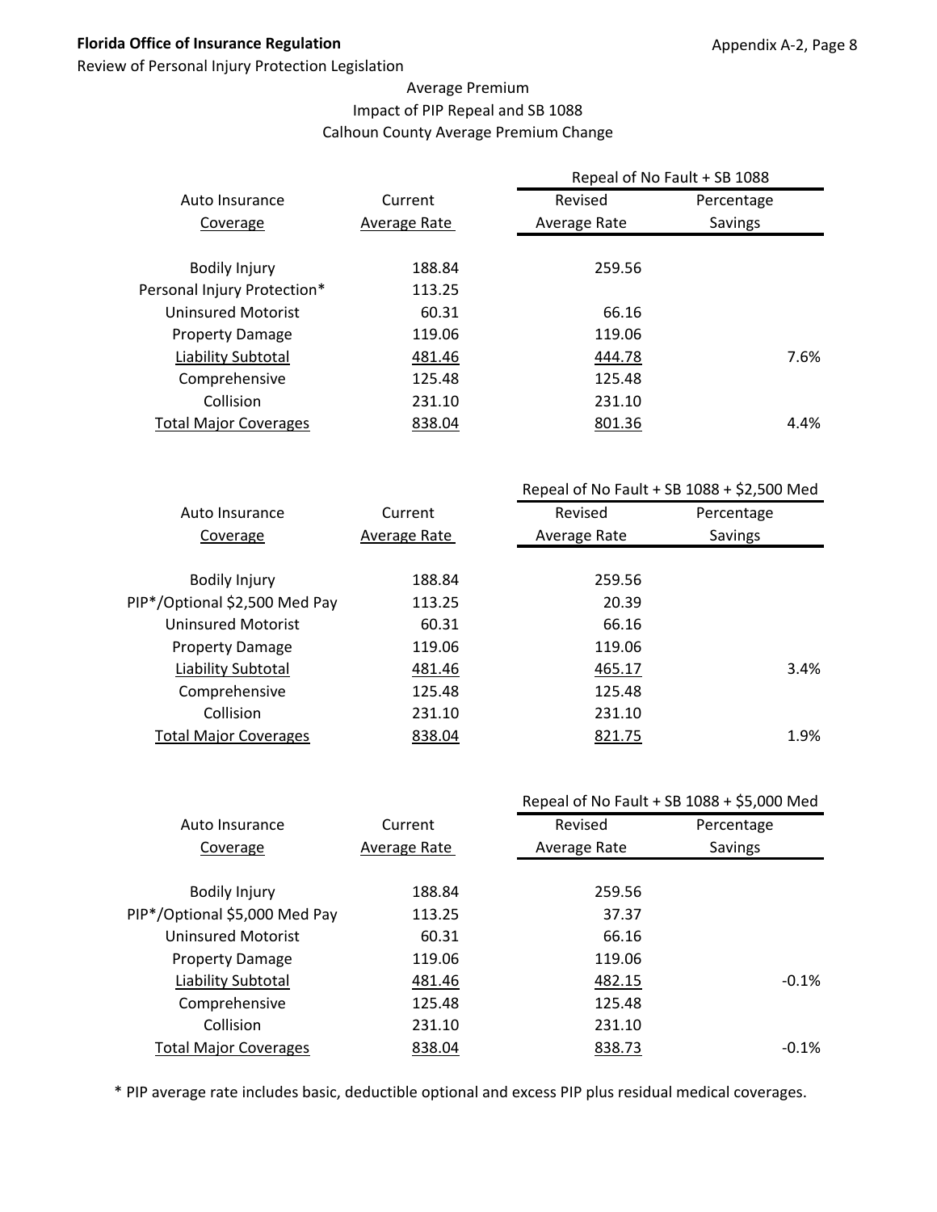**Florida Office of Insurance Regulation**

Review of Personal Injury Protection Legislation

Appendix A-2, Page 8

Average Premium
Impact of PIP Repeal and SB 1088
Calhoun County Average Premium Change

| Auto Insurance Coverage | Current Average Rate | Repeal of No Fault + SB 1088 Revised Average Rate | Percentage Savings |
|---|---|---|---|
| Bodily Injury | 188.84 | 259.56 | |
| Personal Injury Protection* | 113.25 | | |
| Uninsured Motorist | 60.31 | 66.16 | |
| Property Damage | 119.06 | 119.06 | |
| Liability Subtotal | 481.46 | 444.78 | 7.6% |
| Comprehensive | 125.48 | 125.48 | |
| Collision | 231.10 | 231.10 | |
| Total Major Coverages | 838.04 | 801.36 | 4.4% |

| Auto Insurance Coverage | Current Average Rate | Repeal of No Fault + SB 1088 + $2,500 Med Revised Average Rate | Percentage Savings |
|---|---|---|---|
| Bodily Injury | 188.84 | 259.56 | |
| PIP*/Optional $2,500 Med Pay | 113.25 | 20.39 | |
| Uninsured Motorist | 60.31 | 66.16 | |
| Property Damage | 119.06 | 119.06 | |
| Liability Subtotal | 481.46 | 465.17 | 3.4% |
| Comprehensive | 125.48 | 125.48 | |
| Collision | 231.10 | 231.10 | |
| Total Major Coverages | 838.04 | 821.75 | 1.9% |

| Auto Insurance Coverage | Current Average Rate | Repeal of No Fault + SB 1088 + $5,000 Med Revised Average Rate | Percentage Savings |
|---|---|---|---|
| Bodily Injury | 188.84 | 259.56 | |
| PIP*/Optional $5,000 Med Pay | 113.25 | 37.37 | |
| Uninsured Motorist | 60.31 | 66.16 | |
| Property Damage | 119.06 | 119.06 | |
| Liability Subtotal | 481.46 | 482.15 | -0.1% |
| Comprehensive | 125.48 | 125.48 | |
| Collision | 231.10 | 231.10 | |
| Total Major Coverages | 838.04 | 838.73 | -0.1% |

\* PIP average rate includes basic, deductible optional and excess PIP plus residual medical coverages.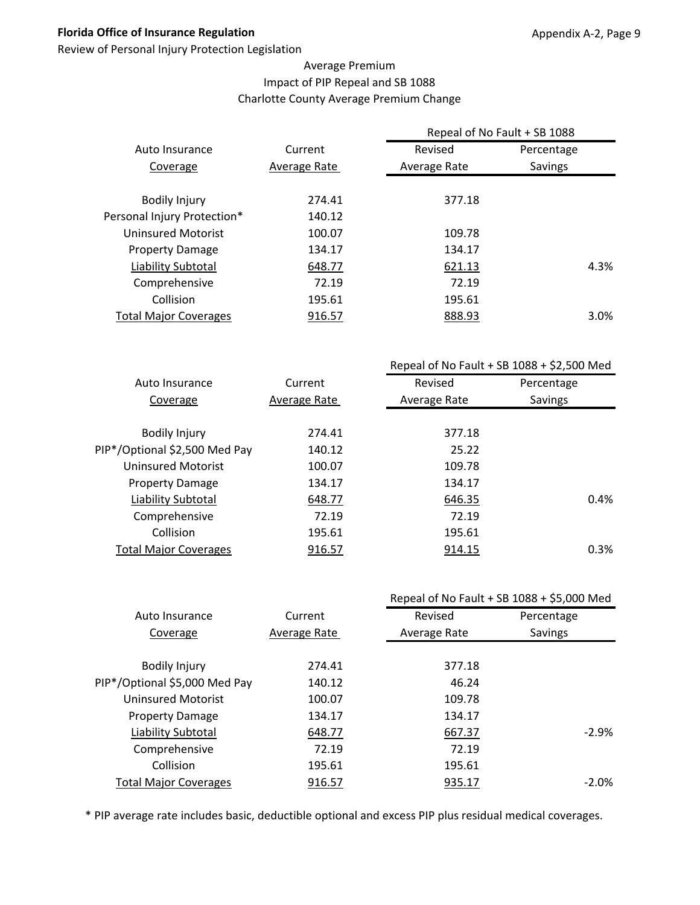## Average Premium
## Impact of PIP Repeal and SB 1088
## Charlotte County Average Premium Change

| Auto Insurance Coverage | Current Average Rate | Repeal of No Fault + SB 1088 Revised Average Rate | Repeal of No Fault + SB 1088 Percentage Savings |
|---|---|---|---|
| Bodily Injury | 274.41 | 377.18 | |
| Personal Injury Protection* | 140.12 | | |
| Uninsured Motorist | 100.07 | 109.78 | |
| Property Damage | 134.17 | 134.17 | |
| Liability Subtotal | 648.77 | 621.13 | 4.3% |
| Comprehensive | 72.19 | 72.19 | |
| Collision | 195.61 | 195.61 | |
| Total Major Coverages | 916.57 | 888.93 | 3.0% |

| Auto Insurance Coverage | Current Average Rate | Repeal of No Fault + SB 1088 + $2,500 Med Revised Average Rate | Repeal of No Fault + SB 1088 + $2,500 Med Percentage Savings |
|---|---|---|---|
| Bodily Injury | 274.41 | 377.18 | |
| PIP*/Optional $2,500 Med Pay | 140.12 | 25.22 | |
| Uninsured Motorist | 100.07 | 109.78 | |
| Property Damage | 134.17 | 134.17 | |
| Liability Subtotal | 648.77 | 646.35 | 0.4% |
| Comprehensive | 72.19 | 72.19 | |
| Collision | 195.61 | 195.61 | |
| Total Major Coverages | 916.57 | 914.15 | 0.3% |

| Auto Insurance Coverage | Current Average Rate | Repeal of No Fault + SB 1088 + $5,000 Med Revised Average Rate | Repeal of No Fault + SB 1088 + $5,000 Med Percentage Savings |
|---|---|---|---|
| Bodily Injury | 274.41 | 377.18 | |
| PIP*/Optional $5,000 Med Pay | 140.12 | 46.24 | |
| Uninsured Motorist | 100.07 | 109.78 | |
| Property Damage | 134.17 | 134.17 | |
| Liability Subtotal | 648.77 | 667.37 | -2.9% |
| Comprehensive | 72.19 | 72.19 | |
| Collision | 195.61 | 195.61 | |
| Total Major Coverages | 916.57 | 935.17 | -2.0% |

* PIP average rate includes basic, deductible optional and excess PIP plus residual medical coverages.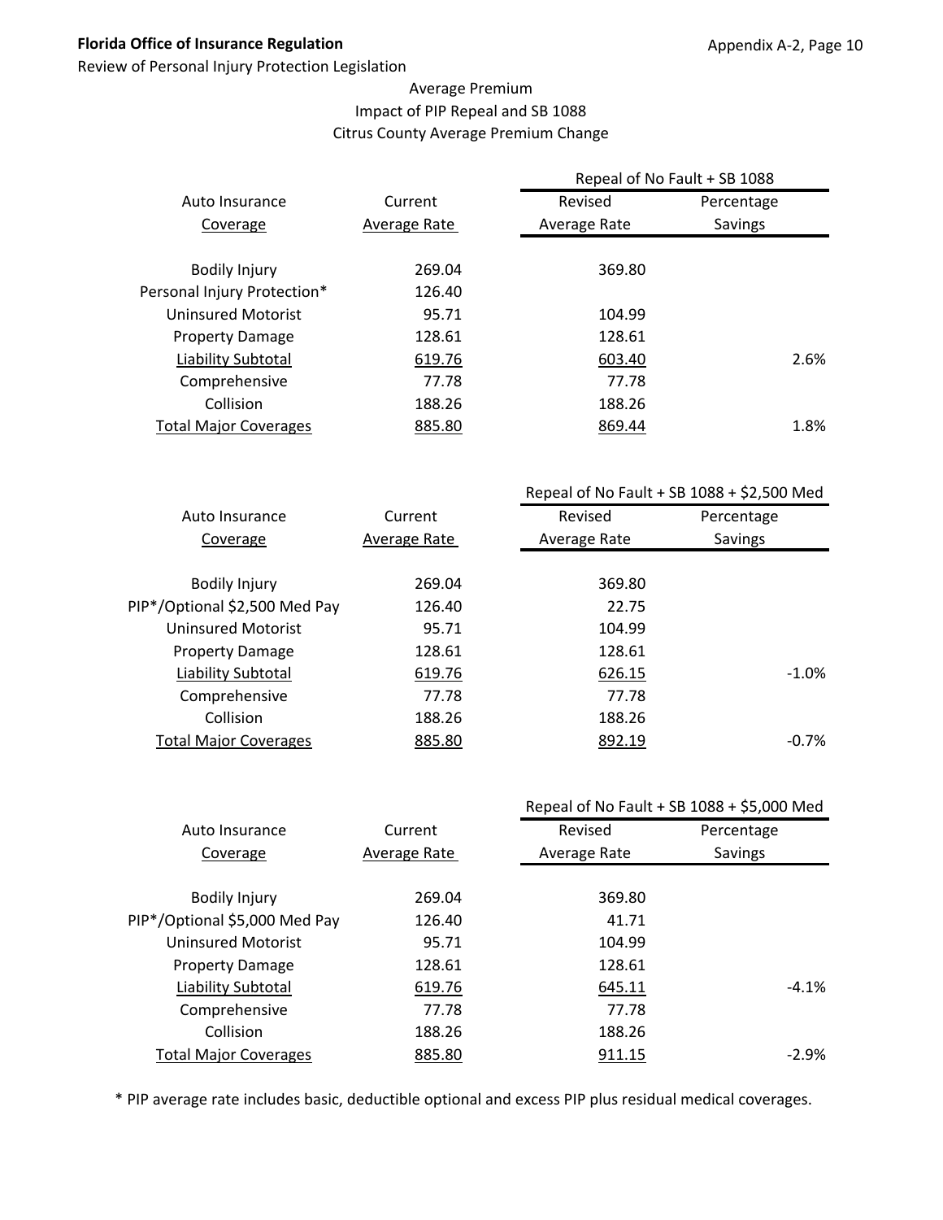Average Premium
Impact of PIP Repeal and SB 1088
Citrus County Average Premium Change

| Auto Insurance Coverage | Current Average Rate | Repeal of No Fault + SB 1088 Revised Average Rate | Percentage Savings |
|---|---|---|---|
| Bodily Injury | 269.04 | 369.80 | |
| Personal Injury Protection* | 126.40 | | |
| Uninsured Motorist | 95.71 | 104.99 | |
| Property Damage | 128.61 | 128.61 | |
| Liability Subtotal | 619.76 | 603.40 | 2.6% |
| Comprehensive | 77.78 | 77.78 | |
| Collision | 188.26 | 188.26 | |
| Total Major Coverages | 885.80 | 869.44 | 1.8% |

| Auto Insurance Coverage | Current Average Rate | Repeal of No Fault + SB 1088 + $2,500 Med Revised Average Rate | Percentage Savings |
|---|---|---|---|
| Bodily Injury | 269.04 | 369.80 | |
| PIP*/Optional $2,500 Med Pay | 126.40 | 22.75 | |
| Uninsured Motorist | 95.71 | 104.99 | |
| Property Damage | 128.61 | 128.61 | |
| Liability Subtotal | 619.76 | 626.15 | -1.0% |
| Comprehensive | 77.78 | 77.78 | |
| Collision | 188.26 | 188.26 | |
| Total Major Coverages | 885.80 | 892.19 | -0.7% |

| Auto Insurance Coverage | Current Average Rate | Repeal of No Fault + SB 1088 + $5,000 Med Revised Average Rate | Percentage Savings |
|---|---|---|---|
| Bodily Injury | 269.04 | 369.80 | |
| PIP*/Optional $5,000 Med Pay | 126.40 | 41.71 | |
| Uninsured Motorist | 95.71 | 104.99 | |
| Property Damage | 128.61 | 128.61 | |
| Liability Subtotal | 619.76 | 645.11 | -4.1% |
| Comprehensive | 77.78 | 77.78 | |
| Collision | 188.26 | 188.26 | |
| Total Major Coverages | 885.80 | 911.15 | -2.9% |

* PIP average rate includes basic, deductible optional and excess PIP plus residual medical coverages.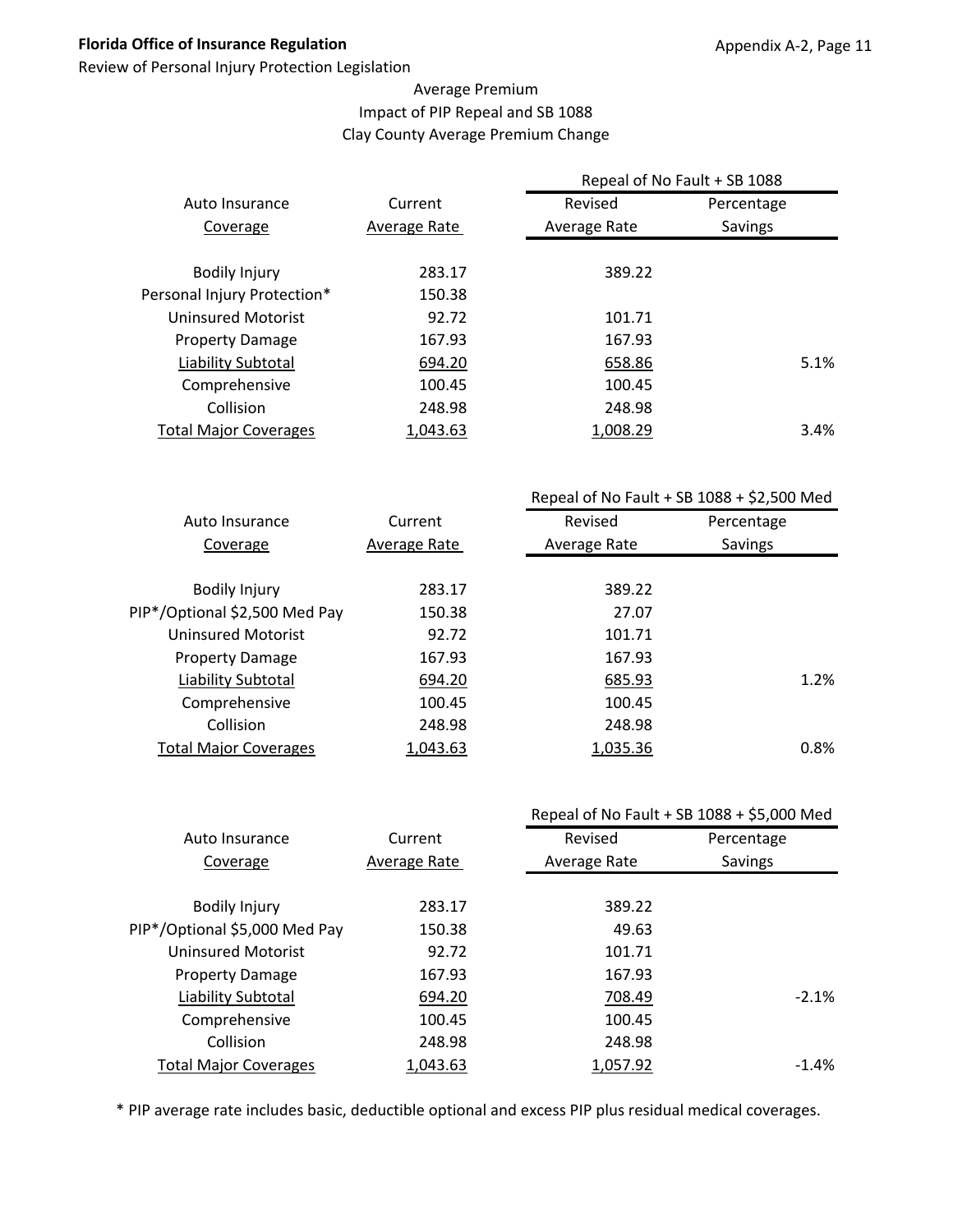Average Premium
Impact of PIP Repeal and SB 1088
Clay County Average Premium Change

| Auto Insurance Coverage | Current Average Rate | Repeal of No Fault + SB 1088 Revised Average Rate | Percentage Savings |
|---|---|---|---|
| Bodily Injury | 283.17 | 389.22 | |
| Personal Injury Protection* | 150.38 | | |
| Uninsured Motorist | 92.72 | 101.71 | |
| Property Damage | 167.93 | 167.93 | |
| Liability Subtotal | 694.20 | 658.86 | 5.1% |
| Comprehensive | 100.45 | 100.45 | |
| Collision | 248.98 | 248.98 | |
| Total Major Coverages | 1,043.63 | 1,008.29 | 3.4% |

| Auto Insurance Coverage | Current Average Rate | Repeal of No Fault + SB 1088 + $2,500 Med Revised Average Rate | Percentage Savings |
|---|---|---|---|
| Bodily Injury | 283.17 | 389.22 | |
| PIP*/Optional $2,500 Med Pay | 150.38 | 27.07 | |
| Uninsured Motorist | 92.72 | 101.71 | |
| Property Damage | 167.93 | 167.93 | |
| Liability Subtotal | 694.20 | 685.93 | 1.2% |
| Comprehensive | 100.45 | 100.45 | |
| Collision | 248.98 | 248.98 | |
| Total Major Coverages | 1,043.63 | 1,035.36 | 0.8% |

| Auto Insurance Coverage | Current Average Rate | Repeal of No Fault + SB 1088 + $5,000 Med Revised Average Rate | Percentage Savings |
|---|---|---|---|
| Bodily Injury | 283.17 | 389.22 | |
| PIP*/Optional $5,000 Med Pay | 150.38 | 49.63 | |
| Uninsured Motorist | 92.72 | 101.71 | |
| Property Damage | 167.93 | 167.93 | |
| Liability Subtotal | 694.20 | 708.49 | -2.1% |
| Comprehensive | 100.45 | 100.45 | |
| Collision | 248.98 | 248.98 | |
| Total Major Coverages | 1,043.63 | 1,057.92 | -1.4% |

* PIP average rate includes basic, deductible optional and excess PIP plus residual medical coverages.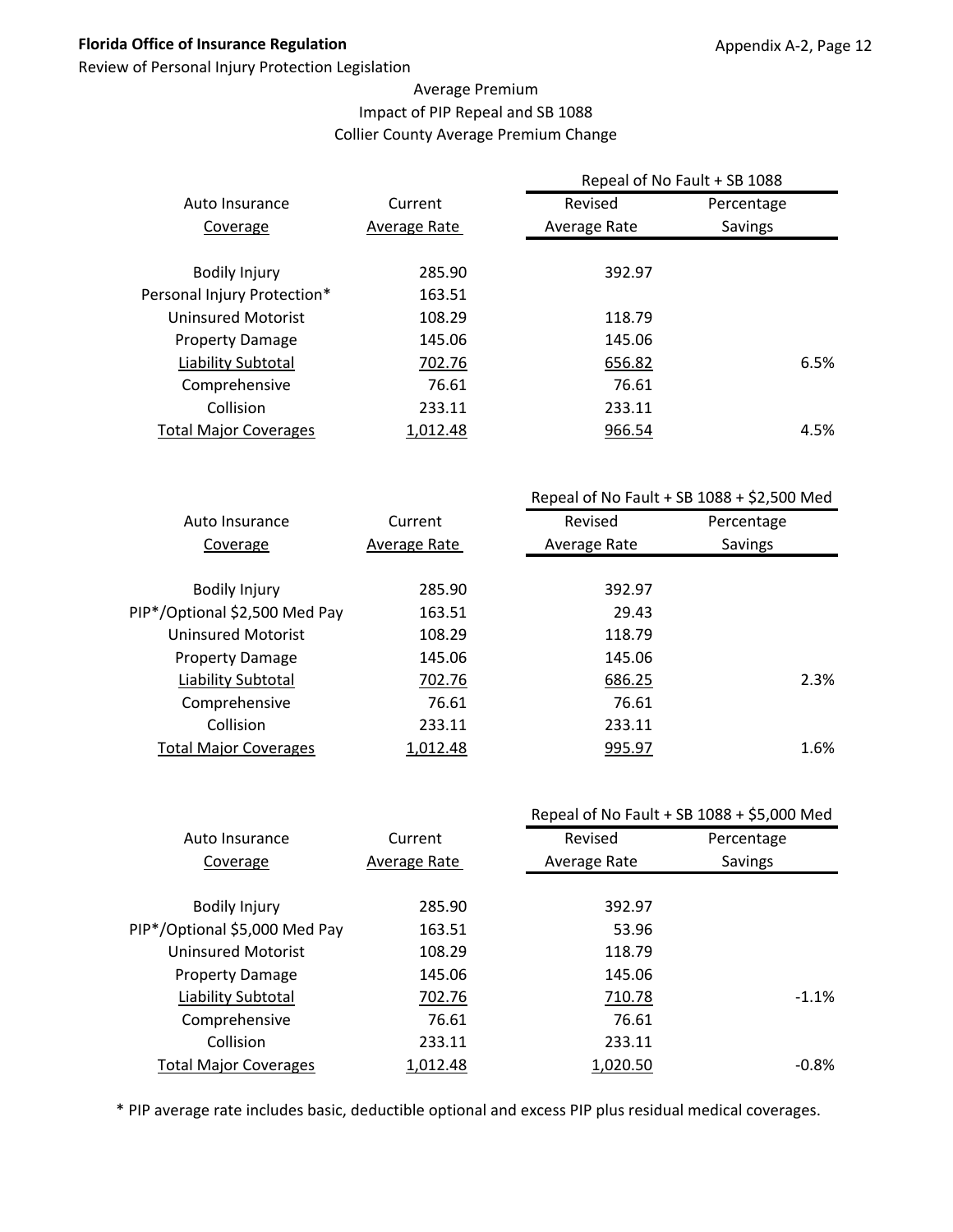**Florida Office of Insurance Regulation**

Review of Personal Injury Protection Legislation

Appendix A-2, Page 12

Average Premium
Impact of PIP Repeal and SB 1088
Collier County Average Premium Change

| Auto Insurance Coverage | Current Average Rate | Repeal of No Fault + SB 1088 Revised Average Rate | Percentage Savings |
|---|---|---|---|
| Bodily Injury | 285.90 | 392.97 | |
| Personal Injury Protection* | 163.51 | | |
| Uninsured Motorist | 108.29 | 118.79 | |
| Property Damage | 145.06 | 145.06 | |
| Liability Subtotal | 702.76 | 656.82 | 6.5% |
| Comprehensive | 76.61 | 76.61 | |
| Collision | 233.11 | 233.11 | |
| Total Major Coverages | 1,012.48 | 966.54 | 4.5% |

| Auto Insurance Coverage | Current Average Rate | Repeal of No Fault + SB 1088 + $2,500 Med Revised Average Rate | Percentage Savings |
|---|---|---|---|
| Bodily Injury | 285.90 | 392.97 | |
| PIP*/Optional $2,500 Med Pay | 163.51 | 29.43 | |
| Uninsured Motorist | 108.29 | 118.79 | |
| Property Damage | 145.06 | 145.06 | |
| Liability Subtotal | 702.76 | 686.25 | 2.3% |
| Comprehensive | 76.61 | 76.61 | |
| Collision | 233.11 | 233.11 | |
| Total Major Coverages | 1,012.48 | 995.97 | 1.6% |

| Auto Insurance Coverage | Current Average Rate | Repeal of No Fault + SB 1088 + $5,000 Med Revised Average Rate | Percentage Savings |
|---|---|---|---|
| Bodily Injury | 285.90 | 392.97 | |
| PIP*/Optional $5,000 Med Pay | 163.51 | 53.96 | |
| Uninsured Motorist | 108.29 | 118.79 | |
| Property Damage | 145.06 | 145.06 | |
| Liability Subtotal | 702.76 | 710.78 | -1.1% |
| Comprehensive | 76.61 | 76.61 | |
| Collision | 233.11 | 233.11 | |
| Total Major Coverages | 1,012.48 | 1,020.50 | -0.8% |

* PIP average rate includes basic, deductible optional and excess PIP plus residual medical coverages.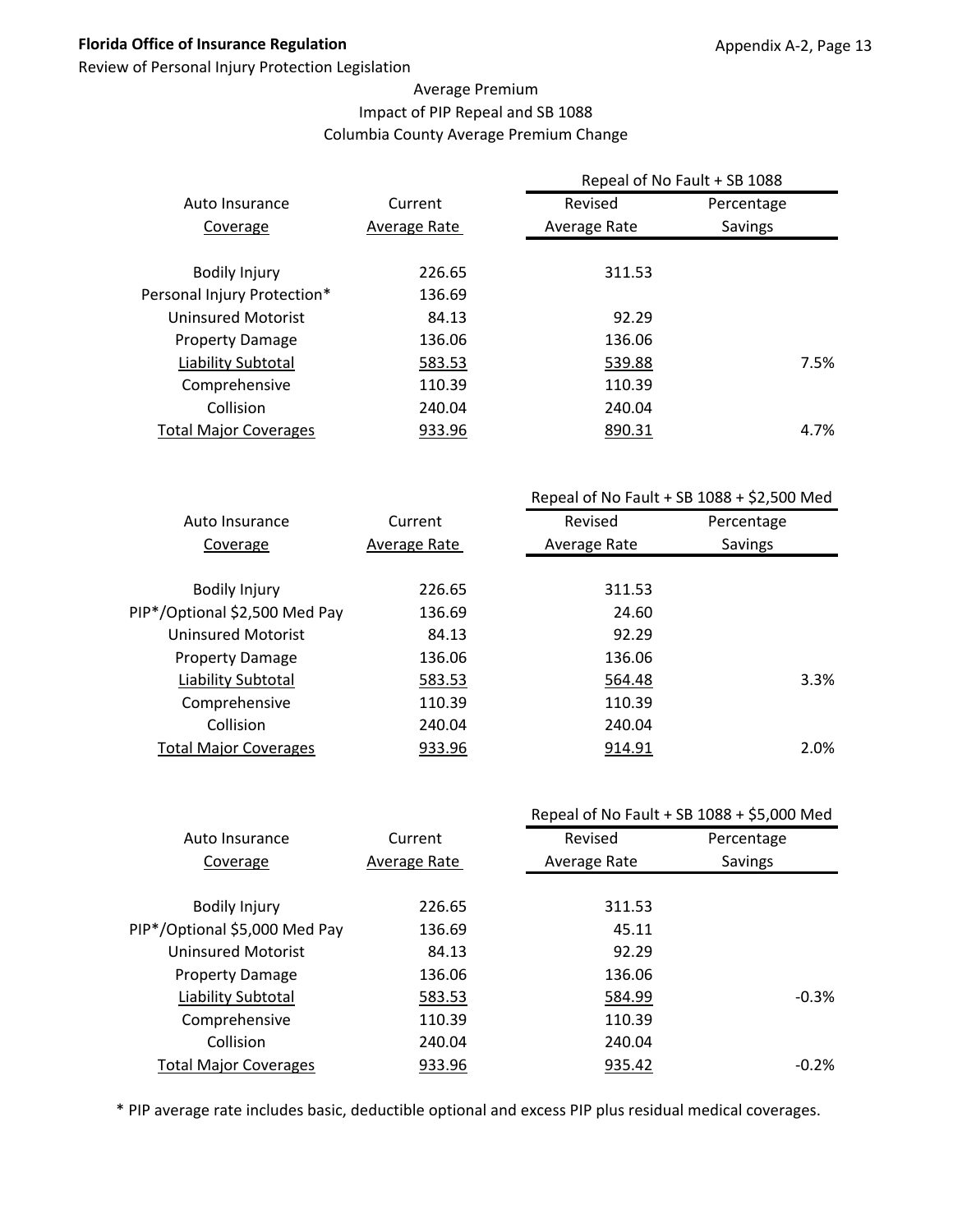Average Premium
Impact of PIP Repeal and SB 1088
Columbia County Average Premium Change

| Auto Insurance Coverage | Current Average Rate | Repeal of No Fault + SB 1088 Revised Average Rate | Percentage Savings |
|---|---|---|---|
| Bodily Injury | 226.65 | 311.53 | |
| Personal Injury Protection* | 136.69 | | |
| Uninsured Motorist | 84.13 | 92.29 | |
| Property Damage | 136.06 | 136.06 | |
| Liability Subtotal | 583.53 | 539.88 | 7.5% |
| Comprehensive | 110.39 | 110.39 | |
| Collision | 240.04 | 240.04 | |
| Total Major Coverages | 933.96 | 890.31 | 4.7% |

| Auto Insurance Coverage | Current Average Rate | Repeal of No Fault + SB 1088 + $2,500 Med Revised Average Rate | Percentage Savings |
|---|---|---|---|
| Bodily Injury | 226.65 | 311.53 | |
| PIP*/Optional $2,500 Med Pay | 136.69 | 24.60 | |
| Uninsured Motorist | 84.13 | 92.29 | |
| Property Damage | 136.06 | 136.06 | |
| Liability Subtotal | 583.53 | 564.48 | 3.3% |
| Comprehensive | 110.39 | 110.39 | |
| Collision | 240.04 | 240.04 | |
| Total Major Coverages | 933.96 | 914.91 | 2.0% |

| Auto Insurance Coverage | Current Average Rate | Repeal of No Fault + SB 1088 + $5,000 Med Revised Average Rate | Percentage Savings |
|---|---|---|---|
| Bodily Injury | 226.65 | 311.53 | |
| PIP*/Optional $5,000 Med Pay | 136.69 | 45.11 | |
| Uninsured Motorist | 84.13 | 92.29 | |
| Property Damage | 136.06 | 136.06 | |
| Liability Subtotal | 583.53 | 584.99 | -0.3% |
| Comprehensive | 110.39 | 110.39 | |
| Collision | 240.04 | 240.04 | |
| Total Major Coverages | 933.96 | 935.42 | -0.2% |

* PIP average rate includes basic, deductible optional and excess PIP plus residual medical coverages.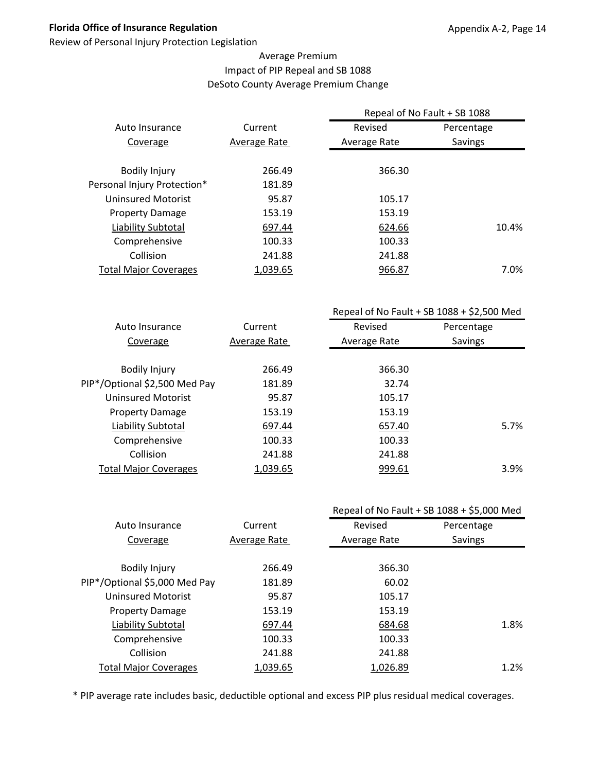**Florida Office of Insurance Regulation**

Review of Personal Injury Protection Legislation

Average Premium
Impact of PIP Repeal and SB 1088
DeSoto County Average Premium Change

| Auto Insurance Coverage | Current Average Rate | Repeal of No Fault + SB 1088 Revised Average Rate | Percentage Savings |
|---|---|---|---|
| Bodily Injury | 266.49 | 366.30 | |
| Personal Injury Protection* | 181.89 | | |
| Uninsured Motorist | 95.87 | 105.17 | |
| Property Damage | 153.19 | 153.19 | |
| Liability Subtotal | 697.44 | 624.66 | 10.4% |
| Comprehensive | 100.33 | 100.33 | |
| Collision | 241.88 | 241.88 | |
| Total Major Coverages | 1,039.65 | 966.87 | 7.0% |

| Auto Insurance Coverage | Current Average Rate | Repeal of No Fault + SB 1088 + $2,500 Med Revised Average Rate | Percentage Savings |
|---|---|---|---|
| Bodily Injury | 266.49 | 366.30 | |
| PIP*/Optional $2,500 Med Pay | 181.89 | 32.74 | |
| Uninsured Motorist | 95.87 | 105.17 | |
| Property Damage | 153.19 | 153.19 | |
| Liability Subtotal | 697.44 | 657.40 | 5.7% |
| Comprehensive | 100.33 | 100.33 | |
| Collision | 241.88 | 241.88 | |
| Total Major Coverages | 1,039.65 | 999.61 | 3.9% |

| Auto Insurance Coverage | Current Average Rate | Repeal of No Fault + SB 1088 + $5,000 Med Revised Average Rate | Percentage Savings |
|---|---|---|---|
| Bodily Injury | 266.49 | 366.30 | |
| PIP*/Optional $5,000 Med Pay | 181.89 | 60.02 | |
| Uninsured Motorist | 95.87 | 105.17 | |
| Property Damage | 153.19 | 153.19 | |
| Liability Subtotal | 697.44 | 684.68 | 1.8% |
| Comprehensive | 100.33 | 100.33 | |
| Collision | 241.88 | 241.88 | |
| Total Major Coverages | 1,039.65 | 1,026.89 | 1.2% |

* PIP average rate includes basic, deductible optional and excess PIP plus residual medical coverages.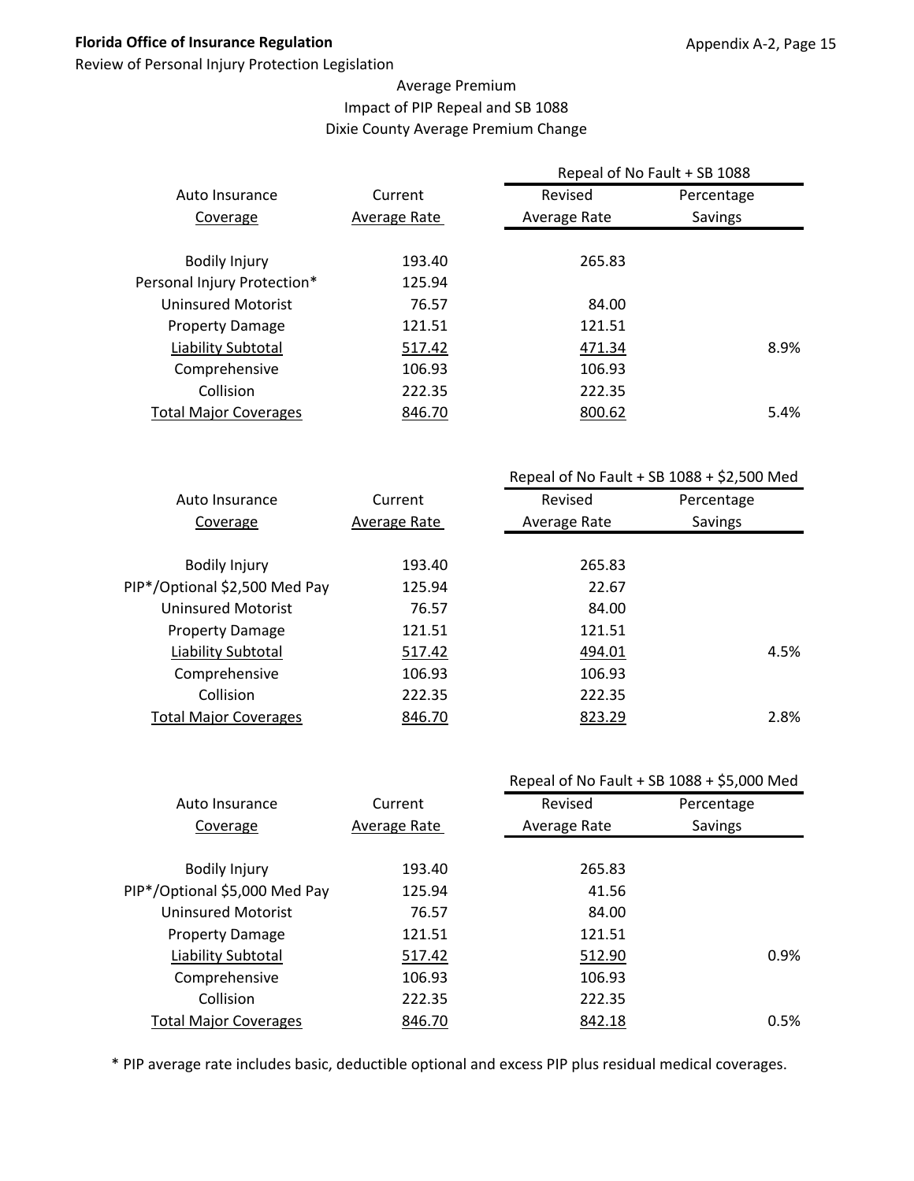Average Premium
Impact of PIP Repeal and SB 1088
Dixie County Average Premium Change

| Auto Insurance Coverage | Current Average Rate | Repeal of No Fault + SB 1088 | |
|---|---|---|---|
| | | Revised Average Rate | Percentage Savings |
| Bodily Injury | 193.40 | 265.83 | |
| Personal Injury Protection* | 125.94 | | |
| Uninsured Motorist | 76.57 | 84.00 | |
| Property Damage | 121.51 | 121.51 | |
| Liability Subtotal | 517.42 | 471.34 | 8.9% |
| Comprehensive | 106.93 | 106.93 | |
| Collision | 222.35 | 222.35 | |
| Total Major Coverages | 846.70 | 800.62 | 5.4% |

| Auto Insurance Coverage | Current Average Rate | Repeal of No Fault + SB 1088 + $2,500 Med | |
|---|---|---|---|
| | | Revised Average Rate | Percentage Savings |
| Bodily Injury | 193.40 | 265.83 | |
| PIP*/Optional $2,500 Med Pay | 125.94 | 22.67 | |
| Uninsured Motorist | 76.57 | 84.00 | |
| Property Damage | 121.51 | 121.51 | |
| Liability Subtotal | 517.42 | 494.01 | 4.5% |
| Comprehensive | 106.93 | 106.93 | |
| Collision | 222.35 | 222.35 | |
| Total Major Coverages | 846.70 | 823.29 | 2.8% |

| Auto Insurance Coverage | Current Average Rate | Repeal of No Fault + SB 1088 + $5,000 Med | |
|---|---|---|---|
| | | Revised Average Rate | Percentage Savings |
| Bodily Injury | 193.40 | 265.83 | |
| PIP*/Optional $5,000 Med Pay | 125.94 | 41.56 | |
| Uninsured Motorist | 76.57 | 84.00 | |
| Property Damage | 121.51 | 121.51 | |
| Liability Subtotal | 517.42 | 512.90 | 0.9% |
| Comprehensive | 106.93 | 106.93 | |
| Collision | 222.35 | 222.35 | |
| Total Major Coverages | 846.70 | 842.18 | 0.5% |

* PIP average rate includes basic, deductible optional and excess PIP plus residual medical coverages.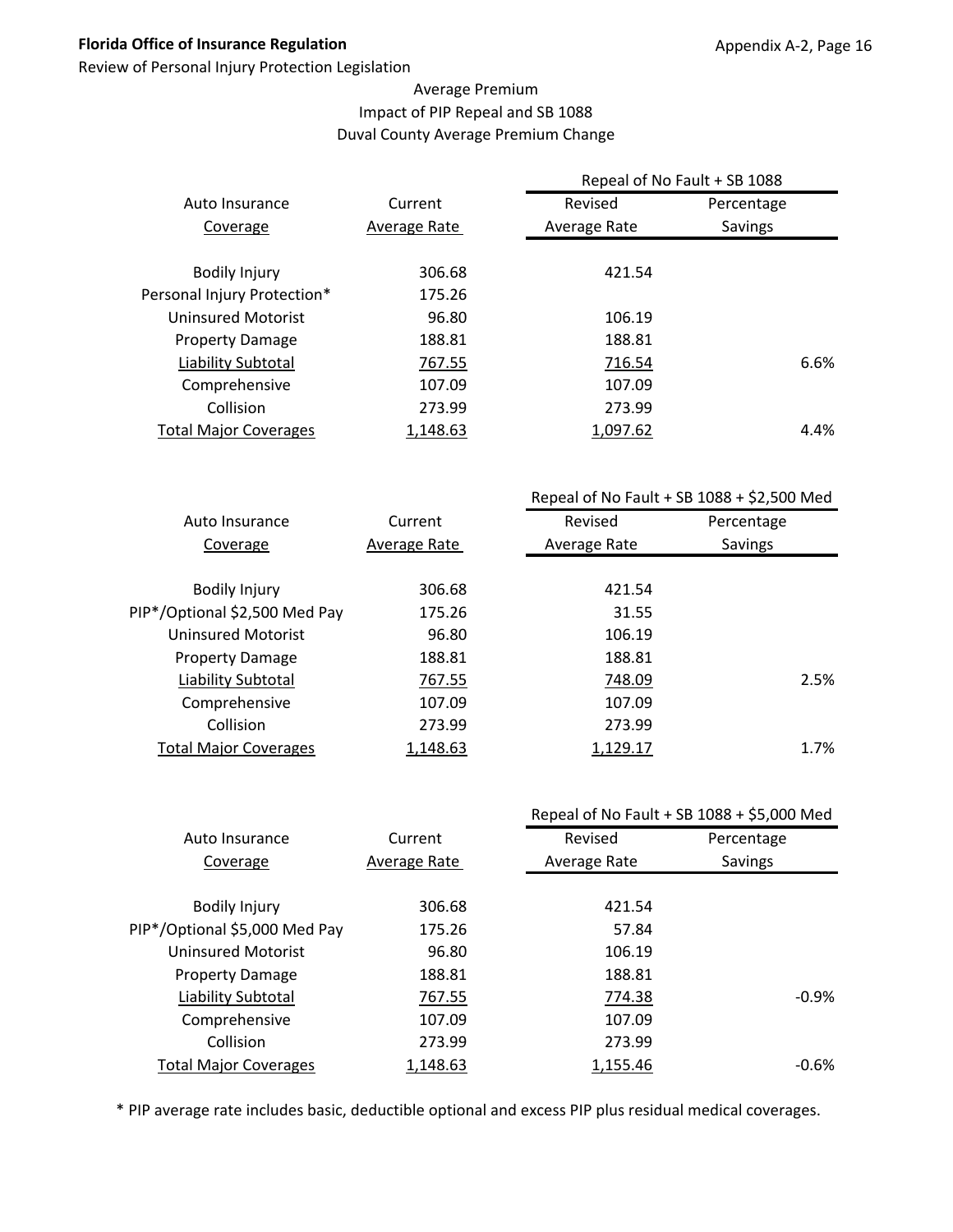## Average Premium
## Impact of PIP Repeal and SB 1088
## Duval County Average Premium Change

| Auto Insurance Coverage | Current Average Rate | Repeal of No Fault + SB 1088 Revised Average Rate | Repeal of No Fault + SB 1088 Percentage Savings |
|---|---|---|---|
| Bodily Injury | 306.68 | 421.54 | |
| Personal Injury Protection* | 175.26 | | |
| Uninsured Motorist | 96.80 | 106.19 | |
| Property Damage | 188.81 | 188.81 | |
| Liability Subtotal | 767.55 | 716.54 | 6.6% |
| Comprehensive | 107.09 | 107.09 | |
| Collision | 273.99 | 273.99 | |
| Total Major Coverages | 1,148.63 | 1,097.62 | 4.4% |

| Auto Insurance Coverage | Current Average Rate | Repeal of No Fault + SB 1088 + $2,500 Med Revised Average Rate | Repeal of No Fault + SB 1088 + $2,500 Med Percentage Savings |
|---|---|---|---|
| Bodily Injury | 306.68 | 421.54 | |
| PIP*/Optional $2,500 Med Pay | 175.26 | 31.55 | |
| Uninsured Motorist | 96.80 | 106.19 | |
| Property Damage | 188.81 | 188.81 | |
| Liability Subtotal | 767.55 | 748.09 | 2.5% |
| Comprehensive | 107.09 | 107.09 | |
| Collision | 273.99 | 273.99 | |
| Total Major Coverages | 1,148.63 | 1,129.17 | 1.7% |

| Auto Insurance Coverage | Current Average Rate | Repeal of No Fault + SB 1088 + $5,000 Med Revised Average Rate | Repeal of No Fault + SB 1088 + $5,000 Med Percentage Savings |
|---|---|---|---|
| Bodily Injury | 306.68 | 421.54 | |
| PIP*/Optional $5,000 Med Pay | 175.26 | 57.84 | |
| Uninsured Motorist | 96.80 | 106.19 | |
| Property Damage | 188.81 | 188.81 | |
| Liability Subtotal | 767.55 | 774.38 | -0.9% |
| Comprehensive | 107.09 | 107.09 | |
| Collision | 273.99 | 273.99 | |
| Total Major Coverages | 1,148.63 | 1,155.46 | -0.6% |

* PIP average rate includes basic, deductible optional and excess PIP plus residual medical coverages.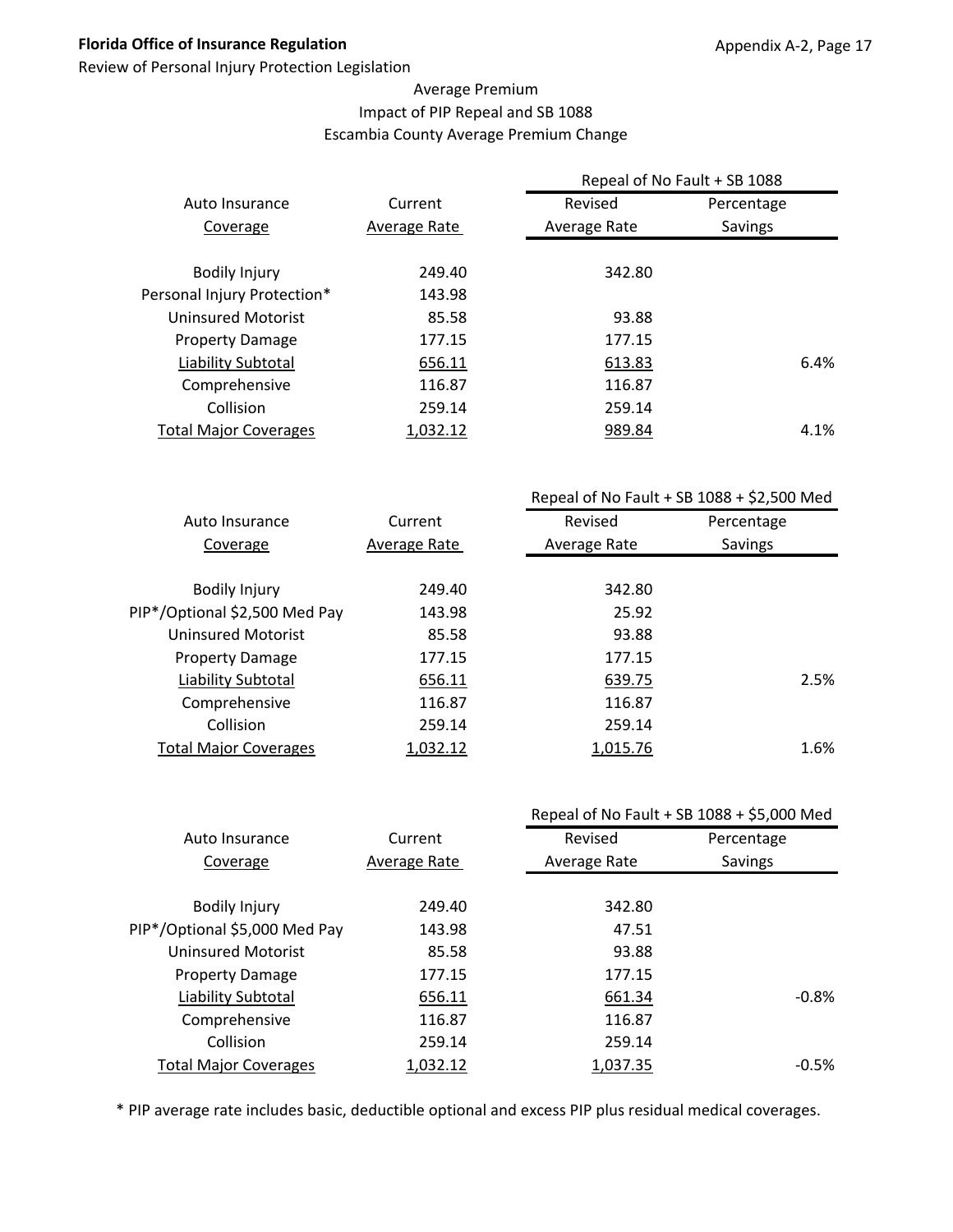Average Premium
Impact of PIP Repeal and SB 1088
Escambia County Average Premium Change

| Auto Insurance Coverage | Current Average Rate | Repeal of No Fault + SB 1088 Revised Average Rate | Percentage Savings |
|---|---|---|---|
| Bodily Injury | 249.40 | 342.80 | |
| Personal Injury Protection* | 143.98 | | |
| Uninsured Motorist | 85.58 | 93.88 | |
| Property Damage | 177.15 | 177.15 | |
| Liability Subtotal | 656.11 | 613.83 | 6.4% |
| Comprehensive | 116.87 | 116.87 | |
| Collision | 259.14 | 259.14 | |
| Total Major Coverages | 1,032.12 | 989.84 | 4.1% |

| Auto Insurance Coverage | Current Average Rate | Repeal of No Fault + SB 1088 + $2,500 Med Revised Average Rate | Percentage Savings |
|---|---|---|---|
| Bodily Injury | 249.40 | 342.80 | |
| PIP*/Optional $2,500 Med Pay | 143.98 | 25.92 | |
| Uninsured Motorist | 85.58 | 93.88 | |
| Property Damage | 177.15 | 177.15 | |
| Liability Subtotal | 656.11 | 639.75 | 2.5% |
| Comprehensive | 116.87 | 116.87 | |
| Collision | 259.14 | 259.14 | |
| Total Major Coverages | 1,032.12 | 1,015.76 | 1.6% |

| Auto Insurance Coverage | Current Average Rate | Repeal of No Fault + SB 1088 + $5,000 Med Revised Average Rate | Percentage Savings |
|---|---|---|---|
| Bodily Injury | 249.40 | 342.80 | |
| PIP*/Optional $5,000 Med Pay | 143.98 | 47.51 | |
| Uninsured Motorist | 85.58 | 93.88 | |
| Property Damage | 177.15 | 177.15 | |
| Liability Subtotal | 656.11 | 661.34 | -0.8% |
| Comprehensive | 116.87 | 116.87 | |
| Collision | 259.14 | 259.14 | |
| Total Major Coverages | 1,032.12 | 1,037.35 | -0.5% |

* PIP average rate includes basic, deductible optional and excess PIP plus residual medical coverages.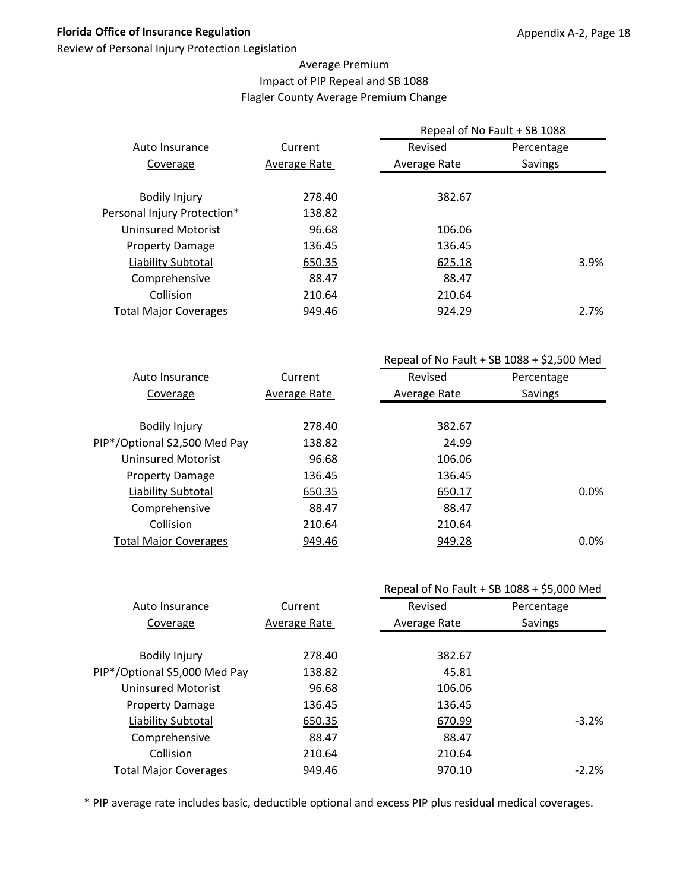Average Premium
Impact of PIP Repeal and SB 1088
Flagler County Average Premium Change

| Auto Insurance Coverage | Current Average Rate | Repeal of No Fault + SB 1088 Revised Average Rate | Percentage Savings |
|---|---|---|---|
| Bodily Injury | 278.40 | 382.67 | |
| Personal Injury Protection* | 138.82 | | |
| Uninsured Motorist | 96.68 | 106.06 | |
| Property Damage | 136.45 | 136.45 | |
| Liability Subtotal | 650.35 | 625.18 | 3.9% |
| Comprehensive | 88.47 | 88.47 | |
| Collision | 210.64 | 210.64 | |
| Total Major Coverages | 949.46 | 924.29 | 2.7% |

| Auto Insurance Coverage | Current Average Rate | Repeal of No Fault + SB 1088 + $2,500 Med Revised Average Rate | Percentage Savings |
|---|---|---|---|
| Bodily Injury | 278.40 | 382.67 | |
| PIP*/Optional $2,500 Med Pay | 138.82 | 24.99 | |
| Uninsured Motorist | 96.68 | 106.06 | |
| Property Damage | 136.45 | 136.45 | |
| Liability Subtotal | 650.35 | 650.17 | 0.0% |
| Comprehensive | 88.47 | 88.47 | |
| Collision | 210.64 | 210.64 | |
| Total Major Coverages | 949.46 | 949.28 | 0.0% |

| Auto Insurance Coverage | Current Average Rate | Repeal of No Fault + SB 1088 + $5,000 Med Revised Average Rate | Percentage Savings |
|---|---|---|---|
| Bodily Injury | 278.40 | 382.67 | |
| PIP*/Optional $5,000 Med Pay | 138.82 | 45.81 | |
| Uninsured Motorist | 96.68 | 106.06 | |
| Property Damage | 136.45 | 136.45 | |
| Liability Subtotal | 650.35 | 670.99 | -3.2% |
| Comprehensive | 88.47 | 88.47 | |
| Collision | 210.64 | 210.64 | |
| Total Major Coverages | 949.46 | 970.10 | -2.2% |

* PIP average rate includes basic, deductible optional and excess PIP plus residual medical coverages.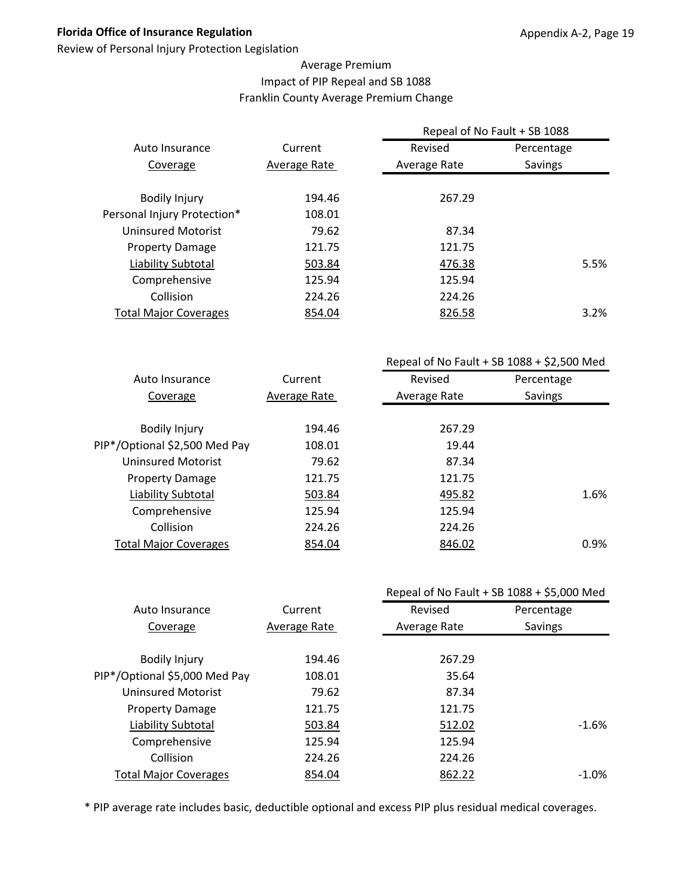Average Premium
Impact of PIP Repeal and SB 1088
Franklin County Average Premium Change

| Auto Insurance Coverage | Current Average Rate | Repeal of No Fault + SB 1088 Revised Average Rate | Percentage Savings |
|---|---|---|---|
| Bodily Injury | 194.46 | 267.29 | |
| Personal Injury Protection* | 108.01 | | |
| Uninsured Motorist | 79.62 | 87.34 | |
| Property Damage | 121.75 | 121.75 | |
| Liability Subtotal | 503.84 | 476.38 | 5.5% |
| Comprehensive | 125.94 | 125.94 | |
| Collision | 224.26 | 224.26 | |
| Total Major Coverages | 854.04 | 826.58 | 3.2% |

| Auto Insurance Coverage | Current Average Rate | Repeal of No Fault + SB 1088 + $2,500 Med Revised Average Rate | Percentage Savings |
|---|---|---|---|
| Bodily Injury | 194.46 | 267.29 | |
| PIP*/Optional $2,500 Med Pay | 108.01 | 19.44 | |
| Uninsured Motorist | 79.62 | 87.34 | |
| Property Damage | 121.75 | 121.75 | |
| Liability Subtotal | 503.84 | 495.82 | 1.6% |
| Comprehensive | 125.94 | 125.94 | |
| Collision | 224.26 | 224.26 | |
| Total Major Coverages | 854.04 | 846.02 | 0.9% |

| Auto Insurance Coverage | Current Average Rate | Repeal of No Fault + SB 1088 + $5,000 Med Revised Average Rate | Percentage Savings |
|---|---|---|---|
| Bodily Injury | 194.46 | 267.29 | |
| PIP*/Optional $5,000 Med Pay | 108.01 | 35.64 | |
| Uninsured Motorist | 79.62 | 87.34 | |
| Property Damage | 121.75 | 121.75 | |
| Liability Subtotal | 503.84 | 512.02 | -1.6% |
| Comprehensive | 125.94 | 125.94 | |
| Collision | 224.26 | 224.26 | |
| Total Major Coverages | 854.04 | 862.22 | -1.0% |

* PIP average rate includes basic, deductible optional and excess PIP plus residual medical coverages.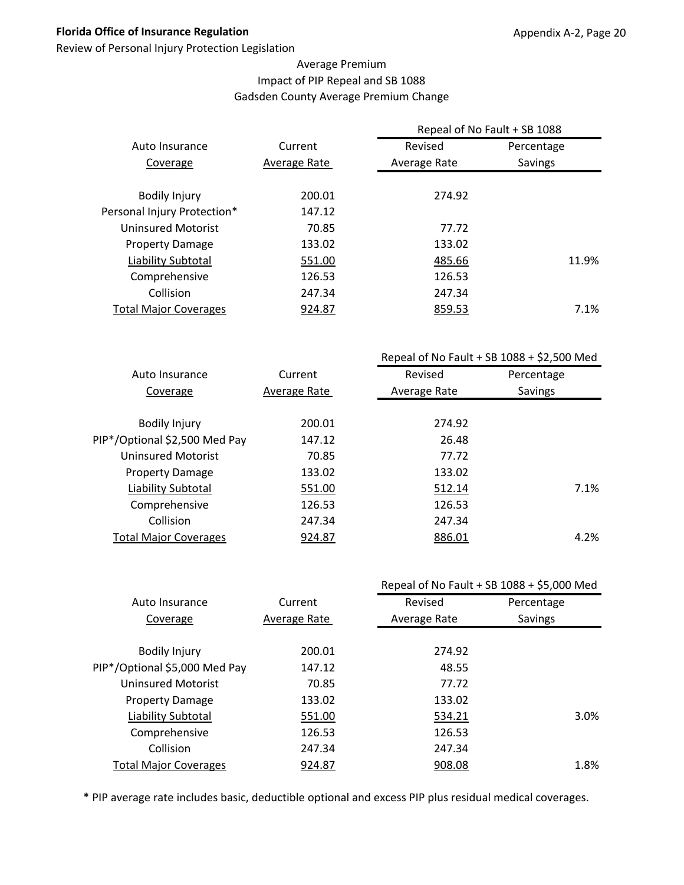Florida Office of Insurance Regulation

Review of Personal Injury Protection Legislation

Average Premium
Impact of PIP Repeal and SB 1088
Gadsden County Average Premium Change

| Auto Insurance Coverage | Current Average Rate | Repeal of No Fault + SB 1088 Revised Average Rate | Percentage Savings |
|---|---|---|---|
| Bodily Injury | 200.01 | 274.92 | |
| Personal Injury Protection* | 147.12 | | |
| Uninsured Motorist | 70.85 | 77.72 | |
| Property Damage | 133.02 | 133.02 | |
| Liability Subtotal | 551.00 | 485.66 | 11.9% |
| Comprehensive | 126.53 | 126.53 | |
| Collision | 247.34 | 247.34 | |
| Total Major Coverages | 924.87 | 859.53 | 7.1% |

| Auto Insurance Coverage | Current Average Rate | Repeal of No Fault + SB 1088 + $2,500 Med Revised Average Rate | Percentage Savings |
|---|---|---|---|
| Bodily Injury | 200.01 | 274.92 | |
| PIP*/Optional $2,500 Med Pay | 147.12 | 26.48 | |
| Uninsured Motorist | 70.85 | 77.72 | |
| Property Damage | 133.02 | 133.02 | |
| Liability Subtotal | 551.00 | 512.14 | 7.1% |
| Comprehensive | 126.53 | 126.53 | |
| Collision | 247.34 | 247.34 | |
| Total Major Coverages | 924.87 | 886.01 | 4.2% |

| Auto Insurance Coverage | Current Average Rate | Repeal of No Fault + SB 1088 + $5,000 Med Revised Average Rate | Percentage Savings |
|---|---|---|---|
| Bodily Injury | 200.01 | 274.92 | |
| PIP*/Optional $5,000 Med Pay | 147.12 | 48.55 | |
| Uninsured Motorist | 70.85 | 77.72 | |
| Property Damage | 133.02 | 133.02 | |
| Liability Subtotal | 551.00 | 534.21 | 3.0% |
| Comprehensive | 126.53 | 126.53 | |
| Collision | 247.34 | 247.34 | |
| Total Major Coverages | 924.87 | 908.08 | 1.8% |

* PIP average rate includes basic, deductible optional and excess PIP plus residual medical coverages.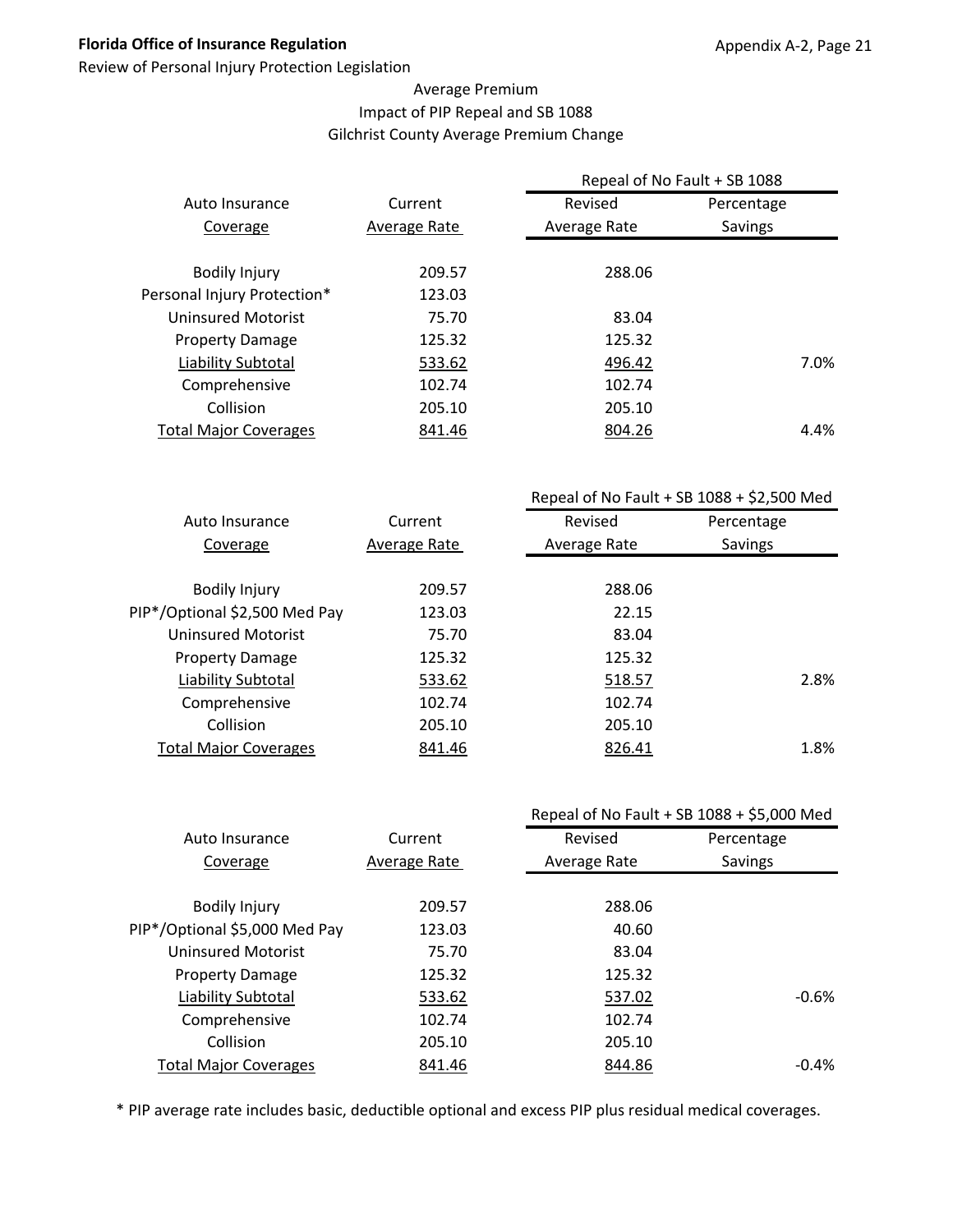**Florida Office of Insurance Regulation**

Review of Personal Injury Protection Legislation

Appendix A-2, Page 21

Average Premium
Impact of PIP Repeal and SB 1088
Gilchrist County Average Premium Change

| Auto Insurance Coverage | Current Average Rate | Repeal of No Fault + SB 1088 Revised Average Rate | Percentage Savings |
|---|---|---|---|
| Bodily Injury | 209.57 | 288.06 | |
| Personal Injury Protection* | 123.03 | | |
| Uninsured Motorist | 75.70 | 83.04 | |
| Property Damage | 125.32 | 125.32 | |
| Liability Subtotal | 533.62 | 496.42 | 7.0% |
| Comprehensive | 102.74 | 102.74 | |
| Collision | 205.10 | 205.10 | |
| Total Major Coverages | 841.46 | 804.26 | 4.4% |

| Auto Insurance Coverage | Current Average Rate | Repeal of No Fault + SB 1088 + $2,500 Med Revised Average Rate | Percentage Savings |
|---|---|---|---|
| Bodily Injury | 209.57 | 288.06 | |
| PIP*/Optional $2,500 Med Pay | 123.03 | 22.15 | |
| Uninsured Motorist | 75.70 | 83.04 | |
| Property Damage | 125.32 | 125.32 | |
| Liability Subtotal | 533.62 | 518.57 | 2.8% |
| Comprehensive | 102.74 | 102.74 | |
| Collision | 205.10 | 205.10 | |
| Total Major Coverages | 841.46 | 826.41 | 1.8% |

| Auto Insurance Coverage | Current Average Rate | Repeal of No Fault + SB 1088 + $5,000 Med Revised Average Rate | Percentage Savings |
|---|---|---|---|
| Bodily Injury | 209.57 | 288.06 | |
| PIP*/Optional $5,000 Med Pay | 123.03 | 40.60 | |
| Uninsured Motorist | 75.70 | 83.04 | |
| Property Damage | 125.32 | 125.32 | |
| Liability Subtotal | 533.62 | 537.02 | -0.6% |
| Comprehensive | 102.74 | 102.74 | |
| Collision | 205.10 | 205.10 | |
| Total Major Coverages | 841.46 | 844.86 | -0.4% |

* PIP average rate includes basic, deductible optional and excess PIP plus residual medical coverages.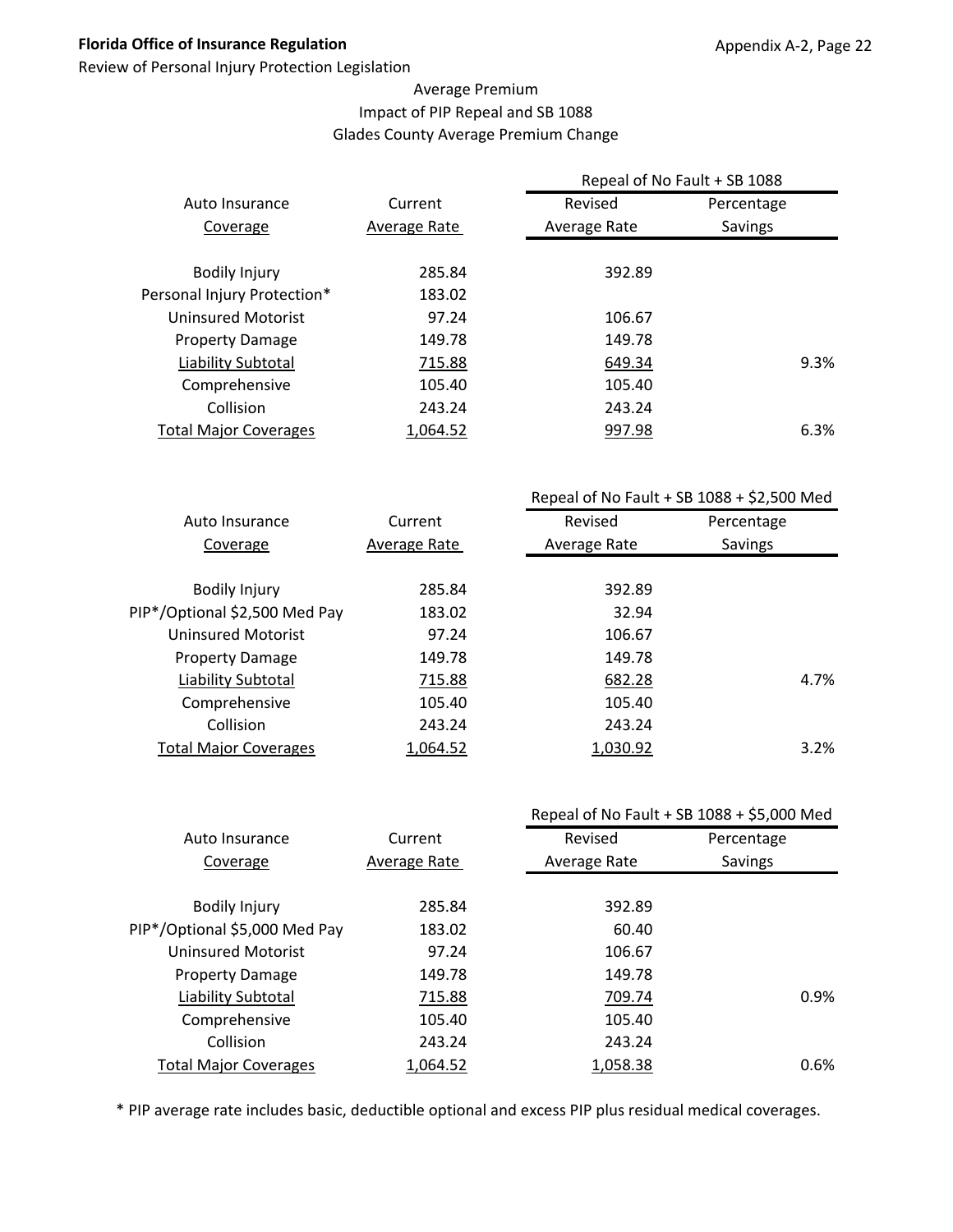**Florida Office of Insurance Regulation**

Review of Personal Injury Protection Legislation

Appendix A-2, Page 22

Average Premium
Impact of PIP Repeal and SB 1088
Glades County Average Premium Change

| Auto Insurance Coverage | Current Average Rate | Repeal of No Fault + SB 1088 Revised Average Rate | Repeal of No Fault + SB 1088 Percentage Savings |
|---|---|---|---|
| Bodily Injury | 285.84 | 392.89 | |
| Personal Injury Protection* | 183.02 | | |
| Uninsured Motorist | 97.24 | 106.67 | |
| Property Damage | 149.78 | 149.78 | |
| Liability Subtotal | 715.88 | 649.34 | 9.3% |
| Comprehensive | 105.40 | 105.40 | |
| Collision | 243.24 | 243.24 | |
| Total Major Coverages | 1,064.52 | 997.98 | 6.3% |

| Auto Insurance Coverage | Current Average Rate | Repeal of No Fault + SB 1088 + $2,500 Med Revised Average Rate | Repeal of No Fault + SB 1088 + $2,500 Med Percentage Savings |
|---|---|---|---|
| Bodily Injury | 285.84 | 392.89 | |
| PIP*/Optional $2,500 Med Pay | 183.02 | 32.94 | |
| Uninsured Motorist | 97.24 | 106.67 | |
| Property Damage | 149.78 | 149.78 | |
| Liability Subtotal | 715.88 | 682.28 | 4.7% |
| Comprehensive | 105.40 | 105.40 | |
| Collision | 243.24 | 243.24 | |
| Total Major Coverages | 1,064.52 | 1,030.92 | 3.2% |

| Auto Insurance Coverage | Current Average Rate | Repeal of No Fault + SB 1088 + $5,000 Med Revised Average Rate | Repeal of No Fault + SB 1088 + $5,000 Med Percentage Savings |
|---|---|---|---|
| Bodily Injury | 285.84 | 392.89 | |
| PIP*/Optional $5,000 Med Pay | 183.02 | 60.40 | |
| Uninsured Motorist | 97.24 | 106.67 | |
| Property Damage | 149.78 | 149.78 | |
| Liability Subtotal | 715.88 | 709.74 | 0.9% |
| Comprehensive | 105.40 | 105.40 | |
| Collision | 243.24 | 243.24 | |
| Total Major Coverages | 1,064.52 | 1,058.38 | 0.6% |

* PIP average rate includes basic, deductible optional and excess PIP plus residual medical coverages.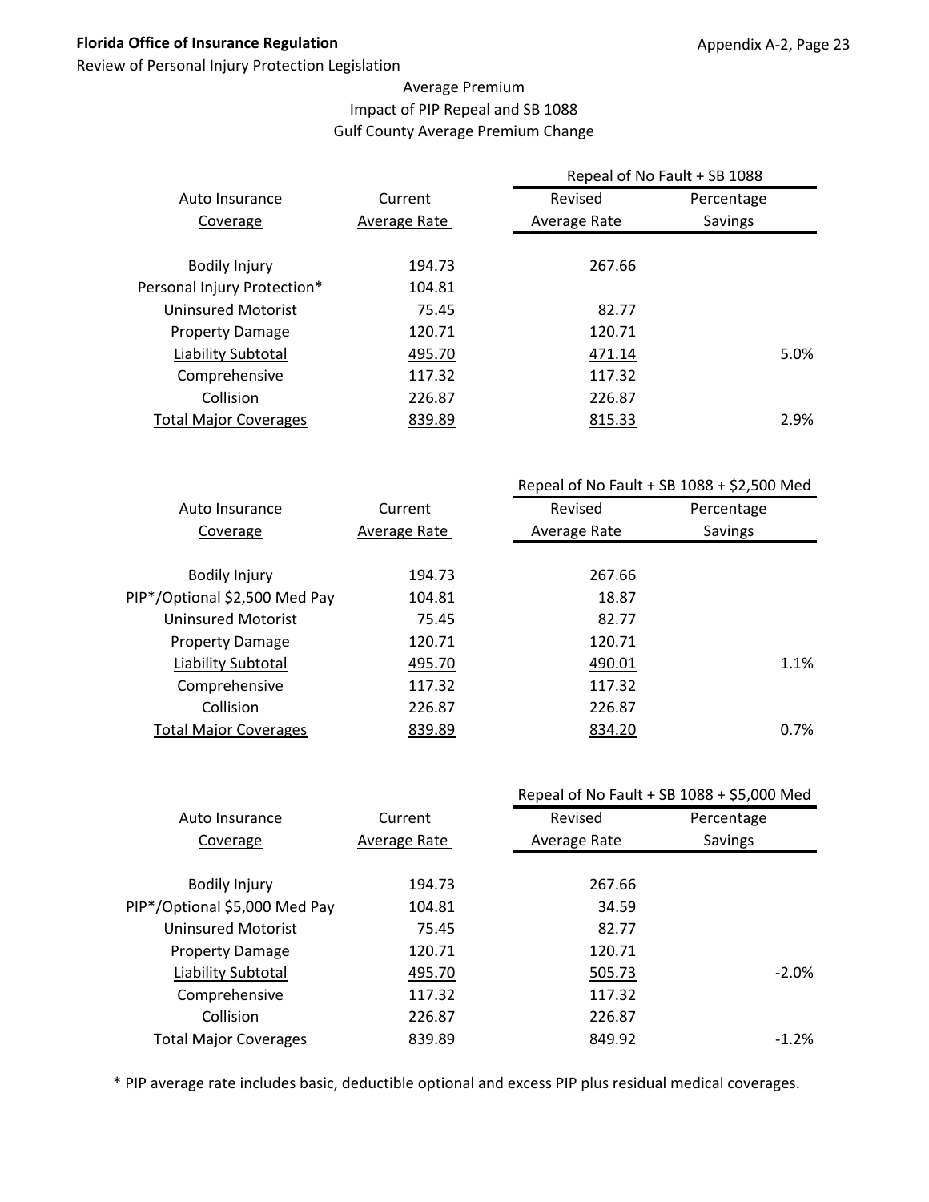Average Premium
Impact of PIP Repeal and SB 1088
Gulf County Average Premium Change

| Auto Insurance Coverage | Current Average Rate | Repeal of No Fault + SB 1088 Revised Average Rate | Percentage Savings |
|---|---|---|---|
| Bodily Injury | 194.73 | 267.66 | |
| Personal Injury Protection* | 104.81 | | |
| Uninsured Motorist | 75.45 | 82.77 | |
| Property Damage | 120.71 | 120.71 | |
| Liability Subtotal | 495.70 | 471.14 | 5.0% |
| Comprehensive | 117.32 | 117.32 | |
| Collision | 226.87 | 226.87 | |
| Total Major Coverages | 839.89 | 815.33 | 2.9% |

| Auto Insurance Coverage | Current Average Rate | Repeal of No Fault + SB 1088 + $2,500 Med Revised Average Rate | Percentage Savings |
|---|---|---|---|
| Bodily Injury | 194.73 | 267.66 | |
| PIP*/Optional $2,500 Med Pay | 104.81 | 18.87 | |
| Uninsured Motorist | 75.45 | 82.77 | |
| Property Damage | 120.71 | 120.71 | |
| Liability Subtotal | 495.70 | 490.01 | 1.1% |
| Comprehensive | 117.32 | 117.32 | |
| Collision | 226.87 | 226.87 | |
| Total Major Coverages | 839.89 | 834.20 | 0.7% |

| Auto Insurance Coverage | Current Average Rate | Repeal of No Fault + SB 1088 + $5,000 Med Revised Average Rate | Percentage Savings |
|---|---|---|---|
| Bodily Injury | 194.73 | 267.66 | |
| PIP*/Optional $5,000 Med Pay | 104.81 | 34.59 | |
| Uninsured Motorist | 75.45 | 82.77 | |
| Property Damage | 120.71 | 120.71 | |
| Liability Subtotal | 495.70 | 505.73 | -2.0% |
| Comprehensive | 117.32 | 117.32 | |
| Collision | 226.87 | 226.87 | |
| Total Major Coverages | 839.89 | 849.92 | -1.2% |

* PIP average rate includes basic, deductible optional and excess PIP plus residual medical coverages.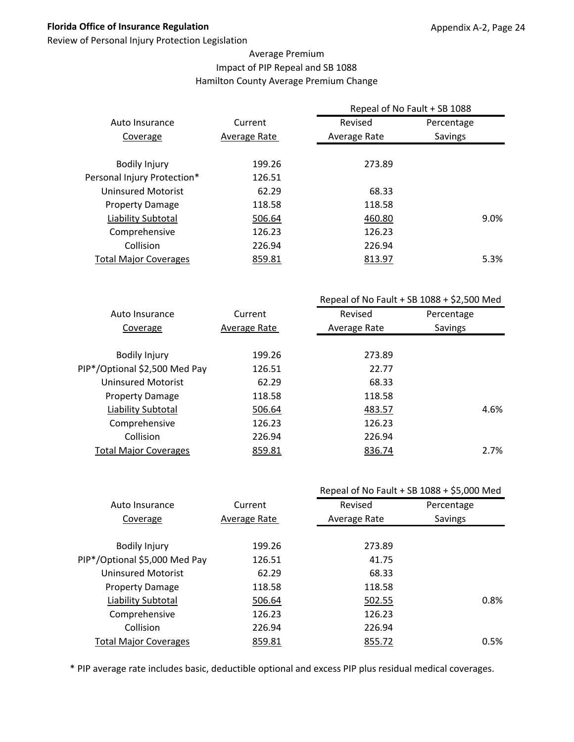Florida Office of Insurance Regulation

Review of Personal Injury Protection Legislation

Average Premium
Impact of PIP Repeal and SB 1088
Hamilton County Average Premium Change

| Auto Insurance Coverage | Current Average Rate | Repeal of No Fault + SB 1088 Revised Average Rate | Repeal of No Fault + SB 1088 Percentage Savings |
|---|---|---|---|
| Bodily Injury | 199.26 | 273.89 | |
| Personal Injury Protection* | 126.51 | | |
| Uninsured Motorist | 62.29 | 68.33 | |
| Property Damage | 118.58 | 118.58 | |
| Liability Subtotal | 506.64 | 460.80 | 9.0% |
| Comprehensive | 126.23 | 126.23 | |
| Collision | 226.94 | 226.94 | |
| Total Major Coverages | 859.81 | 813.97 | 5.3% |

| Auto Insurance Coverage | Current Average Rate | Repeal of No Fault + SB 1088 + $2,500 Med Revised Average Rate | Repeal of No Fault + SB 1088 + $2,500 Med Percentage Savings |
|---|---|---|---|
| Bodily Injury | 199.26 | 273.89 | |
| PIP*/Optional $2,500 Med Pay | 126.51 | 22.77 | |
| Uninsured Motorist | 62.29 | 68.33 | |
| Property Damage | 118.58 | 118.58 | |
| Liability Subtotal | 506.64 | 483.57 | 4.6% |
| Comprehensive | 126.23 | 126.23 | |
| Collision | 226.94 | 226.94 | |
| Total Major Coverages | 859.81 | 836.74 | 2.7% |

| Auto Insurance Coverage | Current Average Rate | Repeal of No Fault + SB 1088 + $5,000 Med Revised Average Rate | Repeal of No Fault + SB 1088 + $5,000 Med Percentage Savings |
|---|---|---|---|
| Bodily Injury | 199.26 | 273.89 | |
| PIP*/Optional $5,000 Med Pay | 126.51 | 41.75 | |
| Uninsured Motorist | 62.29 | 68.33 | |
| Property Damage | 118.58 | 118.58 | |
| Liability Subtotal | 506.64 | 502.55 | 0.8% |
| Comprehensive | 126.23 | 126.23 | |
| Collision | 226.94 | 226.94 | |
| Total Major Coverages | 859.81 | 855.72 | 0.5% |

* PIP average rate includes basic, deductible optional and excess PIP plus residual medical coverages.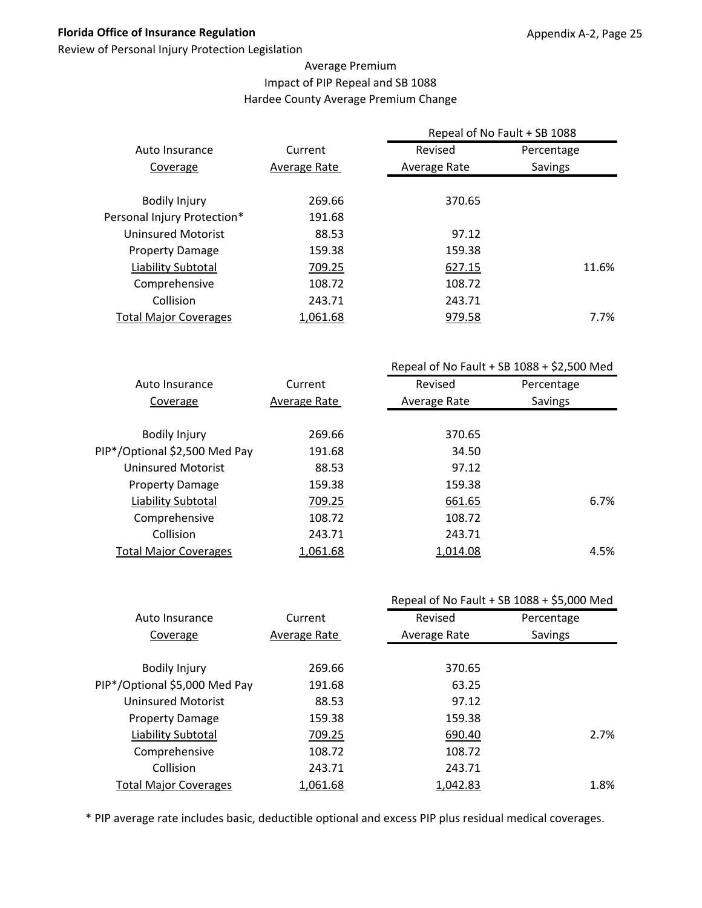Average Premium
Impact of PIP Repeal and SB 1088
Hardee County Average Premium Change

| Auto Insurance Coverage | Current Average Rate | Repeal of No Fault + SB 1088 Revised Average Rate | Percentage Savings |
|---|---|---|---|
| Bodily Injury | 269.66 | 370.65 | |
| Personal Injury Protection* | 191.68 | | |
| Uninsured Motorist | 88.53 | 97.12 | |
| Property Damage | 159.38 | 159.38 | |
| Liability Subtotal | 709.25 | 627.15 | 11.6% |
| Comprehensive | 108.72 | 108.72 | |
| Collision | 243.71 | 243.71 | |
| Total Major Coverages | 1,061.68 | 979.58 | 7.7% |

| Auto Insurance Coverage | Current Average Rate | Repeal of No Fault + SB 1088 + $2,500 Med Revised Average Rate | Percentage Savings |
|---|---|---|---|
| Bodily Injury | 269.66 | 370.65 | |
| PIP*/Optional $2,500 Med Pay | 191.68 | 34.50 | |
| Uninsured Motorist | 88.53 | 97.12 | |
| Property Damage | 159.38 | 159.38 | |
| Liability Subtotal | 709.25 | 661.65 | 6.7% |
| Comprehensive | 108.72 | 108.72 | |
| Collision | 243.71 | 243.71 | |
| Total Major Coverages | 1,061.68 | 1,014.08 | 4.5% |

| Auto Insurance Coverage | Current Average Rate | Repeal of No Fault + SB 1088 + $5,000 Med Revised Average Rate | Percentage Savings |
|---|---|---|---|
| Bodily Injury | 269.66 | 370.65 | |
| PIP*/Optional $5,000 Med Pay | 191.68 | 63.25 | |
| Uninsured Motorist | 88.53 | 97.12 | |
| Property Damage | 159.38 | 159.38 | |
| Liability Subtotal | 709.25 | 690.40 | 2.7% |
| Comprehensive | 108.72 | 108.72 | |
| Collision | 243.71 | 243.71 | |
| Total Major Coverages | 1,061.68 | 1,042.83 | 1.8% |

* PIP average rate includes basic, deductible optional and excess PIP plus residual medical coverages.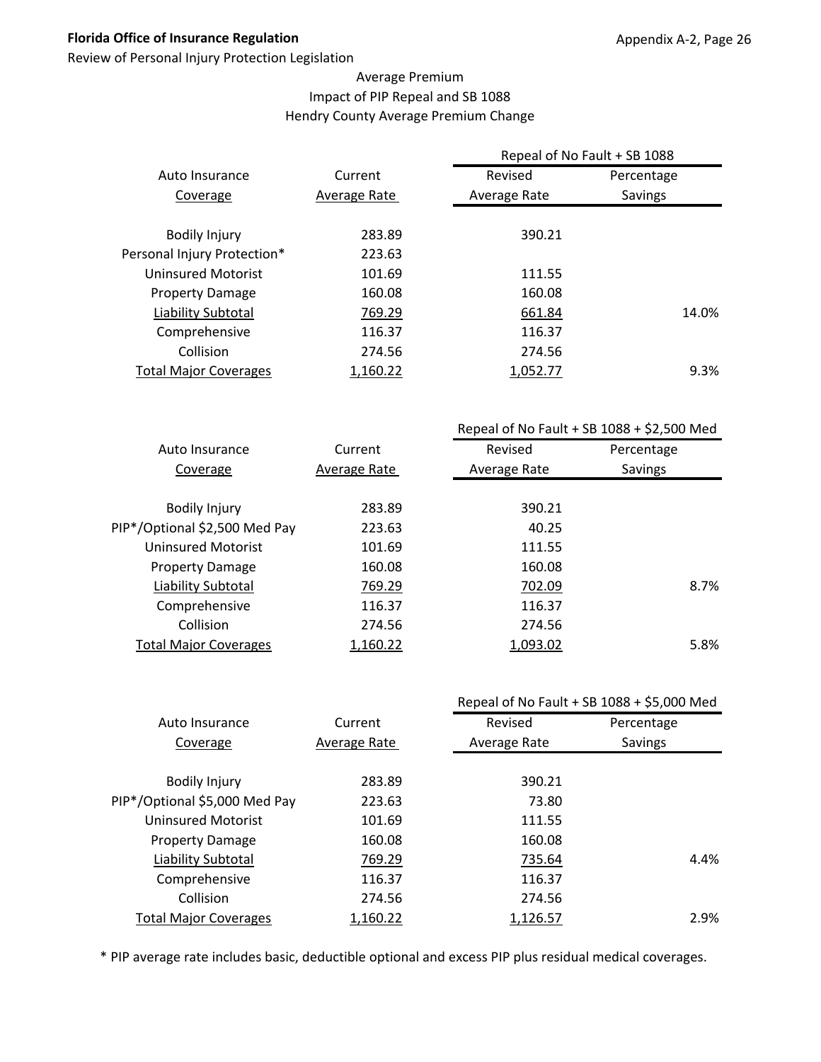Average Premium
Impact of PIP Repeal and SB 1088
Hendry County Average Premium Change

| Auto Insurance Coverage | Current Average Rate | Repeal of No Fault + SB 1088 Revised Average Rate | Percentage Savings |
|---|---|---|---|
| Bodily Injury | 283.89 | 390.21 | |
| Personal Injury Protection* | 223.63 | | |
| Uninsured Motorist | 101.69 | 111.55 | |
| Property Damage | 160.08 | 160.08 | |
| Liability Subtotal | 769.29 | 661.84 | 14.0% |
| Comprehensive | 116.37 | 116.37 | |
| Collision | 274.56 | 274.56 | |
| Total Major Coverages | 1,160.22 | 1,052.77 | 9.3% |

| Auto Insurance Coverage | Current Average Rate | Repeal of No Fault + SB 1088 + $2,500 Med Revised Average Rate | Percentage Savings |
|---|---|---|---|
| Bodily Injury | 283.89 | 390.21 | |
| PIP*/Optional $2,500 Med Pay | 223.63 | 40.25 | |
| Uninsured Motorist | 101.69 | 111.55 | |
| Property Damage | 160.08 | 160.08 | |
| Liability Subtotal | 769.29 | 702.09 | 8.7% |
| Comprehensive | 116.37 | 116.37 | |
| Collision | 274.56 | 274.56 | |
| Total Major Coverages | 1,160.22 | 1,093.02 | 5.8% |

| Auto Insurance Coverage | Current Average Rate | Repeal of No Fault + SB 1088 + $5,000 Med Revised Average Rate | Percentage Savings |
|---|---|---|---|
| Bodily Injury | 283.89 | 390.21 | |
| PIP*/Optional $5,000 Med Pay | 223.63 | 73.80 | |
| Uninsured Motorist | 101.69 | 111.55 | |
| Property Damage | 160.08 | 160.08 | |
| Liability Subtotal | 769.29 | 735.64 | 4.4% |
| Comprehensive | 116.37 | 116.37 | |
| Collision | 274.56 | 274.56 | |
| Total Major Coverages | 1,160.22 | 1,126.57 | 2.9% |

* PIP average rate includes basic, deductible optional and excess PIP plus residual medical coverages.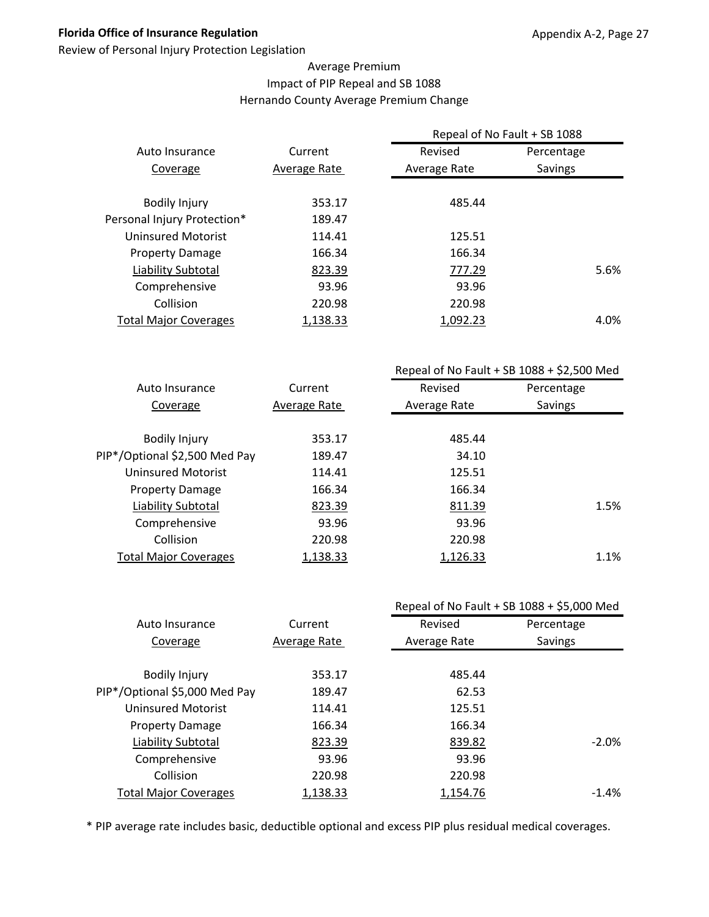Average Premium
Impact of PIP Repeal and SB 1088
Hernando County Average Premium Change

| Auto Insurance Coverage | Current Average Rate | Repeal of No Fault + SB 1088 Revised Average Rate | Percentage Savings |
|---|---|---|---|
| Bodily Injury | 353.17 | 485.44 | |
| Personal Injury Protection* | 189.47 | | |
| Uninsured Motorist | 114.41 | 125.51 | |
| Property Damage | 166.34 | 166.34 | |
| Liability Subtotal | 823.39 | 777.29 | 5.6% |
| Comprehensive | 93.96 | 93.96 | |
| Collision | 220.98 | 220.98 | |
| Total Major Coverages | 1,138.33 | 1,092.23 | 4.0% |

| Auto Insurance Coverage | Current Average Rate | Repeal of No Fault + SB 1088 + $2,500 Med Revised Average Rate | Percentage Savings |
|---|---|---|---|
| Bodily Injury | 353.17 | 485.44 | |
| PIP*/Optional $2,500 Med Pay | 189.47 | 34.10 | |
| Uninsured Motorist | 114.41 | 125.51 | |
| Property Damage | 166.34 | 166.34 | |
| Liability Subtotal | 823.39 | 811.39 | 1.5% |
| Comprehensive | 93.96 | 93.96 | |
| Collision | 220.98 | 220.98 | |
| Total Major Coverages | 1,138.33 | 1,126.33 | 1.1% |

| Auto Insurance Coverage | Current Average Rate | Repeal of No Fault + SB 1088 + $5,000 Med Revised Average Rate | Percentage Savings |
|---|---|---|---|
| Bodily Injury | 353.17 | 485.44 | |
| PIP*/Optional $5,000 Med Pay | 189.47 | 62.53 | |
| Uninsured Motorist | 114.41 | 125.51 | |
| Property Damage | 166.34 | 166.34 | |
| Liability Subtotal | 823.39 | 839.82 | -2.0% |
| Comprehensive | 93.96 | 93.96 | |
| Collision | 220.98 | 220.98 | |
| Total Major Coverages | 1,138.33 | 1,154.76 | -1.4% |

* PIP average rate includes basic, deductible optional and excess PIP plus residual medical coverages.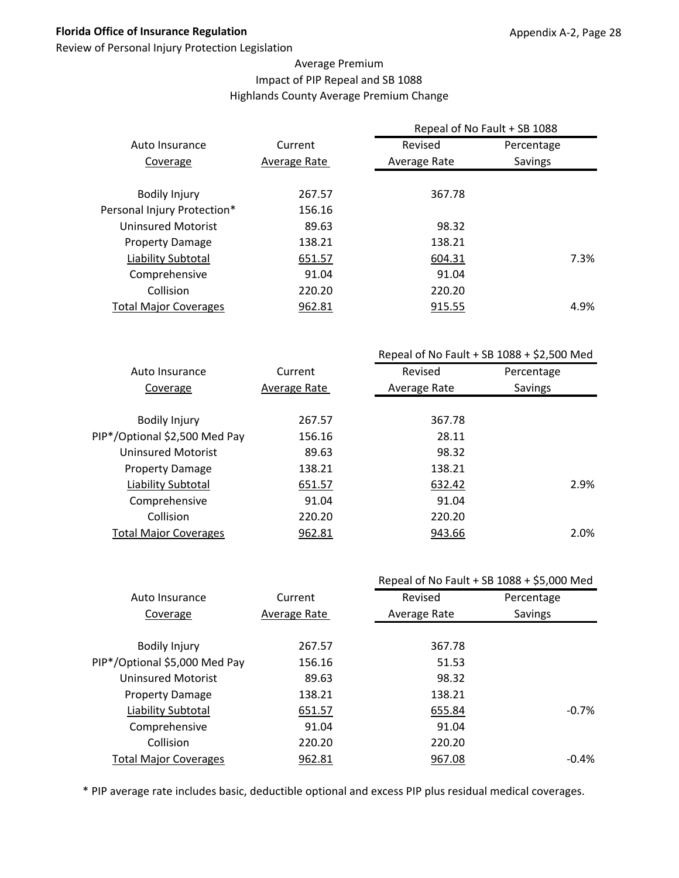Average Premium
Impact of PIP Repeal and SB 1088
Highlands County Average Premium Change

| Auto Insurance Coverage | Current Average Rate | Repeal of No Fault + SB 1088 Revised Average Rate | Percentage Savings |
|---|---|---|---|
| Bodily Injury | 267.57 | 367.78 | |
| Personal Injury Protection* | 156.16 | | |
| Uninsured Motorist | 89.63 | 98.32 | |
| Property Damage | 138.21 | 138.21 | |
| Liability Subtotal | 651.57 | 604.31 | 7.3% |
| Comprehensive | 91.04 | 91.04 | |
| Collision | 220.20 | 220.20 | |
| Total Major Coverages | 962.81 | 915.55 | 4.9% |

| Auto Insurance Coverage | Current Average Rate | Repeal of No Fault + SB 1088 + $2,500 Med Revised Average Rate | Percentage Savings |
|---|---|---|---|
| Bodily Injury | 267.57 | 367.78 | |
| PIP*/Optional $2,500 Med Pay | 156.16 | 28.11 | |
| Uninsured Motorist | 89.63 | 98.32 | |
| Property Damage | 138.21 | 138.21 | |
| Liability Subtotal | 651.57 | 632.42 | 2.9% |
| Comprehensive | 91.04 | 91.04 | |
| Collision | 220.20 | 220.20 | |
| Total Major Coverages | 962.81 | 943.66 | 2.0% |

| Auto Insurance Coverage | Current Average Rate | Repeal of No Fault + SB 1088 + $5,000 Med Revised Average Rate | Percentage Savings |
|---|---|---|---|
| Bodily Injury | 267.57 | 367.78 | |
| PIP*/Optional $5,000 Med Pay | 156.16 | 51.53 | |
| Uninsured Motorist | 89.63 | 98.32 | |
| Property Damage | 138.21 | 138.21 | |
| Liability Subtotal | 651.57 | 655.84 | -0.7% |
| Comprehensive | 91.04 | 91.04 | |
| Collision | 220.20 | 220.20 | |
| Total Major Coverages | 962.81 | 967.08 | -0.4% |

* PIP average rate includes basic, deductible optional and excess PIP plus residual medical coverages.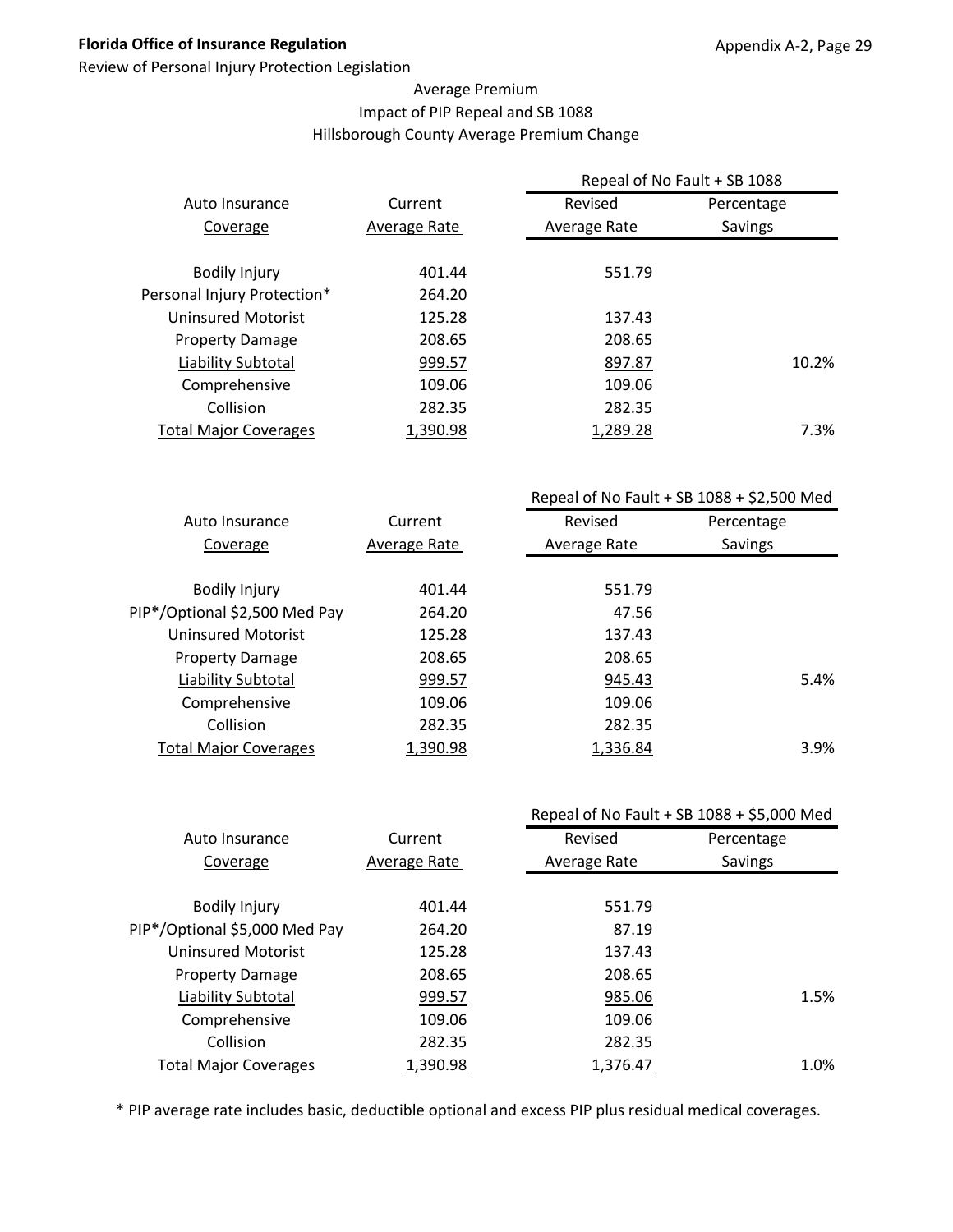## Average Premium
## Impact of PIP Repeal and SB 1088
## Hillsborough County Average Premium Change

| Auto Insurance Coverage | Current Average Rate | Repeal of No Fault + SB 1088 Revised Average Rate | Percentage Savings |
|---|---|---|---|
| Bodily Injury | 401.44 | 551.79 | |
| Personal Injury Protection* | 264.20 | | |
| Uninsured Motorist | 125.28 | 137.43 | |
| Property Damage | 208.65 | 208.65 | |
| Liability Subtotal | 999.57 | 897.87 | 10.2% |
| Comprehensive | 109.06 | 109.06 | |
| Collision | 282.35 | 282.35 | |
| Total Major Coverages | 1,390.98 | 1,289.28 | 7.3% |

| Auto Insurance Coverage | Current Average Rate | Repeal of No Fault + SB 1088 + $2,500 Med Revised Average Rate | Percentage Savings |
|---|---|---|---|
| Bodily Injury | 401.44 | 551.79 | |
| PIP*/Optional $2,500 Med Pay | 264.20 | 47.56 | |
| Uninsured Motorist | 125.28 | 137.43 | |
| Property Damage | 208.65 | 208.65 | |
| Liability Subtotal | 999.57 | 945.43 | 5.4% |
| Comprehensive | 109.06 | 109.06 | |
| Collision | 282.35 | 282.35 | |
| Total Major Coverages | 1,390.98 | 1,336.84 | 3.9% |

| Auto Insurance Coverage | Current Average Rate | Repeal of No Fault + SB 1088 + $5,000 Med Revised Average Rate | Percentage Savings |
|---|---|---|---|
| Bodily Injury | 401.44 | 551.79 | |
| PIP*/Optional $5,000 Med Pay | 264.20 | 87.19 | |
| Uninsured Motorist | 125.28 | 137.43 | |
| Property Damage | 208.65 | 208.65 | |
| Liability Subtotal | 999.57 | 985.06 | 1.5% |
| Comprehensive | 109.06 | 109.06 | |
| Collision | 282.35 | 282.35 | |
| Total Major Coverages | 1,390.98 | 1,376.47 | 1.0% |

* PIP average rate includes basic, deductible optional and excess PIP plus residual medical coverages.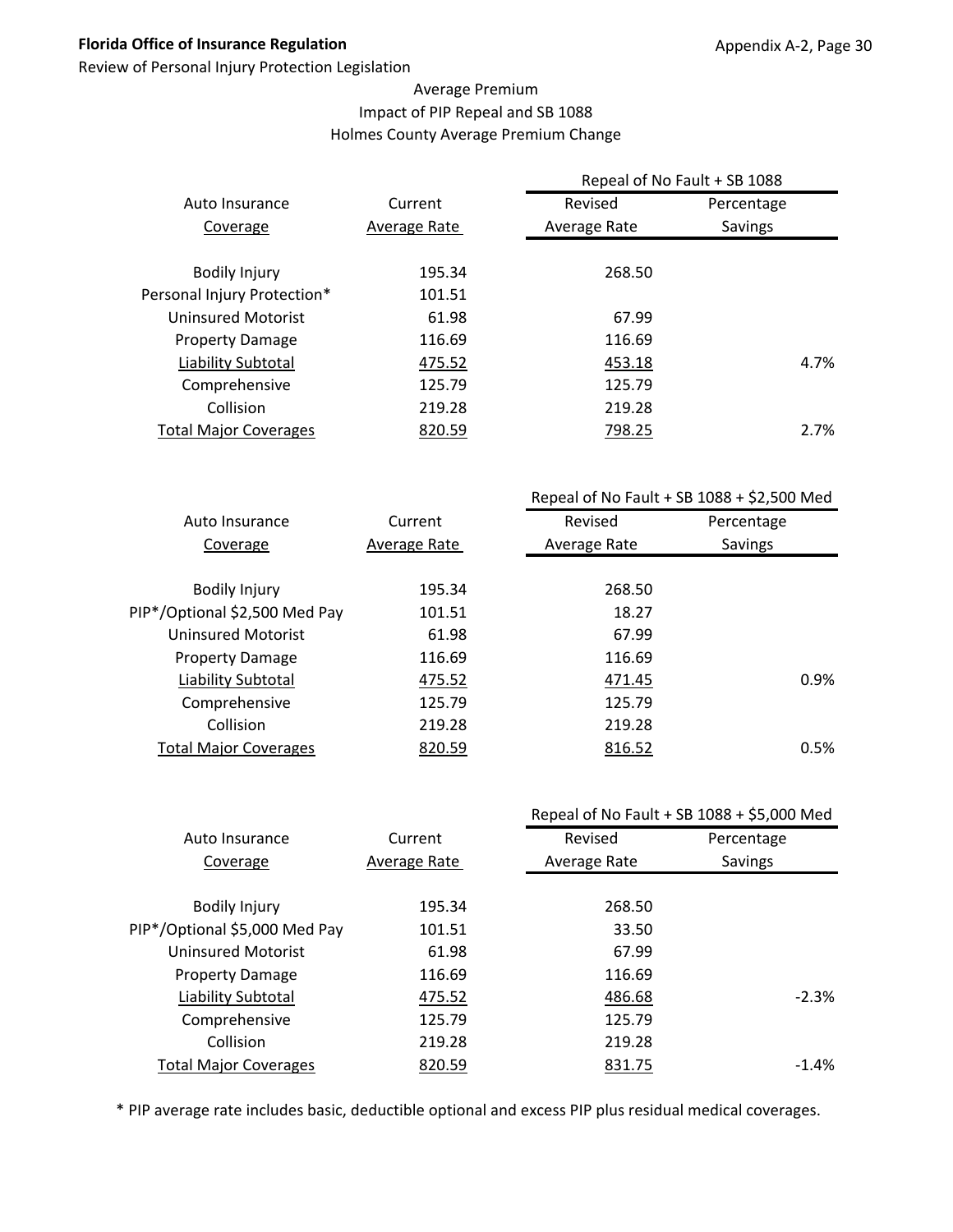Average Premium
Impact of PIP Repeal and SB 1088
Holmes County Average Premium Change

| Auto Insurance Coverage | Current Average Rate | Repeal of No Fault + SB 1088 Revised Average Rate | Percentage Savings |
|---|---|---|---|
| Bodily Injury | 195.34 | 268.50 | |
| Personal Injury Protection* | 101.51 | | |
| Uninsured Motorist | 61.98 | 67.99 | |
| Property Damage | 116.69 | 116.69 | |
| Liability Subtotal | 475.52 | 453.18 | 4.7% |
| Comprehensive | 125.79 | 125.79 | |
| Collision | 219.28 | 219.28 | |
| Total Major Coverages | 820.59 | 798.25 | 2.7% |

| Auto Insurance Coverage | Current Average Rate | Repeal of No Fault + SB 1088 + $2,500 Med Revised Average Rate | Percentage Savings |
|---|---|---|---|
| Bodily Injury | 195.34 | 268.50 | |
| PIP*/Optional $2,500 Med Pay | 101.51 | 18.27 | |
| Uninsured Motorist | 61.98 | 67.99 | |
| Property Damage | 116.69 | 116.69 | |
| Liability Subtotal | 475.52 | 471.45 | 0.9% |
| Comprehensive | 125.79 | 125.79 | |
| Collision | 219.28 | 219.28 | |
| Total Major Coverages | 820.59 | 816.52 | 0.5% |

| Auto Insurance Coverage | Current Average Rate | Repeal of No Fault + SB 1088 + $5,000 Med Revised Average Rate | Percentage Savings |
|---|---|---|---|
| Bodily Injury | 195.34 | 268.50 | |
| PIP*/Optional $5,000 Med Pay | 101.51 | 33.50 | |
| Uninsured Motorist | 61.98 | 67.99 | |
| Property Damage | 116.69 | 116.69 | |
| Liability Subtotal | 475.52 | 486.68 | -2.3% |
| Comprehensive | 125.79 | 125.79 | |
| Collision | 219.28 | 219.28 | |
| Total Major Coverages | 820.59 | 831.75 | -1.4% |

* PIP average rate includes basic, deductible optional and excess PIP plus residual medical coverages.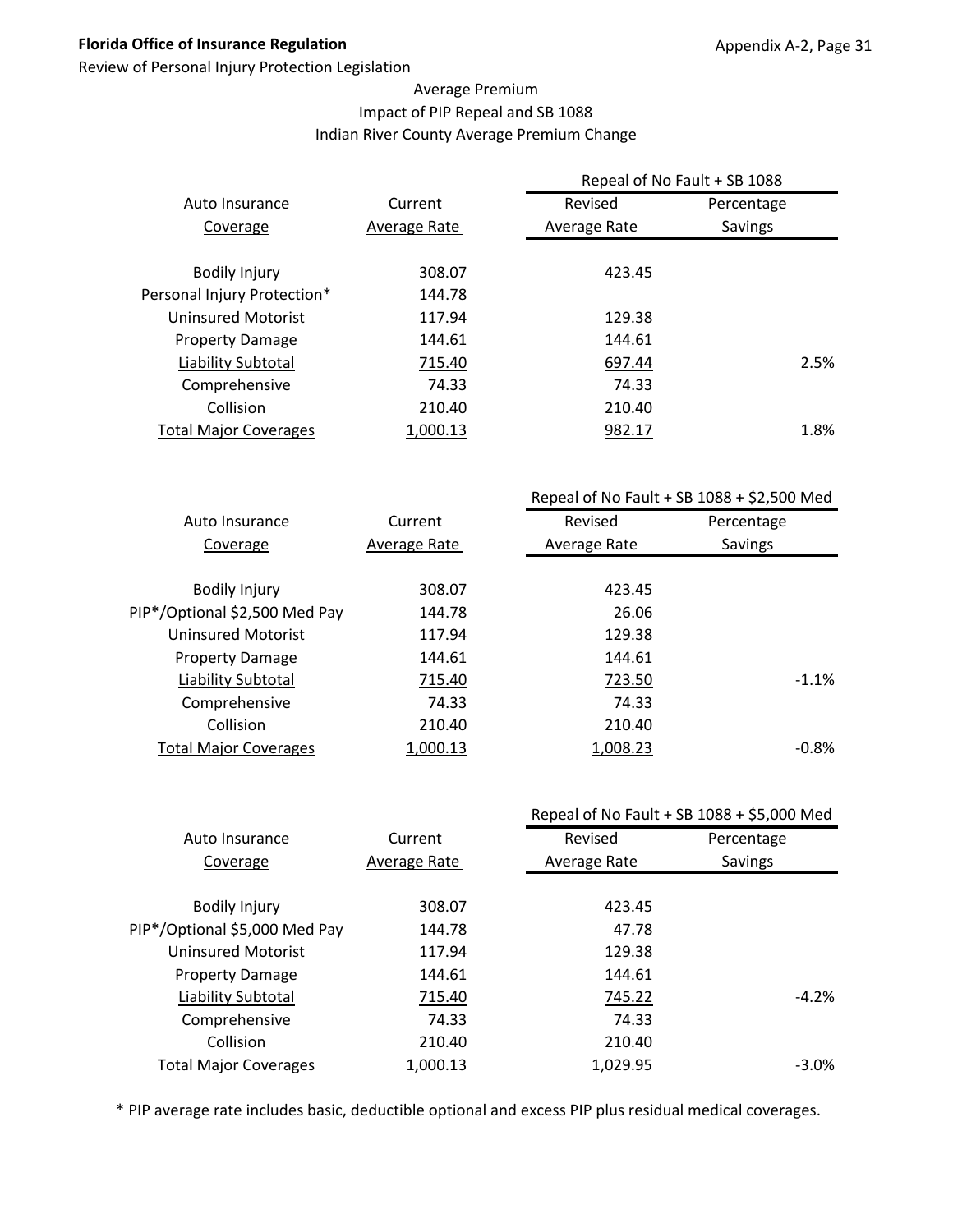**Florida Office of Insurance Regulation**

Review of Personal Injury Protection Legislation

Appendix A-2, Page 31

Average Premium
Impact of PIP Repeal and SB 1088
Indian River County Average Premium Change

| Auto Insurance Coverage | Current Average Rate | Repeal of No Fault + SB 1088 | |
|---|---|---|---|
| | | Revised Average Rate | Percentage Savings |
| Bodily Injury | 308.07 | 423.45 | |
| Personal Injury Protection* | 144.78 | | |
| Uninsured Motorist | 117.94 | 129.38 | |
| Property Damage | 144.61 | 144.61 | |
| Liability Subtotal | 715.40 | 697.44 | 2.5% |
| Comprehensive | 74.33 | 74.33 | |
| Collision | 210.40 | 210.40 | |
| Total Major Coverages | 1,000.13 | 982.17 | 1.8% |

| Auto Insurance Coverage | Current Average Rate | Repeal of No Fault + SB 1088 + $2,500 Med | |
|---|---|---|---|
| | | Revised Average Rate | Percentage Savings |
| Bodily Injury | 308.07 | 423.45 | |
| PIP*/Optional $2,500 Med Pay | 144.78 | 26.06 | |
| Uninsured Motorist | 117.94 | 129.38 | |
| Property Damage | 144.61 | 144.61 | |
| Liability Subtotal | 715.40 | 723.50 | -1.1% |
| Comprehensive | 74.33 | 74.33 | |
| Collision | 210.40 | 210.40 | |
| Total Major Coverages | 1,000.13 | 1,008.23 | -0.8% |

| Auto Insurance Coverage | Current Average Rate | Repeal of No Fault + SB 1088 + $5,000 Med | |
|---|---|---|---|
| | | Revised Average Rate | Percentage Savings |
| Bodily Injury | 308.07 | 423.45 | |
| PIP*/Optional $5,000 Med Pay | 144.78 | 47.78 | |
| Uninsured Motorist | 117.94 | 129.38 | |
| Property Damage | 144.61 | 144.61 | |
| Liability Subtotal | 715.40 | 745.22 | -4.2% |
| Comprehensive | 74.33 | 74.33 | |
| Collision | 210.40 | 210.40 | |
| Total Major Coverages | 1,000.13 | 1,029.95 | -3.0% |

* PIP average rate includes basic, deductible optional and excess PIP plus residual medical coverages.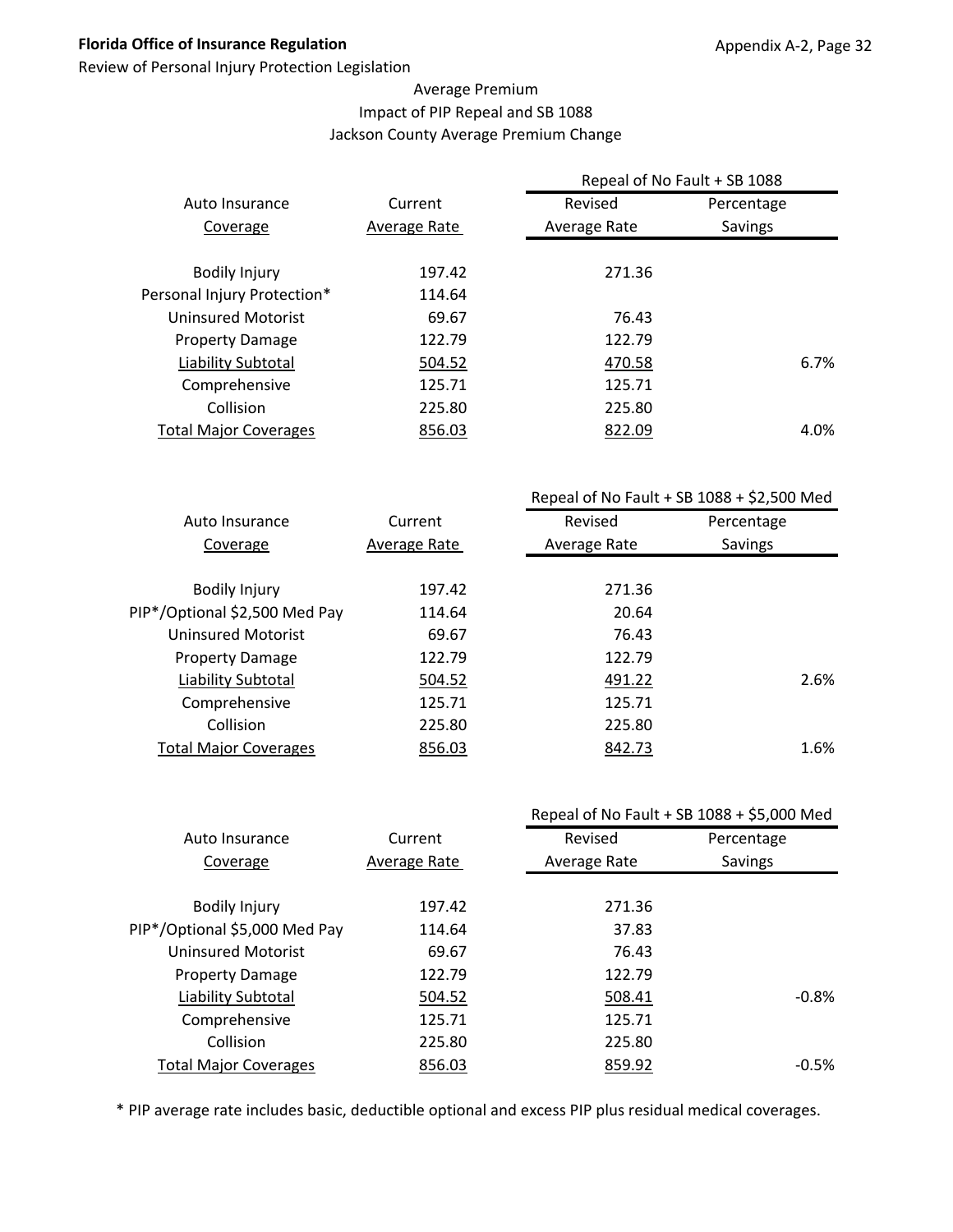Average Premium
Impact of PIP Repeal and SB 1088
Jackson County Average Premium Change

| Auto Insurance Coverage | Current Average Rate | Repeal of No Fault + SB 1088 Revised Average Rate | Percentage Savings |
|---|---|---|---|
| Bodily Injury | 197.42 | 271.36 | |
| Personal Injury Protection* | 114.64 | | |
| Uninsured Motorist | 69.67 | 76.43 | |
| Property Damage | 122.79 | 122.79 | |
| Liability Subtotal | 504.52 | 470.58 | 6.7% |
| Comprehensive | 125.71 | 125.71 | |
| Collision | 225.80 | 225.80 | |
| Total Major Coverages | 856.03 | 822.09 | 4.0% |

| Auto Insurance Coverage | Current Average Rate | Repeal of No Fault + SB 1088 + $2,500 Med Revised Average Rate | Percentage Savings |
|---|---|---|---|
| Bodily Injury | 197.42 | 271.36 | |
| PIP*/Optional $2,500 Med Pay | 114.64 | 20.64 | |
| Uninsured Motorist | 69.67 | 76.43 | |
| Property Damage | 122.79 | 122.79 | |
| Liability Subtotal | 504.52 | 491.22 | 2.6% |
| Comprehensive | 125.71 | 125.71 | |
| Collision | 225.80 | 225.80 | |
| Total Major Coverages | 856.03 | 842.73 | 1.6% |

| Auto Insurance Coverage | Current Average Rate | Repeal of No Fault + SB 1088 + $5,000 Med Revised Average Rate | Percentage Savings |
|---|---|---|---|
| Bodily Injury | 197.42 | 271.36 | |
| PIP*/Optional $5,000 Med Pay | 114.64 | 37.83 | |
| Uninsured Motorist | 69.67 | 76.43 | |
| Property Damage | 122.79 | 122.79 | |
| Liability Subtotal | 504.52 | 508.41 | -0.8% |
| Comprehensive | 125.71 | 125.71 | |
| Collision | 225.80 | 225.80 | |
| Total Major Coverages | 856.03 | 859.92 | -0.5% |

* PIP average rate includes basic, deductible optional and excess PIP plus residual medical coverages.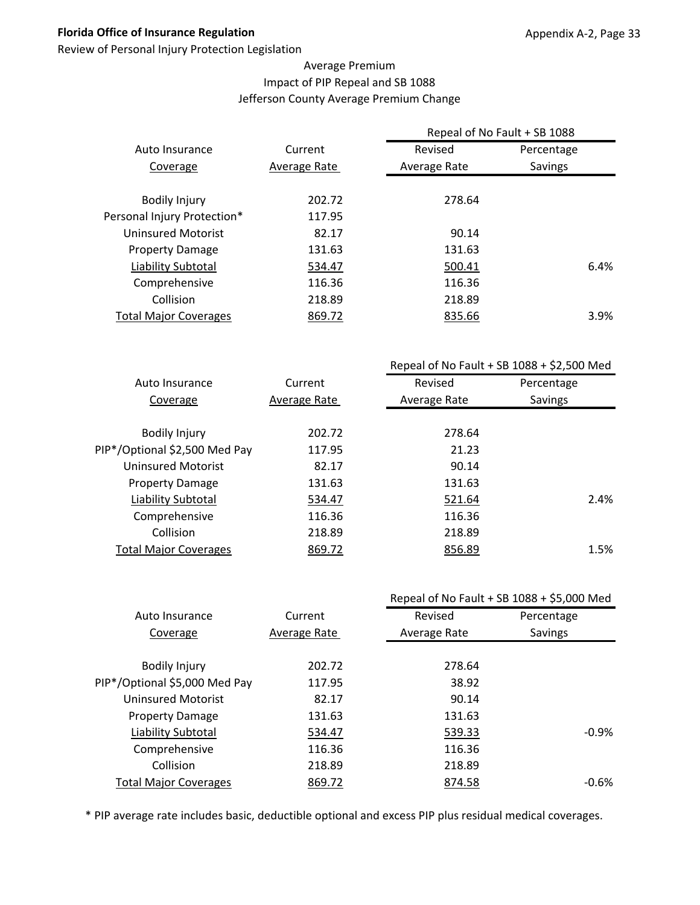Florida Office of Insurance Regulation

Review of Personal Injury Protection Legislation

Average Premium
Impact of PIP Repeal and SB 1088
Jefferson County Average Premium Change

| Auto Insurance Coverage | Current Average Rate | Repeal of No Fault + SB 1088 Revised Average Rate | Percentage Savings |
|---|---|---|---|
| Bodily Injury | 202.72 | 278.64 | |
| Personal Injury Protection* | 117.95 | | |
| Uninsured Motorist | 82.17 | 90.14 | |
| Property Damage | 131.63 | 131.63 | |
| Liability Subtotal | 534.47 | 500.41 | 6.4% |
| Comprehensive | 116.36 | 116.36 | |
| Collision | 218.89 | 218.89 | |
| Total Major Coverages | 869.72 | 835.66 | 3.9% |

| Auto Insurance Coverage | Current Average Rate | Repeal of No Fault + SB 1088 + $2,500 Med Revised Average Rate | Percentage Savings |
|---|---|---|---|
| Bodily Injury | 202.72 | 278.64 | |
| PIP*/Optional $2,500 Med Pay | 117.95 | 21.23 | |
| Uninsured Motorist | 82.17 | 90.14 | |
| Property Damage | 131.63 | 131.63 | |
| Liability Subtotal | 534.47 | 521.64 | 2.4% |
| Comprehensive | 116.36 | 116.36 | |
| Collision | 218.89 | 218.89 | |
| Total Major Coverages | 869.72 | 856.89 | 1.5% |

| Auto Insurance Coverage | Current Average Rate | Repeal of No Fault + SB 1088 + $5,000 Med Revised Average Rate | Percentage Savings |
|---|---|---|---|
| Bodily Injury | 202.72 | 278.64 | |
| PIP*/Optional $5,000 Med Pay | 117.95 | 38.92 | |
| Uninsured Motorist | 82.17 | 90.14 | |
| Property Damage | 131.63 | 131.63 | |
| Liability Subtotal | 534.47 | 539.33 | -0.9% |
| Comprehensive | 116.36 | 116.36 | |
| Collision | 218.89 | 218.89 | |
| Total Major Coverages | 869.72 | 874.58 | -0.6% |

* PIP average rate includes basic, deductible optional and excess PIP plus residual medical coverages.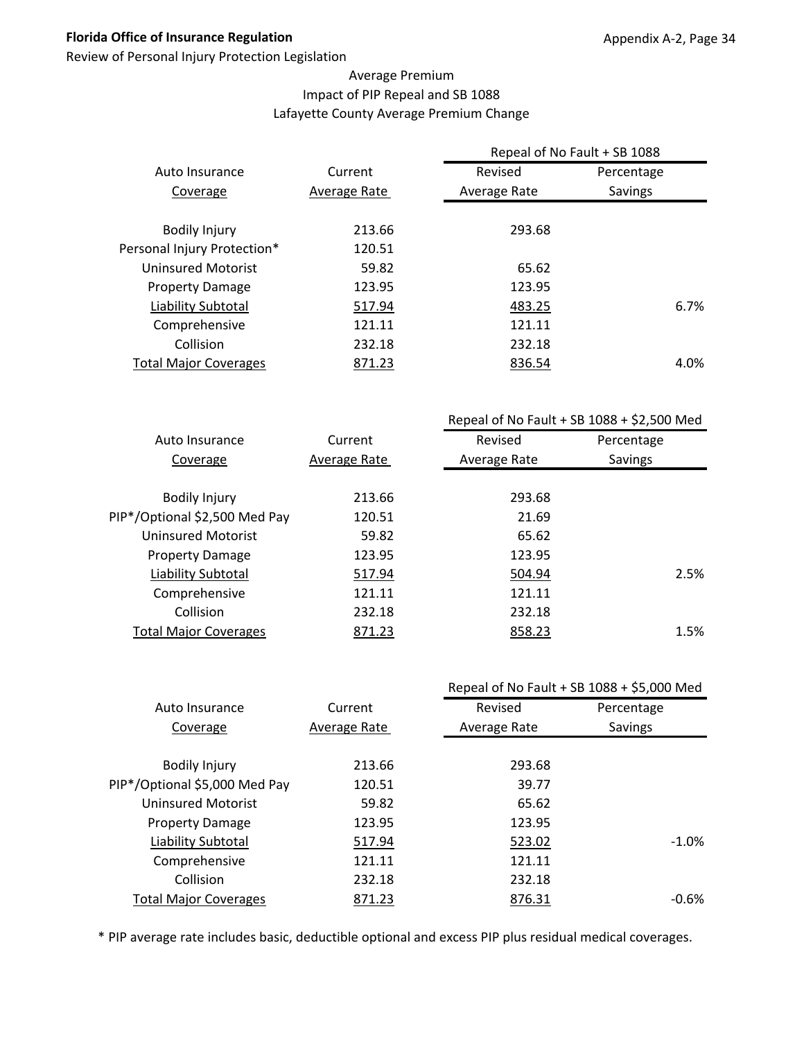Average Premium
Impact of PIP Repeal and SB 1088
Lafayette County Average Premium Change

| Auto Insurance Coverage | Current Average Rate | Repeal of No Fault + SB 1088 Revised Average Rate | Percentage Savings |
|---|---|---|---|
| Bodily Injury | 213.66 | 293.68 | |
| Personal Injury Protection* | 120.51 | | |
| Uninsured Motorist | 59.82 | 65.62 | |
| Property Damage | 123.95 | 123.95 | |
| Liability Subtotal | 517.94 | 483.25 | 6.7% |
| Comprehensive | 121.11 | 121.11 | |
| Collision | 232.18 | 232.18 | |
| Total Major Coverages | 871.23 | 836.54 | 4.0% |

| Auto Insurance Coverage | Current Average Rate | Repeal of No Fault + SB 1088 + $2,500 Med Revised Average Rate | Percentage Savings |
|---|---|---|---|
| Bodily Injury | 213.66 | 293.68 | |
| PIP*/Optional $2,500 Med Pay | 120.51 | 21.69 | |
| Uninsured Motorist | 59.82 | 65.62 | |
| Property Damage | 123.95 | 123.95 | |
| Liability Subtotal | 517.94 | 504.94 | 2.5% |
| Comprehensive | 121.11 | 121.11 | |
| Collision | 232.18 | 232.18 | |
| Total Major Coverages | 871.23 | 858.23 | 1.5% |

| Auto Insurance Coverage | Current Average Rate | Repeal of No Fault + SB 1088 + $5,000 Med Revised Average Rate | Percentage Savings |
|---|---|---|---|
| Bodily Injury | 213.66 | 293.68 | |
| PIP*/Optional $5,000 Med Pay | 120.51 | 39.77 | |
| Uninsured Motorist | 59.82 | 65.62 | |
| Property Damage | 123.95 | 123.95 | |
| Liability Subtotal | 517.94 | 523.02 | -1.0% |
| Comprehensive | 121.11 | 121.11 | |
| Collision | 232.18 | 232.18 | |
| Total Major Coverages | 871.23 | 876.31 | -0.6% |

* PIP average rate includes basic, deductible optional and excess PIP plus residual medical coverages.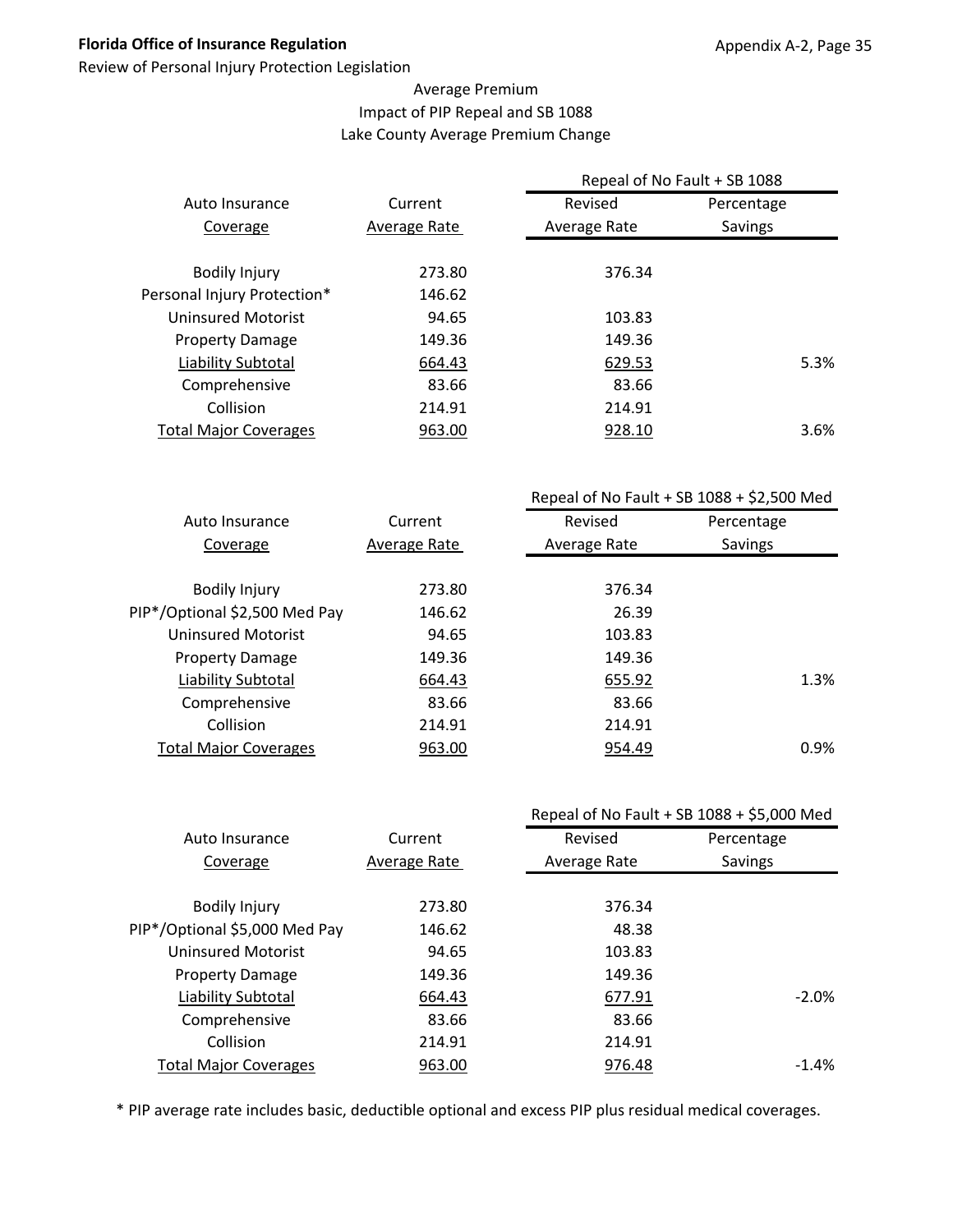Average Premium
Impact of PIP Repeal and SB 1088
Lake County Average Premium Change

| Auto Insurance Coverage | Current Average Rate | Repeal of No Fault + SB 1088 Revised Average Rate | Percentage Savings |
|---|---|---|---|
| Bodily Injury | 273.80 | 376.34 | |
| Personal Injury Protection* | 146.62 | | |
| Uninsured Motorist | 94.65 | 103.83 | |
| Property Damage | 149.36 | 149.36 | |
| Liability Subtotal | 664.43 | 629.53 | 5.3% |
| Comprehensive | 83.66 | 83.66 | |
| Collision | 214.91 | 214.91 | |
| Total Major Coverages | 963.00 | 928.10 | 3.6% |

| Auto Insurance Coverage | Current Average Rate | Repeal of No Fault + SB 1088 + $2,500 Med Revised Average Rate | Percentage Savings |
|---|---|---|---|
| Bodily Injury | 273.80 | 376.34 | |
| PIP*/Optional $2,500 Med Pay | 146.62 | 26.39 | |
| Uninsured Motorist | 94.65 | 103.83 | |
| Property Damage | 149.36 | 149.36 | |
| Liability Subtotal | 664.43 | 655.92 | 1.3% |
| Comprehensive | 83.66 | 83.66 | |
| Collision | 214.91 | 214.91 | |
| Total Major Coverages | 963.00 | 954.49 | 0.9% |

| Auto Insurance Coverage | Current Average Rate | Repeal of No Fault + SB 1088 + $5,000 Med Revised Average Rate | Percentage Savings |
|---|---|---|---|
| Bodily Injury | 273.80 | 376.34 | |
| PIP*/Optional $5,000 Med Pay | 146.62 | 48.38 | |
| Uninsured Motorist | 94.65 | 103.83 | |
| Property Damage | 149.36 | 149.36 | |
| Liability Subtotal | 664.43 | 677.91 | -2.0% |
| Comprehensive | 83.66 | 83.66 | |
| Collision | 214.91 | 214.91 | |
| Total Major Coverages | 963.00 | 976.48 | -1.4% |

* PIP average rate includes basic, deductible optional and excess PIP plus residual medical coverages.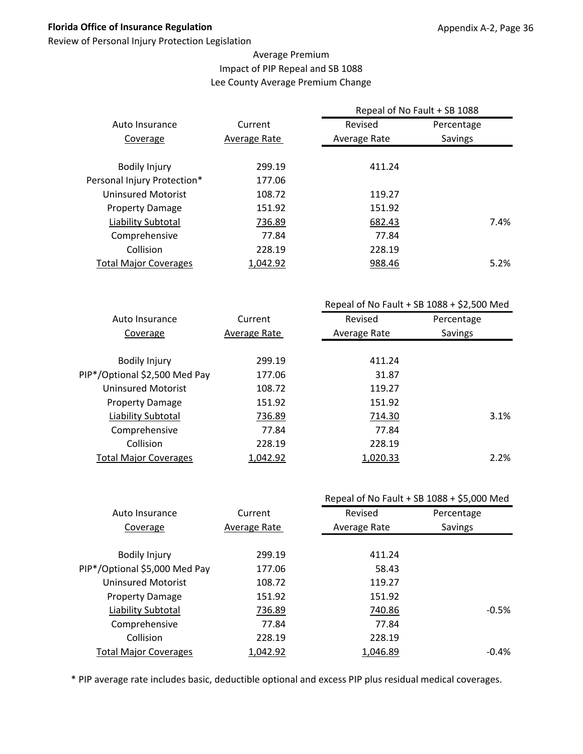Average Premium
Impact of PIP Repeal and SB 1088
Lee County Average Premium Change

| Auto Insurance Coverage | Current Average Rate | Repeal of No Fault + SB 1088 | |
|---|---|---|---|
| | | Revised Average Rate | Percentage Savings |
| Bodily Injury | 299.19 | 411.24 | |
| Personal Injury Protection* | 177.06 | | |
| Uninsured Motorist | 108.72 | 119.27 | |
| Property Damage | 151.92 | 151.92 | |
| Liability Subtotal | 736.89 | 682.43 | 7.4% |
| Comprehensive | 77.84 | 77.84 | |
| Collision | 228.19 | 228.19 | |
| Total Major Coverages | 1,042.92 | 988.46 | 5.2% |

| Auto Insurance Coverage | Current Average Rate | Repeal of No Fault + SB 1088 + $2,500 Med | |
|---|---|---|---|
| | | Revised Average Rate | Percentage Savings |
| Bodily Injury | 299.19 | 411.24 | |
| PIP*/Optional $2,500 Med Pay | 177.06 | 31.87 | |
| Uninsured Motorist | 108.72 | 119.27 | |
| Property Damage | 151.92 | 151.92 | |
| Liability Subtotal | 736.89 | 714.30 | 3.1% |
| Comprehensive | 77.84 | 77.84 | |
| Collision | 228.19 | 228.19 | |
| Total Major Coverages | 1,042.92 | 1,020.33 | 2.2% |

| Auto Insurance Coverage | Current Average Rate | Repeal of No Fault + SB 1088 + $5,000 Med | |
|---|---|---|---|
| | | Revised Average Rate | Percentage Savings |
| Bodily Injury | 299.19 | 411.24 | |
| PIP*/Optional $5,000 Med Pay | 177.06 | 58.43 | |
| Uninsured Motorist | 108.72 | 119.27 | |
| Property Damage | 151.92 | 151.92 | |
| Liability Subtotal | 736.89 | 740.86 | -0.5% |
| Comprehensive | 77.84 | 77.84 | |
| Collision | 228.19 | 228.19 | |
| Total Major Coverages | 1,042.92 | 1,046.89 | -0.4% |

* PIP average rate includes basic, deductible optional and excess PIP plus residual medical coverages.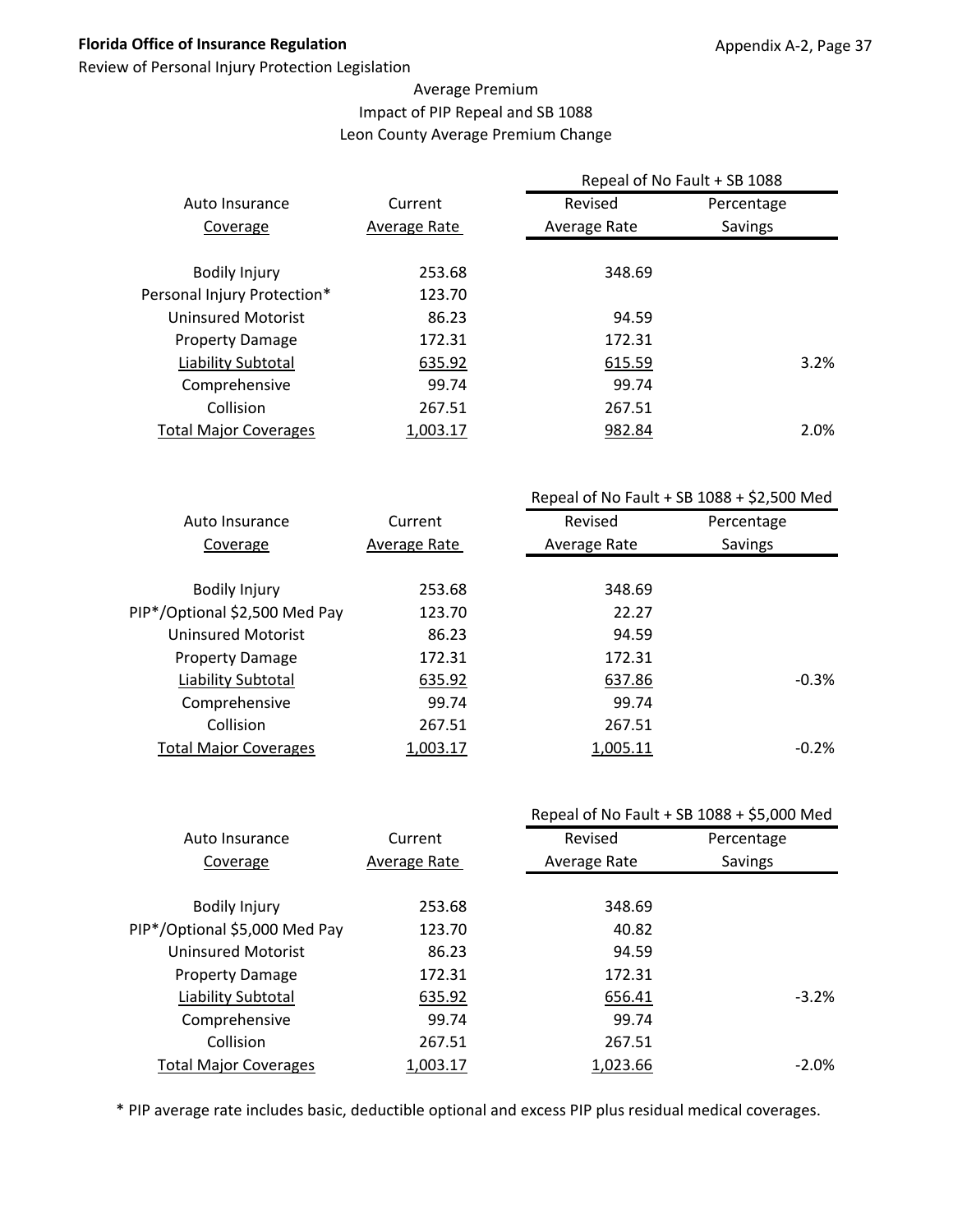Florida Office of Insurance Regulation

Review of Personal Injury Protection Legislation

Average Premium
Impact of PIP Repeal and SB 1088
Leon County Average Premium Change

| Auto Insurance Coverage | Current Average Rate | Repeal of No Fault + SB 1088 Revised Average Rate | Percentage Savings |
|---|---|---|---|
| Bodily Injury | 253.68 | 348.69 | |
| Personal Injury Protection* | 123.70 | | |
| Uninsured Motorist | 86.23 | 94.59 | |
| Property Damage | 172.31 | 172.31 | |
| Liability Subtotal | 635.92 | 615.59 | 3.2% |
| Comprehensive | 99.74 | 99.74 | |
| Collision | 267.51 | 267.51 | |
| Total Major Coverages | 1,003.17 | 982.84 | 2.0% |

| Auto Insurance Coverage | Current Average Rate | Repeal of No Fault + SB 1088 + $2,500 Med Revised Average Rate | Percentage Savings |
|---|---|---|---|
| Bodily Injury | 253.68 | 348.69 | |
| PIP*/Optional $2,500 Med Pay | 123.70 | 22.27 | |
| Uninsured Motorist | 86.23 | 94.59 | |
| Property Damage | 172.31 | 172.31 | |
| Liability Subtotal | 635.92 | 637.86 | -0.3% |
| Comprehensive | 99.74 | 99.74 | |
| Collision | 267.51 | 267.51 | |
| Total Major Coverages | 1,003.17 | 1,005.11 | -0.2% |

| Auto Insurance Coverage | Current Average Rate | Repeal of No Fault + SB 1088 + $5,000 Med Revised Average Rate | Percentage Savings |
|---|---|---|---|
| Bodily Injury | 253.68 | 348.69 | |
| PIP*/Optional $5,000 Med Pay | 123.70 | 40.82 | |
| Uninsured Motorist | 86.23 | 94.59 | |
| Property Damage | 172.31 | 172.31 | |
| Liability Subtotal | 635.92 | 656.41 | -3.2% |
| Comprehensive | 99.74 | 99.74 | |
| Collision | 267.51 | 267.51 | |
| Total Major Coverages | 1,003.17 | 1,023.66 | -2.0% |

* PIP average rate includes basic, deductible optional and excess PIP plus residual medical coverages.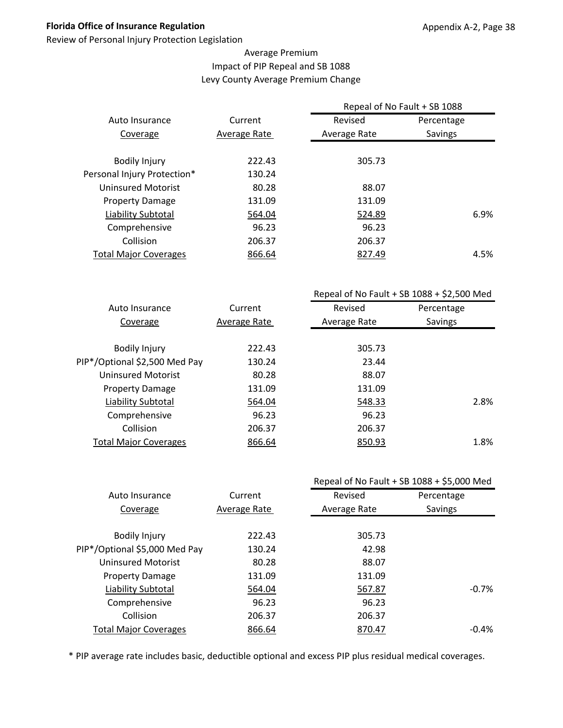Average Premium
Impact of PIP Repeal and SB 1088
Levy County Average Premium Change

| Auto Insurance Coverage | Current Average Rate | Repeal of No Fault + SB 1088 Revised Average Rate | Percentage Savings |
|---|---|---|---|
| Bodily Injury | 222.43 | 305.73 | |
| Personal Injury Protection* | 130.24 | | |
| Uninsured Motorist | 80.28 | 88.07 | |
| Property Damage | 131.09 | 131.09 | |
| Liability Subtotal | 564.04 | 524.89 | 6.9% |
| Comprehensive | 96.23 | 96.23 | |
| Collision | 206.37 | 206.37 | |
| Total Major Coverages | 866.64 | 827.49 | 4.5% |

| Auto Insurance Coverage | Current Average Rate | Repeal of No Fault + SB 1088 + $2,500 Med Revised Average Rate | Percentage Savings |
|---|---|---|---|
| Bodily Injury | 222.43 | 305.73 | |
| PIP*/Optional $2,500 Med Pay | 130.24 | 23.44 | |
| Uninsured Motorist | 80.28 | 88.07 | |
| Property Damage | 131.09 | 131.09 | |
| Liability Subtotal | 564.04 | 548.33 | 2.8% |
| Comprehensive | 96.23 | 96.23 | |
| Collision | 206.37 | 206.37 | |
| Total Major Coverages | 866.64 | 850.93 | 1.8% |

| Auto Insurance Coverage | Current Average Rate | Repeal of No Fault + SB 1088 + $5,000 Med Revised Average Rate | Percentage Savings |
|---|---|---|---|
| Bodily Injury | 222.43 | 305.73 | |
| PIP*/Optional $5,000 Med Pay | 130.24 | 42.98 | |
| Uninsured Motorist | 80.28 | 88.07 | |
| Property Damage | 131.09 | 131.09 | |
| Liability Subtotal | 564.04 | 567.87 | -0.7% |
| Comprehensive | 96.23 | 96.23 | |
| Collision | 206.37 | 206.37 | |
| Total Major Coverages | 866.64 | 870.47 | -0.4% |

* PIP average rate includes basic, deductible optional and excess PIP plus residual medical coverages.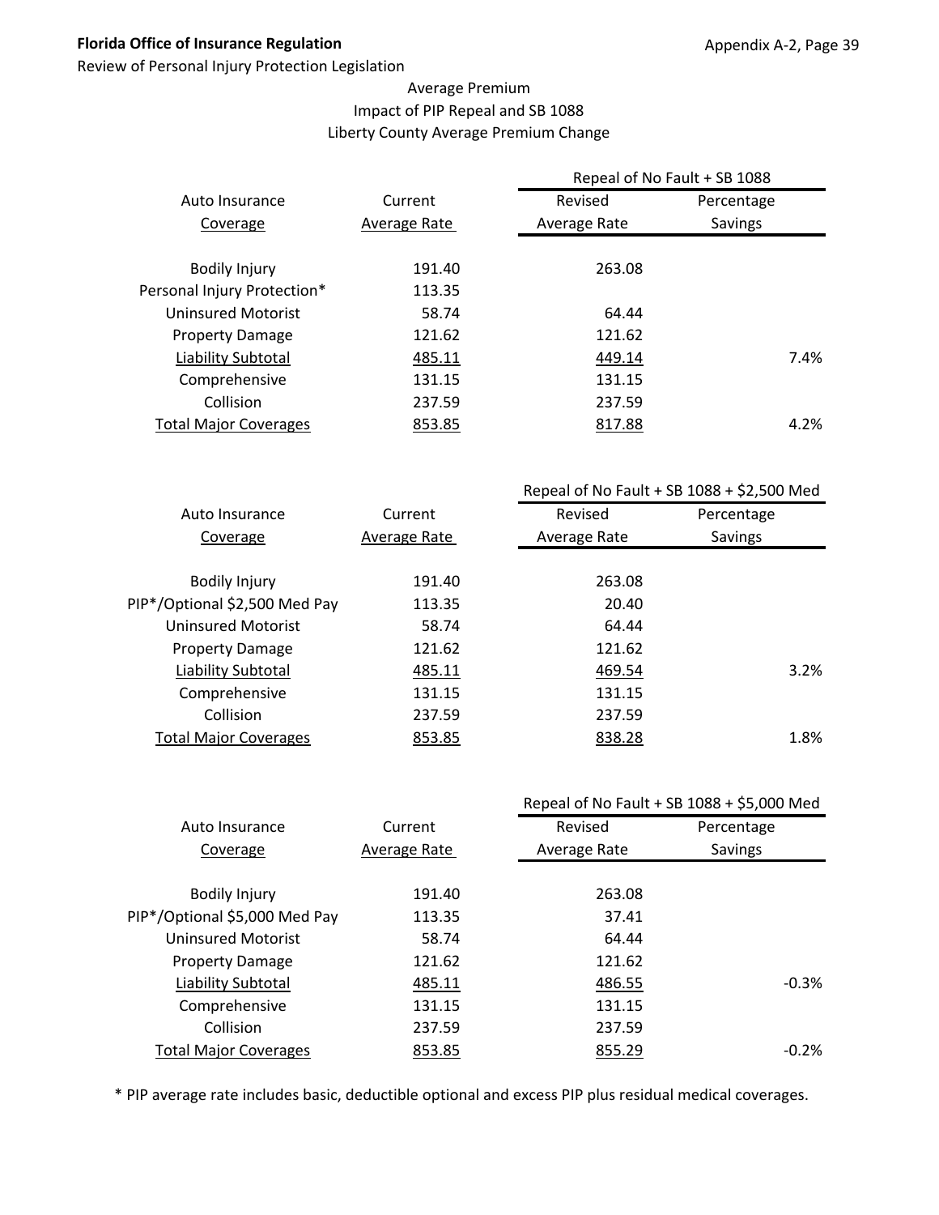Average Premium
Impact of PIP Repeal and SB 1088
Liberty County Average Premium Change

| Auto Insurance Coverage | Current Average Rate | Repeal of No Fault + SB 1088 Revised Average Rate | Percentage Savings |
|---|---|---|---|
| Bodily Injury | 191.40 | 263.08 | |
| Personal Injury Protection* | 113.35 | | |
| Uninsured Motorist | 58.74 | 64.44 | |
| Property Damage | 121.62 | 121.62 | |
| Liability Subtotal | 485.11 | 449.14 | 7.4% |
| Comprehensive | 131.15 | 131.15 | |
| Collision | 237.59 | 237.59 | |
| Total Major Coverages | 853.85 | 817.88 | 4.2% |

| Auto Insurance Coverage | Current Average Rate | Repeal of No Fault + SB 1088 + $2,500 Med Revised Average Rate | Percentage Savings |
|---|---|---|---|
| Bodily Injury | 191.40 | 263.08 | |
| PIP*/Optional $2,500 Med Pay | 113.35 | 20.40 | |
| Uninsured Motorist | 58.74 | 64.44 | |
| Property Damage | 121.62 | 121.62 | |
| Liability Subtotal | 485.11 | 469.54 | 3.2% |
| Comprehensive | 131.15 | 131.15 | |
| Collision | 237.59 | 237.59 | |
| Total Major Coverages | 853.85 | 838.28 | 1.8% |

| Auto Insurance Coverage | Current Average Rate | Repeal of No Fault + SB 1088 + $5,000 Med Revised Average Rate | Percentage Savings |
|---|---|---|---|
| Bodily Injury | 191.40 | 263.08 | |
| PIP*/Optional $5,000 Med Pay | 113.35 | 37.41 | |
| Uninsured Motorist | 58.74 | 64.44 | |
| Property Damage | 121.62 | 121.62 | |
| Liability Subtotal | 485.11 | 486.55 | -0.3% |
| Comprehensive | 131.15 | 131.15 | |
| Collision | 237.59 | 237.59 | |
| Total Major Coverages | 853.85 | 855.29 | -0.2% |

* PIP average rate includes basic, deductible optional and excess PIP plus residual medical coverages.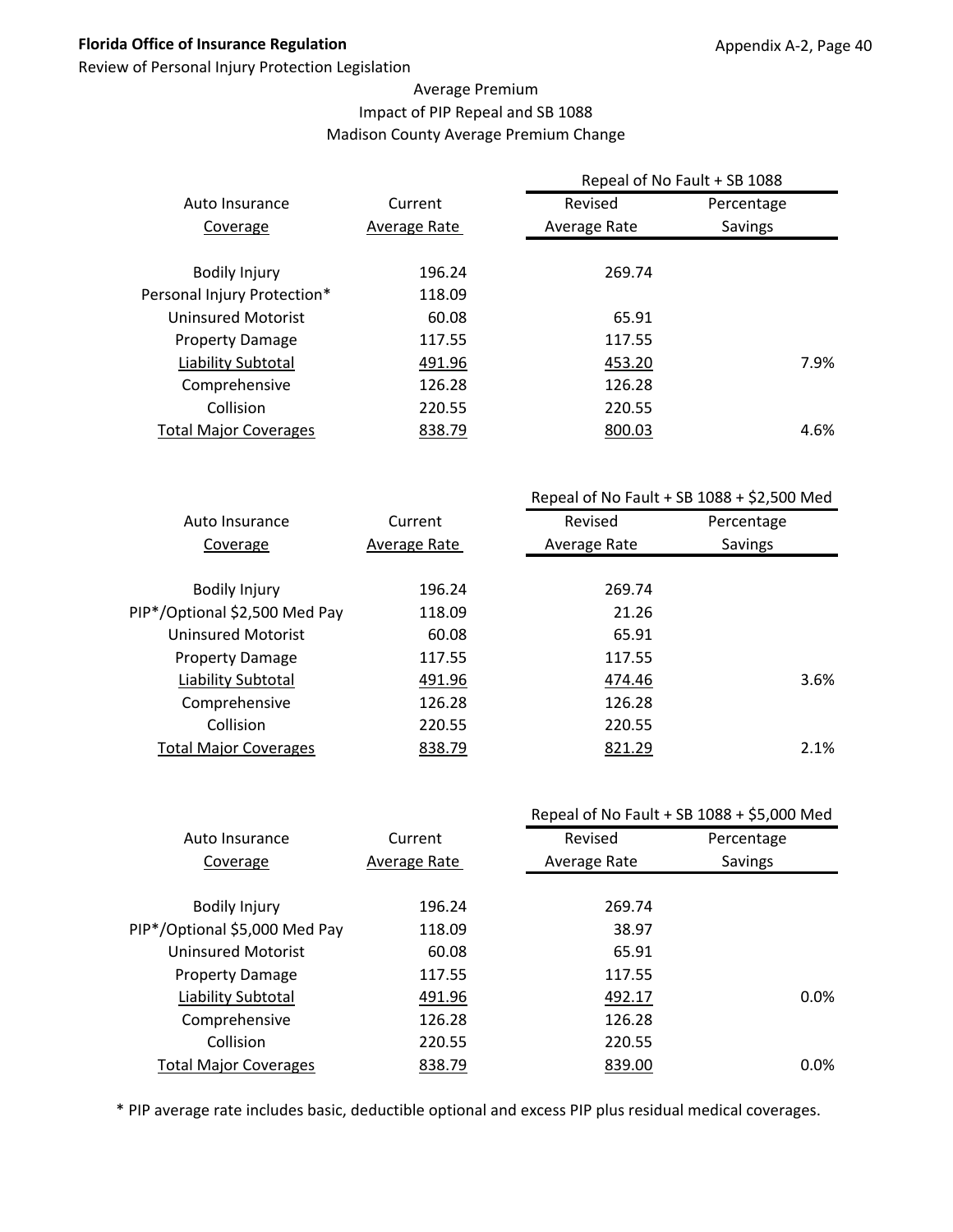Florida Office of Insurance Regulation

Review of Personal Injury Protection Legislation

Average Premium
Impact of PIP Repeal and SB 1088
Madison County Average Premium Change

| Auto Insurance Coverage | Current Average Rate | Repeal of No Fault + SB 1088 Revised Average Rate | Percentage Savings |
|---|---|---|---|
| Bodily Injury | 196.24 | 269.74 | |
| Personal Injury Protection* | 118.09 | | |
| Uninsured Motorist | 60.08 | 65.91 | |
| Property Damage | 117.55 | 117.55 | |
| Liability Subtotal | 491.96 | 453.20 | 7.9% |
| Comprehensive | 126.28 | 126.28 | |
| Collision | 220.55 | 220.55 | |
| Total Major Coverages | 838.79 | 800.03 | 4.6% |

| Auto Insurance Coverage | Current Average Rate | Repeal of No Fault + SB 1088 + $2,500 Med Revised Average Rate | Percentage Savings |
|---|---|---|---|
| Bodily Injury | 196.24 | 269.74 | |
| PIP*/Optional $2,500 Med Pay | 118.09 | 21.26 | |
| Uninsured Motorist | 60.08 | 65.91 | |
| Property Damage | 117.55 | 117.55 | |
| Liability Subtotal | 491.96 | 474.46 | 3.6% |
| Comprehensive | 126.28 | 126.28 | |
| Collision | 220.55 | 220.55 | |
| Total Major Coverages | 838.79 | 821.29 | 2.1% |

| Auto Insurance Coverage | Current Average Rate | Repeal of No Fault + SB 1088 + $5,000 Med Revised Average Rate | Percentage Savings |
|---|---|---|---|
| Bodily Injury | 196.24 | 269.74 | |
| PIP*/Optional $5,000 Med Pay | 118.09 | 38.97 | |
| Uninsured Motorist | 60.08 | 65.91 | |
| Property Damage | 117.55 | 117.55 | |
| Liability Subtotal | 491.96 | 492.17 | 0.0% |
| Comprehensive | 126.28 | 126.28 | |
| Collision | 220.55 | 220.55 | |
| Total Major Coverages | 838.79 | 839.00 | 0.0% |

* PIP average rate includes basic, deductible optional and excess PIP plus residual medical coverages.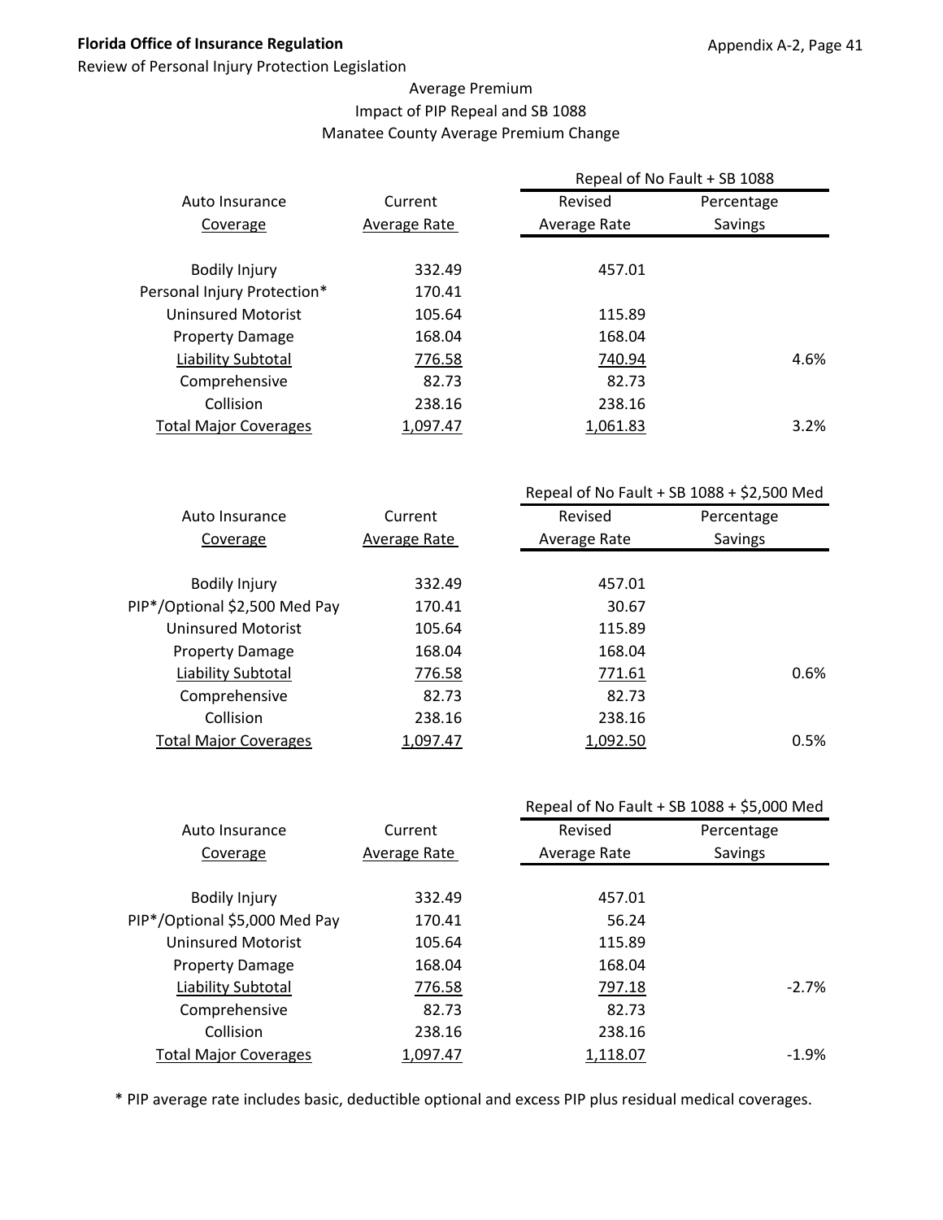Average Premium
Impact of PIP Repeal and SB 1088
Manatee County Average Premium Change

| Auto Insurance Coverage | Current Average Rate | Repeal of No Fault + SB 1088 Revised Average Rate | Repeal of No Fault + SB 1088 Percentage Savings |
|---|---|---|---|
| Bodily Injury | 332.49 | 457.01 | |
| Personal Injury Protection* | 170.41 | | |
| Uninsured Motorist | 105.64 | 115.89 | |
| Property Damage | 168.04 | 168.04 | |
| Liability Subtotal | 776.58 | 740.94 | 4.6% |
| Comprehensive | 82.73 | 82.73 | |
| Collision | 238.16 | 238.16 | |
| Total Major Coverages | 1,097.47 | 1,061.83 | 3.2% |

| Auto Insurance Coverage | Current Average Rate | Repeal of No Fault + SB 1088 + $2,500 Med Revised Average Rate | Repeal of No Fault + SB 1088 + $2,500 Med Percentage Savings |
|---|---|---|---|
| Bodily Injury | 332.49 | 457.01 | |
| PIP*/Optional $2,500 Med Pay | 170.41 | 30.67 | |
| Uninsured Motorist | 105.64 | 115.89 | |
| Property Damage | 168.04 | 168.04 | |
| Liability Subtotal | 776.58 | 771.61 | 0.6% |
| Comprehensive | 82.73 | 82.73 | |
| Collision | 238.16 | 238.16 | |
| Total Major Coverages | 1,097.47 | 1,092.50 | 0.5% |

| Auto Insurance Coverage | Current Average Rate | Repeal of No Fault + SB 1088 + $5,000 Med Revised Average Rate | Repeal of No Fault + SB 1088 + $5,000 Med Percentage Savings |
|---|---|---|---|
| Bodily Injury | 332.49 | 457.01 | |
| PIP*/Optional $5,000 Med Pay | 170.41 | 56.24 | |
| Uninsured Motorist | 105.64 | 115.89 | |
| Property Damage | 168.04 | 168.04 | |
| Liability Subtotal | 776.58 | 797.18 | -2.7% |
| Comprehensive | 82.73 | 82.73 | |
| Collision | 238.16 | 238.16 | |
| Total Major Coverages | 1,097.47 | 1,118.07 | -1.9% |

* PIP average rate includes basic, deductible optional and excess PIP plus residual medical coverages.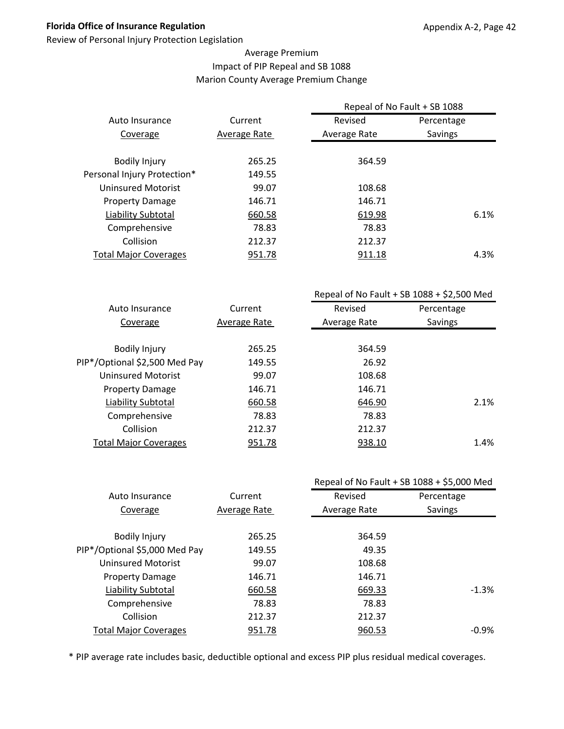**Florida Office of Insurance Regulation**

Review of Personal Injury Protection Legislation

Appendix A-2, Page 42

## Average Premium
## Impact of PIP Repeal and SB 1088
## Marion County Average Premium Change

| Auto Insurance Coverage | Current Average Rate | Repeal of No Fault + SB 1088 Revised Average Rate | Repeal of No Fault + SB 1088 Percentage Savings |
|---|---|---|---|
| Bodily Injury | 265.25 | 364.59 | |
| Personal Injury Protection* | 149.55 | | |
| Uninsured Motorist | 99.07 | 108.68 | |
| Property Damage | 146.71 | 146.71 | |
| Liability Subtotal | 660.58 | 619.98 | 6.1% |
| Comprehensive | 78.83 | 78.83 | |
| Collision | 212.37 | 212.37 | |
| Total Major Coverages | 951.78 | 911.18 | 4.3% |

| Auto Insurance Coverage | Current Average Rate | Repeal of No Fault + SB 1088 + $2,500 Med Revised Average Rate | Repeal of No Fault + SB 1088 + $2,500 Med Percentage Savings |
|---|---|---|---|
| Bodily Injury | 265.25 | 364.59 | |
| PIP*/Optional $2,500 Med Pay | 149.55 | 26.92 | |
| Uninsured Motorist | 99.07 | 108.68 | |
| Property Damage | 146.71 | 146.71 | |
| Liability Subtotal | 660.58 | 646.90 | 2.1% |
| Comprehensive | 78.83 | 78.83 | |
| Collision | 212.37 | 212.37 | |
| Total Major Coverages | 951.78 | 938.10 | 1.4% |

| Auto Insurance Coverage | Current Average Rate | Repeal of No Fault + SB 1088 + $5,000 Med Revised Average Rate | Repeal of No Fault + SB 1088 + $5,000 Med Percentage Savings |
|---|---|---|---|
| Bodily Injury | 265.25 | 364.59 | |
| PIP*/Optional $5,000 Med Pay | 149.55 | 49.35 | |
| Uninsured Motorist | 99.07 | 108.68 | |
| Property Damage | 146.71 | 146.71 | |
| Liability Subtotal | 660.58 | 669.33 | -1.3% |
| Comprehensive | 78.83 | 78.83 | |
| Collision | 212.37 | 212.37 | |
| Total Major Coverages | 951.78 | 960.53 | -0.9% |

* PIP average rate includes basic, deductible optional and excess PIP plus residual medical coverages.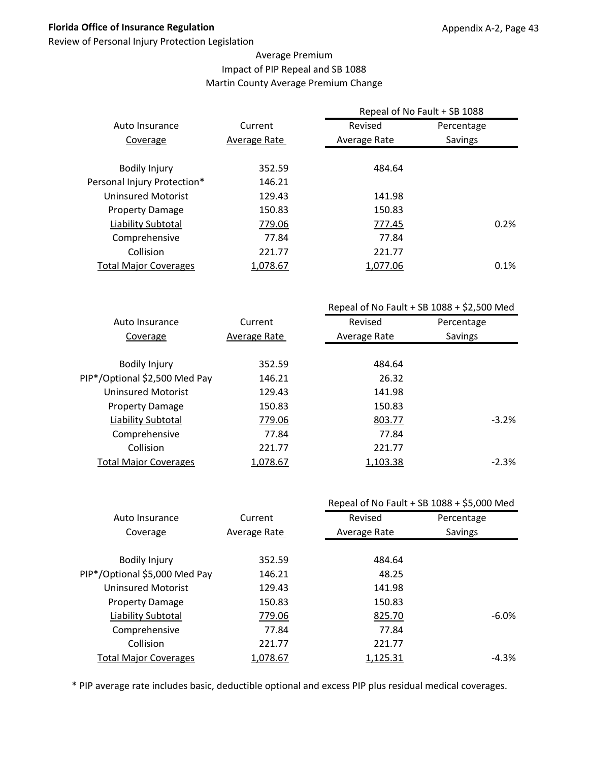Average Premium
Impact of PIP Repeal and SB 1088
Martin County Average Premium Change

| Auto Insurance Coverage | Current Average Rate | Repeal of No Fault + SB 1088 Revised Average Rate | Repeal of No Fault + SB 1088 Percentage Savings |
|---|---|---|---|
| Bodily Injury | 352.59 | 484.64 | |
| Personal Injury Protection* | 146.21 | | |
| Uninsured Motorist | 129.43 | 141.98 | |
| Property Damage | 150.83 | 150.83 | |
| Liability Subtotal | 779.06 | 777.45 | 0.2% |
| Comprehensive | 77.84 | 77.84 | |
| Collision | 221.77 | 221.77 | |
| Total Major Coverages | 1,078.67 | 1,077.06 | 0.1% |

| Auto Insurance Coverage | Current Average Rate | Repeal of No Fault + SB 1088 + $2,500 Med Revised Average Rate | Repeal of No Fault + SB 1088 + $2,500 Med Percentage Savings |
|---|---|---|---|
| Bodily Injury | 352.59 | 484.64 | |
| PIP*/Optional $2,500 Med Pay | 146.21 | 26.32 | |
| Uninsured Motorist | 129.43 | 141.98 | |
| Property Damage | 150.83 | 150.83 | |
| Liability Subtotal | 779.06 | 803.77 | -3.2% |
| Comprehensive | 77.84 | 77.84 | |
| Collision | 221.77 | 221.77 | |
| Total Major Coverages | 1,078.67 | 1,103.38 | -2.3% |

| Auto Insurance Coverage | Current Average Rate | Repeal of No Fault + SB 1088 + $5,000 Med Revised Average Rate | Repeal of No Fault + SB 1088 + $5,000 Med Percentage Savings |
|---|---|---|---|
| Bodily Injury | 352.59 | 484.64 | |
| PIP*/Optional $5,000 Med Pay | 146.21 | 48.25 | |
| Uninsured Motorist | 129.43 | 141.98 | |
| Property Damage | 150.83 | 150.83 | |
| Liability Subtotal | 779.06 | 825.70 | -6.0% |
| Comprehensive | 77.84 | 77.84 | |
| Collision | 221.77 | 221.77 | |
| Total Major Coverages | 1,078.67 | 1,125.31 | -4.3% |

* PIP average rate includes basic, deductible optional and excess PIP plus residual medical coverages.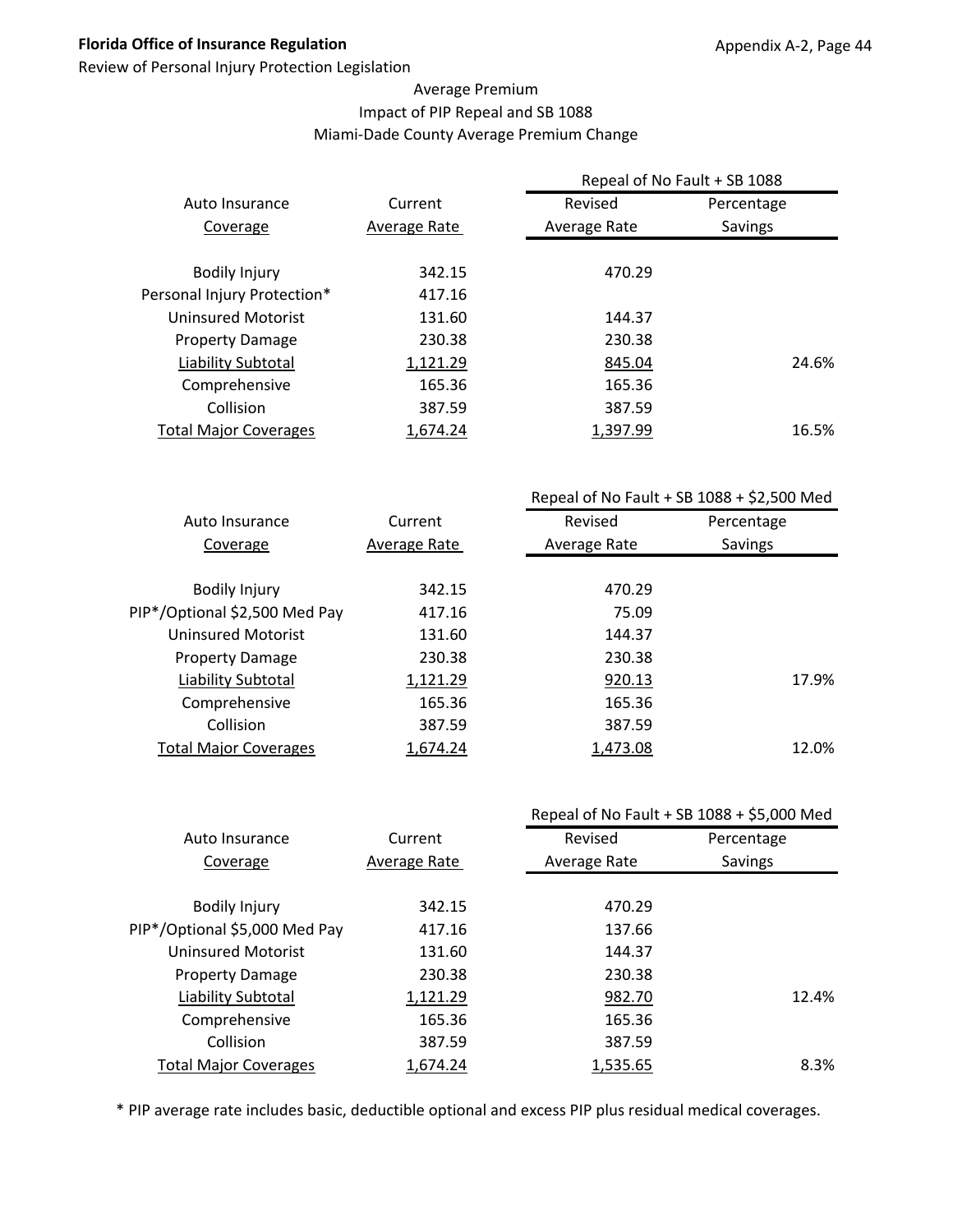Average Premium
Impact of PIP Repeal and SB 1088
Miami-Dade County Average Premium Change

| Auto Insurance Coverage | Current Average Rate | Repeal of No Fault + SB 1088 Revised Average Rate | Percentage Savings |
|---|---|---|---|
| Bodily Injury | 342.15 | 470.29 | |
| Personal Injury Protection* | 417.16 | | |
| Uninsured Motorist | 131.60 | 144.37 | |
| Property Damage | 230.38 | 230.38 | |
| Liability Subtotal | 1,121.29 | 845.04 | 24.6% |
| Comprehensive | 165.36 | 165.36 | |
| Collision | 387.59 | 387.59 | |
| Total Major Coverages | 1,674.24 | 1,397.99 | 16.5% |

| Auto Insurance Coverage | Current Average Rate | Repeal of No Fault + SB 1088 + $2,500 Med Revised Average Rate | Percentage Savings |
|---|---|---|---|
| Bodily Injury | 342.15 | 470.29 | |
| PIP*/Optional $2,500 Med Pay | 417.16 | 75.09 | |
| Uninsured Motorist | 131.60 | 144.37 | |
| Property Damage | 230.38 | 230.38 | |
| Liability Subtotal | 1,121.29 | 920.13 | 17.9% |
| Comprehensive | 165.36 | 165.36 | |
| Collision | 387.59 | 387.59 | |
| Total Major Coverages | 1,674.24 | 1,473.08 | 12.0% |

| Auto Insurance Coverage | Current Average Rate | Repeal of No Fault + SB 1088 + $5,000 Med Revised Average Rate | Percentage Savings |
|---|---|---|---|
| Bodily Injury | 342.15 | 470.29 | |
| PIP*/Optional $5,000 Med Pay | 417.16 | 137.66 | |
| Uninsured Motorist | 131.60 | 144.37 | |
| Property Damage | 230.38 | 230.38 | |
| Liability Subtotal | 1,121.29 | 982.70 | 12.4% |
| Comprehensive | 165.36 | 165.36 | |
| Collision | 387.59 | 387.59 | |
| Total Major Coverages | 1,674.24 | 1,535.65 | 8.3% |

* PIP average rate includes basic, deductible optional and excess PIP plus residual medical coverages.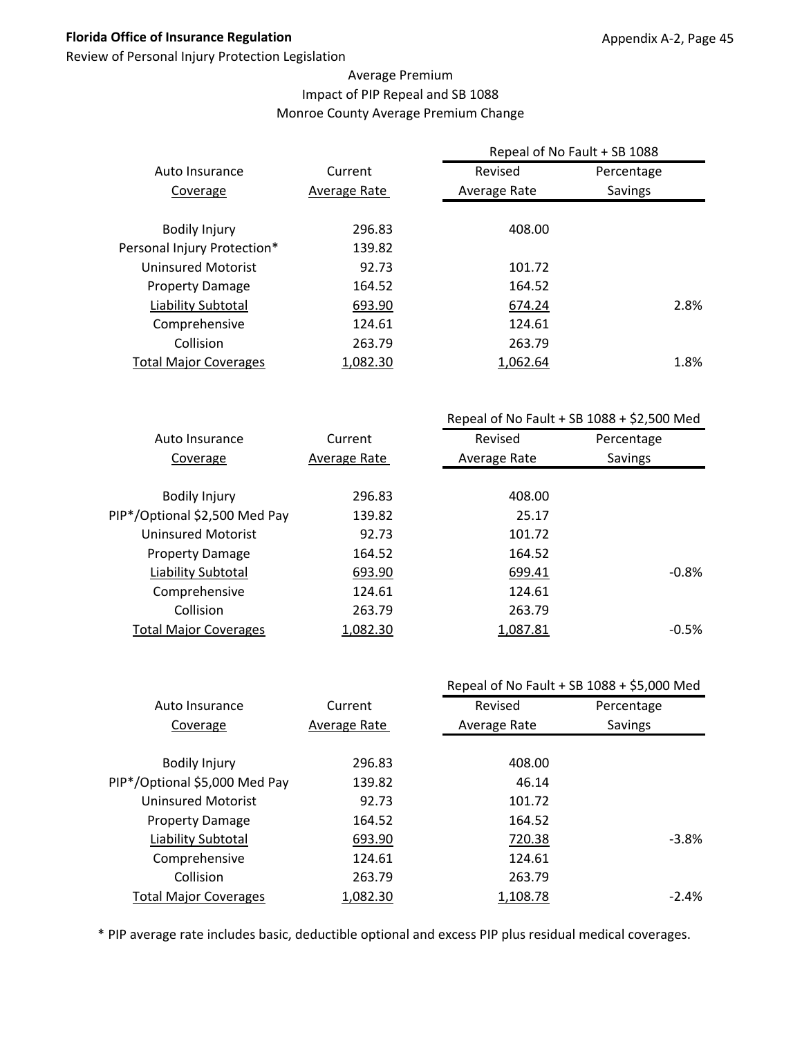**Florida Office of Insurance Regulation**

Review of Personal Injury Protection Legislation

Appendix A-2, Page 45

Average Premium
Impact of PIP Repeal and SB 1088
Monroe County Average Premium Change

| Auto Insurance Coverage | Current Average Rate | Repeal of No Fault + SB 1088 Revised Average Rate | Repeal of No Fault + SB 1088 Percentage Savings |
|---|---|---|---|
| Bodily Injury | 296.83 | 408.00 | |
| Personal Injury Protection* | 139.82 | | |
| Uninsured Motorist | 92.73 | 101.72 | |
| Property Damage | 164.52 | 164.52 | |
| Liability Subtotal | 693.90 | 674.24 | 2.8% |
| Comprehensive | 124.61 | 124.61 | |
| Collision | 263.79 | 263.79 | |
| Total Major Coverages | 1,082.30 | 1,062.64 | 1.8% |

| Auto Insurance Coverage | Current Average Rate | Repeal of No Fault + SB 1088 + $2,500 Med Revised Average Rate | Repeal of No Fault + SB 1088 + $2,500 Med Percentage Savings |
|---|---|---|---|
| Bodily Injury | 296.83 | 408.00 | |
| PIP*/Optional $2,500 Med Pay | 139.82 | 25.17 | |
| Uninsured Motorist | 92.73 | 101.72 | |
| Property Damage | 164.52 | 164.52 | |
| Liability Subtotal | 693.90 | 699.41 | -0.8% |
| Comprehensive | 124.61 | 124.61 | |
| Collision | 263.79 | 263.79 | |
| Total Major Coverages | 1,082.30 | 1,087.81 | -0.5% |

| Auto Insurance Coverage | Current Average Rate | Repeal of No Fault + SB 1088 + $5,000 Med Revised Average Rate | Repeal of No Fault + SB 1088 + $5,000 Med Percentage Savings |
|---|---|---|---|
| Bodily Injury | 296.83 | 408.00 | |
| PIP*/Optional $5,000 Med Pay | 139.82 | 46.14 | |
| Uninsured Motorist | 92.73 | 101.72 | |
| Property Damage | 164.52 | 164.52 | |
| Liability Subtotal | 693.90 | 720.38 | -3.8% |
| Comprehensive | 124.61 | 124.61 | |
| Collision | 263.79 | 263.79 | |
| Total Major Coverages | 1,082.30 | 1,108.78 | -2.4% |

* PIP average rate includes basic, deductible optional and excess PIP plus residual medical coverages.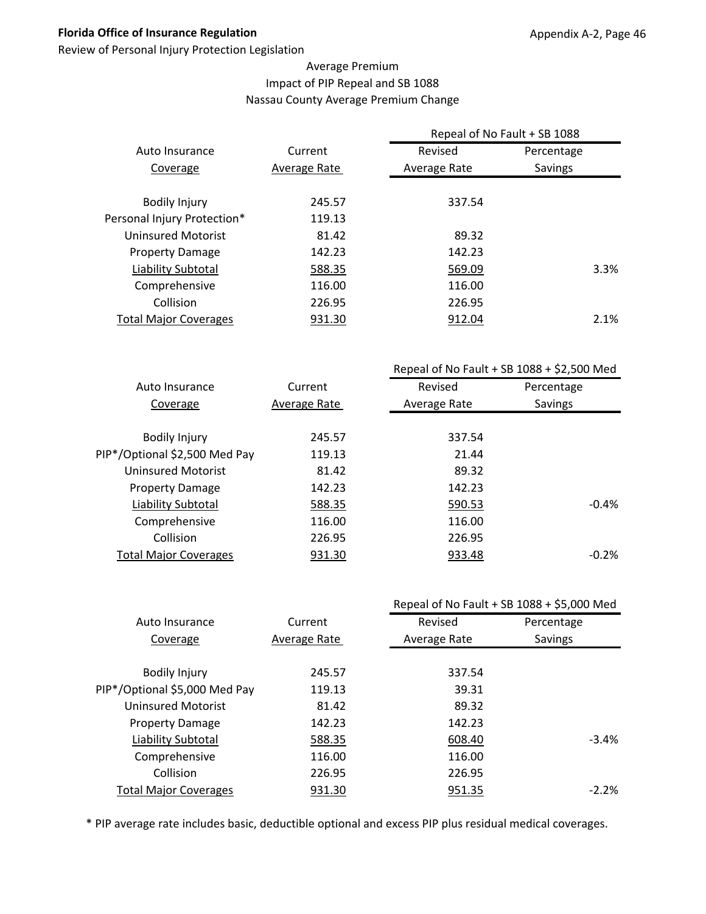Average Premium
Impact of PIP Repeal and SB 1088
Nassau County Average Premium Change

| Auto Insurance Coverage | Current Average Rate | Repeal of No Fault + SB 1088 Revised Average Rate | Repeal of No Fault + SB 1088 Percentage Savings |
|---|---|---|---|
| Bodily Injury | 245.57 | 337.54 | |
| Personal Injury Protection* | 119.13 | | |
| Uninsured Motorist | 81.42 | 89.32 | |
| Property Damage | 142.23 | 142.23 | |
| Liability Subtotal | 588.35 | 569.09 | 3.3% |
| Comprehensive | 116.00 | 116.00 | |
| Collision | 226.95 | 226.95 | |
| Total Major Coverages | 931.30 | 912.04 | 2.1% |

| Auto Insurance Coverage | Current Average Rate | Repeal of No Fault + SB 1088 + $2,500 Med Revised Average Rate | Repeal of No Fault + SB 1088 + $2,500 Med Percentage Savings |
|---|---|---|---|
| Bodily Injury | 245.57 | 337.54 | |
| PIP*/Optional $2,500 Med Pay | 119.13 | 21.44 | |
| Uninsured Motorist | 81.42 | 89.32 | |
| Property Damage | 142.23 | 142.23 | |
| Liability Subtotal | 588.35 | 590.53 | -0.4% |
| Comprehensive | 116.00 | 116.00 | |
| Collision | 226.95 | 226.95 | |
| Total Major Coverages | 931.30 | 933.48 | -0.2% |

| Auto Insurance Coverage | Current Average Rate | Repeal of No Fault + SB 1088 + $5,000 Med Revised Average Rate | Repeal of No Fault + SB 1088 + $5,000 Med Percentage Savings |
|---|---|---|---|
| Bodily Injury | 245.57 | 337.54 | |
| PIP*/Optional $5,000 Med Pay | 119.13 | 39.31 | |
| Uninsured Motorist | 81.42 | 89.32 | |
| Property Damage | 142.23 | 142.23 | |
| Liability Subtotal | 588.35 | 608.40 | -3.4% |
| Comprehensive | 116.00 | 116.00 | |
| Collision | 226.95 | 226.95 | |
| Total Major Coverages | 931.30 | 951.35 | -2.2% |

* PIP average rate includes basic, deductible optional and excess PIP plus residual medical coverages.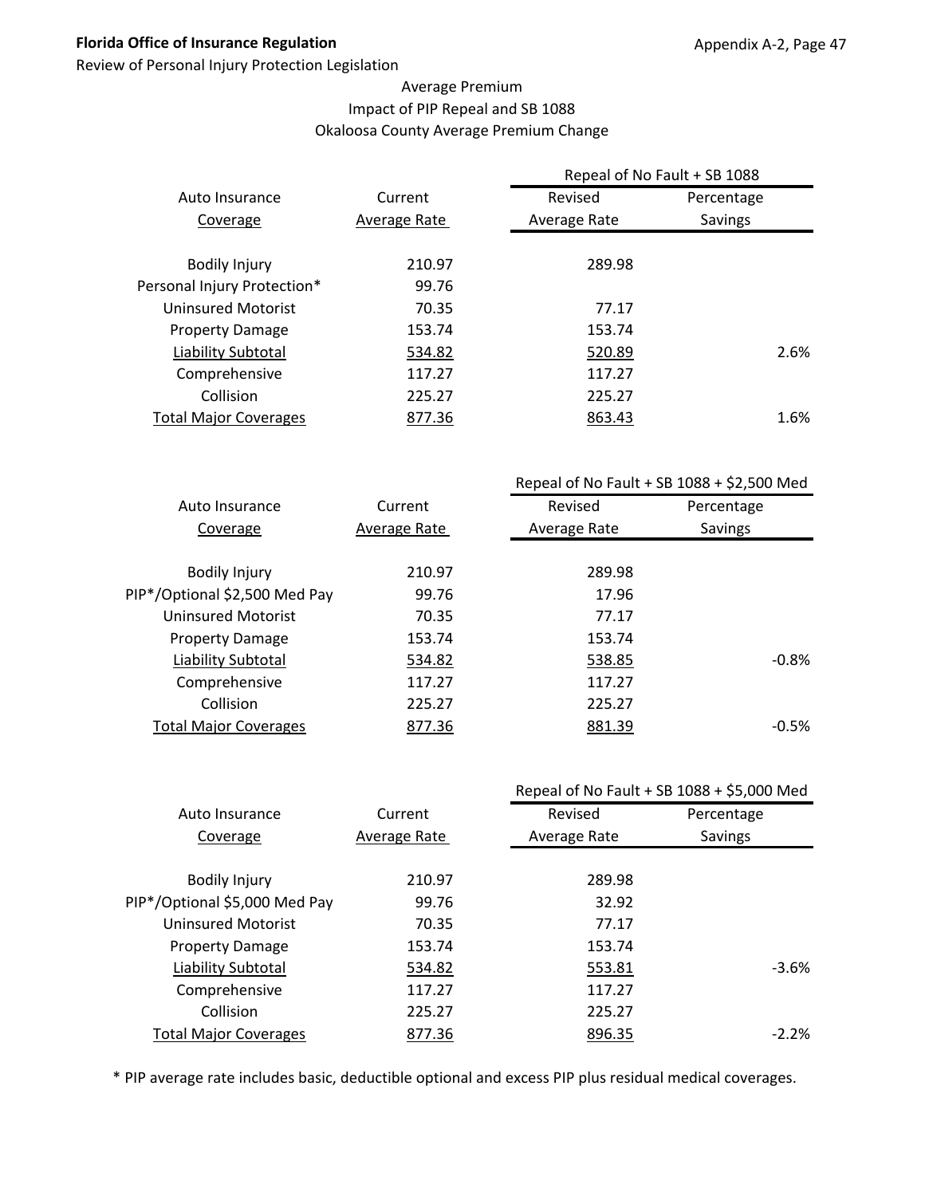### Average Premium
### Impact of PIP Repeal and SB 1088
### Okaloosa County Average Premium Change

| Auto Insurance Coverage | Current Average Rate | Repeal of No Fault + SB 1088 Revised Average Rate | Percentage Savings |
|---|---|---|---|
| Bodily Injury | 210.97 | 289.98 | |
| Personal Injury Protection* | 99.76 | | |
| Uninsured Motorist | 70.35 | 77.17 | |
| Property Damage | 153.74 | 153.74 | |
| Liability Subtotal | 534.82 | 520.89 | 2.6% |
| Comprehensive | 117.27 | 117.27 | |
| Collision | 225.27 | 225.27 | |
| Total Major Coverages | 877.36 | 863.43 | 1.6% |

| Auto Insurance Coverage | Current Average Rate | Repeal of No Fault + SB 1088 + $2,500 Med Revised Average Rate | Percentage Savings |
|---|---|---|---|
| Bodily Injury | 210.97 | 289.98 | |
| PIP*/Optional $2,500 Med Pay | 99.76 | 17.96 | |
| Uninsured Motorist | 70.35 | 77.17 | |
| Property Damage | 153.74 | 153.74 | |
| Liability Subtotal | 534.82 | 538.85 | -0.8% |
| Comprehensive | 117.27 | 117.27 | |
| Collision | 225.27 | 225.27 | |
| Total Major Coverages | 877.36 | 881.39 | -0.5% |

| Auto Insurance Coverage | Current Average Rate | Repeal of No Fault + SB 1088 + $5,000 Med Revised Average Rate | Percentage Savings |
|---|---|---|---|
| Bodily Injury | 210.97 | 289.98 | |
| PIP*/Optional $5,000 Med Pay | 99.76 | 32.92 | |
| Uninsured Motorist | 70.35 | 77.17 | |
| Property Damage | 153.74 | 153.74 | |
| Liability Subtotal | 534.82 | 553.81 | -3.6% |
| Comprehensive | 117.27 | 117.27 | |
| Collision | 225.27 | 225.27 | |
| Total Major Coverages | 877.36 | 896.35 | -2.2% |

* PIP average rate includes basic, deductible optional and excess PIP plus residual medical coverages.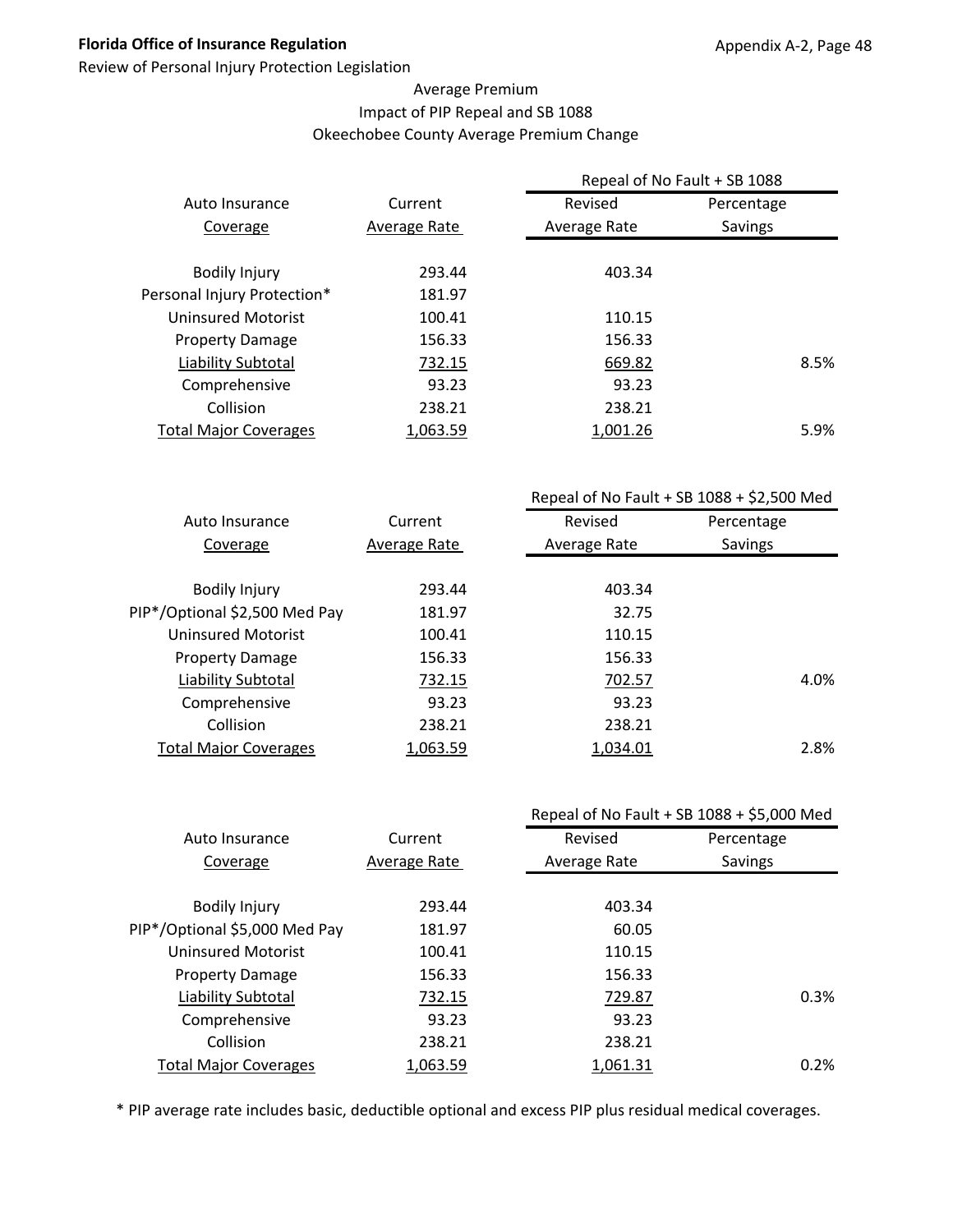Average Premium
Impact of PIP Repeal and SB 1088
Okeechobee County Average Premium Change

| Auto Insurance Coverage | Current Average Rate | Repeal of No Fault + SB 1088 | |
|---|---|---|---|
| | | Revised Average Rate | Percentage Savings |
| Bodily Injury | 293.44 | 403.34 | |
| Personal Injury Protection* | 181.97 | | |
| Uninsured Motorist | 100.41 | 110.15 | |
| Property Damage | 156.33 | 156.33 | |
| Liability Subtotal | 732.15 | 669.82 | 8.5% |
| Comprehensive | 93.23 | 93.23 | |
| Collision | 238.21 | 238.21 | |
| Total Major Coverages | 1,063.59 | 1,001.26 | 5.9% |

| Auto Insurance Coverage | Current Average Rate | Repeal of No Fault + SB 1088 + $2,500 Med | |
|---|---|---|---|
| | | Revised Average Rate | Percentage Savings |
| Bodily Injury | 293.44 | 403.34 | |
| PIP*/Optional $2,500 Med Pay | 181.97 | 32.75 | |
| Uninsured Motorist | 100.41 | 110.15 | |
| Property Damage | 156.33 | 156.33 | |
| Liability Subtotal | 732.15 | 702.57 | 4.0% |
| Comprehensive | 93.23 | 93.23 | |
| Collision | 238.21 | 238.21 | |
| Total Major Coverages | 1,063.59 | 1,034.01 | 2.8% |

| Auto Insurance Coverage | Current Average Rate | Repeal of No Fault + SB 1088 + $5,000 Med | |
|---|---|---|---|
| | | Revised Average Rate | Percentage Savings |
| Bodily Injury | 293.44 | 403.34 | |
| PIP*/Optional $5,000 Med Pay | 181.97 | 60.05 | |
| Uninsured Motorist | 100.41 | 110.15 | |
| Property Damage | 156.33 | 156.33 | |
| Liability Subtotal | 732.15 | 729.87 | 0.3% |
| Comprehensive | 93.23 | 93.23 | |
| Collision | 238.21 | 238.21 | |
| Total Major Coverages | 1,063.59 | 1,061.31 | 0.2% |

* PIP average rate includes basic, deductible optional and excess PIP plus residual medical coverages.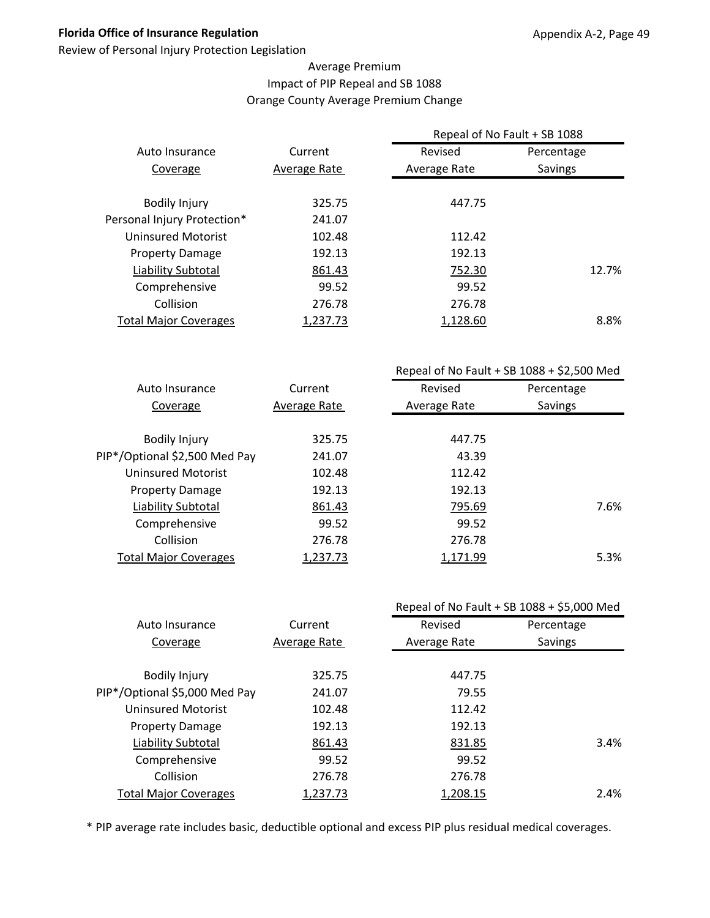Average Premium
Impact of PIP Repeal and SB 1088
Orange County Average Premium Change

| Auto Insurance Coverage | Current Average Rate | Repeal of No Fault + SB 1088 Revised Average Rate | Percentage Savings |
|---|---|---|---|
| Bodily Injury | 325.75 | 447.75 | |
| Personal Injury Protection* | 241.07 | | |
| Uninsured Motorist | 102.48 | 112.42 | |
| Property Damage | 192.13 | 192.13 | |
| Liability Subtotal | 861.43 | 752.30 | 12.7% |
| Comprehensive | 99.52 | 99.52 | |
| Collision | 276.78 | 276.78 | |
| Total Major Coverages | 1,237.73 | 1,128.60 | 8.8% |

| Auto Insurance Coverage | Current Average Rate | Repeal of No Fault + SB 1088 + $2,500 Med Revised Average Rate | Percentage Savings |
|---|---|---|---|
| Bodily Injury | 325.75 | 447.75 | |
| PIP*/Optional $2,500 Med Pay | 241.07 | 43.39 | |
| Uninsured Motorist | 102.48 | 112.42 | |
| Property Damage | 192.13 | 192.13 | |
| Liability Subtotal | 861.43 | 795.69 | 7.6% |
| Comprehensive | 99.52 | 99.52 | |
| Collision | 276.78 | 276.78 | |
| Total Major Coverages | 1,237.73 | 1,171.99 | 5.3% |

| Auto Insurance Coverage | Current Average Rate | Repeal of No Fault + SB 1088 + $5,000 Med Revised Average Rate | Percentage Savings |
|---|---|---|---|
| Bodily Injury | 325.75 | 447.75 | |
| PIP*/Optional $5,000 Med Pay | 241.07 | 79.55 | |
| Uninsured Motorist | 102.48 | 112.42 | |
| Property Damage | 192.13 | 192.13 | |
| Liability Subtotal | 861.43 | 831.85 | 3.4% |
| Comprehensive | 99.52 | 99.52 | |
| Collision | 276.78 | 276.78 | |
| Total Major Coverages | 1,237.73 | 1,208.15 | 2.4% |

* PIP average rate includes basic, deductible optional and excess PIP plus residual medical coverages.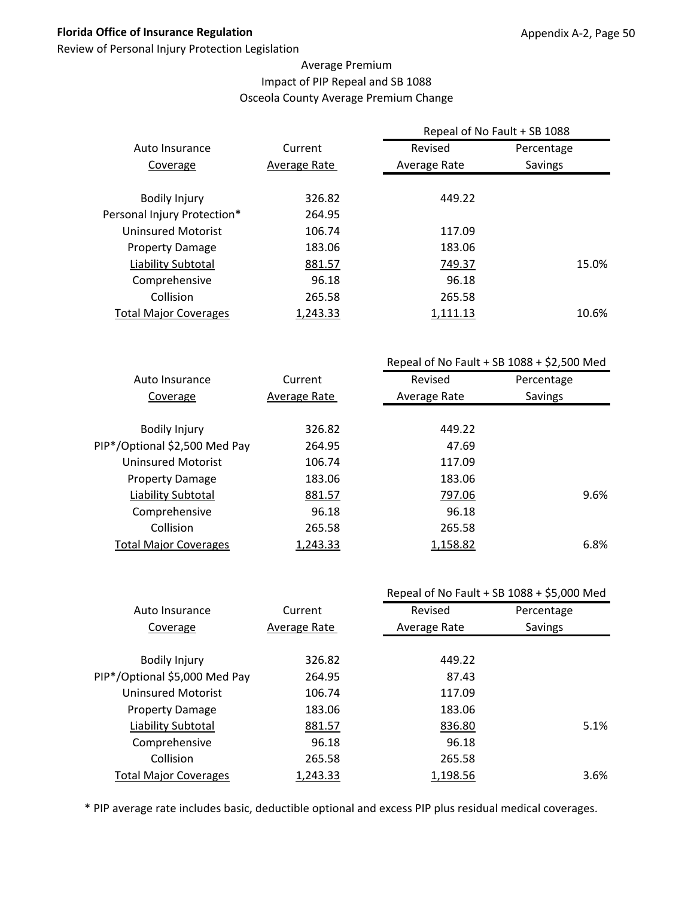## Average Premium
## Impact of PIP Repeal and SB 1088
## Osceola County Average Premium Change

| Auto Insurance Coverage | Current Average Rate | Repeal of No Fault + SB 1088 Revised Average Rate | Percentage Savings |
|---|---|---|---|
| Bodily Injury | 326.82 | 449.22 | |
| Personal Injury Protection* | 264.95 | | |
| Uninsured Motorist | 106.74 | 117.09 | |
| Property Damage | 183.06 | 183.06 | |
| Liability Subtotal | 881.57 | 749.37 | 15.0% |
| Comprehensive | 96.18 | 96.18 | |
| Collision | 265.58 | 265.58 | |
| Total Major Coverages | 1,243.33 | 1,111.13 | 10.6% |

| Auto Insurance Coverage | Current Average Rate | Repeal of No Fault + SB 1088 + $2,500 Med Revised Average Rate | Percentage Savings |
|---|---|---|---|
| Bodily Injury | 326.82 | 449.22 | |
| PIP*/Optional $2,500 Med Pay | 264.95 | 47.69 | |
| Uninsured Motorist | 106.74 | 117.09 | |
| Property Damage | 183.06 | 183.06 | |
| Liability Subtotal | 881.57 | 797.06 | 9.6% |
| Comprehensive | 96.18 | 96.18 | |
| Collision | 265.58 | 265.58 | |
| Total Major Coverages | 1,243.33 | 1,158.82 | 6.8% |

| Auto Insurance Coverage | Current Average Rate | Repeal of No Fault + SB 1088 + $5,000 Med Revised Average Rate | Percentage Savings |
|---|---|---|---|
| Bodily Injury | 326.82 | 449.22 | |
| PIP*/Optional $5,000 Med Pay | 264.95 | 87.43 | |
| Uninsured Motorist | 106.74 | 117.09 | |
| Property Damage | 183.06 | 183.06 | |
| Liability Subtotal | 881.57 | 836.80 | 5.1% |
| Comprehensive | 96.18 | 96.18 | |
| Collision | 265.58 | 265.58 | |
| Total Major Coverages | 1,243.33 | 1,198.56 | 3.6% |

* PIP average rate includes basic, deductible optional and excess PIP plus residual medical coverages.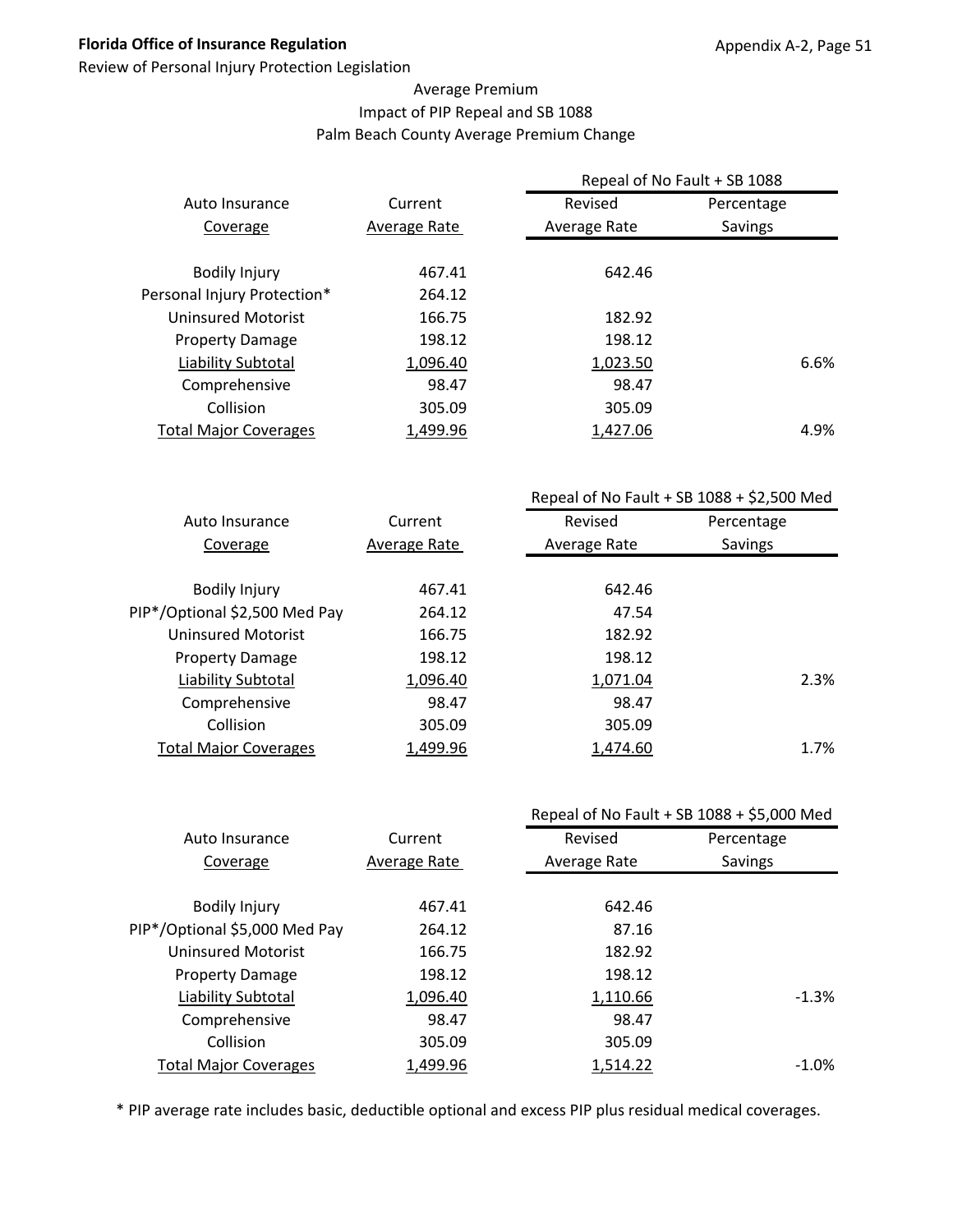Florida Office of Insurance Regulation

Review of Personal Injury Protection Legislation

Appendix A-2, Page 51

## Average Premium
## Impact of PIP Repeal and SB 1088
## Palm Beach County Average Premium Change

| Auto Insurance Coverage | Current Average Rate | Repeal of No Fault + SB 1088 Revised Average Rate | Percentage Savings |
|---|---|---|---|
| Bodily Injury | 467.41 | 642.46 | |
| Personal Injury Protection* | 264.12 | | |
| Uninsured Motorist | 166.75 | 182.92 | |
| Property Damage | 198.12 | 198.12 | |
| Liability Subtotal | 1,096.40 | 1,023.50 | 6.6% |
| Comprehensive | 98.47 | 98.47 | |
| Collision | 305.09 | 305.09 | |
| Total Major Coverages | 1,499.96 | 1,427.06 | 4.9% |

| Auto Insurance Coverage | Current Average Rate | Repeal of No Fault + SB 1088 + $2,500 Med Revised Average Rate | Percentage Savings |
|---|---|---|---|
| Bodily Injury | 467.41 | 642.46 | |
| PIP*/Optional $2,500 Med Pay | 264.12 | 47.54 | |
| Uninsured Motorist | 166.75 | 182.92 | |
| Property Damage | 198.12 | 198.12 | |
| Liability Subtotal | 1,096.40 | 1,071.04 | 2.3% |
| Comprehensive | 98.47 | 98.47 | |
| Collision | 305.09 | 305.09 | |
| Total Major Coverages | 1,499.96 | 1,474.60 | 1.7% |

| Auto Insurance Coverage | Current Average Rate | Repeal of No Fault + SB 1088 + $5,000 Med Revised Average Rate | Percentage Savings |
|---|---|---|---|
| Bodily Injury | 467.41 | 642.46 | |
| PIP*/Optional $5,000 Med Pay | 264.12 | 87.16 | |
| Uninsured Motorist | 166.75 | 182.92 | |
| Property Damage | 198.12 | 198.12 | |
| Liability Subtotal | 1,096.40 | 1,110.66 | -1.3% |
| Comprehensive | 98.47 | 98.47 | |
| Collision | 305.09 | 305.09 | |
| Total Major Coverages | 1,499.96 | 1,514.22 | -1.0% |

* PIP average rate includes basic, deductible optional and excess PIP plus residual medical coverages.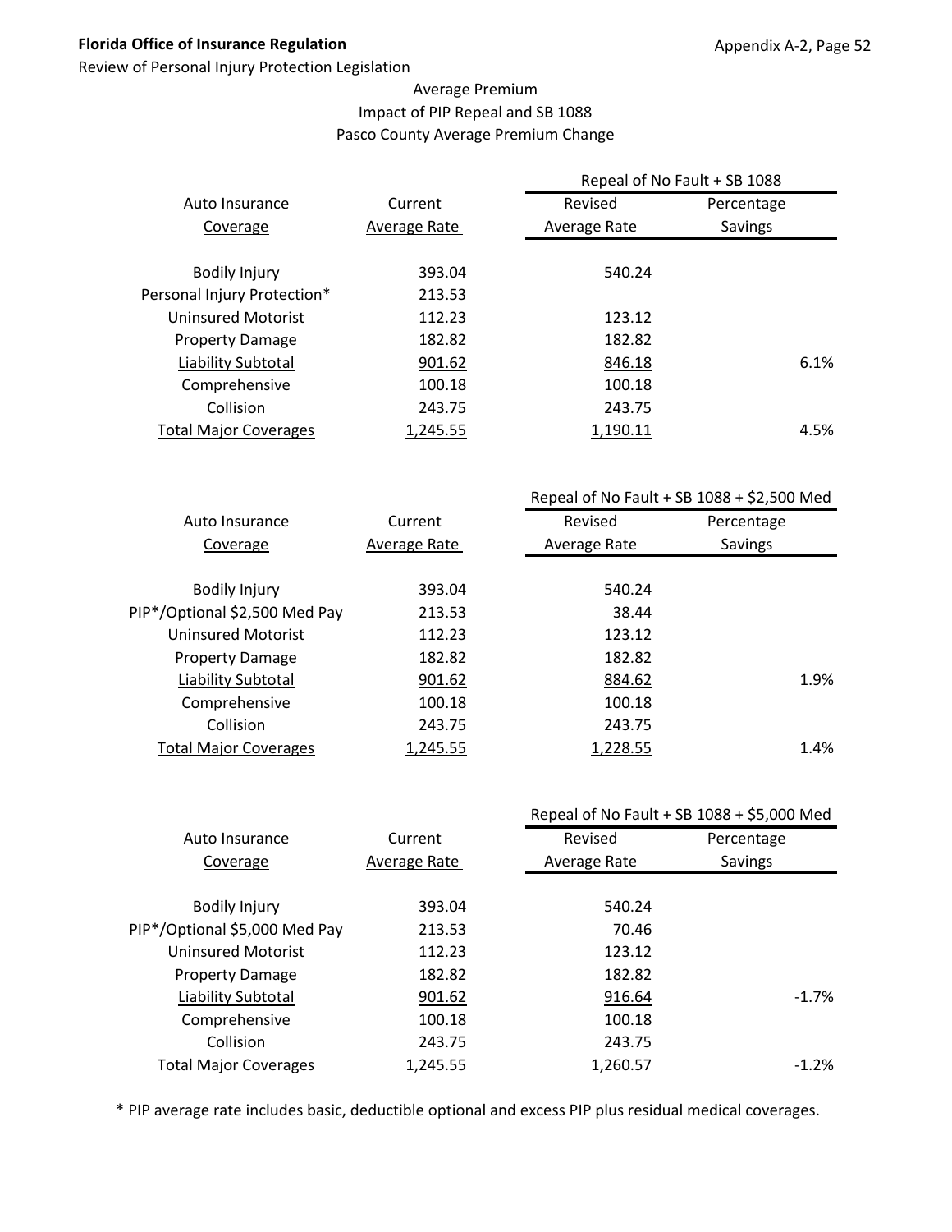Average Premium
Impact of PIP Repeal and SB 1088
Pasco County Average Premium Change

| Auto Insurance Coverage | Current Average Rate | Repeal of No Fault + SB 1088 Revised Average Rate | Percentage Savings |
|---|---|---|---|
| Bodily Injury | 393.04 | 540.24 | |
| Personal Injury Protection* | 213.53 | | |
| Uninsured Motorist | 112.23 | 123.12 | |
| Property Damage | 182.82 | 182.82 | |
| Liability Subtotal | 901.62 | 846.18 | 6.1% |
| Comprehensive | 100.18 | 100.18 | |
| Collision | 243.75 | 243.75 | |
| Total Major Coverages | 1,245.55 | 1,190.11 | 4.5% |

| Auto Insurance Coverage | Current Average Rate | Repeal of No Fault + SB 1088 + $2,500 Med Revised Average Rate | Percentage Savings |
|---|---|---|---|
| Bodily Injury | 393.04 | 540.24 | |
| PIP*/Optional $2,500 Med Pay | 213.53 | 38.44 | |
| Uninsured Motorist | 112.23 | 123.12 | |
| Property Damage | 182.82 | 182.82 | |
| Liability Subtotal | 901.62 | 884.62 | 1.9% |
| Comprehensive | 100.18 | 100.18 | |
| Collision | 243.75 | 243.75 | |
| Total Major Coverages | 1,245.55 | 1,228.55 | 1.4% |

| Auto Insurance Coverage | Current Average Rate | Repeal of No Fault + SB 1088 + $5,000 Med Revised Average Rate | Percentage Savings |
|---|---|---|---|
| Bodily Injury | 393.04 | 540.24 | |
| PIP*/Optional $5,000 Med Pay | 213.53 | 70.46 | |
| Uninsured Motorist | 112.23 | 123.12 | |
| Property Damage | 182.82 | 182.82 | |
| Liability Subtotal | 901.62 | 916.64 | -1.7% |
| Comprehensive | 100.18 | 100.18 | |
| Collision | 243.75 | 243.75 | |
| Total Major Coverages | 1,245.55 | 1,260.57 | -1.2% |

* PIP average rate includes basic, deductible optional and excess PIP plus residual medical coverages.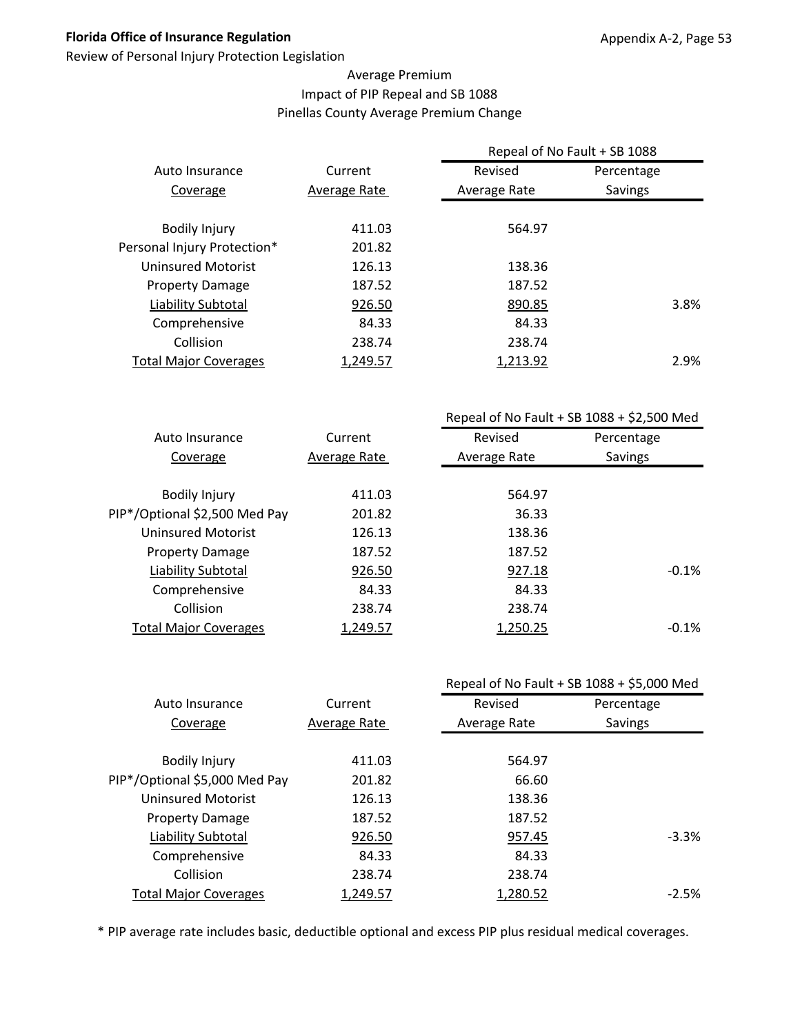Average Premium
Impact of PIP Repeal and SB 1088
Pinellas County Average Premium Change

| Auto Insurance Coverage | Current Average Rate | Repeal of No Fault + SB 1088 Revised Average Rate | Percentage Savings |
|---|---|---|---|
| Bodily Injury | 411.03 | 564.97 | |
| Personal Injury Protection* | 201.82 | | |
| Uninsured Motorist | 126.13 | 138.36 | |
| Property Damage | 187.52 | 187.52 | |
| Liability Subtotal | 926.50 | 890.85 | 3.8% |
| Comprehensive | 84.33 | 84.33 | |
| Collision | 238.74 | 238.74 | |
| Total Major Coverages | 1,249.57 | 1,213.92 | 2.9% |

| Auto Insurance Coverage | Current Average Rate | Repeal of No Fault + SB 1088 + $2,500 Med Revised Average Rate | Percentage Savings |
|---|---|---|---|
| Bodily Injury | 411.03 | 564.97 | |
| PIP*/Optional $2,500 Med Pay | 201.82 | 36.33 | |
| Uninsured Motorist | 126.13 | 138.36 | |
| Property Damage | 187.52 | 187.52 | |
| Liability Subtotal | 926.50 | 927.18 | -0.1% |
| Comprehensive | 84.33 | 84.33 | |
| Collision | 238.74 | 238.74 | |
| Total Major Coverages | 1,249.57 | 1,250.25 | -0.1% |

| Auto Insurance Coverage | Current Average Rate | Repeal of No Fault + SB 1088 + $5,000 Med Revised Average Rate | Percentage Savings |
|---|---|---|---|
| Bodily Injury | 411.03 | 564.97 | |
| PIP*/Optional $5,000 Med Pay | 201.82 | 66.60 | |
| Uninsured Motorist | 126.13 | 138.36 | |
| Property Damage | 187.52 | 187.52 | |
| Liability Subtotal | 926.50 | 957.45 | -3.3% |
| Comprehensive | 84.33 | 84.33 | |
| Collision | 238.74 | 238.74 | |
| Total Major Coverages | 1,249.57 | 1,280.52 | -2.5% |

* PIP average rate includes basic, deductible optional and excess PIP plus residual medical coverages.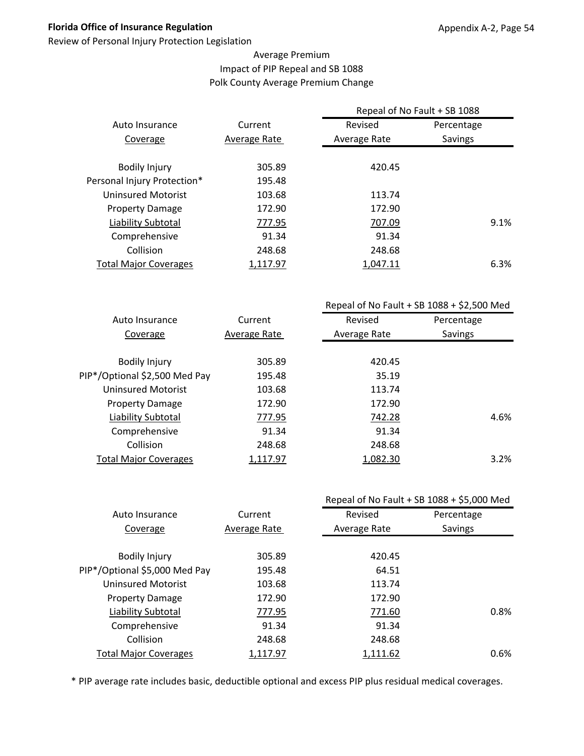Florida Office of Insurance Regulation

Review of Personal Injury Protection Legislation

Average Premium
Impact of PIP Repeal and SB 1088
Polk County Average Premium Change

| Auto Insurance | Current | Repeal of No Fault + SB 1088 | |
|---|---|---|---|
| Coverage | Average Rate | Revised Average Rate | Percentage Savings |
| Bodily Injury | 305.89 | 420.45 | |
| Personal Injury Protection* | 195.48 | | |
| Uninsured Motorist | 103.68 | 113.74 | |
| Property Damage | 172.90 | 172.90 | |
| Liability Subtotal | 777.95 | 707.09 | 9.1% |
| Comprehensive | 91.34 | 91.34 | |
| Collision | 248.68 | 248.68 | |
| Total Major Coverages | 1,117.97 | 1,047.11 | 6.3% |

| Auto Insurance | Current | Repeal of No Fault + SB 1088 + $2,500 Med | |
|---|---|---|---|
| Coverage | Average Rate | Revised Average Rate | Percentage Savings |
| Bodily Injury | 305.89 | 420.45 | |
| PIP*/Optional $2,500 Med Pay | 195.48 | 35.19 | |
| Uninsured Motorist | 103.68 | 113.74 | |
| Property Damage | 172.90 | 172.90 | |
| Liability Subtotal | 777.95 | 742.28 | 4.6% |
| Comprehensive | 91.34 | 91.34 | |
| Collision | 248.68 | 248.68 | |
| Total Major Coverages | 1,117.97 | 1,082.30 | 3.2% |

| Auto Insurance | Current | Repeal of No Fault + SB 1088 + $5,000 Med | |
|---|---|---|---|
| Coverage | Average Rate | Revised Average Rate | Percentage Savings |
| Bodily Injury | 305.89 | 420.45 | |
| PIP*/Optional $5,000 Med Pay | 195.48 | 64.51 | |
| Uninsured Motorist | 103.68 | 113.74 | |
| Property Damage | 172.90 | 172.90 | |
| Liability Subtotal | 777.95 | 771.60 | 0.8% |
| Comprehensive | 91.34 | 91.34 | |
| Collision | 248.68 | 248.68 | |
| Total Major Coverages | 1,117.97 | 1,111.62 | 0.6% |

* PIP average rate includes basic, deductible optional and excess PIP plus residual medical coverages.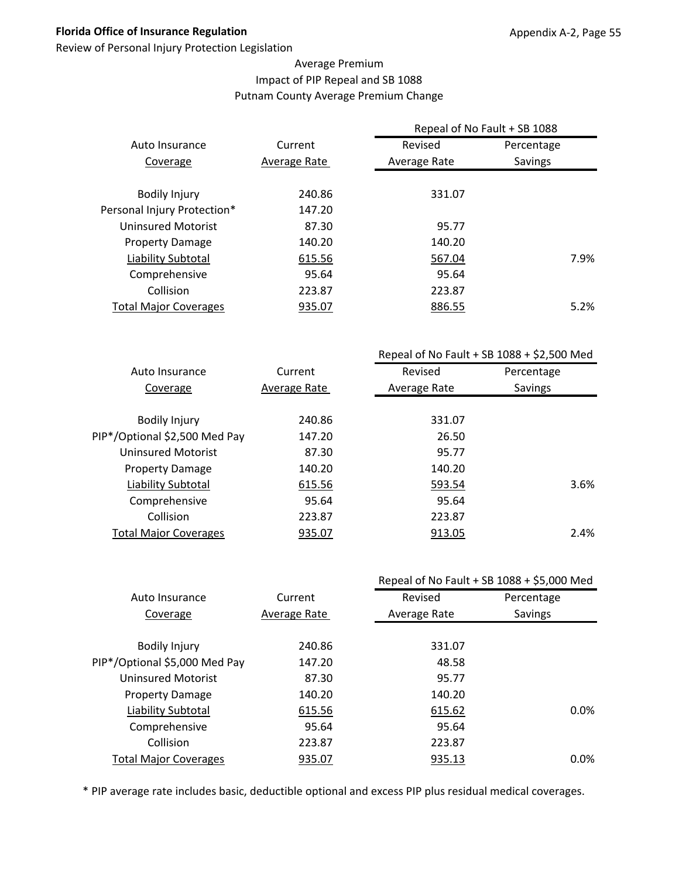Average Premium
Impact of PIP Repeal and SB 1088
Putnam County Average Premium Change

| Auto Insurance Coverage | Current Average Rate | Repeal of No Fault + SB 1088 Revised Average Rate | Percentage Savings |
|---|---|---|---|
| Bodily Injury | 240.86 | 331.07 | |
| Personal Injury Protection* | 147.20 | | |
| Uninsured Motorist | 87.30 | 95.77 | |
| Property Damage | 140.20 | 140.20 | |
| Liability Subtotal | 615.56 | 567.04 | 7.9% |
| Comprehensive | 95.64 | 95.64 | |
| Collision | 223.87 | 223.87 | |
| Total Major Coverages | 935.07 | 886.55 | 5.2% |

| Auto Insurance Coverage | Current Average Rate | Repeal of No Fault + SB 1088 + $2,500 Med Revised Average Rate | Percentage Savings |
|---|---|---|---|
| Bodily Injury | 240.86 | 331.07 | |
| PIP*/Optional $2,500 Med Pay | 147.20 | 26.50 | |
| Uninsured Motorist | 87.30 | 95.77 | |
| Property Damage | 140.20 | 140.20 | |
| Liability Subtotal | 615.56 | 593.54 | 3.6% |
| Comprehensive | 95.64 | 95.64 | |
| Collision | 223.87 | 223.87 | |
| Total Major Coverages | 935.07 | 913.05 | 2.4% |

| Auto Insurance Coverage | Current Average Rate | Repeal of No Fault + SB 1088 + $5,000 Med Revised Average Rate | Percentage Savings |
|---|---|---|---|
| Bodily Injury | 240.86 | 331.07 | |
| PIP*/Optional $5,000 Med Pay | 147.20 | 48.58 | |
| Uninsured Motorist | 87.30 | 95.77 | |
| Property Damage | 140.20 | 140.20 | |
| Liability Subtotal | 615.56 | 615.62 | 0.0% |
| Comprehensive | 95.64 | 95.64 | |
| Collision | 223.87 | 223.87 | |
| Total Major Coverages | 935.07 | 935.13 | 0.0% |

* PIP average rate includes basic, deductible optional and excess PIP plus residual medical coverages.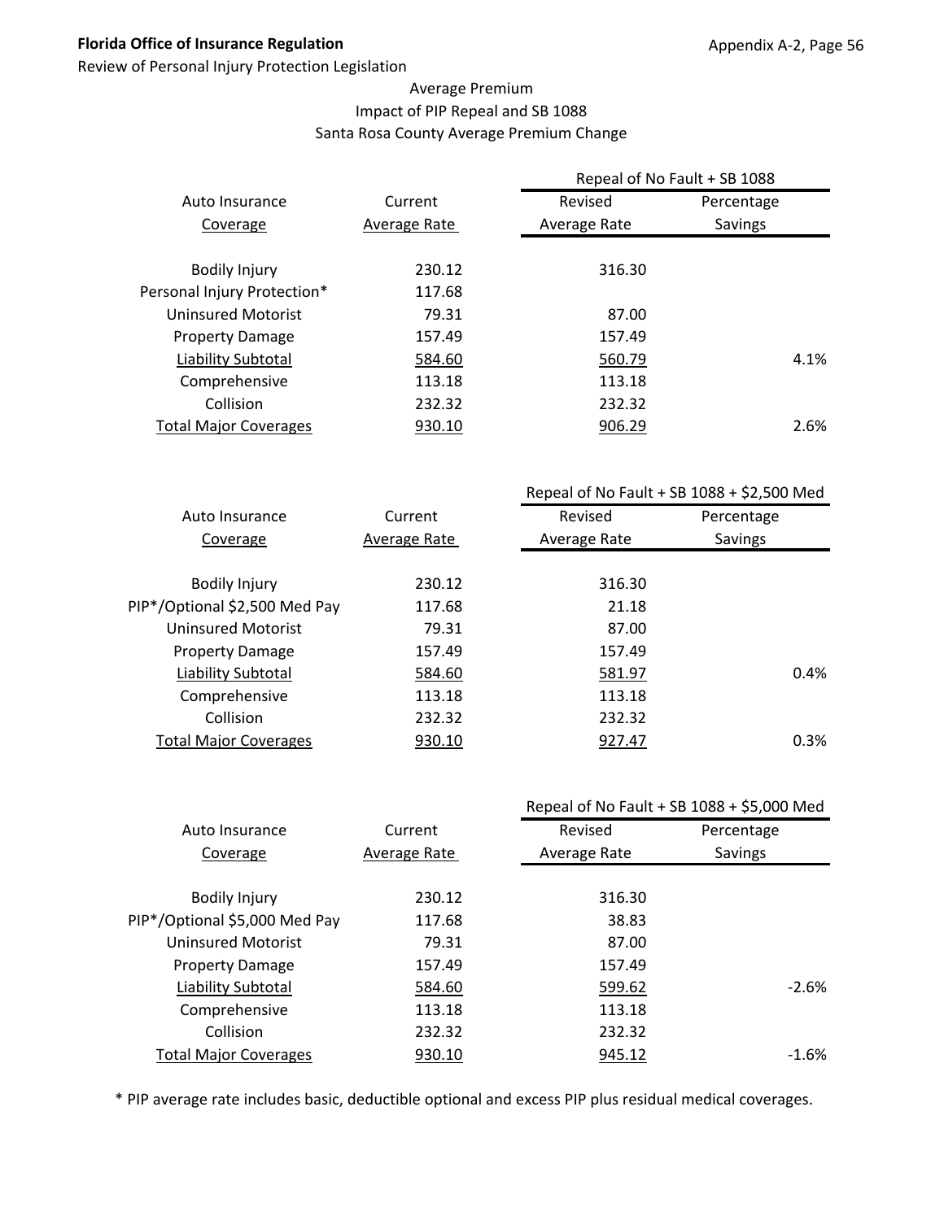Average Premium
Impact of PIP Repeal and SB 1088
Santa Rosa County Average Premium Change

| Auto Insurance Coverage | Current Average Rate | Repeal of No Fault + SB 1088 Revised Average Rate | Percentage Savings |
|---|---|---|---|
| Bodily Injury | 230.12 | 316.30 | |
| Personal Injury Protection* | 117.68 | | |
| Uninsured Motorist | 79.31 | 87.00 | |
| Property Damage | 157.49 | 157.49 | |
| Liability Subtotal | 584.60 | 560.79 | 4.1% |
| Comprehensive | 113.18 | 113.18 | |
| Collision | 232.32 | 232.32 | |
| Total Major Coverages | 930.10 | 906.29 | 2.6% |

| Auto Insurance Coverage | Current Average Rate | Repeal of No Fault + SB 1088 + $2,500 Med Revised Average Rate | Percentage Savings |
|---|---|---|---|
| Bodily Injury | 230.12 | 316.30 | |
| PIP*/Optional $2,500 Med Pay | 117.68 | 21.18 | |
| Uninsured Motorist | 79.31 | 87.00 | |
| Property Damage | 157.49 | 157.49 | |
| Liability Subtotal | 584.60 | 581.97 | 0.4% |
| Comprehensive | 113.18 | 113.18 | |
| Collision | 232.32 | 232.32 | |
| Total Major Coverages | 930.10 | 927.47 | 0.3% |

| Auto Insurance Coverage | Current Average Rate | Repeal of No Fault + SB 1088 + $5,000 Med Revised Average Rate | Percentage Savings |
|---|---|---|---|
| Bodily Injury | 230.12 | 316.30 | |
| PIP*/Optional $5,000 Med Pay | 117.68 | 38.83 | |
| Uninsured Motorist | 79.31 | 87.00 | |
| Property Damage | 157.49 | 157.49 | |
| Liability Subtotal | 584.60 | 599.62 | -2.6% |
| Comprehensive | 113.18 | 113.18 | |
| Collision | 232.32 | 232.32 | |
| Total Major Coverages | 930.10 | 945.12 | -1.6% |

* PIP average rate includes basic, deductible optional and excess PIP plus residual medical coverages.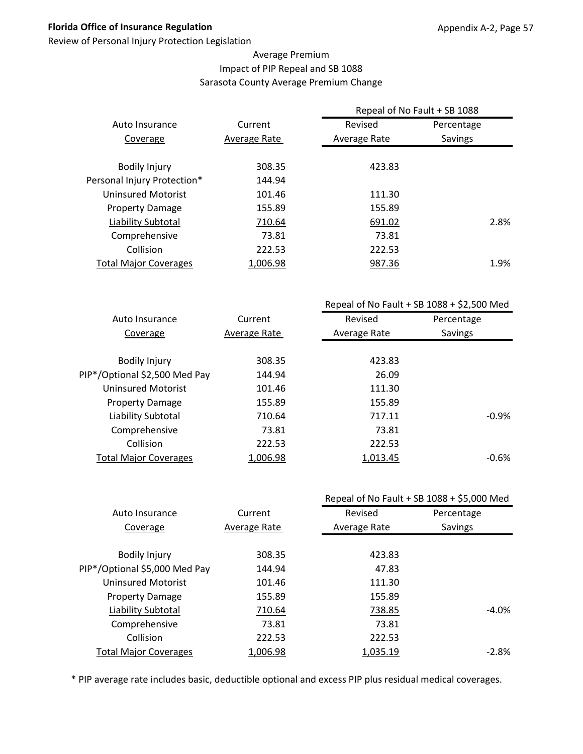## Average Premium
## Impact of PIP Repeal and SB 1088
## Sarasota County Average Premium Change

| Auto Insurance Coverage | Current Average Rate | Repeal of No Fault + SB 1088 Revised Average Rate | Percentage Savings |
|---|---|---|---|
| Bodily Injury | 308.35 | 423.83 | |
| Personal Injury Protection* | 144.94 | | |
| Uninsured Motorist | 101.46 | 111.30 | |
| Property Damage | 155.89 | 155.89 | |
| Liability Subtotal | 710.64 | 691.02 | 2.8% |
| Comprehensive | 73.81 | 73.81 | |
| Collision | 222.53 | 222.53 | |
| Total Major Coverages | 1,006.98 | 987.36 | 1.9% |

| Auto Insurance Coverage | Current Average Rate | Repeal of No Fault + SB 1088 + $2,500 Med Revised Average Rate | Percentage Savings |
|---|---|---|---|
| Bodily Injury | 308.35 | 423.83 | |
| PIP*/Optional $2,500 Med Pay | 144.94 | 26.09 | |
| Uninsured Motorist | 101.46 | 111.30 | |
| Property Damage | 155.89 | 155.89 | |
| Liability Subtotal | 710.64 | 717.11 | -0.9% |
| Comprehensive | 73.81 | 73.81 | |
| Collision | 222.53 | 222.53 | |
| Total Major Coverages | 1,006.98 | 1,013.45 | -0.6% |

| Auto Insurance Coverage | Current Average Rate | Repeal of No Fault + SB 1088 + $5,000 Med Revised Average Rate | Percentage Savings |
|---|---|---|---|
| Bodily Injury | 308.35 | 423.83 | |
| PIP*/Optional $5,000 Med Pay | 144.94 | 47.83 | |
| Uninsured Motorist | 101.46 | 111.30 | |
| Property Damage | 155.89 | 155.89 | |
| Liability Subtotal | 710.64 | 738.85 | -4.0% |
| Comprehensive | 73.81 | 73.81 | |
| Collision | 222.53 | 222.53 | |
| Total Major Coverages | 1,006.98 | 1,035.19 | -2.8% |

* PIP average rate includes basic, deductible optional and excess PIP plus residual medical coverages.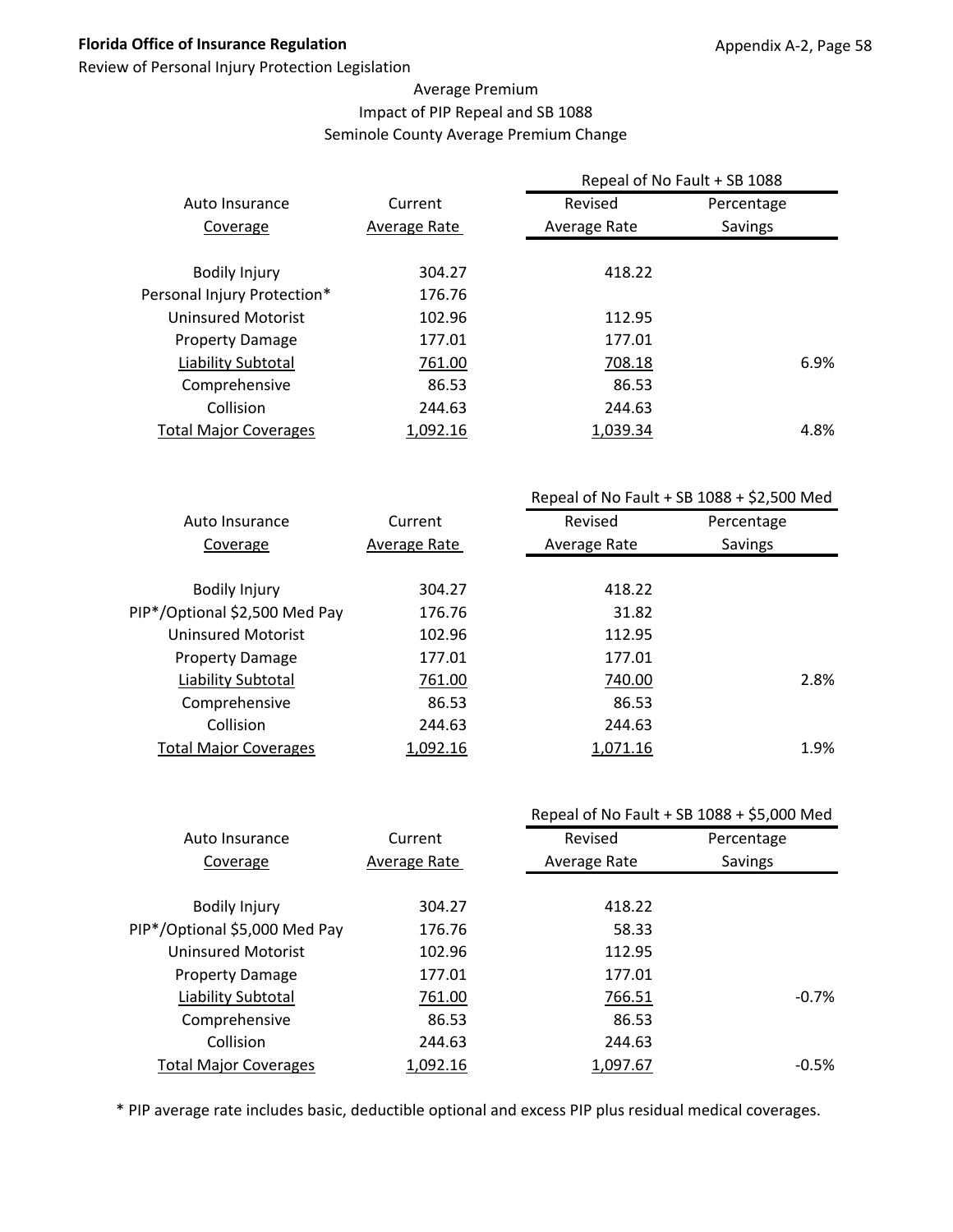Average Premium
Impact of PIP Repeal and SB 1088
Seminole County Average Premium Change

| Auto Insurance Coverage | Current Average Rate | Repeal of No Fault + SB 1088 Revised Average Rate | Repeal of No Fault + SB 1088 Percentage Savings |
|---|---|---|---|
| Bodily Injury | 304.27 | 418.22 | |
| Personal Injury Protection* | 176.76 | | |
| Uninsured Motorist | 102.96 | 112.95 | |
| Property Damage | 177.01 | 177.01 | |
| Liability Subtotal | 761.00 | 708.18 | 6.9% |
| Comprehensive | 86.53 | 86.53 | |
| Collision | 244.63 | 244.63 | |
| Total Major Coverages | 1,092.16 | 1,039.34 | 4.8% |

| Auto Insurance Coverage | Current Average Rate | Repeal of No Fault + SB 1088 + $2,500 Med Revised Average Rate | Repeal of No Fault + SB 1088 + $2,500 Med Percentage Savings |
|---|---|---|---|
| Bodily Injury | 304.27 | 418.22 | |
| PIP*/Optional $2,500 Med Pay | 176.76 | 31.82 | |
| Uninsured Motorist | 102.96 | 112.95 | |
| Property Damage | 177.01 | 177.01 | |
| Liability Subtotal | 761.00 | 740.00 | 2.8% |
| Comprehensive | 86.53 | 86.53 | |
| Collision | 244.63 | 244.63 | |
| Total Major Coverages | 1,092.16 | 1,071.16 | 1.9% |

| Auto Insurance Coverage | Current Average Rate | Repeal of No Fault + SB 1088 + $5,000 Med Revised Average Rate | Repeal of No Fault + SB 1088 + $5,000 Med Percentage Savings |
|---|---|---|---|
| Bodily Injury | 304.27 | 418.22 | |
| PIP*/Optional $5,000 Med Pay | 176.76 | 58.33 | |
| Uninsured Motorist | 102.96 | 112.95 | |
| Property Damage | 177.01 | 177.01 | |
| Liability Subtotal | 761.00 | 766.51 | -0.7% |
| Comprehensive | 86.53 | 86.53 | |
| Collision | 244.63 | 244.63 | |
| Total Major Coverages | 1,092.16 | 1,097.67 | -0.5% |

* PIP average rate includes basic, deductible optional and excess PIP plus residual medical coverages.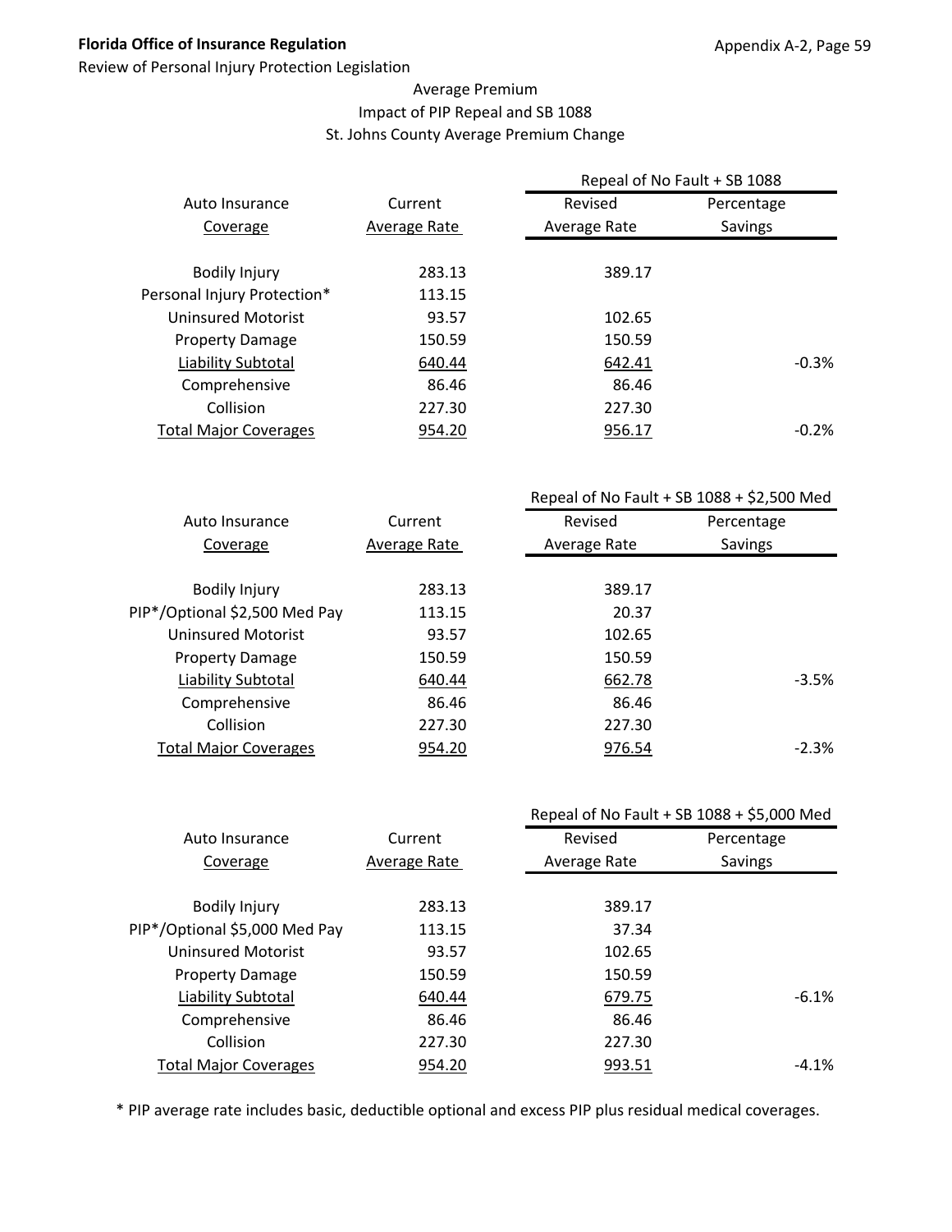Average Premium
Impact of PIP Repeal and SB 1088
St. Johns County Average Premium Change

| Auto Insurance Coverage | Current Average Rate | Repeal of No Fault + SB 1088 Revised Average Rate | Percentage Savings |
|---|---|---|---|
| Bodily Injury | 283.13 | 389.17 | |
| Personal Injury Protection* | 113.15 | | |
| Uninsured Motorist | 93.57 | 102.65 | |
| Property Damage | 150.59 | 150.59 | |
| Liability Subtotal | 640.44 | 642.41 | -0.3% |
| Comprehensive | 86.46 | 86.46 | |
| Collision | 227.30 | 227.30 | |
| Total Major Coverages | 954.20 | 956.17 | -0.2% |

| Auto Insurance Coverage | Current Average Rate | Repeal of No Fault + SB 1088 + $2,500 Med Revised Average Rate | Percentage Savings |
|---|---|---|---|
| Bodily Injury | 283.13 | 389.17 | |
| PIP*/Optional $2,500 Med Pay | 113.15 | 20.37 | |
| Uninsured Motorist | 93.57 | 102.65 | |
| Property Damage | 150.59 | 150.59 | |
| Liability Subtotal | 640.44 | 662.78 | -3.5% |
| Comprehensive | 86.46 | 86.46 | |
| Collision | 227.30 | 227.30 | |
| Total Major Coverages | 954.20 | 976.54 | -2.3% |

| Auto Insurance Coverage | Current Average Rate | Repeal of No Fault + SB 1088 + $5,000 Med Revised Average Rate | Percentage Savings |
|---|---|---|---|
| Bodily Injury | 283.13 | 389.17 | |
| PIP*/Optional $5,000 Med Pay | 113.15 | 37.34 | |
| Uninsured Motorist | 93.57 | 102.65 | |
| Property Damage | 150.59 | 150.59 | |
| Liability Subtotal | 640.44 | 679.75 | -6.1% |
| Comprehensive | 86.46 | 86.46 | |
| Collision | 227.30 | 227.30 | |
| Total Major Coverages | 954.20 | 993.51 | -4.1% |

* PIP average rate includes basic, deductible optional and excess PIP plus residual medical coverages.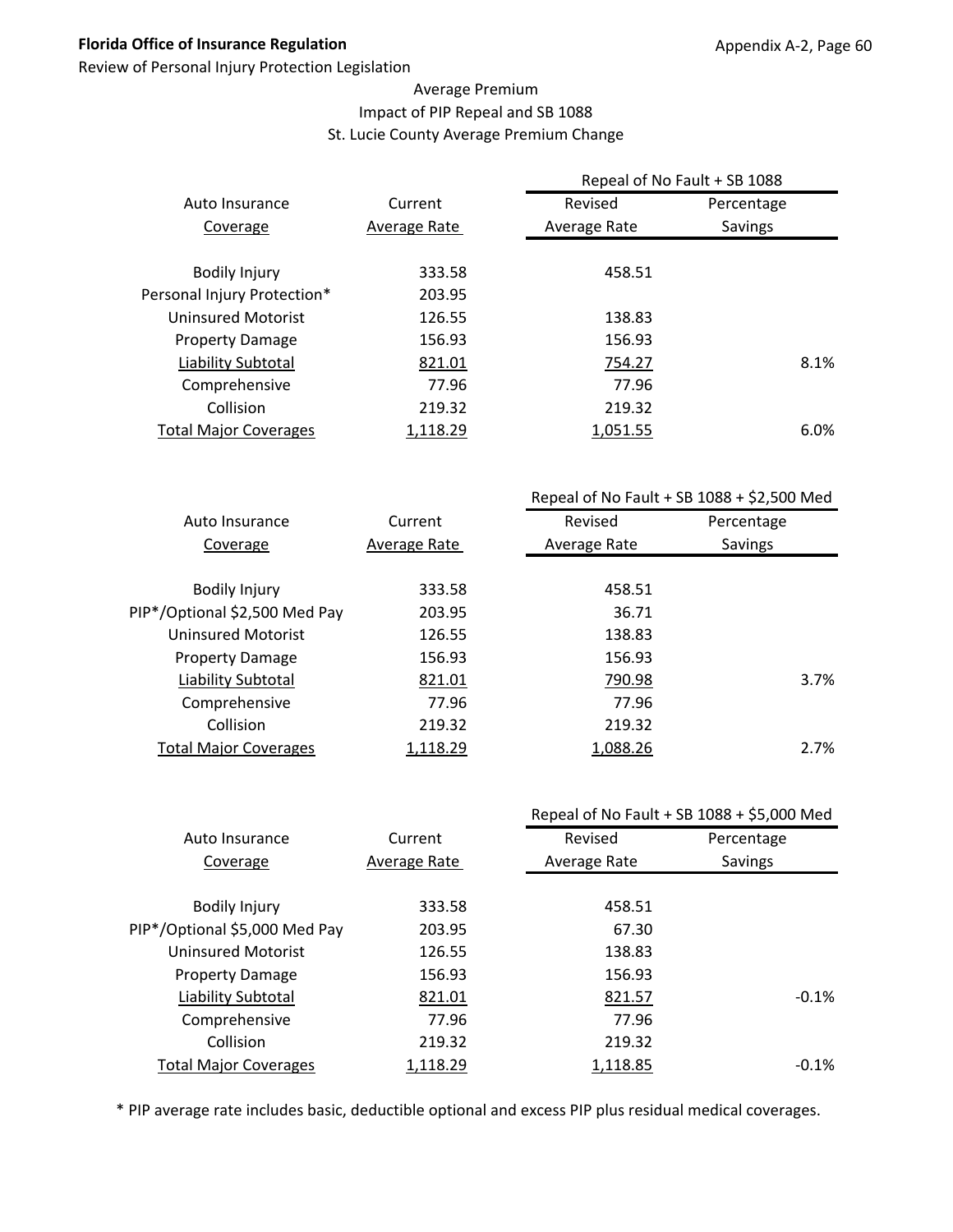Average Premium
Impact of PIP Repeal and SB 1088
St. Lucie County Average Premium Change

| Auto Insurance Coverage | Current Average Rate | Repeal of No Fault + SB 1088 Revised Average Rate | Repeal of No Fault + SB 1088 Percentage Savings |
|---|---|---|---|
| Bodily Injury | 333.58 | 458.51 | |
| Personal Injury Protection* | 203.95 | | |
| Uninsured Motorist | 126.55 | 138.83 | |
| Property Damage | 156.93 | 156.93 | |
| Liability Subtotal | 821.01 | 754.27 | 8.1% |
| Comprehensive | 77.96 | 77.96 | |
| Collision | 219.32 | 219.32 | |
| Total Major Coverages | 1,118.29 | 1,051.55 | 6.0% |

| Auto Insurance Coverage | Current Average Rate | Repeal of No Fault + SB 1088 + $2,500 Med Revised Average Rate | Repeal of No Fault + SB 1088 + $2,500 Med Percentage Savings |
|---|---|---|---|
| Bodily Injury | 333.58 | 458.51 | |
| PIP*/Optional $2,500 Med Pay | 203.95 | 36.71 | |
| Uninsured Motorist | 126.55 | 138.83 | |
| Property Damage | 156.93 | 156.93 | |
| Liability Subtotal | 821.01 | 790.98 | 3.7% |
| Comprehensive | 77.96 | 77.96 | |
| Collision | 219.32 | 219.32 | |
| Total Major Coverages | 1,118.29 | 1,088.26 | 2.7% |

| Auto Insurance Coverage | Current Average Rate | Repeal of No Fault + SB 1088 + $5,000 Med Revised Average Rate | Repeal of No Fault + SB 1088 + $5,000 Med Percentage Savings |
|---|---|---|---|
| Bodily Injury | 333.58 | 458.51 | |
| PIP*/Optional $5,000 Med Pay | 203.95 | 67.30 | |
| Uninsured Motorist | 126.55 | 138.83 | |
| Property Damage | 156.93 | 156.93 | |
| Liability Subtotal | 821.01 | 821.57 | -0.1% |
| Comprehensive | 77.96 | 77.96 | |
| Collision | 219.32 | 219.32 | |
| Total Major Coverages | 1,118.29 | 1,118.85 | -0.1% |

* PIP average rate includes basic, deductible optional and excess PIP plus residual medical coverages.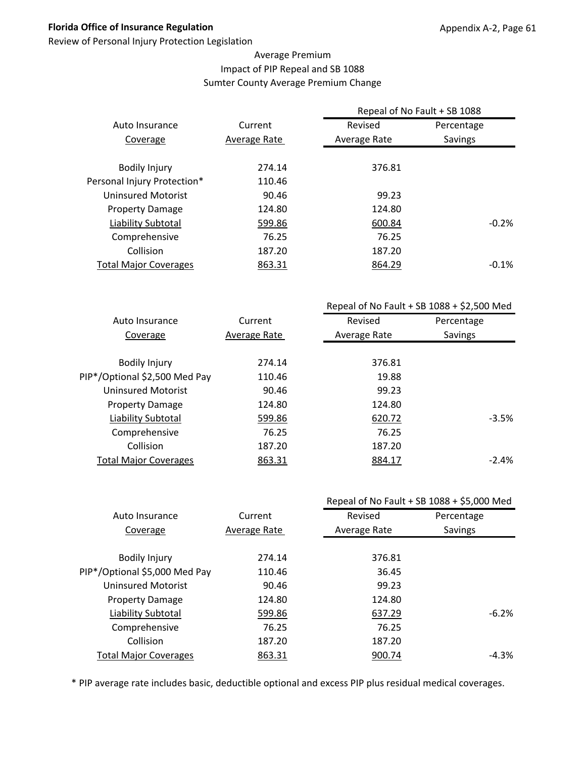Florida Office of Insurance Regulation

Review of Personal Injury Protection Legislation

Average Premium
Impact of PIP Repeal and SB 1088
Sumter County Average Premium Change

| Auto Insurance Coverage | Current Average Rate | Repeal of No Fault + SB 1088 Revised Average Rate | Percentage Savings |
|---|---|---|---|
| Bodily Injury | 274.14 | 376.81 | |
| Personal Injury Protection* | 110.46 | | |
| Uninsured Motorist | 90.46 | 99.23 | |
| Property Damage | 124.80 | 124.80 | |
| Liability Subtotal | 599.86 | 600.84 | -0.2% |
| Comprehensive | 76.25 | 76.25 | |
| Collision | 187.20 | 187.20 | |
| Total Major Coverages | 863.31 | 864.29 | -0.1% |

| Auto Insurance Coverage | Current Average Rate | Repeal of No Fault + SB 1088 + $2,500 Med Revised Average Rate | Percentage Savings |
|---|---|---|---|
| Bodily Injury | 274.14 | 376.81 | |
| PIP*/Optional $2,500 Med Pay | 110.46 | 19.88 | |
| Uninsured Motorist | 90.46 | 99.23 | |
| Property Damage | 124.80 | 124.80 | |
| Liability Subtotal | 599.86 | 620.72 | -3.5% |
| Comprehensive | 76.25 | 76.25 | |
| Collision | 187.20 | 187.20 | |
| Total Major Coverages | 863.31 | 884.17 | -2.4% |

| Auto Insurance Coverage | Current Average Rate | Repeal of No Fault + SB 1088 + $5,000 Med Revised Average Rate | Percentage Savings |
|---|---|---|---|
| Bodily Injury | 274.14 | 376.81 | |
| PIP*/Optional $5,000 Med Pay | 110.46 | 36.45 | |
| Uninsured Motorist | 90.46 | 99.23 | |
| Property Damage | 124.80 | 124.80 | |
| Liability Subtotal | 599.86 | 637.29 | -6.2% |
| Comprehensive | 76.25 | 76.25 | |
| Collision | 187.20 | 187.20 | |
| Total Major Coverages | 863.31 | 900.74 | -4.3% |

* PIP average rate includes basic, deductible optional and excess PIP plus residual medical coverages.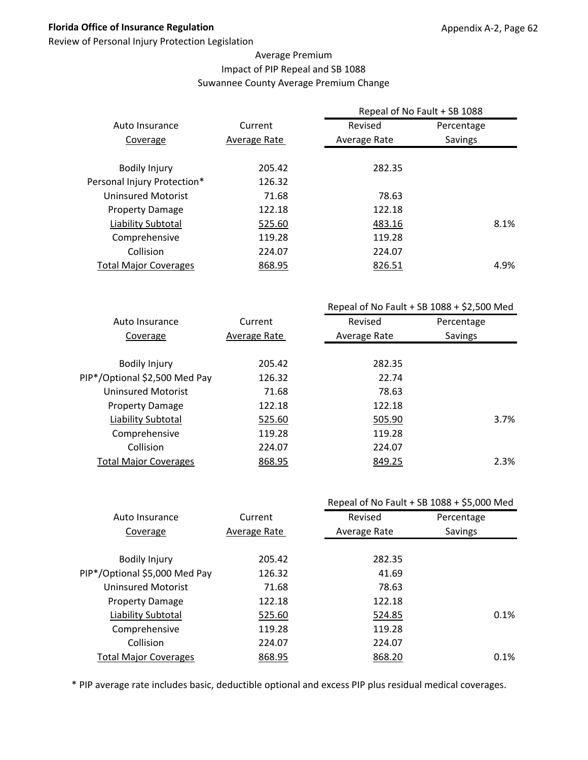## Average Premium
## Impact of PIP Repeal and SB 1088
## Suwannee County Average Premium Change

| Auto Insurance Coverage | Current Average Rate | Repeal of No Fault + SB 1088 Revised Average Rate | Percentage Savings |
|---|---|---|---|
| Bodily Injury | 205.42 | 282.35 | |
| Personal Injury Protection* | 126.32 | | |
| Uninsured Motorist | 71.68 | 78.63 | |
| Property Damage | 122.18 | 122.18 | |
| Liability Subtotal | 525.60 | 483.16 | 8.1% |
| Comprehensive | 119.28 | 119.28 | |
| Collision | 224.07 | 224.07 | |
| Total Major Coverages | 868.95 | 826.51 | 4.9% |

| Auto Insurance Coverage | Current Average Rate | Repeal of No Fault + SB 1088 + $2,500 Med Revised Average Rate | Percentage Savings |
|---|---|---|---|
| Bodily Injury | 205.42 | 282.35 | |
| PIP*/Optional $2,500 Med Pay | 126.32 | 22.74 | |
| Uninsured Motorist | 71.68 | 78.63 | |
| Property Damage | 122.18 | 122.18 | |
| Liability Subtotal | 525.60 | 505.90 | 3.7% |
| Comprehensive | 119.28 | 119.28 | |
| Collision | 224.07 | 224.07 | |
| Total Major Coverages | 868.95 | 849.25 | 2.3% |

| Auto Insurance Coverage | Current Average Rate | Repeal of No Fault + SB 1088 + $5,000 Med Revised Average Rate | Percentage Savings |
|---|---|---|---|
| Bodily Injury | 205.42 | 282.35 | |
| PIP*/Optional $5,000 Med Pay | 126.32 | 41.69 | |
| Uninsured Motorist | 71.68 | 78.63 | |
| Property Damage | 122.18 | 122.18 | |
| Liability Subtotal | 525.60 | 524.85 | 0.1% |
| Comprehensive | 119.28 | 119.28 | |
| Collision | 224.07 | 224.07 | |
| Total Major Coverages | 868.95 | 868.20 | 0.1% |

* PIP average rate includes basic, deductible optional and excess PIP plus residual medical coverages.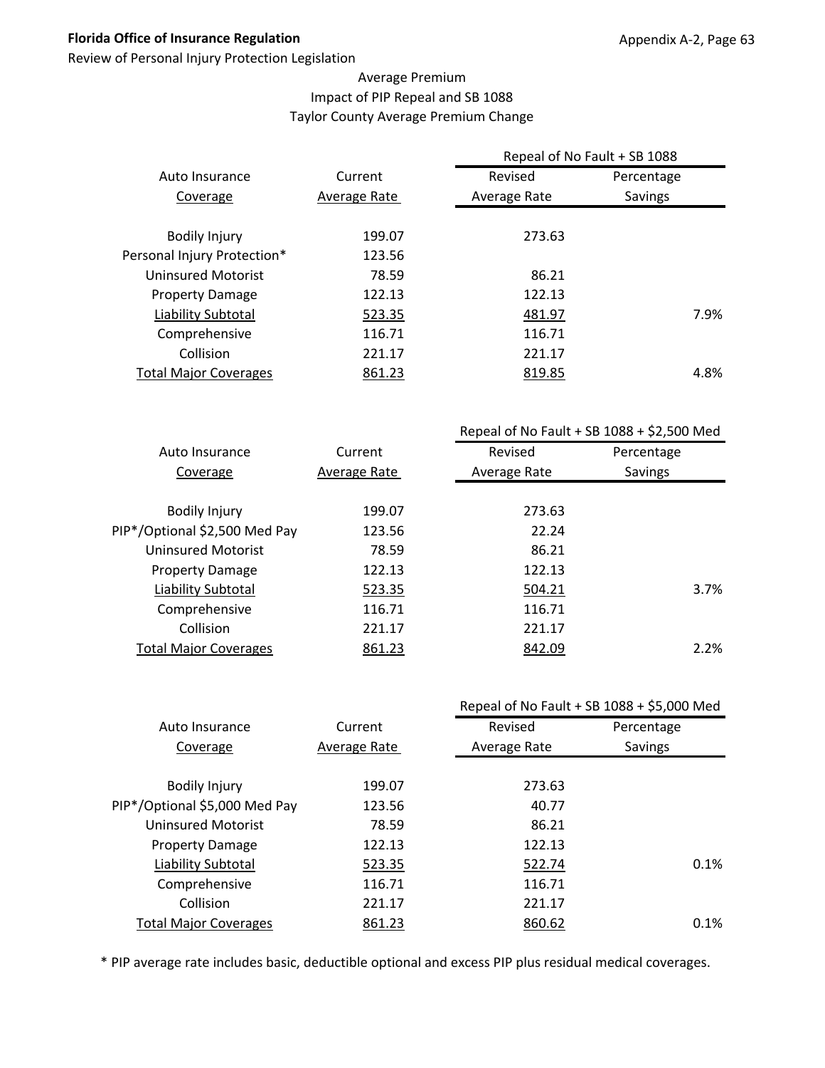Average Premium
Impact of PIP Repeal and SB 1088
Taylor County Average Premium Change

| Auto Insurance Coverage | Current Average Rate | Repeal of No Fault + SB 1088 Revised Average Rate | Percentage Savings |
|---|---|---|---|
| Bodily Injury | 199.07 | 273.63 | |
| Personal Injury Protection* | 123.56 | | |
| Uninsured Motorist | 78.59 | 86.21 | |
| Property Damage | 122.13 | 122.13 | |
| Liability Subtotal | 523.35 | 481.97 | 7.9% |
| Comprehensive | 116.71 | 116.71 | |
| Collision | 221.17 | 221.17 | |
| Total Major Coverages | 861.23 | 819.85 | 4.8% |

| Auto Insurance Coverage | Current Average Rate | Repeal of No Fault + SB 1088 + $2,500 Med Revised Average Rate | Percentage Savings |
|---|---|---|---|
| Bodily Injury | 199.07 | 273.63 | |
| PIP*/Optional $2,500 Med Pay | 123.56 | 22.24 | |
| Uninsured Motorist | 78.59 | 86.21 | |
| Property Damage | 122.13 | 122.13 | |
| Liability Subtotal | 523.35 | 504.21 | 3.7% |
| Comprehensive | 116.71 | 116.71 | |
| Collision | 221.17 | 221.17 | |
| Total Major Coverages | 861.23 | 842.09 | 2.2% |

| Auto Insurance Coverage | Current Average Rate | Repeal of No Fault + SB 1088 + $5,000 Med Revised Average Rate | Percentage Savings |
|---|---|---|---|
| Bodily Injury | 199.07 | 273.63 | |
| PIP*/Optional $5,000 Med Pay | 123.56 | 40.77 | |
| Uninsured Motorist | 78.59 | 86.21 | |
| Property Damage | 122.13 | 122.13 | |
| Liability Subtotal | 523.35 | 522.74 | 0.1% |
| Comprehensive | 116.71 | 116.71 | |
| Collision | 221.17 | 221.17 | |
| Total Major Coverages | 861.23 | 860.62 | 0.1% |

* PIP average rate includes basic, deductible optional and excess PIP plus residual medical coverages.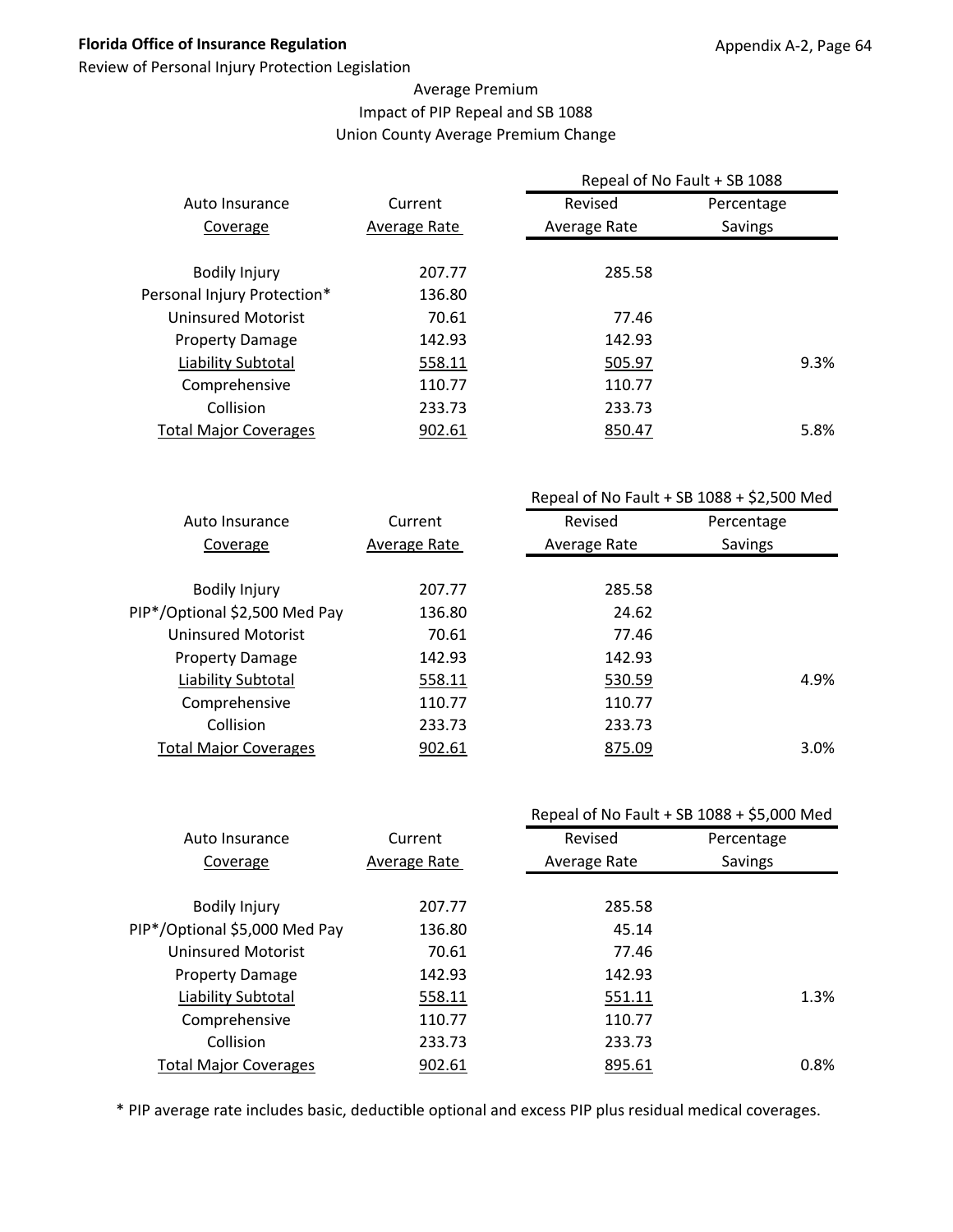**Florida Office of Insurance Regulation**

Review of Personal Injury Protection Legislation

Average Premium
Impact of PIP Repeal and SB 1088
Union County Average Premium Change

| Auto Insurance Coverage | Current Average Rate | Repeal of No Fault + SB 1088 Revised Average Rate | Percentage Savings |
|---|---|---|---|
| Bodily Injury | 207.77 | 285.58 | |
| Personal Injury Protection* | 136.80 | | |
| Uninsured Motorist | 70.61 | 77.46 | |
| Property Damage | 142.93 | 142.93 | |
| Liability Subtotal | 558.11 | 505.97 | 9.3% |
| Comprehensive | 110.77 | 110.77 | |
| Collision | 233.73 | 233.73 | |
| Total Major Coverages | 902.61 | 850.47 | 5.8% |

| Auto Insurance Coverage | Current Average Rate | Repeal of No Fault + SB 1088 + $2,500 Med Revised Average Rate | Percentage Savings |
|---|---|---|---|
| Bodily Injury | 207.77 | 285.58 | |
| PIP*/Optional $2,500 Med Pay | 136.80 | 24.62 | |
| Uninsured Motorist | 70.61 | 77.46 | |
| Property Damage | 142.93 | 142.93 | |
| Liability Subtotal | 558.11 | 530.59 | 4.9% |
| Comprehensive | 110.77 | 110.77 | |
| Collision | 233.73 | 233.73 | |
| Total Major Coverages | 902.61 | 875.09 | 3.0% |

| Auto Insurance Coverage | Current Average Rate | Repeal of No Fault + SB 1088 + $5,000 Med Revised Average Rate | Percentage Savings |
|---|---|---|---|
| Bodily Injury | 207.77 | 285.58 | |
| PIP*/Optional $5,000 Med Pay | 136.80 | 45.14 | |
| Uninsured Motorist | 70.61 | 77.46 | |
| Property Damage | 142.93 | 142.93 | |
| Liability Subtotal | 558.11 | 551.11 | 1.3% |
| Comprehensive | 110.77 | 110.77 | |
| Collision | 233.73 | 233.73 | |
| Total Major Coverages | 902.61 | 895.61 | 0.8% |

* PIP average rate includes basic, deductible optional and excess PIP plus residual medical coverages.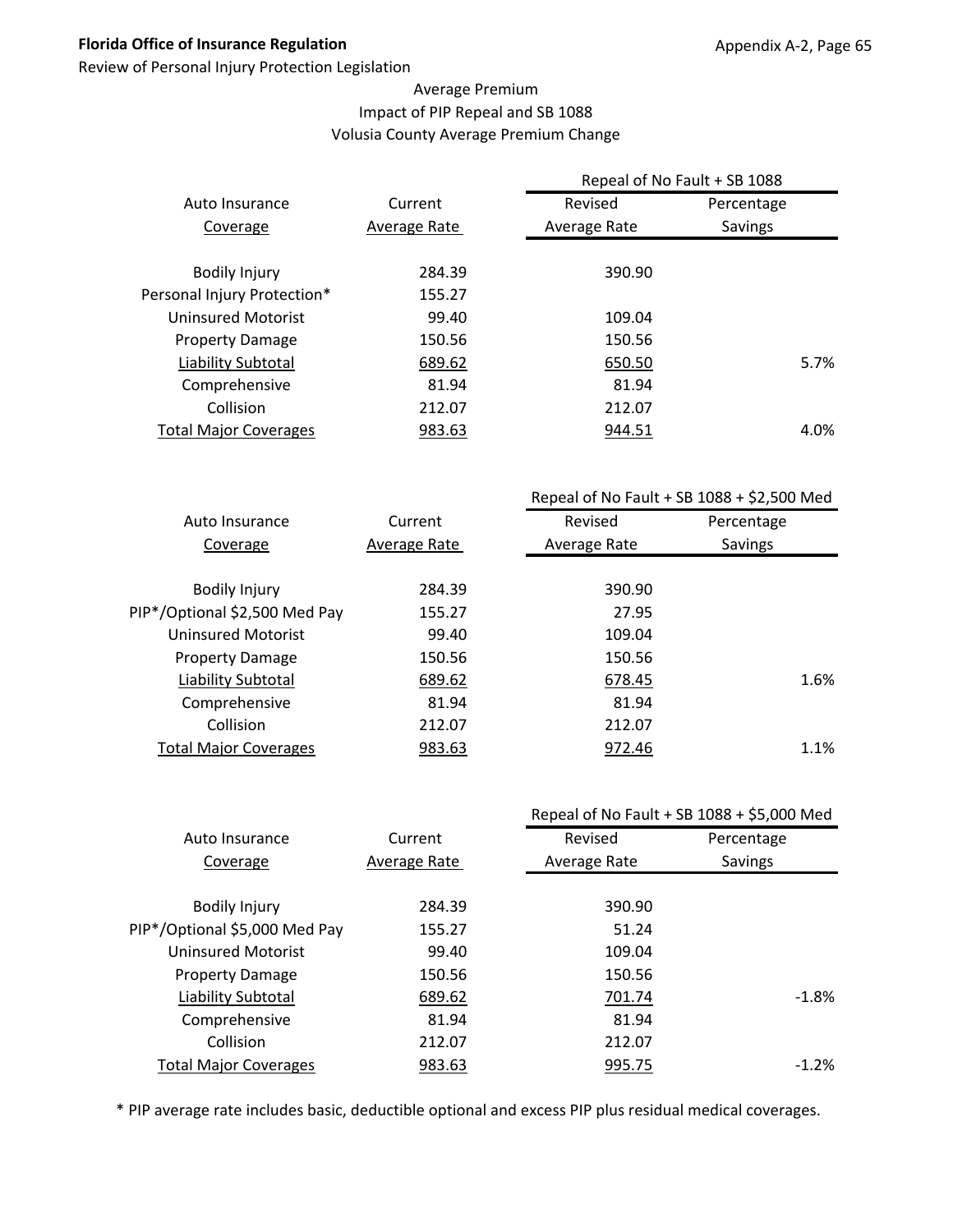Average Premium
Impact of PIP Repeal and SB 1088
Volusia County Average Premium Change

| Auto Insurance Coverage | Current Average Rate | Repeal of No Fault + SB 1088 Revised Average Rate | Percentage Savings |
|---|---|---|---|
| Bodily Injury | 284.39 | 390.90 | |
| Personal Injury Protection* | 155.27 | | |
| Uninsured Motorist | 99.40 | 109.04 | |
| Property Damage | 150.56 | 150.56 | |
| Liability Subtotal | 689.62 | 650.50 | 5.7% |
| Comprehensive | 81.94 | 81.94 | |
| Collision | 212.07 | 212.07 | |
| Total Major Coverages | 983.63 | 944.51 | 4.0% |

| Auto Insurance Coverage | Current Average Rate | Repeal of No Fault + SB 1088 + $2,500 Med Revised Average Rate | Percentage Savings |
|---|---|---|---|
| Bodily Injury | 284.39 | 390.90 | |
| PIP*/Optional $2,500 Med Pay | 155.27 | 27.95 | |
| Uninsured Motorist | 99.40 | 109.04 | |
| Property Damage | 150.56 | 150.56 | |
| Liability Subtotal | 689.62 | 678.45 | 1.6% |
| Comprehensive | 81.94 | 81.94 | |
| Collision | 212.07 | 212.07 | |
| Total Major Coverages | 983.63 | 972.46 | 1.1% |

| Auto Insurance Coverage | Current Average Rate | Repeal of No Fault + SB 1088 + $5,000 Med Revised Average Rate | Percentage Savings |
|---|---|---|---|
| Bodily Injury | 284.39 | 390.90 | |
| PIP*/Optional $5,000 Med Pay | 155.27 | 51.24 | |
| Uninsured Motorist | 99.40 | 109.04 | |
| Property Damage | 150.56 | 150.56 | |
| Liability Subtotal | 689.62 | 701.74 | -1.8% |
| Comprehensive | 81.94 | 81.94 | |
| Collision | 212.07 | 212.07 | |
| Total Major Coverages | 983.63 | 995.75 | -1.2% |

* PIP average rate includes basic, deductible optional and excess PIP plus residual medical coverages.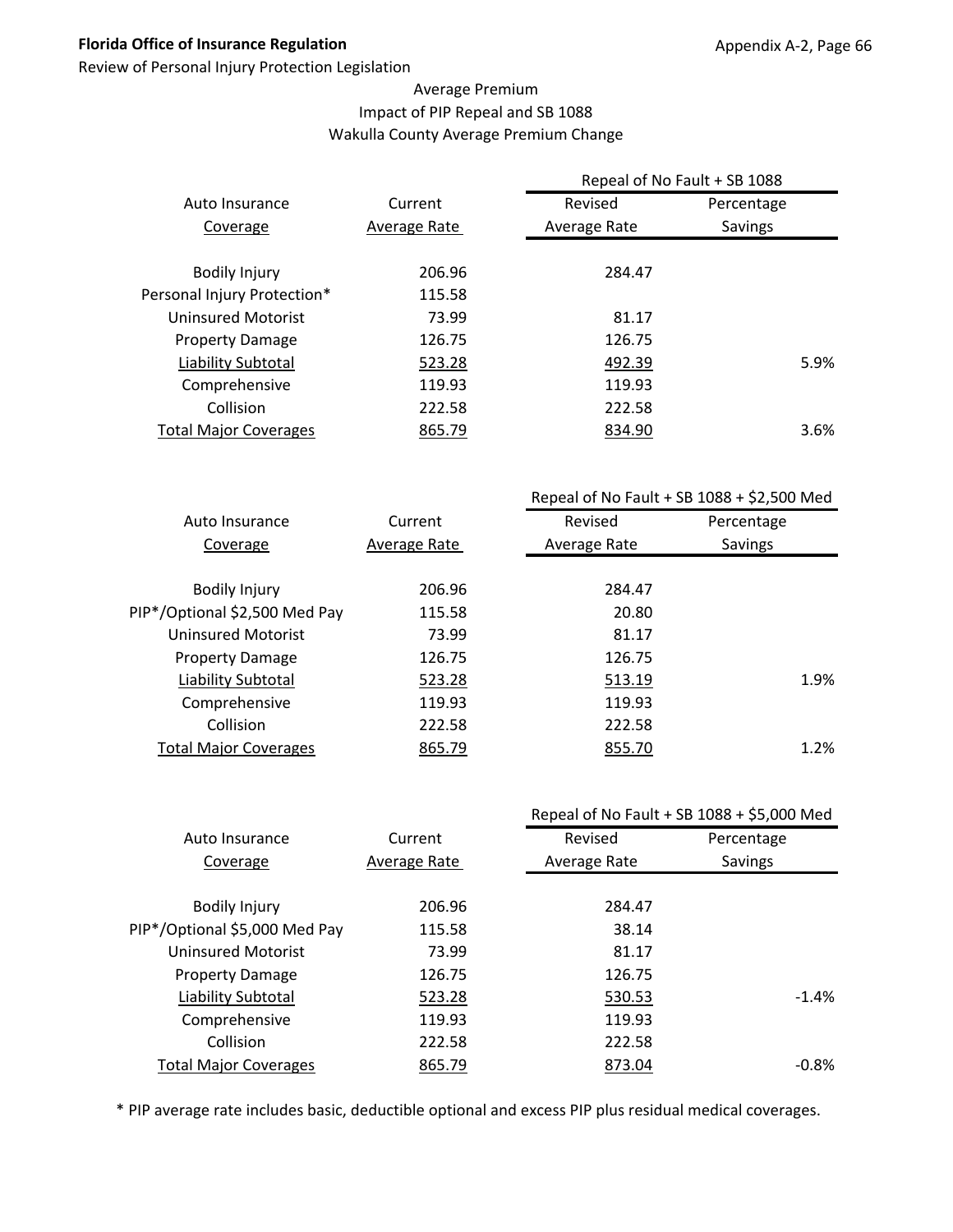Average Premium
Impact of PIP Repeal and SB 1088
Wakulla County Average Premium Change

| Auto Insurance Coverage | Current Average Rate | Repeal of No Fault + SB 1088 Revised Average Rate | Percentage Savings |
|---|---|---|---|
| Bodily Injury | 206.96 | 284.47 | |
| Personal Injury Protection* | 115.58 | | |
| Uninsured Motorist | 73.99 | 81.17 | |
| Property Damage | 126.75 | 126.75 | |
| Liability Subtotal | 523.28 | 492.39 | 5.9% |
| Comprehensive | 119.93 | 119.93 | |
| Collision | 222.58 | 222.58 | |
| Total Major Coverages | 865.79 | 834.90 | 3.6% |

| Auto Insurance Coverage | Current Average Rate | Repeal of No Fault + SB 1088 + $2,500 Med Revised Average Rate | Percentage Savings |
|---|---|---|---|
| Bodily Injury | 206.96 | 284.47 | |
| PIP*/Optional $2,500 Med Pay | 115.58 | 20.80 | |
| Uninsured Motorist | 73.99 | 81.17 | |
| Property Damage | 126.75 | 126.75 | |
| Liability Subtotal | 523.28 | 513.19 | 1.9% |
| Comprehensive | 119.93 | 119.93 | |
| Collision | 222.58 | 222.58 | |
| Total Major Coverages | 865.79 | 855.70 | 1.2% |

| Auto Insurance Coverage | Current Average Rate | Repeal of No Fault + SB 1088 + $5,000 Med Revised Average Rate | Percentage Savings |
|---|---|---|---|
| Bodily Injury | 206.96 | 284.47 | |
| PIP*/Optional $5,000 Med Pay | 115.58 | 38.14 | |
| Uninsured Motorist | 73.99 | 81.17 | |
| Property Damage | 126.75 | 126.75 | |
| Liability Subtotal | 523.28 | 530.53 | -1.4% |
| Comprehensive | 119.93 | 119.93 | |
| Collision | 222.58 | 222.58 | |
| Total Major Coverages | 865.79 | 873.04 | -0.8% |

* PIP average rate includes basic, deductible optional and excess PIP plus residual medical coverages.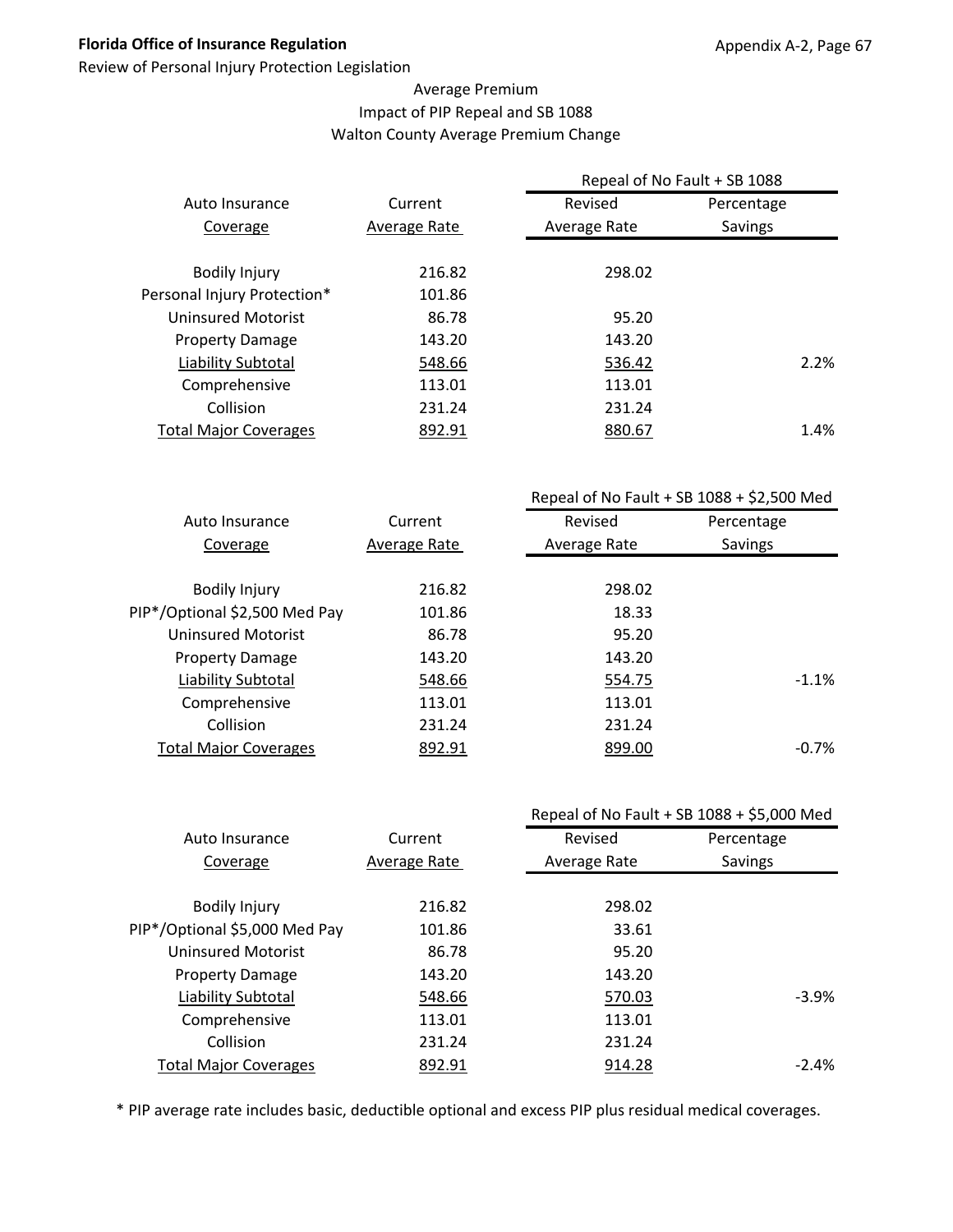Average Premium
Impact of PIP Repeal and SB 1088
Walton County Average Premium Change

| Auto Insurance Coverage | Current Average Rate | Repeal of No Fault + SB 1088 Revised Average Rate | Percentage Savings |
|---|---|---|---|
| Bodily Injury | 216.82 | 298.02 | |
| Personal Injury Protection* | 101.86 | | |
| Uninsured Motorist | 86.78 | 95.20 | |
| Property Damage | 143.20 | 143.20 | |
| Liability Subtotal | 548.66 | 536.42 | 2.2% |
| Comprehensive | 113.01 | 113.01 | |
| Collision | 231.24 | 231.24 | |
| Total Major Coverages | 892.91 | 880.67 | 1.4% |

| Auto Insurance Coverage | Current Average Rate | Repeal of No Fault + SB 1088 + $2,500 Med Revised Average Rate | Percentage Savings |
|---|---|---|---|
| Bodily Injury | 216.82 | 298.02 | |
| PIP*/Optional $2,500 Med Pay | 101.86 | 18.33 | |
| Uninsured Motorist | 86.78 | 95.20 | |
| Property Damage | 143.20 | 143.20 | |
| Liability Subtotal | 548.66 | 554.75 | -1.1% |
| Comprehensive | 113.01 | 113.01 | |
| Collision | 231.24 | 231.24 | |
| Total Major Coverages | 892.91 | 899.00 | -0.7% |

| Auto Insurance Coverage | Current Average Rate | Repeal of No Fault + SB 1088 + $5,000 Med Revised Average Rate | Percentage Savings |
|---|---|---|---|
| Bodily Injury | 216.82 | 298.02 | |
| PIP*/Optional $5,000 Med Pay | 101.86 | 33.61 | |
| Uninsured Motorist | 86.78 | 95.20 | |
| Property Damage | 143.20 | 143.20 | |
| Liability Subtotal | 548.66 | 570.03 | -3.9% |
| Comprehensive | 113.01 | 113.01 | |
| Collision | 231.24 | 231.24 | |
| Total Major Coverages | 892.91 | 914.28 | -2.4% |

* PIP average rate includes basic, deductible optional and excess PIP plus residual medical coverages.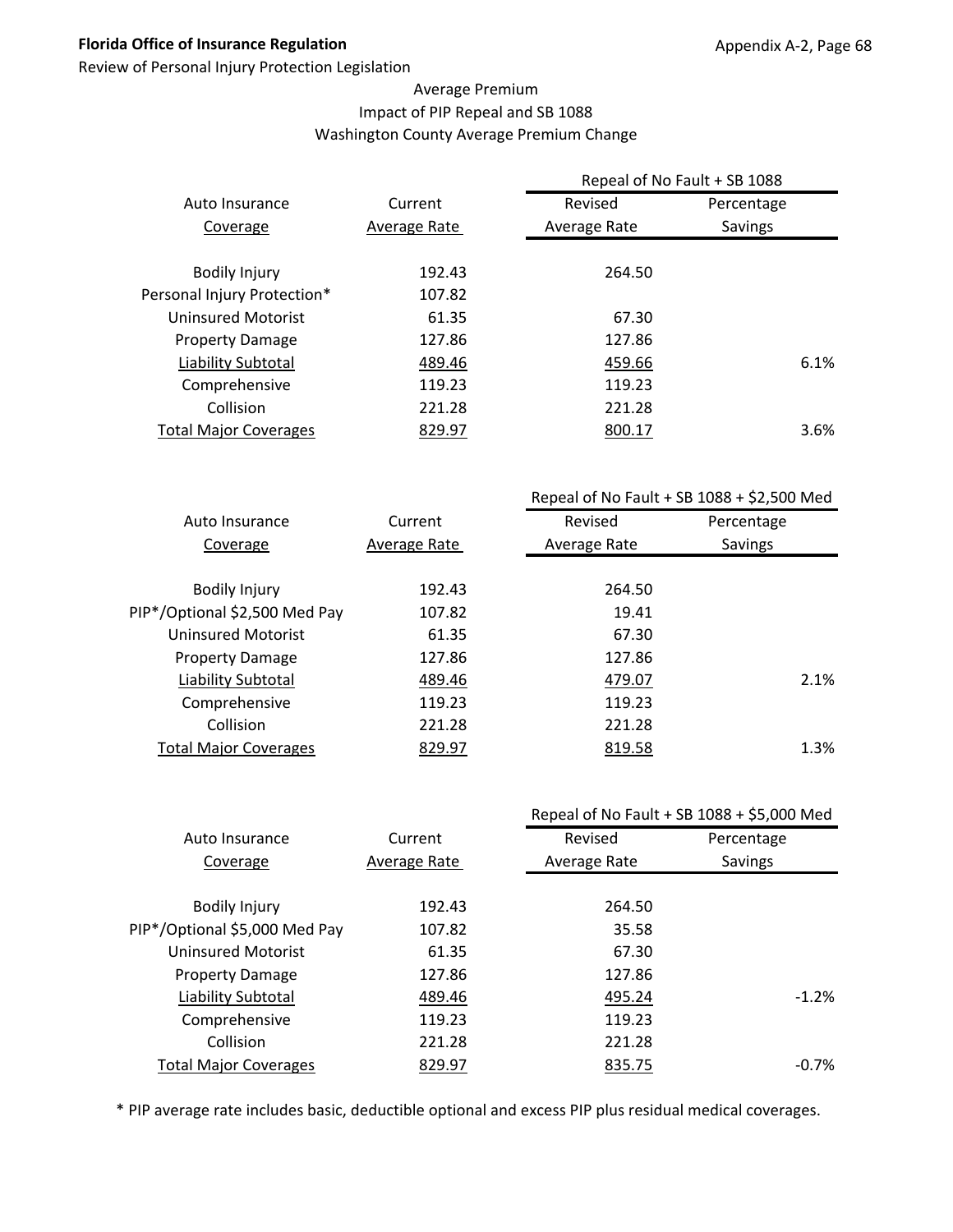Average Premium
Impact of PIP Repeal and SB 1088
Washington County Average Premium Change

| Auto Insurance Coverage | Current Average Rate | Repeal of No Fault + SB 1088 Revised Average Rate | Percentage Savings |
|---|---|---|---|
| Bodily Injury | 192.43 | 264.50 | |
| Personal Injury Protection* | 107.82 | | |
| Uninsured Motorist | 61.35 | 67.30 | |
| Property Damage | 127.86 | 127.86 | |
| Liability Subtotal | 489.46 | 459.66 | 6.1% |
| Comprehensive | 119.23 | 119.23 | |
| Collision | 221.28 | 221.28 | |
| Total Major Coverages | 829.97 | 800.17 | 3.6% |

| Auto Insurance Coverage | Current Average Rate | Repeal of No Fault + SB 1088 + $2,500 Med Revised Average Rate | Percentage Savings |
|---|---|---|---|
| Bodily Injury | 192.43 | 264.50 | |
| PIP*/Optional $2,500 Med Pay | 107.82 | 19.41 | |
| Uninsured Motorist | 61.35 | 67.30 | |
| Property Damage | 127.86 | 127.86 | |
| Liability Subtotal | 489.46 | 479.07 | 2.1% |
| Comprehensive | 119.23 | 119.23 | |
| Collision | 221.28 | 221.28 | |
| Total Major Coverages | 829.97 | 819.58 | 1.3% |

| Auto Insurance Coverage | Current Average Rate | Repeal of No Fault + SB 1088 + $5,000 Med Revised Average Rate | Percentage Savings |
|---|---|---|---|
| Bodily Injury | 192.43 | 264.50 | |
| PIP*/Optional $5,000 Med Pay | 107.82 | 35.58 | |
| Uninsured Motorist | 61.35 | 67.30 | |
| Property Damage | 127.86 | 127.86 | |
| Liability Subtotal | 489.46 | 495.24 | -1.2% |
| Comprehensive | 119.23 | 119.23 | |
| Collision | 221.28 | 221.28 | |
| Total Major Coverages | 829.97 | 835.75 | -0.7% |

* PIP average rate includes basic, deductible optional and excess PIP plus residual medical coverages.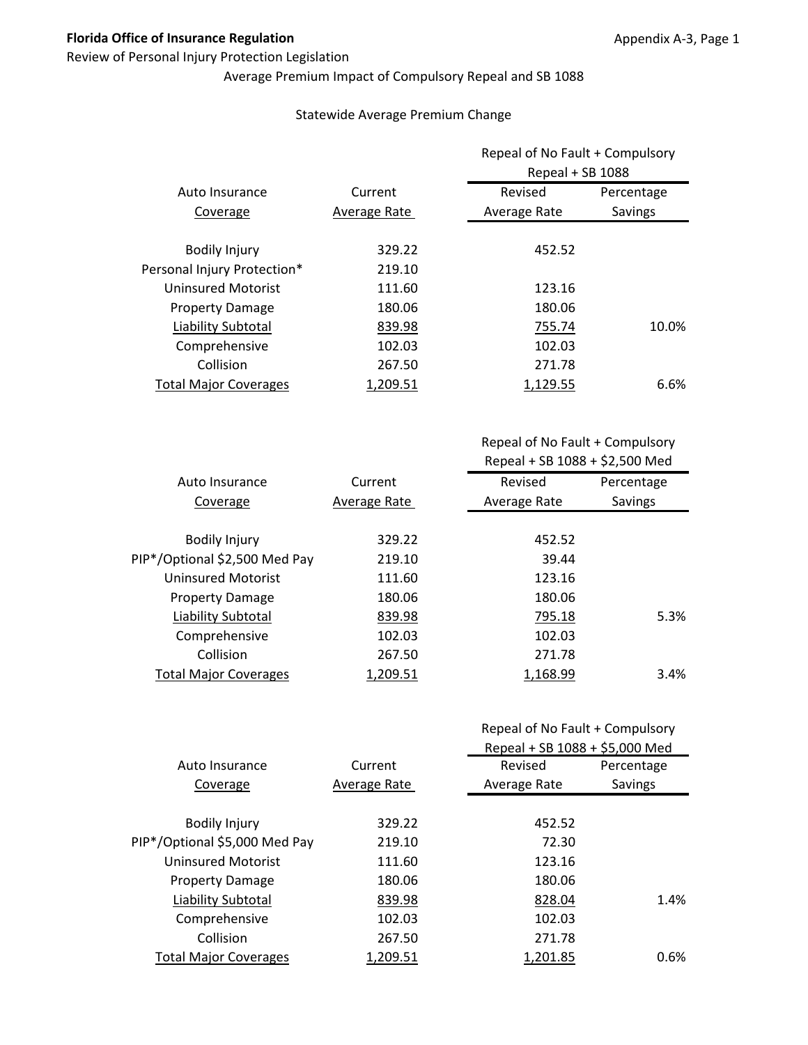**Florida Office of Insurance Regulation**

Appendix A-3, Page 1

Review of Personal Injury Protection Legislation

Average Premium Impact of Compulsory Repeal and SB 1088

Statewide Average Premium Change

| Auto Insurance Coverage | Current Average Rate | Repeal of No Fault + Compulsory Repeal + SB 1088 | |
|---|---|---|---|
| | | Revised Average Rate | Percentage Savings |
| Bodily Injury | 329.22 | 452.52 | |
| Personal Injury Protection* | 219.10 | | |
| Uninsured Motorist | 111.60 | 123.16 | |
| Property Damage | 180.06 | 180.06 | |
| Liability Subtotal | 839.98 | 755.74 | 10.0% |
| Comprehensive | 102.03 | 102.03 | |
| Collision | 267.50 | 271.78 | |
| Total Major Coverages | 1,209.51 | 1,129.55 | 6.6% |

| Auto Insurance Coverage | Current Average Rate | Repeal of No Fault + Compulsory Repeal + SB 1088 + $2,500 Med | |
|---|---|---|---|
| | | Revised Average Rate | Percentage Savings |
| Bodily Injury | 329.22 | 452.52 | |
| PIP*/Optional $2,500 Med Pay | 219.10 | 39.44 | |
| Uninsured Motorist | 111.60 | 123.16 | |
| Property Damage | 180.06 | 180.06 | |
| Liability Subtotal | 839.98 | 795.18 | 5.3% |
| Comprehensive | 102.03 | 102.03 | |
| Collision | 267.50 | 271.78 | |
| Total Major Coverages | 1,209.51 | 1,168.99 | 3.4% |

| Auto Insurance Coverage | Current Average Rate | Repeal of No Fault + Compulsory Repeal + SB 1088 + $5,000 Med | |
|---|---|---|---|
| | | Revised Average Rate | Percentage Savings |
| Bodily Injury | 329.22 | 452.52 | |
| PIP*/Optional $5,000 Med Pay | 219.10 | 72.30 | |
| Uninsured Motorist | 111.60 | 123.16 | |
| Property Damage | 180.06 | 180.06 | |
| Liability Subtotal | 839.98 | 828.04 | 1.4% |
| Comprehensive | 102.03 | 102.03 | |
| Collision | 267.50 | 271.78 | |
| Total Major Coverages | 1,209.51 | 1,201.85 | 0.6% |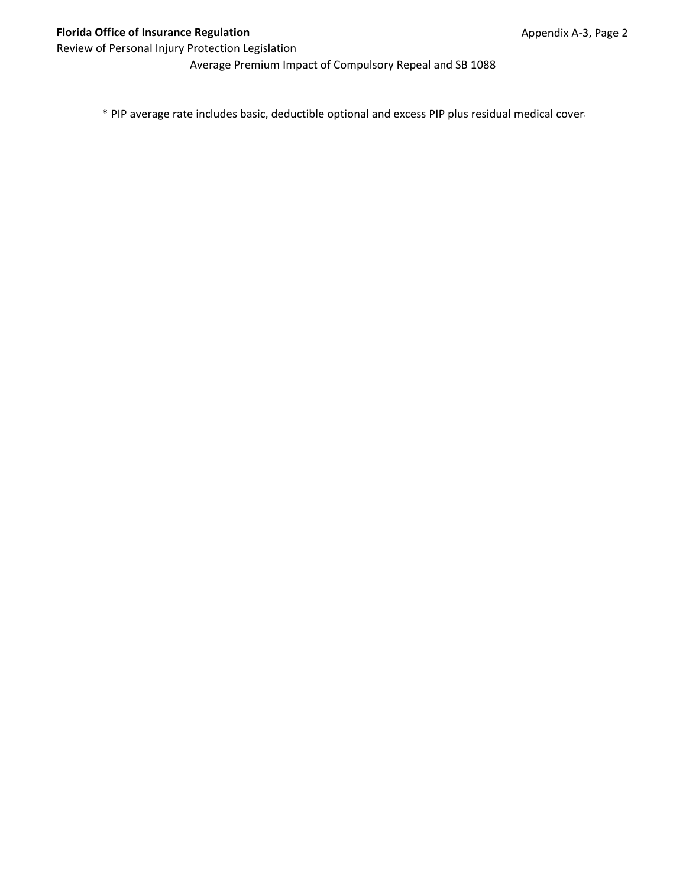Average Premium Impact of Compulsory Repeal and SB 1088

\* PIP average rate includes basic, deductible optional and excess PIP plus residual medical cover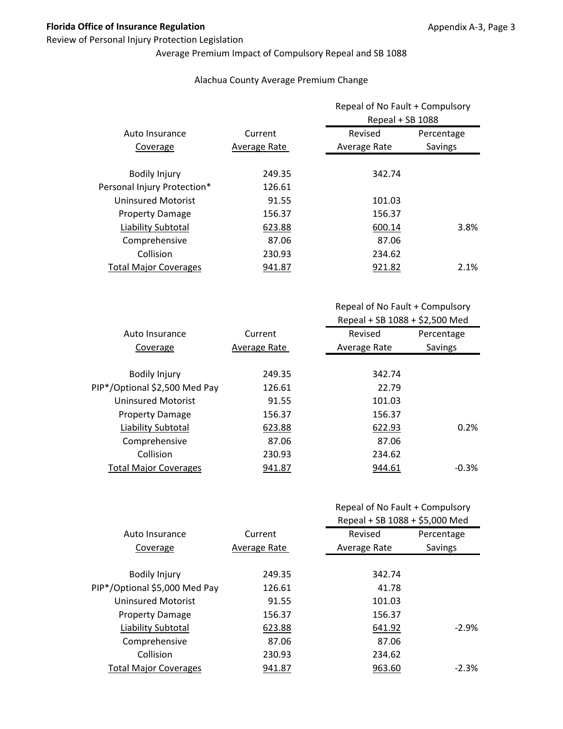**Florida Office of Insurance Regulation**

Review of Personal Injury Protection Legislation

Average Premium Impact of Compulsory Repeal and SB 1088

Alachua County Average Premium Change

| Auto Insurance Coverage | Current Average Rate | Repeal of No Fault + Compulsory Repeal + SB 1088 | |
|---|---|---|---|
| | | Revised Average Rate | Percentage Savings |
| Bodily Injury | 249.35 | 342.74 | |
| Personal Injury Protection* | 126.61 | | |
| Uninsured Motorist | 91.55 | 101.03 | |
| Property Damage | 156.37 | 156.37 | |
| Liability Subtotal | 623.88 | 600.14 | 3.8% |
| Comprehensive | 87.06 | 87.06 | |
| Collision | 230.93 | 234.62 | |
| Total Major Coverages | 941.87 | 921.82 | 2.1% |

| Auto Insurance Coverage | Current Average Rate | Repeal of No Fault + Compulsory Repeal + SB 1088 + $2,500 Med | |
|---|---|---|---|
| | | Revised Average Rate | Percentage Savings |
| Bodily Injury | 249.35 | 342.74 | |
| PIP*/Optional $2,500 Med Pay | 126.61 | 22.79 | |
| Uninsured Motorist | 91.55 | 101.03 | |
| Property Damage | 156.37 | 156.37 | |
| Liability Subtotal | 623.88 | 622.93 | 0.2% |
| Comprehensive | 87.06 | 87.06 | |
| Collision | 230.93 | 234.62 | |
| Total Major Coverages | 941.87 | 944.61 | -0.3% |

| Auto Insurance Coverage | Current Average Rate | Repeal of No Fault + Compulsory Repeal + SB 1088 + $5,000 Med | |
|---|---|---|---|
| | | Revised Average Rate | Percentage Savings |
| Bodily Injury | 249.35 | 342.74 | |
| PIP*/Optional $5,000 Med Pay | 126.61 | 41.78 | |
| Uninsured Motorist | 91.55 | 101.03 | |
| Property Damage | 156.37 | 156.37 | |
| Liability Subtotal | 623.88 | 641.92 | -2.9% |
| Comprehensive | 87.06 | 87.06 | |
| Collision | 230.93 | 234.62 | |
| Total Major Coverages | 941.87 | 963.60 | -2.3% |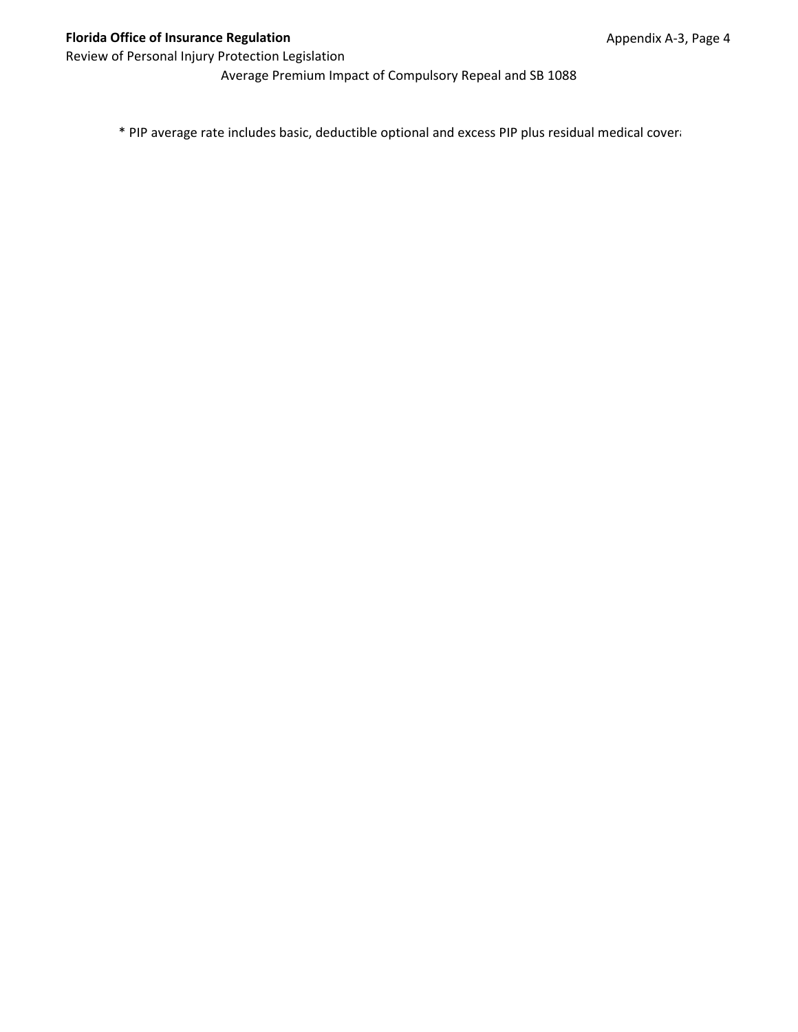Average Premium Impact of Compulsory Repeal and SB 1088

* PIP average rate includes basic, deductible optional and excess PIP plus residual medical cover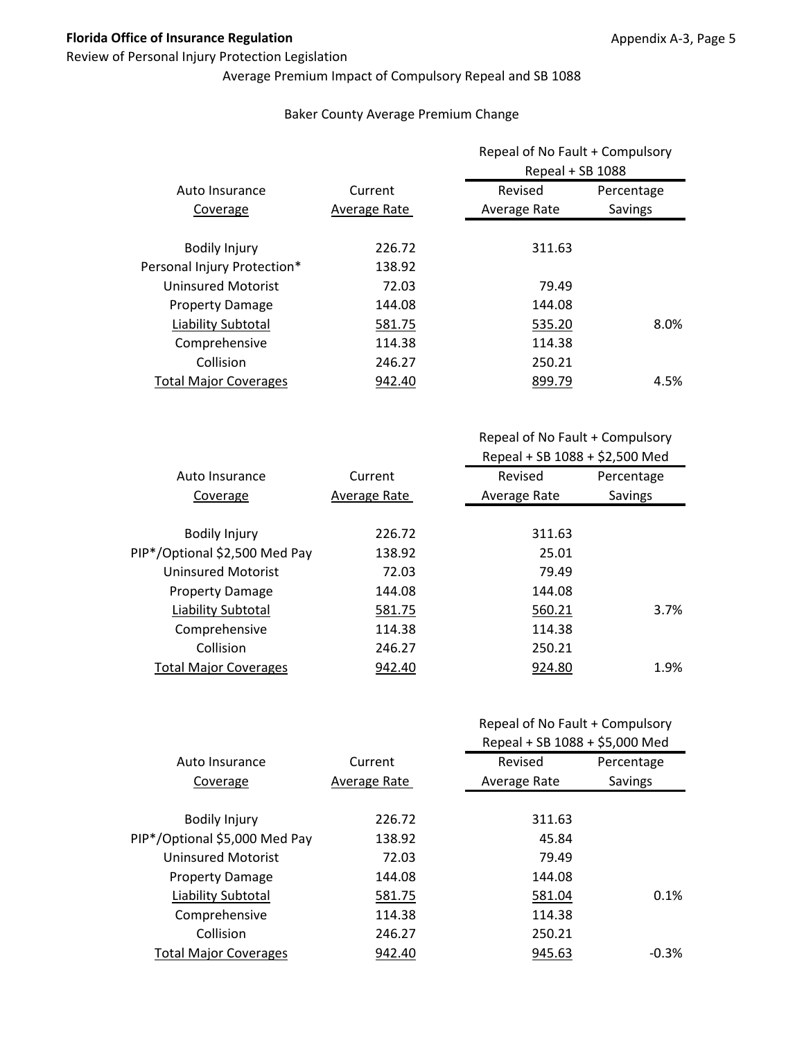**Florida Office of Insurance Regulation**

Review of Personal Injury Protection Legislation

Average Premium Impact of Compulsory Repeal and SB 1088

Baker County Average Premium Change

| Auto Insurance Coverage | Current Average Rate | Repeal of No Fault + Compulsory Repeal + SB 1088 | |
|---|---|---|---|
| | | Revised Average Rate | Percentage Savings |
| Bodily Injury | 226.72 | 311.63 | |
| Personal Injury Protection* | 138.92 | | |
| Uninsured Motorist | 72.03 | 79.49 | |
| Property Damage | 144.08 | 144.08 | |
| Liability Subtotal | 581.75 | 535.20 | 8.0% |
| Comprehensive | 114.38 | 114.38 | |
| Collision | 246.27 | 250.21 | |
| Total Major Coverages | 942.40 | 899.79 | 4.5% |

| Auto Insurance Coverage | Current Average Rate | Repeal of No Fault + Compulsory Repeal + SB 1088 + $2,500 Med | |
|---|---|---|---|
| | | Revised Average Rate | Percentage Savings |
| Bodily Injury | 226.72 | 311.63 | |
| PIP*/Optional $2,500 Med Pay | 138.92 | 25.01 | |
| Uninsured Motorist | 72.03 | 79.49 | |
| Property Damage | 144.08 | 144.08 | |
| Liability Subtotal | 581.75 | 560.21 | 3.7% |
| Comprehensive | 114.38 | 114.38 | |
| Collision | 246.27 | 250.21 | |
| Total Major Coverages | 942.40 | 924.80 | 1.9% |

| Auto Insurance Coverage | Current Average Rate | Repeal of No Fault + Compulsory Repeal + SB 1088 + $5,000 Med | |
|---|---|---|---|
| | | Revised Average Rate | Percentage Savings |
| Bodily Injury | 226.72 | 311.63 | |
| PIP*/Optional $5,000 Med Pay | 138.92 | 45.84 | |
| Uninsured Motorist | 72.03 | 79.49 | |
| Property Damage | 144.08 | 144.08 | |
| Liability Subtotal | 581.75 | 581.04 | 0.1% |
| Comprehensive | 114.38 | 114.38 | |
| Collision | 246.27 | 250.21 | |
| Total Major Coverages | 942.40 | 945.63 | -0.3% |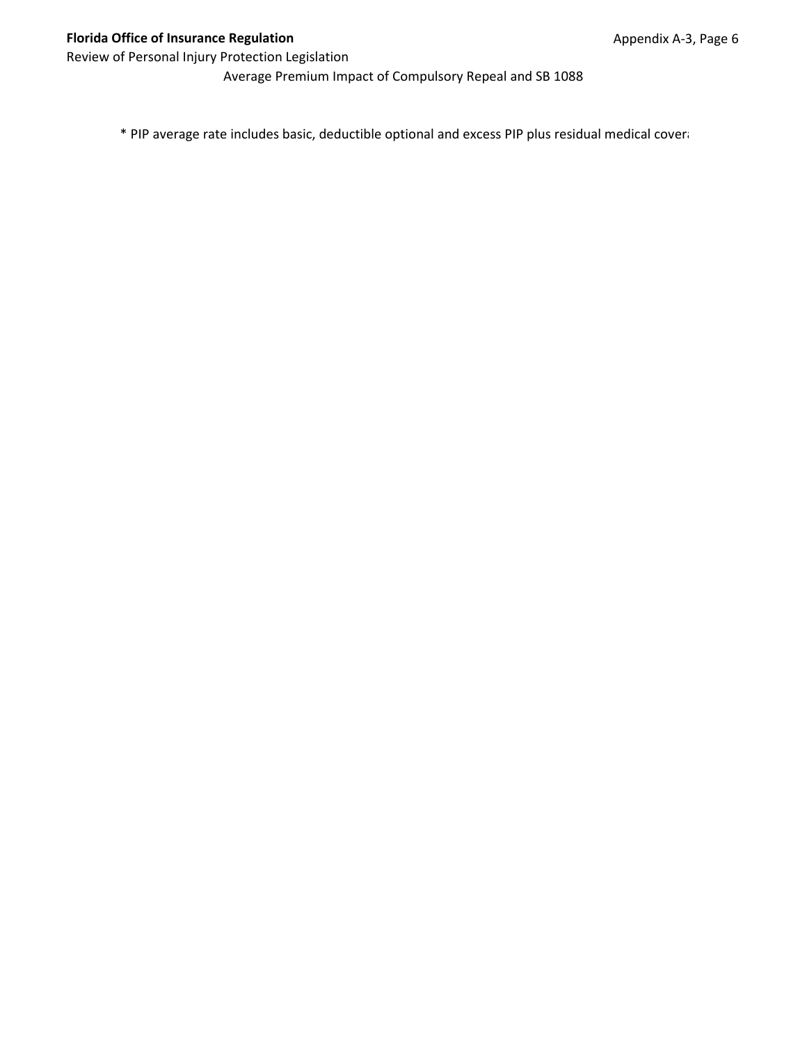Average Premium Impact of Compulsory Repeal and SB 1088

* PIP average rate includes basic, deductible optional and excess PIP plus residual medical cover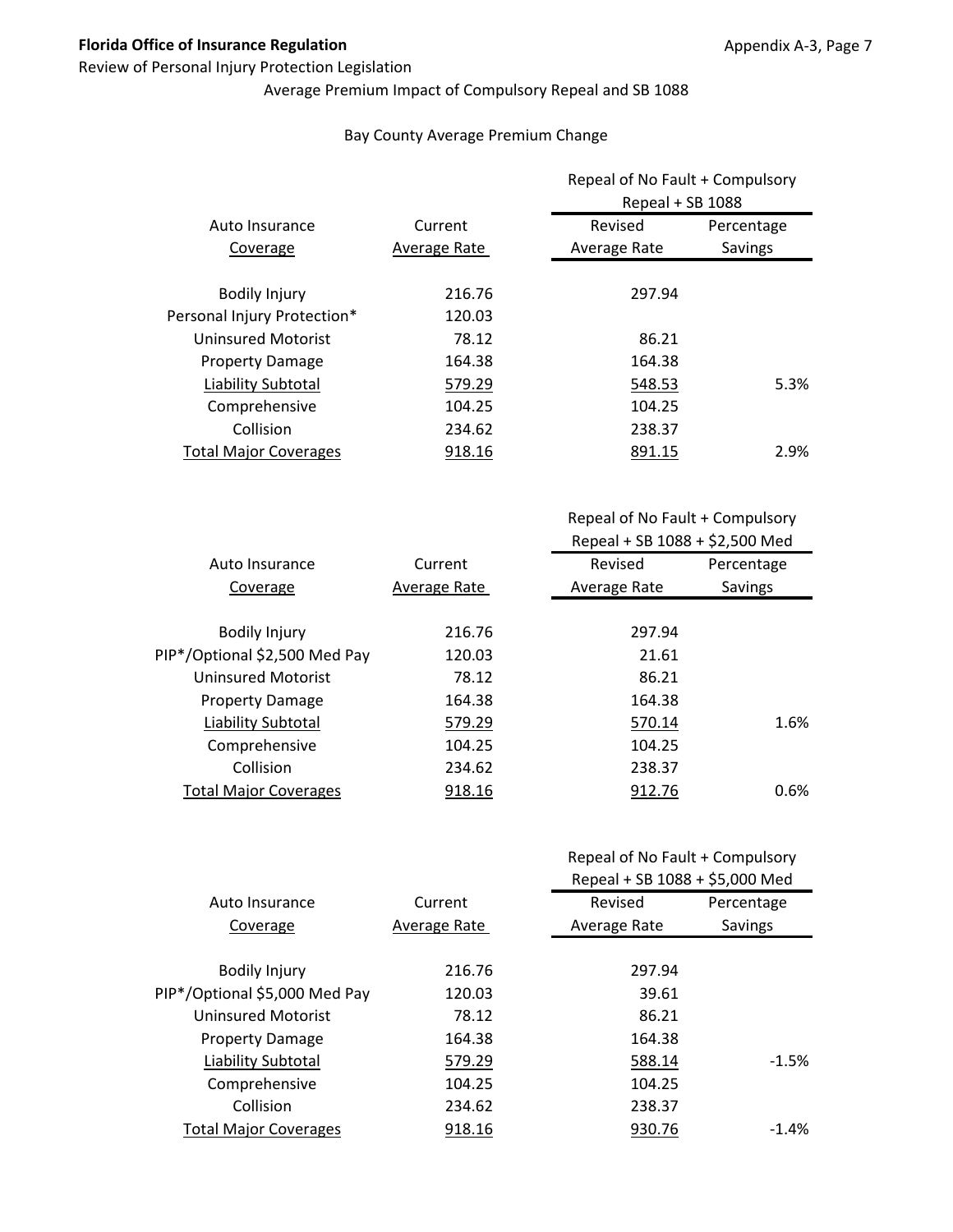Average Premium Impact of Compulsory Repeal and SB 1088

## Bay County Average Premium Change

| Auto Insurance Coverage | Current Average Rate | Repeal of No Fault + Compulsory Repeal + SB 1088 | |
|---|---|---|---|
| | | Revised Average Rate | Percentage Savings |
| Bodily Injury | 216.76 | 297.94 | |
| Personal Injury Protection* | 120.03 | | |
| Uninsured Motorist | 78.12 | 86.21 | |
| Property Damage | 164.38 | 164.38 | |
| Liability Subtotal | 579.29 | 548.53 | 5.3% |
| Comprehensive | 104.25 | 104.25 | |
| Collision | 234.62 | 238.37 | |
| Total Major Coverages | 918.16 | 891.15 | 2.9% |

| Auto Insurance Coverage | Current Average Rate | Repeal of No Fault + Compulsory Repeal + SB 1088 + $2,500 Med | |
|---|---|---|---|
| | | Revised Average Rate | Percentage Savings |
| Bodily Injury | 216.76 | 297.94 | |
| PIP*/Optional $2,500 Med Pay | 120.03 | 21.61 | |
| Uninsured Motorist | 78.12 | 86.21 | |
| Property Damage | 164.38 | 164.38 | |
| Liability Subtotal | 579.29 | 570.14 | 1.6% |
| Comprehensive | 104.25 | 104.25 | |
| Collision | 234.62 | 238.37 | |
| Total Major Coverages | 918.16 | 912.76 | 0.6% |

| Auto Insurance Coverage | Current Average Rate | Repeal of No Fault + Compulsory Repeal + SB 1088 + $5,000 Med | |
|---|---|---|---|
| | | Revised Average Rate | Percentage Savings |
| Bodily Injury | 216.76 | 297.94 | |
| PIP*/Optional $5,000 Med Pay | 120.03 | 39.61 | |
| Uninsured Motorist | 78.12 | 86.21 | |
| Property Damage | 164.38 | 164.38 | |
| Liability Subtotal | 579.29 | 588.14 | -1.5% |
| Comprehensive | 104.25 | 104.25 | |
| Collision | 234.62 | 238.37 | |
| Total Major Coverages | 918.16 | 930.76 | -1.4% |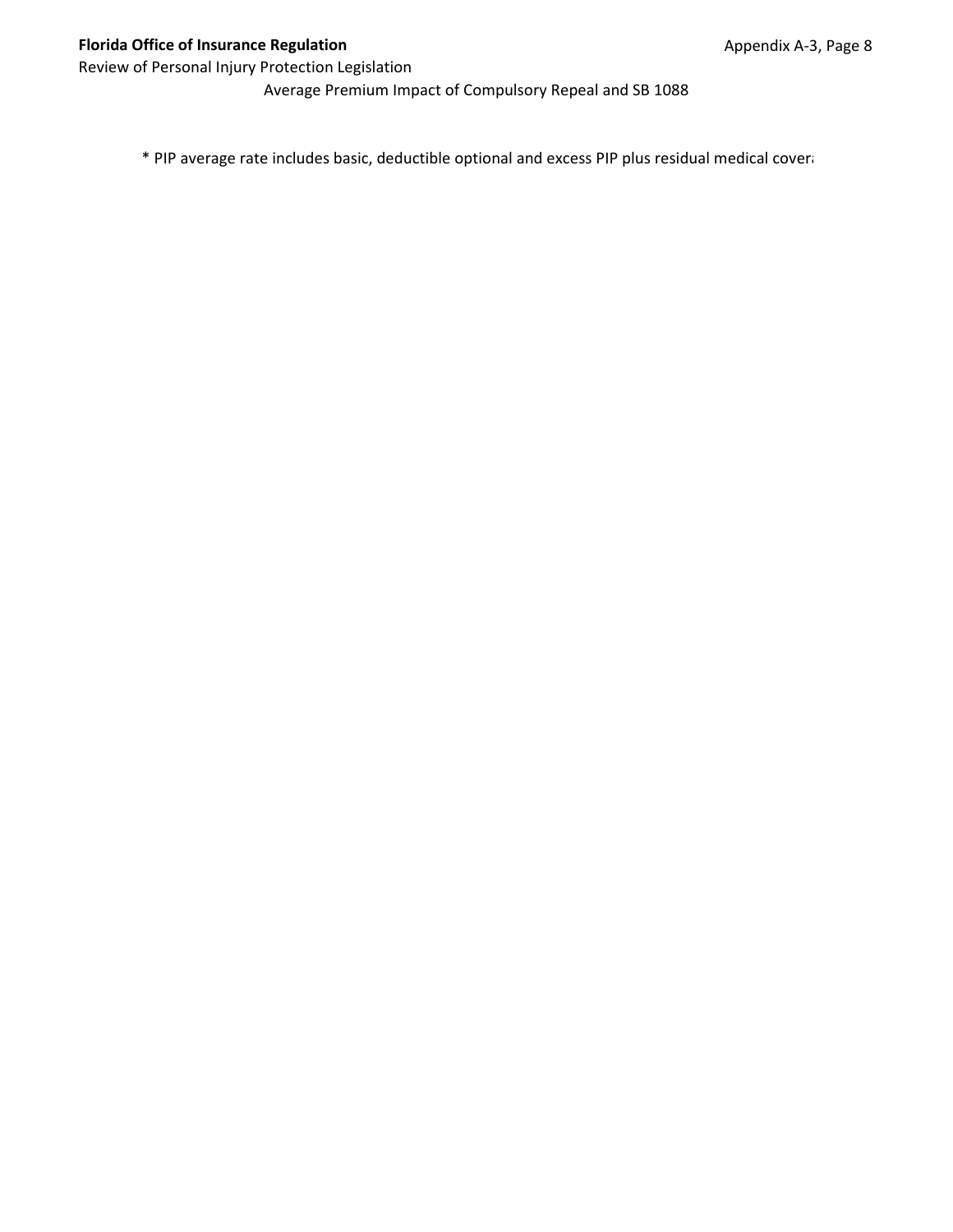Average Premium Impact of Compulsory Repeal and SB 1088

* PIP average rate includes basic, deductible optional and excess PIP plus residual medical covera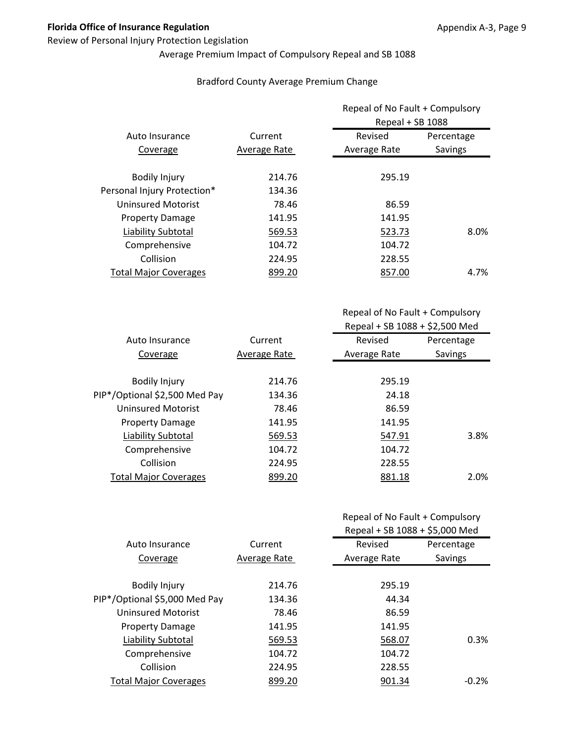Average Premium Impact of Compulsory Repeal and SB 1088

Bradford County Average Premium Change

| Auto Insurance Coverage | Current Average Rate | Repeal of No Fault + Compulsory Repeal + SB 1088 | |
|---|---|---|---|
| | | Revised Average Rate | Percentage Savings |
| Bodily Injury | 214.76 | 295.19 | |
| Personal Injury Protection* | 134.36 | | |
| Uninsured Motorist | 78.46 | 86.59 | |
| Property Damage | 141.95 | 141.95 | |
| Liability Subtotal | 569.53 | 523.73 | 8.0% |
| Comprehensive | 104.72 | 104.72 | |
| Collision | 224.95 | 228.55 | |
| Total Major Coverages | 899.20 | 857.00 | 4.7% |

| Auto Insurance Coverage | Current Average Rate | Repeal of No Fault + Compulsory Repeal + SB 1088 + $2,500 Med | |
|---|---|---|---|
| | | Revised Average Rate | Percentage Savings |
| Bodily Injury | 214.76 | 295.19 | |
| PIP*/Optional $2,500 Med Pay | 134.36 | 24.18 | |
| Uninsured Motorist | 78.46 | 86.59 | |
| Property Damage | 141.95 | 141.95 | |
| Liability Subtotal | 569.53 | 547.91 | 3.8% |
| Comprehensive | 104.72 | 104.72 | |
| Collision | 224.95 | 228.55 | |
| Total Major Coverages | 899.20 | 881.18 | 2.0% |

| Auto Insurance Coverage | Current Average Rate | Repeal of No Fault + Compulsory Repeal + SB 1088 + $5,000 Med | |
|---|---|---|---|
| | | Revised Average Rate | Percentage Savings |
| Bodily Injury | 214.76 | 295.19 | |
| PIP*/Optional $5,000 Med Pay | 134.36 | 44.34 | |
| Uninsured Motorist | 78.46 | 86.59 | |
| Property Damage | 141.95 | 141.95 | |
| Liability Subtotal | 569.53 | 568.07 | 0.3% |
| Comprehensive | 104.72 | 104.72 | |
| Collision | 224.95 | 228.55 | |
| Total Major Coverages | 899.20 | 901.34 | -0.2% |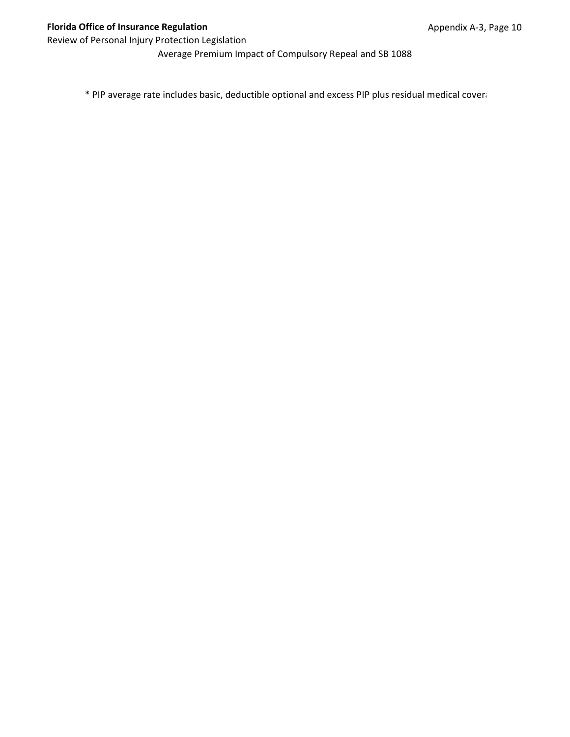Average Premium Impact of Compulsory Repeal and SB 1088

* PIP average rate includes basic, deductible optional and excess PIP plus residual medical covera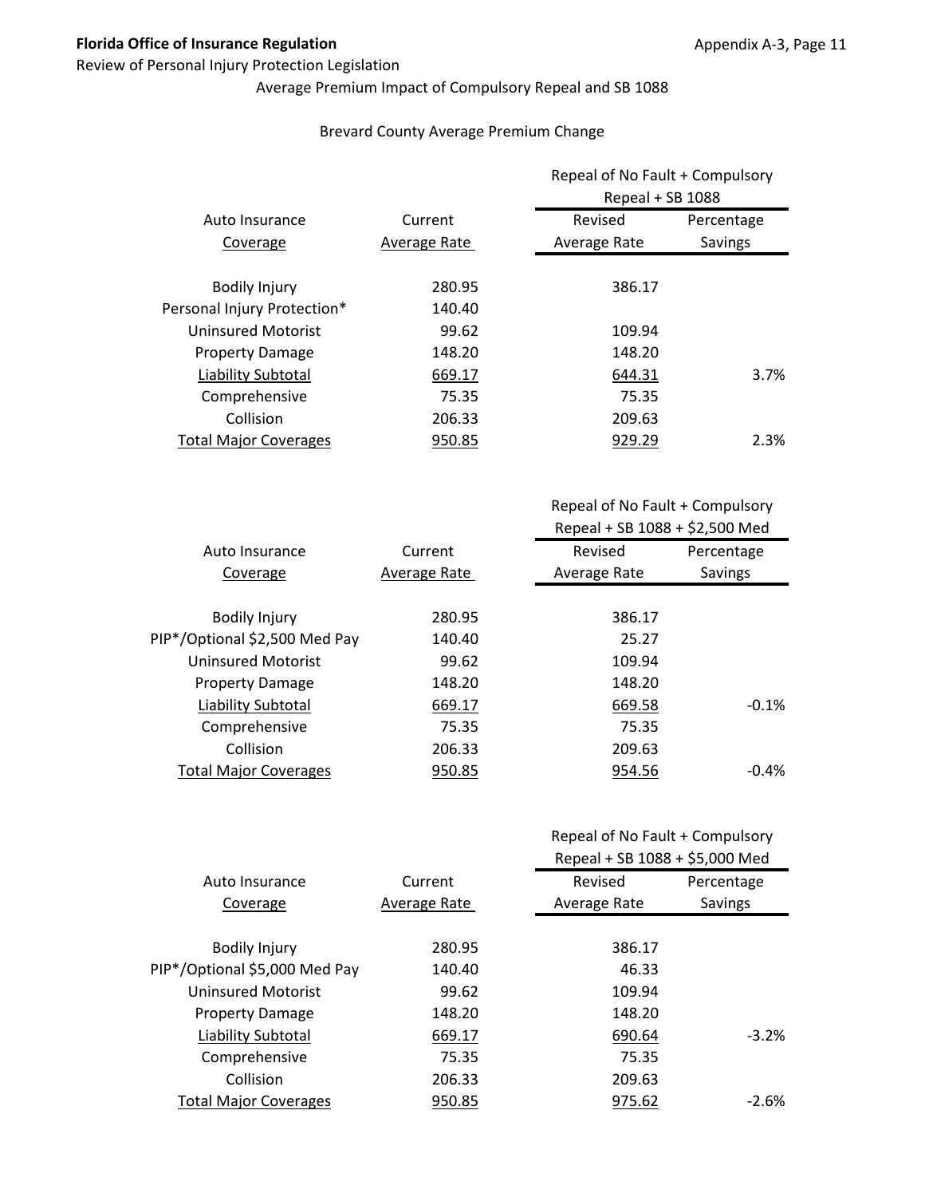Average Premium Impact of Compulsory Repeal and SB 1088

Brevard County Average Premium Change

| Auto Insurance Coverage | Current Average Rate | Repeal of No Fault + Compulsory Repeal + SB 1088 | |
|---|---|---|---|
| | | Revised Average Rate | Percentage Savings |
| Bodily Injury | 280.95 | 386.17 | |
| Personal Injury Protection* | 140.40 | | |
| Uninsured Motorist | 99.62 | 109.94 | |
| Property Damage | 148.20 | 148.20 | |
| Liability Subtotal | 669.17 | 644.31 | 3.7% |
| Comprehensive | 75.35 | 75.35 | |
| Collision | 206.33 | 209.63 | |
| Total Major Coverages | 950.85 | 929.29 | 2.3% |

| Auto Insurance Coverage | Current Average Rate | Repeal of No Fault + Compulsory Repeal + SB 1088 + $2,500 Med | |
|---|---|---|---|
| | | Revised Average Rate | Percentage Savings |
| Bodily Injury | 280.95 | 386.17 | |
| PIP*/Optional $2,500 Med Pay | 140.40 | 25.27 | |
| Uninsured Motorist | 99.62 | 109.94 | |
| Property Damage | 148.20 | 148.20 | |
| Liability Subtotal | 669.17 | 669.58 | -0.1% |
| Comprehensive | 75.35 | 75.35 | |
| Collision | 206.33 | 209.63 | |
| Total Major Coverages | 950.85 | 954.56 | -0.4% |

| Auto Insurance Coverage | Current Average Rate | Repeal of No Fault + Compulsory Repeal + SB 1088 + $5,000 Med | |
|---|---|---|---|
| | | Revised Average Rate | Percentage Savings |
| Bodily Injury | 280.95 | 386.17 | |
| PIP*/Optional $5,000 Med Pay | 140.40 | 46.33 | |
| Uninsured Motorist | 99.62 | 109.94 | |
| Property Damage | 148.20 | 148.20 | |
| Liability Subtotal | 669.17 | 690.64 | -3.2% |
| Comprehensive | 75.35 | 75.35 | |
| Collision | 206.33 | 209.63 | |
| Total Major Coverages | 950.85 | 975.62 | -2.6% |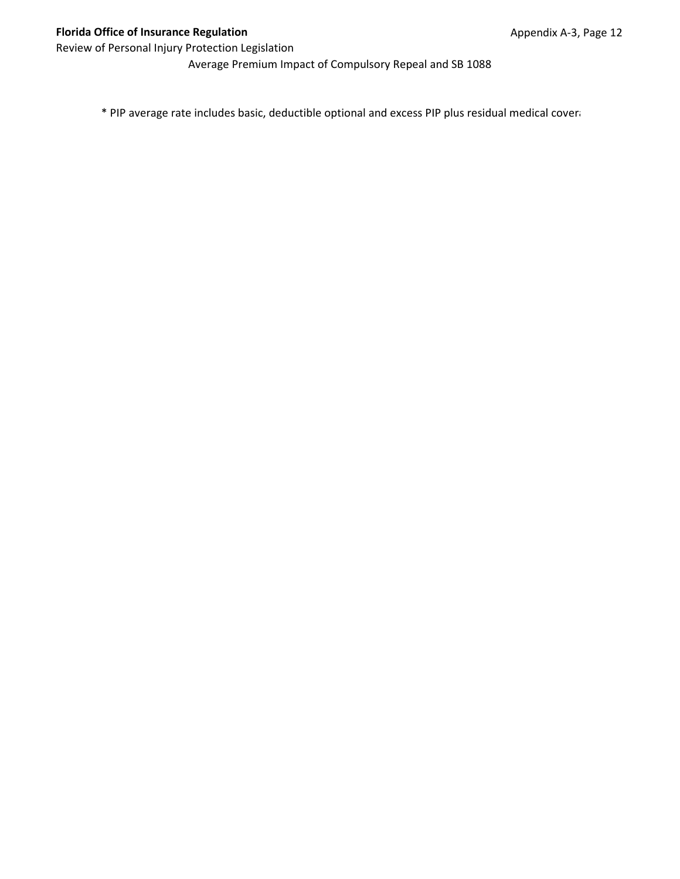Average Premium Impact of Compulsory Repeal and SB 1088

* PIP average rate includes basic, deductible optional and excess PIP plus residual medical cover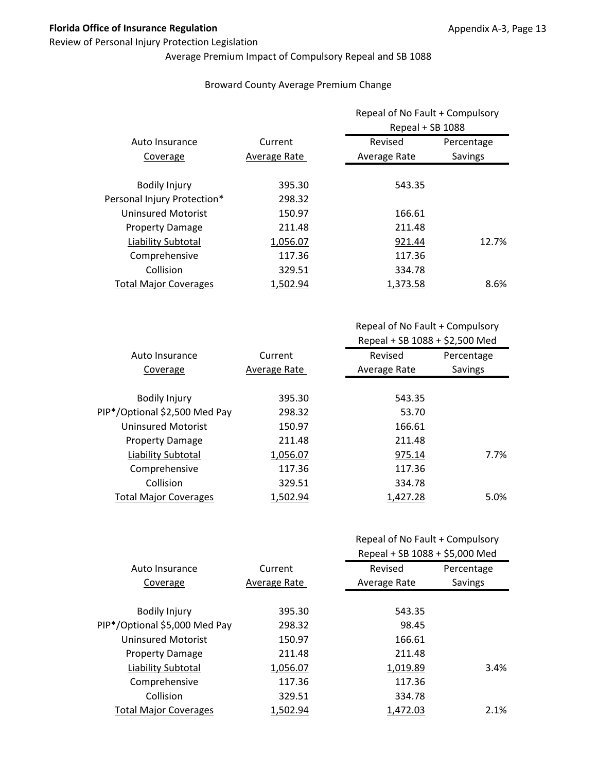**Florida Office of Insurance Regulation**

Review of Personal Injury Protection Legislation

Average Premium Impact of Compulsory Repeal and SB 1088

Broward County Average Premium Change

| | | Repeal of No Fault + Compulsory Repeal + SB 1088 | |
|---|---|---|---|
| Auto Insurance Coverage | Current Average Rate | Revised Average Rate | Percentage Savings |
| Bodily Injury | 395.30 | 543.35 | |
| Personal Injury Protection* | 298.32 | | |
| Uninsured Motorist | 150.97 | 166.61 | |
| Property Damage | 211.48 | 211.48 | |
| Liability Subtotal | 1,056.07 | 921.44 | 12.7% |
| Comprehensive | 117.36 | 117.36 | |
| Collision | 329.51 | 334.78 | |
| Total Major Coverages | 1,502.94 | 1,373.58 | 8.6% |

| | | Repeal of No Fault + Compulsory Repeal + SB 1088 + $2,500 Med | |
|---|---|---|---|
| Auto Insurance Coverage | Current Average Rate | Revised Average Rate | Percentage Savings |
| Bodily Injury | 395.30 | 543.35 | |
| PIP*/Optional $2,500 Med Pay | 298.32 | 53.70 | |
| Uninsured Motorist | 150.97 | 166.61 | |
| Property Damage | 211.48 | 211.48 | |
| Liability Subtotal | 1,056.07 | 975.14 | 7.7% |
| Comprehensive | 117.36 | 117.36 | |
| Collision | 329.51 | 334.78 | |
| Total Major Coverages | 1,502.94 | 1,427.28 | 5.0% |

| | | Repeal of No Fault + Compulsory Repeal + SB 1088 + $5,000 Med | |
|---|---|---|---|
| Auto Insurance Coverage | Current Average Rate | Revised Average Rate | Percentage Savings |
| Bodily Injury | 395.30 | 543.35 | |
| PIP*/Optional $5,000 Med Pay | 298.32 | 98.45 | |
| Uninsured Motorist | 150.97 | 166.61 | |
| Property Damage | 211.48 | 211.48 | |
| Liability Subtotal | 1,056.07 | 1,019.89 | 3.4% |
| Comprehensive | 117.36 | 117.36 | |
| Collision | 329.51 | 334.78 | |
| Total Major Coverages | 1,502.94 | 1,472.03 | 2.1% |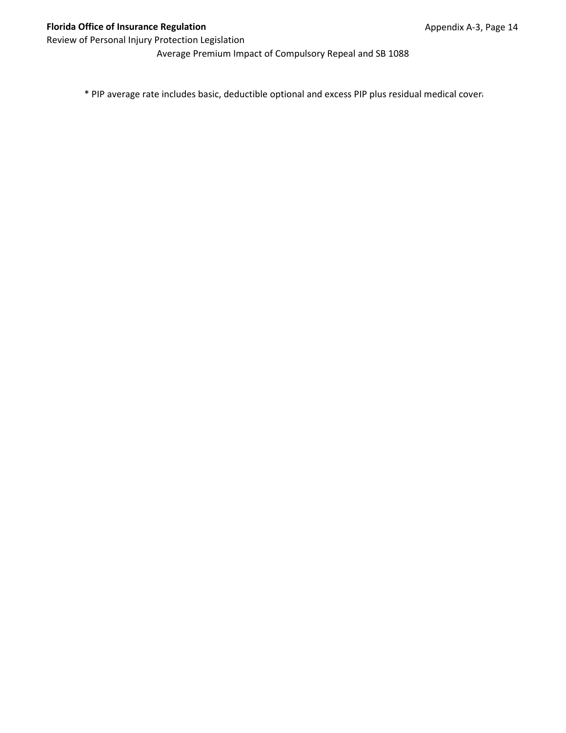Average Premium Impact of Compulsory Repeal and SB 1088

* PIP average rate includes basic, deductible optional and excess PIP plus residual medical cover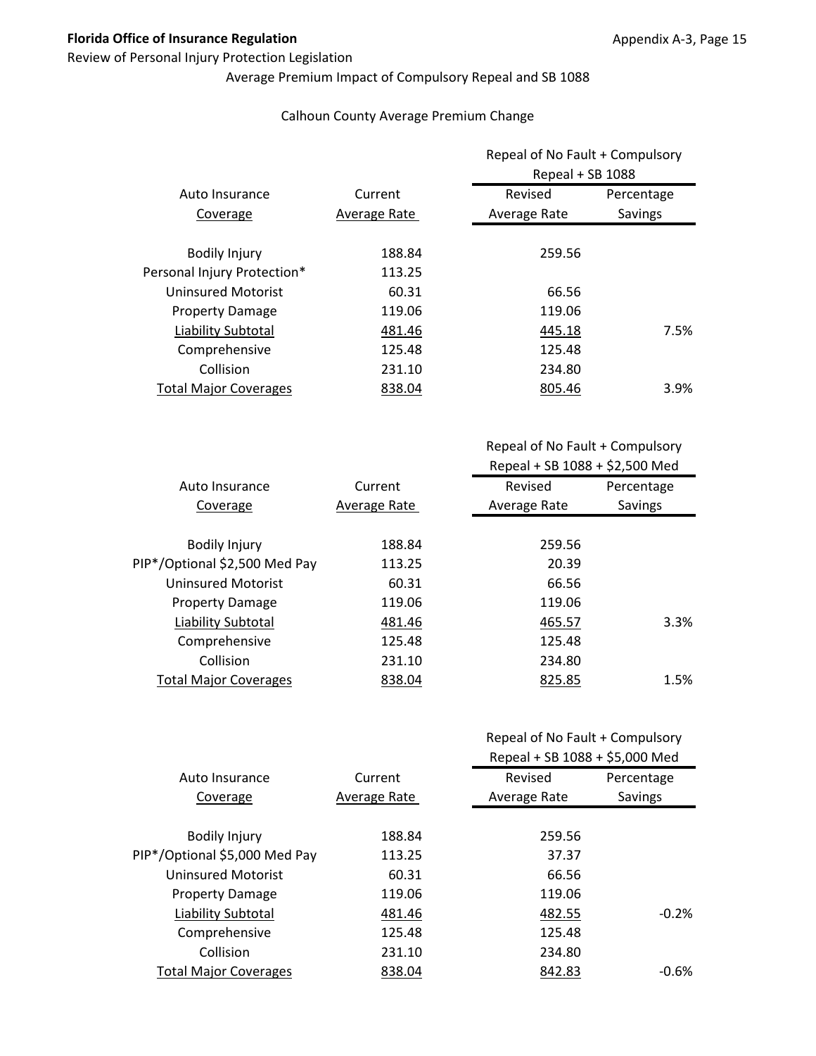Average Premium Impact of Compulsory Repeal and SB 1088

Calhoun County Average Premium Change

| Auto Insurance Coverage | Current Average Rate | Repeal of No Fault + Compulsory Repeal + SB 1088 Revised Average Rate | Percentage Savings |
|---|---|---|---|
| Bodily Injury | 188.84 | 259.56 | |
| Personal Injury Protection* | 113.25 | | |
| Uninsured Motorist | 60.31 | 66.56 | |
| Property Damage | 119.06 | 119.06 | |
| Liability Subtotal | 481.46 | 445.18 | 7.5% |
| Comprehensive | 125.48 | 125.48 | |
| Collision | 231.10 | 234.80 | |
| Total Major Coverages | 838.04 | 805.46 | 3.9% |

| Auto Insurance Coverage | Current Average Rate | Repeal of No Fault + Compulsory Repeal + SB 1088 + $2,500 Med Revised Average Rate | Percentage Savings |
|---|---|---|---|
| Bodily Injury | 188.84 | 259.56 | |
| PIP*/Optional $2,500 Med Pay | 113.25 | 20.39 | |
| Uninsured Motorist | 60.31 | 66.56 | |
| Property Damage | 119.06 | 119.06 | |
| Liability Subtotal | 481.46 | 465.57 | 3.3% |
| Comprehensive | 125.48 | 125.48 | |
| Collision | 231.10 | 234.80 | |
| Total Major Coverages | 838.04 | 825.85 | 1.5% |

| Auto Insurance Coverage | Current Average Rate | Repeal of No Fault + Compulsory Repeal + SB 1088 + $5,000 Med Revised Average Rate | Percentage Savings |
|---|---|---|---|
| Bodily Injury | 188.84 | 259.56 | |
| PIP*/Optional $5,000 Med Pay | 113.25 | 37.37 | |
| Uninsured Motorist | 60.31 | 66.56 | |
| Property Damage | 119.06 | 119.06 | |
| Liability Subtotal | 481.46 | 482.55 | -0.2% |
| Comprehensive | 125.48 | 125.48 | |
| Collision | 231.10 | 234.80 | |
| Total Major Coverages | 838.04 | 842.83 | -0.6% |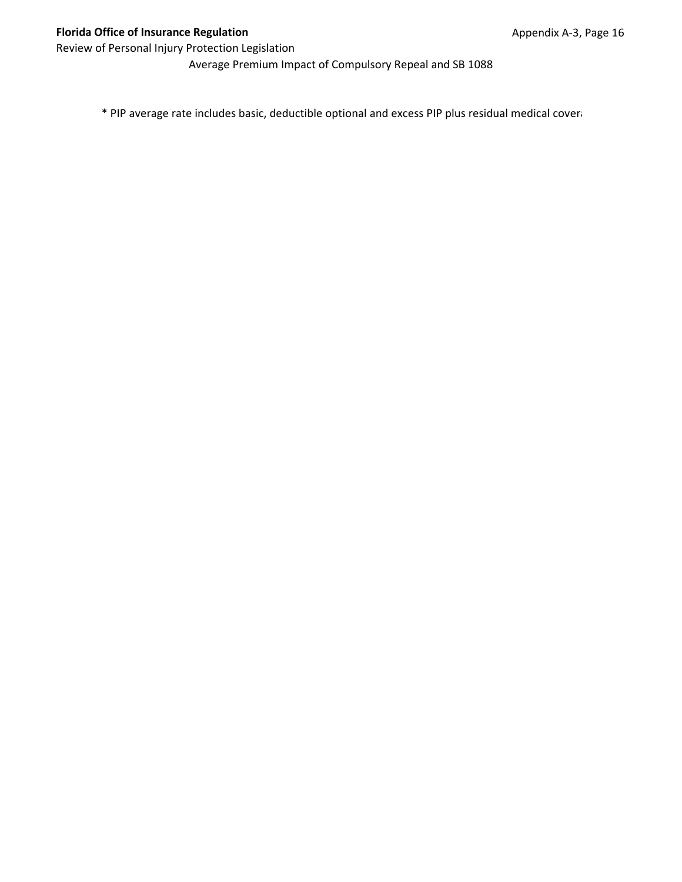Average Premium Impact of Compulsory Repeal and SB 1088

* PIP average rate includes basic, deductible optional and excess PIP plus residual medical cover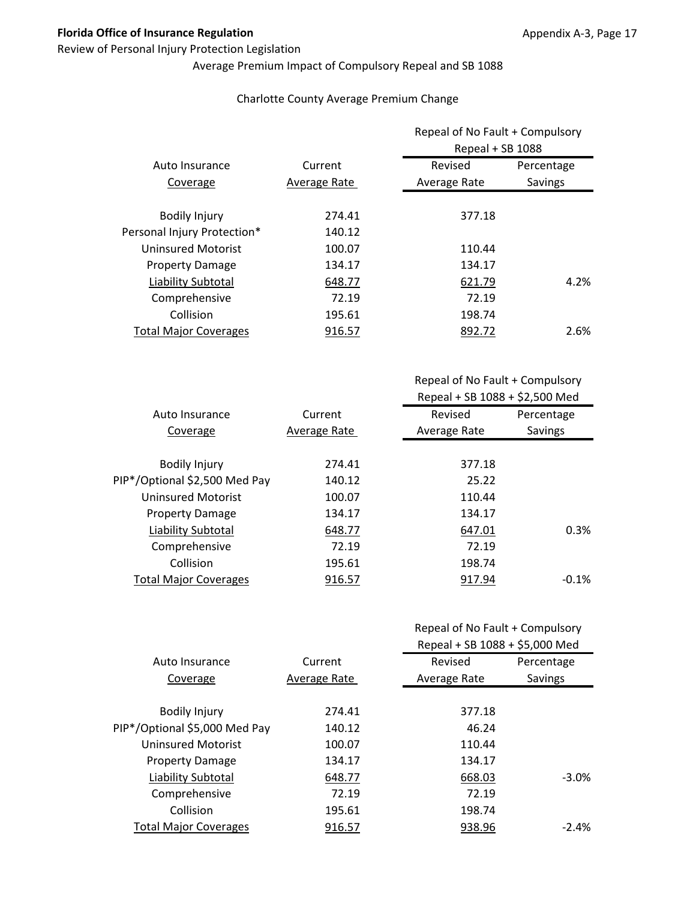**Florida Office of Insurance Regulation**

Review of Personal Injury Protection Legislation

Average Premium Impact of Compulsory Repeal and SB 1088

Charlotte County Average Premium Change

| Auto Insurance Coverage | Current Average Rate | Repeal of No Fault + Compulsory Repeal + SB 1088 Revised Average Rate | Percentage Savings |
|---|---|---|---|
| Bodily Injury | 274.41 | 377.18 | |
| Personal Injury Protection* | 140.12 | | |
| Uninsured Motorist | 100.07 | 110.44 | |
| Property Damage | 134.17 | 134.17 | |
| Liability Subtotal | 648.77 | 621.79 | 4.2% |
| Comprehensive | 72.19 | 72.19 | |
| Collision | 195.61 | 198.74 | |
| Total Major Coverages | 916.57 | 892.72 | 2.6% |

| Auto Insurance Coverage | Current Average Rate | Repeal of No Fault + Compulsory Repeal + SB 1088 + $2,500 Med Revised Average Rate | Percentage Savings |
|---|---|---|---|
| Bodily Injury | 274.41 | 377.18 | |
| PIP*/Optional $2,500 Med Pay | 140.12 | 25.22 | |
| Uninsured Motorist | 100.07 | 110.44 | |
| Property Damage | 134.17 | 134.17 | |
| Liability Subtotal | 648.77 | 647.01 | 0.3% |
| Comprehensive | 72.19 | 72.19 | |
| Collision | 195.61 | 198.74 | |
| Total Major Coverages | 916.57 | 917.94 | -0.1% |

| Auto Insurance Coverage | Current Average Rate | Repeal of No Fault + Compulsory Repeal + SB 1088 + $5,000 Med Revised Average Rate | Percentage Savings |
|---|---|---|---|
| Bodily Injury | 274.41 | 377.18 | |
| PIP*/Optional $5,000 Med Pay | 140.12 | 46.24 | |
| Uninsured Motorist | 100.07 | 110.44 | |
| Property Damage | 134.17 | 134.17 | |
| Liability Subtotal | 648.77 | 668.03 | -3.0% |
| Comprehensive | 72.19 | 72.19 | |
| Collision | 195.61 | 198.74 | |
| Total Major Coverages | 916.57 | 938.96 | -2.4% |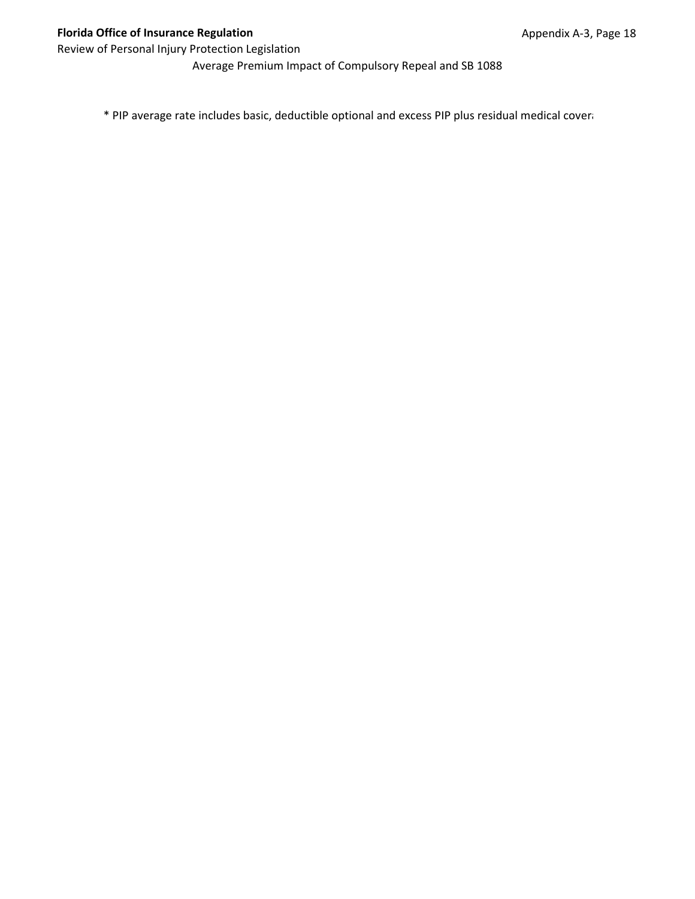Average Premium Impact of Compulsory Repeal and SB 1088

* PIP average rate includes basic, deductible optional and excess PIP plus residual medical cover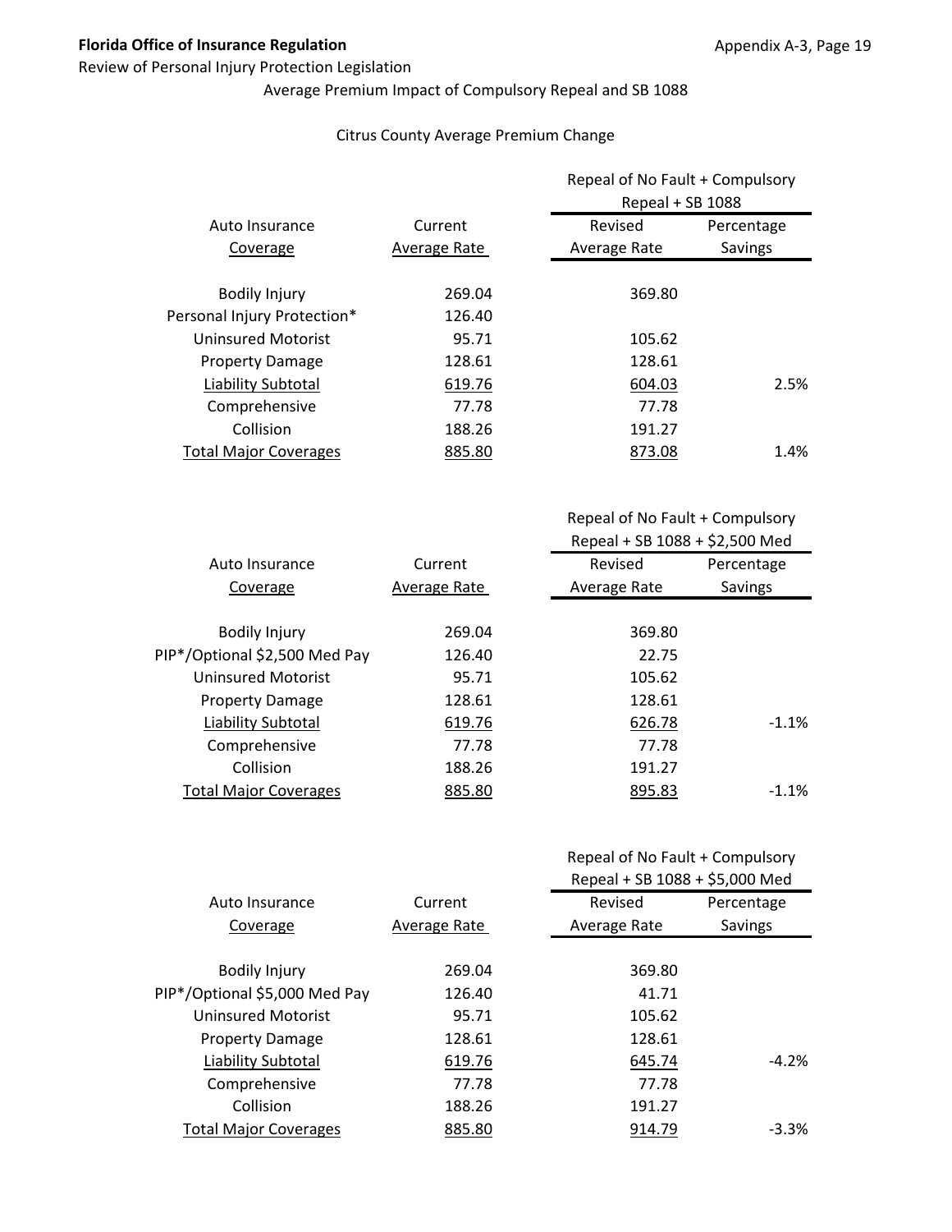**Florida Office of Insurance Regulation**

Review of Personal Injury Protection Legislation

Average Premium Impact of Compulsory Repeal and SB 1088

Citrus County Average Premium Change

| Auto Insurance Coverage | Current Average Rate | Repeal of No Fault + Compulsory Repeal + SB 1088 | |
|---|---|---|---|
| | | Revised Average Rate | Percentage Savings |
| Bodily Injury | 269.04 | 369.80 | |
| Personal Injury Protection* | 126.40 | | |
| Uninsured Motorist | 95.71 | 105.62 | |
| Property Damage | 128.61 | 128.61 | |
| Liability Subtotal | 619.76 | 604.03 | 2.5% |
| Comprehensive | 77.78 | 77.78 | |
| Collision | 188.26 | 191.27 | |
| Total Major Coverages | 885.80 | 873.08 | 1.4% |

| Auto Insurance Coverage | Current Average Rate | Repeal of No Fault + Compulsory Repeal + SB 1088 + $2,500 Med | |
|---|---|---|---|
| | | Revised Average Rate | Percentage Savings |
| Bodily Injury | 269.04 | 369.80 | |
| PIP*/Optional $2,500 Med Pay | 126.40 | 22.75 | |
| Uninsured Motorist | 95.71 | 105.62 | |
| Property Damage | 128.61 | 128.61 | |
| Liability Subtotal | 619.76 | 626.78 | -1.1% |
| Comprehensive | 77.78 | 77.78 | |
| Collision | 188.26 | 191.27 | |
| Total Major Coverages | 885.80 | 895.83 | -1.1% |

| Auto Insurance Coverage | Current Average Rate | Repeal of No Fault + Compulsory Repeal + SB 1088 + $5,000 Med | |
|---|---|---|---|
| | | Revised Average Rate | Percentage Savings |
| Bodily Injury | 269.04 | 369.80 | |
| PIP*/Optional $5,000 Med Pay | 126.40 | 41.71 | |
| Uninsured Motorist | 95.71 | 105.62 | |
| Property Damage | 128.61 | 128.61 | |
| Liability Subtotal | 619.76 | 645.74 | -4.2% |
| Comprehensive | 77.78 | 77.78 | |
| Collision | 188.26 | 191.27 | |
| Total Major Coverages | 885.80 | 914.79 | -3.3% |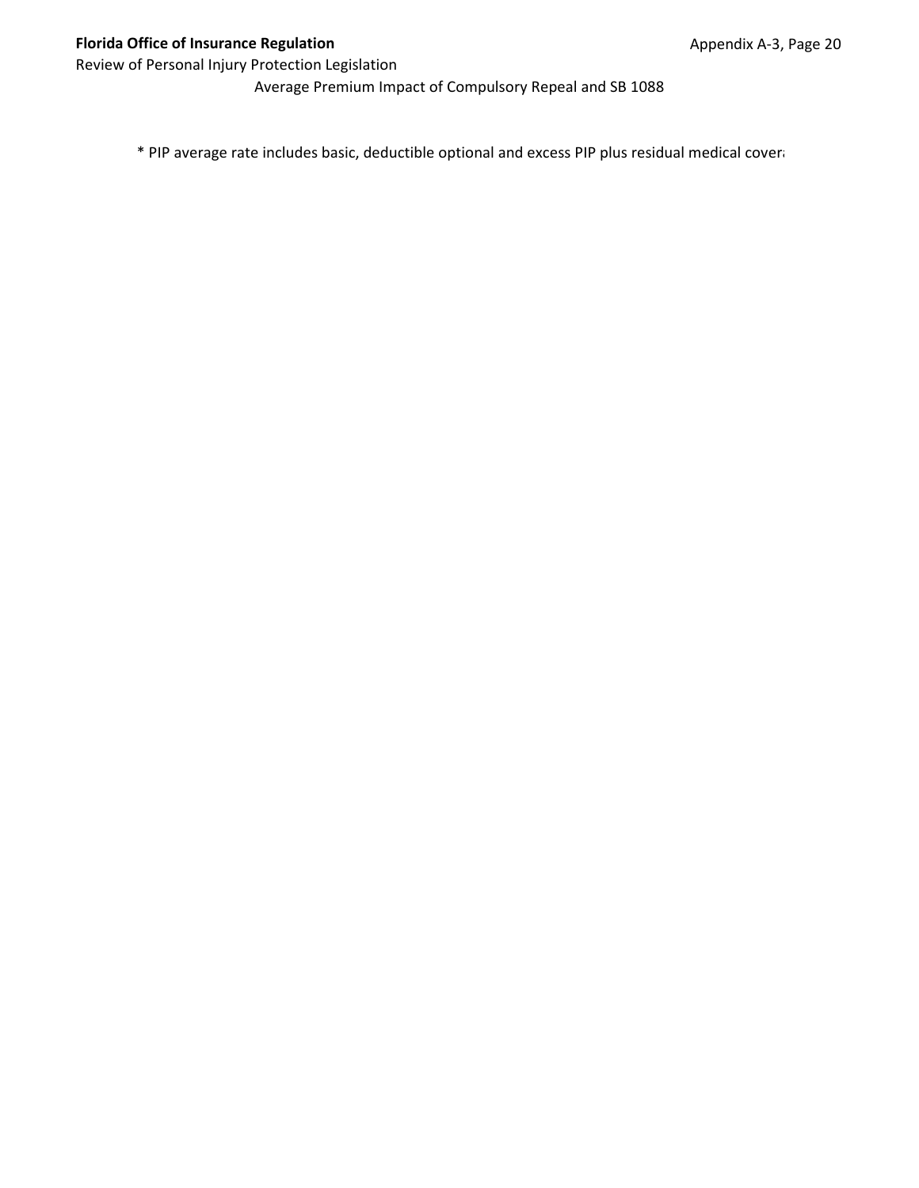Average Premium Impact of Compulsory Repeal and SB 1088

\* PIP average rate includes basic, deductible optional and excess PIP plus residual medical covera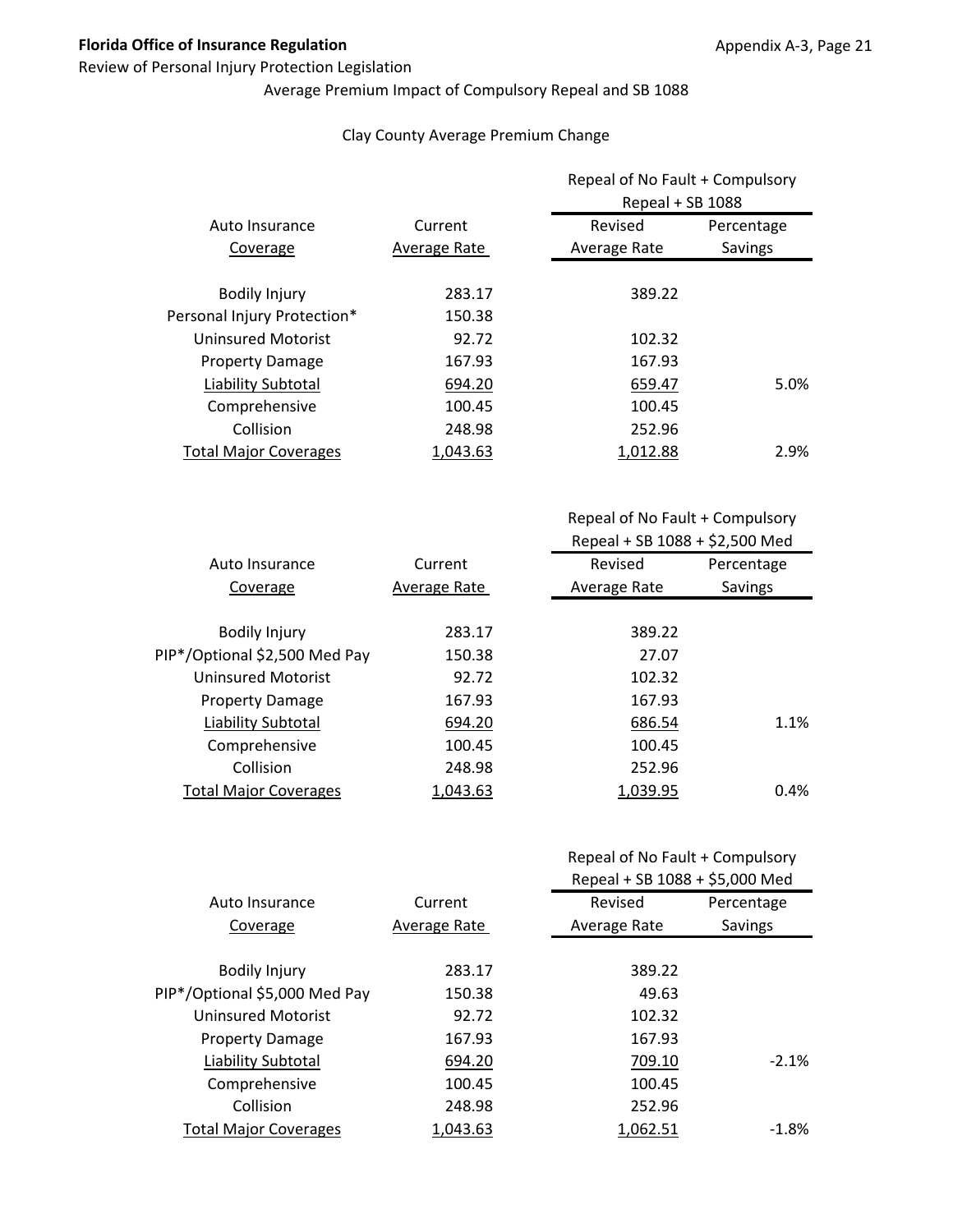**Florida Office of Insurance Regulation**

Review of Personal Injury Protection Legislation

Average Premium Impact of Compulsory Repeal and SB 1088

Clay County Average Premium Change

| Auto Insurance | Current | Repeal of No Fault + Compulsory Repeal + SB 1088 | |
|---|---|---|---|
| Coverage | Average Rate | Revised Average Rate | Percentage Savings |
| Bodily Injury | 283.17 | 389.22 | |
| Personal Injury Protection* | 150.38 | | |
| Uninsured Motorist | 92.72 | 102.32 | |
| Property Damage | 167.93 | 167.93 | |
| Liability Subtotal | 694.20 | 659.47 | 5.0% |
| Comprehensive | 100.45 | 100.45 | |
| Collision | 248.98 | 252.96 | |
| Total Major Coverages | 1,043.63 | 1,012.88 | 2.9% |

| Auto Insurance | Current | Repeal of No Fault + Compulsory Repeal + SB 1088 + $2,500 Med | |
|---|---|---|---|
| Coverage | Average Rate | Revised Average Rate | Percentage Savings |
| Bodily Injury | 283.17 | 389.22 | |
| PIP*/Optional $2,500 Med Pay | 150.38 | 27.07 | |
| Uninsured Motorist | 92.72 | 102.32 | |
| Property Damage | 167.93 | 167.93 | |
| Liability Subtotal | 694.20 | 686.54 | 1.1% |
| Comprehensive | 100.45 | 100.45 | |
| Collision | 248.98 | 252.96 | |
| Total Major Coverages | 1,043.63 | 1,039.95 | 0.4% |

| Auto Insurance | Current | Repeal of No Fault + Compulsory Repeal + SB 1088 + $5,000 Med | |
|---|---|---|---|
| Coverage | Average Rate | Revised Average Rate | Percentage Savings |
| Bodily Injury | 283.17 | 389.22 | |
| PIP*/Optional $5,000 Med Pay | 150.38 | 49.63 | |
| Uninsured Motorist | 92.72 | 102.32 | |
| Property Damage | 167.93 | 167.93 | |
| Liability Subtotal | 694.20 | 709.10 | -2.1% |
| Comprehensive | 100.45 | 100.45 | |
| Collision | 248.98 | 252.96 | |
| Total Major Coverages | 1,043.63 | 1,062.51 | -1.8% |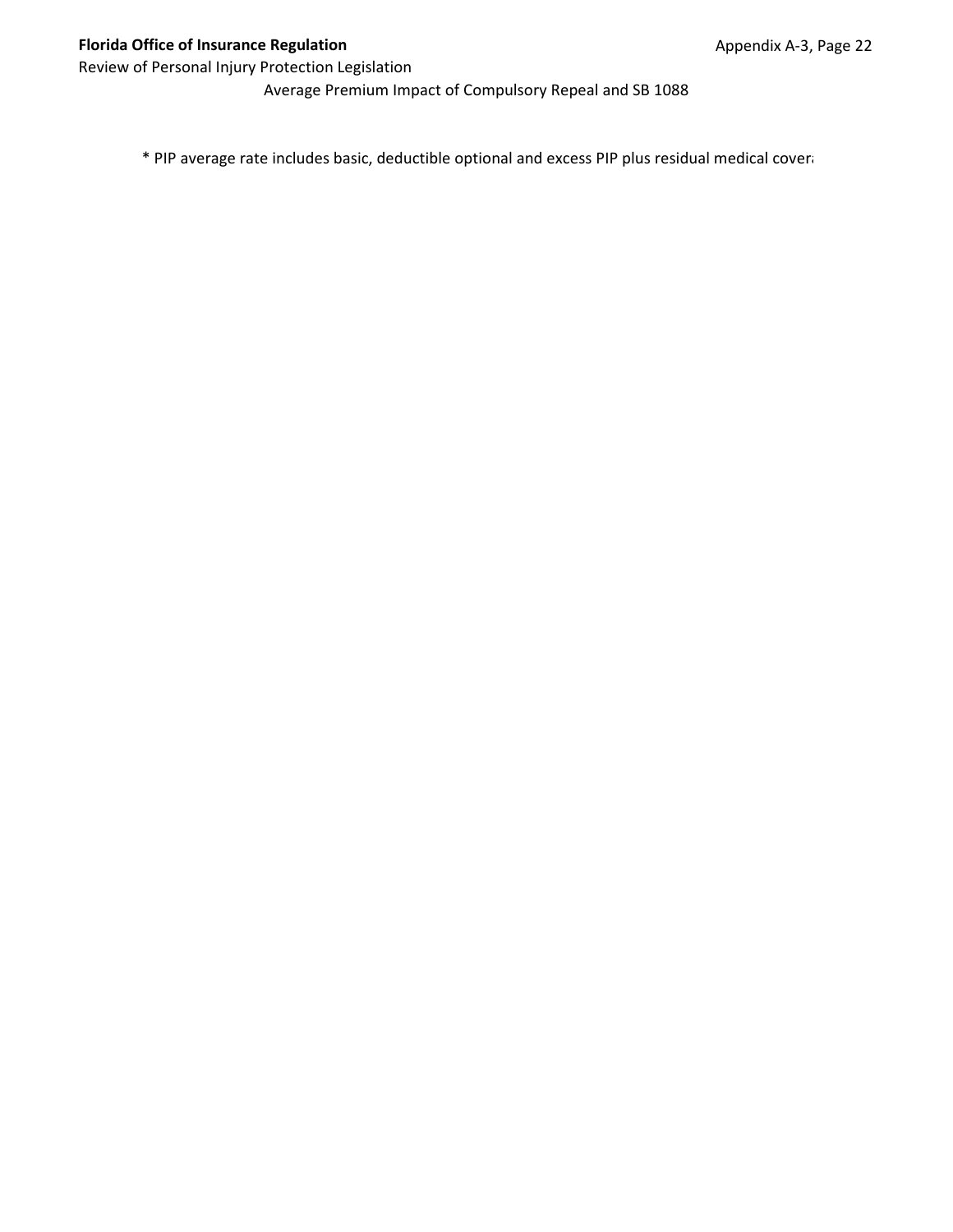Average Premium Impact of Compulsory Repeal and SB 1088

* PIP average rate includes basic, deductible optional and excess PIP plus residual medical cover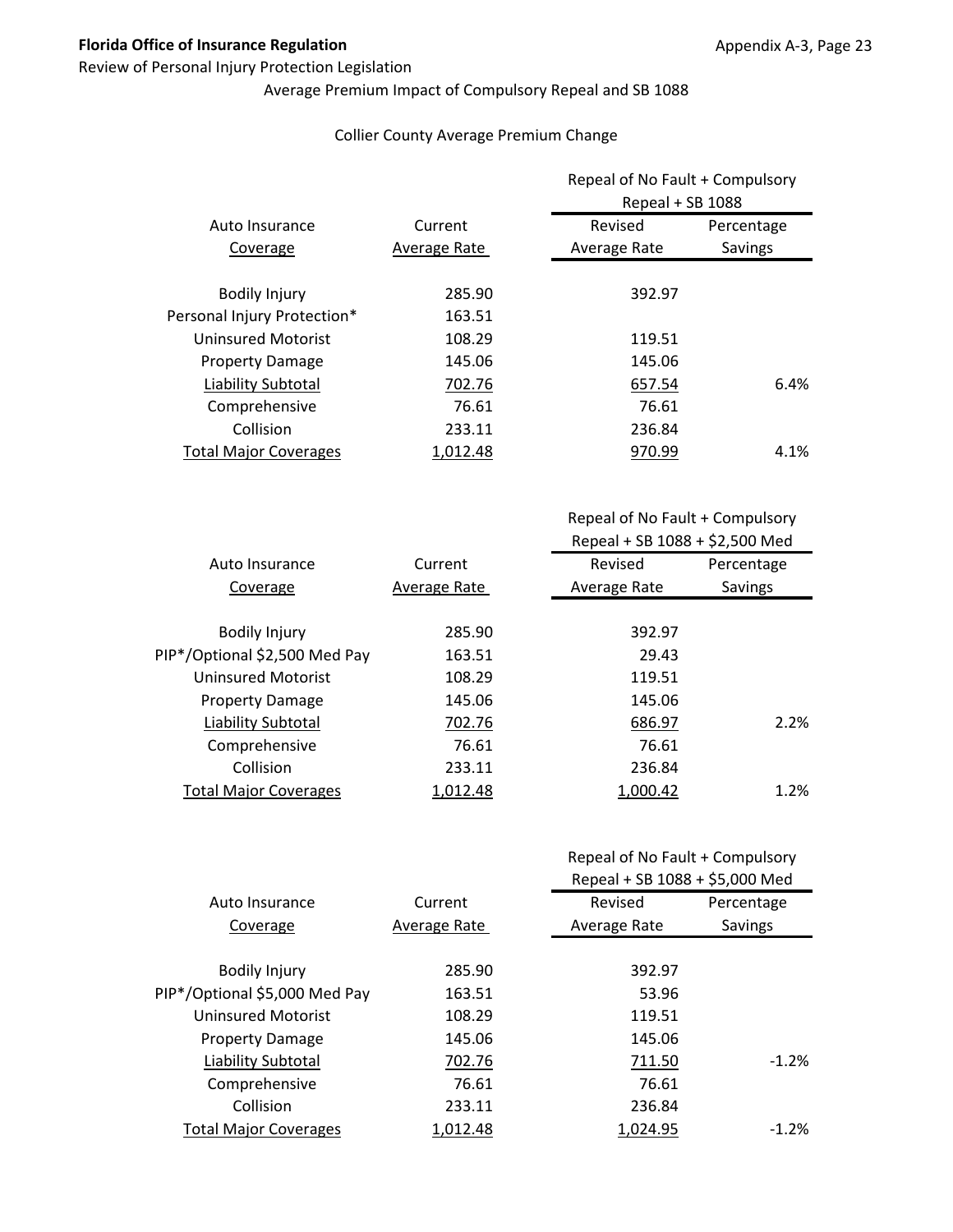**Florida Office of Insurance Regulation**

Review of Personal Injury Protection Legislation

Average Premium Impact of Compulsory Repeal and SB 1088

Collier County Average Premium Change

| Auto Insurance Coverage | Current Average Rate | Repeal of No Fault + Compulsory Repeal + SB 1088 | |
|---|---|---|---|
| | | Revised Average Rate | Percentage Savings |
| Bodily Injury | 285.90 | 392.97 | |
| Personal Injury Protection* | 163.51 | | |
| Uninsured Motorist | 108.29 | 119.51 | |
| Property Damage | 145.06 | 145.06 | |
| Liability Subtotal | 702.76 | 657.54 | 6.4% |
| Comprehensive | 76.61 | 76.61 | |
| Collision | 233.11 | 236.84 | |
| Total Major Coverages | 1,012.48 | 970.99 | 4.1% |

| Auto Insurance Coverage | Current Average Rate | Repeal of No Fault + Compulsory Repeal + SB 1088 + $2,500 Med | |
|---|---|---|---|
| | | Revised Average Rate | Percentage Savings |
| Bodily Injury | 285.90 | 392.97 | |
| PIP*/Optional $2,500 Med Pay | 163.51 | 29.43 | |
| Uninsured Motorist | 108.29 | 119.51 | |
| Property Damage | 145.06 | 145.06 | |
| Liability Subtotal | 702.76 | 686.97 | 2.2% |
| Comprehensive | 76.61 | 76.61 | |
| Collision | 233.11 | 236.84 | |
| Total Major Coverages | 1,012.48 | 1,000.42 | 1.2% |

| Auto Insurance Coverage | Current Average Rate | Repeal of No Fault + Compulsory Repeal + SB 1088 + $5,000 Med | |
|---|---|---|---|
| | | Revised Average Rate | Percentage Savings |
| Bodily Injury | 285.90 | 392.97 | |
| PIP*/Optional $5,000 Med Pay | 163.51 | 53.96 | |
| Uninsured Motorist | 108.29 | 119.51 | |
| Property Damage | 145.06 | 145.06 | |
| Liability Subtotal | 702.76 | 711.50 | -1.2% |
| Comprehensive | 76.61 | 76.61 | |
| Collision | 233.11 | 236.84 | |
| Total Major Coverages | 1,012.48 | 1,024.95 | -1.2% |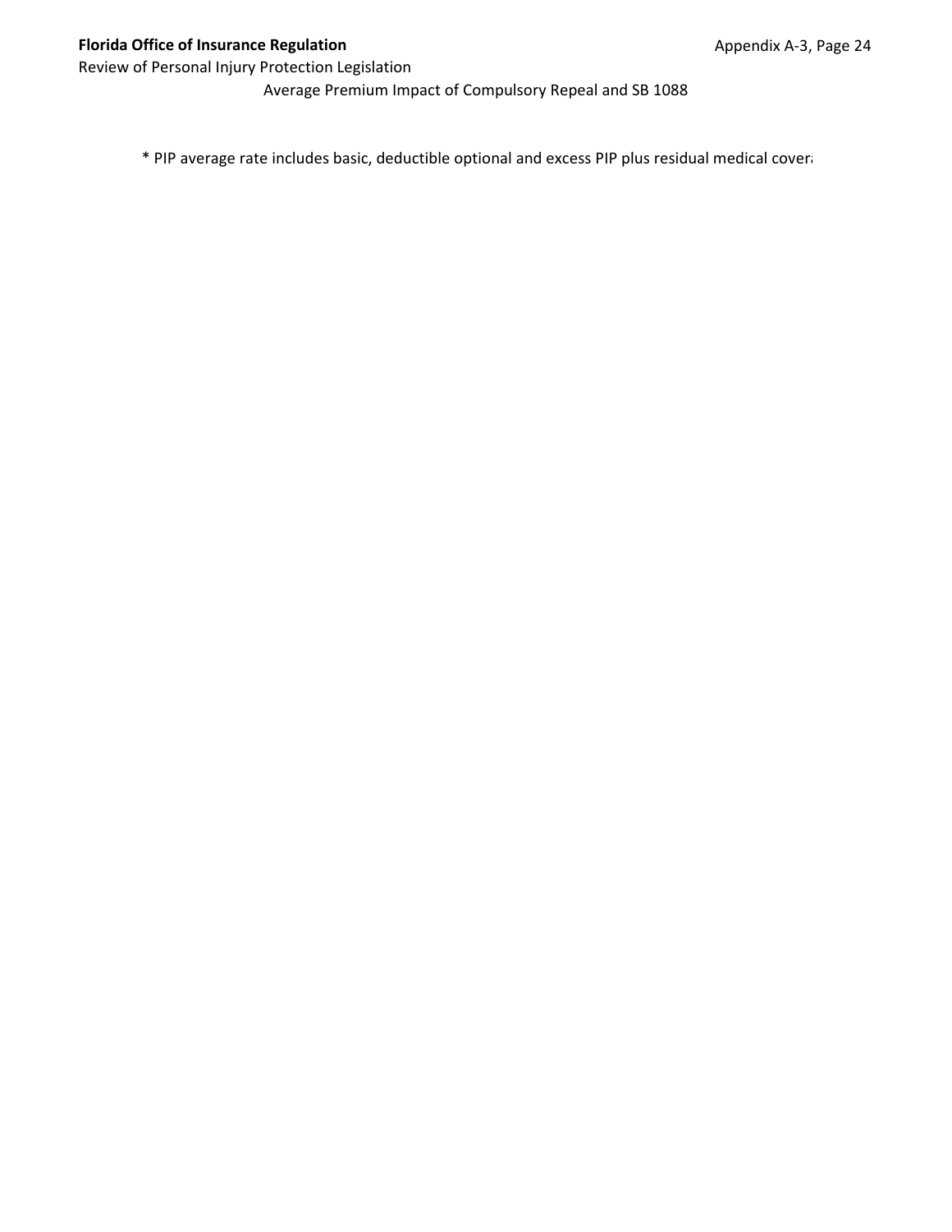Average Premium Impact of Compulsory Repeal and SB 1088

* PIP average rate includes basic, deductible optional and excess PIP plus residual medical cover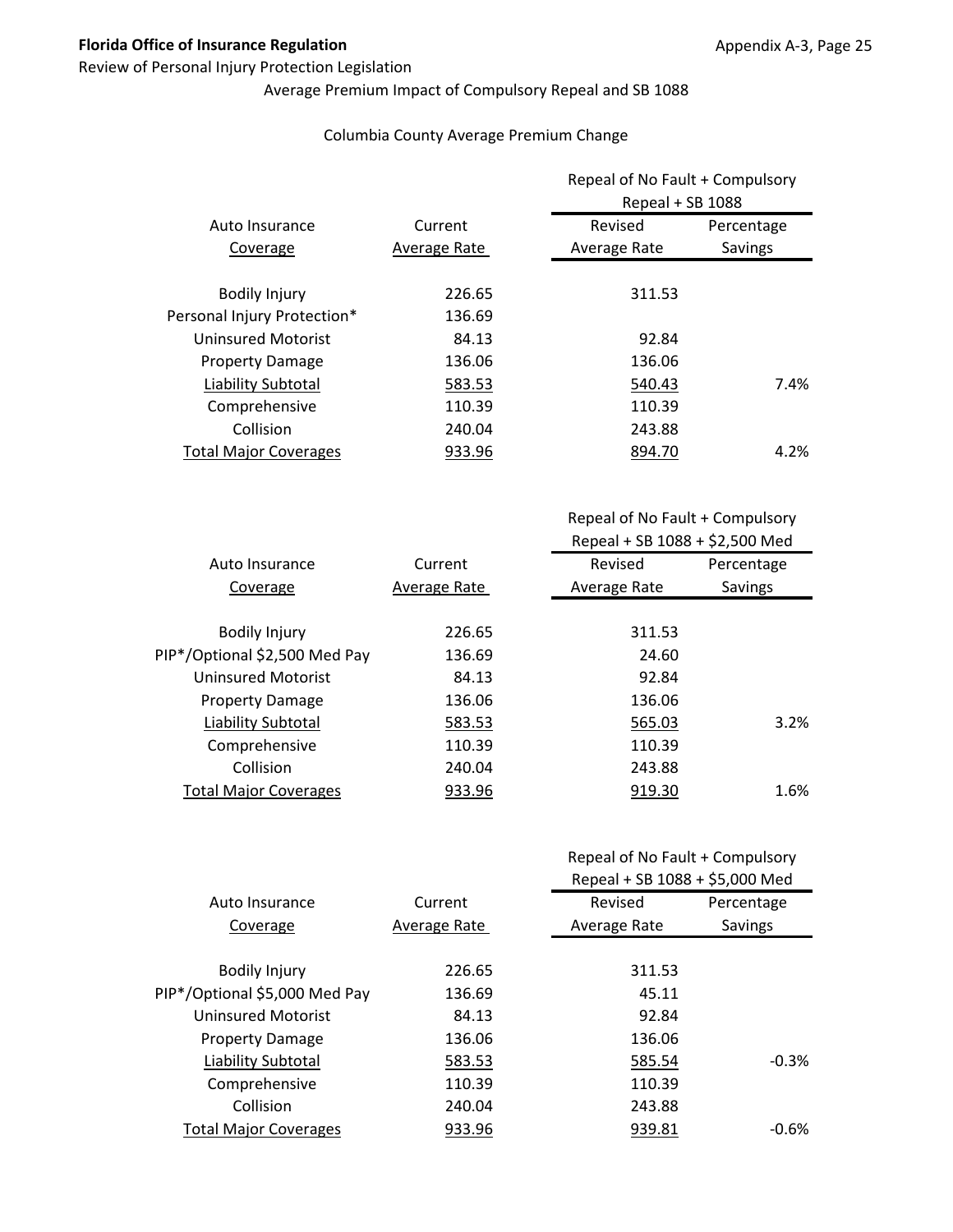**Florida Office of Insurance Regulation**

Review of Personal Injury Protection Legislation

Average Premium Impact of Compulsory Repeal and SB 1088

Columbia County Average Premium Change

| Auto Insurance Coverage | Current Average Rate | Repeal of No Fault + Compulsory Repeal + SB 1088 | |
|---|---|---|---|
| | | Revised Average Rate | Percentage Savings |
| Bodily Injury | 226.65 | 311.53 | |
| Personal Injury Protection* | 136.69 | | |
| Uninsured Motorist | 84.13 | 92.84 | |
| Property Damage | 136.06 | 136.06 | |
| Liability Subtotal | 583.53 | 540.43 | 7.4% |
| Comprehensive | 110.39 | 110.39 | |
| Collision | 240.04 | 243.88 | |
| Total Major Coverages | 933.96 | 894.70 | 4.2% |

| Auto Insurance Coverage | Current Average Rate | Repeal of No Fault + Compulsory Repeal + SB 1088 + $2,500 Med | |
|---|---|---|---|
| | | Revised Average Rate | Percentage Savings |
| Bodily Injury | 226.65 | 311.53 | |
| PIP*/Optional $2,500 Med Pay | 136.69 | 24.60 | |
| Uninsured Motorist | 84.13 | 92.84 | |
| Property Damage | 136.06 | 136.06 | |
| Liability Subtotal | 583.53 | 565.03 | 3.2% |
| Comprehensive | 110.39 | 110.39 | |
| Collision | 240.04 | 243.88 | |
| Total Major Coverages | 933.96 | 919.30 | 1.6% |

| Auto Insurance Coverage | Current Average Rate | Repeal of No Fault + Compulsory Repeal + SB 1088 + $5,000 Med | |
|---|---|---|---|
| | | Revised Average Rate | Percentage Savings |
| Bodily Injury | 226.65 | 311.53 | |
| PIP*/Optional $5,000 Med Pay | 136.69 | 45.11 | |
| Uninsured Motorist | 84.13 | 92.84 | |
| Property Damage | 136.06 | 136.06 | |
| Liability Subtotal | 583.53 | 585.54 | -0.3% |
| Comprehensive | 110.39 | 110.39 | |
| Collision | 240.04 | 243.88 | |
| Total Major Coverages | 933.96 | 939.81 | -0.6% |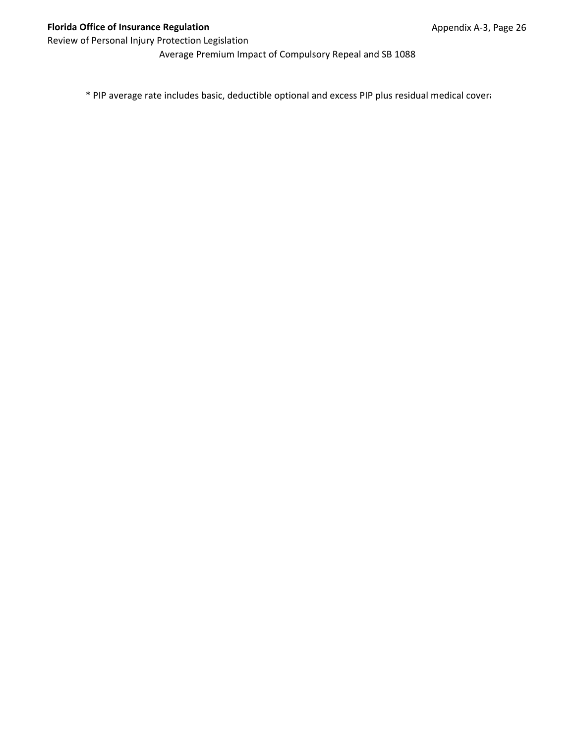Average Premium Impact of Compulsory Repeal and SB 1088

* PIP average rate includes basic, deductible optional and excess PIP plus residual medical covera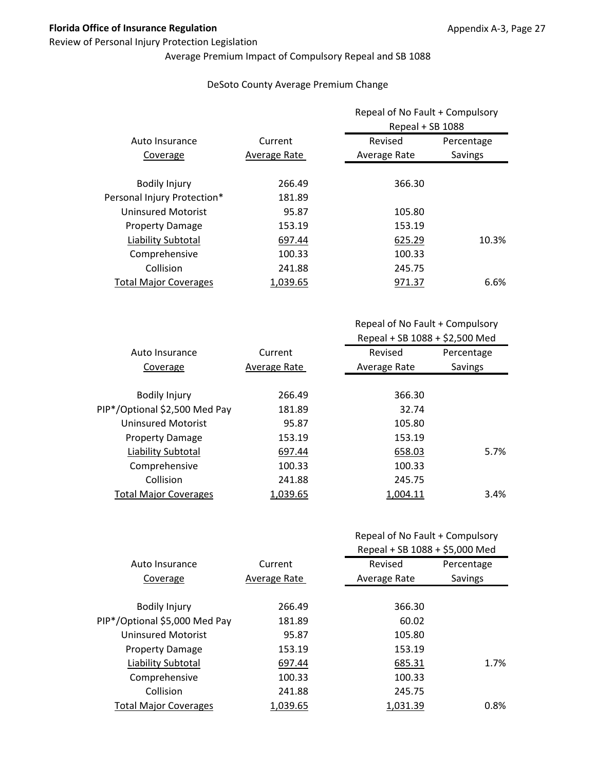**Florida Office of Insurance Regulation**

Review of Personal Injury Protection Legislation

Average Premium Impact of Compulsory Repeal and SB 1088

DeSoto County Average Premium Change

| Auto Insurance Coverage | Current Average Rate | Repeal of No Fault + Compulsory Repeal + SB 1088 Revised Average Rate | Percentage Savings |
|---|---|---|---|
| Bodily Injury | 266.49 | 366.30 | |
| Personal Injury Protection* | 181.89 | | |
| Uninsured Motorist | 95.87 | 105.80 | |
| Property Damage | 153.19 | 153.19 | |
| Liability Subtotal | 697.44 | 625.29 | 10.3% |
| Comprehensive | 100.33 | 100.33 | |
| Collision | 241.88 | 245.75 | |
| Total Major Coverages | 1,039.65 | 971.37 | 6.6% |

| Auto Insurance Coverage | Current Average Rate | Repeal of No Fault + Compulsory Repeal + SB 1088 + $2,500 Med Revised Average Rate | Percentage Savings |
|---|---|---|---|
| Bodily Injury | 266.49 | 366.30 | |
| PIP*/Optional $2,500 Med Pay | 181.89 | 32.74 | |
| Uninsured Motorist | 95.87 | 105.80 | |
| Property Damage | 153.19 | 153.19 | |
| Liability Subtotal | 697.44 | 658.03 | 5.7% |
| Comprehensive | 100.33 | 100.33 | |
| Collision | 241.88 | 245.75 | |
| Total Major Coverages | 1,039.65 | 1,004.11 | 3.4% |

| Auto Insurance Coverage | Current Average Rate | Repeal of No Fault + Compulsory Repeal + SB 1088 + $5,000 Med Revised Average Rate | Percentage Savings |
|---|---|---|---|
| Bodily Injury | 266.49 | 366.30 | |
| PIP*/Optional $5,000 Med Pay | 181.89 | 60.02 | |
| Uninsured Motorist | 95.87 | 105.80 | |
| Property Damage | 153.19 | 153.19 | |
| Liability Subtotal | 697.44 | 685.31 | 1.7% |
| Comprehensive | 100.33 | 100.33 | |
| Collision | 241.88 | 245.75 | |
| Total Major Coverages | 1,039.65 | 1,031.39 | 0.8% |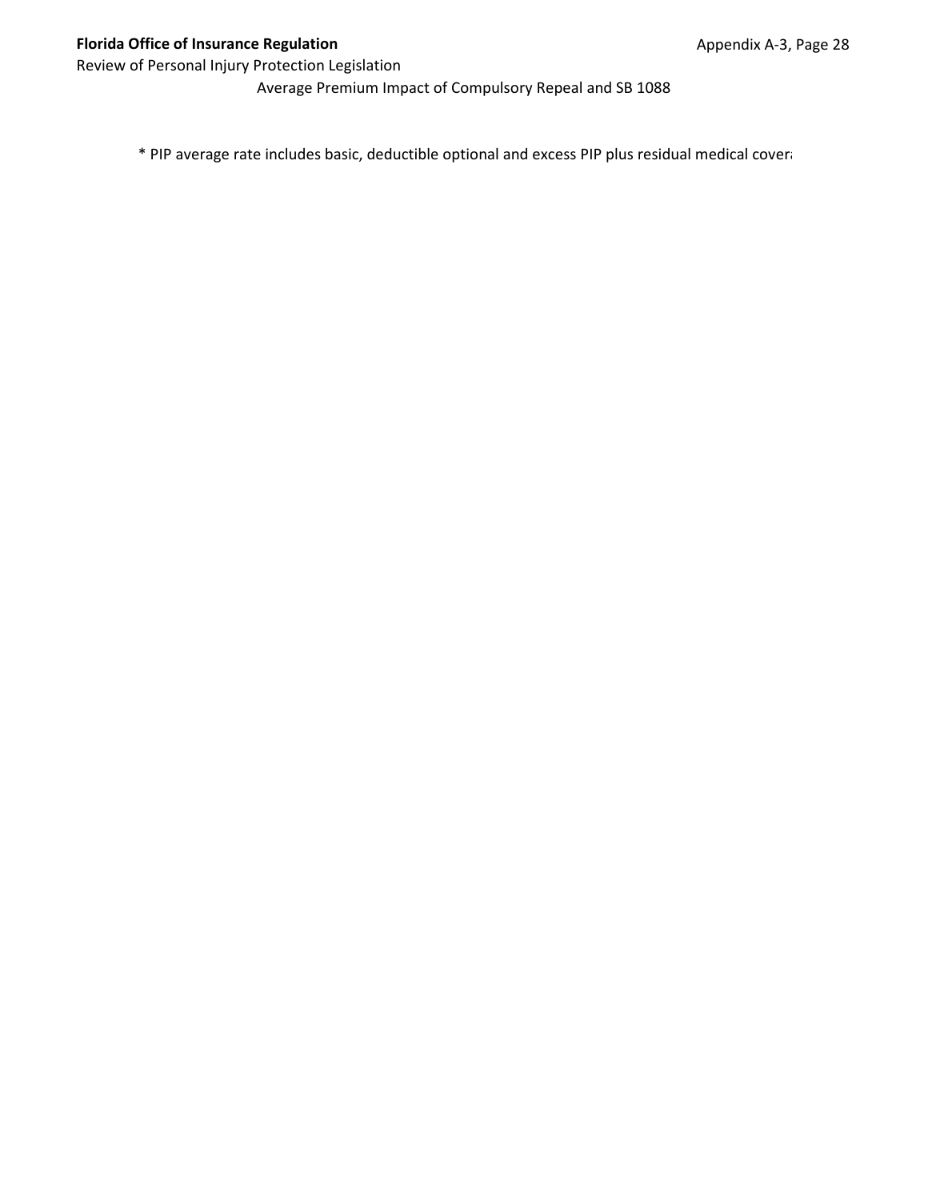Average Premium Impact of Compulsory Repeal and SB 1088

* PIP average rate includes basic, deductible optional and excess PIP plus residual medical covera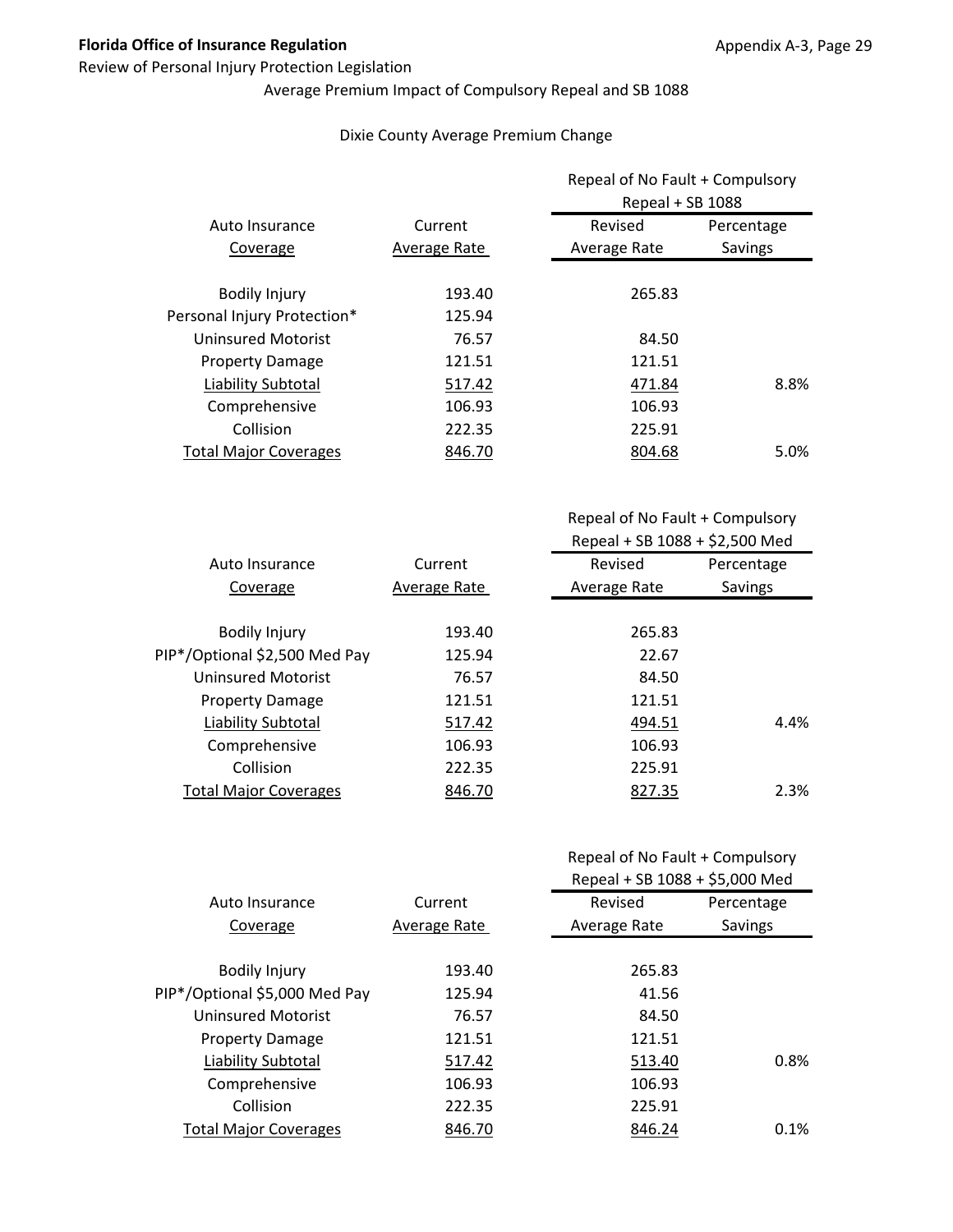**Florida Office of Insurance Regulation**

Review of Personal Injury Protection Legislation

Average Premium Impact of Compulsory Repeal and SB 1088

Dixie County Average Premium Change

| Auto Insurance Coverage | Current Average Rate | Repeal of No Fault + Compulsory Repeal + SB 1088 | |
|---|---|---|---|
| | | Revised Average Rate | Percentage Savings |
| Bodily Injury | 193.40 | 265.83 | |
| Personal Injury Protection* | 125.94 | | |
| Uninsured Motorist | 76.57 | 84.50 | |
| Property Damage | 121.51 | 121.51 | |
| Liability Subtotal | 517.42 | 471.84 | 8.8% |
| Comprehensive | 106.93 | 106.93 | |
| Collision | 222.35 | 225.91 | |
| Total Major Coverages | 846.70 | 804.68 | 5.0% |

| Auto Insurance Coverage | Current Average Rate | Repeal of No Fault + Compulsory Repeal + SB 1088 + $2,500 Med | |
|---|---|---|---|
| | | Revised Average Rate | Percentage Savings |
| Bodily Injury | 193.40 | 265.83 | |
| PIP*/Optional $2,500 Med Pay | 125.94 | 22.67 | |
| Uninsured Motorist | 76.57 | 84.50 | |
| Property Damage | 121.51 | 121.51 | |
| Liability Subtotal | 517.42 | 494.51 | 4.4% |
| Comprehensive | 106.93 | 106.93 | |
| Collision | 222.35 | 225.91 | |
| Total Major Coverages | 846.70 | 827.35 | 2.3% |

| Auto Insurance Coverage | Current Average Rate | Repeal of No Fault + Compulsory Repeal + SB 1088 + $5,000 Med | |
|---|---|---|---|
| | | Revised Average Rate | Percentage Savings |
| Bodily Injury | 193.40 | 265.83 | |
| PIP*/Optional $5,000 Med Pay | 125.94 | 41.56 | |
| Uninsured Motorist | 76.57 | 84.50 | |
| Property Damage | 121.51 | 121.51 | |
| Liability Subtotal | 517.42 | 513.40 | 0.8% |
| Comprehensive | 106.93 | 106.93 | |
| Collision | 222.35 | 225.91 | |
| Total Major Coverages | 846.70 | 846.24 | 0.1% |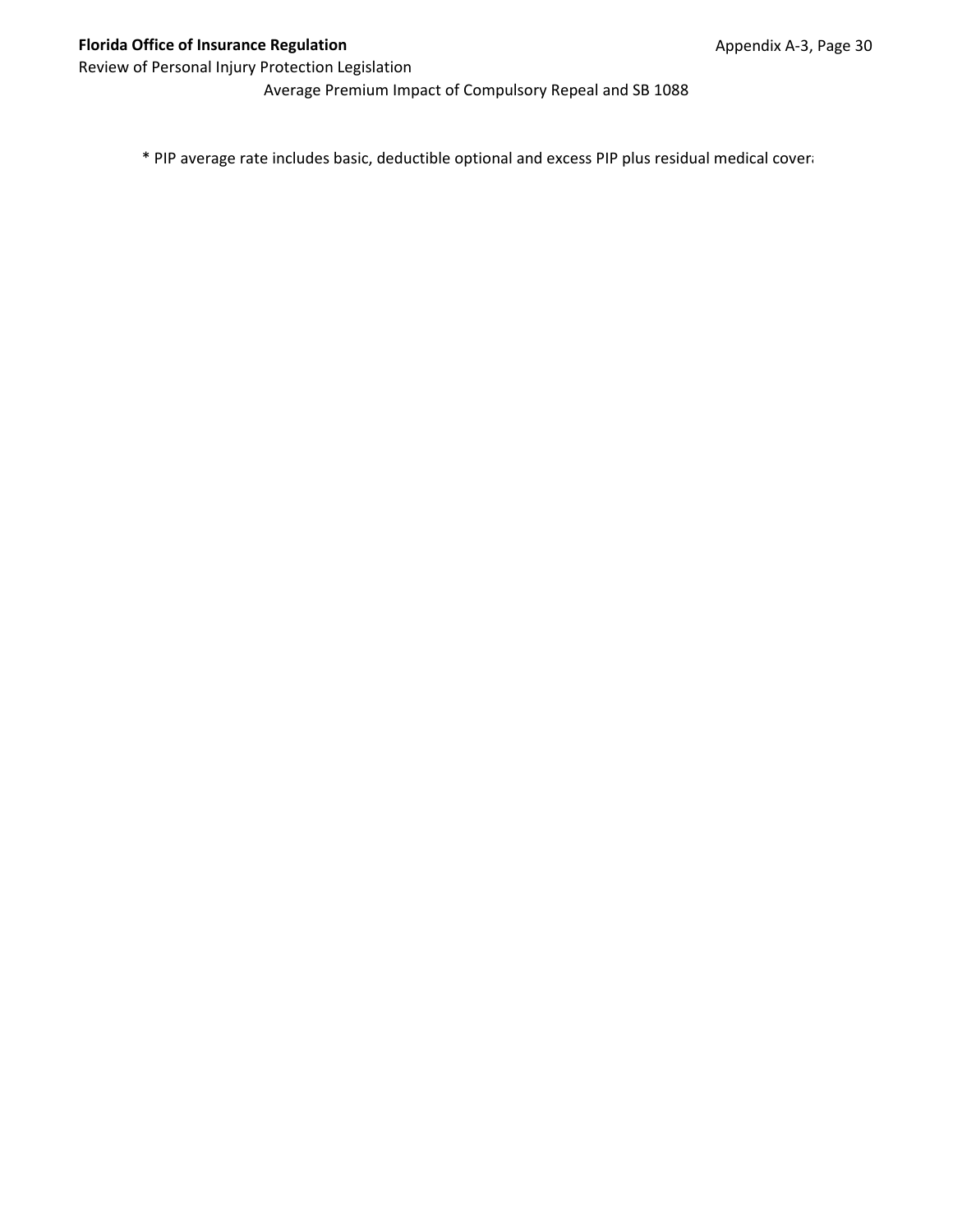Average Premium Impact of Compulsory Repeal and SB 1088

\* PIP average rate includes basic, deductible optional and excess PIP plus residual medical cover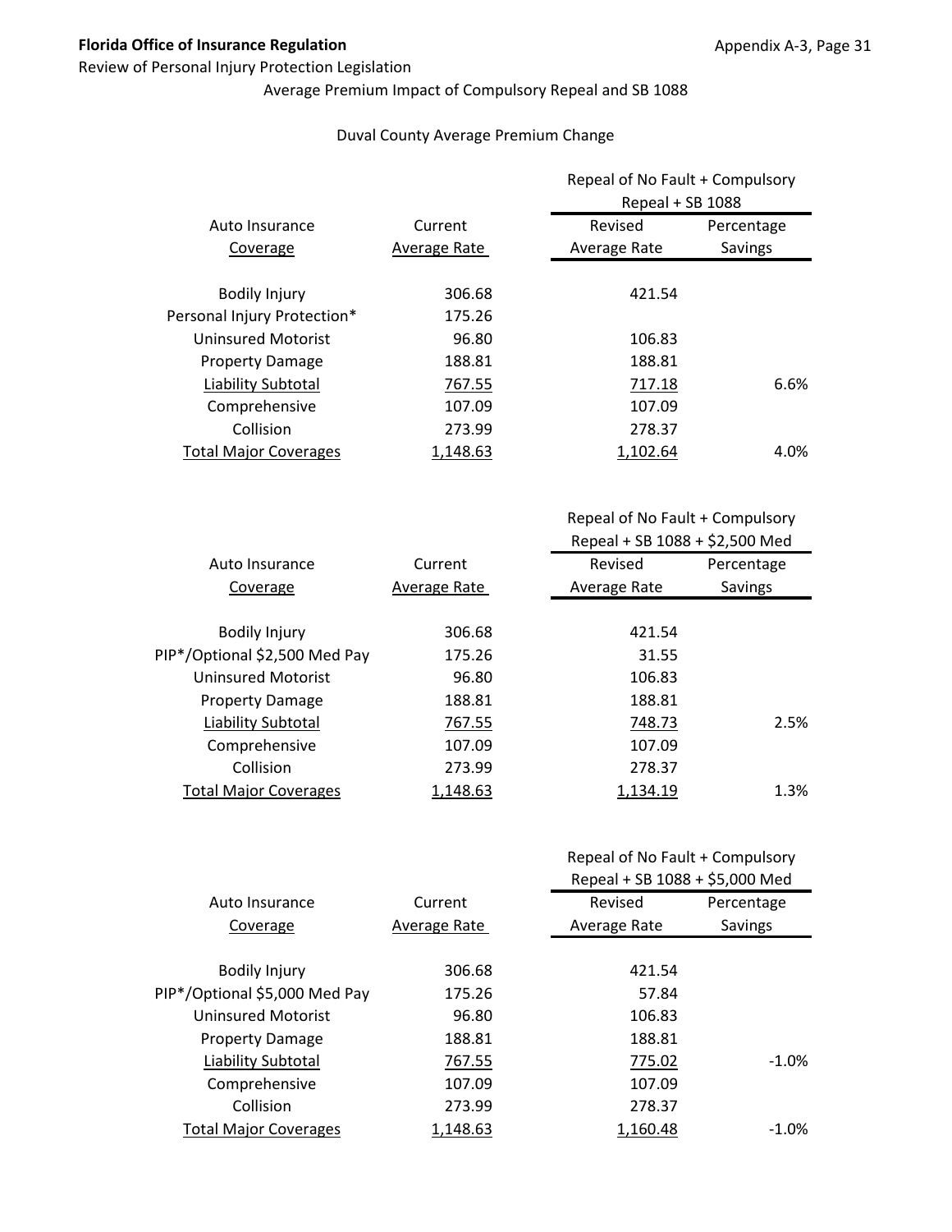Average Premium Impact of Compulsory Repeal and SB 1088

Duval County Average Premium Change

| Auto Insurance Coverage | Current Average Rate | Repeal of No Fault + Compulsory Repeal + SB 1088 Revised Average Rate | Percentage Savings |
|---|---|---|---|
| Bodily Injury | 306.68 | 421.54 | |
| Personal Injury Protection* | 175.26 | | |
| Uninsured Motorist | 96.80 | 106.83 | |
| Property Damage | 188.81 | 188.81 | |
| Liability Subtotal | 767.55 | 717.18 | 6.6% |
| Comprehensive | 107.09 | 107.09 | |
| Collision | 273.99 | 278.37 | |
| Total Major Coverages | 1,148.63 | 1,102.64 | 4.0% |

| Auto Insurance Coverage | Current Average Rate | Repeal of No Fault + Compulsory Repeal + SB 1088 + $2,500 Med Revised Average Rate | Percentage Savings |
|---|---|---|---|
| Bodily Injury | 306.68 | 421.54 | |
| PIP*/Optional $2,500 Med Pay | 175.26 | 31.55 | |
| Uninsured Motorist | 96.80 | 106.83 | |
| Property Damage | 188.81 | 188.81 | |
| Liability Subtotal | 767.55 | 748.73 | 2.5% |
| Comprehensive | 107.09 | 107.09 | |
| Collision | 273.99 | 278.37 | |
| Total Major Coverages | 1,148.63 | 1,134.19 | 1.3% |

| Auto Insurance Coverage | Current Average Rate | Repeal of No Fault + Compulsory Repeal + SB 1088 + $5,000 Med Revised Average Rate | Percentage Savings |
|---|---|---|---|
| Bodily Injury | 306.68 | 421.54 | |
| PIP*/Optional $5,000 Med Pay | 175.26 | 57.84 | |
| Uninsured Motorist | 96.80 | 106.83 | |
| Property Damage | 188.81 | 188.81 | |
| Liability Subtotal | 767.55 | 775.02 | -1.0% |
| Comprehensive | 107.09 | 107.09 | |
| Collision | 273.99 | 278.37 | |
| Total Major Coverages | 1,148.63 | 1,160.48 | -1.0% |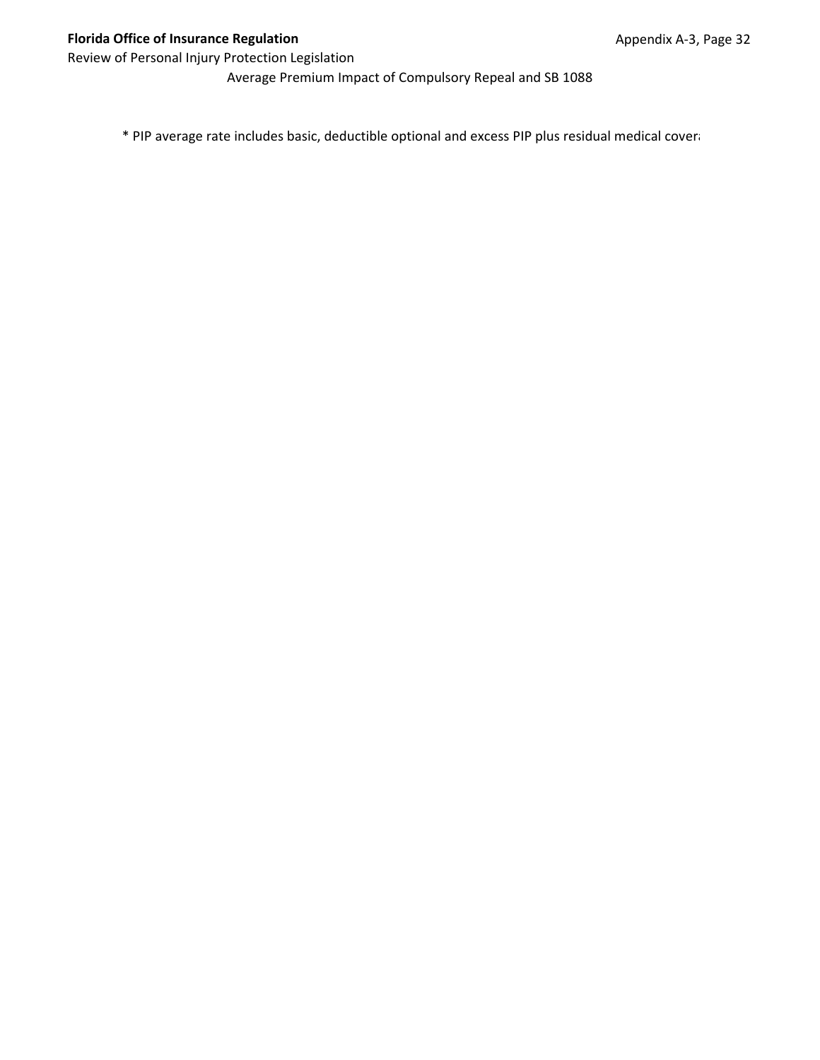Average Premium Impact of Compulsory Repeal and SB 1088

* PIP average rate includes basic, deductible optional and excess PIP plus residual medical covera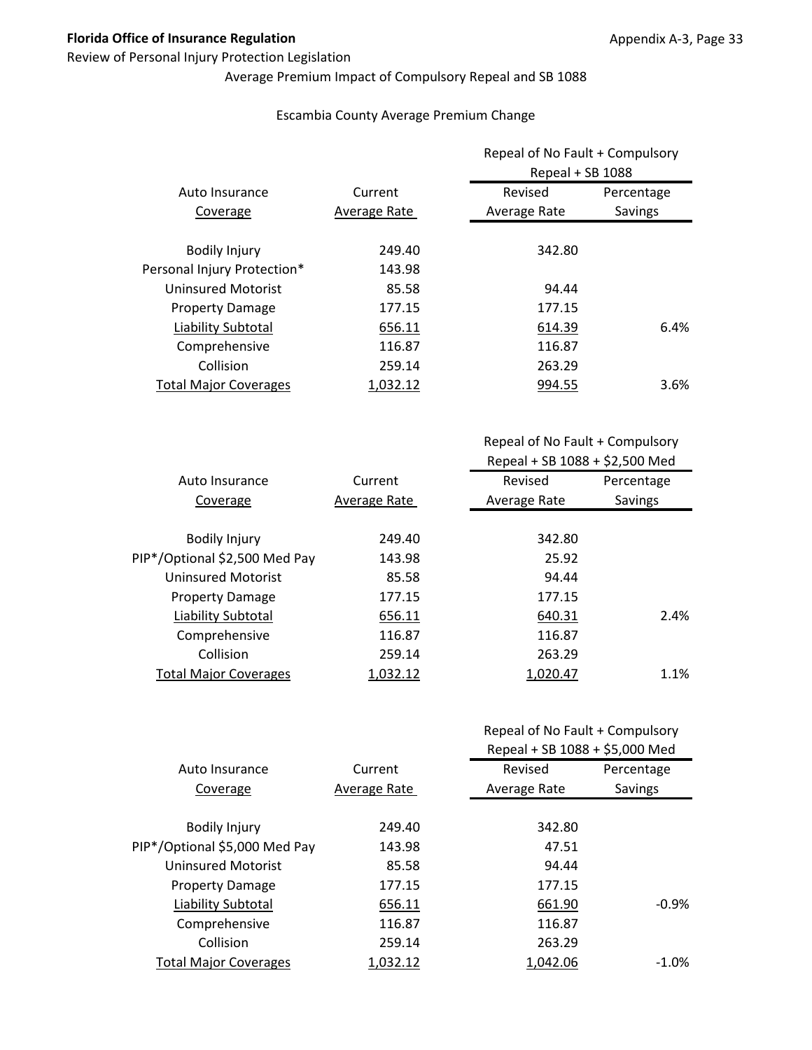**Florida Office of Insurance Regulation**

Review of Personal Injury Protection Legislation

Average Premium Impact of Compulsory Repeal and SB 1088

Escambia County Average Premium Change

| Auto Insurance Coverage | Current Average Rate | Repeal of No Fault + Compulsory Repeal + SB 1088 | |
|---|---|---|---|
| | | Revised Average Rate | Percentage Savings |
| Bodily Injury | 249.40 | 342.80 | |
| Personal Injury Protection* | 143.98 | | |
| Uninsured Motorist | 85.58 | 94.44 | |
| Property Damage | 177.15 | 177.15 | |
| Liability Subtotal | 656.11 | 614.39 | 6.4% |
| Comprehensive | 116.87 | 116.87 | |
| Collision | 259.14 | 263.29 | |
| Total Major Coverages | 1,032.12 | 994.55 | 3.6% |

| Auto Insurance Coverage | Current Average Rate | Repeal of No Fault + Compulsory Repeal + SB 1088 + $2,500 Med | |
|---|---|---|---|
| | | Revised Average Rate | Percentage Savings |
| Bodily Injury | 249.40 | 342.80 | |
| PIP*/Optional $2,500 Med Pay | 143.98 | 25.92 | |
| Uninsured Motorist | 85.58 | 94.44 | |
| Property Damage | 177.15 | 177.15 | |
| Liability Subtotal | 656.11 | 640.31 | 2.4% |
| Comprehensive | 116.87 | 116.87 | |
| Collision | 259.14 | 263.29 | |
| Total Major Coverages | 1,032.12 | 1,020.47 | 1.1% |

| Auto Insurance Coverage | Current Average Rate | Repeal of No Fault + Compulsory Repeal + SB 1088 + $5,000 Med | |
|---|---|---|---|
| | | Revised Average Rate | Percentage Savings |
| Bodily Injury | 249.40 | 342.80 | |
| PIP*/Optional $5,000 Med Pay | 143.98 | 47.51 | |
| Uninsured Motorist | 85.58 | 94.44 | |
| Property Damage | 177.15 | 177.15 | |
| Liability Subtotal | 656.11 | 661.90 | -0.9% |
| Comprehensive | 116.87 | 116.87 | |
| Collision | 259.14 | 263.29 | |
| Total Major Coverages | 1,032.12 | 1,042.06 | -1.0% |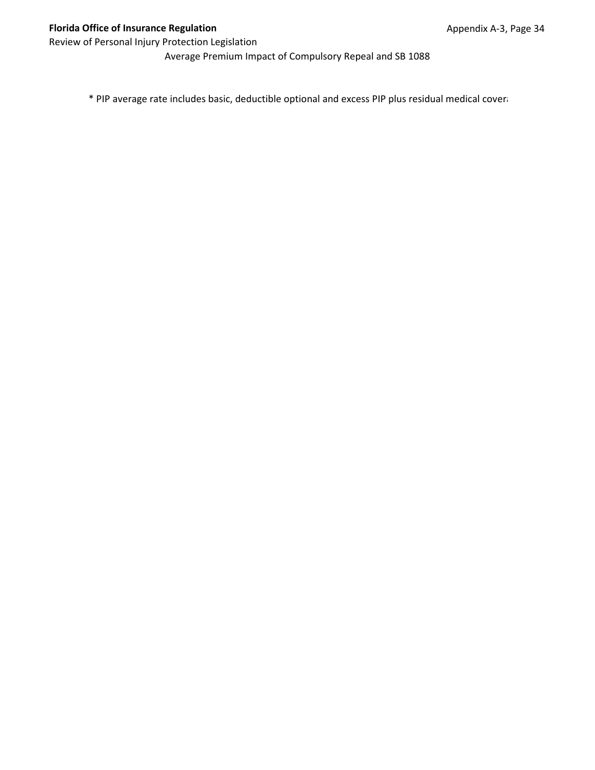Average Premium Impact of Compulsory Repeal and SB 1088

\* PIP average rate includes basic, deductible optional and excess PIP plus residual medical cover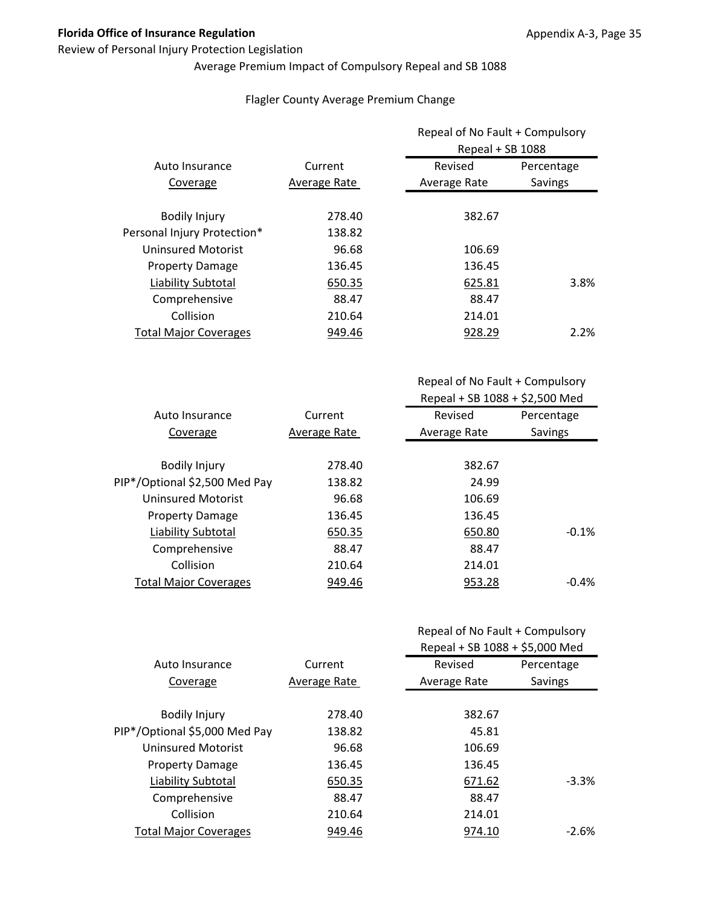**Florida Office of Insurance Regulation**

Review of Personal Injury Protection Legislation

Average Premium Impact of Compulsory Repeal and SB 1088

Flagler County Average Premium Change

| Auto Insurance Coverage | Current Average Rate | Repeal of No Fault + Compulsory Repeal + SB 1088 Revised Average Rate | Percentage Savings |
|---|---|---|---|
| Bodily Injury | 278.40 | 382.67 | |
| Personal Injury Protection* | 138.82 | | |
| Uninsured Motorist | 96.68 | 106.69 | |
| Property Damage | 136.45 | 136.45 | |
| Liability Subtotal | 650.35 | 625.81 | 3.8% |
| Comprehensive | 88.47 | 88.47 | |
| Collision | 210.64 | 214.01 | |
| Total Major Coverages | 949.46 | 928.29 | 2.2% |

| Auto Insurance Coverage | Current Average Rate | Repeal of No Fault + Compulsory Repeal + SB 1088 + $2,500 Med Revised Average Rate | Percentage Savings |
|---|---|---|---|
| Bodily Injury | 278.40 | 382.67 | |
| PIP*/Optional $2,500 Med Pay | 138.82 | 24.99 | |
| Uninsured Motorist | 96.68 | 106.69 | |
| Property Damage | 136.45 | 136.45 | |
| Liability Subtotal | 650.35 | 650.80 | -0.1% |
| Comprehensive | 88.47 | 88.47 | |
| Collision | 210.64 | 214.01 | |
| Total Major Coverages | 949.46 | 953.28 | -0.4% |

| Auto Insurance Coverage | Current Average Rate | Repeal of No Fault + Compulsory Repeal + SB 1088 + $5,000 Med Revised Average Rate | Percentage Savings |
|---|---|---|---|
| Bodily Injury | 278.40 | 382.67 | |
| PIP*/Optional $5,000 Med Pay | 138.82 | 45.81 | |
| Uninsured Motorist | 96.68 | 106.69 | |
| Property Damage | 136.45 | 136.45 | |
| Liability Subtotal | 650.35 | 671.62 | -3.3% |
| Comprehensive | 88.47 | 88.47 | |
| Collision | 210.64 | 214.01 | |
| Total Major Coverages | 949.46 | 974.10 | -2.6% |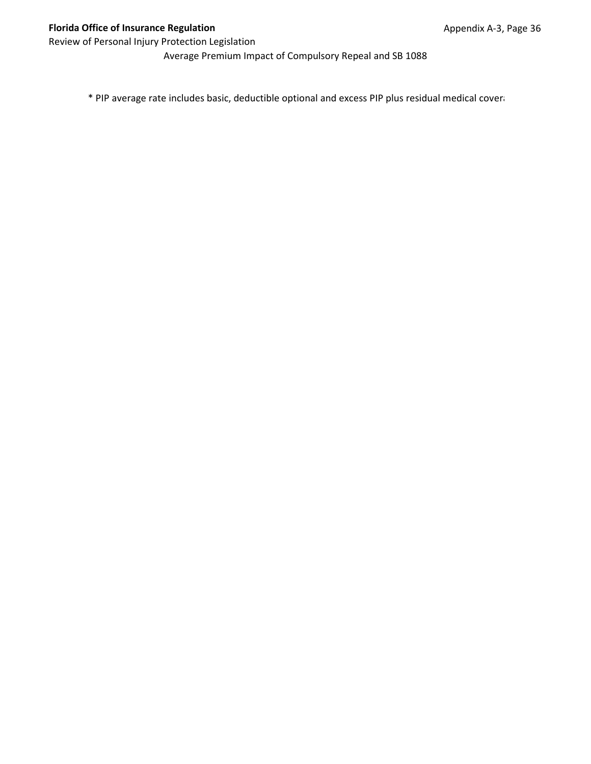Average Premium Impact of Compulsory Repeal and SB 1088

* PIP average rate includes basic, deductible optional and excess PIP plus residual medical cover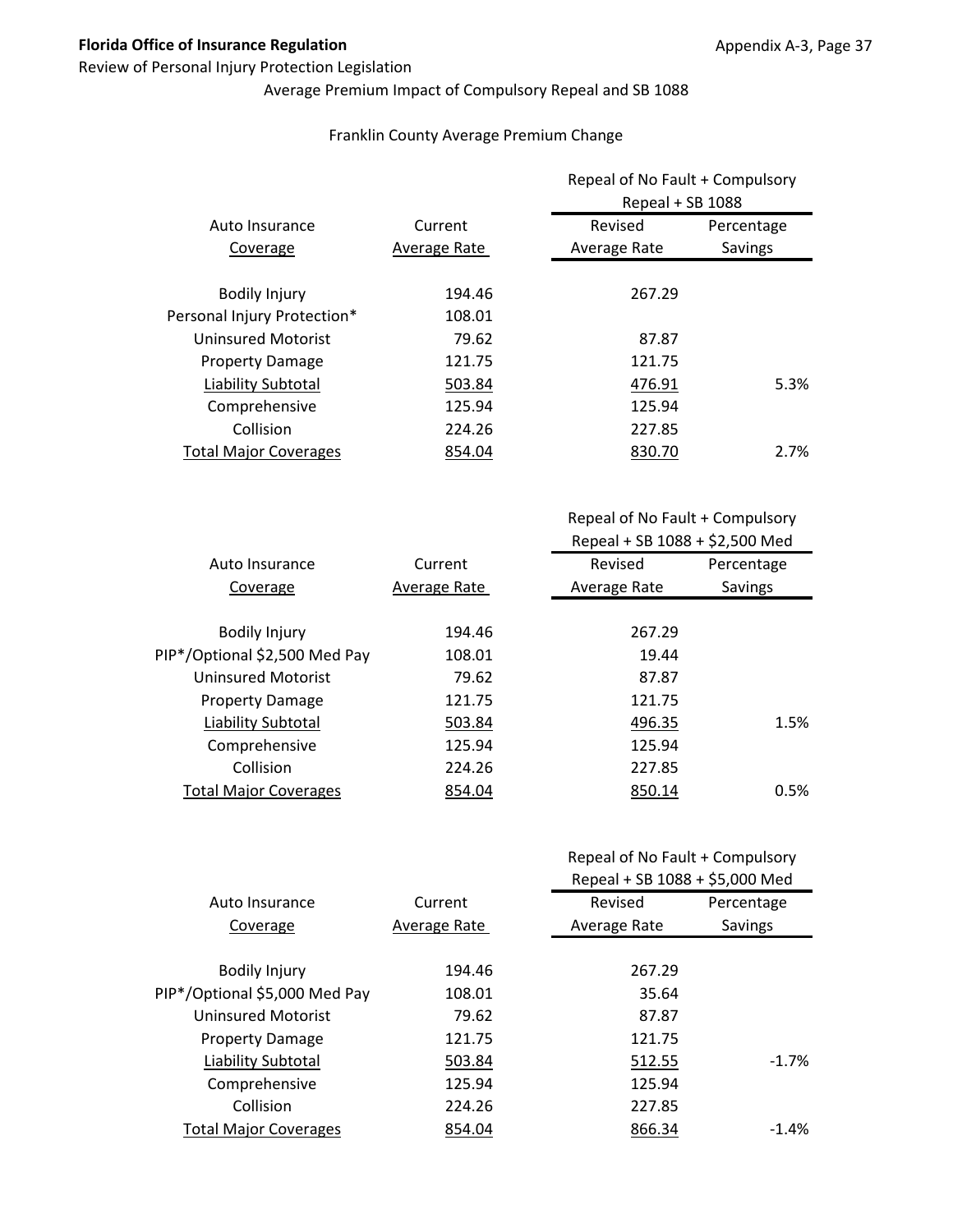Average Premium Impact of Compulsory Repeal and SB 1088

Franklin County Average Premium Change

| Auto Insurance Coverage | Current Average Rate | Repeal of No Fault + Compulsory Repeal + SB 1088 Revised Average Rate | Percentage Savings |
|---|---|---|---|
| Bodily Injury | 194.46 | 267.29 | |
| Personal Injury Protection* | 108.01 | | |
| Uninsured Motorist | 79.62 | 87.87 | |
| Property Damage | 121.75 | 121.75 | |
| Liability Subtotal | 503.84 | 476.91 | 5.3% |
| Comprehensive | 125.94 | 125.94 | |
| Collision | 224.26 | 227.85 | |
| Total Major Coverages | 854.04 | 830.70 | 2.7% |

| Auto Insurance Coverage | Current Average Rate | Repeal of No Fault + Compulsory Repeal + SB 1088 + $2,500 Med Revised Average Rate | Percentage Savings |
|---|---|---|---|
| Bodily Injury | 194.46 | 267.29 | |
| PIP*/Optional $2,500 Med Pay | 108.01 | 19.44 | |
| Uninsured Motorist | 79.62 | 87.87 | |
| Property Damage | 121.75 | 121.75 | |
| Liability Subtotal | 503.84 | 496.35 | 1.5% |
| Comprehensive | 125.94 | 125.94 | |
| Collision | 224.26 | 227.85 | |
| Total Major Coverages | 854.04 | 850.14 | 0.5% |

| Auto Insurance Coverage | Current Average Rate | Repeal of No Fault + Compulsory Repeal + SB 1088 + $5,000 Med Revised Average Rate | Percentage Savings |
|---|---|---|---|
| Bodily Injury | 194.46 | 267.29 | |
| PIP*/Optional $5,000 Med Pay | 108.01 | 35.64 | |
| Uninsured Motorist | 79.62 | 87.87 | |
| Property Damage | 121.75 | 121.75 | |
| Liability Subtotal | 503.84 | 512.55 | -1.7% |
| Comprehensive | 125.94 | 125.94 | |
| Collision | 224.26 | 227.85 | |
| Total Major Coverages | 854.04 | 866.34 | -1.4% |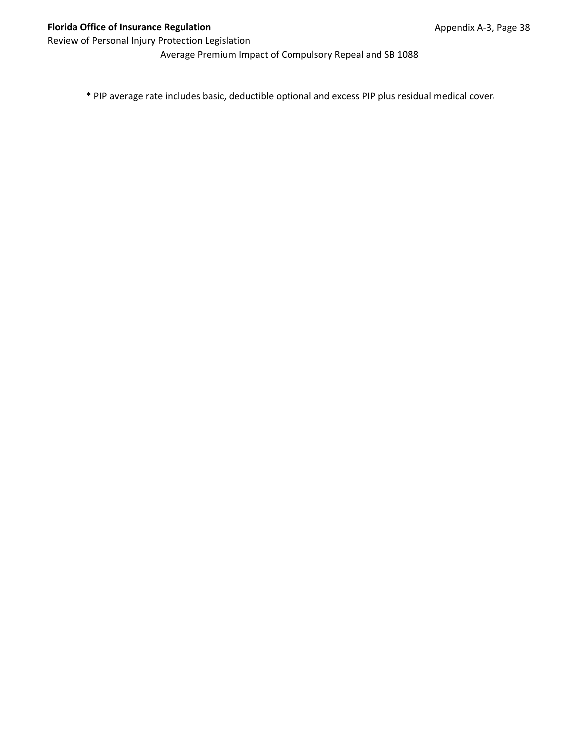Average Premium Impact of Compulsory Repeal and SB 1088

* PIP average rate includes basic, deductible optional and excess PIP plus residual medical covera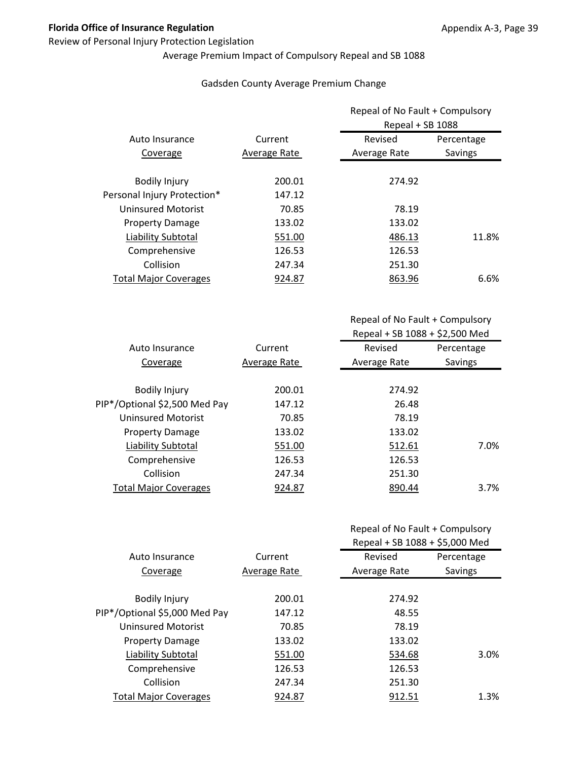**Florida Office of Insurance Regulation**

Review of Personal Injury Protection Legislation

Average Premium Impact of Compulsory Repeal and SB 1088

Gadsden County Average Premium Change

| Auto Insurance Coverage | Current Average Rate | Repeal of No Fault + Compulsory Repeal + SB 1088 Revised Average Rate | Percentage Savings |
|---|---|---|---|
| Bodily Injury | 200.01 | 274.92 | |
| Personal Injury Protection* | 147.12 | | |
| Uninsured Motorist | 70.85 | 78.19 | |
| Property Damage | 133.02 | 133.02 | |
| Liability Subtotal | 551.00 | 486.13 | 11.8% |
| Comprehensive | 126.53 | 126.53 | |
| Collision | 247.34 | 251.30 | |
| Total Major Coverages | 924.87 | 863.96 | 6.6% |

| Auto Insurance Coverage | Current Average Rate | Repeal of No Fault + Compulsory Repeal + SB 1088 + $2,500 Med Revised Average Rate | Percentage Savings |
|---|---|---|---|
| Bodily Injury | 200.01 | 274.92 | |
| PIP*/Optional $2,500 Med Pay | 147.12 | 26.48 | |
| Uninsured Motorist | 70.85 | 78.19 | |
| Property Damage | 133.02 | 133.02 | |
| Liability Subtotal | 551.00 | 512.61 | 7.0% |
| Comprehensive | 126.53 | 126.53 | |
| Collision | 247.34 | 251.30 | |
| Total Major Coverages | 924.87 | 890.44 | 3.7% |

| Auto Insurance Coverage | Current Average Rate | Repeal of No Fault + Compulsory Repeal + SB 1088 + $5,000 Med Revised Average Rate | Percentage Savings |
|---|---|---|---|
| Bodily Injury | 200.01 | 274.92 | |
| PIP*/Optional $5,000 Med Pay | 147.12 | 48.55 | |
| Uninsured Motorist | 70.85 | 78.19 | |
| Property Damage | 133.02 | 133.02 | |
| Liability Subtotal | 551.00 | 534.68 | 3.0% |
| Comprehensive | 126.53 | 126.53 | |
| Collision | 247.34 | 251.30 | |
| Total Major Coverages | 924.87 | 912.51 | 1.3% |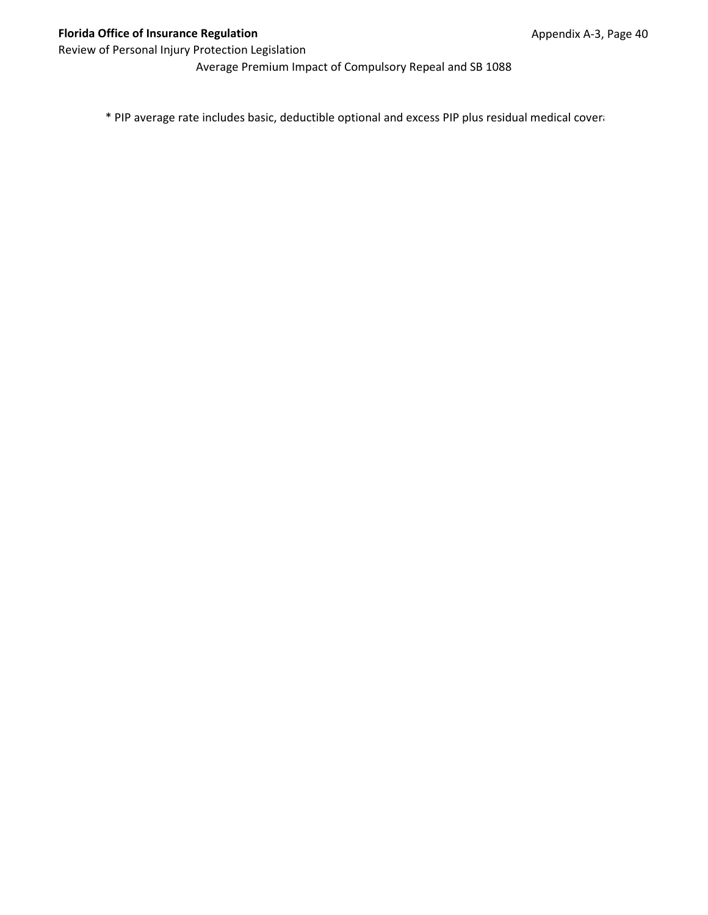Average Premium Impact of Compulsory Repeal and SB 1088

* PIP average rate includes basic, deductible optional and excess PIP plus residual medical covera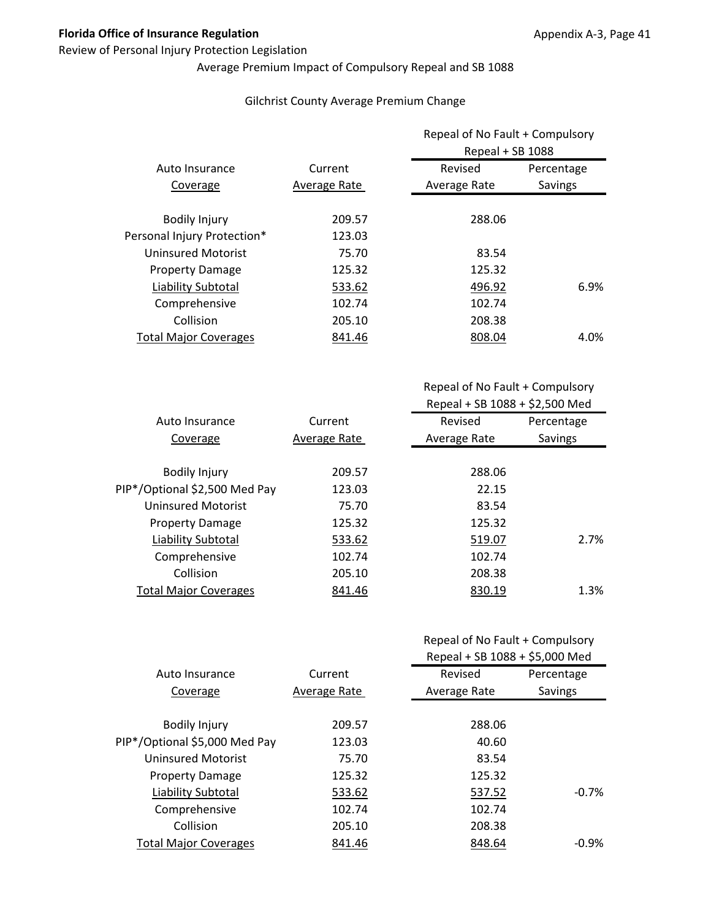**Florida Office of Insurance Regulation**

Review of Personal Injury Protection Legislation

Average Premium Impact of Compulsory Repeal and SB 1088

Gilchrist County Average Premium Change

| Auto Insurance Coverage | Current Average Rate | Repeal of No Fault + Compulsory Repeal + SB 1088 | |
|---|---|---|---|
| | | Revised Average Rate | Percentage Savings |
| Bodily Injury | 209.57 | 288.06 | |
| Personal Injury Protection* | 123.03 | | |
| Uninsured Motorist | 75.70 | 83.54 | |
| Property Damage | 125.32 | 125.32 | |
| Liability Subtotal | 533.62 | 496.92 | 6.9% |
| Comprehensive | 102.74 | 102.74 | |
| Collision | 205.10 | 208.38 | |
| Total Major Coverages | 841.46 | 808.04 | 4.0% |

| Auto Insurance Coverage | Current Average Rate | Repeal of No Fault + Compulsory Repeal + SB 1088 + $2,500 Med | |
|---|---|---|---|
| | | Revised Average Rate | Percentage Savings |
| Bodily Injury | 209.57 | 288.06 | |
| PIP*/Optional $2,500 Med Pay | 123.03 | 22.15 | |
| Uninsured Motorist | 75.70 | 83.54 | |
| Property Damage | 125.32 | 125.32 | |
| Liability Subtotal | 533.62 | 519.07 | 2.7% |
| Comprehensive | 102.74 | 102.74 | |
| Collision | 205.10 | 208.38 | |
| Total Major Coverages | 841.46 | 830.19 | 1.3% |

| Auto Insurance Coverage | Current Average Rate | Repeal of No Fault + Compulsory Repeal + SB 1088 + $5,000 Med | |
|---|---|---|---|
| | | Revised Average Rate | Percentage Savings |
| Bodily Injury | 209.57 | 288.06 | |
| PIP*/Optional $5,000 Med Pay | 123.03 | 40.60 | |
| Uninsured Motorist | 75.70 | 83.54 | |
| Property Damage | 125.32 | 125.32 | |
| Liability Subtotal | 533.62 | 537.52 | -0.7% |
| Comprehensive | 102.74 | 102.74 | |
| Collision | 205.10 | 208.38 | |
| Total Major Coverages | 841.46 | 848.64 | -0.9% |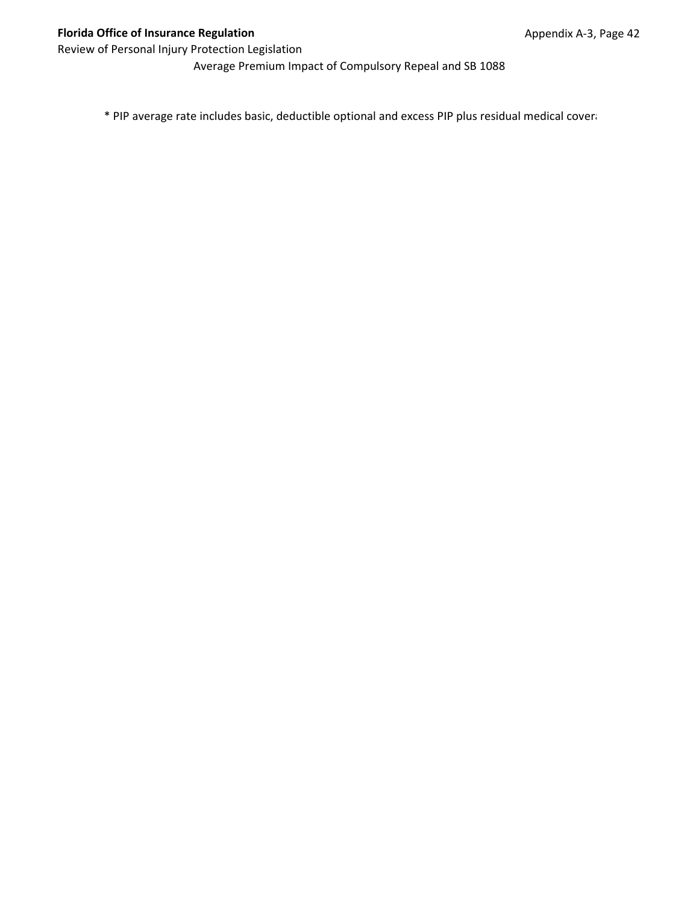Average Premium Impact of Compulsory Repeal and SB 1088

* PIP average rate includes basic, deductible optional and excess PIP plus residual medical cover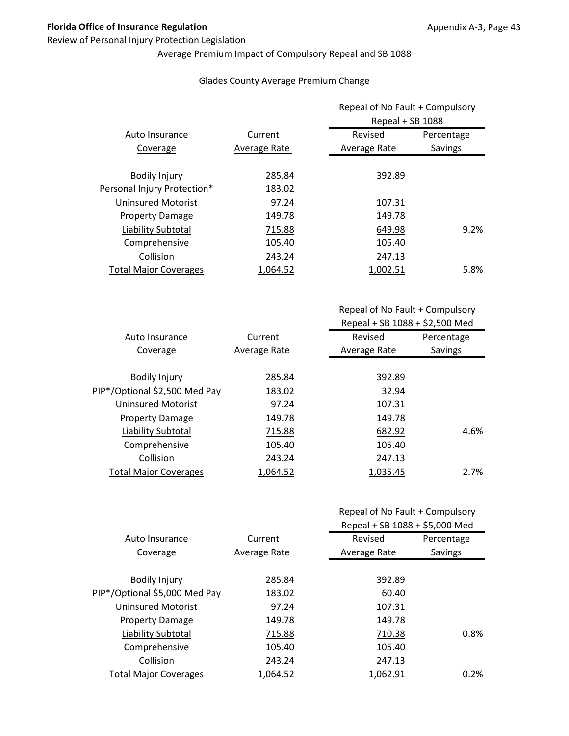**Florida Office of Insurance Regulation**

Review of Personal Injury Protection Legislation

Average Premium Impact of Compulsory Repeal and SB 1088

Glades County Average Premium Change

| Auto Insurance Coverage | Current Average Rate | Repeal of No Fault + Compulsory Repeal + SB 1088 | |
|---|---|---|---|
| | | Revised Average Rate | Percentage Savings |
| Bodily Injury | 285.84 | 392.89 | |
| Personal Injury Protection* | 183.02 | | |
| Uninsured Motorist | 97.24 | 107.31 | |
| Property Damage | 149.78 | 149.78 | |
| Liability Subtotal | 715.88 | 649.98 | 9.2% |
| Comprehensive | 105.40 | 105.40 | |
| Collision | 243.24 | 247.13 | |
| Total Major Coverages | 1,064.52 | 1,002.51 | 5.8% |

| Auto Insurance Coverage | Current Average Rate | Repeal of No Fault + Compulsory Repeal + SB 1088 + $2,500 Med | |
|---|---|---|---|
| | | Revised Average Rate | Percentage Savings |
| Bodily Injury | 285.84 | 392.89 | |
| PIP*/Optional $2,500 Med Pay | 183.02 | 32.94 | |
| Uninsured Motorist | 97.24 | 107.31 | |
| Property Damage | 149.78 | 149.78 | |
| Liability Subtotal | 715.88 | 682.92 | 4.6% |
| Comprehensive | 105.40 | 105.40 | |
| Collision | 243.24 | 247.13 | |
| Total Major Coverages | 1,064.52 | 1,035.45 | 2.7% |

| Auto Insurance Coverage | Current Average Rate | Repeal of No Fault + Compulsory Repeal + SB 1088 + $5,000 Med | |
|---|---|---|---|
| | | Revised Average Rate | Percentage Savings |
| Bodily Injury | 285.84 | 392.89 | |
| PIP*/Optional $5,000 Med Pay | 183.02 | 60.40 | |
| Uninsured Motorist | 97.24 | 107.31 | |
| Property Damage | 149.78 | 149.78 | |
| Liability Subtotal | 715.88 | 710.38 | 0.8% |
| Comprehensive | 105.40 | 105.40 | |
| Collision | 243.24 | 247.13 | |
| Total Major Coverages | 1,064.52 | 1,062.91 | 0.2% |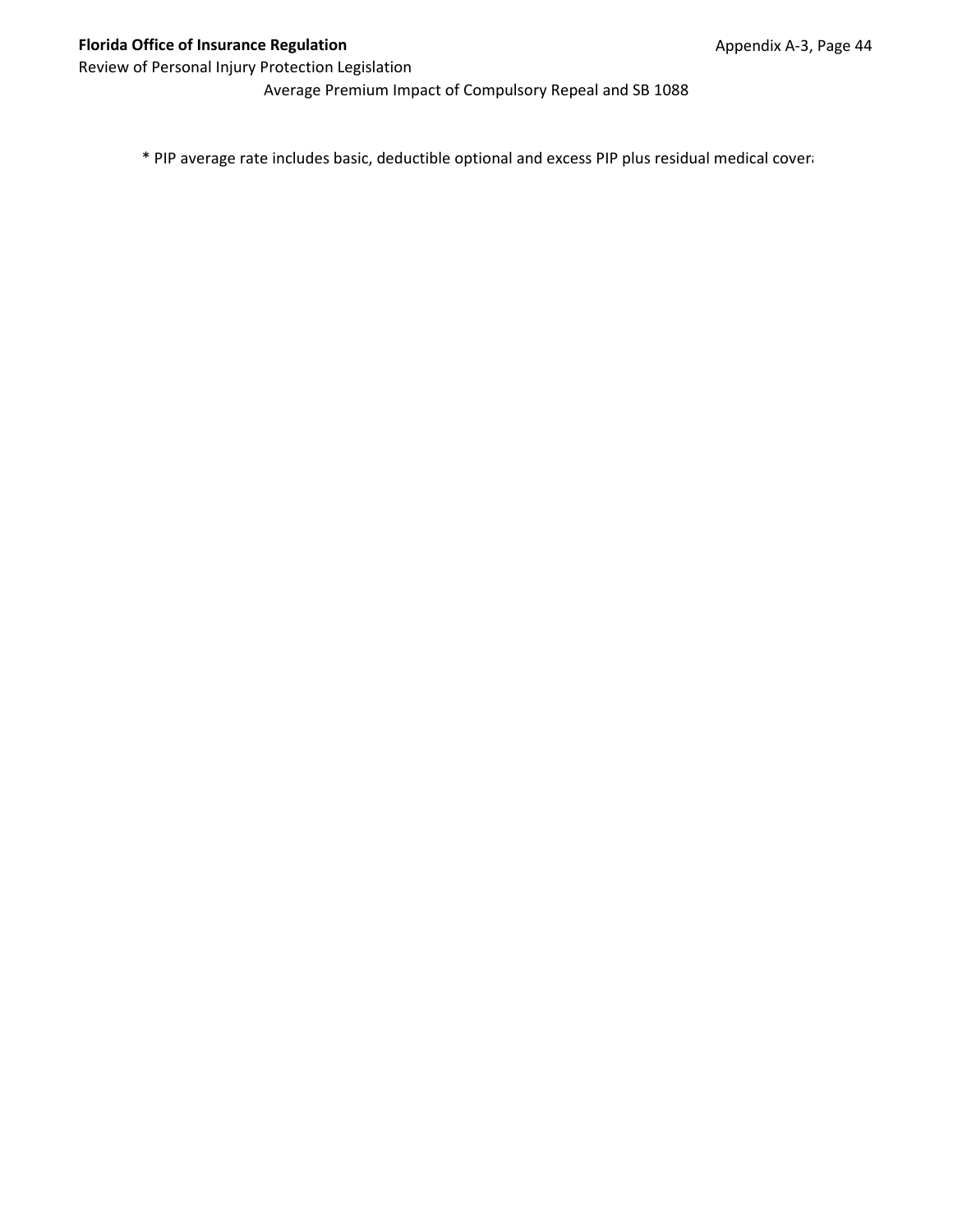Average Premium Impact of Compulsory Repeal and SB 1088

* PIP average rate includes basic, deductible optional and excess PIP plus residual medical cover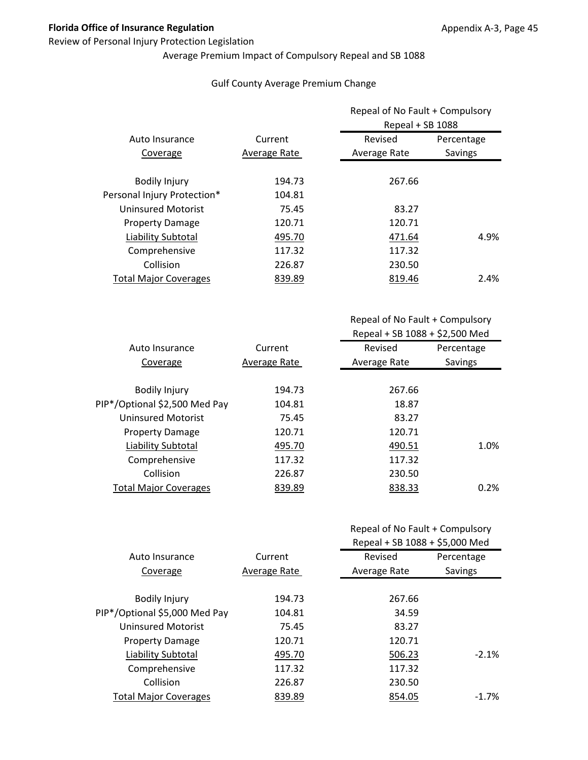Average Premium Impact of Compulsory Repeal and SB 1088

Gulf County Average Premium Change

| Auto Insurance Coverage | Current Average Rate | Repeal of No Fault + Compulsory Repeal + SB 1088 Revised Average Rate | Percentage Savings |
|---|---|---|---|
| Bodily Injury | 194.73 | 267.66 | |
| Personal Injury Protection* | 104.81 | | |
| Uninsured Motorist | 75.45 | 83.27 | |
| Property Damage | 120.71 | 120.71 | |
| Liability Subtotal | 495.70 | 471.64 | 4.9% |
| Comprehensive | 117.32 | 117.32 | |
| Collision | 226.87 | 230.50 | |
| Total Major Coverages | 839.89 | 819.46 | 2.4% |

| Auto Insurance Coverage | Current Average Rate | Repeal of No Fault + Compulsory Repeal + SB 1088 + $2,500 Med Revised Average Rate | Percentage Savings |
|---|---|---|---|
| Bodily Injury | 194.73 | 267.66 | |
| PIP*/Optional $2,500 Med Pay | 104.81 | 18.87 | |
| Uninsured Motorist | 75.45 | 83.27 | |
| Property Damage | 120.71 | 120.71 | |
| Liability Subtotal | 495.70 | 490.51 | 1.0% |
| Comprehensive | 117.32 | 117.32 | |
| Collision | 226.87 | 230.50 | |
| Total Major Coverages | 839.89 | 838.33 | 0.2% |

| Auto Insurance Coverage | Current Average Rate | Repeal of No Fault + Compulsory Repeal + SB 1088 + $5,000 Med Revised Average Rate | Percentage Savings |
|---|---|---|---|
| Bodily Injury | 194.73 | 267.66 | |
| PIP*/Optional $5,000 Med Pay | 104.81 | 34.59 | |
| Uninsured Motorist | 75.45 | 83.27 | |
| Property Damage | 120.71 | 120.71 | |
| Liability Subtotal | 495.70 | 506.23 | -2.1% |
| Comprehensive | 117.32 | 117.32 | |
| Collision | 226.87 | 230.50 | |
| Total Major Coverages | 839.89 | 854.05 | -1.7% |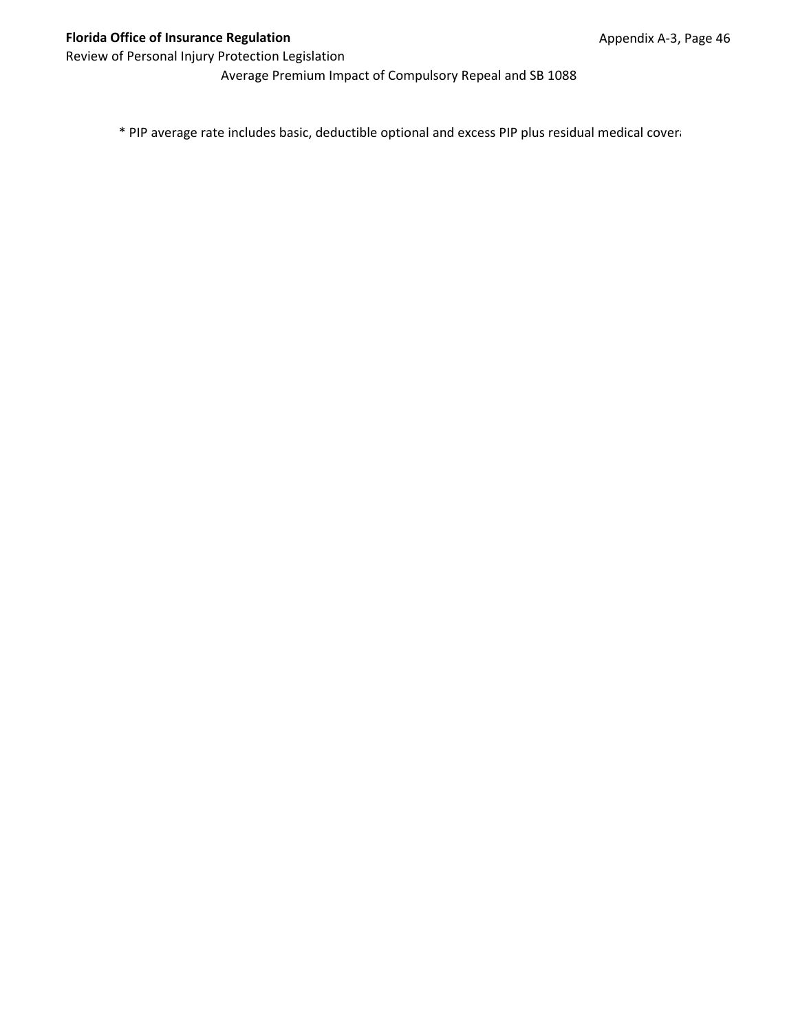Average Premium Impact of Compulsory Repeal and SB 1088

* PIP average rate includes basic, deductible optional and excess PIP plus residual medical cover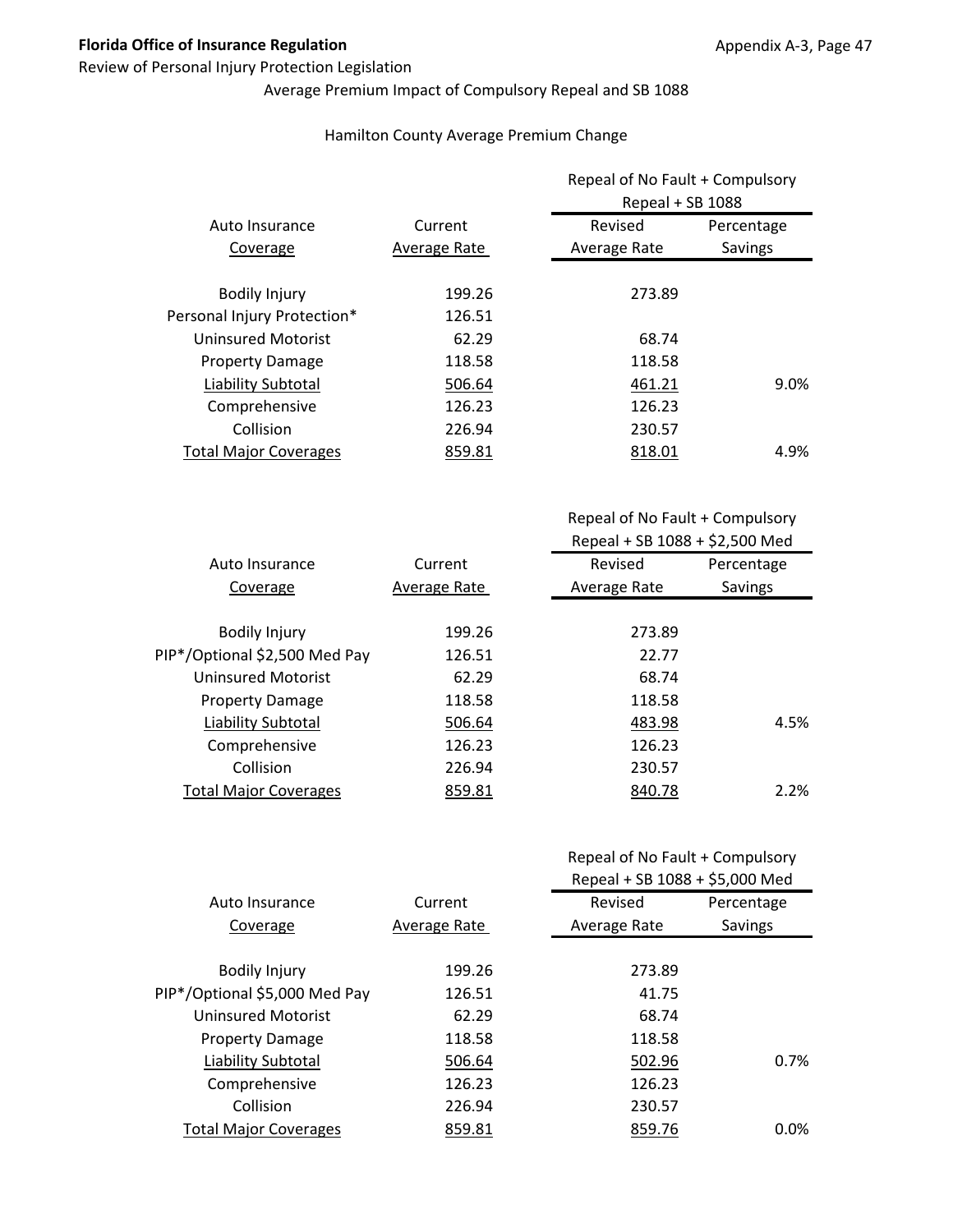**Florida Office of Insurance Regulation**

Review of Personal Injury Protection Legislation

Average Premium Impact of Compulsory Repeal and SB 1088

Hamilton County Average Premium Change

| Auto Insurance Coverage | Current Average Rate | Repeal of No Fault + Compulsory Repeal + SB 1088 | |
|---|---|---|---|
| | | Revised Average Rate | Percentage Savings |
| Bodily Injury | 199.26 | 273.89 | |
| Personal Injury Protection* | 126.51 | | |
| Uninsured Motorist | 62.29 | 68.74 | |
| Property Damage | 118.58 | 118.58 | |
| Liability Subtotal | 506.64 | 461.21 | 9.0% |
| Comprehensive | 126.23 | 126.23 | |
| Collision | 226.94 | 230.57 | |
| Total Major Coverages | 859.81 | 818.01 | 4.9% |

| Auto Insurance Coverage | Current Average Rate | Repeal of No Fault + Compulsory Repeal + SB 1088 + $2,500 Med | |
|---|---|---|---|
| | | Revised Average Rate | Percentage Savings |
| Bodily Injury | 199.26 | 273.89 | |
| PIP*/Optional $2,500 Med Pay | 126.51 | 22.77 | |
| Uninsured Motorist | 62.29 | 68.74 | |
| Property Damage | 118.58 | 118.58 | |
| Liability Subtotal | 506.64 | 483.98 | 4.5% |
| Comprehensive | 126.23 | 126.23 | |
| Collision | 226.94 | 230.57 | |
| Total Major Coverages | 859.81 | 840.78 | 2.2% |

| Auto Insurance Coverage | Current Average Rate | Repeal of No Fault + Compulsory Repeal + SB 1088 + $5,000 Med | |
|---|---|---|---|
| | | Revised Average Rate | Percentage Savings |
| Bodily Injury | 199.26 | 273.89 | |
| PIP*/Optional $5,000 Med Pay | 126.51 | 41.75 | |
| Uninsured Motorist | 62.29 | 68.74 | |
| Property Damage | 118.58 | 118.58 | |
| Liability Subtotal | 506.64 | 502.96 | 0.7% |
| Comprehensive | 126.23 | 126.23 | |
| Collision | 226.94 | 230.57 | |
| Total Major Coverages | 859.81 | 859.76 | 0.0% |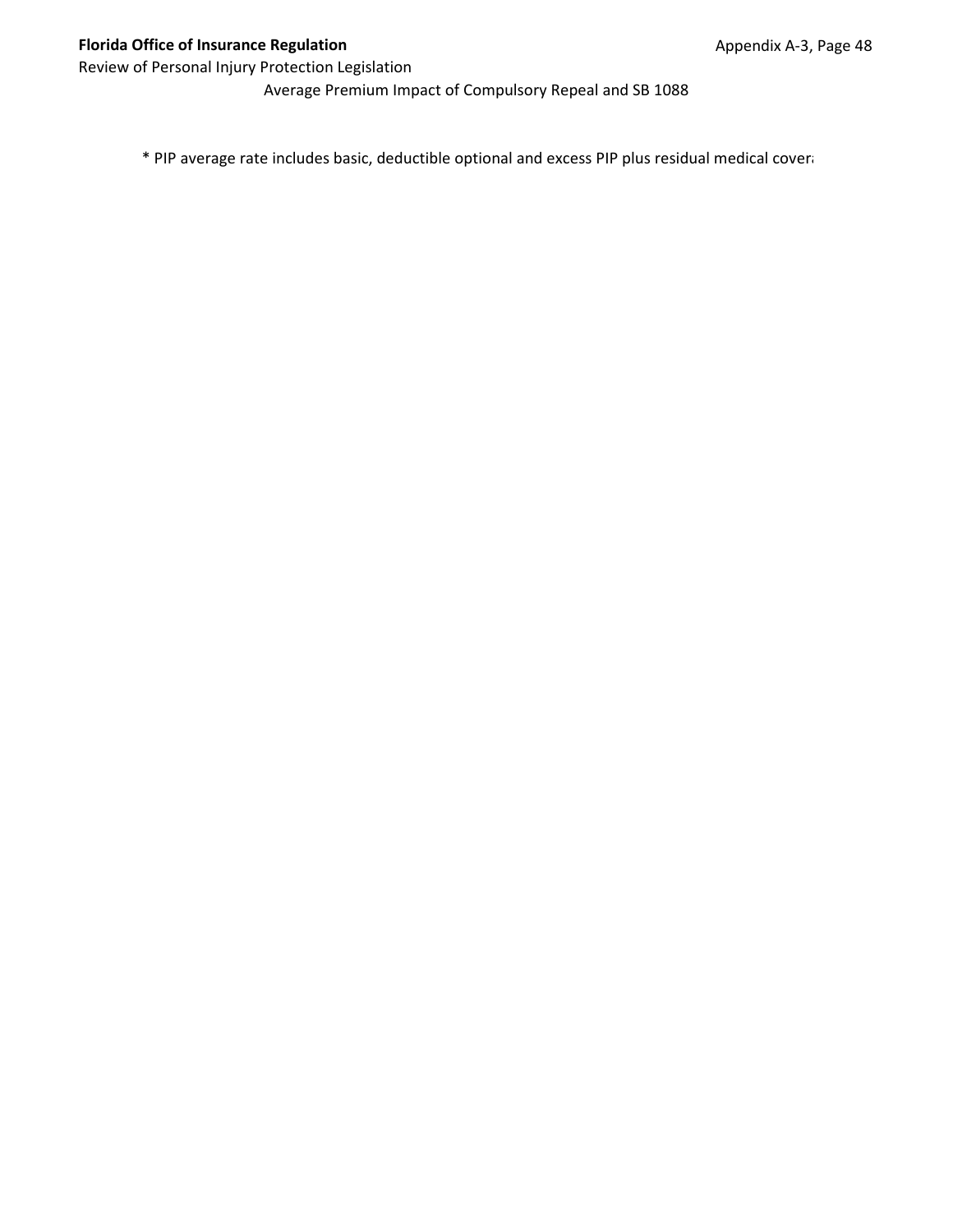Average Premium Impact of Compulsory Repeal and SB 1088

\* PIP average rate includes basic, deductible optional and excess PIP plus residual medical covera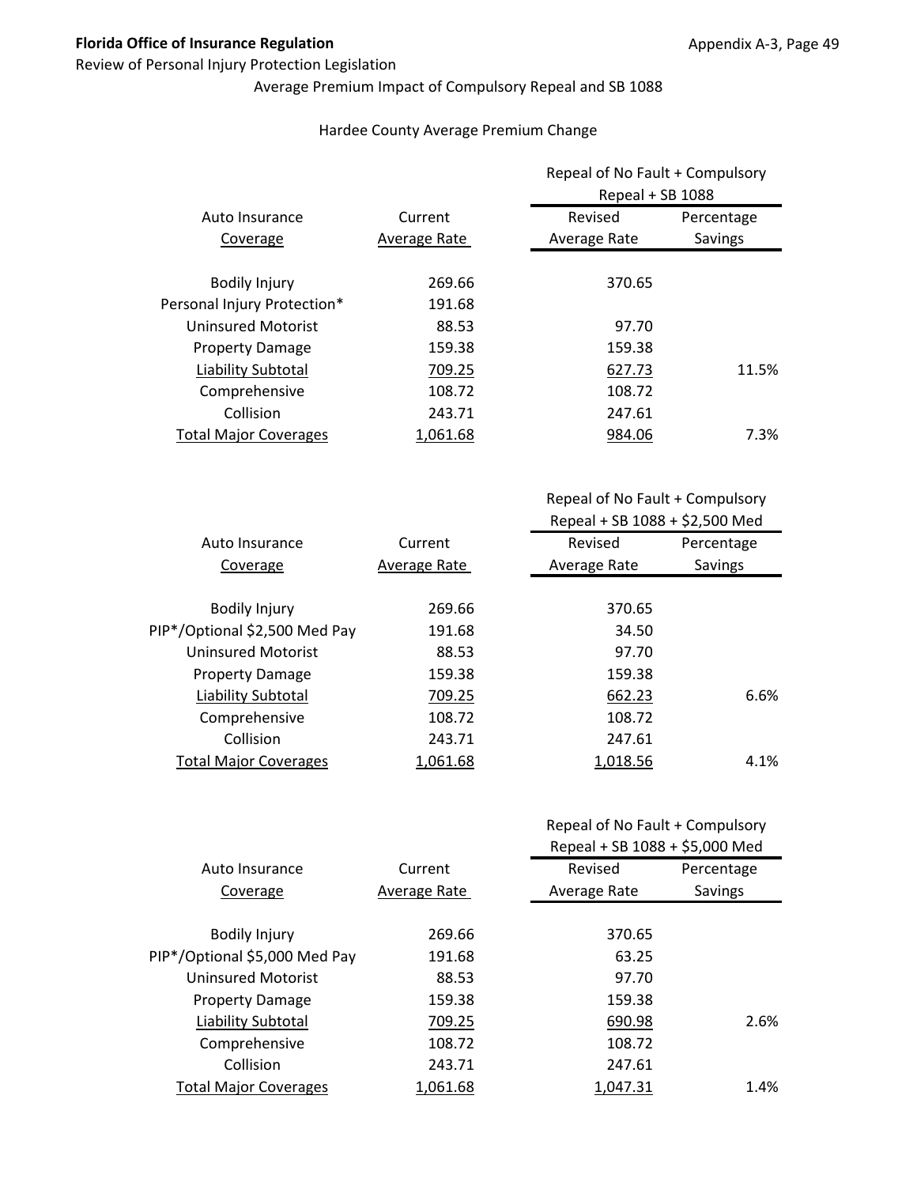Average Premium Impact of Compulsory Repeal and SB 1088

Hardee County Average Premium Change

| Auto Insurance Coverage | Current Average Rate | Repeal of No Fault + Compulsory Repeal + SB 1088 Revised Average Rate | Percentage Savings |
|---|---|---|---|
| Bodily Injury | 269.66 | 370.65 | |
| Personal Injury Protection* | 191.68 | | |
| Uninsured Motorist | 88.53 | 97.70 | |
| Property Damage | 159.38 | 159.38 | |
| Liability Subtotal | 709.25 | 627.73 | 11.5% |
| Comprehensive | 108.72 | 108.72 | |
| Collision | 243.71 | 247.61 | |
| Total Major Coverages | 1,061.68 | 984.06 | 7.3% |

| Auto Insurance Coverage | Current Average Rate | Repeal of No Fault + Compulsory Repeal + SB 1088 + $2,500 Med Revised Average Rate | Percentage Savings |
|---|---|---|---|
| Bodily Injury | 269.66 | 370.65 | |
| PIP*/Optional $2,500 Med Pay | 191.68 | 34.50 | |
| Uninsured Motorist | 88.53 | 97.70 | |
| Property Damage | 159.38 | 159.38 | |
| Liability Subtotal | 709.25 | 662.23 | 6.6% |
| Comprehensive | 108.72 | 108.72 | |
| Collision | 243.71 | 247.61 | |
| Total Major Coverages | 1,061.68 | 1,018.56 | 4.1% |

| Auto Insurance Coverage | Current Average Rate | Repeal of No Fault + Compulsory Repeal + SB 1088 + $5,000 Med Revised Average Rate | Percentage Savings |
|---|---|---|---|
| Bodily Injury | 269.66 | 370.65 | |
| PIP*/Optional $5,000 Med Pay | 191.68 | 63.25 | |
| Uninsured Motorist | 88.53 | 97.70 | |
| Property Damage | 159.38 | 159.38 | |
| Liability Subtotal | 709.25 | 690.98 | 2.6% |
| Comprehensive | 108.72 | 108.72 | |
| Collision | 243.71 | 247.61 | |
| Total Major Coverages | 1,061.68 | 1,047.31 | 1.4% |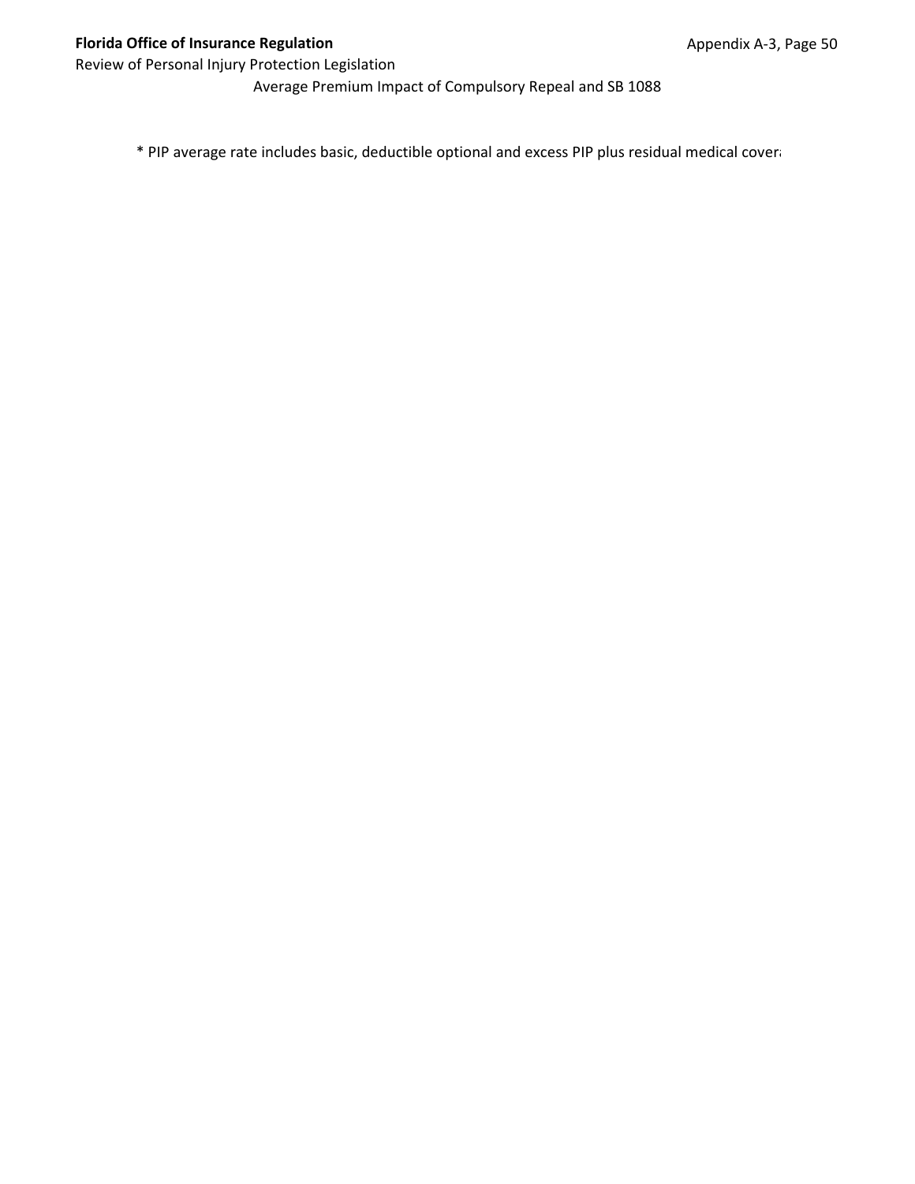Average Premium Impact of Compulsory Repeal and SB 1088

\* PIP average rate includes basic, deductible optional and excess PIP plus residual medical cover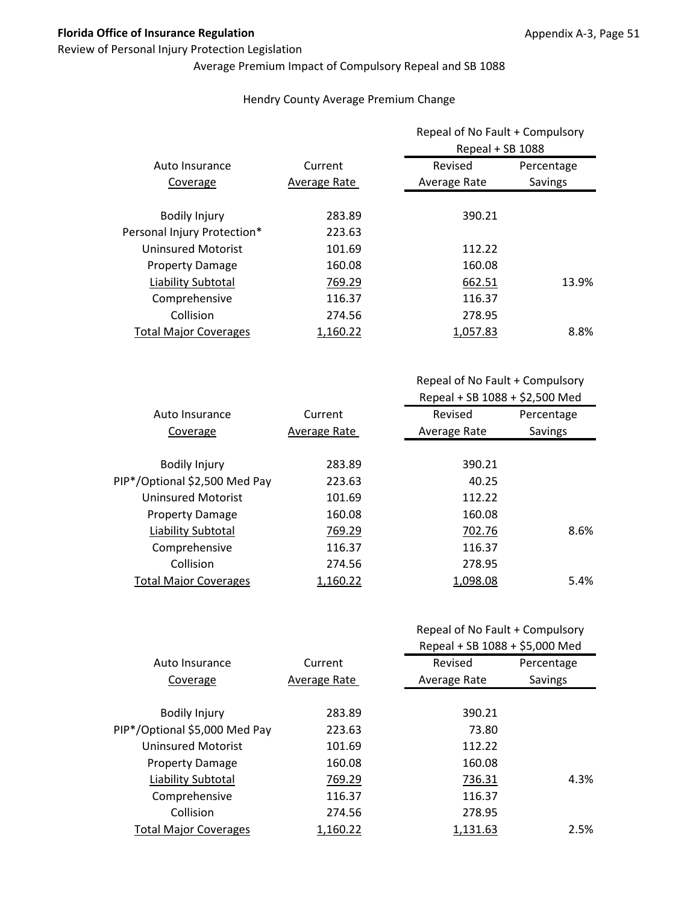**Florida Office of Insurance Regulation**

Review of Personal Injury Protection Legislation

Average Premium Impact of Compulsory Repeal and SB 1088

Hendry County Average Premium Change

| Auto Insurance Coverage | Current Average Rate | Repeal of No Fault + Compulsory Repeal + SB 1088 | |
|---|---|---|---|
| | | Revised Average Rate | Percentage Savings |
| Bodily Injury | 283.89 | 390.21 | |
| Personal Injury Protection* | 223.63 | | |
| Uninsured Motorist | 101.69 | 112.22 | |
| Property Damage | 160.08 | 160.08 | |
| Liability Subtotal | 769.29 | 662.51 | 13.9% |
| Comprehensive | 116.37 | 116.37 | |
| Collision | 274.56 | 278.95 | |
| Total Major Coverages | 1,160.22 | 1,057.83 | 8.8% |

| Auto Insurance Coverage | Current Average Rate | Repeal of No Fault + Compulsory Repeal + SB 1088 + $2,500 Med | |
|---|---|---|---|
| | | Revised Average Rate | Percentage Savings |
| Bodily Injury | 283.89 | 390.21 | |
| PIP*/Optional $2,500 Med Pay | 223.63 | 40.25 | |
| Uninsured Motorist | 101.69 | 112.22 | |
| Property Damage | 160.08 | 160.08 | |
| Liability Subtotal | 769.29 | 702.76 | 8.6% |
| Comprehensive | 116.37 | 116.37 | |
| Collision | 274.56 | 278.95 | |
| Total Major Coverages | 1,160.22 | 1,098.08 | 5.4% |

| Auto Insurance Coverage | Current Average Rate | Repeal of No Fault + Compulsory Repeal + SB 1088 + $5,000 Med | |
|---|---|---|---|
| | | Revised Average Rate | Percentage Savings |
| Bodily Injury | 283.89 | 390.21 | |
| PIP*/Optional $5,000 Med Pay | 223.63 | 73.80 | |
| Uninsured Motorist | 101.69 | 112.22 | |
| Property Damage | 160.08 | 160.08 | |
| Liability Subtotal | 769.29 | 736.31 | 4.3% |
| Comprehensive | 116.37 | 116.37 | |
| Collision | 274.56 | 278.95 | |
| Total Major Coverages | 1,160.22 | 1,131.63 | 2.5% |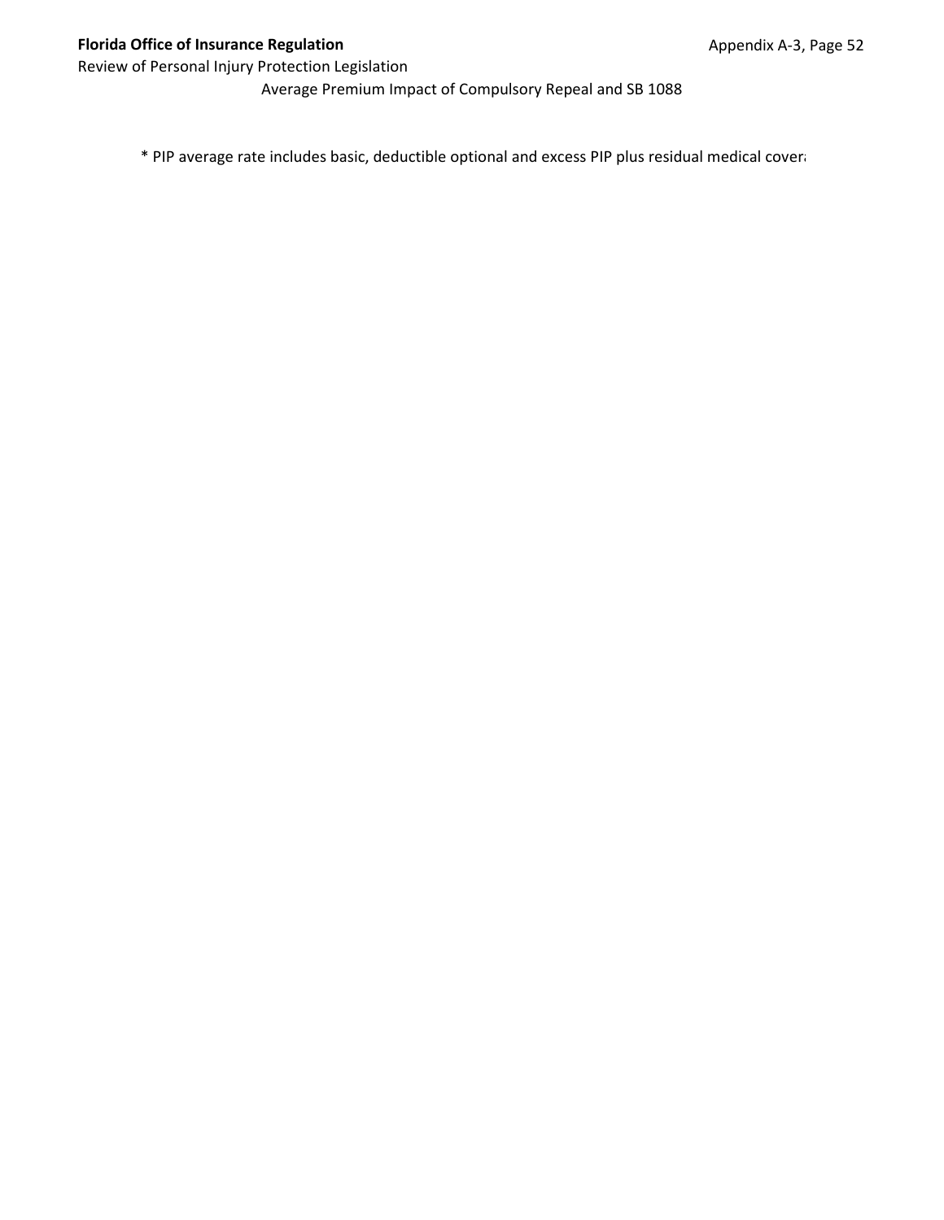Average Premium Impact of Compulsory Repeal and SB 1088

\* PIP average rate includes basic, deductible optional and excess PIP plus residual medical cover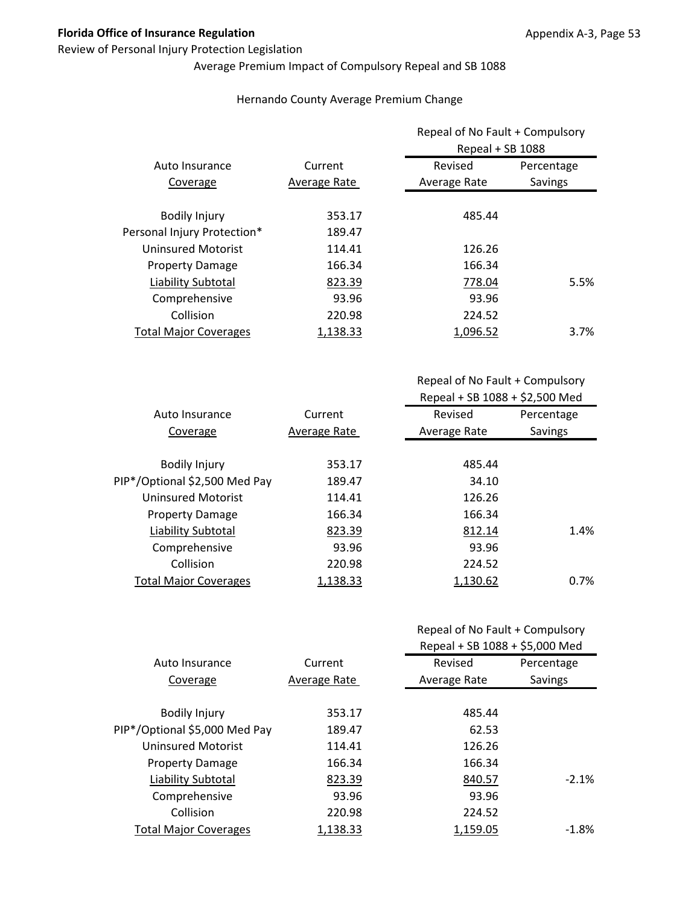Review of Personal Injury Protection Legislation

Average Premium Impact of Compulsory Repeal and SB 1088

Hernando County Average Premium Change

| Auto Insurance Coverage | Current Average Rate | Repeal of No Fault + Compulsory Repeal + SB 1088 | |
|---|---|---|---|
| | | Revised Average Rate | Percentage Savings |
| Bodily Injury | 353.17 | 485.44 | |
| Personal Injury Protection* | 189.47 | | |
| Uninsured Motorist | 114.41 | 126.26 | |
| Property Damage | 166.34 | 166.34 | |
| Liability Subtotal | 823.39 | 778.04 | 5.5% |
| Comprehensive | 93.96 | 93.96 | |
| Collision | 220.98 | 224.52 | |
| Total Major Coverages | 1,138.33 | 1,096.52 | 3.7% |

| Auto Insurance Coverage | Current Average Rate | Repeal of No Fault + Compulsory Repeal + SB 1088 + $2,500 Med | |
|---|---|---|---|
| | | Revised Average Rate | Percentage Savings |
| Bodily Injury | 353.17 | 485.44 | |
| PIP*/Optional $2,500 Med Pay | 189.47 | 34.10 | |
| Uninsured Motorist | 114.41 | 126.26 | |
| Property Damage | 166.34 | 166.34 | |
| Liability Subtotal | 823.39 | 812.14 | 1.4% |
| Comprehensive | 93.96 | 93.96 | |
| Collision | 220.98 | 224.52 | |
| Total Major Coverages | 1,138.33 | 1,130.62 | 0.7% |

| Auto Insurance Coverage | Current Average Rate | Repeal of No Fault + Compulsory Repeal + SB 1088 + $5,000 Med | |
|---|---|---|---|
| | | Revised Average Rate | Percentage Savings |
| Bodily Injury | 353.17 | 485.44 | |
| PIP*/Optional $5,000 Med Pay | 189.47 | 62.53 | |
| Uninsured Motorist | 114.41 | 126.26 | |
| Property Damage | 166.34 | 166.34 | |
| Liability Subtotal | 823.39 | 840.57 | -2.1% |
| Comprehensive | 93.96 | 93.96 | |
| Collision | 220.98 | 224.52 | |
| Total Major Coverages | 1,138.33 | 1,159.05 | -1.8% |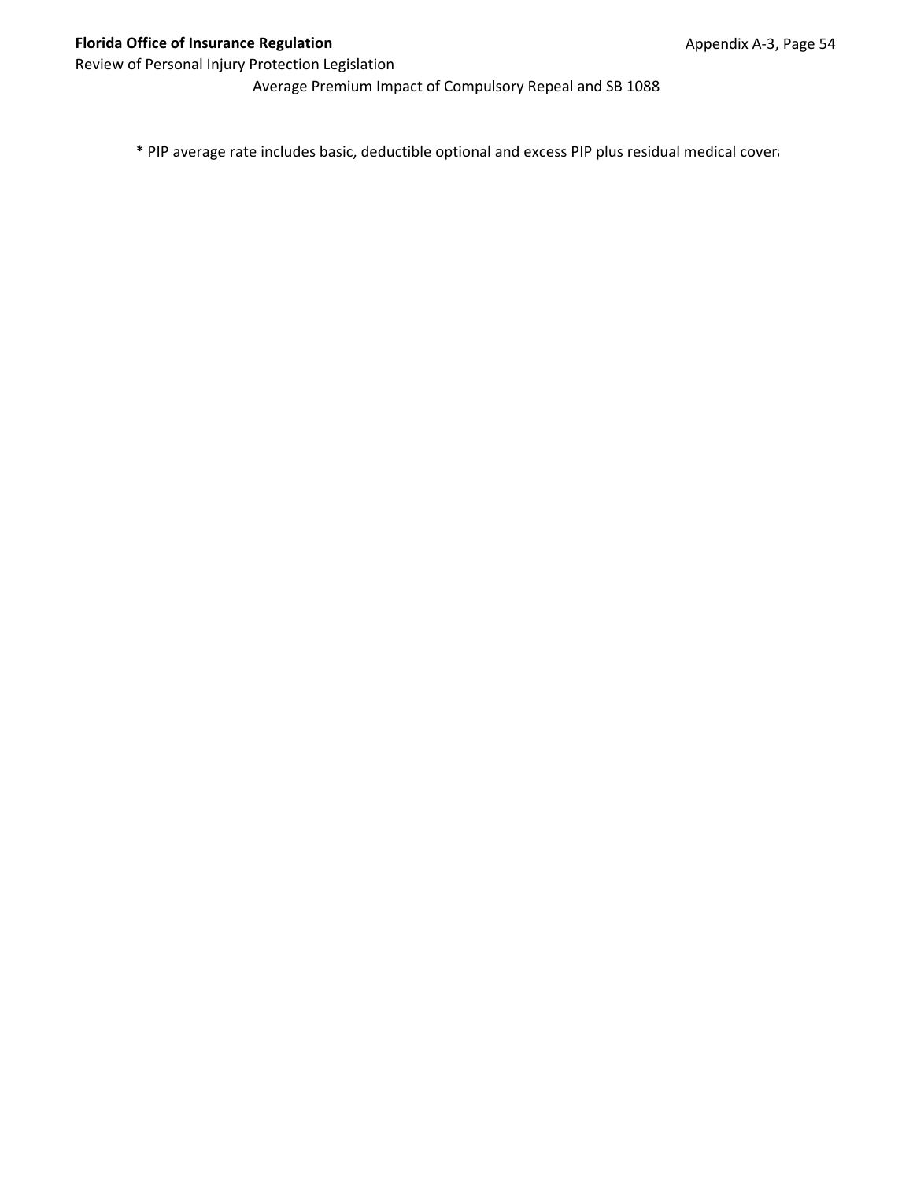Average Premium Impact of Compulsory Repeal and SB 1088

\* PIP average rate includes basic, deductible optional and excess PIP plus residual medical cover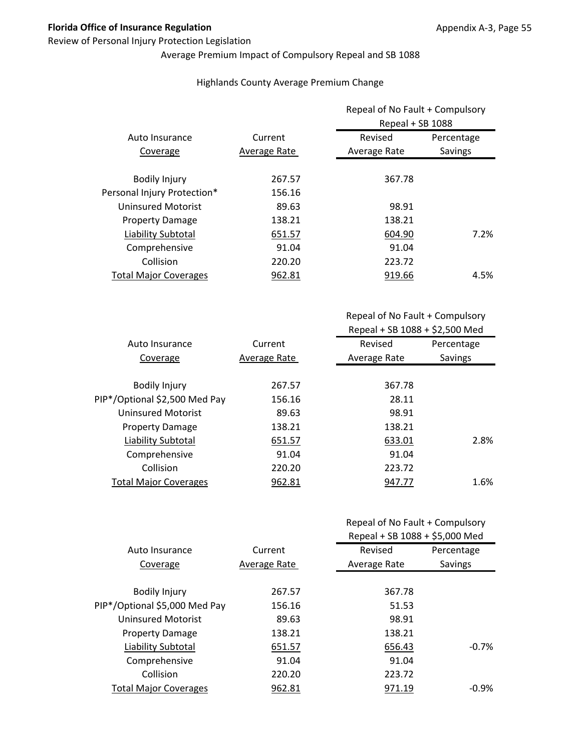Average Premium Impact of Compulsory Repeal and SB 1088

Highlands County Average Premium Change

| Auto Insurance Coverage | Current Average Rate | Repeal of No Fault + Compulsory Repeal + SB 1088 Revised Average Rate | Percentage Savings |
|---|---|---|---|
| Bodily Injury | 267.57 | 367.78 | |
| Personal Injury Protection* | 156.16 | | |
| Uninsured Motorist | 89.63 | 98.91 | |
| Property Damage | 138.21 | 138.21 | |
| Liability Subtotal | 651.57 | 604.90 | 7.2% |
| Comprehensive | 91.04 | 91.04 | |
| Collision | 220.20 | 223.72 | |
| Total Major Coverages | 962.81 | 919.66 | 4.5% |

| Auto Insurance Coverage | Current Average Rate | Repeal of No Fault + Compulsory Repeal + SB 1088 + $2,500 Med Revised Average Rate | Percentage Savings |
|---|---|---|---|
| Bodily Injury | 267.57 | 367.78 | |
| PIP*/Optional $2,500 Med Pay | 156.16 | 28.11 | |
| Uninsured Motorist | 89.63 | 98.91 | |
| Property Damage | 138.21 | 138.21 | |
| Liability Subtotal | 651.57 | 633.01 | 2.8% |
| Comprehensive | 91.04 | 91.04 | |
| Collision | 220.20 | 223.72 | |
| Total Major Coverages | 962.81 | 947.77 | 1.6% |

| Auto Insurance Coverage | Current Average Rate | Repeal of No Fault + Compulsory Repeal + SB 1088 + $5,000 Med Revised Average Rate | Percentage Savings |
|---|---|---|---|
| Bodily Injury | 267.57 | 367.78 | |
| PIP*/Optional $5,000 Med Pay | 156.16 | 51.53 | |
| Uninsured Motorist | 89.63 | 98.91 | |
| Property Damage | 138.21 | 138.21 | |
| Liability Subtotal | 651.57 | 656.43 | -0.7% |
| Comprehensive | 91.04 | 91.04 | |
| Collision | 220.20 | 223.72 | |
| Total Major Coverages | 962.81 | 971.19 | -0.9% |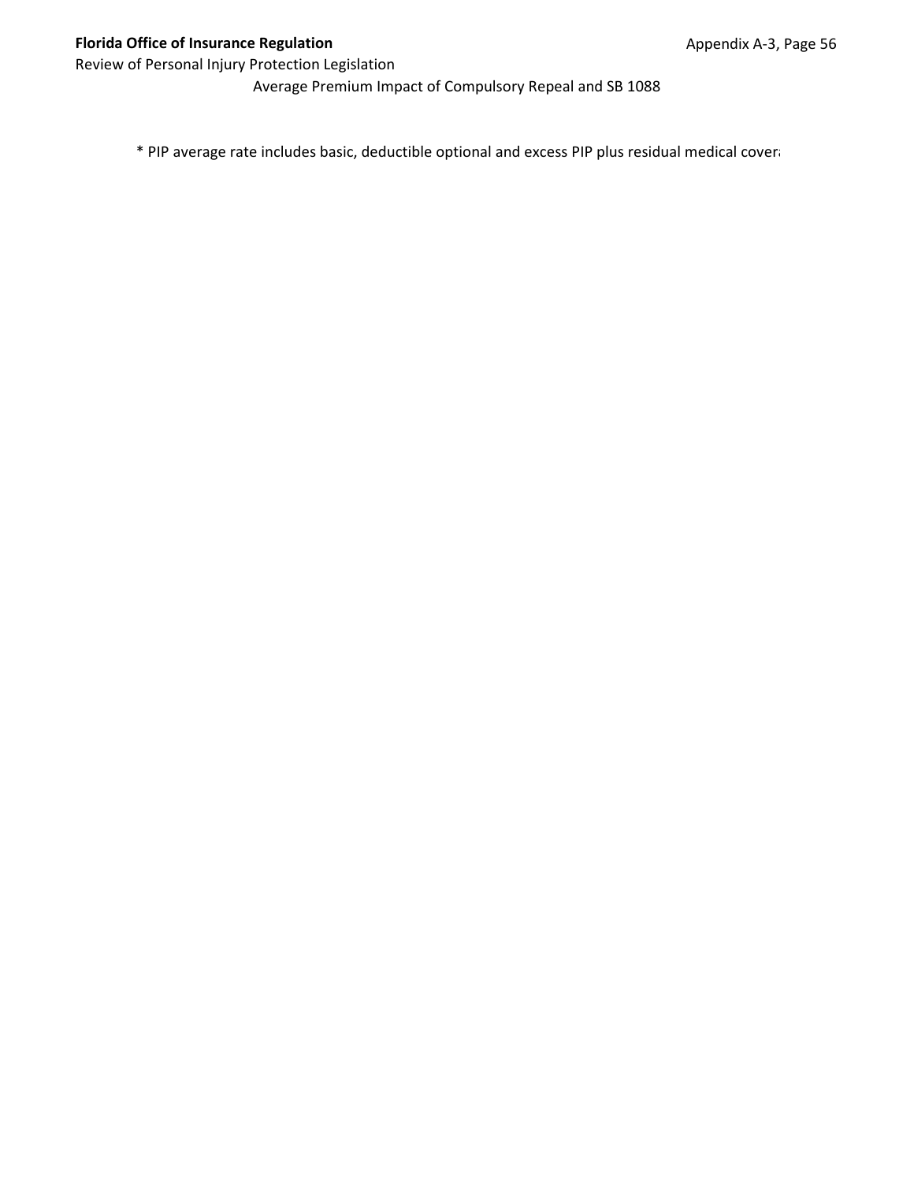Average Premium Impact of Compulsory Repeal and SB 1088

* PIP average rate includes basic, deductible optional and excess PIP plus residual medical cover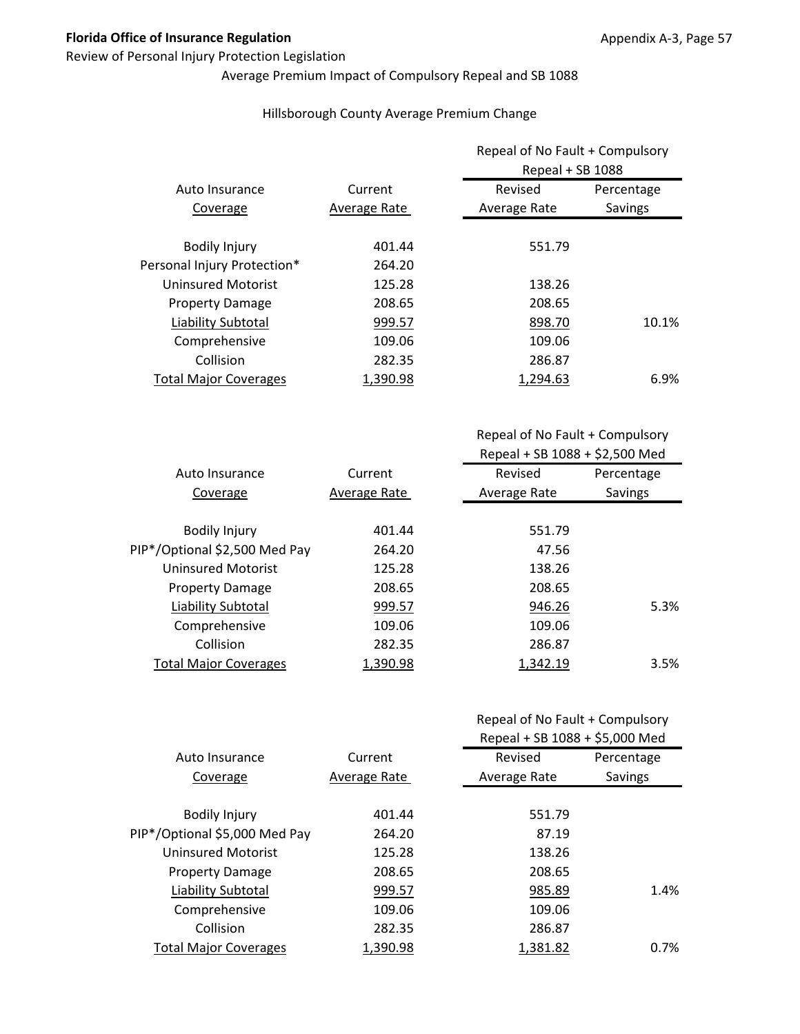**Florida Office of Insurance Regulation**

Review of Personal Injury Protection Legislation

Average Premium Impact of Compulsory Repeal and SB 1088

Hillsborough County Average Premium Change

| Auto Insurance Coverage | Current Average Rate | Repeal of No Fault + Compulsory Repeal + SB 1088 Revised Average Rate | Percentage Savings |
|---|---|---|---|
| Bodily Injury | 401.44 | 551.79 | |
| Personal Injury Protection* | 264.20 | | |
| Uninsured Motorist | 125.28 | 138.26 | |
| Property Damage | 208.65 | 208.65 | |
| Liability Subtotal | 999.57 | 898.70 | 10.1% |
| Comprehensive | 109.06 | 109.06 | |
| Collision | 282.35 | 286.87 | |
| Total Major Coverages | 1,390.98 | 1,294.63 | 6.9% |

| Auto Insurance Coverage | Current Average Rate | Repeal of No Fault + Compulsory Repeal + SB 1088 + $2,500 Med Revised Average Rate | Percentage Savings |
|---|---|---|---|
| Bodily Injury | 401.44 | 551.79 | |
| PIP*/Optional $2,500 Med Pay | 264.20 | 47.56 | |
| Uninsured Motorist | 125.28 | 138.26 | |
| Property Damage | 208.65 | 208.65 | |
| Liability Subtotal | 999.57 | 946.26 | 5.3% |
| Comprehensive | 109.06 | 109.06 | |
| Collision | 282.35 | 286.87 | |
| Total Major Coverages | 1,390.98 | 1,342.19 | 3.5% |

| Auto Insurance Coverage | Current Average Rate | Repeal of No Fault + Compulsory Repeal + SB 1088 + $5,000 Med Revised Average Rate | Percentage Savings |
|---|---|---|---|
| Bodily Injury | 401.44 | 551.79 | |
| PIP*/Optional $5,000 Med Pay | 264.20 | 87.19 | |
| Uninsured Motorist | 125.28 | 138.26 | |
| Property Damage | 208.65 | 208.65 | |
| Liability Subtotal | 999.57 | 985.89 | 1.4% |
| Comprehensive | 109.06 | 109.06 | |
| Collision | 282.35 | 286.87 | |
| Total Major Coverages | 1,390.98 | 1,381.82 | 0.7% |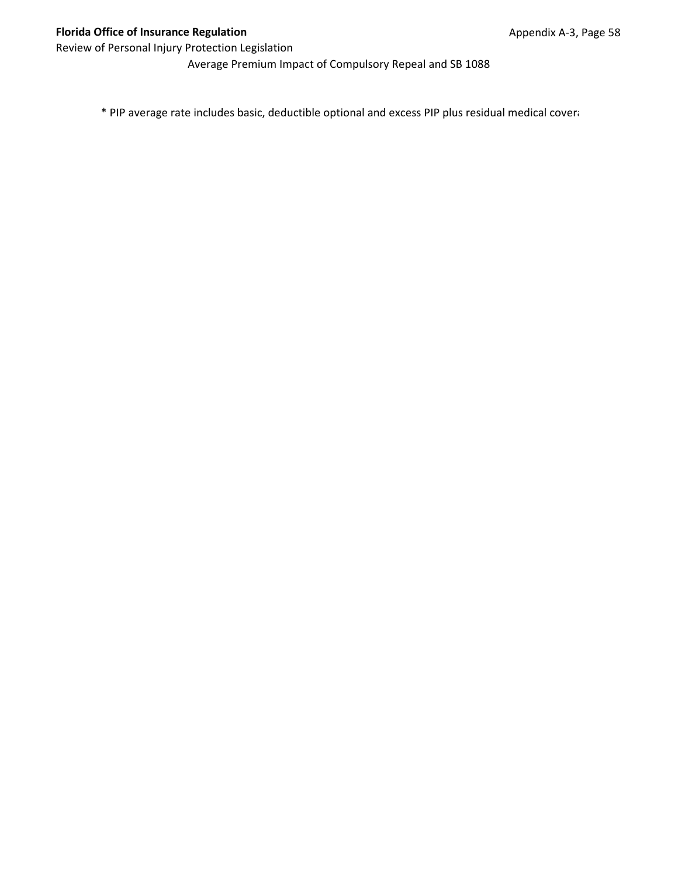Average Premium Impact of Compulsory Repeal and SB 1088

* PIP average rate includes basic, deductible optional and excess PIP plus residual medical cover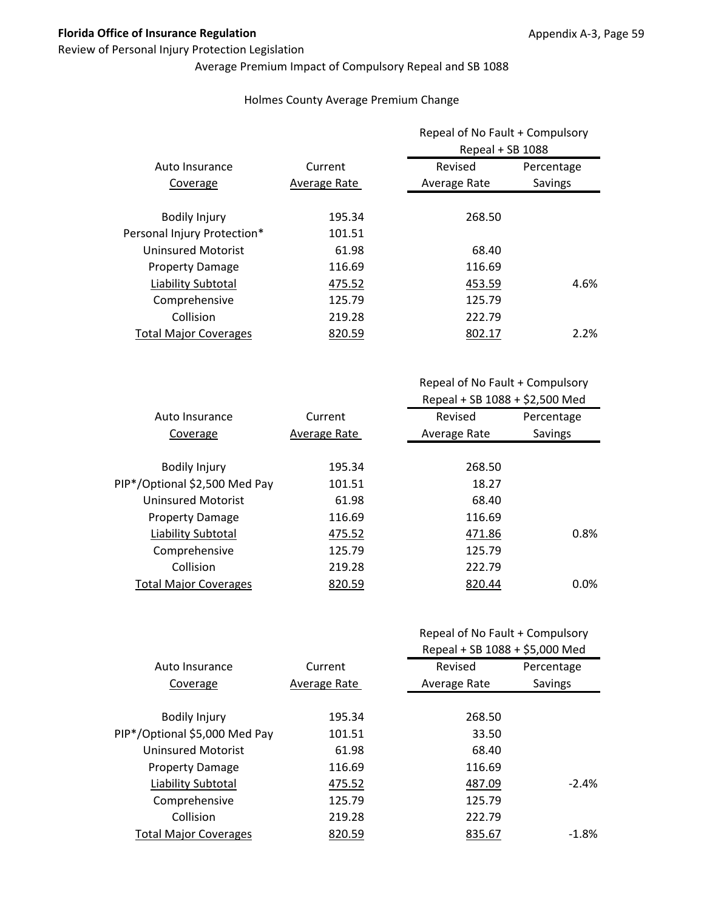Average Premium Impact of Compulsory Repeal and SB 1088

Holmes County Average Premium Change

| Auto Insurance Coverage | Current Average Rate | Repeal of No Fault + Compulsory Repeal + SB 1088 | |
|---|---|---|---|
| | | Revised Average Rate | Percentage Savings |
| Bodily Injury | 195.34 | 268.50 | |
| Personal Injury Protection* | 101.51 | | |
| Uninsured Motorist | 61.98 | 68.40 | |
| Property Damage | 116.69 | 116.69 | |
| Liability Subtotal | 475.52 | 453.59 | 4.6% |
| Comprehensive | 125.79 | 125.79 | |
| Collision | 219.28 | 222.79 | |
| Total Major Coverages | 820.59 | 802.17 | 2.2% |

| Auto Insurance Coverage | Current Average Rate | Repeal of No Fault + Compulsory Repeal + SB 1088 + $2,500 Med | |
|---|---|---|---|
| | | Revised Average Rate | Percentage Savings |
| Bodily Injury | 195.34 | 268.50 | |
| PIP*/Optional $2,500 Med Pay | 101.51 | 18.27 | |
| Uninsured Motorist | 61.98 | 68.40 | |
| Property Damage | 116.69 | 116.69 | |
| Liability Subtotal | 475.52 | 471.86 | 0.8% |
| Comprehensive | 125.79 | 125.79 | |
| Collision | 219.28 | 222.79 | |
| Total Major Coverages | 820.59 | 820.44 | 0.0% |

| Auto Insurance Coverage | Current Average Rate | Repeal of No Fault + Compulsory Repeal + SB 1088 + $5,000 Med | |
|---|---|---|---|
| | | Revised Average Rate | Percentage Savings |
| Bodily Injury | 195.34 | 268.50 | |
| PIP*/Optional $5,000 Med Pay | 101.51 | 33.50 | |
| Uninsured Motorist | 61.98 | 68.40 | |
| Property Damage | 116.69 | 116.69 | |
| Liability Subtotal | 475.52 | 487.09 | -2.4% |
| Comprehensive | 125.79 | 125.79 | |
| Collision | 219.28 | 222.79 | |
| Total Major Coverages | 820.59 | 835.67 | -1.8% |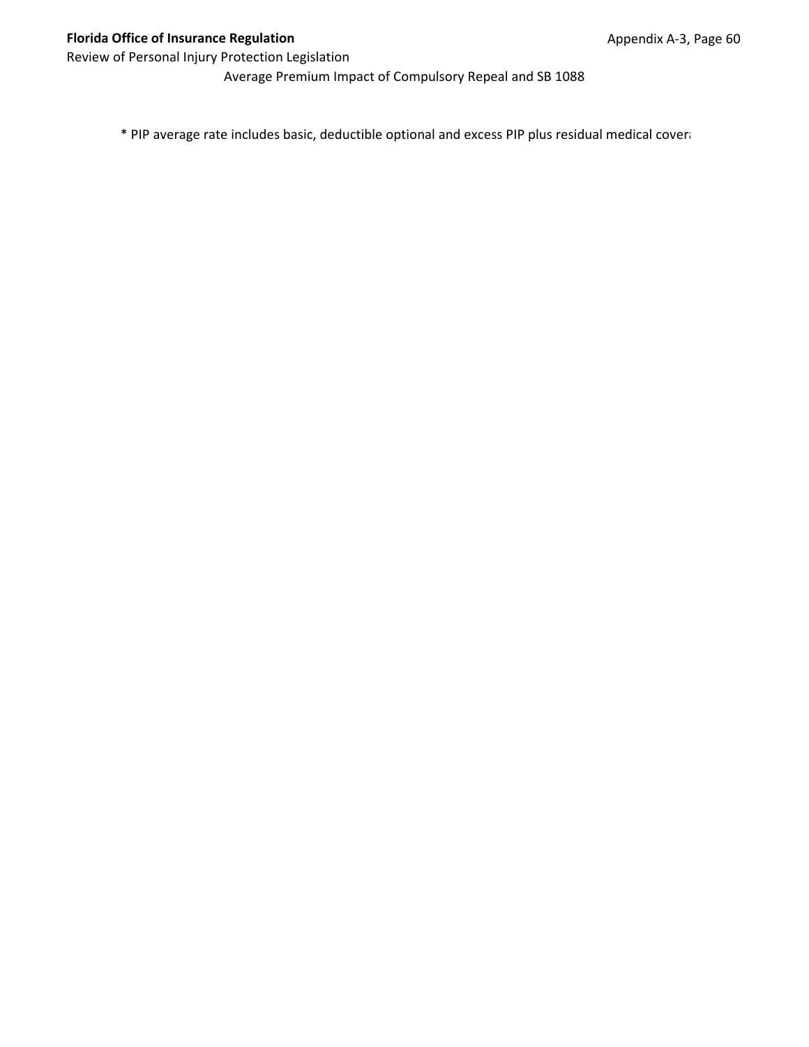Average Premium Impact of Compulsory Repeal and SB 1088

* PIP average rate includes basic, deductible optional and excess PIP plus residual medical covera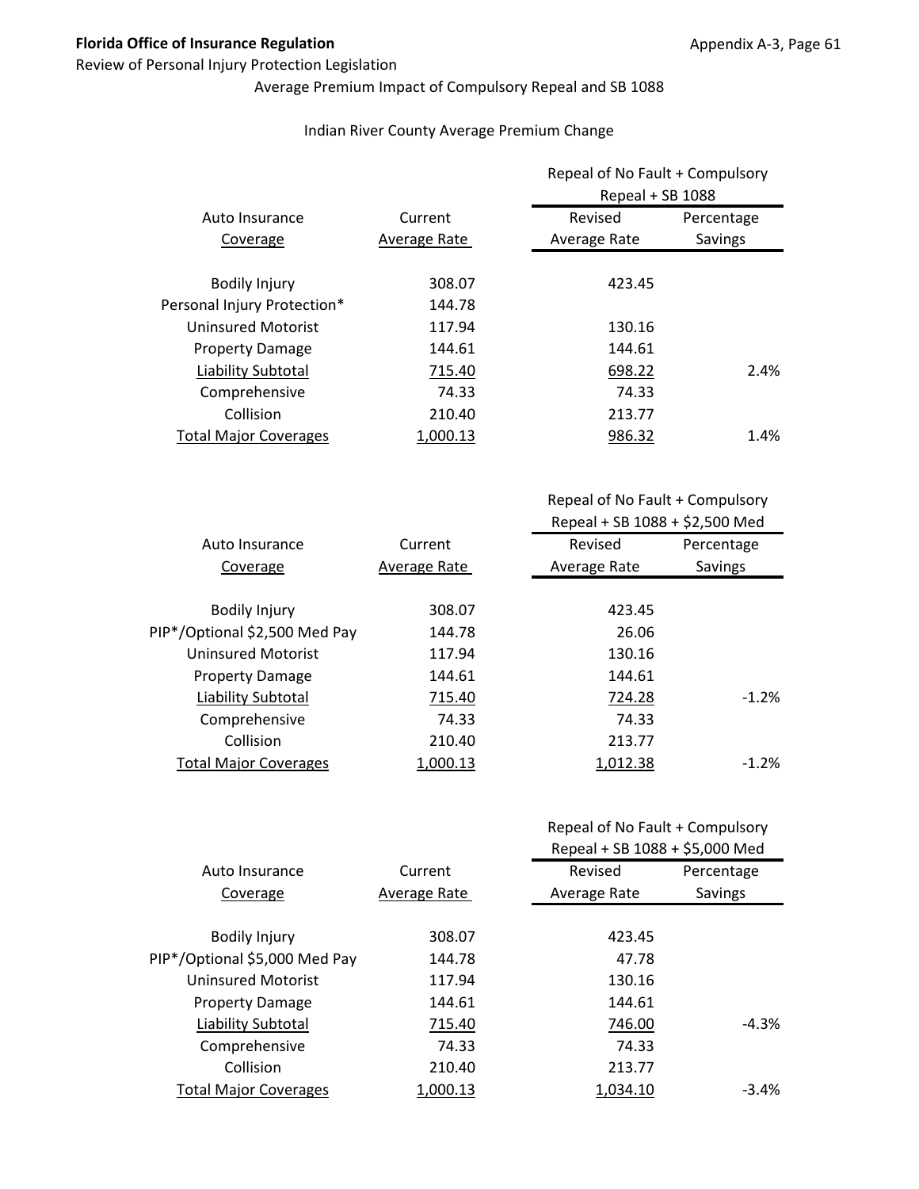**Florida Office of Insurance Regulation**

Review of Personal Injury Protection Legislation

Average Premium Impact of Compulsory Repeal and SB 1088

Indian River County Average Premium Change

| Auto Insurance Coverage | Current Average Rate | Repeal of No Fault + Compulsory Repeal + SB 1088 | |
|---|---|---|---|
| | | Revised Average Rate | Percentage Savings |
| Bodily Injury | 308.07 | 423.45 | |
| Personal Injury Protection* | 144.78 | | |
| Uninsured Motorist | 117.94 | 130.16 | |
| Property Damage | 144.61 | 144.61 | |
| Liability Subtotal | 715.40 | 698.22 | 2.4% |
| Comprehensive | 74.33 | 74.33 | |
| Collision | 210.40 | 213.77 | |
| Total Major Coverages | 1,000.13 | 986.32 | 1.4% |

| Auto Insurance Coverage | Current Average Rate | Repeal of No Fault + Compulsory Repeal + SB 1088 + $2,500 Med | |
|---|---|---|---|
| | | Revised Average Rate | Percentage Savings |
| Bodily Injury | 308.07 | 423.45 | |
| PIP*/Optional $2,500 Med Pay | 144.78 | 26.06 | |
| Uninsured Motorist | 117.94 | 130.16 | |
| Property Damage | 144.61 | 144.61 | |
| Liability Subtotal | 715.40 | 724.28 | -1.2% |
| Comprehensive | 74.33 | 74.33 | |
| Collision | 210.40 | 213.77 | |
| Total Major Coverages | 1,000.13 | 1,012.38 | -1.2% |

| Auto Insurance Coverage | Current Average Rate | Repeal of No Fault + Compulsory Repeal + SB 1088 + $5,000 Med | |
|---|---|---|---|
| | | Revised Average Rate | Percentage Savings |
| Bodily Injury | 308.07 | 423.45 | |
| PIP*/Optional $5,000 Med Pay | 144.78 | 47.78 | |
| Uninsured Motorist | 117.94 | 130.16 | |
| Property Damage | 144.61 | 144.61 | |
| Liability Subtotal | 715.40 | 746.00 | -4.3% |
| Comprehensive | 74.33 | 74.33 | |
| Collision | 210.40 | 213.77 | |
| Total Major Coverages | 1,000.13 | 1,034.10 | -3.4% |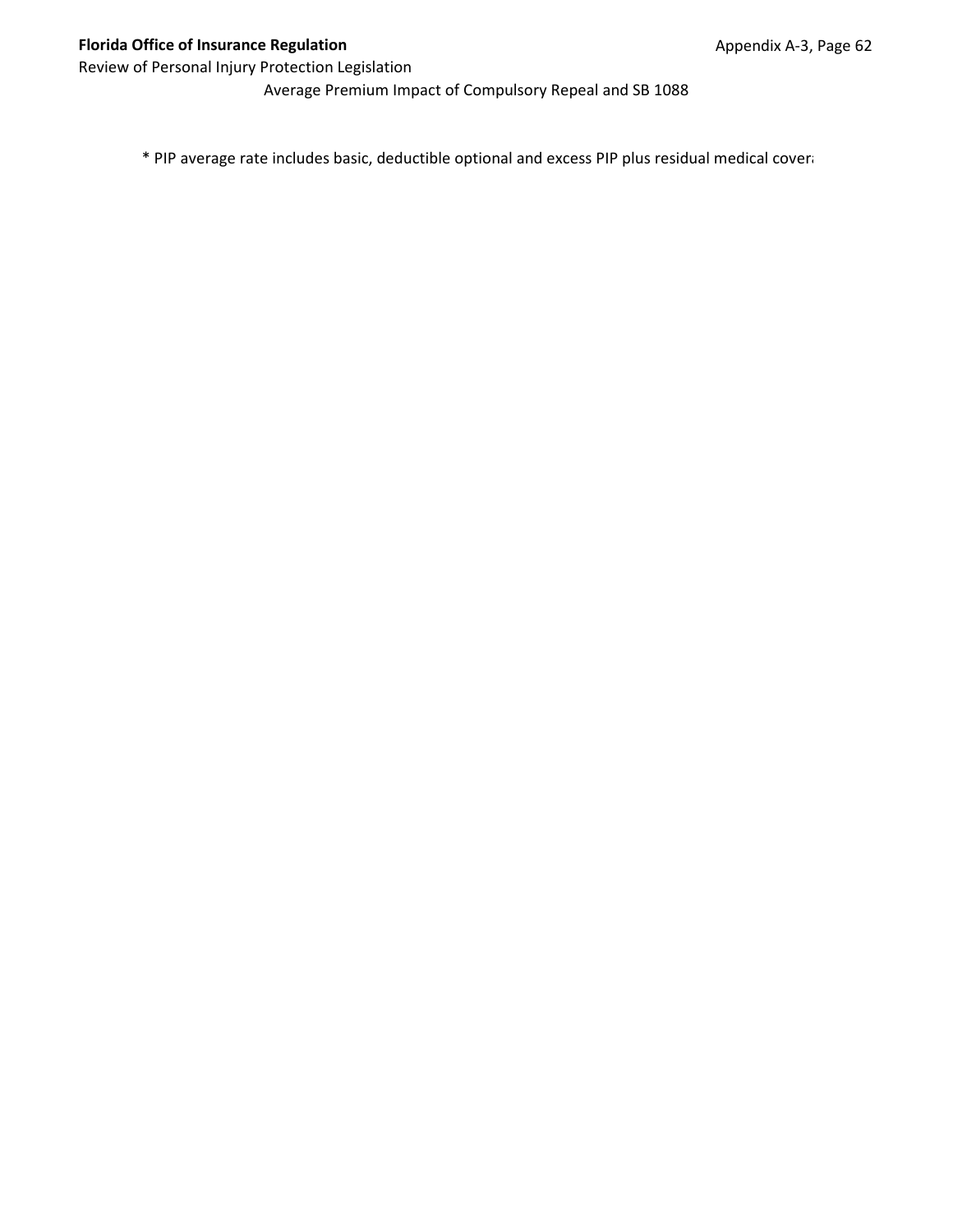Average Premium Impact of Compulsory Repeal and SB 1088

* PIP average rate includes basic, deductible optional and excess PIP plus residual medical cover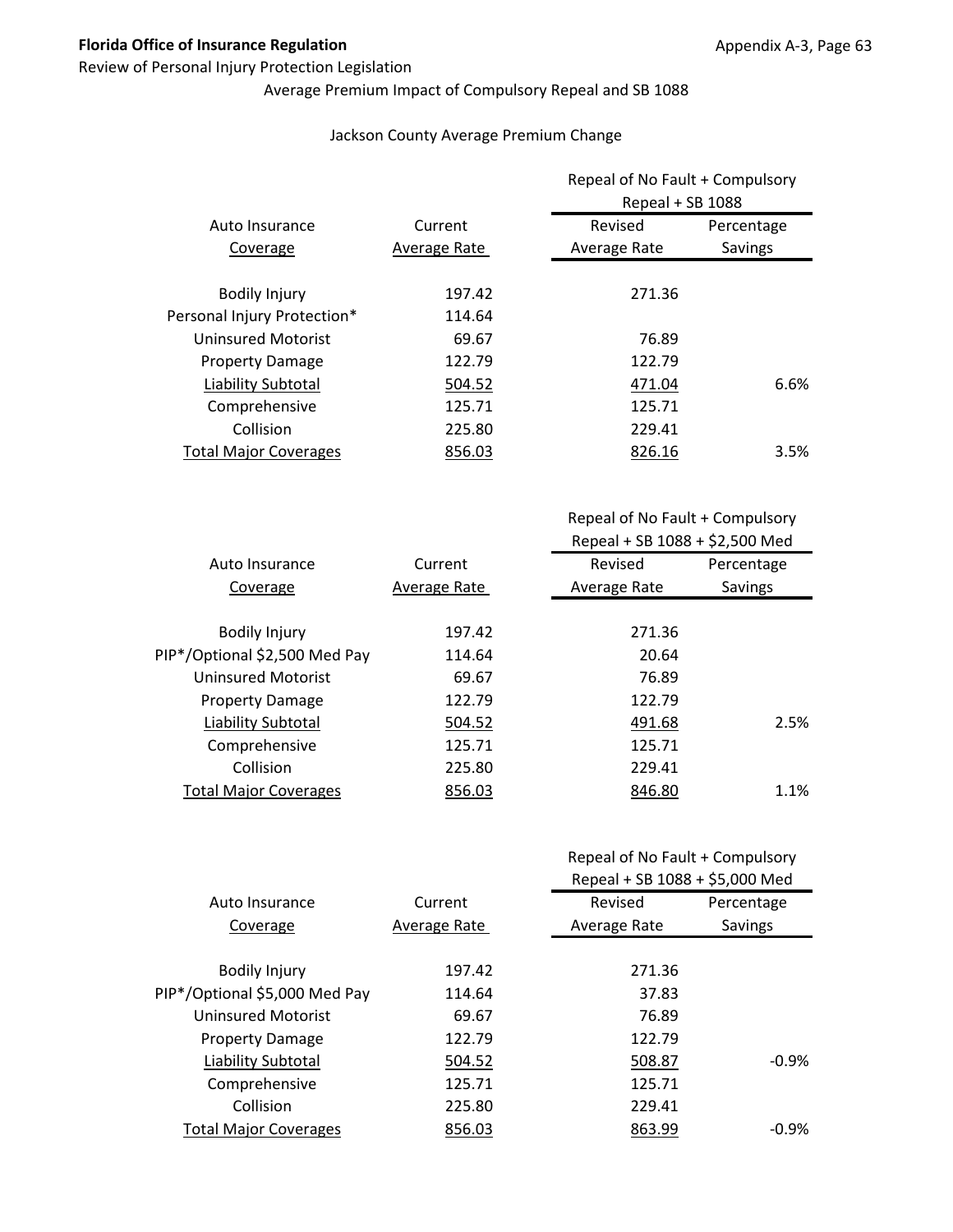Review of Personal Injury Protection Legislation

Average Premium Impact of Compulsory Repeal and SB 1088

Jackson County Average Premium Change

| Auto Insurance Coverage | Current Average Rate | Repeal of No Fault + Compulsory Repeal + SB 1088 Revised Average Rate | Percentage Savings |
|---|---|---|---|
| Bodily Injury | 197.42 | 271.36 | |
| Personal Injury Protection* | 114.64 | | |
| Uninsured Motorist | 69.67 | 76.89 | |
| Property Damage | 122.79 | 122.79 | |
| Liability Subtotal | 504.52 | 471.04 | 6.6% |
| Comprehensive | 125.71 | 125.71 | |
| Collision | 225.80 | 229.41 | |
| Total Major Coverages | 856.03 | 826.16 | 3.5% |

| Auto Insurance Coverage | Current Average Rate | Repeal of No Fault + Compulsory Repeal + SB 1088 + $2,500 Med Revised Average Rate | Percentage Savings |
|---|---|---|---|
| Bodily Injury | 197.42 | 271.36 | |
| PIP*/Optional $2,500 Med Pay | 114.64 | 20.64 | |
| Uninsured Motorist | 69.67 | 76.89 | |
| Property Damage | 122.79 | 122.79 | |
| Liability Subtotal | 504.52 | 491.68 | 2.5% |
| Comprehensive | 125.71 | 125.71 | |
| Collision | 225.80 | 229.41 | |
| Total Major Coverages | 856.03 | 846.80 | 1.1% |

| Auto Insurance Coverage | Current Average Rate | Repeal of No Fault + Compulsory Repeal + SB 1088 + $5,000 Med Revised Average Rate | Percentage Savings |
|---|---|---|---|
| Bodily Injury | 197.42 | 271.36 | |
| PIP*/Optional $5,000 Med Pay | 114.64 | 37.83 | |
| Uninsured Motorist | 69.67 | 76.89 | |
| Property Damage | 122.79 | 122.79 | |
| Liability Subtotal | 504.52 | 508.87 | -0.9% |
| Comprehensive | 125.71 | 125.71 | |
| Collision | 225.80 | 229.41 | |
| Total Major Coverages | 856.03 | 863.99 | -0.9% |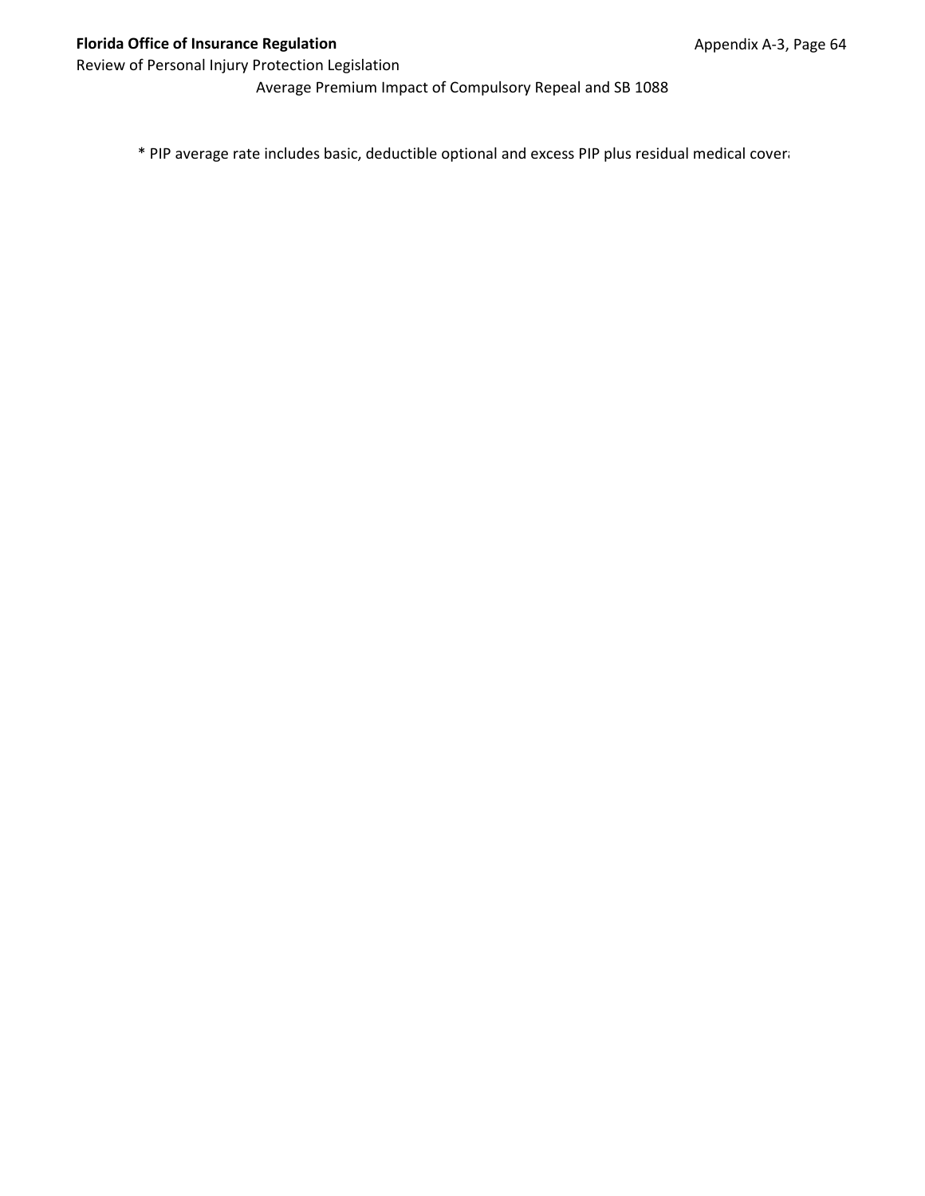Average Premium Impact of Compulsory Repeal and SB 1088

* PIP average rate includes basic, deductible optional and excess PIP plus residual medical covera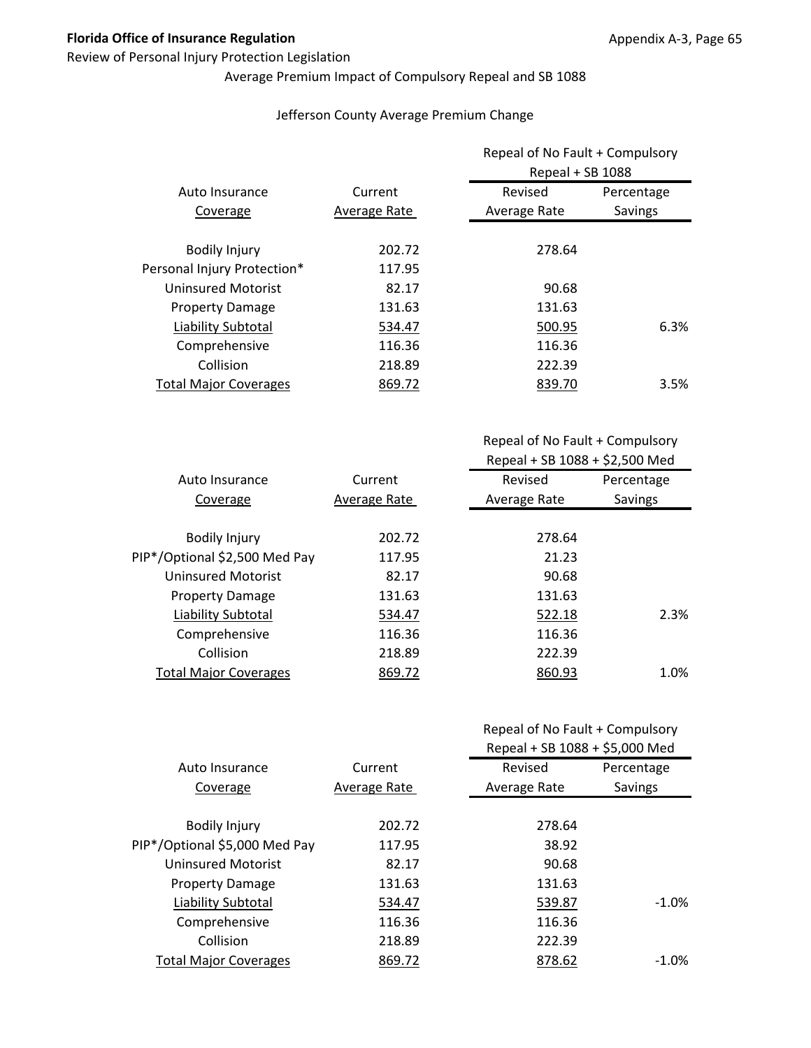**Florida Office of Insurance Regulation**

Review of Personal Injury Protection Legislation

Average Premium Impact of Compulsory Repeal and SB 1088

Jefferson County Average Premium Change

| Auto Insurance Coverage | Current Average Rate | Repeal of No Fault + Compulsory Repeal + SB 1088 Revised Average Rate | Percentage Savings |
|---|---|---|---|
| Bodily Injury | 202.72 | 278.64 | |
| Personal Injury Protection* | 117.95 | | |
| Uninsured Motorist | 82.17 | 90.68 | |
| Property Damage | 131.63 | 131.63 | |
| Liability Subtotal | 534.47 | 500.95 | 6.3% |
| Comprehensive | 116.36 | 116.36 | |
| Collision | 218.89 | 222.39 | |
| Total Major Coverages | 869.72 | 839.70 | 3.5% |

| Auto Insurance Coverage | Current Average Rate | Repeal of No Fault + Compulsory Repeal + SB 1088 + $2,500 Med Revised Average Rate | Percentage Savings |
|---|---|---|---|
| Bodily Injury | 202.72 | 278.64 | |
| PIP*/Optional $2,500 Med Pay | 117.95 | 21.23 | |
| Uninsured Motorist | 82.17 | 90.68 | |
| Property Damage | 131.63 | 131.63 | |
| Liability Subtotal | 534.47 | 522.18 | 2.3% |
| Comprehensive | 116.36 | 116.36 | |
| Collision | 218.89 | 222.39 | |
| Total Major Coverages | 869.72 | 860.93 | 1.0% |

| Auto Insurance Coverage | Current Average Rate | Repeal of No Fault + Compulsory Repeal + SB 1088 + $5,000 Med Revised Average Rate | Percentage Savings |
|---|---|---|---|
| Bodily Injury | 202.72 | 278.64 | |
| PIP*/Optional $5,000 Med Pay | 117.95 | 38.92 | |
| Uninsured Motorist | 82.17 | 90.68 | |
| Property Damage | 131.63 | 131.63 | |
| Liability Subtotal | 534.47 | 539.87 | -1.0% |
| Comprehensive | 116.36 | 116.36 | |
| Collision | 218.89 | 222.39 | |
| Total Major Coverages | 869.72 | 878.62 | -1.0% |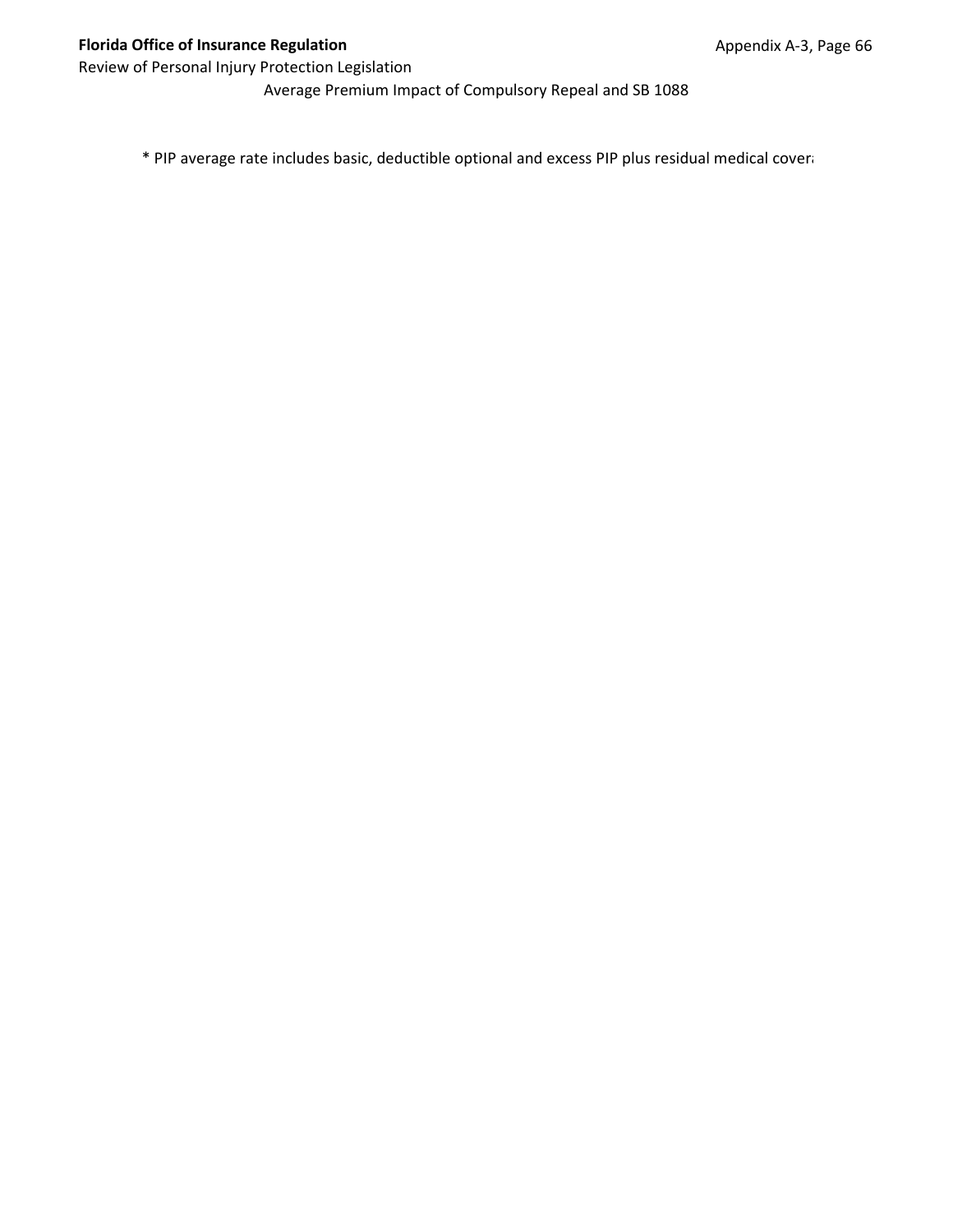Average Premium Impact of Compulsory Repeal and SB 1088

* PIP average rate includes basic, deductible optional and excess PIP plus residual medical cover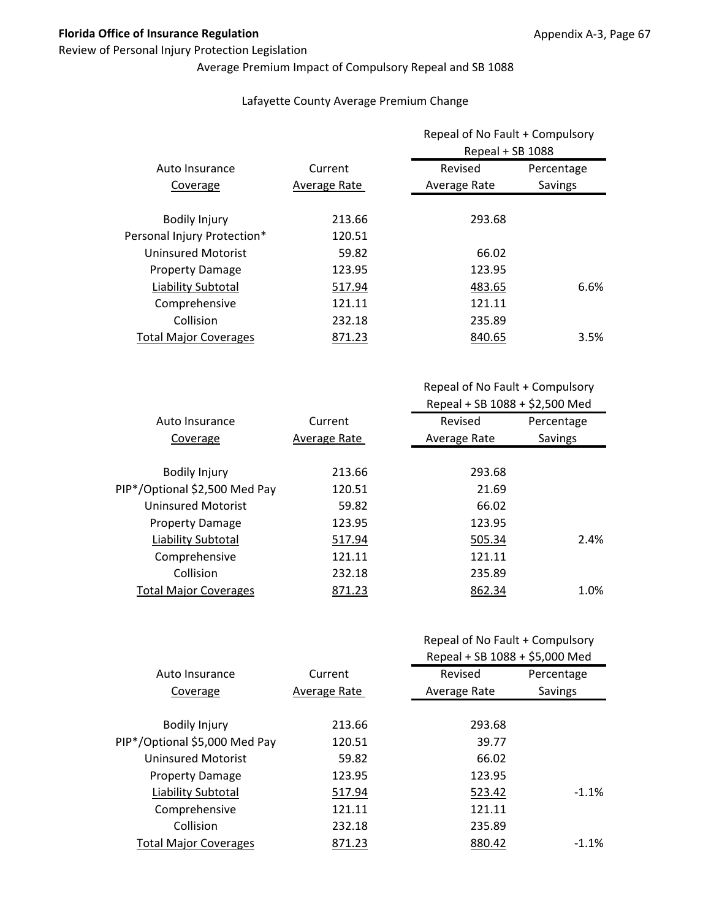Average Premium Impact of Compulsory Repeal and SB 1088

Lafayette County Average Premium Change

| Auto Insurance Coverage | Current Average Rate | Repeal of No Fault + Compulsory Repeal + SB 1088 Revised Average Rate | Percentage Savings |
|---|---|---|---|
| Bodily Injury | 213.66 | 293.68 | |
| Personal Injury Protection* | 120.51 | | |
| Uninsured Motorist | 59.82 | 66.02 | |
| Property Damage | 123.95 | 123.95 | |
| Liability Subtotal | 517.94 | 483.65 | 6.6% |
| Comprehensive | 121.11 | 121.11 | |
| Collision | 232.18 | 235.89 | |
| Total Major Coverages | 871.23 | 840.65 | 3.5% |

| Auto Insurance Coverage | Current Average Rate | Repeal of No Fault + Compulsory Repeal + SB 1088 + $2,500 Med Revised Average Rate | Percentage Savings |
|---|---|---|---|
| Bodily Injury | 213.66 | 293.68 | |
| PIP*/Optional $2,500 Med Pay | 120.51 | 21.69 | |
| Uninsured Motorist | 59.82 | 66.02 | |
| Property Damage | 123.95 | 123.95 | |
| Liability Subtotal | 517.94 | 505.34 | 2.4% |
| Comprehensive | 121.11 | 121.11 | |
| Collision | 232.18 | 235.89 | |
| Total Major Coverages | 871.23 | 862.34 | 1.0% |

| Auto Insurance Coverage | Current Average Rate | Repeal of No Fault + Compulsory Repeal + SB 1088 + $5,000 Med Revised Average Rate | Percentage Savings |
|---|---|---|---|
| Bodily Injury | 213.66 | 293.68 | |
| PIP*/Optional $5,000 Med Pay | 120.51 | 39.77 | |
| Uninsured Motorist | 59.82 | 66.02 | |
| Property Damage | 123.95 | 123.95 | |
| Liability Subtotal | 517.94 | 523.42 | -1.1% |
| Comprehensive | 121.11 | 121.11 | |
| Collision | 232.18 | 235.89 | |
| Total Major Coverages | 871.23 | 880.42 | -1.1% |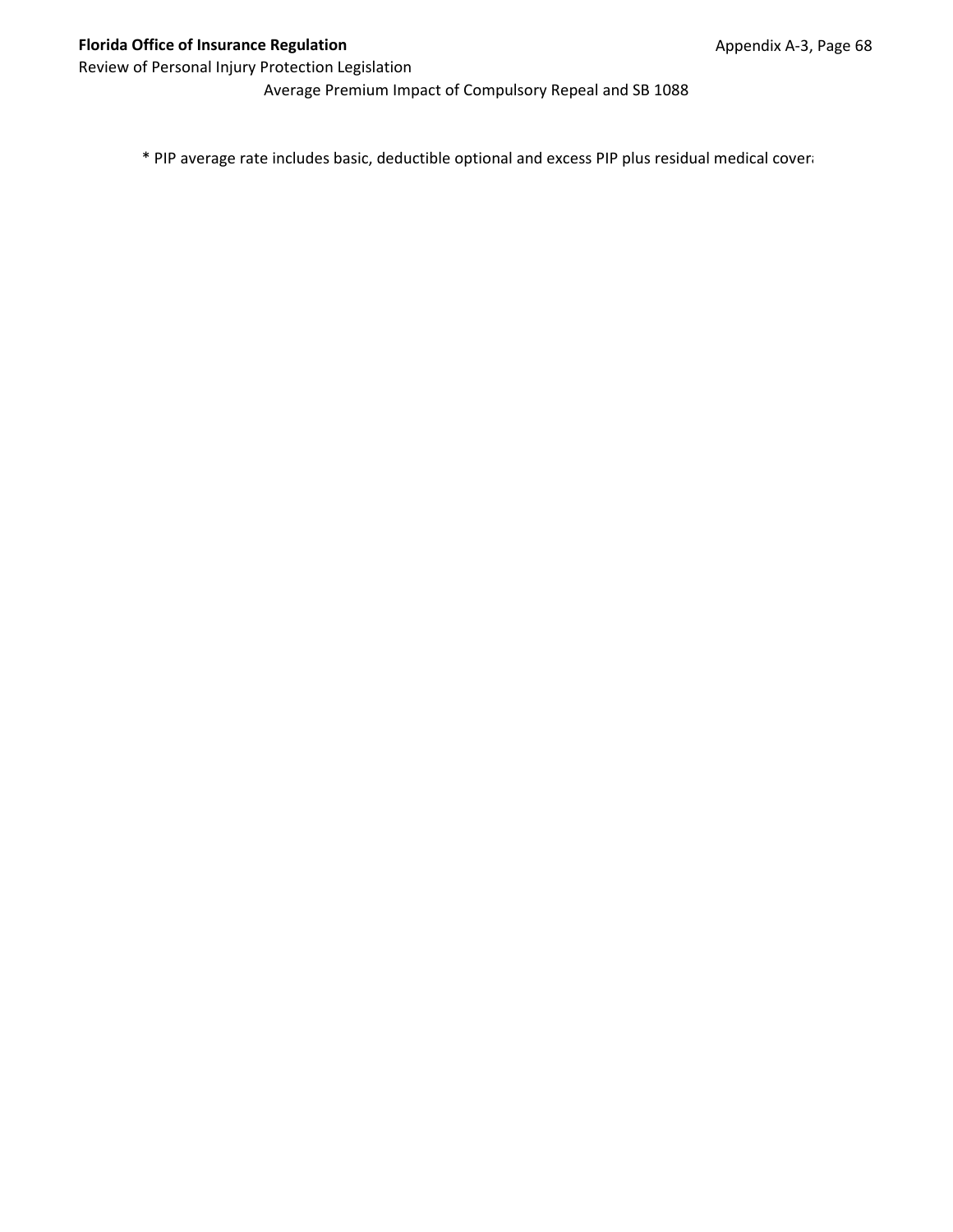Average Premium Impact of Compulsory Repeal and SB 1088

* PIP average rate includes basic, deductible optional and excess PIP plus residual medical cover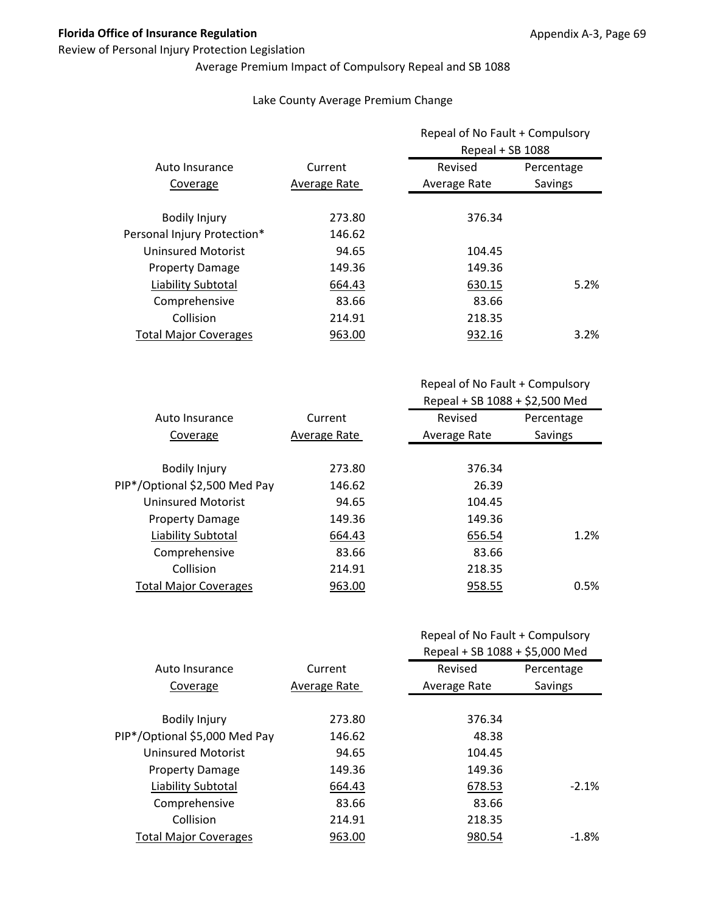Review of Personal Injury Protection Legislation

Average Premium Impact of Compulsory Repeal and SB 1088

Lake County Average Premium Change

| Auto Insurance Coverage | Current Average Rate | Repeal of No Fault + Compulsory Repeal + SB 1088 Revised Average Rate | Percentage Savings |
|---|---|---|---|
| Bodily Injury | 273.80 | 376.34 | |
| Personal Injury Protection* | 146.62 | | |
| Uninsured Motorist | 94.65 | 104.45 | |
| Property Damage | 149.36 | 149.36 | |
| Liability Subtotal | 664.43 | 630.15 | 5.2% |
| Comprehensive | 83.66 | 83.66 | |
| Collision | 214.91 | 218.35 | |
| Total Major Coverages | 963.00 | 932.16 | 3.2% |

| Auto Insurance Coverage | Current Average Rate | Repeal of No Fault + Compulsory Repeal + SB 1088 + $2,500 Med Revised Average Rate | Percentage Savings |
|---|---|---|---|
| Bodily Injury | 273.80 | 376.34 | |
| PIP*/Optional $2,500 Med Pay | 146.62 | 26.39 | |
| Uninsured Motorist | 94.65 | 104.45 | |
| Property Damage | 149.36 | 149.36 | |
| Liability Subtotal | 664.43 | 656.54 | 1.2% |
| Comprehensive | 83.66 | 83.66 | |
| Collision | 214.91 | 218.35 | |
| Total Major Coverages | 963.00 | 958.55 | 0.5% |

| Auto Insurance Coverage | Current Average Rate | Repeal of No Fault + Compulsory Repeal + SB 1088 + $5,000 Med Revised Average Rate | Percentage Savings |
|---|---|---|---|
| Bodily Injury | 273.80 | 376.34 | |
| PIP*/Optional $5,000 Med Pay | 146.62 | 48.38 | |
| Uninsured Motorist | 94.65 | 104.45 | |
| Property Damage | 149.36 | 149.36 | |
| Liability Subtotal | 664.43 | 678.53 | -2.1% |
| Comprehensive | 83.66 | 83.66 | |
| Collision | 214.91 | 218.35 | |
| Total Major Coverages | 963.00 | 980.54 | -1.8% |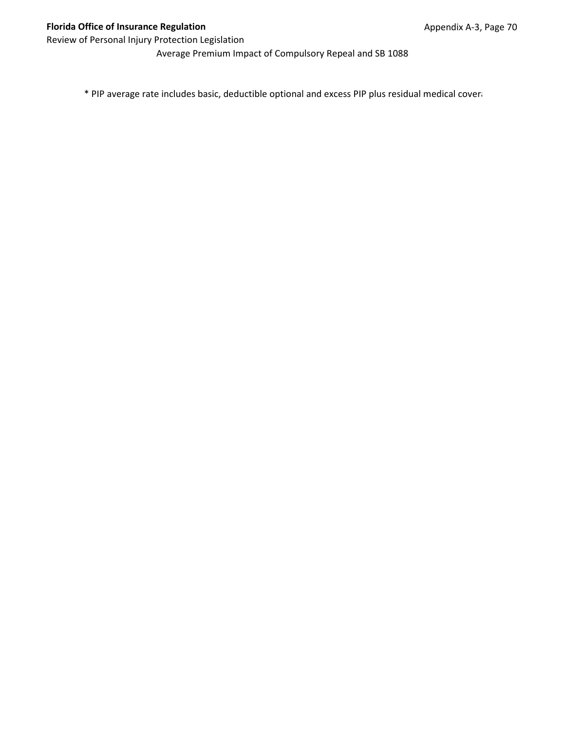Average Premium Impact of Compulsory Repeal and SB 1088

* PIP average rate includes basic, deductible optional and excess PIP plus residual medical covera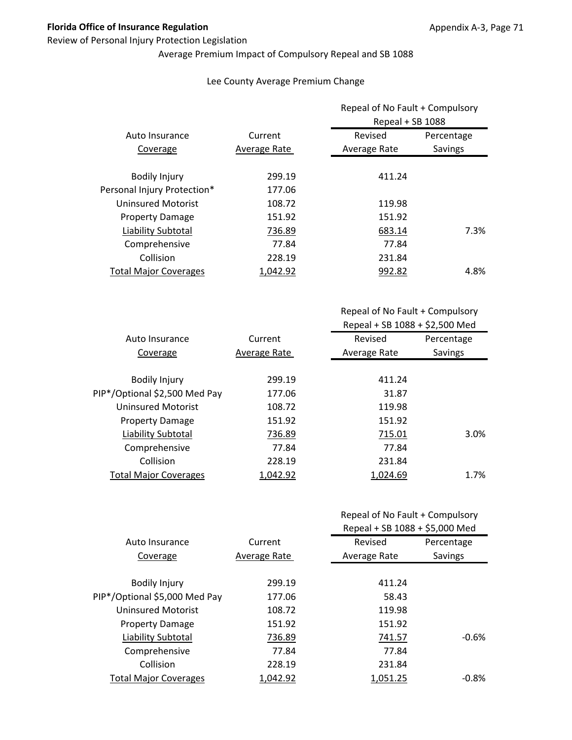**Florida Office of Insurance Regulation**

Review of Personal Injury Protection Legislation

Average Premium Impact of Compulsory Repeal and SB 1088

Lee County Average Premium Change

| Auto Insurance Coverage | Current Average Rate | Repeal of No Fault + Compulsory Repeal + SB 1088 Revised Average Rate | Percentage Savings |
|---|---|---|---|
| Bodily Injury | 299.19 | 411.24 | |
| Personal Injury Protection* | 177.06 | | |
| Uninsured Motorist | 108.72 | 119.98 | |
| Property Damage | 151.92 | 151.92 | |
| Liability Subtotal | 736.89 | 683.14 | 7.3% |
| Comprehensive | 77.84 | 77.84 | |
| Collision | 228.19 | 231.84 | |
| Total Major Coverages | 1,042.92 | 992.82 | 4.8% |

| Auto Insurance Coverage | Current Average Rate | Repeal of No Fault + Compulsory Repeal + SB 1088 + $2,500 Med Revised Average Rate | Percentage Savings |
|---|---|---|---|
| Bodily Injury | 299.19 | 411.24 | |
| PIP*/Optional $2,500 Med Pay | 177.06 | 31.87 | |
| Uninsured Motorist | 108.72 | 119.98 | |
| Property Damage | 151.92 | 151.92 | |
| Liability Subtotal | 736.89 | 715.01 | 3.0% |
| Comprehensive | 77.84 | 77.84 | |
| Collision | 228.19 | 231.84 | |
| Total Major Coverages | 1,042.92 | 1,024.69 | 1.7% |

| Auto Insurance Coverage | Current Average Rate | Repeal of No Fault + Compulsory Repeal + SB 1088 + $5,000 Med Revised Average Rate | Percentage Savings |
|---|---|---|---|
| Bodily Injury | 299.19 | 411.24 | |
| PIP*/Optional $5,000 Med Pay | 177.06 | 58.43 | |
| Uninsured Motorist | 108.72 | 119.98 | |
| Property Damage | 151.92 | 151.92 | |
| Liability Subtotal | 736.89 | 741.57 | -0.6% |
| Comprehensive | 77.84 | 77.84 | |
| Collision | 228.19 | 231.84 | |
| Total Major Coverages | 1,042.92 | 1,051.25 | -0.8% |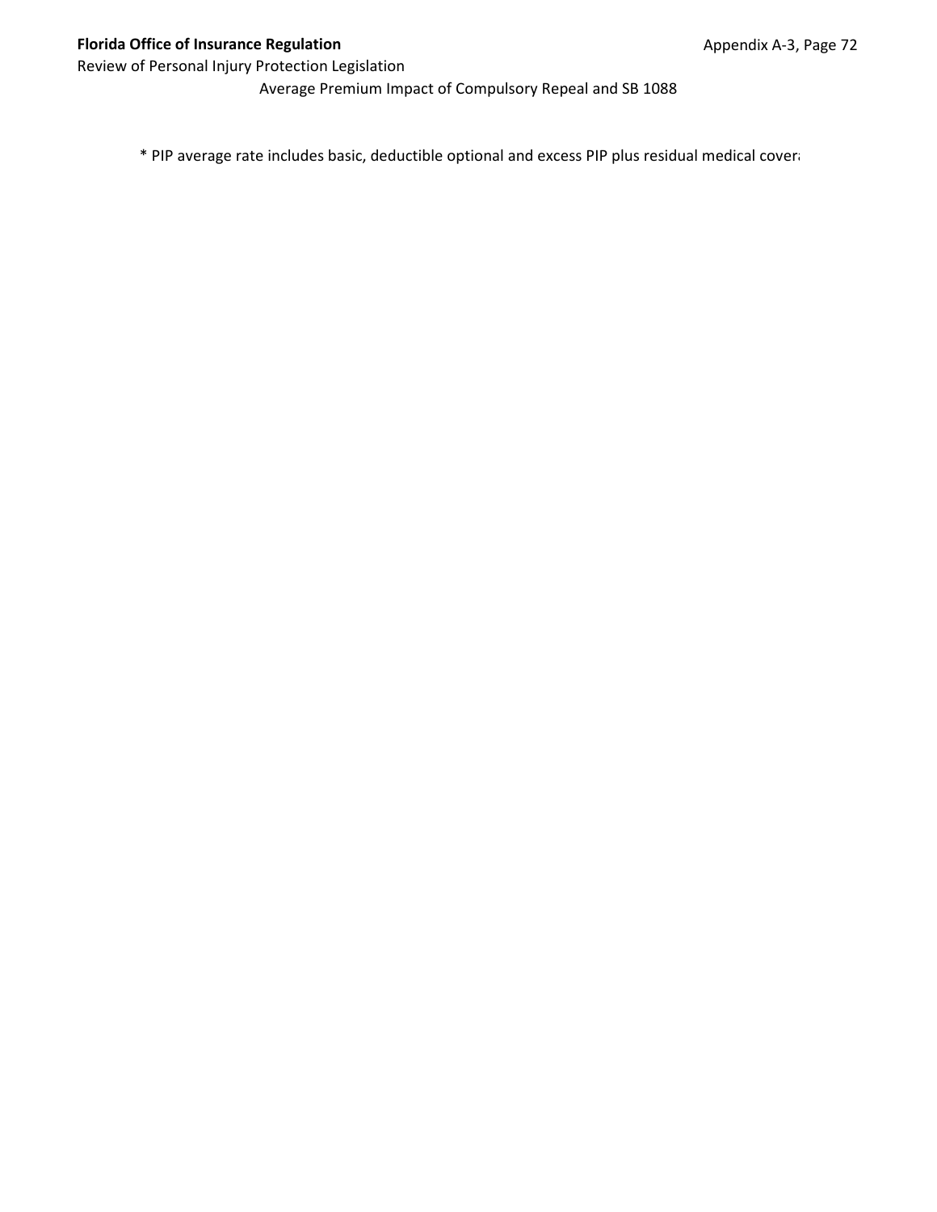Average Premium Impact of Compulsory Repeal and SB 1088

* PIP average rate includes basic, deductible optional and excess PIP plus residual medical cover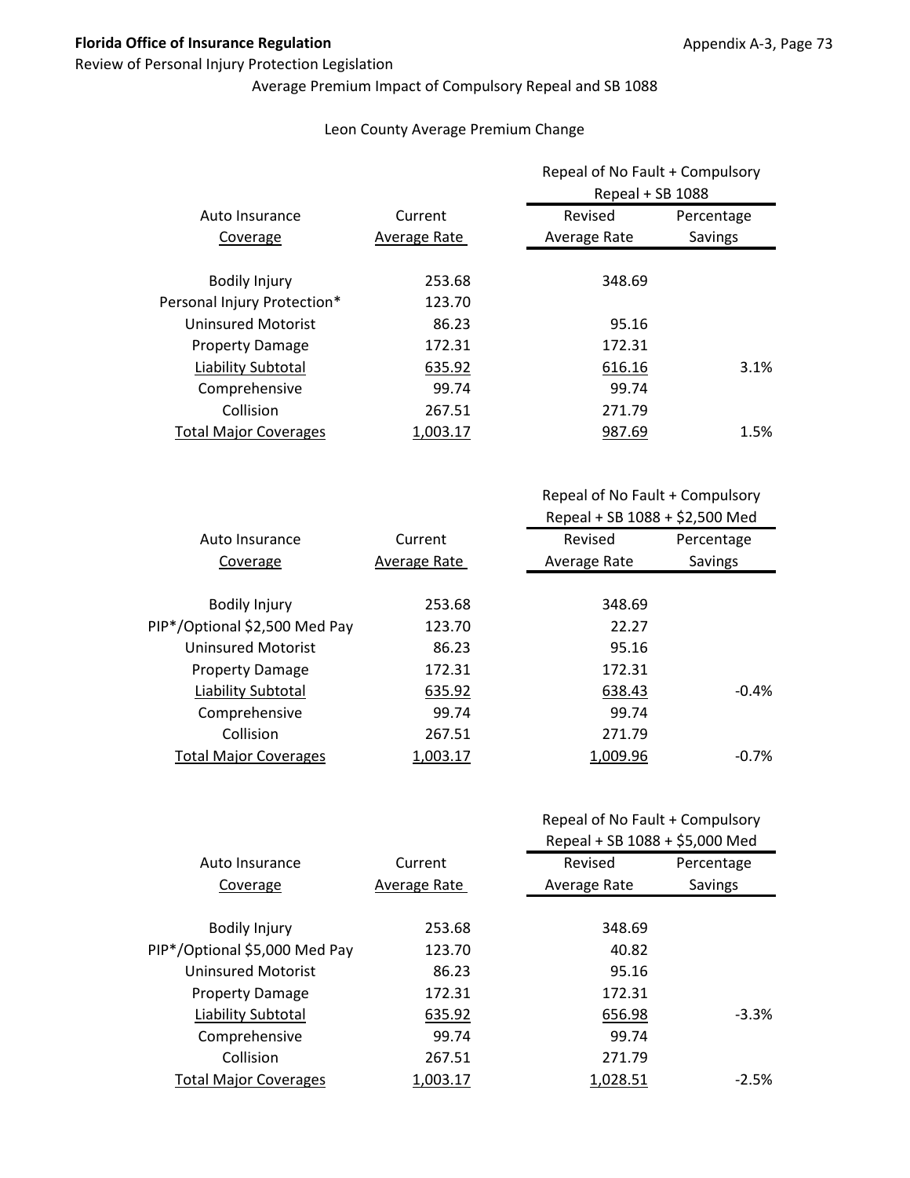**Florida Office of Insurance Regulation**

Review of Personal Injury Protection Legislation

Average Premium Impact of Compulsory Repeal and SB 1088

Leon County Average Premium Change

| Auto Insurance Coverage | Current Average Rate | Repeal of No Fault + Compulsory Repeal + SB 1088 | |
|---|---|---|---|
| | | Revised Average Rate | Percentage Savings |
| Bodily Injury | 253.68 | 348.69 | |
| Personal Injury Protection* | 123.70 | | |
| Uninsured Motorist | 86.23 | 95.16 | |
| Property Damage | 172.31 | 172.31 | |
| Liability Subtotal | 635.92 | 616.16 | 3.1% |
| Comprehensive | 99.74 | 99.74 | |
| Collision | 267.51 | 271.79 | |
| Total Major Coverages | 1,003.17 | 987.69 | 1.5% |

| Auto Insurance Coverage | Current Average Rate | Repeal of No Fault + Compulsory Repeal + SB 1088 + $2,500 Med | |
|---|---|---|---|
| | | Revised Average Rate | Percentage Savings |
| Bodily Injury | 253.68 | 348.69 | |
| PIP*/Optional $2,500 Med Pay | 123.70 | 22.27 | |
| Uninsured Motorist | 86.23 | 95.16 | |
| Property Damage | 172.31 | 172.31 | |
| Liability Subtotal | 635.92 | 638.43 | -0.4% |
| Comprehensive | 99.74 | 99.74 | |
| Collision | 267.51 | 271.79 | |
| Total Major Coverages | 1,003.17 | 1,009.96 | -0.7% |

| Auto Insurance Coverage | Current Average Rate | Repeal of No Fault + Compulsory Repeal + SB 1088 + $5,000 Med | |
|---|---|---|---|
| | | Revised Average Rate | Percentage Savings |
| Bodily Injury | 253.68 | 348.69 | |
| PIP*/Optional $5,000 Med Pay | 123.70 | 40.82 | |
| Uninsured Motorist | 86.23 | 95.16 | |
| Property Damage | 172.31 | 172.31 | |
| Liability Subtotal | 635.92 | 656.98 | -3.3% |
| Comprehensive | 99.74 | 99.74 | |
| Collision | 267.51 | 271.79 | |
| Total Major Coverages | 1,003.17 | 1,028.51 | -2.5% |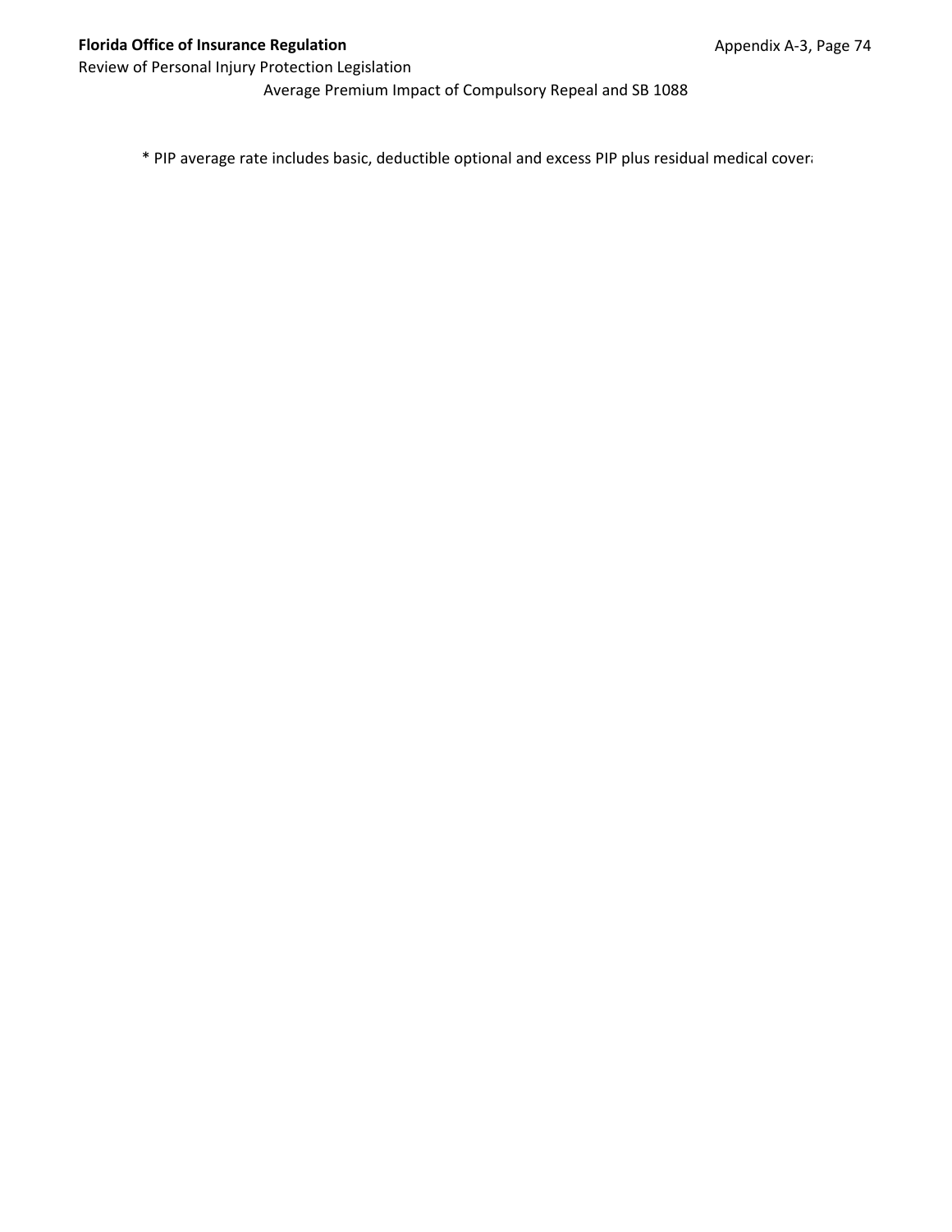Average Premium Impact of Compulsory Repeal and SB 1088

* PIP average rate includes basic, deductible optional and excess PIP plus residual medical covera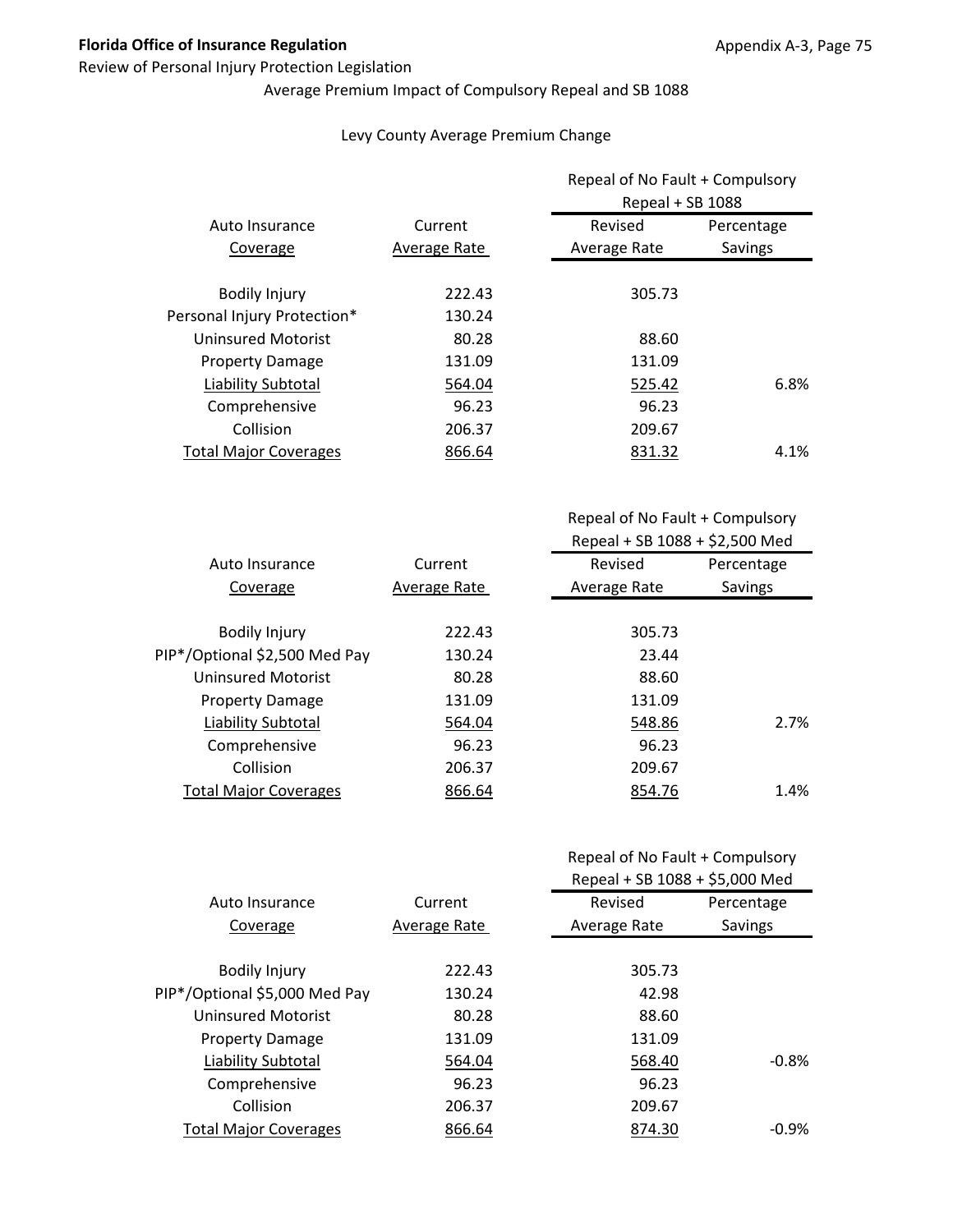Average Premium Impact of Compulsory Repeal and SB 1088

Levy County Average Premium Change

| Auto Insurance Coverage | Current Average Rate | Repeal of No Fault + Compulsory Repeal + SB 1088 Revised Average Rate | Percentage Savings |
|---|---|---|---|
| Bodily Injury | 222.43 | 305.73 | |
| Personal Injury Protection* | 130.24 | | |
| Uninsured Motorist | 80.28 | 88.60 | |
| Property Damage | 131.09 | 131.09 | |
| Liability Subtotal | 564.04 | 525.42 | 6.8% |
| Comprehensive | 96.23 | 96.23 | |
| Collision | 206.37 | 209.67 | |
| Total Major Coverages | 866.64 | 831.32 | 4.1% |

| Auto Insurance Coverage | Current Average Rate | Repeal of No Fault + Compulsory Repeal + SB 1088 + $2,500 Med Revised Average Rate | Percentage Savings |
|---|---|---|---|
| Bodily Injury | 222.43 | 305.73 | |
| PIP*/Optional $2,500 Med Pay | 130.24 | 23.44 | |
| Uninsured Motorist | 80.28 | 88.60 | |
| Property Damage | 131.09 | 131.09 | |
| Liability Subtotal | 564.04 | 548.86 | 2.7% |
| Comprehensive | 96.23 | 96.23 | |
| Collision | 206.37 | 209.67 | |
| Total Major Coverages | 866.64 | 854.76 | 1.4% |

| Auto Insurance Coverage | Current Average Rate | Repeal of No Fault + Compulsory Repeal + SB 1088 + $5,000 Med Revised Average Rate | Percentage Savings |
|---|---|---|---|
| Bodily Injury | 222.43 | 305.73 | |
| PIP*/Optional $5,000 Med Pay | 130.24 | 42.98 | |
| Uninsured Motorist | 80.28 | 88.60 | |
| Property Damage | 131.09 | 131.09 | |
| Liability Subtotal | 564.04 | 568.40 | -0.8% |
| Comprehensive | 96.23 | 96.23 | |
| Collision | 206.37 | 209.67 | |
| Total Major Coverages | 866.64 | 874.30 | -0.9% |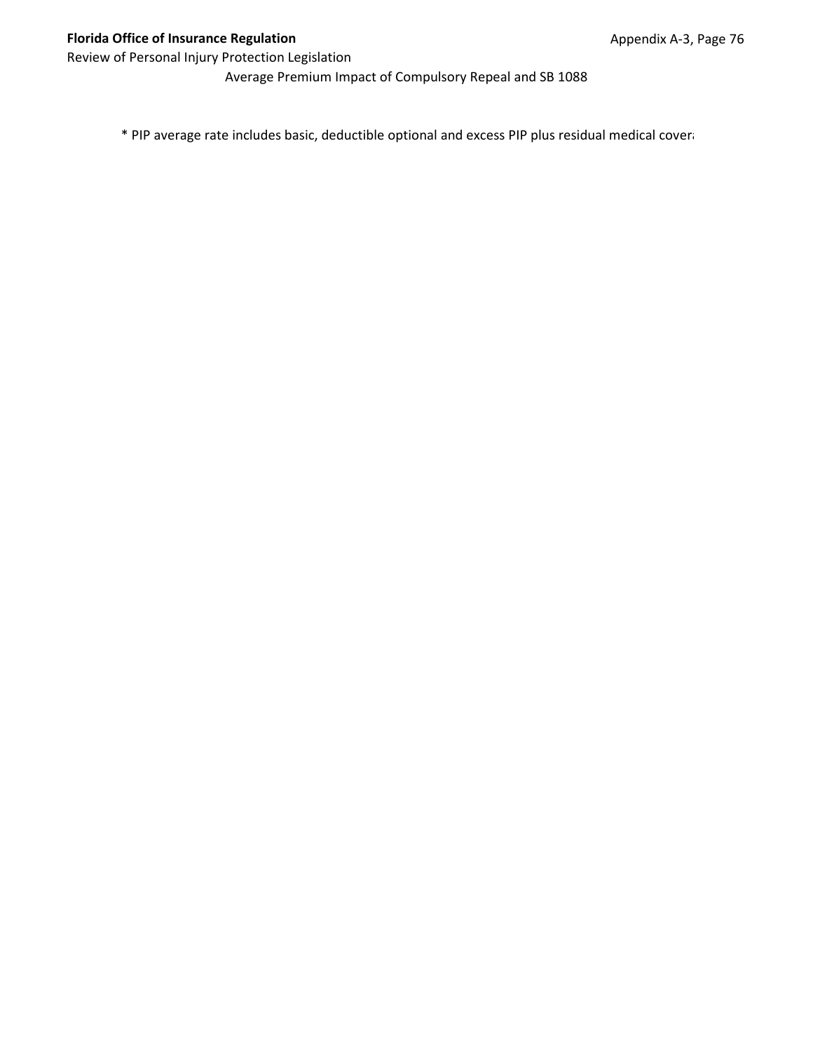Average Premium Impact of Compulsory Repeal and SB 1088

* PIP average rate includes basic, deductible optional and excess PIP plus residual medical cover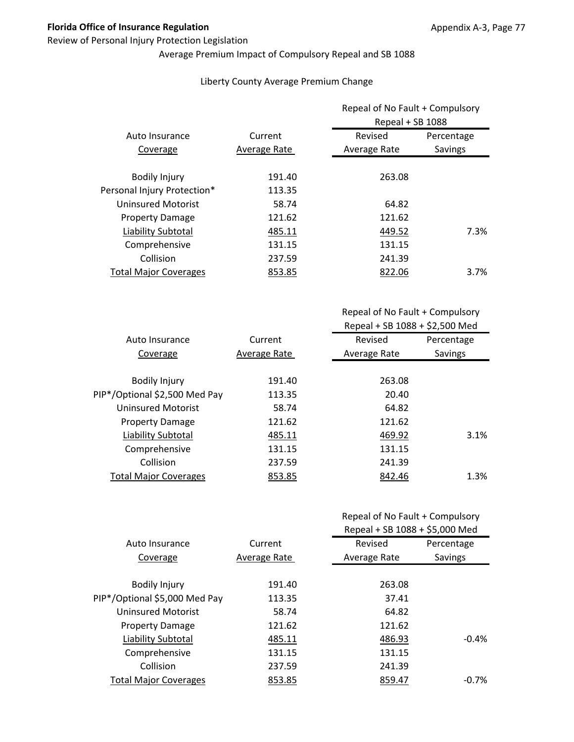Average Premium Impact of Compulsory Repeal and SB 1088

Liberty County Average Premium Change

| Auto Insurance Coverage | Current Average Rate | Repeal of No Fault + Compulsory Repeal + SB 1088 | |
|---|---|---|---|
| | | Revised Average Rate | Percentage Savings |
| Bodily Injury | 191.40 | 263.08 | |
| Personal Injury Protection* | 113.35 | | |
| Uninsured Motorist | 58.74 | 64.82 | |
| Property Damage | 121.62 | 121.62 | |
| Liability Subtotal | 485.11 | 449.52 | 7.3% |
| Comprehensive | 131.15 | 131.15 | |
| Collision | 237.59 | 241.39 | |
| Total Major Coverages | 853.85 | 822.06 | 3.7% |

| Auto Insurance Coverage | Current Average Rate | Repeal of No Fault + Compulsory Repeal + SB 1088 + $2,500 Med | |
|---|---|---|---|
| | | Revised Average Rate | Percentage Savings |
| Bodily Injury | 191.40 | 263.08 | |
| PIP*/Optional $2,500 Med Pay | 113.35 | 20.40 | |
| Uninsured Motorist | 58.74 | 64.82 | |
| Property Damage | 121.62 | 121.62 | |
| Liability Subtotal | 485.11 | 469.92 | 3.1% |
| Comprehensive | 131.15 | 131.15 | |
| Collision | 237.59 | 241.39 | |
| Total Major Coverages | 853.85 | 842.46 | 1.3% |

| Auto Insurance Coverage | Current Average Rate | Repeal of No Fault + Compulsory Repeal + SB 1088 + $5,000 Med | |
|---|---|---|---|
| | | Revised Average Rate | Percentage Savings |
| Bodily Injury | 191.40 | 263.08 | |
| PIP*/Optional $5,000 Med Pay | 113.35 | 37.41 | |
| Uninsured Motorist | 58.74 | 64.82 | |
| Property Damage | 121.62 | 121.62 | |
| Liability Subtotal | 485.11 | 486.93 | -0.4% |
| Comprehensive | 131.15 | 131.15 | |
| Collision | 237.59 | 241.39 | |
| Total Major Coverages | 853.85 | 859.47 | -0.7% |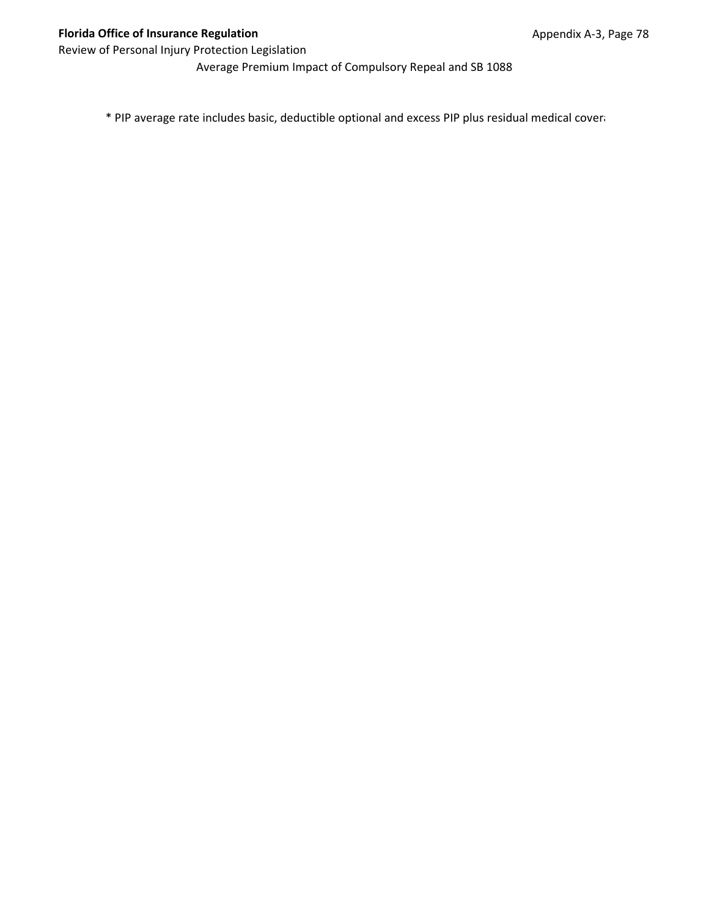Average Premium Impact of Compulsory Repeal and SB 1088

* PIP average rate includes basic, deductible optional and excess PIP plus residual medical cover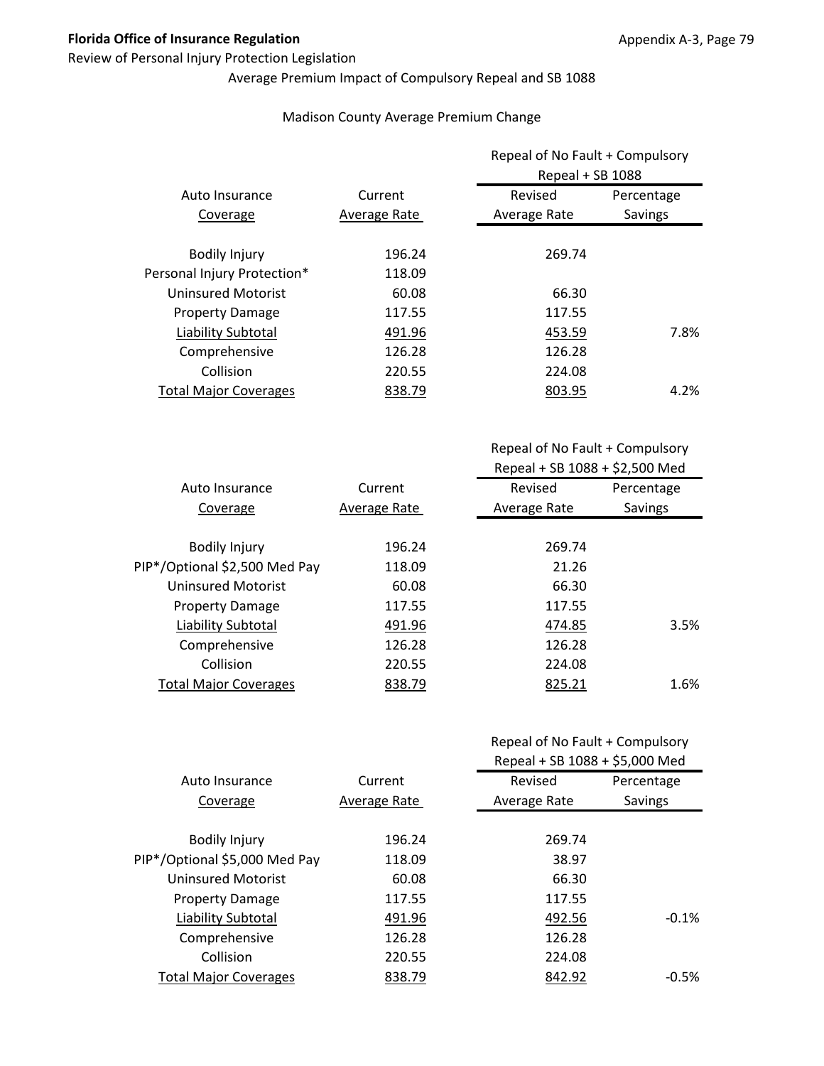**Florida Office of Insurance Regulation**

Review of Personal Injury Protection Legislation

Average Premium Impact of Compulsory Repeal and SB 1088

Madison County Average Premium Change

| Auto Insurance Coverage | Current Average Rate | Repeal of No Fault + Compulsory Repeal + SB 1088 | |
|---|---|---|---|
| | | Revised Average Rate | Percentage Savings |
| Bodily Injury | 196.24 | 269.74 | |
| Personal Injury Protection* | 118.09 | | |
| Uninsured Motorist | 60.08 | 66.30 | |
| Property Damage | 117.55 | 117.55 | |
| Liability Subtotal | 491.96 | 453.59 | 7.8% |
| Comprehensive | 126.28 | 126.28 | |
| Collision | 220.55 | 224.08 | |
| Total Major Coverages | 838.79 | 803.95 | 4.2% |

| Auto Insurance Coverage | Current Average Rate | Repeal of No Fault + Compulsory Repeal + SB 1088 + $2,500 Med | |
|---|---|---|---|
| | | Revised Average Rate | Percentage Savings |
| Bodily Injury | 196.24 | 269.74 | |
| PIP*/Optional $2,500 Med Pay | 118.09 | 21.26 | |
| Uninsured Motorist | 60.08 | 66.30 | |
| Property Damage | 117.55 | 117.55 | |
| Liability Subtotal | 491.96 | 474.85 | 3.5% |
| Comprehensive | 126.28 | 126.28 | |
| Collision | 220.55 | 224.08 | |
| Total Major Coverages | 838.79 | 825.21 | 1.6% |

| Auto Insurance Coverage | Current Average Rate | Repeal of No Fault + Compulsory Repeal + SB 1088 + $5,000 Med | |
|---|---|---|---|
| | | Revised Average Rate | Percentage Savings |
| Bodily Injury | 196.24 | 269.74 | |
| PIP*/Optional $5,000 Med Pay | 118.09 | 38.97 | |
| Uninsured Motorist | 60.08 | 66.30 | |
| Property Damage | 117.55 | 117.55 | |
| Liability Subtotal | 491.96 | 492.56 | -0.1% |
| Comprehensive | 126.28 | 126.28 | |
| Collision | 220.55 | 224.08 | |
| Total Major Coverages | 838.79 | 842.92 | -0.5% |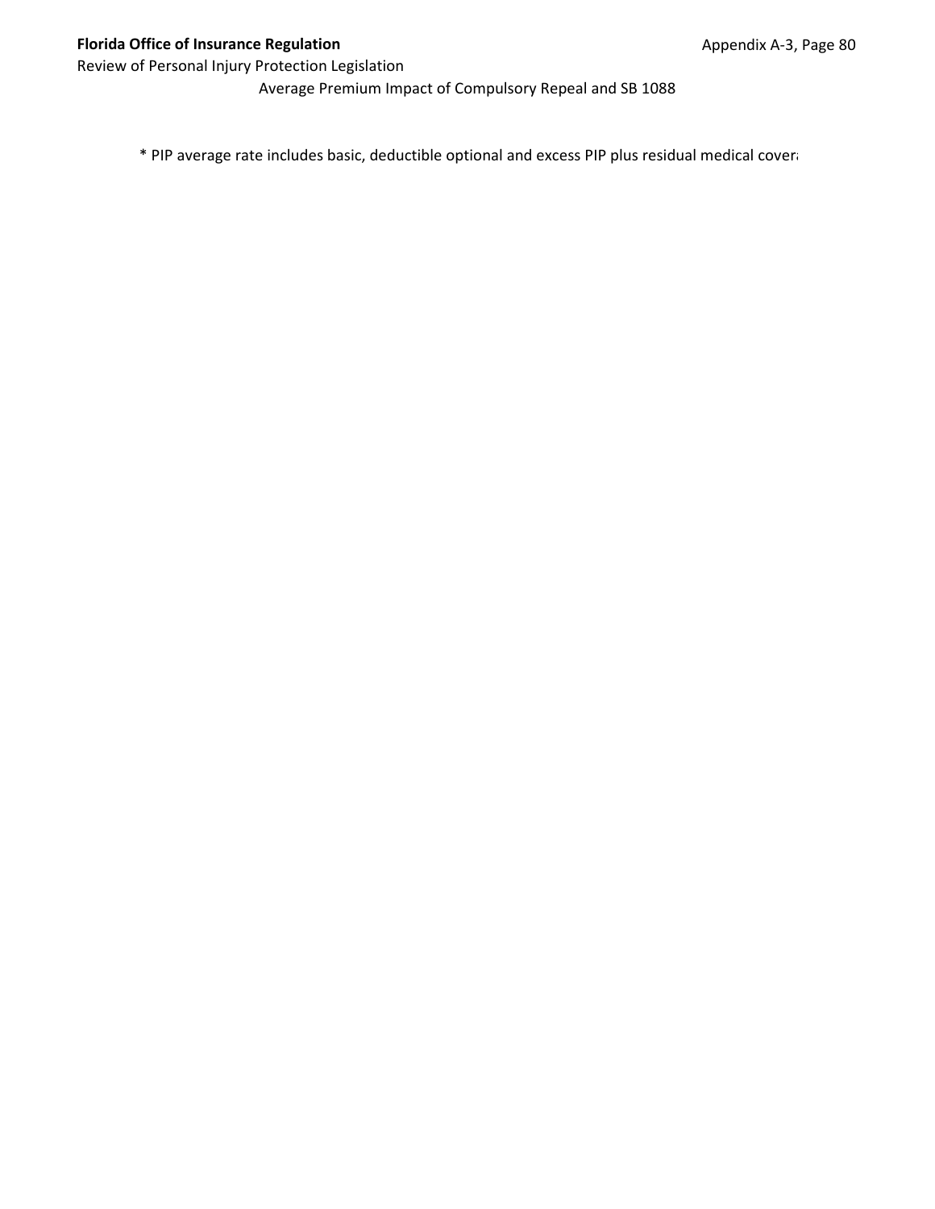Average Premium Impact of Compulsory Repeal and SB 1088

\* PIP average rate includes basic, deductible optional and excess PIP plus residual medical covera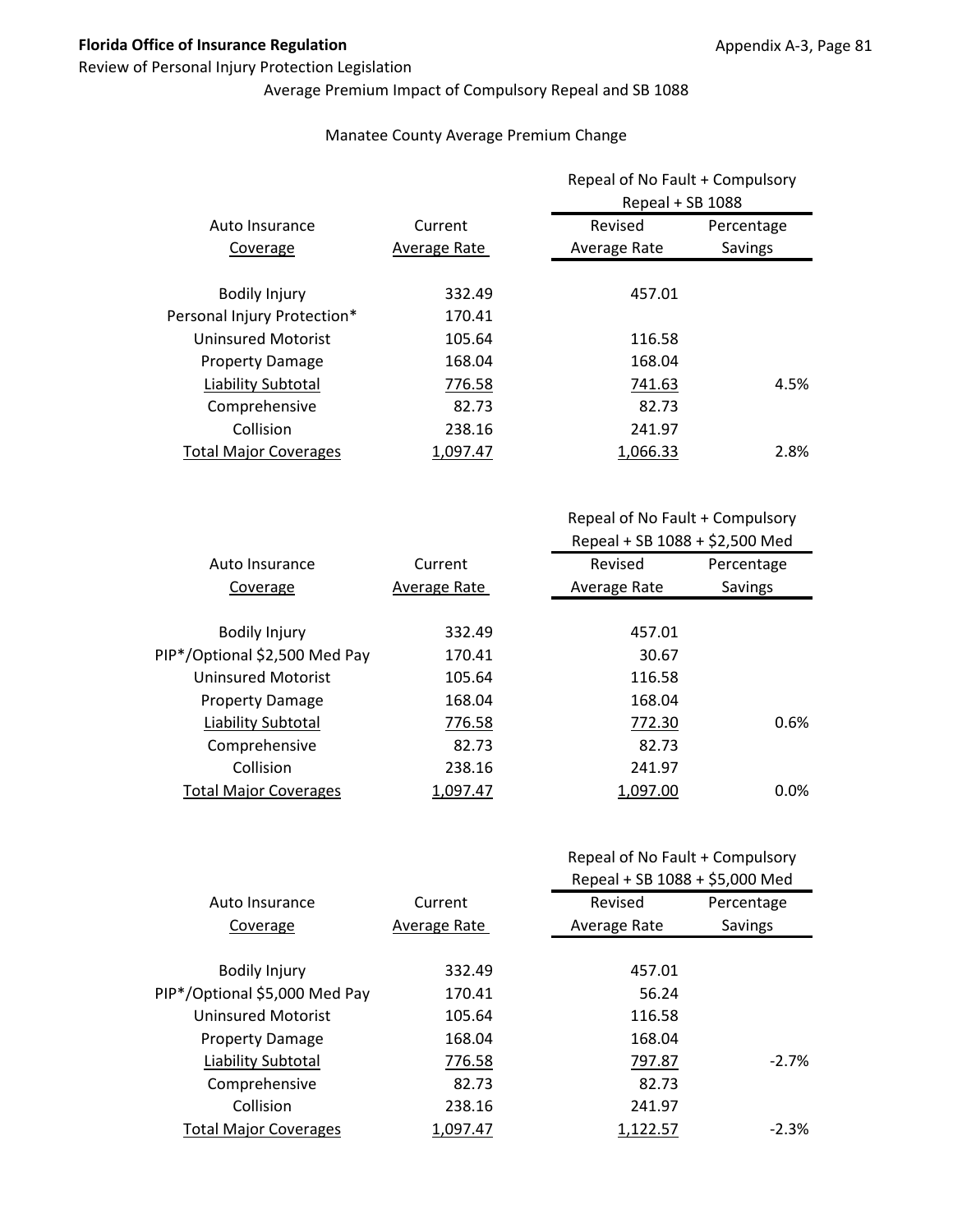**Florida Office of Insurance Regulation**

Review of Personal Injury Protection Legislation

Average Premium Impact of Compulsory Repeal and SB 1088

Manatee County Average Premium Change

| Auto Insurance Coverage | Current Average Rate | Repeal of No Fault + Compulsory Repeal + SB 1088 | |
|---|---|---|---|
| | | Revised Average Rate | Percentage Savings |
| Bodily Injury | 332.49 | 457.01 | |
| Personal Injury Protection* | 170.41 | | |
| Uninsured Motorist | 105.64 | 116.58 | |
| Property Damage | 168.04 | 168.04 | |
| Liability Subtotal | 776.58 | 741.63 | 4.5% |
| Comprehensive | 82.73 | 82.73 | |
| Collision | 238.16 | 241.97 | |
| Total Major Coverages | 1,097.47 | 1,066.33 | 2.8% |

| Auto Insurance Coverage | Current Average Rate | Repeal of No Fault + Compulsory Repeal + SB 1088 + $2,500 Med | |
|---|---|---|---|
| | | Revised Average Rate | Percentage Savings |
| Bodily Injury | 332.49 | 457.01 | |
| PIP*/Optional $2,500 Med Pay | 170.41 | 30.67 | |
| Uninsured Motorist | 105.64 | 116.58 | |
| Property Damage | 168.04 | 168.04 | |
| Liability Subtotal | 776.58 | 772.30 | 0.6% |
| Comprehensive | 82.73 | 82.73 | |
| Collision | 238.16 | 241.97 | |
| Total Major Coverages | 1,097.47 | 1,097.00 | 0.0% |

| Auto Insurance Coverage | Current Average Rate | Repeal of No Fault + Compulsory Repeal + SB 1088 + $5,000 Med | |
|---|---|---|---|
| | | Revised Average Rate | Percentage Savings |
| Bodily Injury | 332.49 | 457.01 | |
| PIP*/Optional $5,000 Med Pay | 170.41 | 56.24 | |
| Uninsured Motorist | 105.64 | 116.58 | |
| Property Damage | 168.04 | 168.04 | |
| Liability Subtotal | 776.58 | 797.87 | -2.7% |
| Comprehensive | 82.73 | 82.73 | |
| Collision | 238.16 | 241.97 | |
| Total Major Coverages | 1,097.47 | 1,122.57 | -2.3% |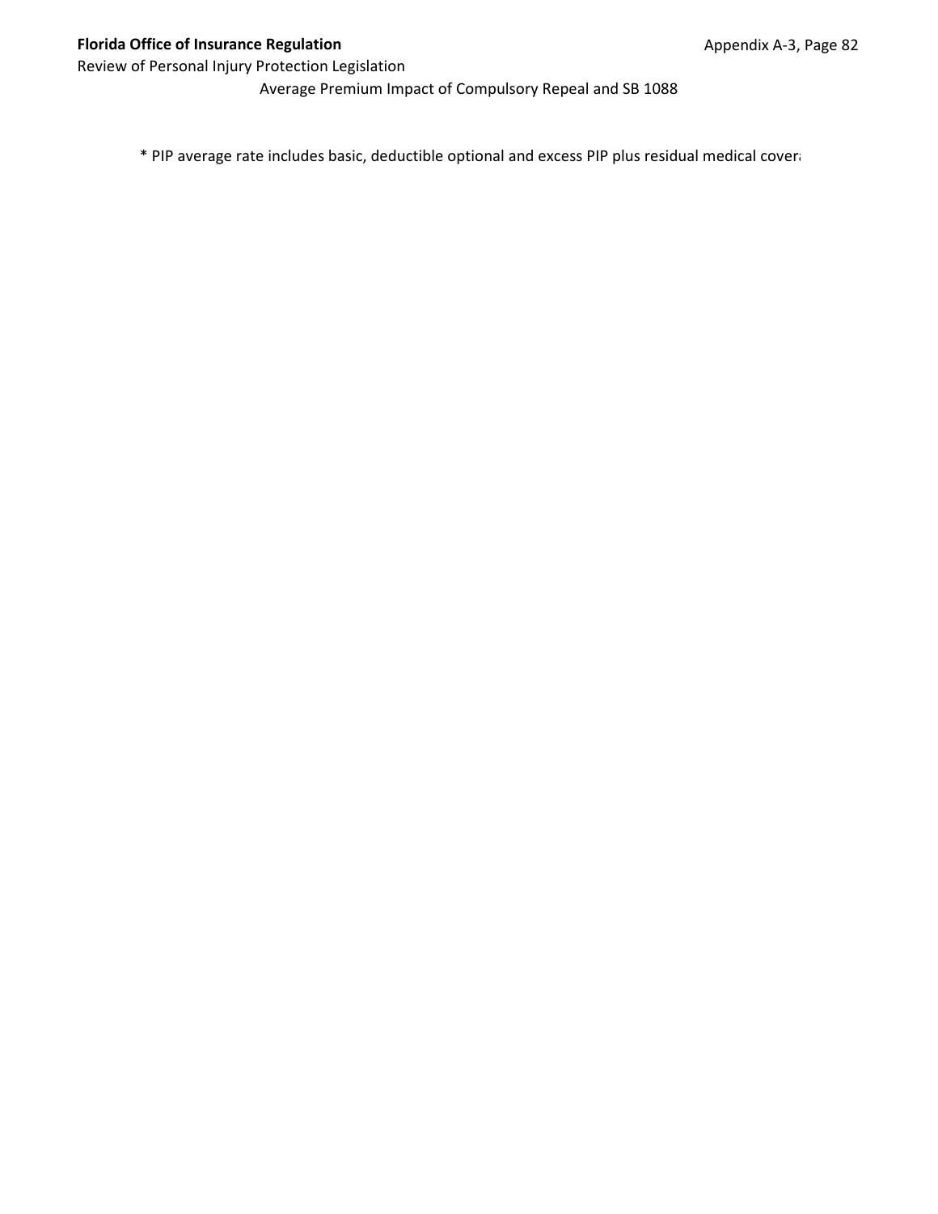Average Premium Impact of Compulsory Repeal and SB 1088

* PIP average rate includes basic, deductible optional and excess PIP plus residual medical cover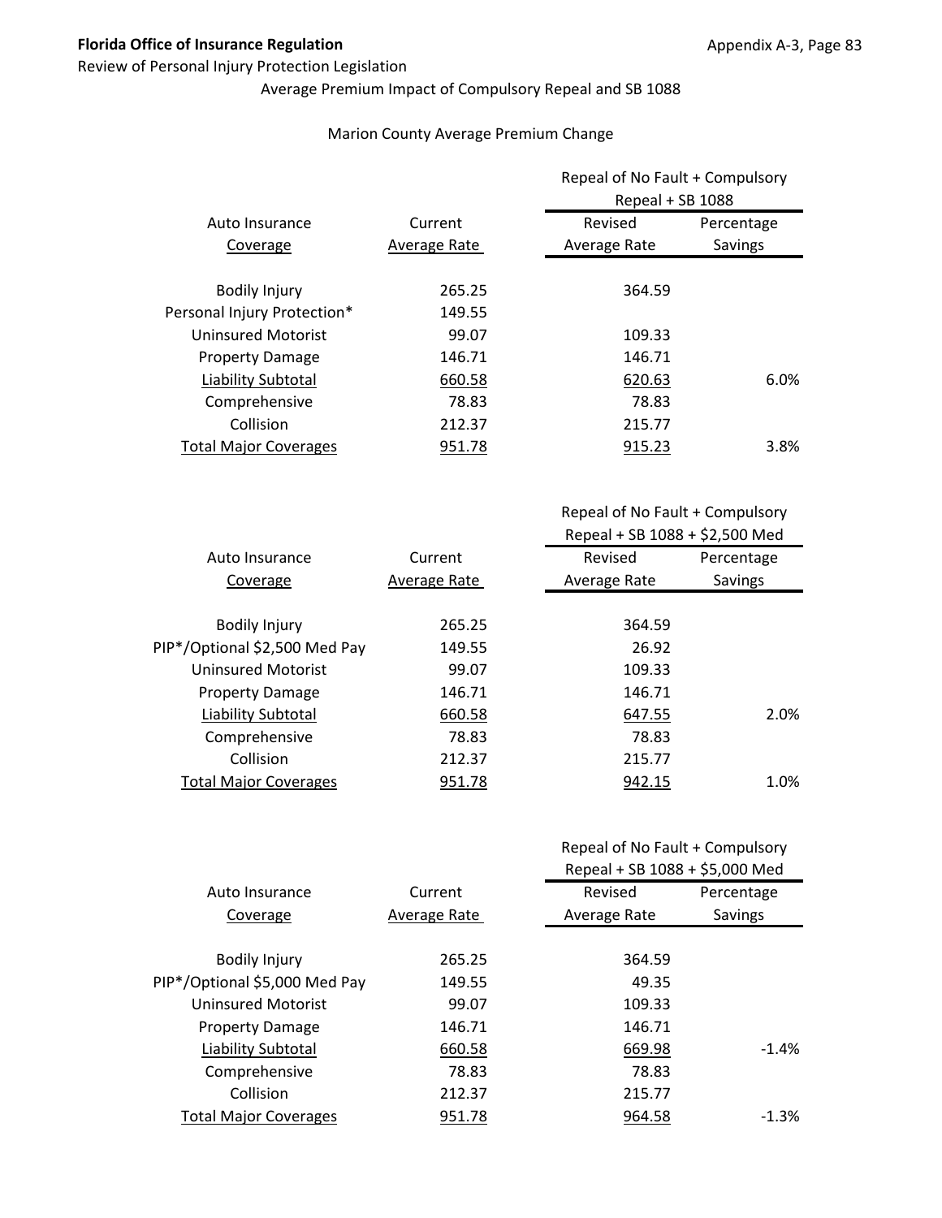**Florida Office of Insurance Regulation**

Review of Personal Injury Protection Legislation

Average Premium Impact of Compulsory Repeal and SB 1088

Marion County Average Premium Change

| Auto Insurance Coverage | Current Average Rate | Repeal of No Fault + Compulsory Repeal + SB 1088 Revised Average Rate | Percentage Savings |
|---|---|---|---|
| Bodily Injury | 265.25 | 364.59 | |
| Personal Injury Protection* | 149.55 | | |
| Uninsured Motorist | 99.07 | 109.33 | |
| Property Damage | 146.71 | 146.71 | |
| Liability Subtotal | 660.58 | 620.63 | 6.0% |
| Comprehensive | 78.83 | 78.83 | |
| Collision | 212.37 | 215.77 | |
| Total Major Coverages | 951.78 | 915.23 | 3.8% |

| Auto Insurance Coverage | Current Average Rate | Repeal of No Fault + Compulsory Repeal + SB 1088 + $2,500 Med Revised Average Rate | Percentage Savings |
|---|---|---|---|
| Bodily Injury | 265.25 | 364.59 | |
| PIP*/Optional $2,500 Med Pay | 149.55 | 26.92 | |
| Uninsured Motorist | 99.07 | 109.33 | |
| Property Damage | 146.71 | 146.71 | |
| Liability Subtotal | 660.58 | 647.55 | 2.0% |
| Comprehensive | 78.83 | 78.83 | |
| Collision | 212.37 | 215.77 | |
| Total Major Coverages | 951.78 | 942.15 | 1.0% |

| Auto Insurance Coverage | Current Average Rate | Repeal of No Fault + Compulsory Repeal + SB 1088 + $5,000 Med Revised Average Rate | Percentage Savings |
|---|---|---|---|
| Bodily Injury | 265.25 | 364.59 | |
| PIP*/Optional $5,000 Med Pay | 149.55 | 49.35 | |
| Uninsured Motorist | 99.07 | 109.33 | |
| Property Damage | 146.71 | 146.71 | |
| Liability Subtotal | 660.58 | 669.98 | -1.4% |
| Comprehensive | 78.83 | 78.83 | |
| Collision | 212.37 | 215.77 | |
| Total Major Coverages | 951.78 | 964.58 | -1.3% |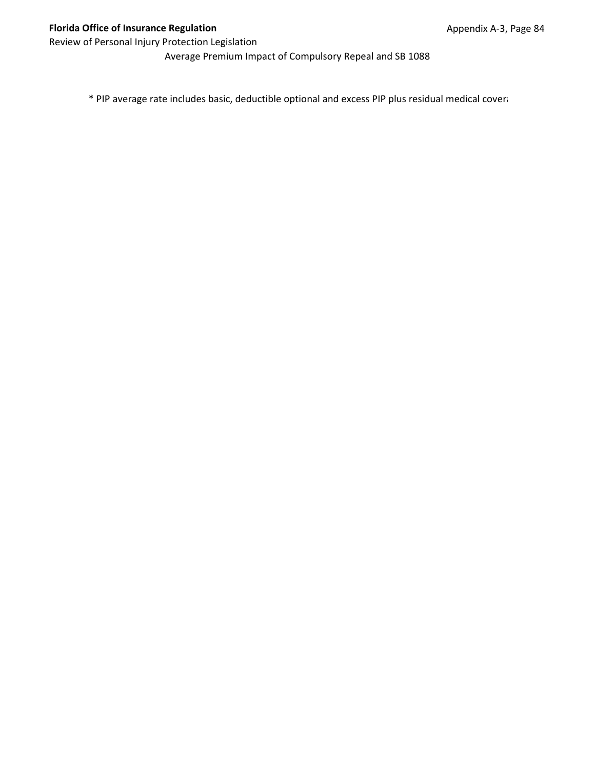Average Premium Impact of Compulsory Repeal and SB 1088

* PIP average rate includes basic, deductible optional and excess PIP plus residual medical cover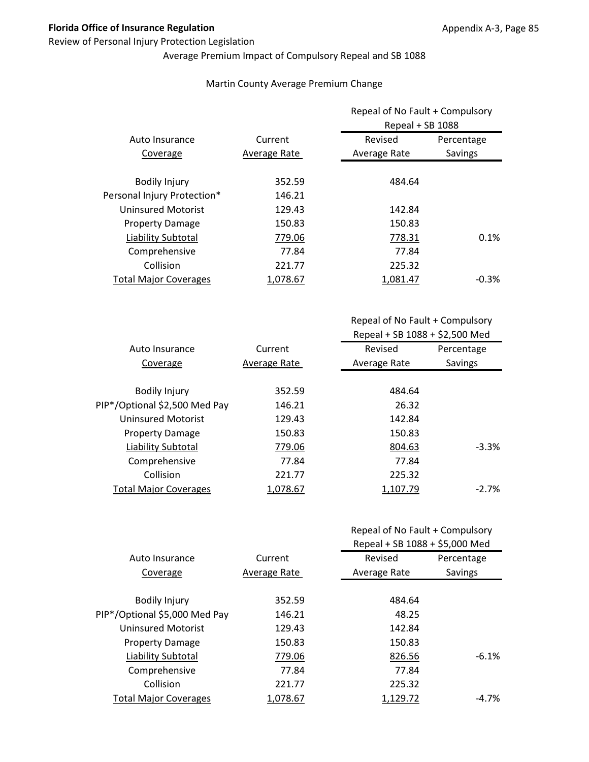Review of Personal Injury Protection Legislation

Average Premium Impact of Compulsory Repeal and SB 1088

Martin County Average Premium Change

| Auto Insurance Coverage | Current Average Rate | Repeal of No Fault + Compulsory Repeal + SB 1088 | |
|---|---|---|---|
| | | Revised Average Rate | Percentage Savings |
| Bodily Injury | 352.59 | 484.64 | |
| Personal Injury Protection* | 146.21 | | |
| Uninsured Motorist | 129.43 | 142.84 | |
| Property Damage | 150.83 | 150.83 | |
| Liability Subtotal | 779.06 | 778.31 | 0.1% |
| Comprehensive | 77.84 | 77.84 | |
| Collision | 221.77 | 225.32 | |
| Total Major Coverages | 1,078.67 | 1,081.47 | -0.3% |

| Auto Insurance Coverage | Current Average Rate | Repeal of No Fault + Compulsory Repeal + SB 1088 + $2,500 Med | |
|---|---|---|---|
| | | Revised Average Rate | Percentage Savings |
| Bodily Injury | 352.59 | 484.64 | |
| PIP*/Optional $2,500 Med Pay | 146.21 | 26.32 | |
| Uninsured Motorist | 129.43 | 142.84 | |
| Property Damage | 150.83 | 150.83 | |
| Liability Subtotal | 779.06 | 804.63 | -3.3% |
| Comprehensive | 77.84 | 77.84 | |
| Collision | 221.77 | 225.32 | |
| Total Major Coverages | 1,078.67 | 1,107.79 | -2.7% |

| Auto Insurance Coverage | Current Average Rate | Repeal of No Fault + Compulsory Repeal + SB 1088 + $5,000 Med | |
|---|---|---|---|
| | | Revised Average Rate | Percentage Savings |
| Bodily Injury | 352.59 | 484.64 | |
| PIP*/Optional $5,000 Med Pay | 146.21 | 48.25 | |
| Uninsured Motorist | 129.43 | 142.84 | |
| Property Damage | 150.83 | 150.83 | |
| Liability Subtotal | 779.06 | 826.56 | -6.1% |
| Comprehensive | 77.84 | 77.84 | |
| Collision | 221.77 | 225.32 | |
| Total Major Coverages | 1,078.67 | 1,129.72 | -4.7% |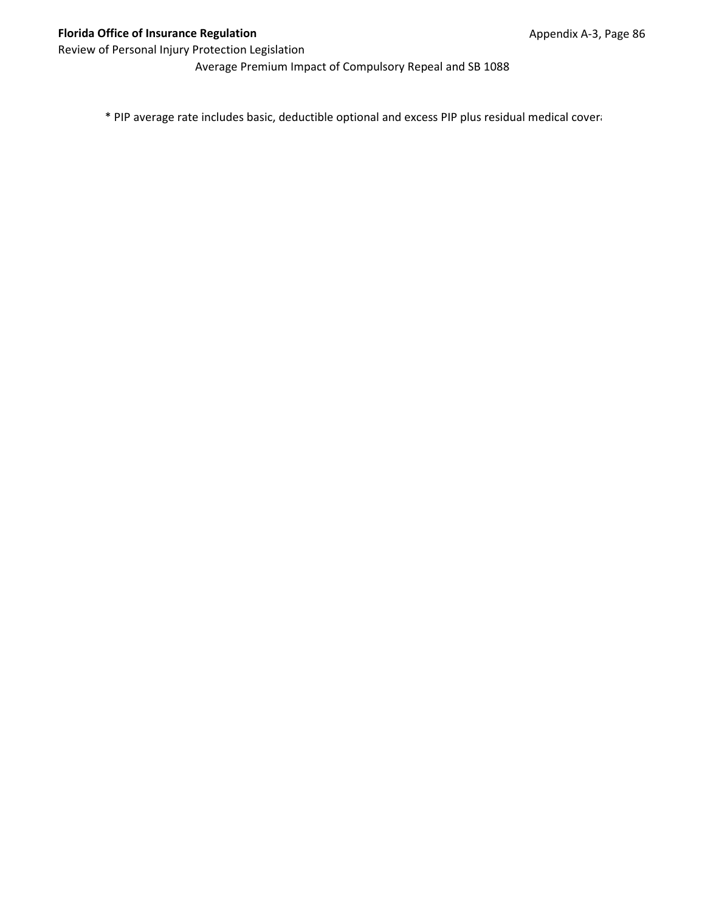Average Premium Impact of Compulsory Repeal and SB 1088

* PIP average rate includes basic, deductible optional and excess PIP plus residual medical cover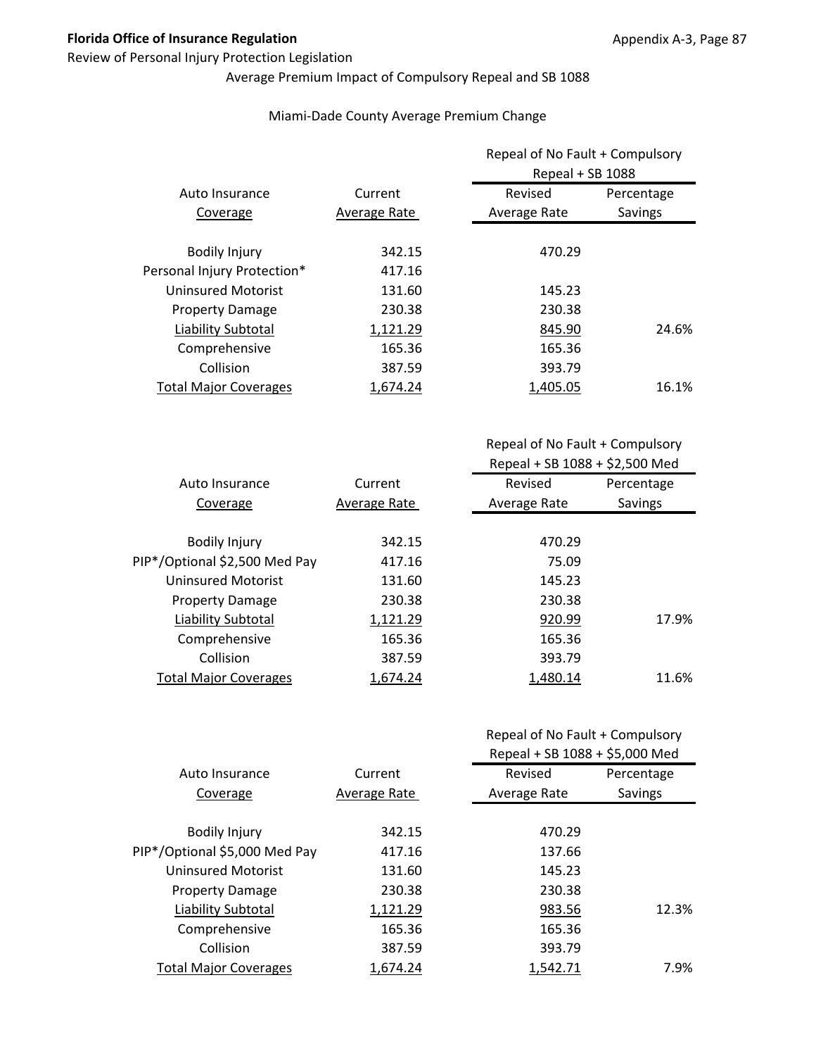**Florida Office of Insurance Regulation**

Review of Personal Injury Protection Legislation

Average Premium Impact of Compulsory Repeal and SB 1088

Miami-Dade County Average Premium Change

| Auto Insurance Coverage | Current Average Rate | Repeal of No Fault + Compulsory Repeal + SB 1088 Revised Average Rate | Percentage Savings |
|---|---|---|---|
| Bodily Injury | 342.15 | 470.29 | |
| Personal Injury Protection* | 417.16 | | |
| Uninsured Motorist | 131.60 | 145.23 | |
| Property Damage | 230.38 | 230.38 | |
| Liability Subtotal | 1,121.29 | 845.90 | 24.6% |
| Comprehensive | 165.36 | 165.36 | |
| Collision | 387.59 | 393.79 | |
| Total Major Coverages | 1,674.24 | 1,405.05 | 16.1% |

| Auto Insurance Coverage | Current Average Rate | Repeal of No Fault + Compulsory Repeal + SB 1088 + $2,500 Med Revised Average Rate | Percentage Savings |
|---|---|---|---|
| Bodily Injury | 342.15 | 470.29 | |
| PIP*/Optional $2,500 Med Pay | 417.16 | 75.09 | |
| Uninsured Motorist | 131.60 | 145.23 | |
| Property Damage | 230.38 | 230.38 | |
| Liability Subtotal | 1,121.29 | 920.99 | 17.9% |
| Comprehensive | 165.36 | 165.36 | |
| Collision | 387.59 | 393.79 | |
| Total Major Coverages | 1,674.24 | 1,480.14 | 11.6% |

| Auto Insurance Coverage | Current Average Rate | Repeal of No Fault + Compulsory Repeal + SB 1088 + $5,000 Med Revised Average Rate | Percentage Savings |
|---|---|---|---|
| Bodily Injury | 342.15 | 470.29 | |
| PIP*/Optional $5,000 Med Pay | 417.16 | 137.66 | |
| Uninsured Motorist | 131.60 | 145.23 | |
| Property Damage | 230.38 | 230.38 | |
| Liability Subtotal | 1,121.29 | 983.56 | 12.3% |
| Comprehensive | 165.36 | 165.36 | |
| Collision | 387.59 | 393.79 | |
| Total Major Coverages | 1,674.24 | 1,542.71 | 7.9% |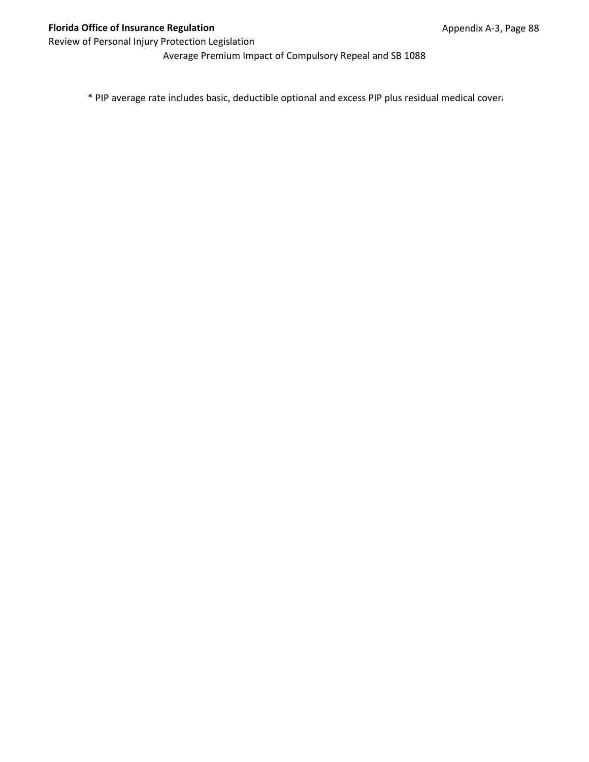Average Premium Impact of Compulsory Repeal and SB 1088

* PIP average rate includes basic, deductible optional and excess PIP plus residual medical covera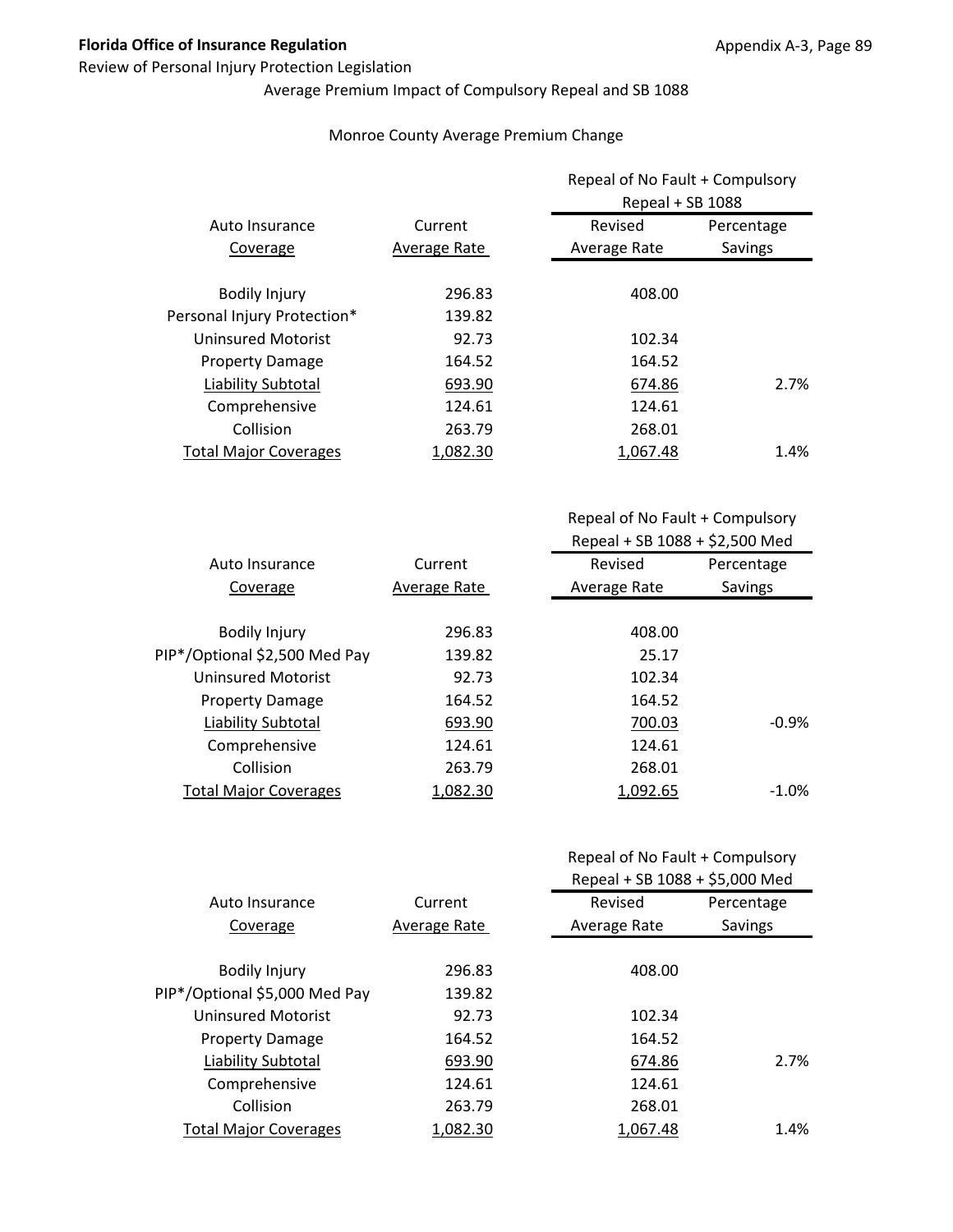**Florida Office of Insurance Regulation**

Review of Personal Injury Protection Legislation

Average Premium Impact of Compulsory Repeal and SB 1088

Monroe County Average Premium Change

| Auto Insurance Coverage | Current Average Rate | Repeal of No Fault + Compulsory Repeal + SB 1088 Revised Average Rate | Percentage Savings |
|---|---|---|---|
| Bodily Injury | 296.83 | 408.00 | |
| Personal Injury Protection* | 139.82 | | |
| Uninsured Motorist | 92.73 | 102.34 | |
| Property Damage | 164.52 | 164.52 | |
| Liability Subtotal | 693.90 | 674.86 | 2.7% |
| Comprehensive | 124.61 | 124.61 | |
| Collision | 263.79 | 268.01 | |
| Total Major Coverages | 1,082.30 | 1,067.48 | 1.4% |

| Auto Insurance Coverage | Current Average Rate | Repeal of No Fault + Compulsory Repeal + SB 1088 + $2,500 Med Revised Average Rate | Percentage Savings |
|---|---|---|---|
| Bodily Injury | 296.83 | 408.00 | |
| PIP*/Optional $2,500 Med Pay | 139.82 | 25.17 | |
| Uninsured Motorist | 92.73 | 102.34 | |
| Property Damage | 164.52 | 164.52 | |
| Liability Subtotal | 693.90 | 700.03 | -0.9% |
| Comprehensive | 124.61 | 124.61 | |
| Collision | 263.79 | 268.01 | |
| Total Major Coverages | 1,082.30 | 1,092.65 | -1.0% |

| Auto Insurance Coverage | Current Average Rate | Repeal of No Fault + Compulsory Repeal + SB 1088 + $5,000 Med Revised Average Rate | Percentage Savings |
|---|---|---|---|
| Bodily Injury | 296.83 | 408.00 | |
| PIP*/Optional $5,000 Med Pay | 139.82 | | |
| Uninsured Motorist | 92.73 | 102.34 | |
| Property Damage | 164.52 | 164.52 | |
| Liability Subtotal | 693.90 | 674.86 | 2.7% |
| Comprehensive | 124.61 | 124.61 | |
| Collision | 263.79 | 268.01 | |
| Total Major Coverages | 1,082.30 | 1,067.48 | 1.4% |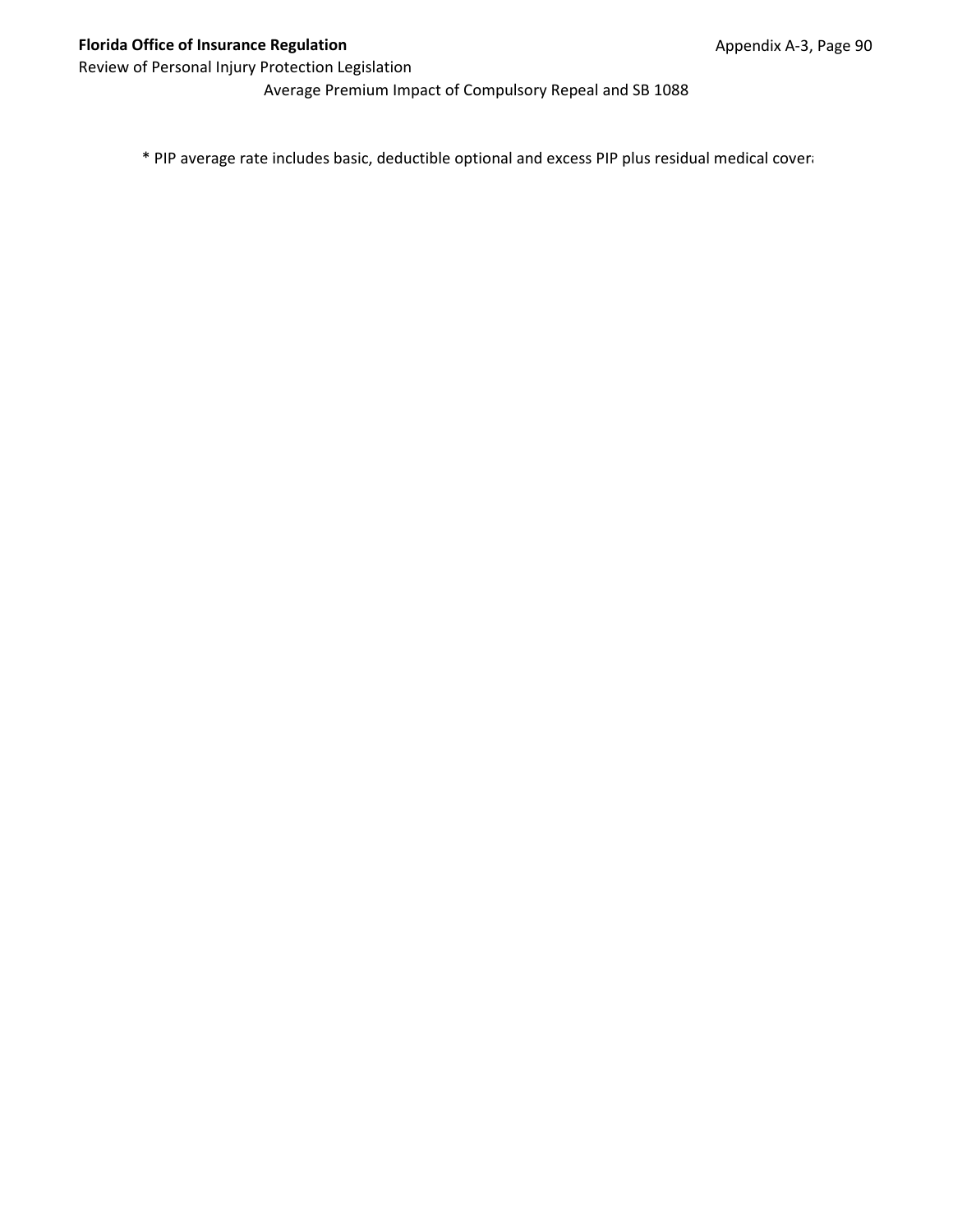Average Premium Impact of Compulsory Repeal and SB 1088

* PIP average rate includes basic, deductible optional and excess PIP plus residual medical cover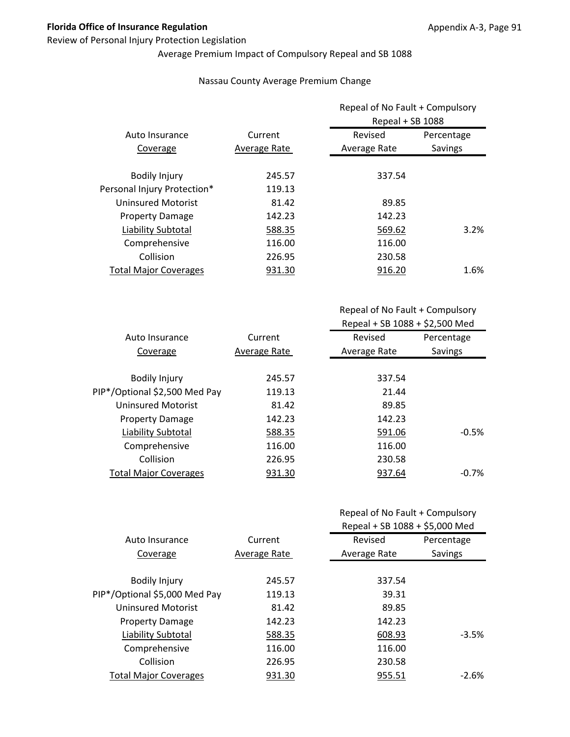**Florida Office of Insurance Regulation**

Review of Personal Injury Protection Legislation

Average Premium Impact of Compulsory Repeal and SB 1088

Nassau County Average Premium Change

| Auto Insurance Coverage | Current Average Rate | Repeal of No Fault + Compulsory Repeal + SB 1088 | |
|---|---|---|---|
| | | Revised Average Rate | Percentage Savings |
| Bodily Injury | 245.57 | 337.54 | |
| Personal Injury Protection* | 119.13 | | |
| Uninsured Motorist | 81.42 | 89.85 | |
| Property Damage | 142.23 | 142.23 | |
| Liability Subtotal | 588.35 | 569.62 | 3.2% |
| Comprehensive | 116.00 | 116.00 | |
| Collision | 226.95 | 230.58 | |
| Total Major Coverages | 931.30 | 916.20 | 1.6% |

| Auto Insurance Coverage | Current Average Rate | Repeal of No Fault + Compulsory Repeal + SB 1088 + $2,500 Med | |
|---|---|---|---|
| | | Revised Average Rate | Percentage Savings |
| Bodily Injury | 245.57 | 337.54 | |
| PIP*/Optional $2,500 Med Pay | 119.13 | 21.44 | |
| Uninsured Motorist | 81.42 | 89.85 | |
| Property Damage | 142.23 | 142.23 | |
| Liability Subtotal | 588.35 | 591.06 | -0.5% |
| Comprehensive | 116.00 | 116.00 | |
| Collision | 226.95 | 230.58 | |
| Total Major Coverages | 931.30 | 937.64 | -0.7% |

| Auto Insurance Coverage | Current Average Rate | Repeal of No Fault + Compulsory Repeal + SB 1088 + $5,000 Med | |
|---|---|---|---|
| | | Revised Average Rate | Percentage Savings |
| Bodily Injury | 245.57 | 337.54 | |
| PIP*/Optional $5,000 Med Pay | 119.13 | 39.31 | |
| Uninsured Motorist | 81.42 | 89.85 | |
| Property Damage | 142.23 | 142.23 | |
| Liability Subtotal | 588.35 | 608.93 | -3.5% |
| Comprehensive | 116.00 | 116.00 | |
| Collision | 226.95 | 230.58 | |
| Total Major Coverages | 931.30 | 955.51 | -2.6% |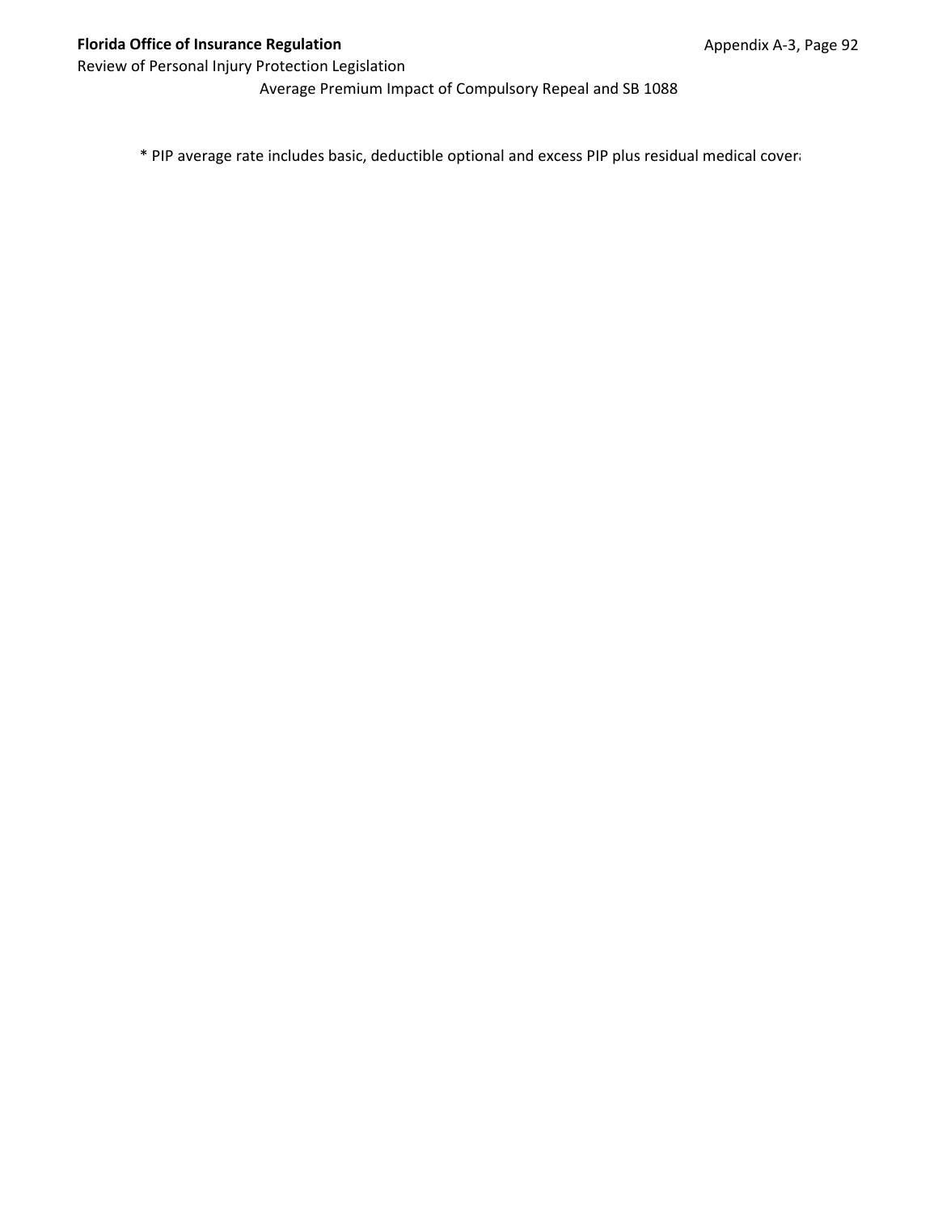Average Premium Impact of Compulsory Repeal and SB 1088

* PIP average rate includes basic, deductible optional and excess PIP plus residual medical cover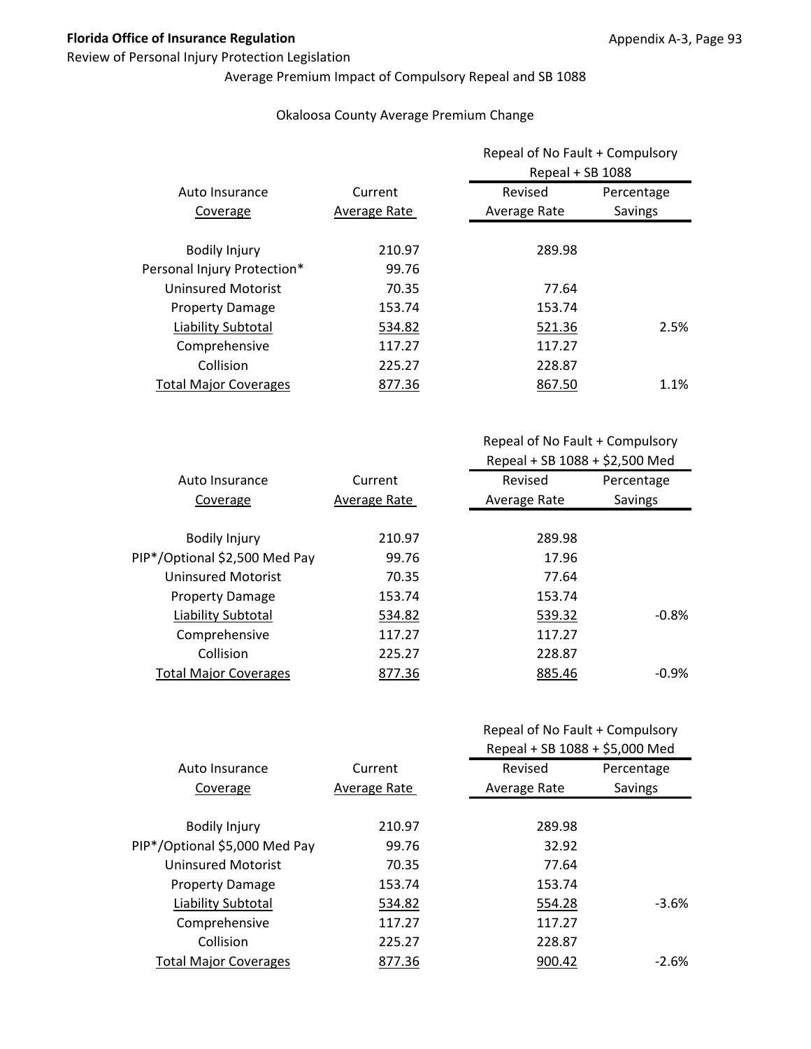**Florida Office of Insurance Regulation**

Review of Personal Injury Protection Legislation

Average Premium Impact of Compulsory Repeal and SB 1088

Okaloosa County Average Premium Change

| Auto Insurance Coverage | Current Average Rate | Repeal of No Fault + Compulsory Repeal + SB 1088 | |
|---|---|---|---|
| | | Revised Average Rate | Percentage Savings |
| Bodily Injury | 210.97 | 289.98 | |
| Personal Injury Protection* | 99.76 | | |
| Uninsured Motorist | 70.35 | 77.64 | |
| Property Damage | 153.74 | 153.74 | |
| Liability Subtotal | 534.82 | 521.36 | 2.5% |
| Comprehensive | 117.27 | 117.27 | |
| Collision | 225.27 | 228.87 | |
| Total Major Coverages | 877.36 | 867.50 | 1.1% |

| Auto Insurance Coverage | Current Average Rate | Repeal of No Fault + Compulsory Repeal + SB 1088 + $2,500 Med | |
|---|---|---|---|
| | | Revised Average Rate | Percentage Savings |
| Bodily Injury | 210.97 | 289.98 | |
| PIP*/Optional $2,500 Med Pay | 99.76 | 17.96 | |
| Uninsured Motorist | 70.35 | 77.64 | |
| Property Damage | 153.74 | 153.74 | |
| Liability Subtotal | 534.82 | 539.32 | -0.8% |
| Comprehensive | 117.27 | 117.27 | |
| Collision | 225.27 | 228.87 | |
| Total Major Coverages | 877.36 | 885.46 | -0.9% |

| Auto Insurance Coverage | Current Average Rate | Repeal of No Fault + Compulsory Repeal + SB 1088 + $5,000 Med | |
|---|---|---|---|
| | | Revised Average Rate | Percentage Savings |
| Bodily Injury | 210.97 | 289.98 | |
| PIP*/Optional $5,000 Med Pay | 99.76 | 32.92 | |
| Uninsured Motorist | 70.35 | 77.64 | |
| Property Damage | 153.74 | 153.74 | |
| Liability Subtotal | 534.82 | 554.28 | -3.6% |
| Comprehensive | 117.27 | 117.27 | |
| Collision | 225.27 | 228.87 | |
| Total Major Coverages | 877.36 | 900.42 | -2.6% |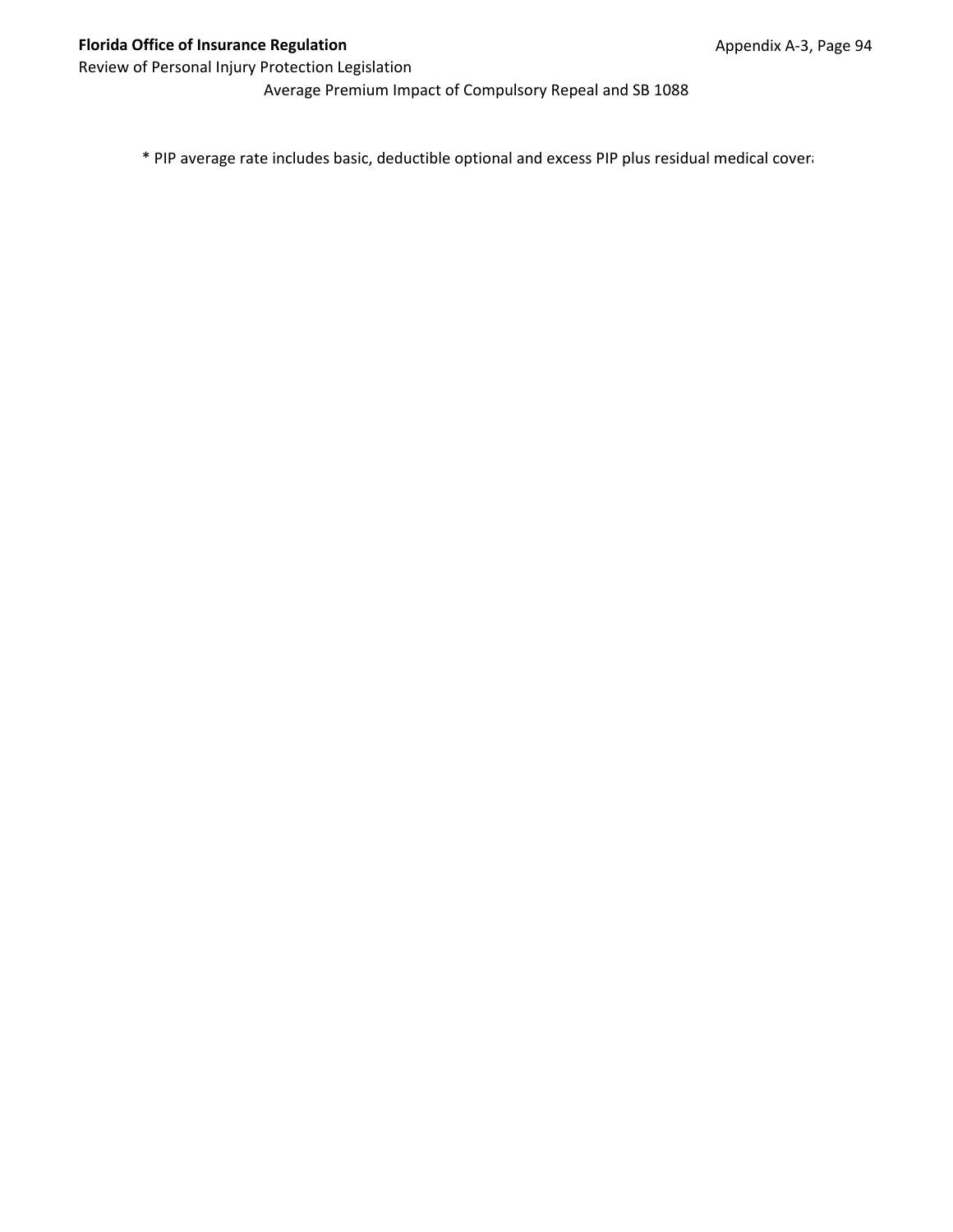Average Premium Impact of Compulsory Repeal and SB 1088

* PIP average rate includes basic, deductible optional and excess PIP plus residual medical cover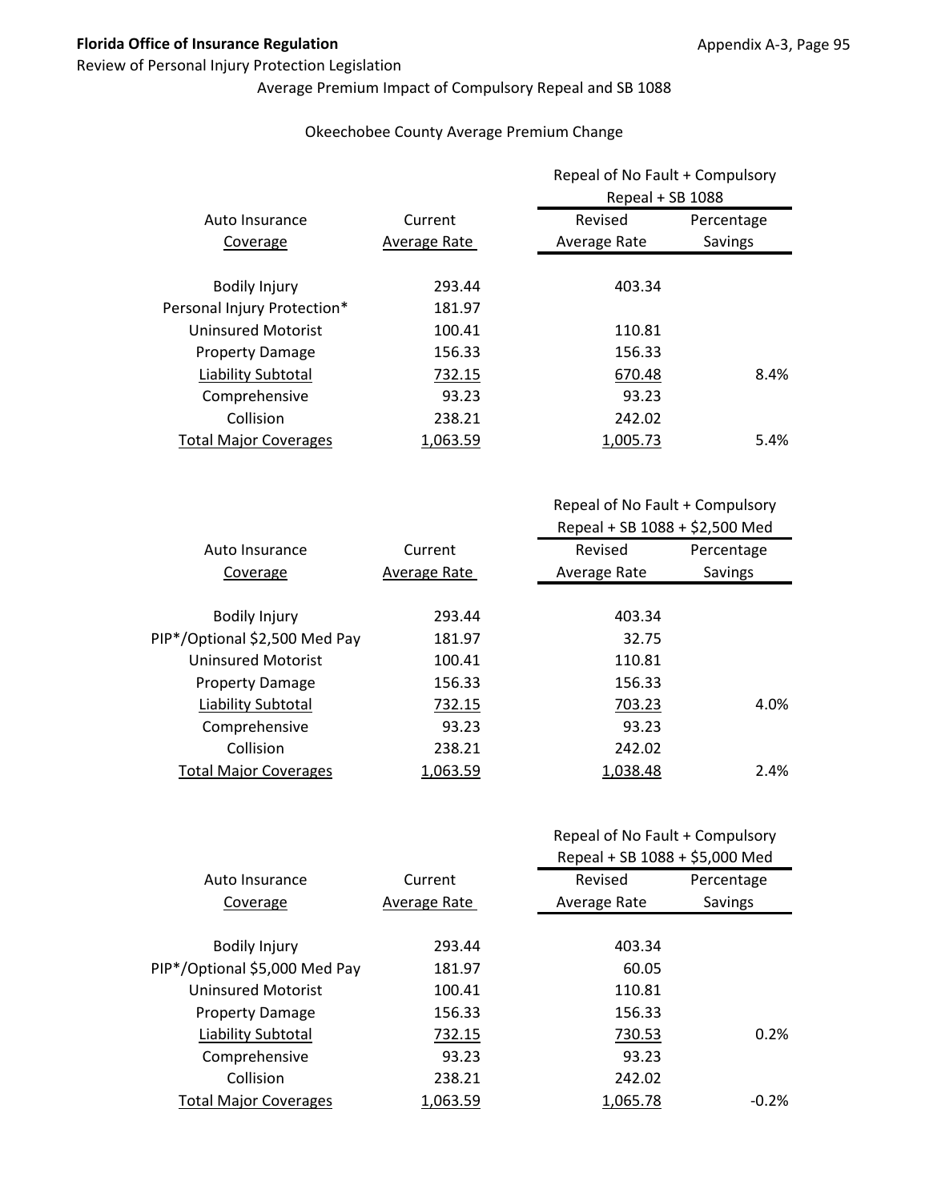**Florida Office of Insurance Regulation**

Review of Personal Injury Protection Legislation

Average Premium Impact of Compulsory Repeal and SB 1088

Okeechobee County Average Premium Change

| Auto Insurance Coverage | Current Average Rate | Repeal of No Fault + Compulsory Repeal + SB 1088 Revised Average Rate | Percentage Savings |
|---|---|---|---|
| Bodily Injury | 293.44 | 403.34 | |
| Personal Injury Protection* | 181.97 | | |
| Uninsured Motorist | 100.41 | 110.81 | |
| Property Damage | 156.33 | 156.33 | |
| Liability Subtotal | 732.15 | 670.48 | 8.4% |
| Comprehensive | 93.23 | 93.23 | |
| Collision | 238.21 | 242.02 | |
| Total Major Coverages | 1,063.59 | 1,005.73 | 5.4% |

| Auto Insurance Coverage | Current Average Rate | Repeal of No Fault + Compulsory Repeal + SB 1088 + $2,500 Med Revised Average Rate | Percentage Savings |
|---|---|---|---|
| Bodily Injury | 293.44 | 403.34 | |
| PIP*/Optional $2,500 Med Pay | 181.97 | 32.75 | |
| Uninsured Motorist | 100.41 | 110.81 | |
| Property Damage | 156.33 | 156.33 | |
| Liability Subtotal | 732.15 | 703.23 | 4.0% |
| Comprehensive | 93.23 | 93.23 | |
| Collision | 238.21 | 242.02 | |
| Total Major Coverages | 1,063.59 | 1,038.48 | 2.4% |

| Auto Insurance Coverage | Current Average Rate | Repeal of No Fault + Compulsory Repeal + SB 1088 + $5,000 Med Revised Average Rate | Percentage Savings |
|---|---|---|---|
| Bodily Injury | 293.44 | 403.34 | |
| PIP*/Optional $5,000 Med Pay | 181.97 | 60.05 | |
| Uninsured Motorist | 100.41 | 110.81 | |
| Property Damage | 156.33 | 156.33 | |
| Liability Subtotal | 732.15 | 730.53 | 0.2% |
| Comprehensive | 93.23 | 93.23 | |
| Collision | 238.21 | 242.02 | |
| Total Major Coverages | 1,063.59 | 1,065.78 | -0.2% |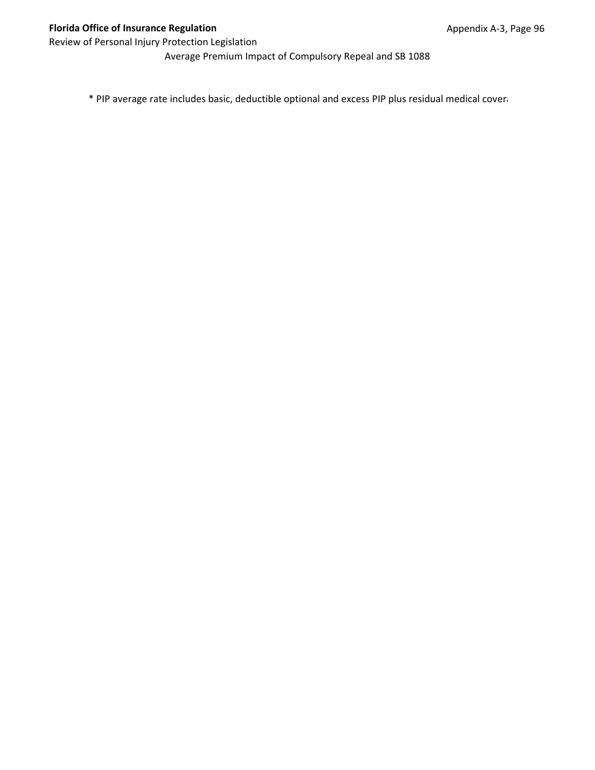Average Premium Impact of Compulsory Repeal and SB 1088

* PIP average rate includes basic, deductible optional and excess PIP plus residual medical covera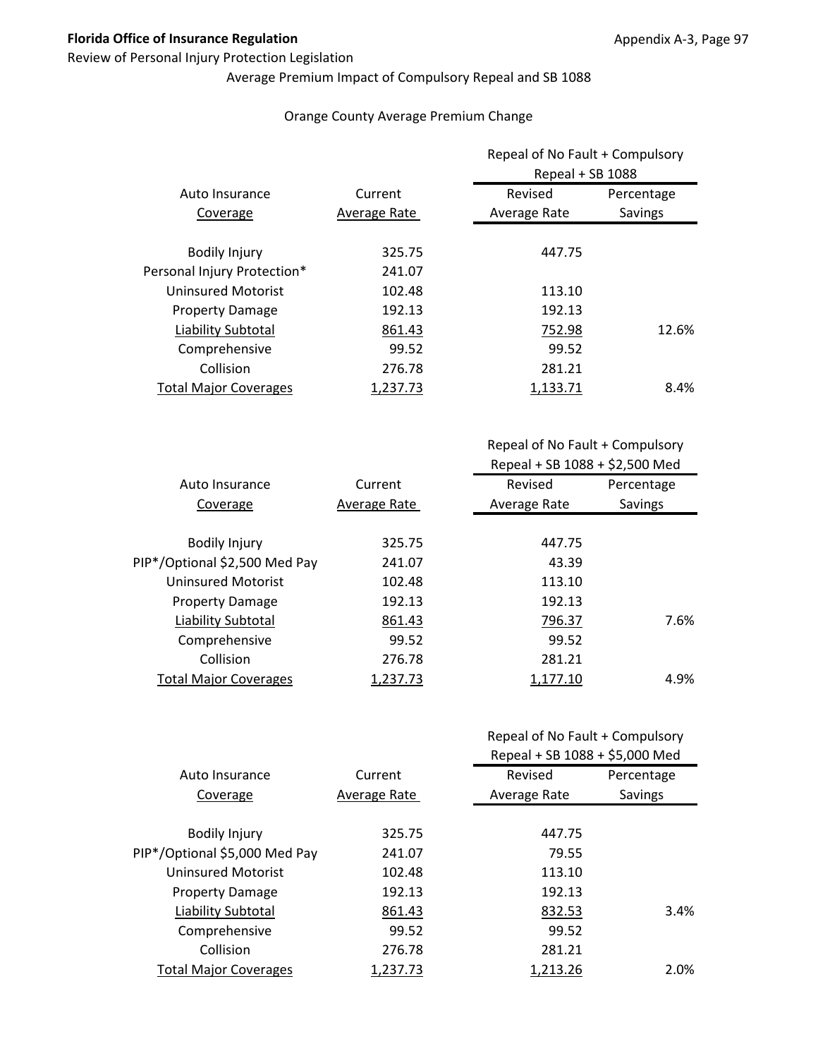Average Premium Impact of Compulsory Repeal and SB 1088

Orange County Average Premium Change

| Auto Insurance Coverage | Current Average Rate | Repeal of No Fault + Compulsory Repeal + SB 1088 Revised Average Rate | Percentage Savings |
|---|---|---|---|
| Bodily Injury | 325.75 | 447.75 | |
| Personal Injury Protection* | 241.07 | | |
| Uninsured Motorist | 102.48 | 113.10 | |
| Property Damage | 192.13 | 192.13 | |
| Liability Subtotal | 861.43 | 752.98 | 12.6% |
| Comprehensive | 99.52 | 99.52 | |
| Collision | 276.78 | 281.21 | |
| Total Major Coverages | 1,237.73 | 1,133.71 | 8.4% |

| Auto Insurance Coverage | Current Average Rate | Repeal of No Fault + Compulsory Repeal + SB 1088 + $2,500 Med Revised Average Rate | Percentage Savings |
|---|---|---|---|
| Bodily Injury | 325.75 | 447.75 | |
| PIP*/Optional $2,500 Med Pay | 241.07 | 43.39 | |
| Uninsured Motorist | 102.48 | 113.10 | |
| Property Damage | 192.13 | 192.13 | |
| Liability Subtotal | 861.43 | 796.37 | 7.6% |
| Comprehensive | 99.52 | 99.52 | |
| Collision | 276.78 | 281.21 | |
| Total Major Coverages | 1,237.73 | 1,177.10 | 4.9% |

| Auto Insurance Coverage | Current Average Rate | Repeal of No Fault + Compulsory Repeal + SB 1088 + $5,000 Med Revised Average Rate | Percentage Savings |
|---|---|---|---|
| Bodily Injury | 325.75 | 447.75 | |
| PIP*/Optional $5,000 Med Pay | 241.07 | 79.55 | |
| Uninsured Motorist | 102.48 | 113.10 | |
| Property Damage | 192.13 | 192.13 | |
| Liability Subtotal | 861.43 | 832.53 | 3.4% |
| Comprehensive | 99.52 | 99.52 | |
| Collision | 276.78 | 281.21 | |
| Total Major Coverages | 1,237.73 | 1,213.26 | 2.0% |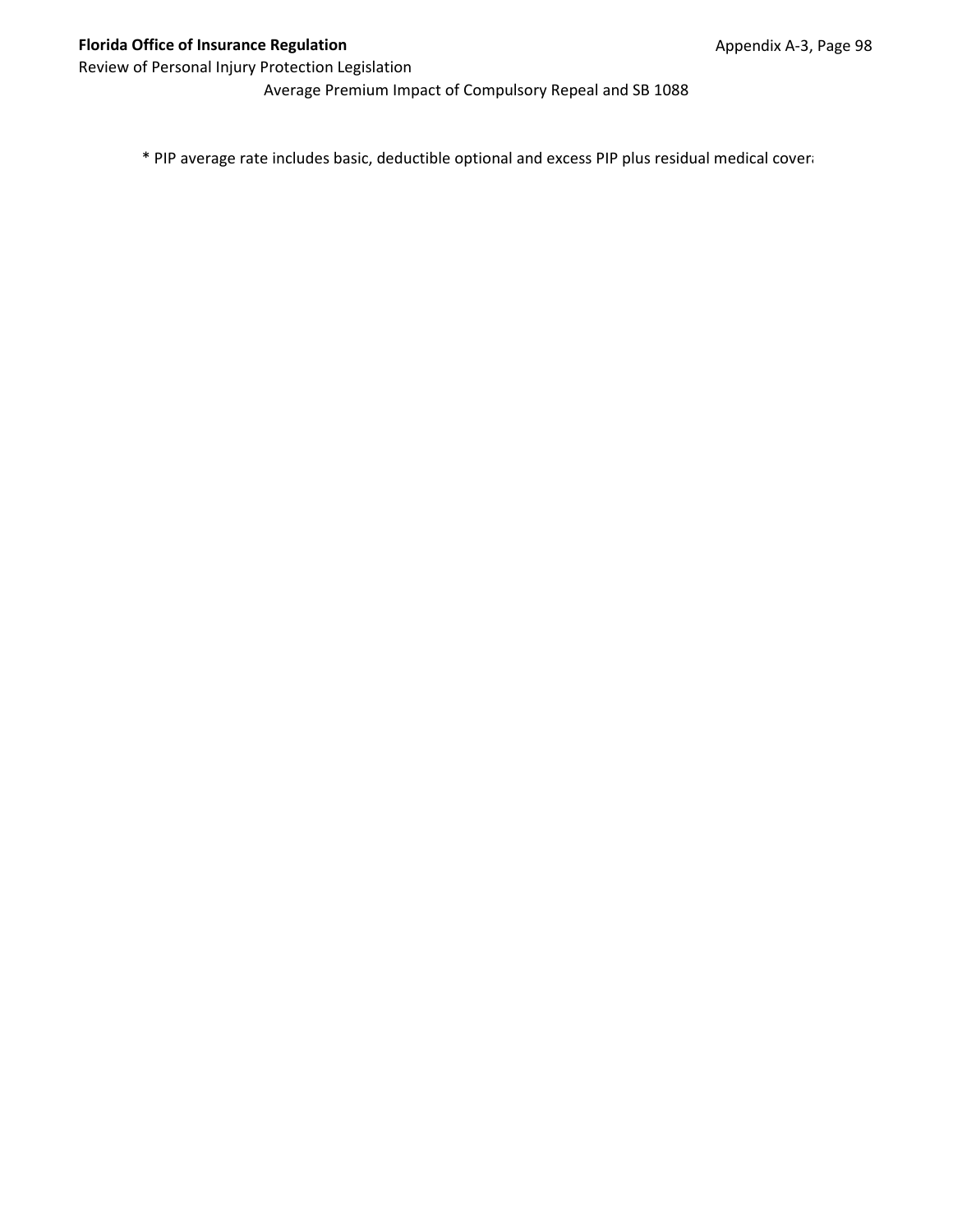Average Premium Impact of Compulsory Repeal and SB 1088

\* PIP average rate includes basic, deductible optional and excess PIP plus residual medical cover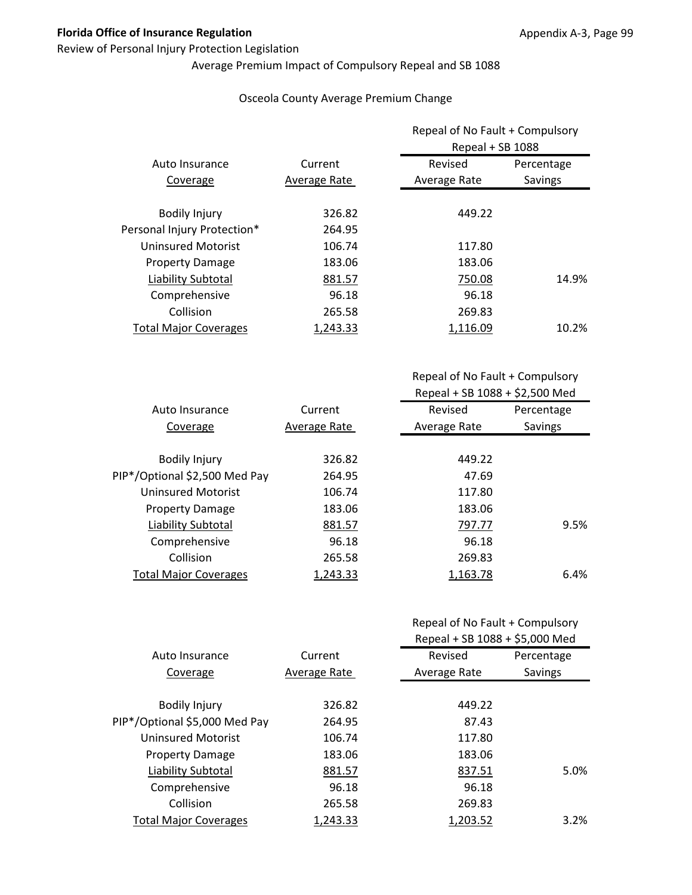**Florida Office of Insurance Regulation**

Review of Personal Injury Protection Legislation

Average Premium Impact of Compulsory Repeal and SB 1088

Osceola County Average Premium Change

| Auto Insurance Coverage | Current Average Rate | Repeal of No Fault + Compulsory Repeal + SB 1088 | |
|---|---|---|---|
| | | Revised Average Rate | Percentage Savings |
| Bodily Injury | 326.82 | 449.22 | |
| Personal Injury Protection* | 264.95 | | |
| Uninsured Motorist | 106.74 | 117.80 | |
| Property Damage | 183.06 | 183.06 | |
| Liability Subtotal | 881.57 | 750.08 | 14.9% |
| Comprehensive | 96.18 | 96.18 | |
| Collision | 265.58 | 269.83 | |
| Total Major Coverages | 1,243.33 | 1,116.09 | 10.2% |

| Auto Insurance Coverage | Current Average Rate | Repeal of No Fault + Compulsory Repeal + SB 1088 + $2,500 Med | |
|---|---|---|---|
| | | Revised Average Rate | Percentage Savings |
| Bodily Injury | 326.82 | 449.22 | |
| PIP*/Optional $2,500 Med Pay | 264.95 | 47.69 | |
| Uninsured Motorist | 106.74 | 117.80 | |
| Property Damage | 183.06 | 183.06 | |
| Liability Subtotal | 881.57 | 797.77 | 9.5% |
| Comprehensive | 96.18 | 96.18 | |
| Collision | 265.58 | 269.83 | |
| Total Major Coverages | 1,243.33 | 1,163.78 | 6.4% |

| Auto Insurance Coverage | Current Average Rate | Repeal of No Fault + Compulsory Repeal + SB 1088 + $5,000 Med | |
|---|---|---|---|
| | | Revised Average Rate | Percentage Savings |
| Bodily Injury | 326.82 | 449.22 | |
| PIP*/Optional $5,000 Med Pay | 264.95 | 87.43 | |
| Uninsured Motorist | 106.74 | 117.80 | |
| Property Damage | 183.06 | 183.06 | |
| Liability Subtotal | 881.57 | 837.51 | 5.0% |
| Comprehensive | 96.18 | 96.18 | |
| Collision | 265.58 | 269.83 | |
| Total Major Coverages | 1,243.33 | 1,203.52 | 3.2% |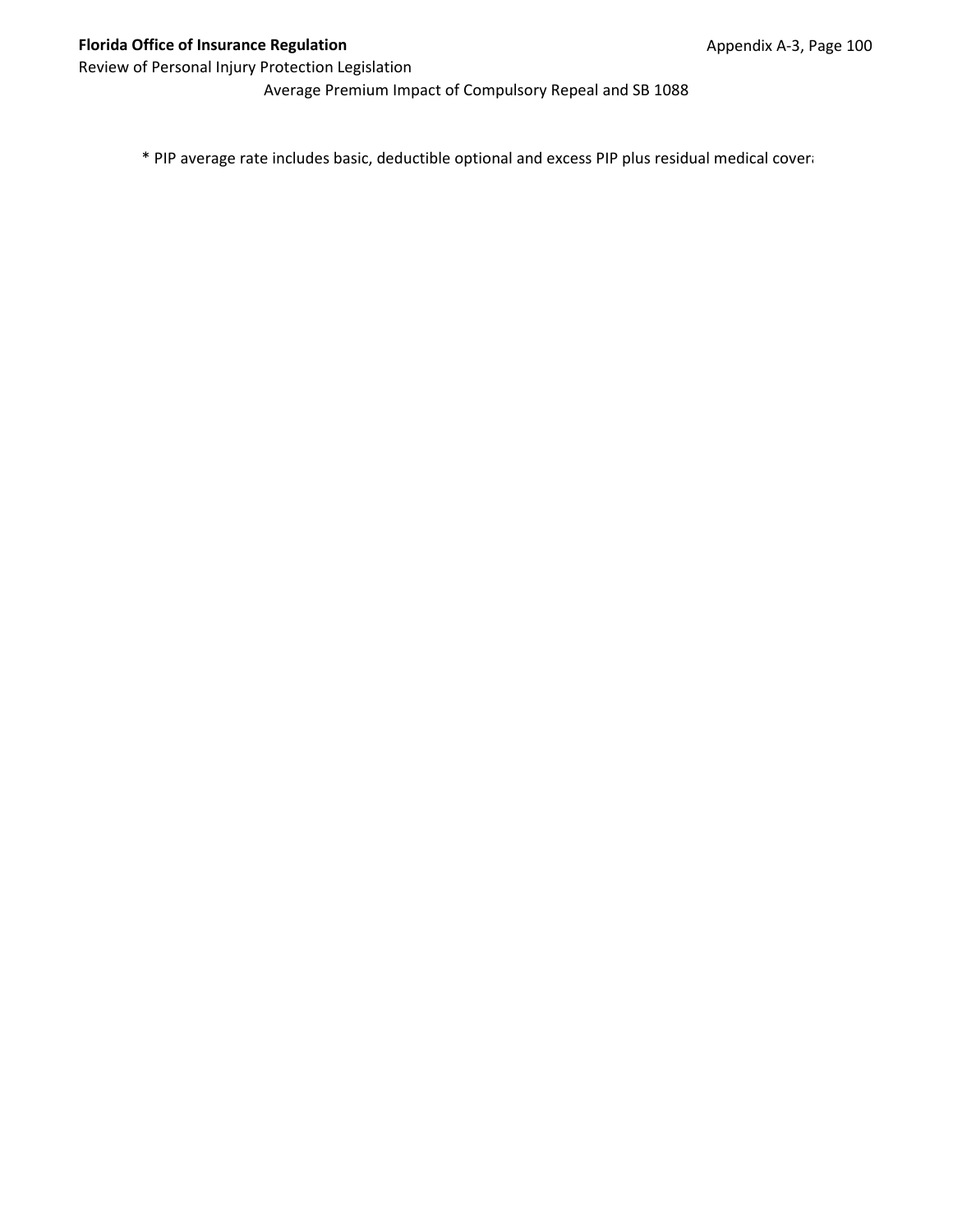Average Premium Impact of Compulsory Repeal and SB 1088

* PIP average rate includes basic, deductible optional and excess PIP plus residual medical covera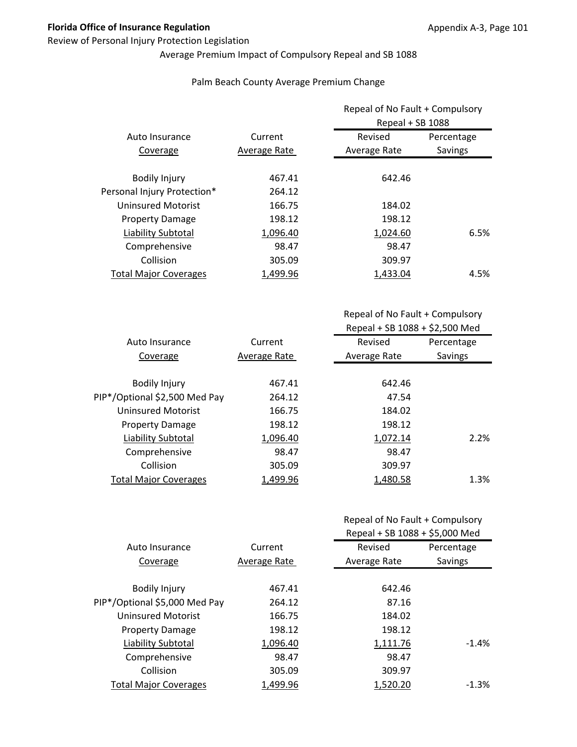**Florida Office of Insurance Regulation**

Review of Personal Injury Protection Legislation

Average Premium Impact of Compulsory Repeal and SB 1088

Palm Beach County Average Premium Change

| Auto Insurance Coverage | Current Average Rate | Repeal of No Fault + Compulsory Repeal + SB 1088 | |
|---|---|---|---|
| | | Revised Average Rate | Percentage Savings |
| Bodily Injury | 467.41 | 642.46 | |
| Personal Injury Protection* | 264.12 | | |
| Uninsured Motorist | 166.75 | 184.02 | |
| Property Damage | 198.12 | 198.12 | |
| Liability Subtotal | 1,096.40 | 1,024.60 | 6.5% |
| Comprehensive | 98.47 | 98.47 | |
| Collision | 305.09 | 309.97 | |
| Total Major Coverages | 1,499.96 | 1,433.04 | 4.5% |

| Auto Insurance Coverage | Current Average Rate | Repeal of No Fault + Compulsory Repeal + SB 1088 + $2,500 Med | |
|---|---|---|---|
| | | Revised Average Rate | Percentage Savings |
| Bodily Injury | 467.41 | 642.46 | |
| PIP*/Optional $2,500 Med Pay | 264.12 | 47.54 | |
| Uninsured Motorist | 166.75 | 184.02 | |
| Property Damage | 198.12 | 198.12 | |
| Liability Subtotal | 1,096.40 | 1,072.14 | 2.2% |
| Comprehensive | 98.47 | 98.47 | |
| Collision | 305.09 | 309.97 | |
| Total Major Coverages | 1,499.96 | 1,480.58 | 1.3% |

| Auto Insurance Coverage | Current Average Rate | Repeal of No Fault + Compulsory Repeal + SB 1088 + $5,000 Med | |
|---|---|---|---|
| | | Revised Average Rate | Percentage Savings |
| Bodily Injury | 467.41 | 642.46 | |
| PIP*/Optional $5,000 Med Pay | 264.12 | 87.16 | |
| Uninsured Motorist | 166.75 | 184.02 | |
| Property Damage | 198.12 | 198.12 | |
| Liability Subtotal | 1,096.40 | 1,111.76 | -1.4% |
| Comprehensive | 98.47 | 98.47 | |
| Collision | 305.09 | 309.97 | |
| Total Major Coverages | 1,499.96 | 1,520.20 | -1.3% |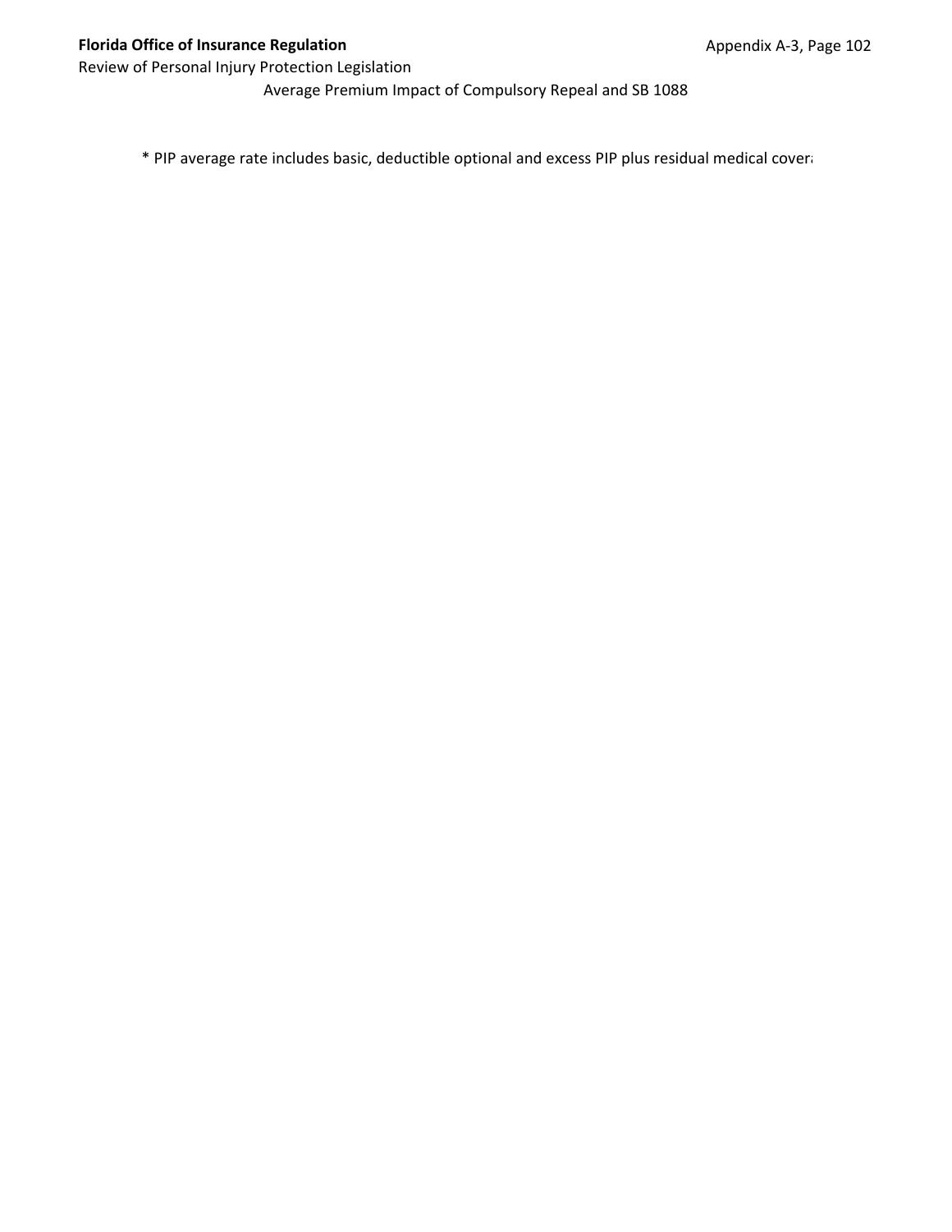Average Premium Impact of Compulsory Repeal and SB 1088

* PIP average rate includes basic, deductible optional and excess PIP plus residual medical cover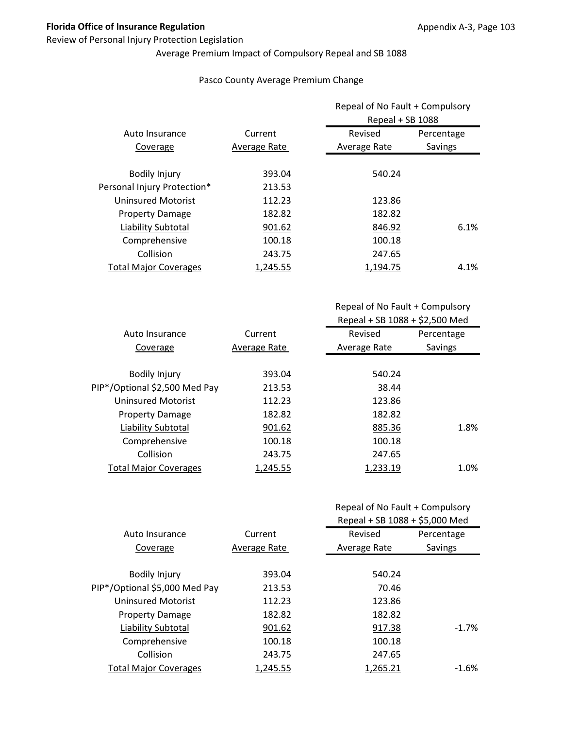**Florida Office of Insurance Regulation**

Review of Personal Injury Protection Legislation

Average Premium Impact of Compulsory Repeal and SB 1088

Pasco County Average Premium Change

| Auto Insurance Coverage | Current Average Rate | Repeal of No Fault + Compulsory Repeal + SB 1088 | |
|---|---|---|---|
| | | Revised Average Rate | Percentage Savings |
| Bodily Injury | 393.04 | 540.24 | |
| Personal Injury Protection* | 213.53 | | |
| Uninsured Motorist | 112.23 | 123.86 | |
| Property Damage | 182.82 | 182.82 | |
| Liability Subtotal | 901.62 | 846.92 | 6.1% |
| Comprehensive | 100.18 | 100.18 | |
| Collision | 243.75 | 247.65 | |
| Total Major Coverages | 1,245.55 | 1,194.75 | 4.1% |

| Auto Insurance Coverage | Current Average Rate | Repeal of No Fault + Compulsory Repeal + SB 1088 + $2,500 Med | |
|---|---|---|---|
| | | Revised Average Rate | Percentage Savings |
| Bodily Injury | 393.04 | 540.24 | |
| PIP*/Optional $2,500 Med Pay | 213.53 | 38.44 | |
| Uninsured Motorist | 112.23 | 123.86 | |
| Property Damage | 182.82 | 182.82 | |
| Liability Subtotal | 901.62 | 885.36 | 1.8% |
| Comprehensive | 100.18 | 100.18 | |
| Collision | 243.75 | 247.65 | |
| Total Major Coverages | 1,245.55 | 1,233.19 | 1.0% |

| Auto Insurance Coverage | Current Average Rate | Repeal of No Fault + Compulsory Repeal + SB 1088 + $5,000 Med | |
|---|---|---|---|
| | | Revised Average Rate | Percentage Savings |
| Bodily Injury | 393.04 | 540.24 | |
| PIP*/Optional $5,000 Med Pay | 213.53 | 70.46 | |
| Uninsured Motorist | 112.23 | 123.86 | |
| Property Damage | 182.82 | 182.82 | |
| Liability Subtotal | 901.62 | 917.38 | -1.7% |
| Comprehensive | 100.18 | 100.18 | |
| Collision | 243.75 | 247.65 | |
| Total Major Coverages | 1,245.55 | 1,265.21 | -1.6% |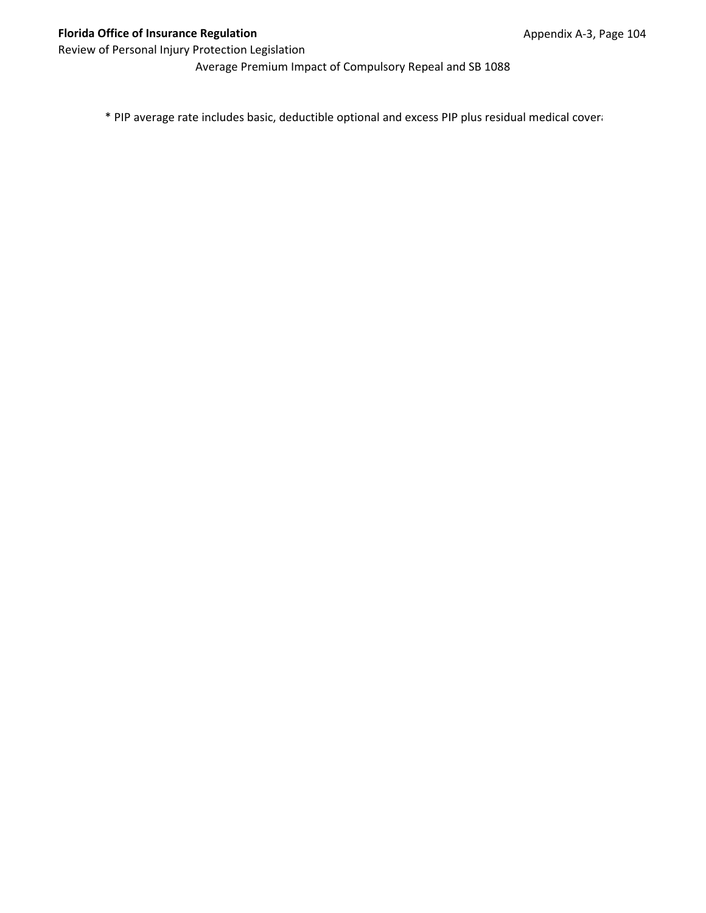Average Premium Impact of Compulsory Repeal and SB 1088

* PIP average rate includes basic, deductible optional and excess PIP plus residual medical cover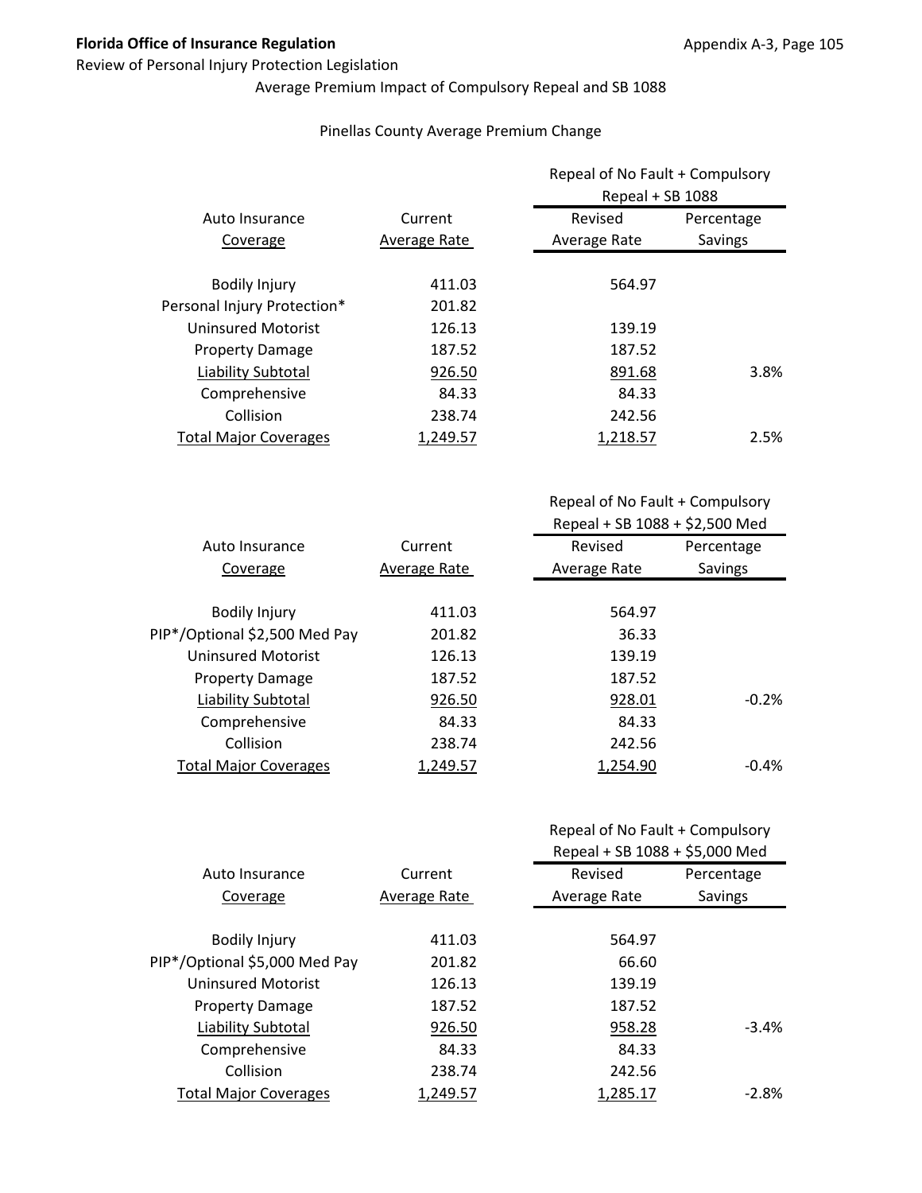Average Premium Impact of Compulsory Repeal and SB 1088

Pinellas County Average Premium Change

| Auto Insurance Coverage | Current Average Rate | Repeal of No Fault + Compulsory Repeal + SB 1088 Revised Average Rate | Percentage Savings |
|---|---|---|---|
| Bodily Injury | 411.03 | 564.97 | |
| Personal Injury Protection* | 201.82 | | |
| Uninsured Motorist | 126.13 | 139.19 | |
| Property Damage | 187.52 | 187.52 | |
| Liability Subtotal | 926.50 | 891.68 | 3.8% |
| Comprehensive | 84.33 | 84.33 | |
| Collision | 238.74 | 242.56 | |
| Total Major Coverages | 1,249.57 | 1,218.57 | 2.5% |

| Auto Insurance Coverage | Current Average Rate | Repeal of No Fault + Compulsory Repeal + SB 1088 + $2,500 Med Revised Average Rate | Percentage Savings |
|---|---|---|---|
| Bodily Injury | 411.03 | 564.97 | |
| PIP*/Optional $2,500 Med Pay | 201.82 | 36.33 | |
| Uninsured Motorist | 126.13 | 139.19 | |
| Property Damage | 187.52 | 187.52 | |
| Liability Subtotal | 926.50 | 928.01 | -0.2% |
| Comprehensive | 84.33 | 84.33 | |
| Collision | 238.74 | 242.56 | |
| Total Major Coverages | 1,249.57 | 1,254.90 | -0.4% |

| Auto Insurance Coverage | Current Average Rate | Repeal of No Fault + Compulsory Repeal + SB 1088 + $5,000 Med Revised Average Rate | Percentage Savings |
|---|---|---|---|
| Bodily Injury | 411.03 | 564.97 | |
| PIP*/Optional $5,000 Med Pay | 201.82 | 66.60 | |
| Uninsured Motorist | 126.13 | 139.19 | |
| Property Damage | 187.52 | 187.52 | |
| Liability Subtotal | 926.50 | 958.28 | -3.4% |
| Comprehensive | 84.33 | 84.33 | |
| Collision | 238.74 | 242.56 | |
| Total Major Coverages | 1,249.57 | 1,285.17 | -2.8% |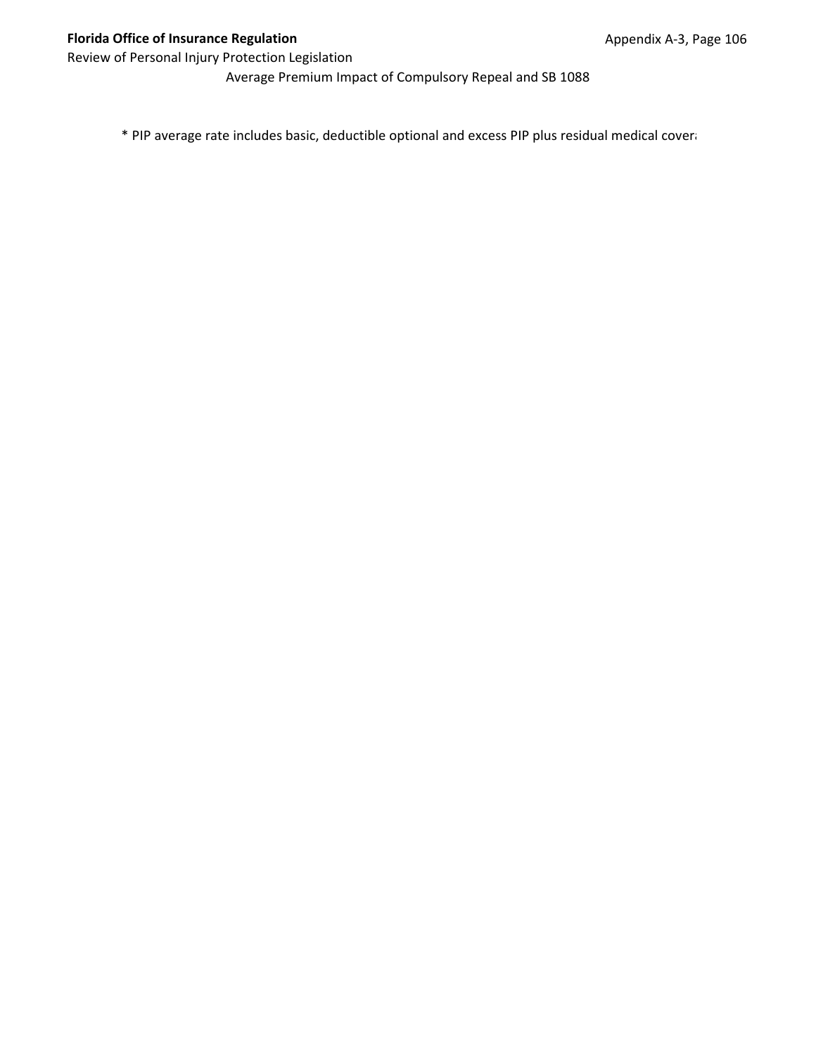Average Premium Impact of Compulsory Repeal and SB 1088

* PIP average rate includes basic, deductible optional and excess PIP plus residual medical covera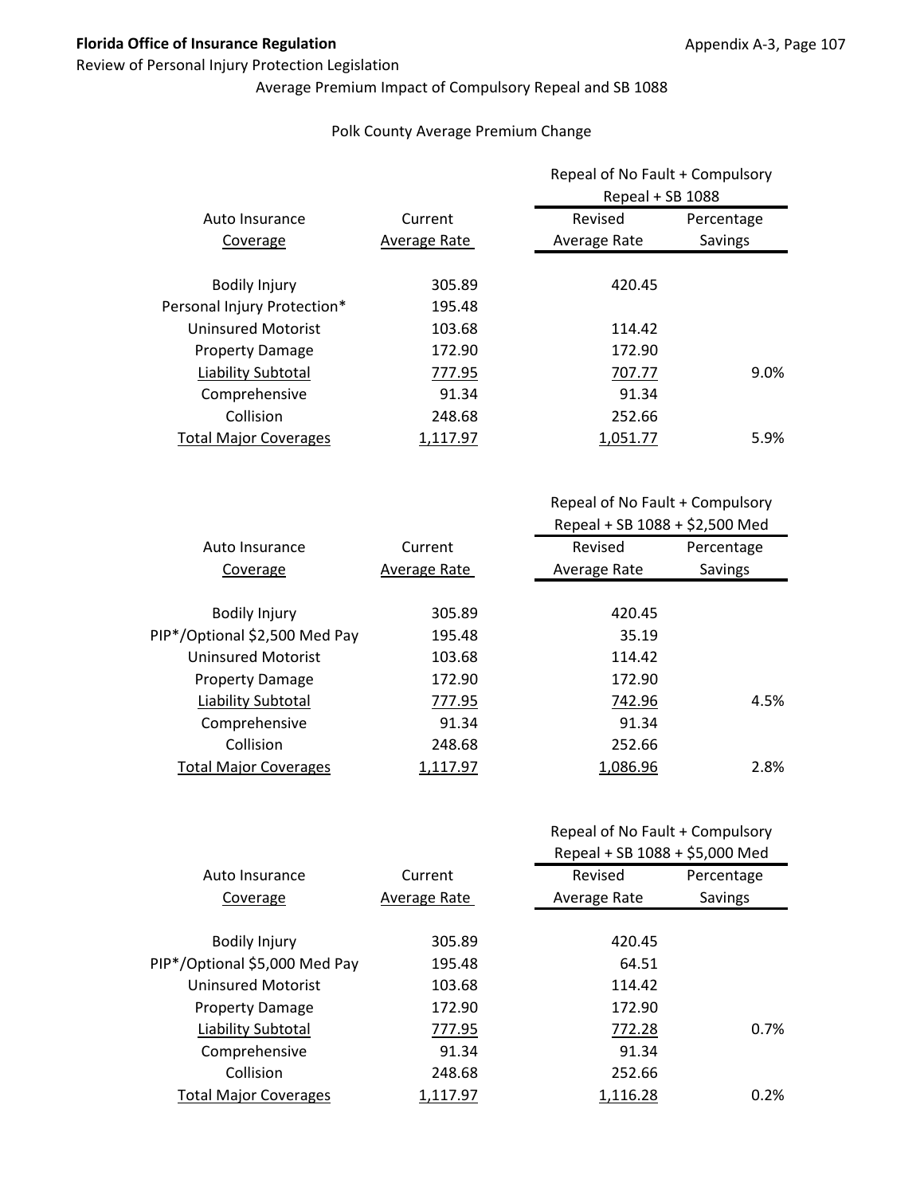Average Premium Impact of Compulsory Repeal and SB 1088

Polk County Average Premium Change

| Auto Insurance Coverage | Current Average Rate | Repeal of No Fault + Compulsory Repeal + SB 1088 Revised Average Rate | Percentage Savings |
|---|---|---|---|
| Bodily Injury | 305.89 | 420.45 | |
| Personal Injury Protection* | 195.48 | | |
| Uninsured Motorist | 103.68 | 114.42 | |
| Property Damage | 172.90 | 172.90 | |
| Liability Subtotal | 777.95 | 707.77 | 9.0% |
| Comprehensive | 91.34 | 91.34 | |
| Collision | 248.68 | 252.66 | |
| Total Major Coverages | 1,117.97 | 1,051.77 | 5.9% |

| Auto Insurance Coverage | Current Average Rate | Repeal of No Fault + Compulsory Repeal + SB 1088 + $2,500 Med Revised Average Rate | Percentage Savings |
|---|---|---|---|
| Bodily Injury | 305.89 | 420.45 | |
| PIP*/Optional $2,500 Med Pay | 195.48 | 35.19 | |
| Uninsured Motorist | 103.68 | 114.42 | |
| Property Damage | 172.90 | 172.90 | |
| Liability Subtotal | 777.95 | 742.96 | 4.5% |
| Comprehensive | 91.34 | 91.34 | |
| Collision | 248.68 | 252.66 | |
| Total Major Coverages | 1,117.97 | 1,086.96 | 2.8% |

| Auto Insurance Coverage | Current Average Rate | Repeal of No Fault + Compulsory Repeal + SB 1088 + $5,000 Med Revised Average Rate | Percentage Savings |
|---|---|---|---|
| Bodily Injury | 305.89 | 420.45 | |
| PIP*/Optional $5,000 Med Pay | 195.48 | 64.51 | |
| Uninsured Motorist | 103.68 | 114.42 | |
| Property Damage | 172.90 | 172.90 | |
| Liability Subtotal | 777.95 | 772.28 | 0.7% |
| Comprehensive | 91.34 | 91.34 | |
| Collision | 248.68 | 252.66 | |
| Total Major Coverages | 1,117.97 | 1,116.28 | 0.2% |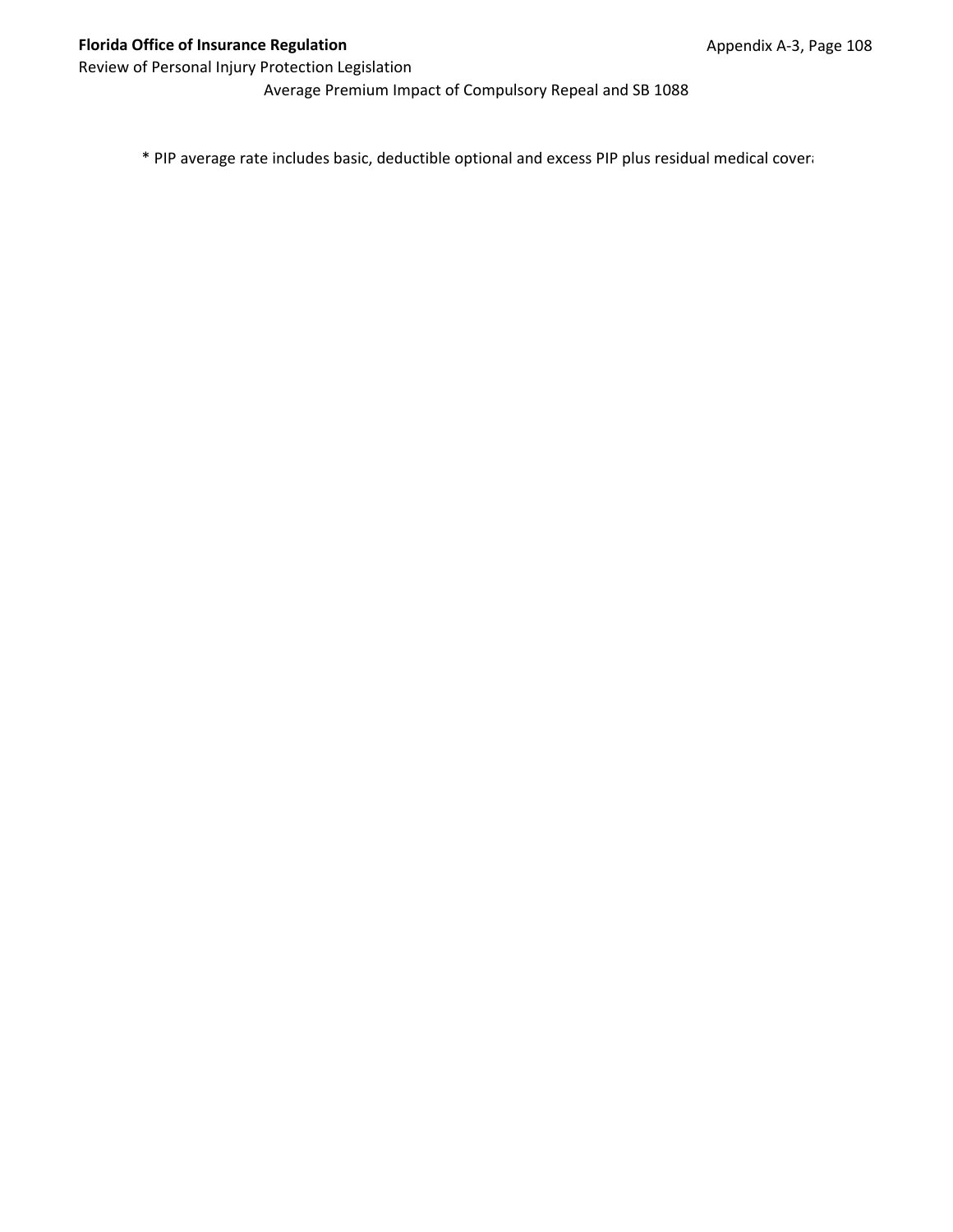Average Premium Impact of Compulsory Repeal and SB 1088

* PIP average rate includes basic, deductible optional and excess PIP plus residual medical cover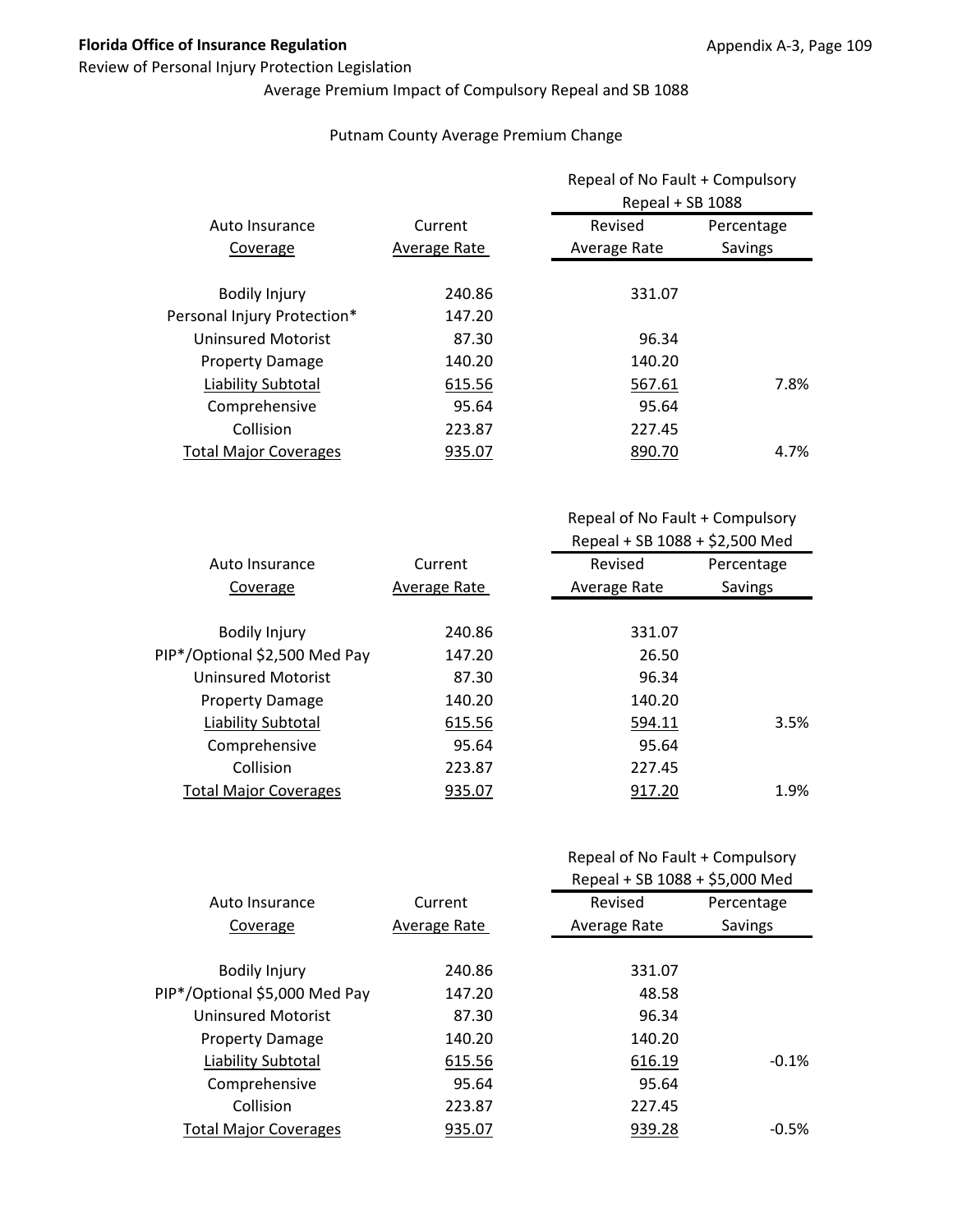Review of Personal Injury Protection Legislation

Average Premium Impact of Compulsory Repeal and SB 1088

Putnam County Average Premium Change

| Auto Insurance Coverage | Current Average Rate | Repeal of No Fault + Compulsory Repeal + SB 1088 | |
|---|---|---|---|
| | | Revised Average Rate | Percentage Savings |
| Bodily Injury | 240.86 | 331.07 | |
| Personal Injury Protection* | 147.20 | | |
| Uninsured Motorist | 87.30 | 96.34 | |
| Property Damage | 140.20 | 140.20 | |
| Liability Subtotal | 615.56 | 567.61 | 7.8% |
| Comprehensive | 95.64 | 95.64 | |
| Collision | 223.87 | 227.45 | |
| Total Major Coverages | 935.07 | 890.70 | 4.7% |

| Auto Insurance Coverage | Current Average Rate | Repeal of No Fault + Compulsory Repeal + SB 1088 + $2,500 Med | |
|---|---|---|---|
| | | Revised Average Rate | Percentage Savings |
| Bodily Injury | 240.86 | 331.07 | |
| PIP*/Optional $2,500 Med Pay | 147.20 | 26.50 | |
| Uninsured Motorist | 87.30 | 96.34 | |
| Property Damage | 140.20 | 140.20 | |
| Liability Subtotal | 615.56 | 594.11 | 3.5% |
| Comprehensive | 95.64 | 95.64 | |
| Collision | 223.87 | 227.45 | |
| Total Major Coverages | 935.07 | 917.20 | 1.9% |

| Auto Insurance Coverage | Current Average Rate | Repeal of No Fault + Compulsory Repeal + SB 1088 + $5,000 Med | |
|---|---|---|---|
| | | Revised Average Rate | Percentage Savings |
| Bodily Injury | 240.86 | 331.07 | |
| PIP*/Optional $5,000 Med Pay | 147.20 | 48.58 | |
| Uninsured Motorist | 87.30 | 96.34 | |
| Property Damage | 140.20 | 140.20 | |
| Liability Subtotal | 615.56 | 616.19 | -0.1% |
| Comprehensive | 95.64 | 95.64 | |
| Collision | 223.87 | 227.45 | |
| Total Major Coverages | 935.07 | 939.28 | -0.5% |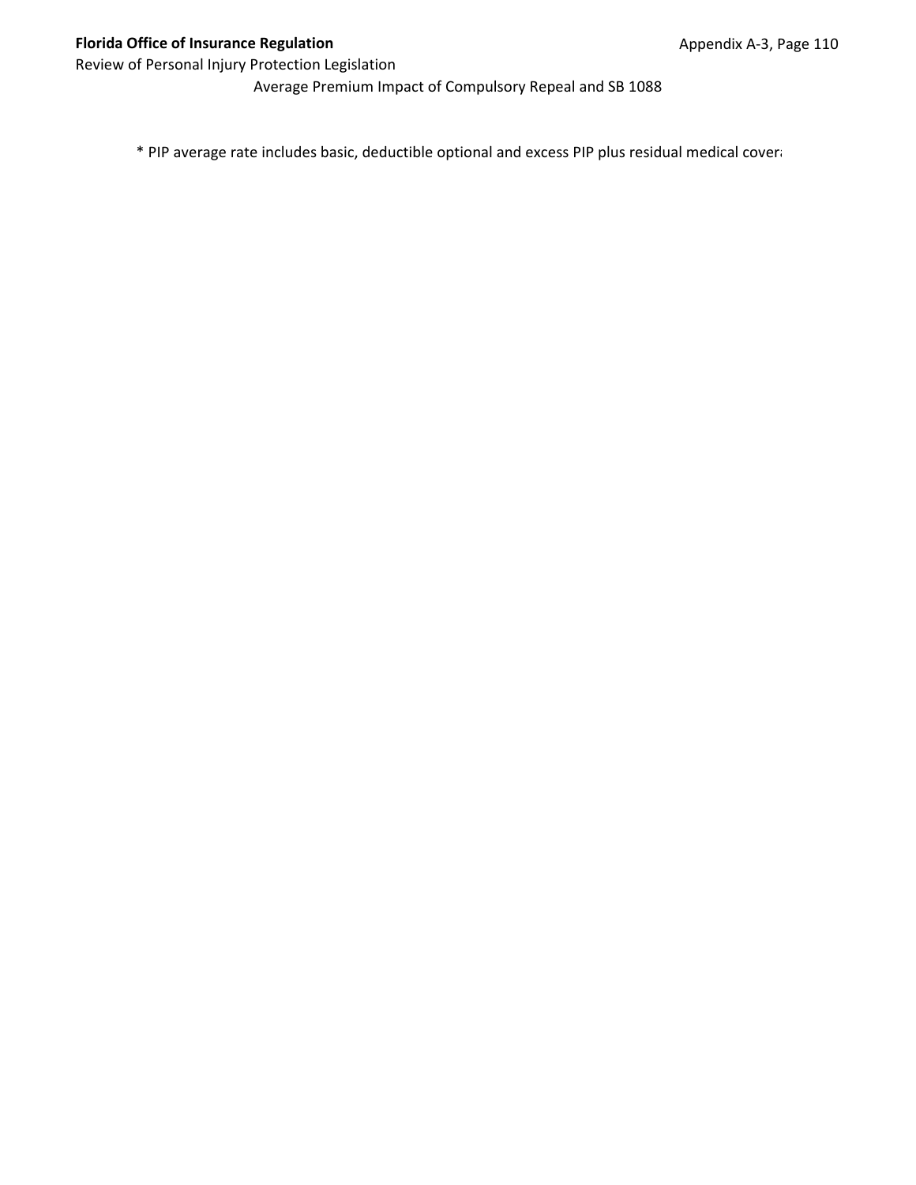Average Premium Impact of Compulsory Repeal and SB 1088

* PIP average rate includes basic, deductible optional and excess PIP plus residual medical covera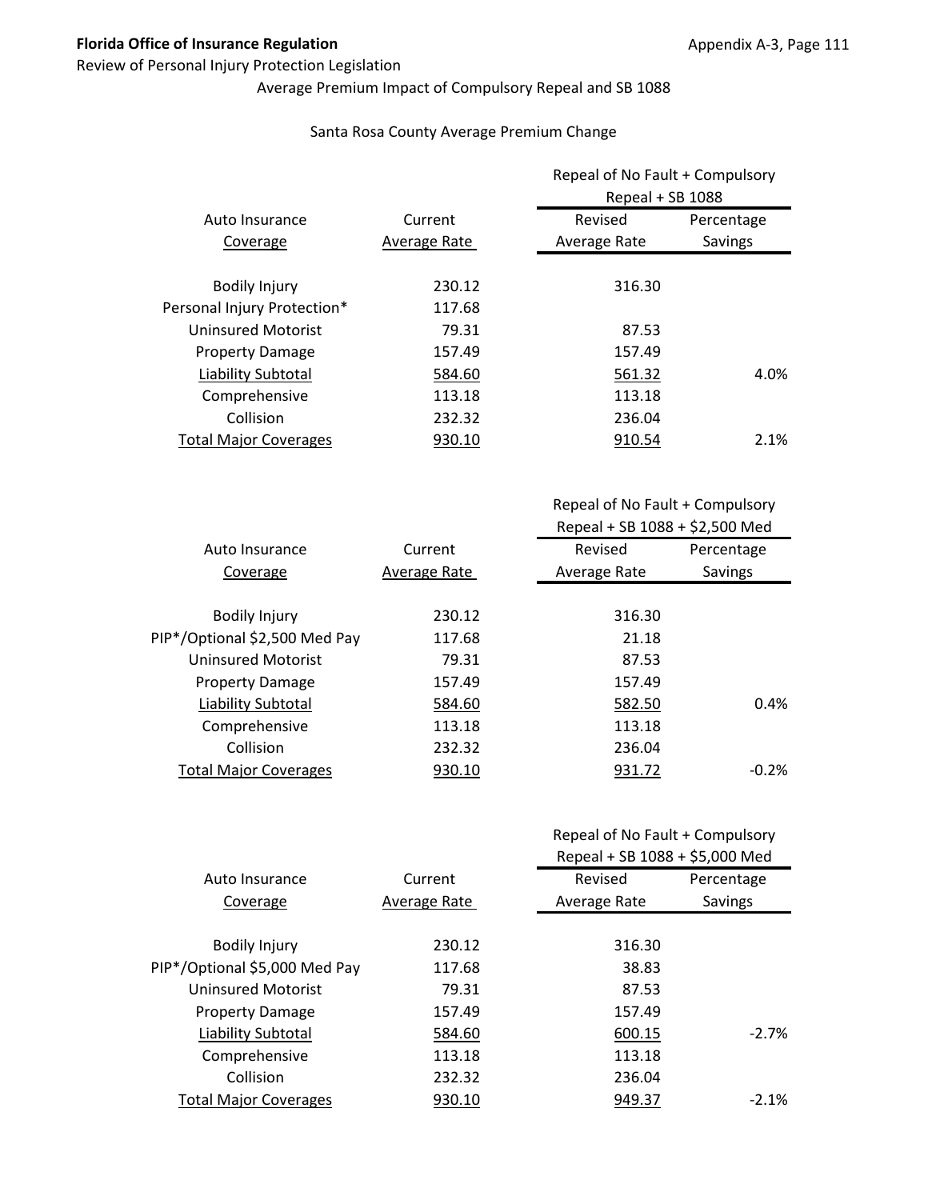**Florida Office of Insurance Regulation**

Review of Personal Injury Protection Legislation

Average Premium Impact of Compulsory Repeal and SB 1088

Santa Rosa County Average Premium Change

| Auto Insurance Coverage | Current Average Rate | Repeal of No Fault + Compulsory Repeal + SB 1088 | |
|---|---|---|---|
| | | Revised Average Rate | Percentage Savings |
| Bodily Injury | 230.12 | 316.30 | |
| Personal Injury Protection* | 117.68 | | |
| Uninsured Motorist | 79.31 | 87.53 | |
| Property Damage | 157.49 | 157.49 | |
| Liability Subtotal | 584.60 | 561.32 | 4.0% |
| Comprehensive | 113.18 | 113.18 | |
| Collision | 232.32 | 236.04 | |
| Total Major Coverages | 930.10 | 910.54 | 2.1% |

| Auto Insurance Coverage | Current Average Rate | Repeal of No Fault + Compulsory Repeal + SB 1088 + $2,500 Med | |
|---|---|---|---|
| | | Revised Average Rate | Percentage Savings |
| Bodily Injury | 230.12 | 316.30 | |
| PIP*/Optional $2,500 Med Pay | 117.68 | 21.18 | |
| Uninsured Motorist | 79.31 | 87.53 | |
| Property Damage | 157.49 | 157.49 | |
| Liability Subtotal | 584.60 | 582.50 | 0.4% |
| Comprehensive | 113.18 | 113.18 | |
| Collision | 232.32 | 236.04 | |
| Total Major Coverages | 930.10 | 931.72 | -0.2% |

| Auto Insurance Coverage | Current Average Rate | Repeal of No Fault + Compulsory Repeal + SB 1088 + $5,000 Med | |
|---|---|---|---|
| | | Revised Average Rate | Percentage Savings |
| Bodily Injury | 230.12 | 316.30 | |
| PIP*/Optional $5,000 Med Pay | 117.68 | 38.83 | |
| Uninsured Motorist | 79.31 | 87.53 | |
| Property Damage | 157.49 | 157.49 | |
| Liability Subtotal | 584.60 | 600.15 | -2.7% |
| Comprehensive | 113.18 | 113.18 | |
| Collision | 232.32 | 236.04 | |
| Total Major Coverages | 930.10 | 949.37 | -2.1% |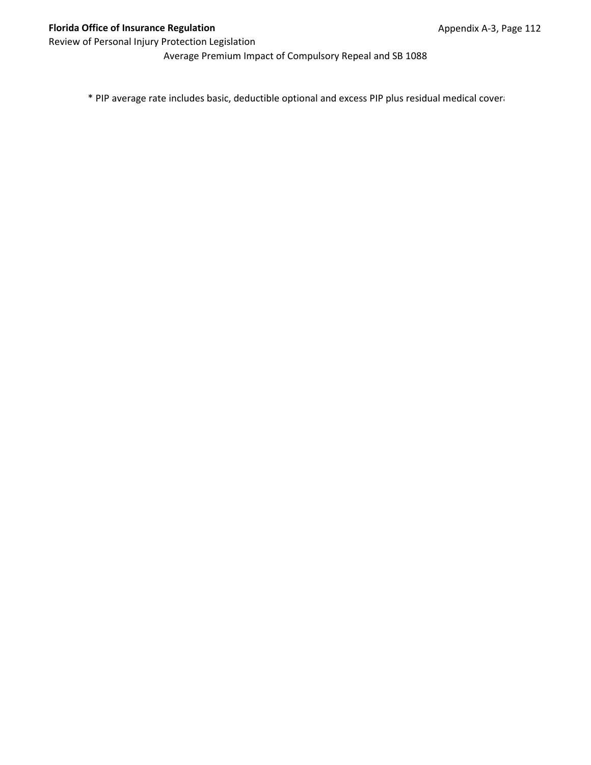Average Premium Impact of Compulsory Repeal and SB 1088

* PIP average rate includes basic, deductible optional and excess PIP plus residual medical covera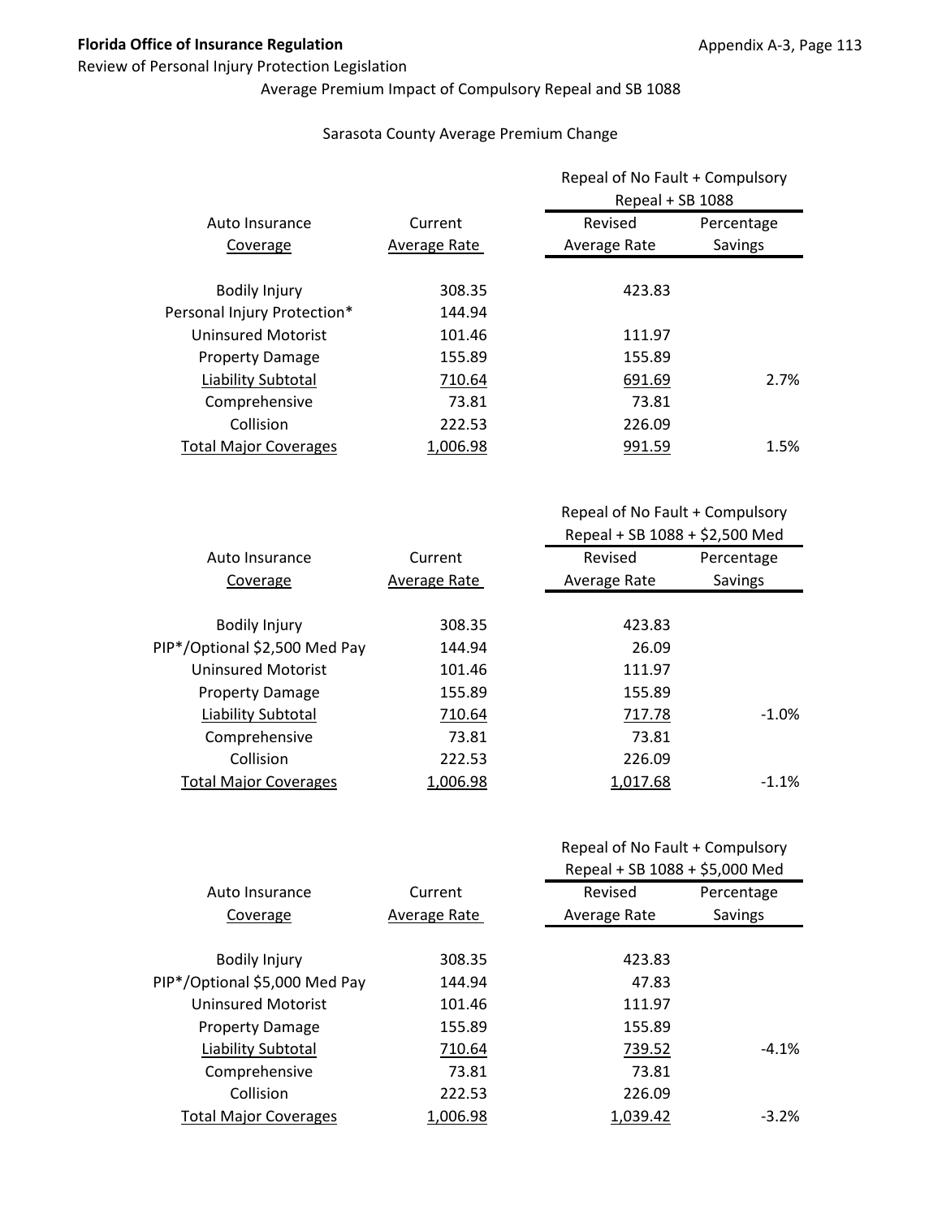Average Premium Impact of Compulsory Repeal and SB 1088

Sarasota County Average Premium Change

| Auto Insurance Coverage | Current Average Rate | Repeal of No Fault + Compulsory Repeal + SB 1088 Revised Average Rate | Percentage Savings |
|---|---|---|---|
| Bodily Injury | 308.35 | 423.83 | |
| Personal Injury Protection* | 144.94 | | |
| Uninsured Motorist | 101.46 | 111.97 | |
| Property Damage | 155.89 | 155.89 | |
| Liability Subtotal | 710.64 | 691.69 | 2.7% |
| Comprehensive | 73.81 | 73.81 | |
| Collision | 222.53 | 226.09 | |
| Total Major Coverages | 1,006.98 | 991.59 | 1.5% |

| Auto Insurance Coverage | Current Average Rate | Repeal of No Fault + Compulsory Repeal + SB 1088 + $2,500 Med Revised Average Rate | Percentage Savings |
|---|---|---|---|
| Bodily Injury | 308.35 | 423.83 | |
| PIP*/Optional $2,500 Med Pay | 144.94 | 26.09 | |
| Uninsured Motorist | 101.46 | 111.97 | |
| Property Damage | 155.89 | 155.89 | |
| Liability Subtotal | 710.64 | 717.78 | -1.0% |
| Comprehensive | 73.81 | 73.81 | |
| Collision | 222.53 | 226.09 | |
| Total Major Coverages | 1,006.98 | 1,017.68 | -1.1% |

| Auto Insurance Coverage | Current Average Rate | Repeal of No Fault + Compulsory Repeal + SB 1088 + $5,000 Med Revised Average Rate | Percentage Savings |
|---|---|---|---|
| Bodily Injury | 308.35 | 423.83 | |
| PIP*/Optional $5,000 Med Pay | 144.94 | 47.83 | |
| Uninsured Motorist | 101.46 | 111.97 | |
| Property Damage | 155.89 | 155.89 | |
| Liability Subtotal | 710.64 | 739.52 | -4.1% |
| Comprehensive | 73.81 | 73.81 | |
| Collision | 222.53 | 226.09 | |
| Total Major Coverages | 1,006.98 | 1,039.42 | -3.2% |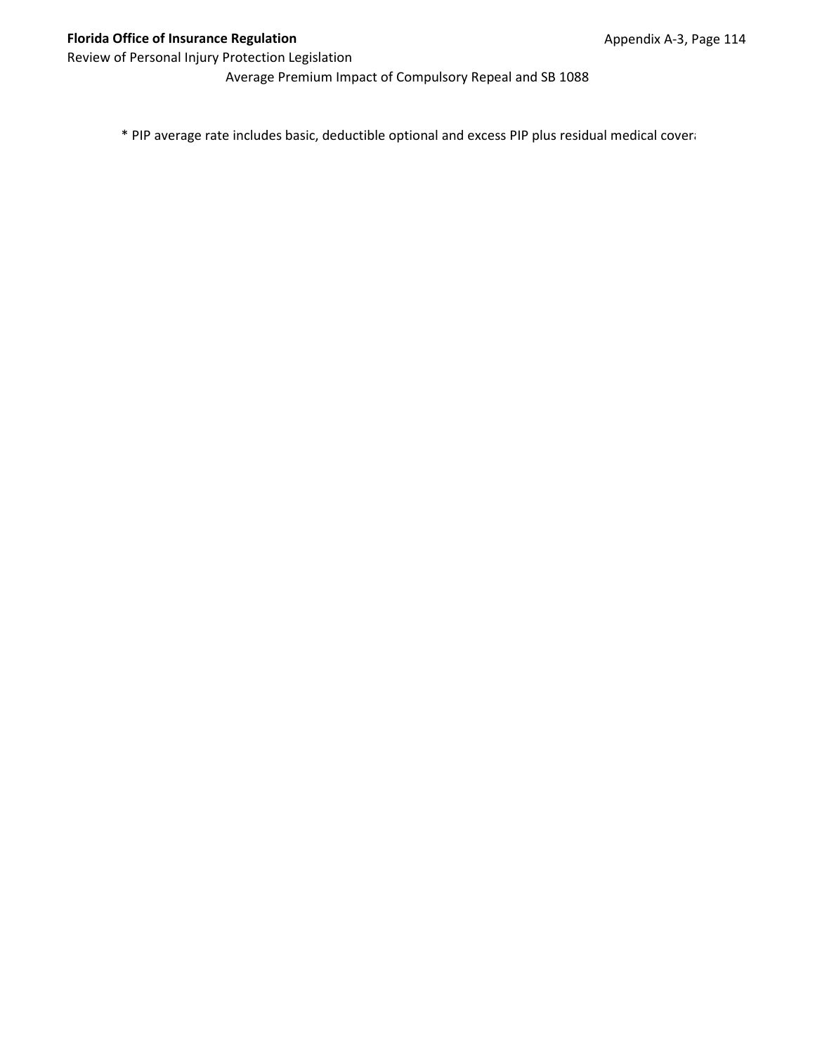Average Premium Impact of Compulsory Repeal and SB 1088

* PIP average rate includes basic, deductible optional and excess PIP plus residual medical covera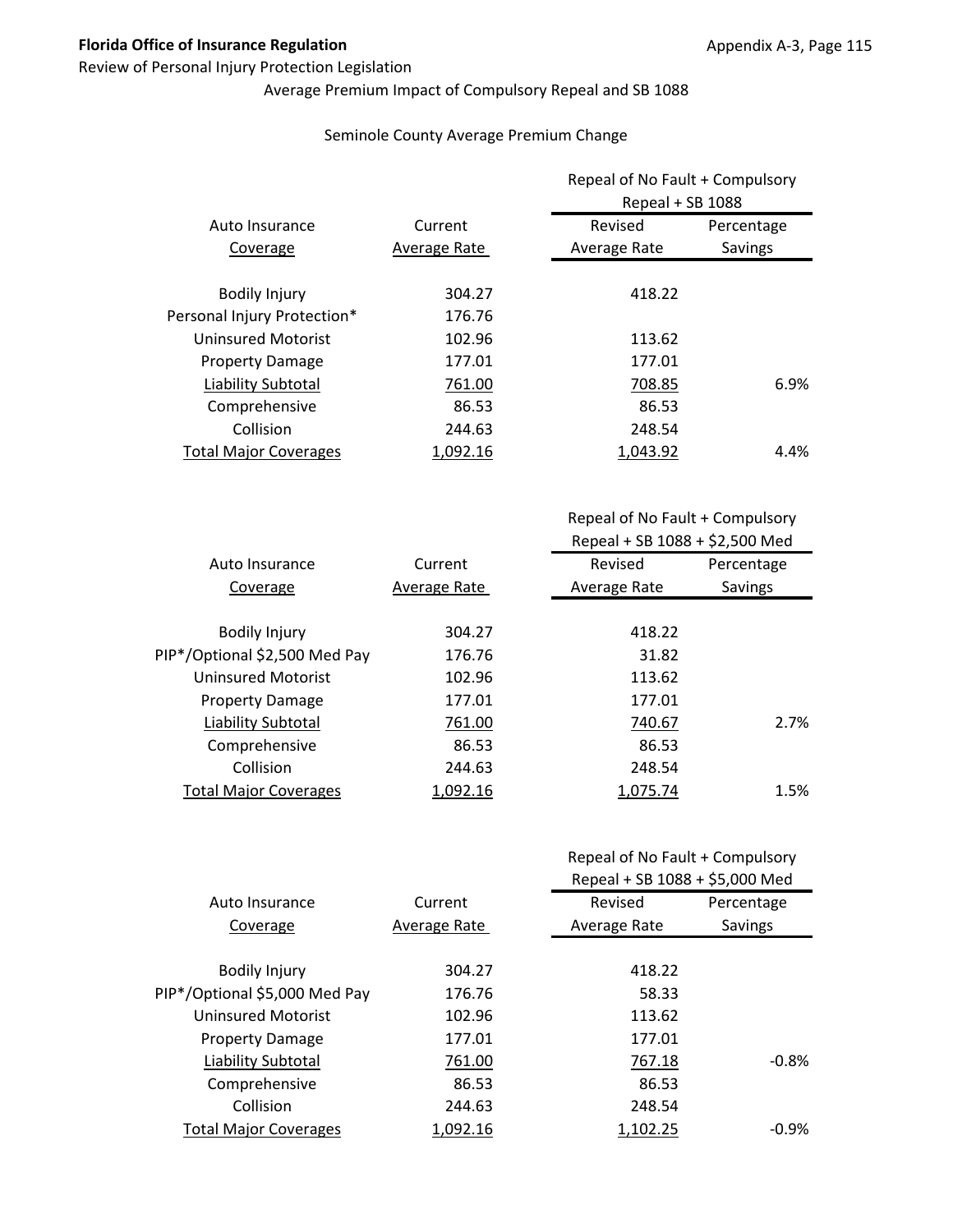Average Premium Impact of Compulsory Repeal and SB 1088

Seminole County Average Premium Change

| Auto Insurance Coverage | Current Average Rate | Repeal of No Fault + Compulsory Repeal + SB 1088 | |
|---|---|---|---|
| | | Revised Average Rate | Percentage Savings |
| Bodily Injury | 304.27 | 418.22 | |
| Personal Injury Protection* | 176.76 | | |
| Uninsured Motorist | 102.96 | 113.62 | |
| Property Damage | 177.01 | 177.01 | |
| Liability Subtotal | 761.00 | 708.85 | 6.9% |
| Comprehensive | 86.53 | 86.53 | |
| Collision | 244.63 | 248.54 | |
| Total Major Coverages | 1,092.16 | 1,043.92 | 4.4% |

| Auto Insurance Coverage | Current Average Rate | Repeal of No Fault + Compulsory Repeal + SB 1088 + $2,500 Med | |
|---|---|---|---|
| | | Revised Average Rate | Percentage Savings |
| Bodily Injury | 304.27 | 418.22 | |
| PIP*/Optional $2,500 Med Pay | 176.76 | 31.82 | |
| Uninsured Motorist | 102.96 | 113.62 | |
| Property Damage | 177.01 | 177.01 | |
| Liability Subtotal | 761.00 | 740.67 | 2.7% |
| Comprehensive | 86.53 | 86.53 | |
| Collision | 244.63 | 248.54 | |
| Total Major Coverages | 1,092.16 | 1,075.74 | 1.5% |

| Auto Insurance Coverage | Current Average Rate | Repeal of No Fault + Compulsory Repeal + SB 1088 + $5,000 Med | |
|---|---|---|---|
| | | Revised Average Rate | Percentage Savings |
| Bodily Injury | 304.27 | 418.22 | |
| PIP*/Optional $5,000 Med Pay | 176.76 | 58.33 | |
| Uninsured Motorist | 102.96 | 113.62 | |
| Property Damage | 177.01 | 177.01 | |
| Liability Subtotal | 761.00 | 767.18 | -0.8% |
| Comprehensive | 86.53 | 86.53 | |
| Collision | 244.63 | 248.54 | |
| Total Major Coverages | 1,092.16 | 1,102.25 | -0.9% |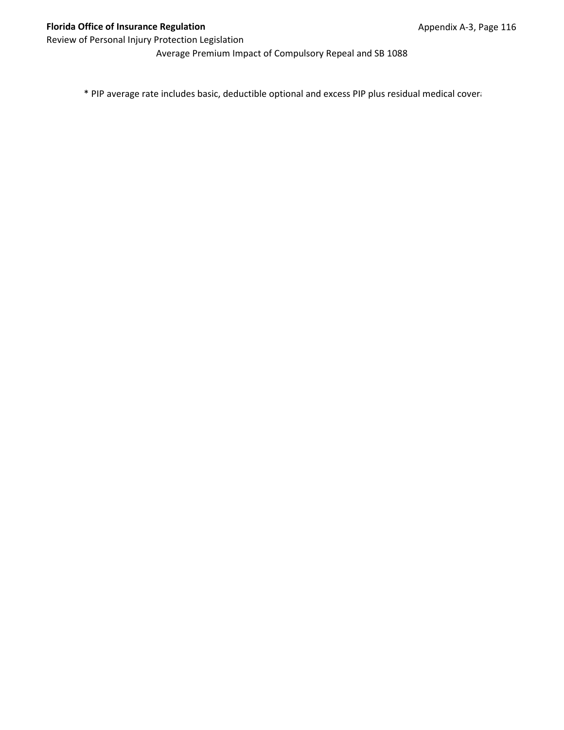Average Premium Impact of Compulsory Repeal and SB 1088

* PIP average rate includes basic, deductible optional and excess PIP plus residual medical cover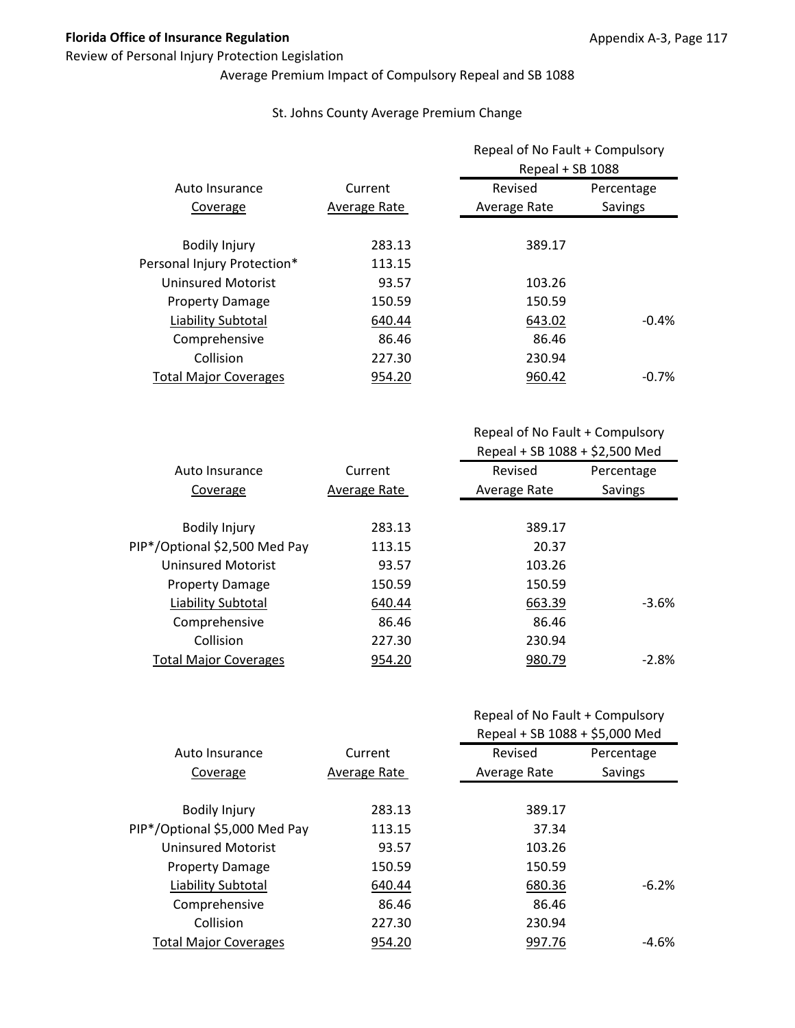Florida Office of Insurance Regulation
Review of Personal Injury Protection Legislation

Average Premium Impact of Compulsory Repeal and SB 1088

St. Johns County Average Premium Change

| Auto Insurance Coverage | Current Average Rate | Repeal of No Fault + Compulsory Repeal + SB 1088 Revised Average Rate | Percentage Savings |
|---|---|---|---|
| Bodily Injury | 283.13 | 389.17 | |
| Personal Injury Protection* | 113.15 | | |
| Uninsured Motorist | 93.57 | 103.26 | |
| Property Damage | 150.59 | 150.59 | |
| Liability Subtotal | 640.44 | 643.02 | -0.4% |
| Comprehensive | 86.46 | 86.46 | |
| Collision | 227.30 | 230.94 | |
| Total Major Coverages | 954.20 | 960.42 | -0.7% |

| Auto Insurance Coverage | Current Average Rate | Repeal of No Fault + Compulsory Repeal + SB 1088 + $2,500 Med Revised Average Rate | Percentage Savings |
|---|---|---|---|
| Bodily Injury | 283.13 | 389.17 | |
| PIP*/Optional $2,500 Med Pay | 113.15 | 20.37 | |
| Uninsured Motorist | 93.57 | 103.26 | |
| Property Damage | 150.59 | 150.59 | |
| Liability Subtotal | 640.44 | 663.39 | -3.6% |
| Comprehensive | 86.46 | 86.46 | |
| Collision | 227.30 | 230.94 | |
| Total Major Coverages | 954.20 | 980.79 | -2.8% |

| Auto Insurance Coverage | Current Average Rate | Repeal of No Fault + Compulsory Repeal + SB 1088 + $5,000 Med Revised Average Rate | Percentage Savings |
|---|---|---|---|
| Bodily Injury | 283.13 | 389.17 | |
| PIP*/Optional $5,000 Med Pay | 113.15 | 37.34 | |
| Uninsured Motorist | 93.57 | 103.26 | |
| Property Damage | 150.59 | 150.59 | |
| Liability Subtotal | 640.44 | 680.36 | -6.2% |
| Comprehensive | 86.46 | 86.46 | |
| Collision | 227.30 | 230.94 | |
| Total Major Coverages | 954.20 | 997.76 | -4.6% |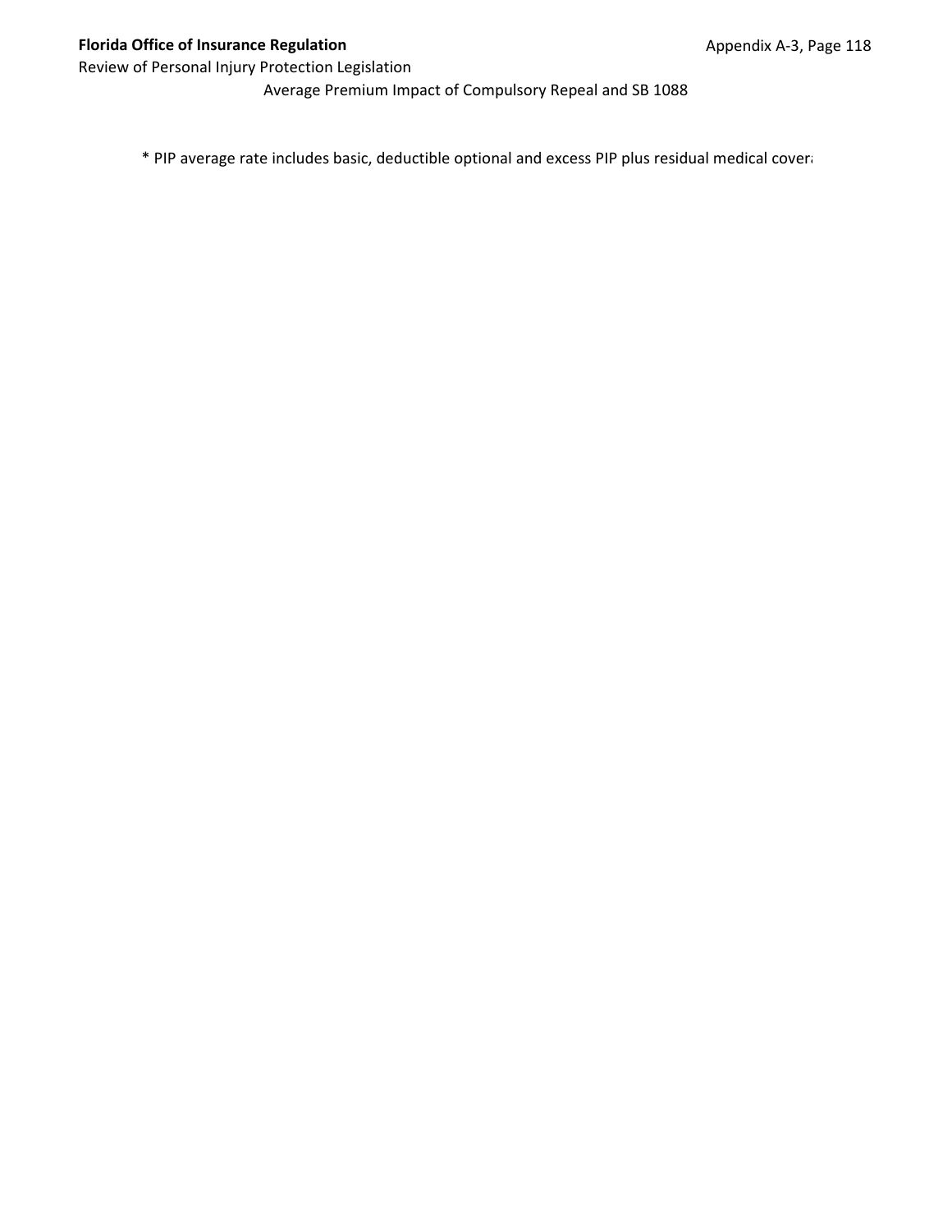Average Premium Impact of Compulsory Repeal and SB 1088

* PIP average rate includes basic, deductible optional and excess PIP plus residual medical covera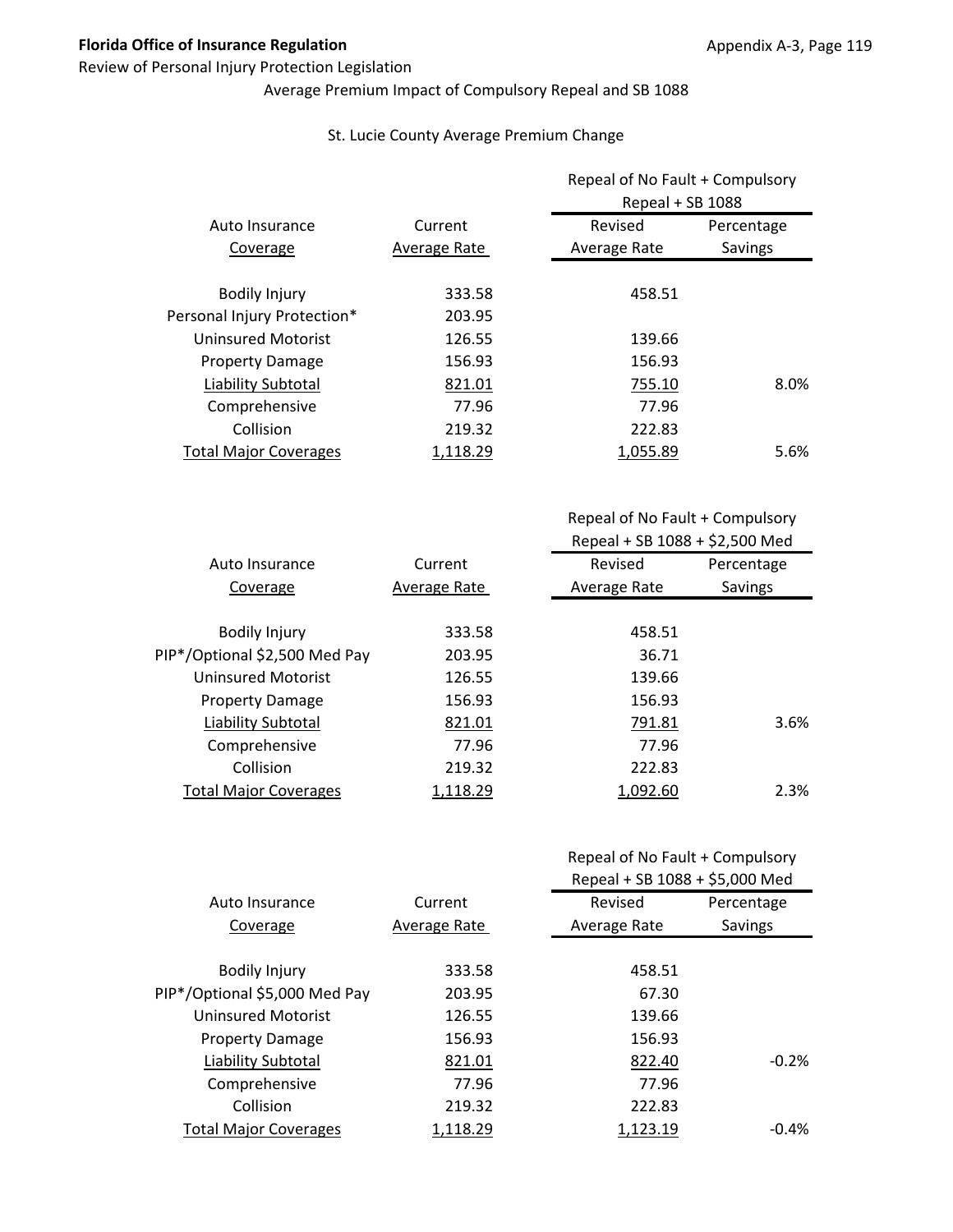Review of Personal Injury Protection Legislation

Average Premium Impact of Compulsory Repeal and SB 1088

St. Lucie County Average Premium Change

| Auto Insurance Coverage | Current Average Rate | Repeal of No Fault + Compulsory Repeal + SB 1088 Revised Average Rate | Percentage Savings |
|---|---|---|---|
| Bodily Injury | 333.58 | 458.51 | |
| Personal Injury Protection* | 203.95 | | |
| Uninsured Motorist | 126.55 | 139.66 | |
| Property Damage | 156.93 | 156.93 | |
| Liability Subtotal | 821.01 | 755.10 | 8.0% |
| Comprehensive | 77.96 | 77.96 | |
| Collision | 219.32 | 222.83 | |
| Total Major Coverages | 1,118.29 | 1,055.89 | 5.6% |

| Auto Insurance Coverage | Current Average Rate | Repeal of No Fault + Compulsory Repeal + SB 1088 + $2,500 Med Revised Average Rate | Percentage Savings |
|---|---|---|---|
| Bodily Injury | 333.58 | 458.51 | |
| PIP*/Optional $2,500 Med Pay | 203.95 | 36.71 | |
| Uninsured Motorist | 126.55 | 139.66 | |
| Property Damage | 156.93 | 156.93 | |
| Liability Subtotal | 821.01 | 791.81 | 3.6% |
| Comprehensive | 77.96 | 77.96 | |
| Collision | 219.32 | 222.83 | |
| Total Major Coverages | 1,118.29 | 1,092.60 | 2.3% |

| Auto Insurance Coverage | Current Average Rate | Repeal of No Fault + Compulsory Repeal + SB 1088 + $5,000 Med Revised Average Rate | Percentage Savings |
|---|---|---|---|
| Bodily Injury | 333.58 | 458.51 | |
| PIP*/Optional $5,000 Med Pay | 203.95 | 67.30 | |
| Uninsured Motorist | 126.55 | 139.66 | |
| Property Damage | 156.93 | 156.93 | |
| Liability Subtotal | 821.01 | 822.40 | -0.2% |
| Comprehensive | 77.96 | 77.96 | |
| Collision | 219.32 | 222.83 | |
| Total Major Coverages | 1,118.29 | 1,123.19 | -0.4% |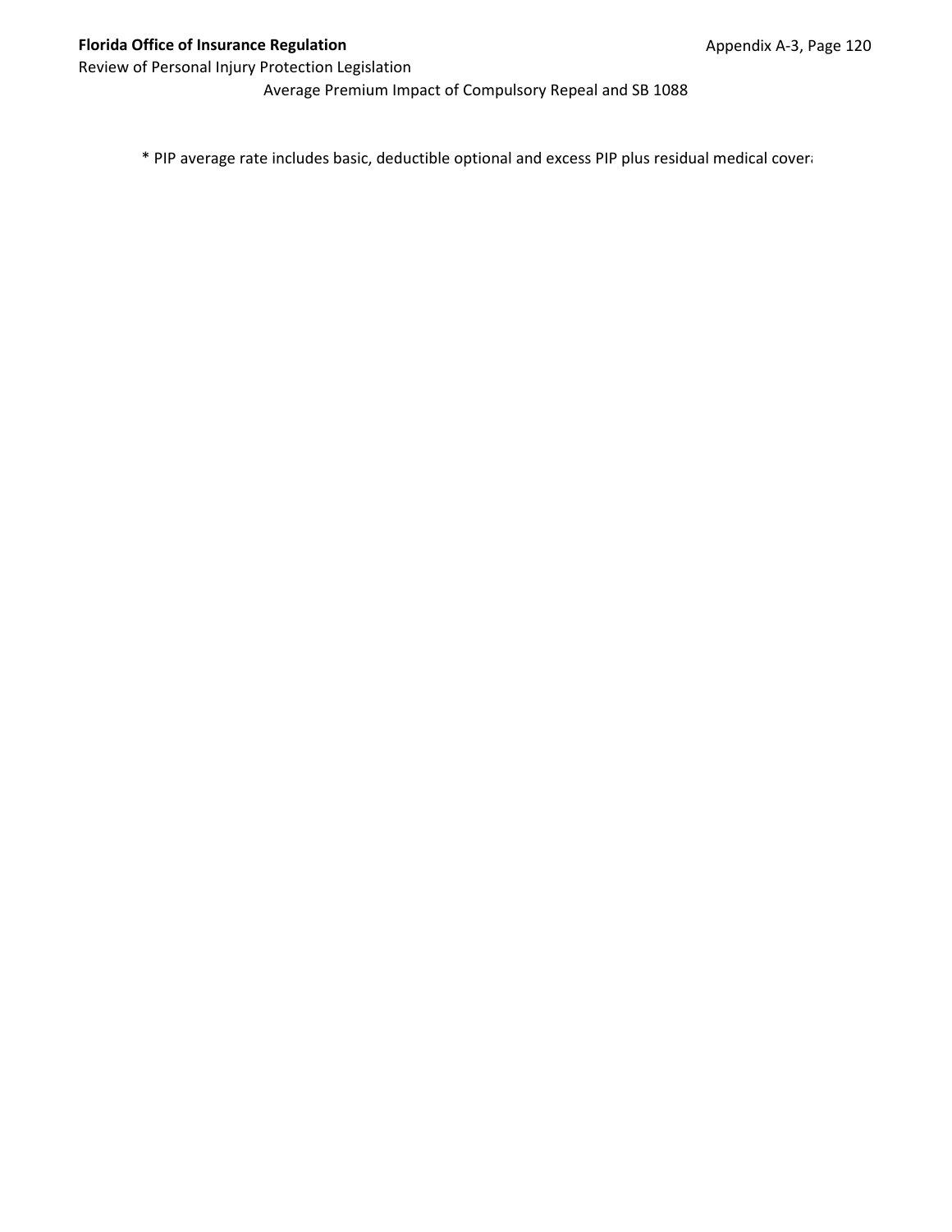Average Premium Impact of Compulsory Repeal and SB 1088

* PIP average rate includes basic, deductible optional and excess PIP plus residual medical cover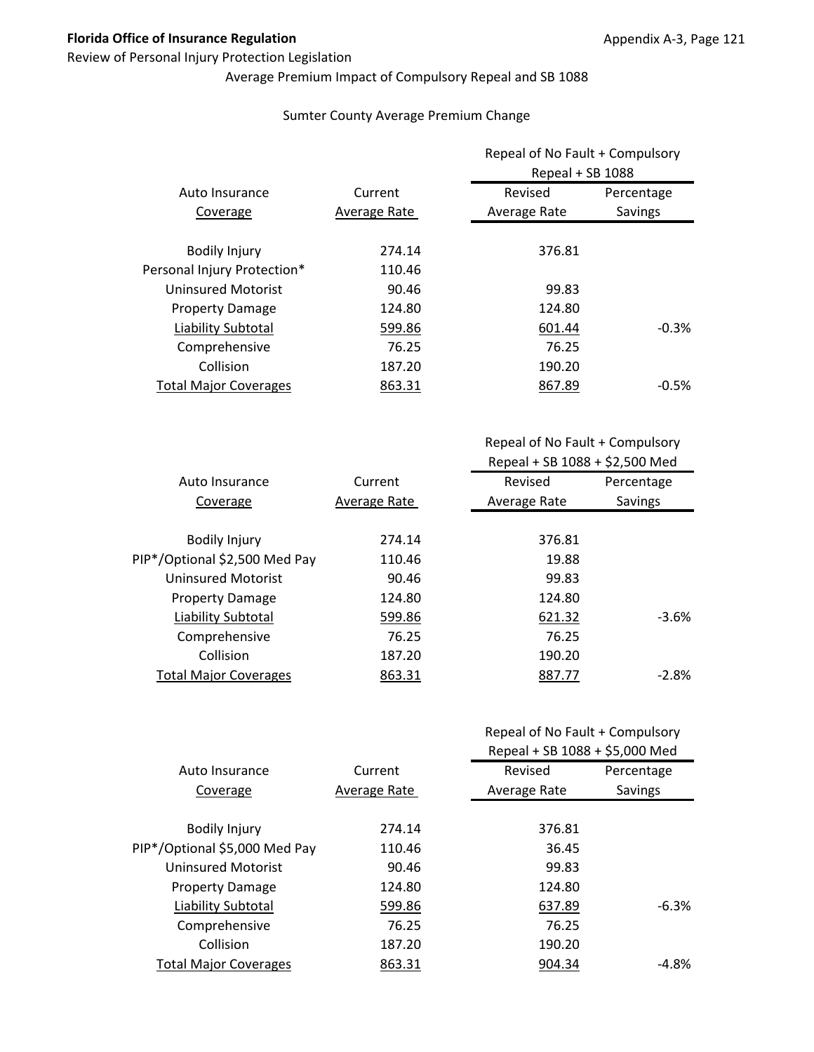Average Premium Impact of Compulsory Repeal and SB 1088

Sumter County Average Premium Change

| Auto Insurance Coverage | Current Average Rate | Repeal of No Fault + Compulsory Repeal + SB 1088 Revised Average Rate | Percentage Savings |
|---|---|---|---|
| Bodily Injury | 274.14 | 376.81 | |
| Personal Injury Protection* | 110.46 | | |
| Uninsured Motorist | 90.46 | 99.83 | |
| Property Damage | 124.80 | 124.80 | |
| Liability Subtotal | 599.86 | 601.44 | -0.3% |
| Comprehensive | 76.25 | 76.25 | |
| Collision | 187.20 | 190.20 | |
| Total Major Coverages | 863.31 | 867.89 | -0.5% |

| Auto Insurance Coverage | Current Average Rate | Repeal of No Fault + Compulsory Repeal + SB 1088 + $2,500 Med Revised Average Rate | Percentage Savings |
|---|---|---|---|
| Bodily Injury | 274.14 | 376.81 | |
| PIP*/Optional $2,500 Med Pay | 110.46 | 19.88 | |
| Uninsured Motorist | 90.46 | 99.83 | |
| Property Damage | 124.80 | 124.80 | |
| Liability Subtotal | 599.86 | 621.32 | -3.6% |
| Comprehensive | 76.25 | 76.25 | |
| Collision | 187.20 | 190.20 | |
| Total Major Coverages | 863.31 | 887.77 | -2.8% |

| Auto Insurance Coverage | Current Average Rate | Repeal of No Fault + Compulsory Repeal + SB 1088 + $5,000 Med Revised Average Rate | Percentage Savings |
|---|---|---|---|
| Bodily Injury | 274.14 | 376.81 | |
| PIP*/Optional $5,000 Med Pay | 110.46 | 36.45 | |
| Uninsured Motorist | 90.46 | 99.83 | |
| Property Damage | 124.80 | 124.80 | |
| Liability Subtotal | 599.86 | 637.89 | -6.3% |
| Comprehensive | 76.25 | 76.25 | |
| Collision | 187.20 | 190.20 | |
| Total Major Coverages | 863.31 | 904.34 | -4.8% |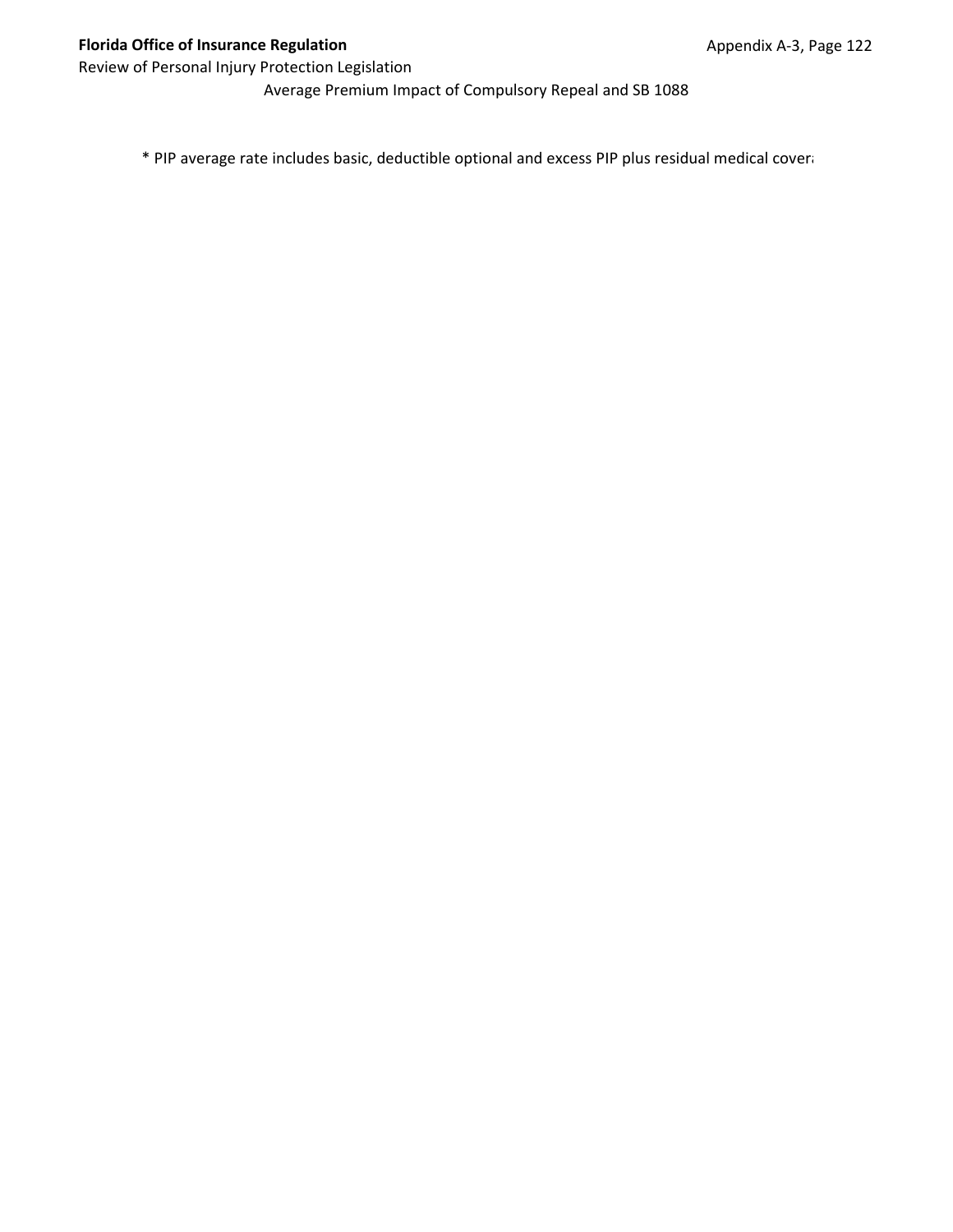Average Premium Impact of Compulsory Repeal and SB 1088

* PIP average rate includes basic, deductible optional and excess PIP plus residual medical covera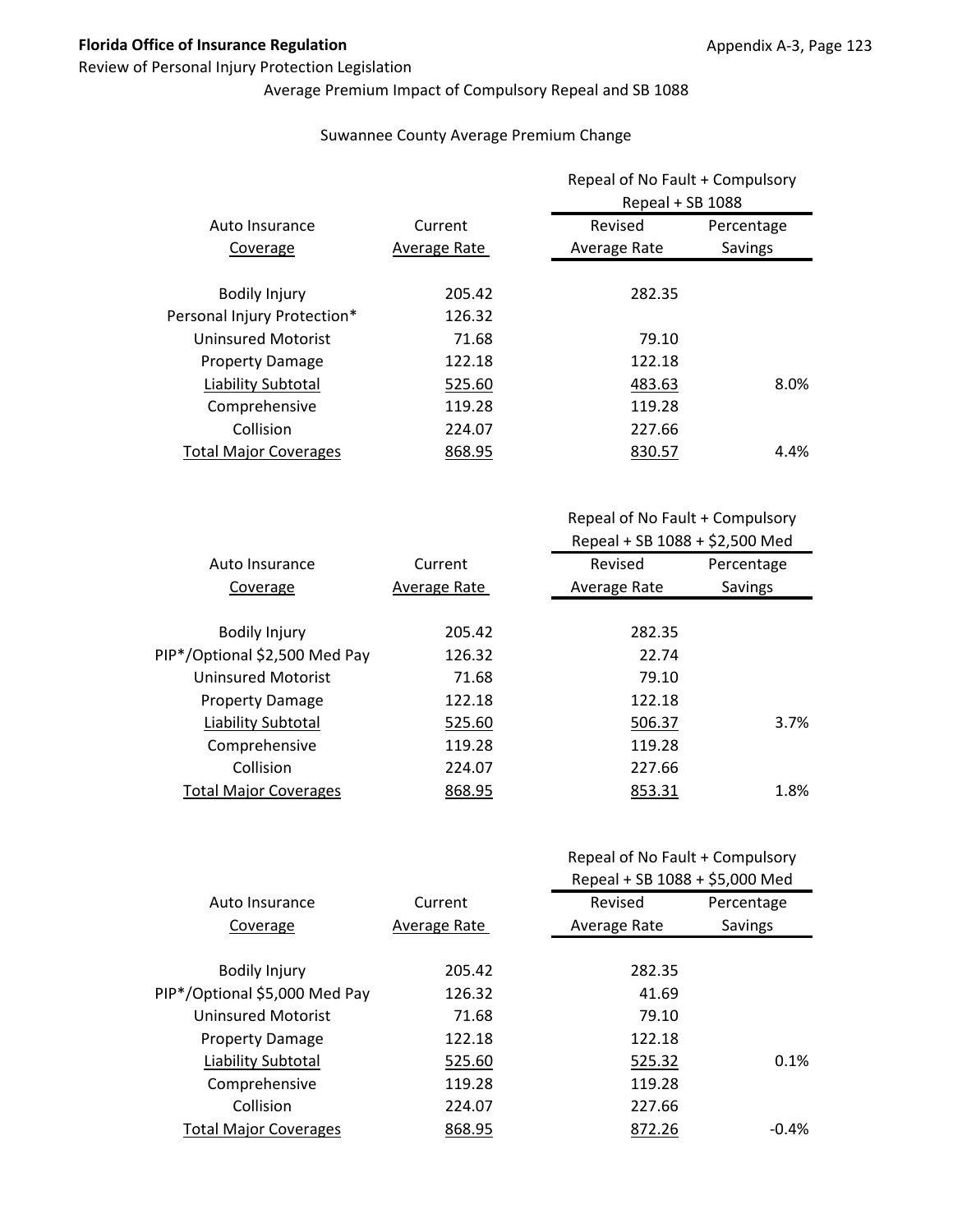**Florida Office of Insurance Regulation**

Review of Personal Injury Protection Legislation

Average Premium Impact of Compulsory Repeal and SB 1088

Suwannee County Average Premium Change

| Auto Insurance Coverage | Current Average Rate | Repeal of No Fault + Compulsory Repeal + SB 1088 | |
|---|---|---|---|
| | | Revised Average Rate | Percentage Savings |
| Bodily Injury | 205.42 | 282.35 | |
| Personal Injury Protection* | 126.32 | | |
| Uninsured Motorist | 71.68 | 79.10 | |
| Property Damage | 122.18 | 122.18 | |
| Liability Subtotal | 525.60 | 483.63 | 8.0% |
| Comprehensive | 119.28 | 119.28 | |
| Collision | 224.07 | 227.66 | |
| Total Major Coverages | 868.95 | 830.57 | 4.4% |

| Auto Insurance Coverage | Current Average Rate | Repeal of No Fault + Compulsory Repeal + SB 1088 + $2,500 Med | |
|---|---|---|---|
| | | Revised Average Rate | Percentage Savings |
| Bodily Injury | 205.42 | 282.35 | |
| PIP*/Optional $2,500 Med Pay | 126.32 | 22.74 | |
| Uninsured Motorist | 71.68 | 79.10 | |
| Property Damage | 122.18 | 122.18 | |
| Liability Subtotal | 525.60 | 506.37 | 3.7% |
| Comprehensive | 119.28 | 119.28 | |
| Collision | 224.07 | 227.66 | |
| Total Major Coverages | 868.95 | 853.31 | 1.8% |

| Auto Insurance Coverage | Current Average Rate | Repeal of No Fault + Compulsory Repeal + SB 1088 + $5,000 Med | |
|---|---|---|---|
| | | Revised Average Rate | Percentage Savings |
| Bodily Injury | 205.42 | 282.35 | |
| PIP*/Optional $5,000 Med Pay | 126.32 | 41.69 | |
| Uninsured Motorist | 71.68 | 79.10 | |
| Property Damage | 122.18 | 122.18 | |
| Liability Subtotal | 525.60 | 525.32 | 0.1% |
| Comprehensive | 119.28 | 119.28 | |
| Collision | 224.07 | 227.66 | |
| Total Major Coverages | 868.95 | 872.26 | -0.4% |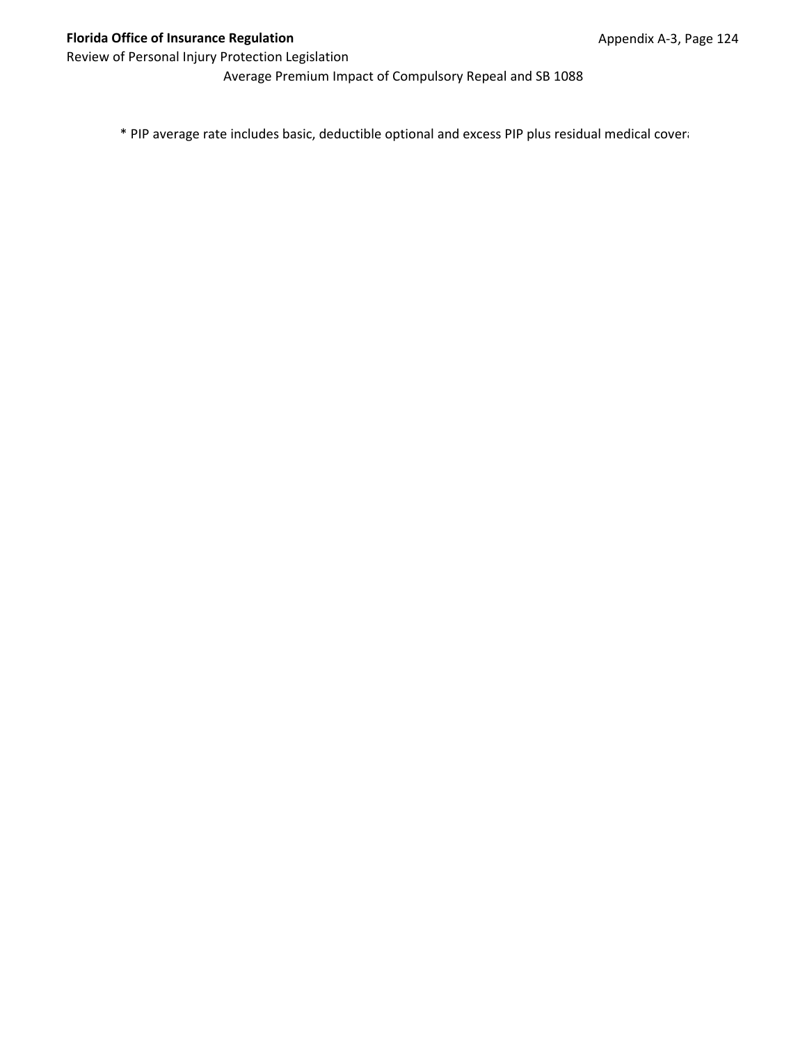Average Premium Impact of Compulsory Repeal and SB 1088

\* PIP average rate includes basic, deductible optional and excess PIP plus residual medical covera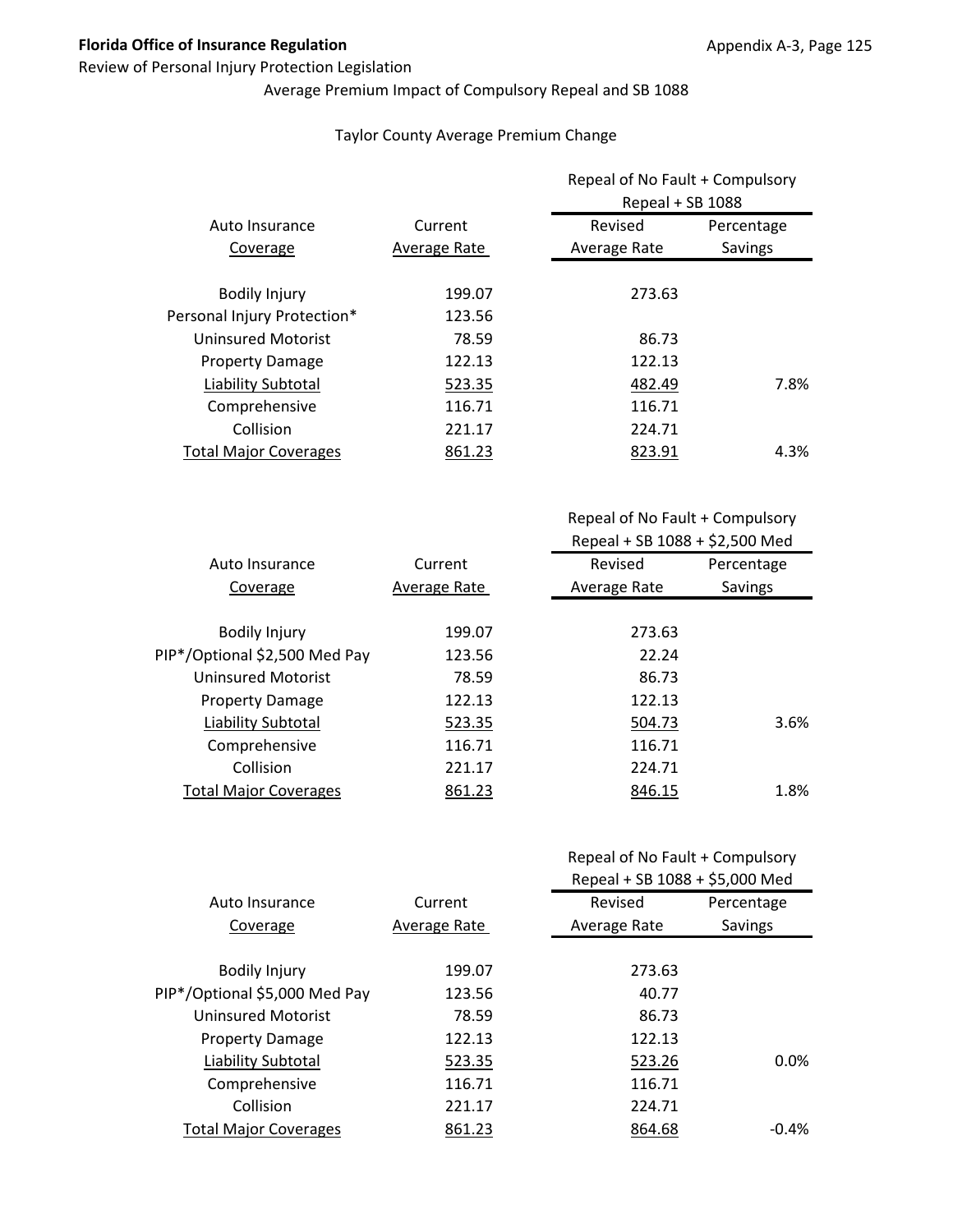Review of Personal Injury Protection Legislation

Average Premium Impact of Compulsory Repeal and SB 1088

Taylor County Average Premium Change

| Auto Insurance Coverage | Current Average Rate | Repeal of No Fault + Compulsory Repeal + SB 1088 Revised Average Rate | Percentage Savings |
|---|---|---|---|
| Bodily Injury | 199.07 | 273.63 | |
| Personal Injury Protection* | 123.56 | | |
| Uninsured Motorist | 78.59 | 86.73 | |
| Property Damage | 122.13 | 122.13 | |
| Liability Subtotal | 523.35 | 482.49 | 7.8% |
| Comprehensive | 116.71 | 116.71 | |
| Collision | 221.17 | 224.71 | |
| Total Major Coverages | 861.23 | 823.91 | 4.3% |

| Auto Insurance Coverage | Current Average Rate | Repeal of No Fault + Compulsory Repeal + SB 1088 + $2,500 Med Revised Average Rate | Percentage Savings |
|---|---|---|---|
| Bodily Injury | 199.07 | 273.63 | |
| PIP*/Optional $2,500 Med Pay | 123.56 | 22.24 | |
| Uninsured Motorist | 78.59 | 86.73 | |
| Property Damage | 122.13 | 122.13 | |
| Liability Subtotal | 523.35 | 504.73 | 3.6% |
| Comprehensive | 116.71 | 116.71 | |
| Collision | 221.17 | 224.71 | |
| Total Major Coverages | 861.23 | 846.15 | 1.8% |

| Auto Insurance Coverage | Current Average Rate | Repeal of No Fault + Compulsory Repeal + SB 1088 + $5,000 Med Revised Average Rate | Percentage Savings |
|---|---|---|---|
| Bodily Injury | 199.07 | 273.63 | |
| PIP*/Optional $5,000 Med Pay | 123.56 | 40.77 | |
| Uninsured Motorist | 78.59 | 86.73 | |
| Property Damage | 122.13 | 122.13 | |
| Liability Subtotal | 523.35 | 523.26 | 0.0% |
| Comprehensive | 116.71 | 116.71 | |
| Collision | 221.17 | 224.71 | |
| Total Major Coverages | 861.23 | 864.68 | -0.4% |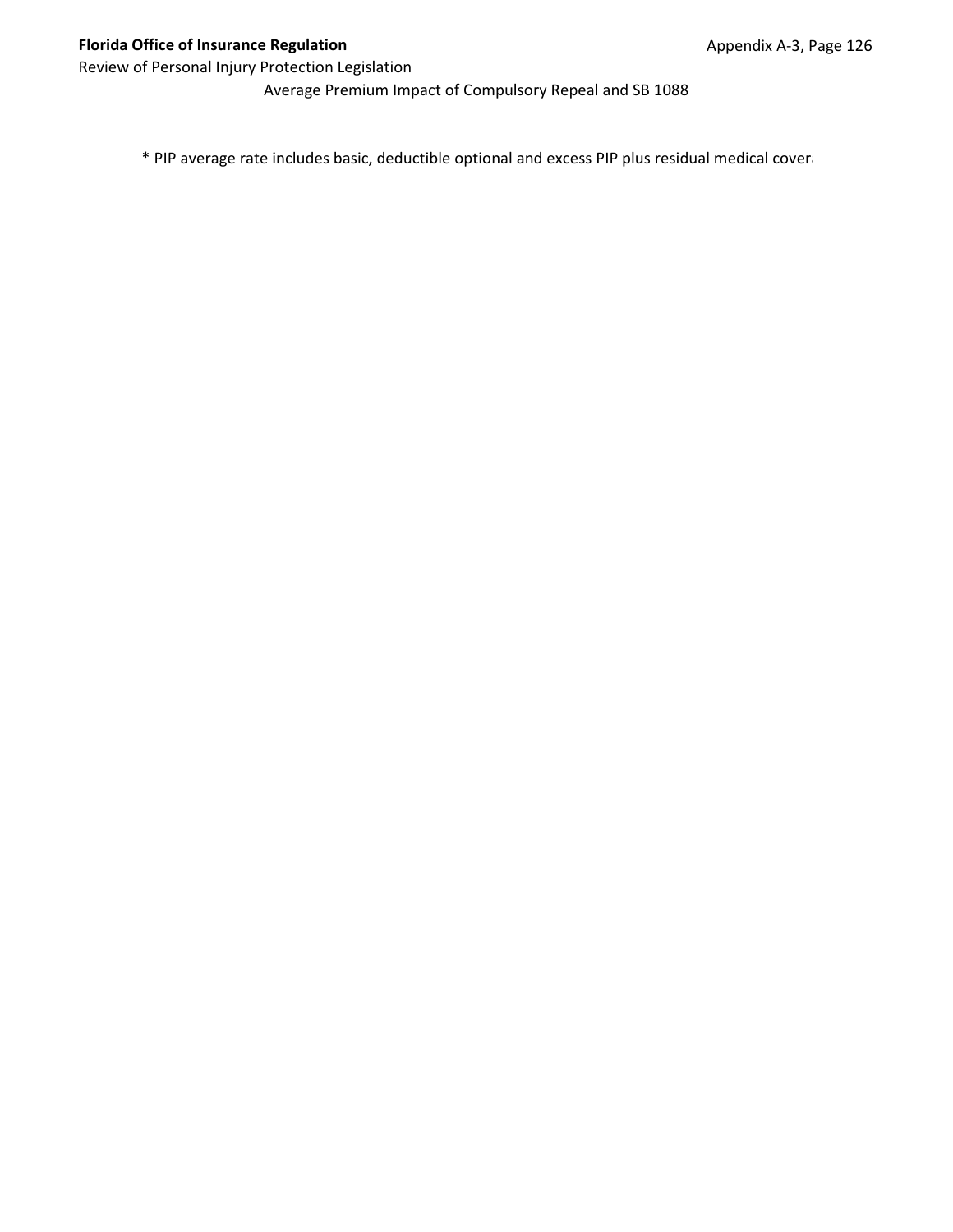Average Premium Impact of Compulsory Repeal and SB 1088

* PIP average rate includes basic, deductible optional and excess PIP plus residual medical cover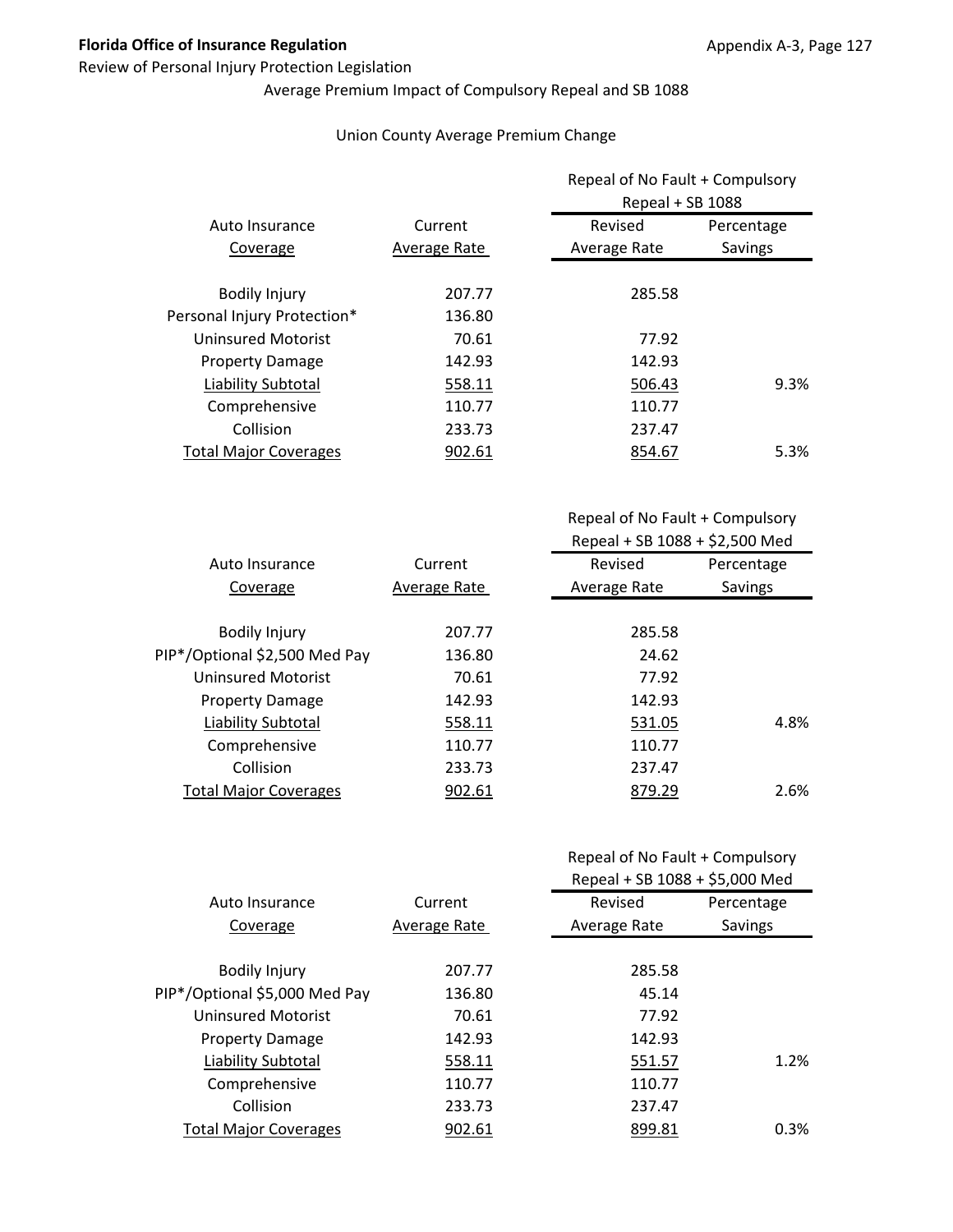**Florida Office of Insurance Regulation**

Review of Personal Injury Protection Legislation

Average Premium Impact of Compulsory Repeal and SB 1088

Union County Average Premium Change

| Auto Insurance Coverage | Current Average Rate | Repeal of No Fault + Compulsory Repeal + SB 1088 | |
|---|---|---|---|
| | | Revised Average Rate | Percentage Savings |
| Bodily Injury | 207.77 | 285.58 | |
| Personal Injury Protection* | 136.80 | | |
| Uninsured Motorist | 70.61 | 77.92 | |
| Property Damage | 142.93 | 142.93 | |
| Liability Subtotal | 558.11 | 506.43 | 9.3% |
| Comprehensive | 110.77 | 110.77 | |
| Collision | 233.73 | 237.47 | |
| Total Major Coverages | 902.61 | 854.67 | 5.3% |

| Auto Insurance Coverage | Current Average Rate | Repeal of No Fault + Compulsory Repeal + SB 1088 + $2,500 Med | |
|---|---|---|---|
| | | Revised Average Rate | Percentage Savings |
| Bodily Injury | 207.77 | 285.58 | |
| PIP*/Optional $2,500 Med Pay | 136.80 | 24.62 | |
| Uninsured Motorist | 70.61 | 77.92 | |
| Property Damage | 142.93 | 142.93 | |
| Liability Subtotal | 558.11 | 531.05 | 4.8% |
| Comprehensive | 110.77 | 110.77 | |
| Collision | 233.73 | 237.47 | |
| Total Major Coverages | 902.61 | 879.29 | 2.6% |

| Auto Insurance Coverage | Current Average Rate | Repeal of No Fault + Compulsory Repeal + SB 1088 + $5,000 Med | |
|---|---|---|---|
| | | Revised Average Rate | Percentage Savings |
| Bodily Injury | 207.77 | 285.58 | |
| PIP*/Optional $5,000 Med Pay | 136.80 | 45.14 | |
| Uninsured Motorist | 70.61 | 77.92 | |
| Property Damage | 142.93 | 142.93 | |
| Liability Subtotal | 558.11 | 551.57 | 1.2% |
| Comprehensive | 110.77 | 110.77 | |
| Collision | 233.73 | 237.47 | |
| Total Major Coverages | 902.61 | 899.81 | 0.3% |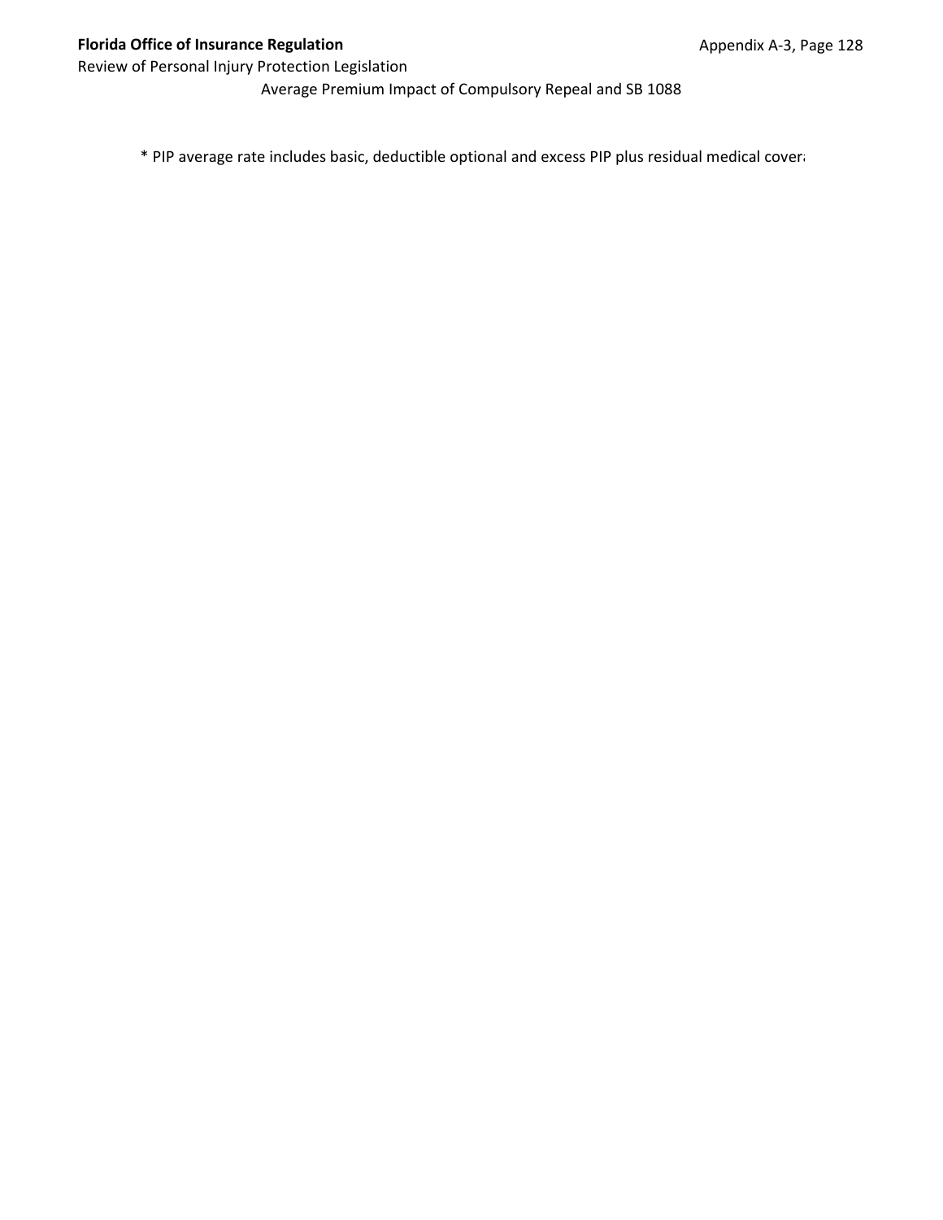Average Premium Impact of Compulsory Repeal and SB 1088

* PIP average rate includes basic, deductible optional and excess PIP plus residual medical cover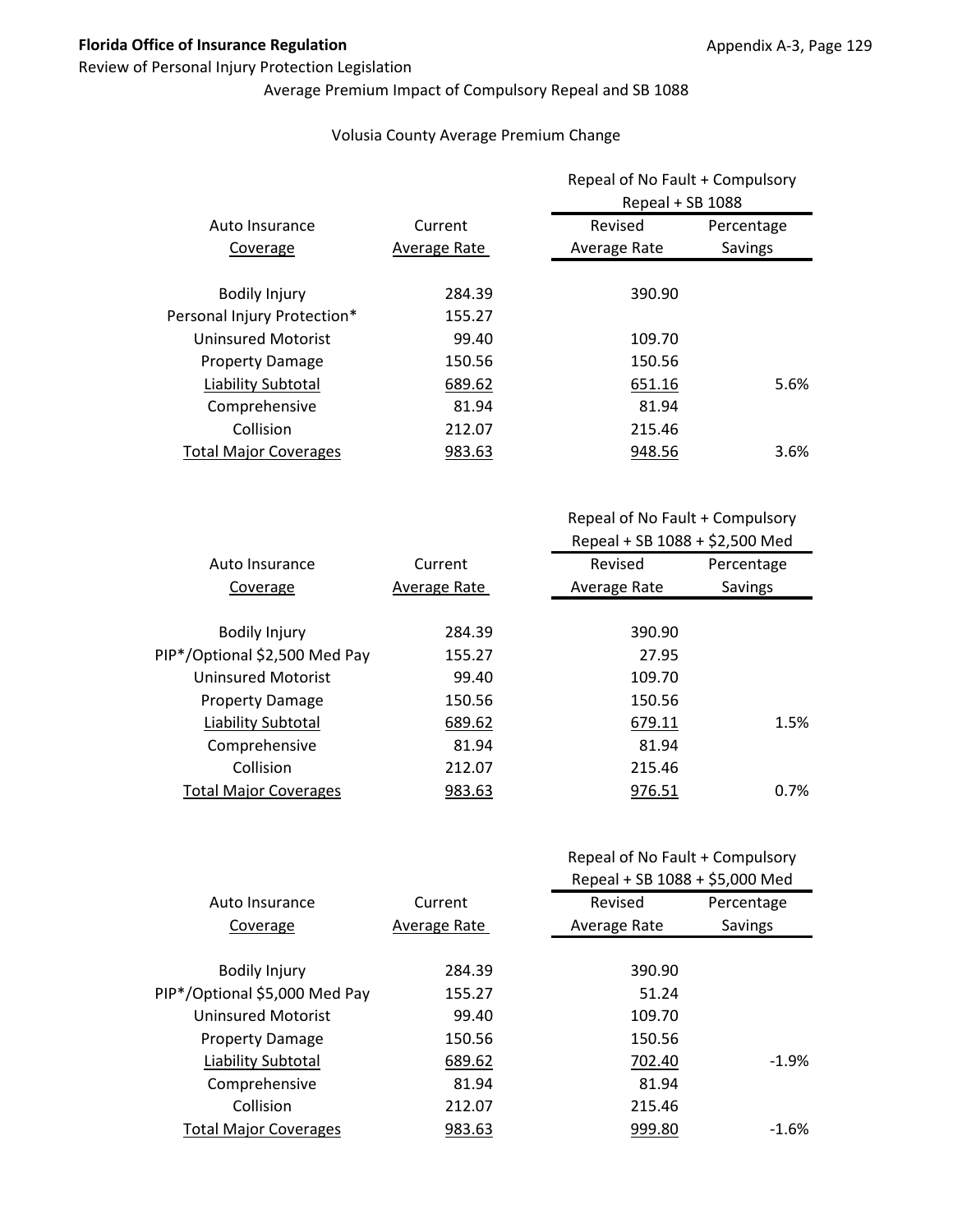Florida Office of Insurance Regulation

Review of Personal Injury Protection Legislation

Average Premium Impact of Compulsory Repeal and SB 1088

Volusia County Average Premium Change

| Auto Insurance Coverage | Current Average Rate | Repeal of No Fault + Compulsory Repeal + SB 1088 | |
|---|---|---|---|
| | | Revised Average Rate | Percentage Savings |
| Bodily Injury | 284.39 | 390.90 | |
| Personal Injury Protection* | 155.27 | | |
| Uninsured Motorist | 99.40 | 109.70 | |
| Property Damage | 150.56 | 150.56 | |
| Liability Subtotal | 689.62 | 651.16 | 5.6% |
| Comprehensive | 81.94 | 81.94 | |
| Collision | 212.07 | 215.46 | |
| Total Major Coverages | 983.63 | 948.56 | 3.6% |

| Auto Insurance Coverage | Current Average Rate | Repeal of No Fault + Compulsory Repeal + SB 1088 + $2,500 Med | |
|---|---|---|---|
| | | Revised Average Rate | Percentage Savings |
| Bodily Injury | 284.39 | 390.90 | |
| PIP*/Optional $2,500 Med Pay | 155.27 | 27.95 | |
| Uninsured Motorist | 99.40 | 109.70 | |
| Property Damage | 150.56 | 150.56 | |
| Liability Subtotal | 689.62 | 679.11 | 1.5% |
| Comprehensive | 81.94 | 81.94 | |
| Collision | 212.07 | 215.46 | |
| Total Major Coverages | 983.63 | 976.51 | 0.7% |

| Auto Insurance Coverage | Current Average Rate | Repeal of No Fault + Compulsory Repeal + SB 1088 + $5,000 Med | |
|---|---|---|---|
| | | Revised Average Rate | Percentage Savings |
| Bodily Injury | 284.39 | 390.90 | |
| PIP*/Optional $5,000 Med Pay | 155.27 | 51.24 | |
| Uninsured Motorist | 99.40 | 109.70 | |
| Property Damage | 150.56 | 150.56 | |
| Liability Subtotal | 689.62 | 702.40 | -1.9% |
| Comprehensive | 81.94 | 81.94 | |
| Collision | 212.07 | 215.46 | |
| Total Major Coverages | 983.63 | 999.80 | -1.6% |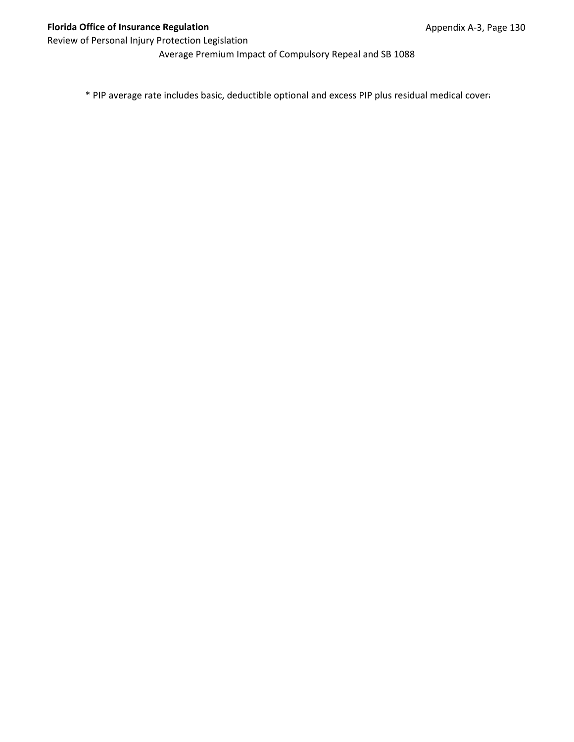Average Premium Impact of Compulsory Repeal and SB 1088

* PIP average rate includes basic, deductible optional and excess PIP plus residual medical cover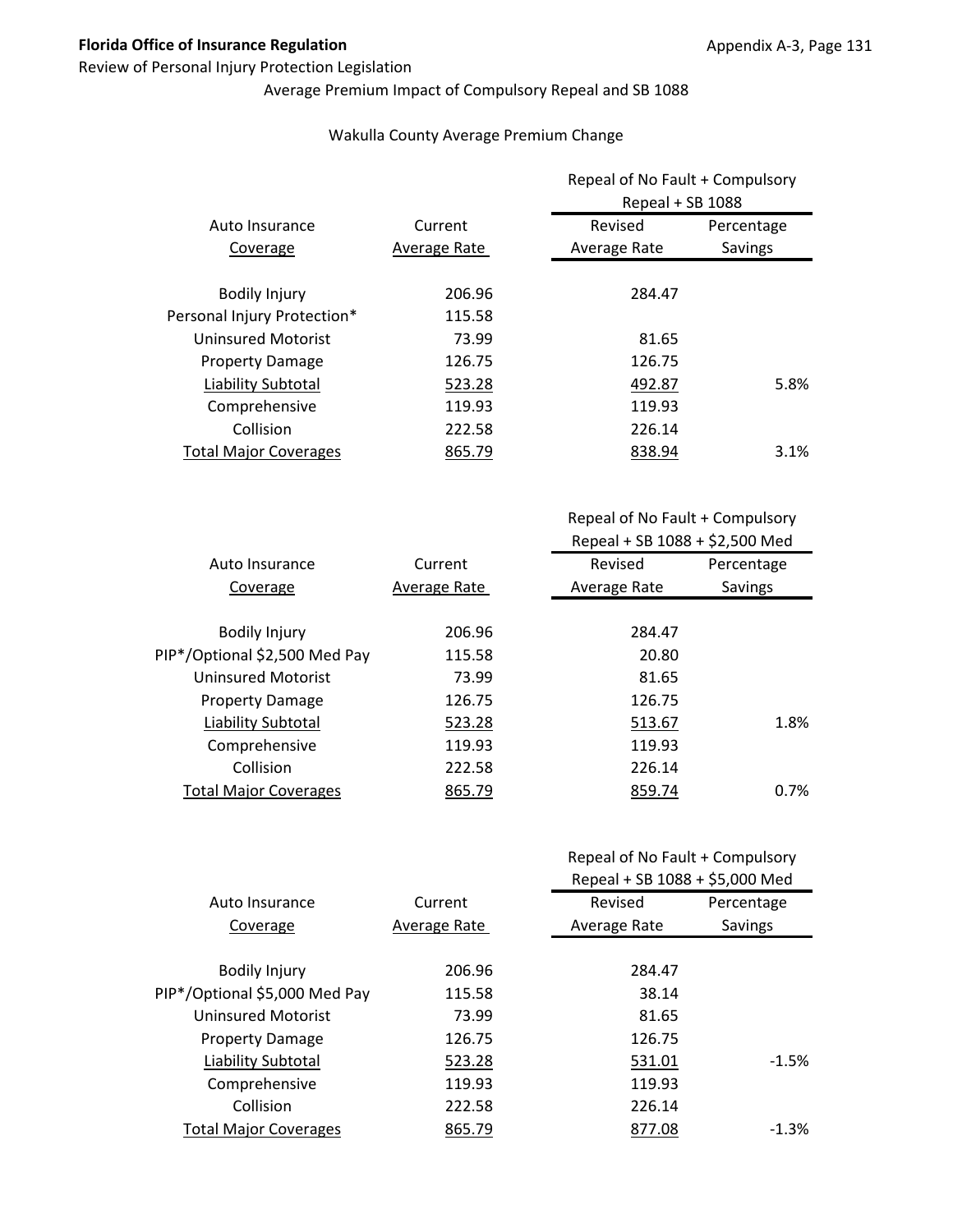**Florida Office of Insurance Regulation**

Review of Personal Injury Protection Legislation

Average Premium Impact of Compulsory Repeal and SB 1088

Wakulla County Average Premium Change

| Auto Insurance Coverage | Current Average Rate | Repeal of No Fault + Compulsory Repeal + SB 1088 | |
|---|---|---|---|
| | | Revised Average Rate | Percentage Savings |
| Bodily Injury | 206.96 | 284.47 | |
| Personal Injury Protection* | 115.58 | | |
| Uninsured Motorist | 73.99 | 81.65 | |
| Property Damage | 126.75 | 126.75 | |
| Liability Subtotal | 523.28 | 492.87 | 5.8% |
| Comprehensive | 119.93 | 119.93 | |
| Collision | 222.58 | 226.14 | |
| Total Major Coverages | 865.79 | 838.94 | 3.1% |

| Auto Insurance Coverage | Current Average Rate | Repeal of No Fault + Compulsory Repeal + SB 1088 + $2,500 Med | |
|---|---|---|---|
| | | Revised Average Rate | Percentage Savings |
| Bodily Injury | 206.96 | 284.47 | |
| PIP*/Optional $2,500 Med Pay | 115.58 | 20.80 | |
| Uninsured Motorist | 73.99 | 81.65 | |
| Property Damage | 126.75 | 126.75 | |
| Liability Subtotal | 523.28 | 513.67 | 1.8% |
| Comprehensive | 119.93 | 119.93 | |
| Collision | 222.58 | 226.14 | |
| Total Major Coverages | 865.79 | 859.74 | 0.7% |

| Auto Insurance Coverage | Current Average Rate | Repeal of No Fault + Compulsory Repeal + SB 1088 + $5,000 Med | |
|---|---|---|---|
| | | Revised Average Rate | Percentage Savings |
| Bodily Injury | 206.96 | 284.47 | |
| PIP*/Optional $5,000 Med Pay | 115.58 | 38.14 | |
| Uninsured Motorist | 73.99 | 81.65 | |
| Property Damage | 126.75 | 126.75 | |
| Liability Subtotal | 523.28 | 531.01 | -1.5% |
| Comprehensive | 119.93 | 119.93 | |
| Collision | 222.58 | 226.14 | |
| Total Major Coverages | 865.79 | 877.08 | -1.3% |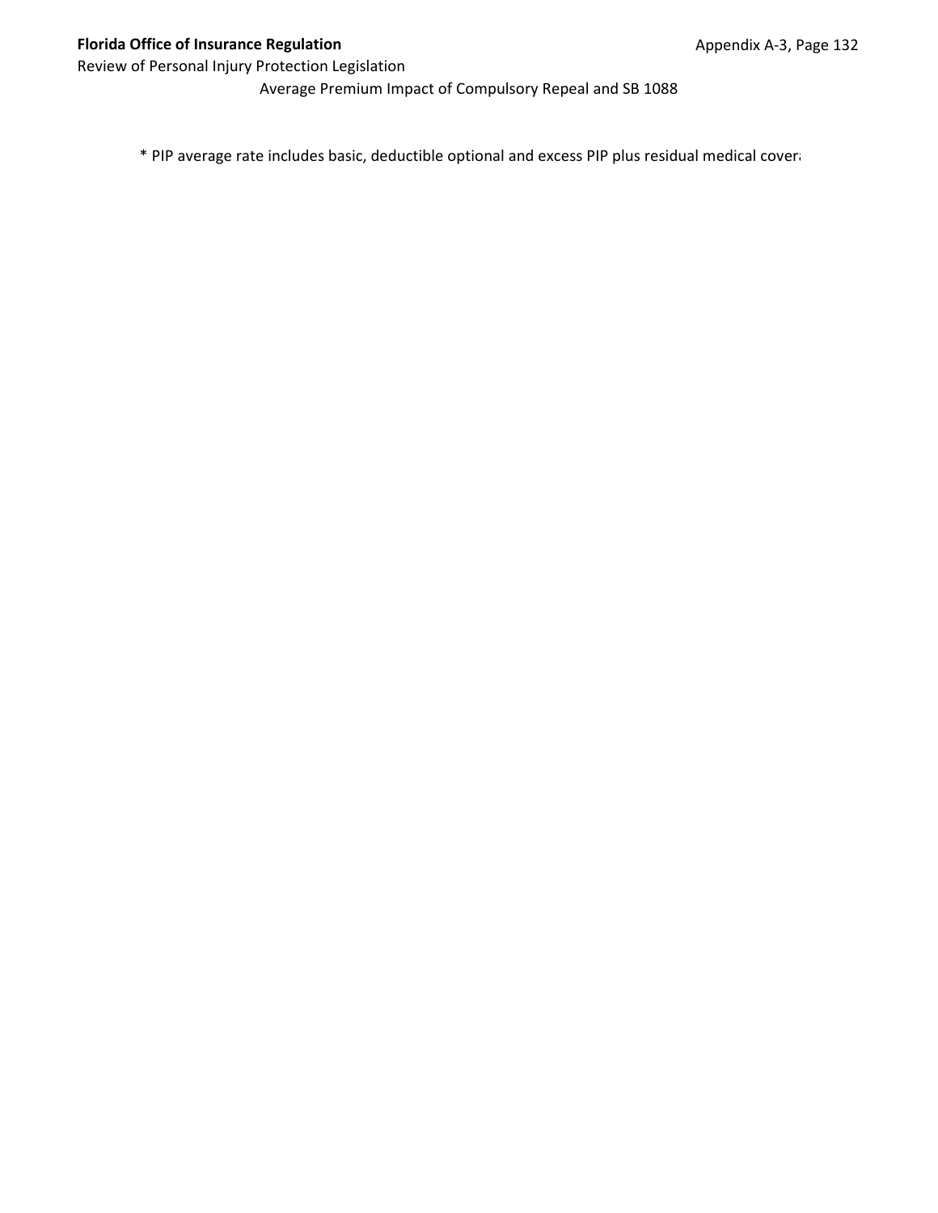Average Premium Impact of Compulsory Repeal and SB 1088

* PIP average rate includes basic, deductible optional and excess PIP plus residual medical cover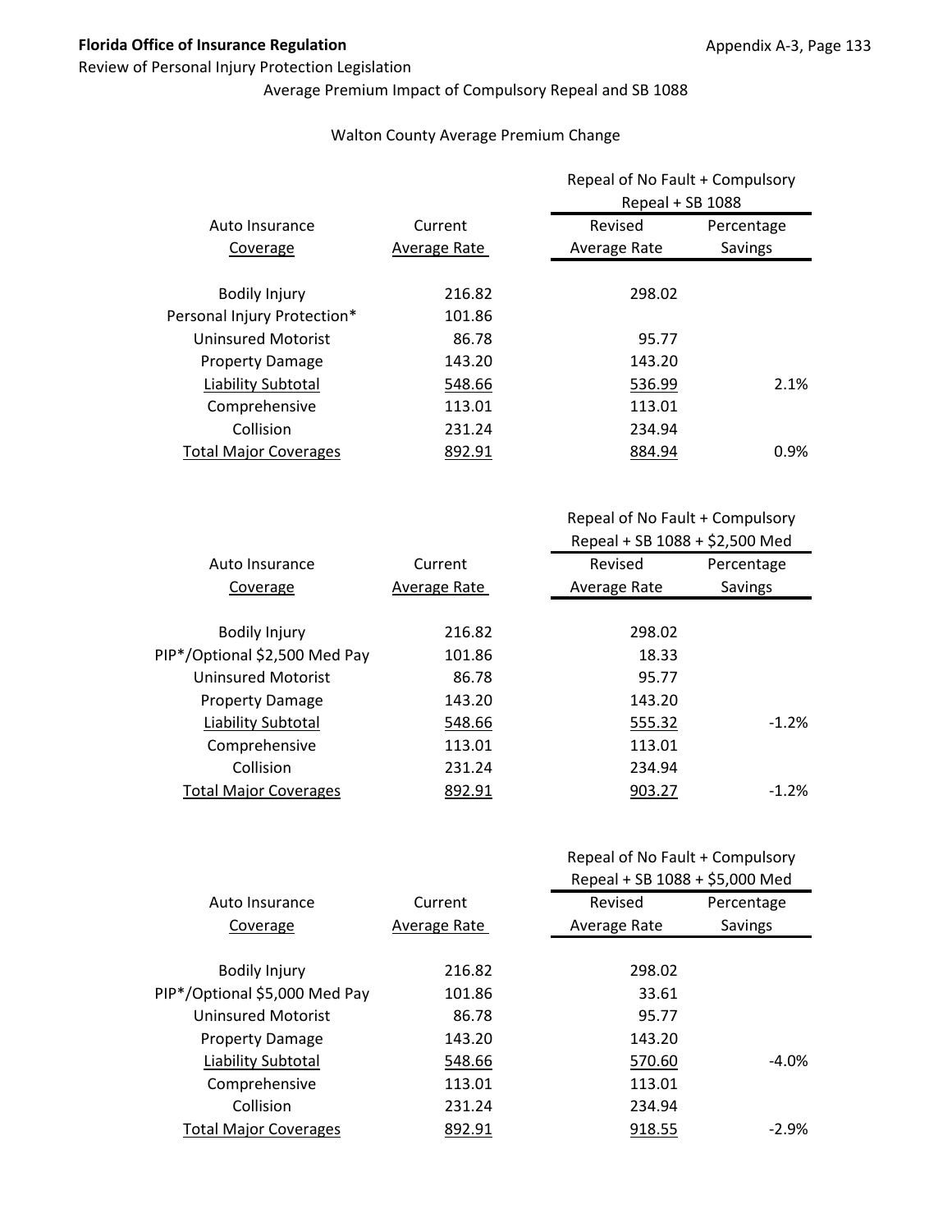Average Premium Impact of Compulsory Repeal and SB 1088

Walton County Average Premium Change

| Auto Insurance Coverage | Current Average Rate | Repeal of No Fault + Compulsory Repeal + SB 1088 Revised Average Rate | Percentage Savings |
|---|---|---|---|
| Bodily Injury | 216.82 | 298.02 | |
| Personal Injury Protection* | 101.86 | | |
| Uninsured Motorist | 86.78 | 95.77 | |
| Property Damage | 143.20 | 143.20 | |
| Liability Subtotal | 548.66 | 536.99 | 2.1% |
| Comprehensive | 113.01 | 113.01 | |
| Collision | 231.24 | 234.94 | |
| Total Major Coverages | 892.91 | 884.94 | 0.9% |

| Auto Insurance Coverage | Current Average Rate | Repeal of No Fault + Compulsory Repeal + SB 1088 + $2,500 Med Revised Average Rate | Percentage Savings |
|---|---|---|---|
| Bodily Injury | 216.82 | 298.02 | |
| PIP*/Optional $2,500 Med Pay | 101.86 | 18.33 | |
| Uninsured Motorist | 86.78 | 95.77 | |
| Property Damage | 143.20 | 143.20 | |
| Liability Subtotal | 548.66 | 555.32 | -1.2% |
| Comprehensive | 113.01 | 113.01 | |
| Collision | 231.24 | 234.94 | |
| Total Major Coverages | 892.91 | 903.27 | -1.2% |

| Auto Insurance Coverage | Current Average Rate | Repeal of No Fault + Compulsory Repeal + SB 1088 + $5,000 Med Revised Average Rate | Percentage Savings |
|---|---|---|---|
| Bodily Injury | 216.82 | 298.02 | |
| PIP*/Optional $5,000 Med Pay | 101.86 | 33.61 | |
| Uninsured Motorist | 86.78 | 95.77 | |
| Property Damage | 143.20 | 143.20 | |
| Liability Subtotal | 548.66 | 570.60 | -4.0% |
| Comprehensive | 113.01 | 113.01 | |
| Collision | 231.24 | 234.94 | |
| Total Major Coverages | 892.91 | 918.55 | -2.9% |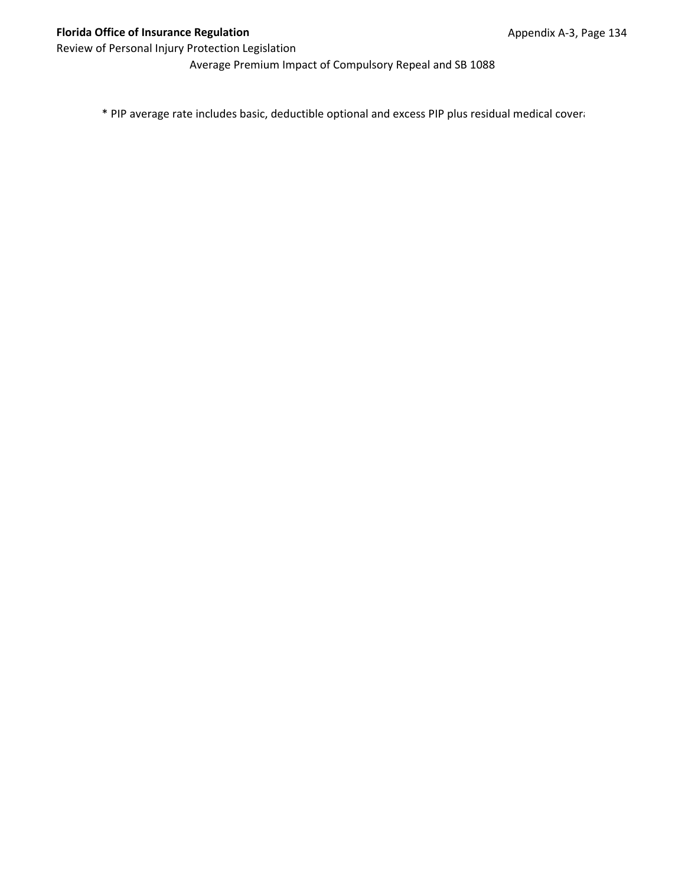Average Premium Impact of Compulsory Repeal and SB 1088

* PIP average rate includes basic, deductible optional and excess PIP plus residual medical covera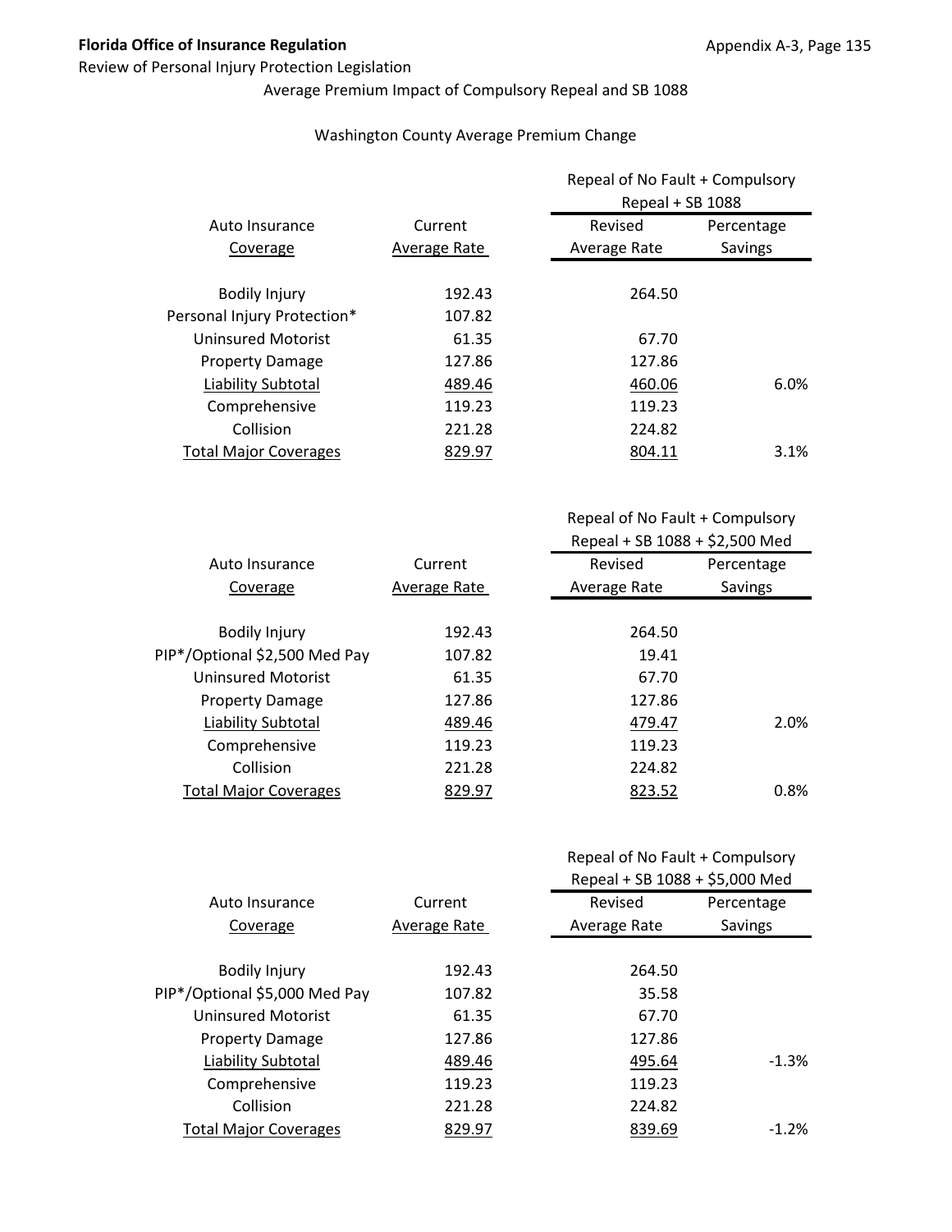Review of Personal Injury Protection Legislation

Average Premium Impact of Compulsory Repeal and SB 1088

Washington County Average Premium Change

| Auto Insurance Coverage | Current Average Rate | Repeal of No Fault + Compulsory Repeal + SB 1088 | |
|---|---|---|---|
| | | Revised Average Rate | Percentage Savings |
| Bodily Injury | 192.43 | 264.50 | |
| Personal Injury Protection* | 107.82 | | |
| Uninsured Motorist | 61.35 | 67.70 | |
| Property Damage | 127.86 | 127.86 | |
| Liability Subtotal | 489.46 | 460.06 | 6.0% |
| Comprehensive | 119.23 | 119.23 | |
| Collision | 221.28 | 224.82 | |
| Total Major Coverages | 829.97 | 804.11 | 3.1% |

| Auto Insurance Coverage | Current Average Rate | Repeal of No Fault + Compulsory Repeal + SB 1088 + $2,500 Med | |
|---|---|---|---|
| | | Revised Average Rate | Percentage Savings |
| Bodily Injury | 192.43 | 264.50 | |
| PIP*/Optional $2,500 Med Pay | 107.82 | 19.41 | |
| Uninsured Motorist | 61.35 | 67.70 | |
| Property Damage | 127.86 | 127.86 | |
| Liability Subtotal | 489.46 | 479.47 | 2.0% |
| Comprehensive | 119.23 | 119.23 | |
| Collision | 221.28 | 224.82 | |
| Total Major Coverages | 829.97 | 823.52 | 0.8% |

| Auto Insurance Coverage | Current Average Rate | Repeal of No Fault + Compulsory Repeal + SB 1088 + $5,000 Med | |
|---|---|---|---|
| | | Revised Average Rate | Percentage Savings |
| Bodily Injury | 192.43 | 264.50 | |
| PIP*/Optional $5,000 Med Pay | 107.82 | 35.58 | |
| Uninsured Motorist | 61.35 | 67.70 | |
| Property Damage | 127.86 | 127.86 | |
| Liability Subtotal | 489.46 | 495.64 | -1.3% |
| Comprehensive | 119.23 | 119.23 | |
| Collision | 221.28 | 224.82 | |
| Total Major Coverages | 829.97 | 839.69 | -1.2% |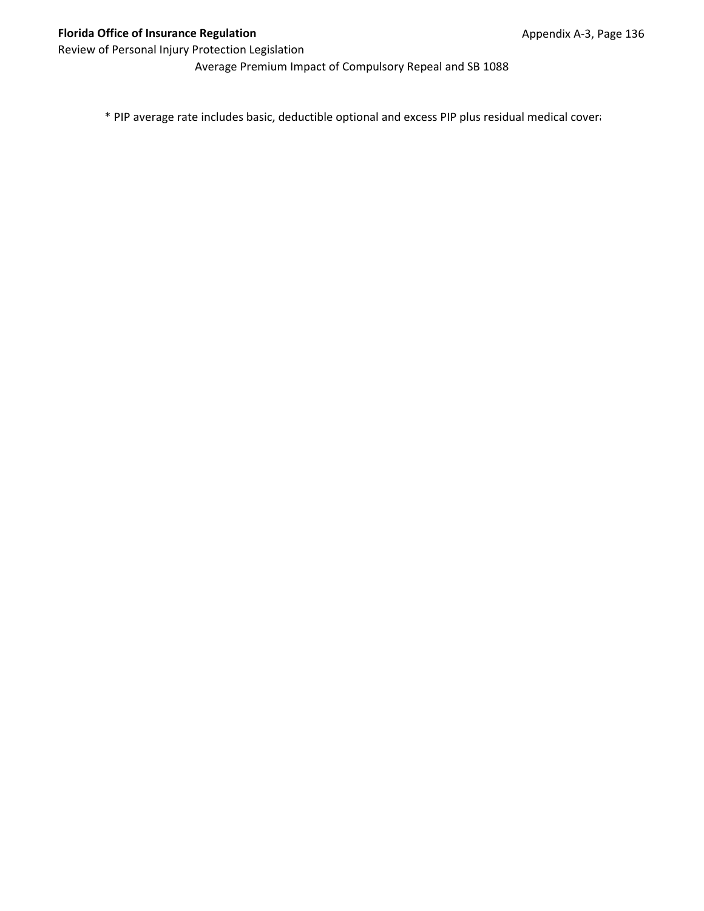Average Premium Impact of Compulsory Repeal and SB 1088

* PIP average rate includes basic, deductible optional and excess PIP plus residual medical covera